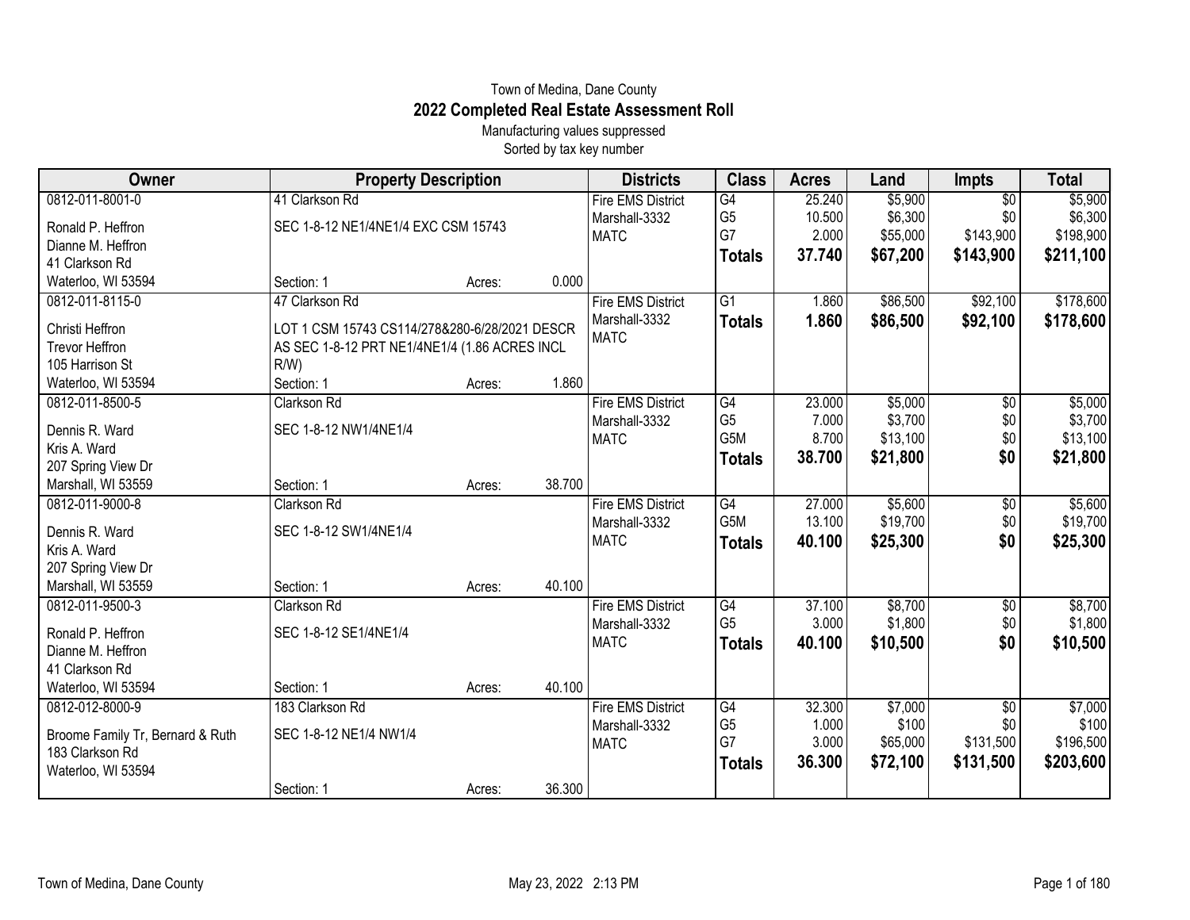Town of Medina, Dane County

# 2022 Completed Real Estate Assessment Roll

Manufacturing values suppressed

Sorted by tax key number

| Owner | Property Description | Districts | Class | Acres | Land | Impts | Total |
|---|---|---|---|---|---|---|---|
| 0812-011-8001-0<br>Ronald P. Heffron<br>Dianne M. Heffron<br>41 Clarkson Rd<br>Waterloo, WI 53594 | 41 Clarkson Rd<br>SEC 1-8-12 NE1/4NE1/4 EXC CSM 15743<br>Section: 1 Acres: 0.000 | Fire EMS District<br>Marshall-3332<br>MATC | G4<br>G5<br>G7<br>**Totals** | 25.240<br>10.500<br>2.000<br>**37.740** | $5,900<br>$6,300<br>$55,000<br>**$67,200** | $0<br>$0<br>$143,900<br>**$143,900** | $5,900<br>$6,300<br>$198,900<br>**$211,100** |
| 0812-011-8115-0<br>Christi Heffron<br>Trevor Heffron<br>105 Harrison St<br>Waterloo, WI 53594 | 47 Clarkson Rd<br>LOT 1 CSM 15743 CS114/278&280-6/28/2021 DESCR AS SEC 1-8-12 PRT NE1/4NE1/4 (1.86 ACRES INCL R/W)<br>Section: 1 Acres: 1.860 | Fire EMS District<br>Marshall-3332<br>MATC | G1<br>**Totals** | 1.860<br>**1.860** | $86,500<br>**$86,500** | $92,100<br>**$92,100** | $178,600<br>**$178,600** |
| 0812-011-8500-5<br>Dennis R. Ward<br>Kris A. Ward<br>207 Spring View Dr<br>Marshall, WI 53559 | Clarkson Rd<br>SEC 1-8-12 NW1/4NE1/4<br>Section: 1 Acres: 38.700 | Fire EMS District<br>Marshall-3332<br>MATC | G4<br>G5<br>G5M<br>**Totals** | 23.000<br>7.000<br>8.700<br>**38.700** | $5,000<br>$3,700<br>$13,100<br>**$21,800** | $0<br>$0<br>$0<br>**$0** | $5,000<br>$3,700<br>$13,100<br>**$21,800** |
| 0812-011-9000-8<br>Dennis R. Ward<br>Kris A. Ward<br>207 Spring View Dr<br>Marshall, WI 53559 | Clarkson Rd<br>SEC 1-8-12 SW1/4NE1/4<br>Section: 1 Acres: 40.100 | Fire EMS District<br>Marshall-3332<br>MATC | G4<br>G5M<br>**Totals** | 27.000<br>13.100<br>**40.100** | $5,600<br>$19,700<br>**$25,300** | $0<br>$0<br>**$0** | $5,600<br>$19,700<br>**$25,300** |
| 0812-011-9500-3<br>Ronald P. Heffron<br>Dianne M. Heffron<br>41 Clarkson Rd<br>Waterloo, WI 53594 | Clarkson Rd<br>SEC 1-8-12 SE1/4NE1/4<br>Section: 1 Acres: 40.100 | Fire EMS District<br>Marshall-3332<br>MATC | G4<br>G5<br>**Totals** | 37.100<br>3.000<br>**40.100** | $8,700<br>$1,800<br>**$10,500** | $0<br>$0<br>**$0** | $8,700<br>$1,800<br>**$10,500** |
| 0812-012-8000-9<br>Broome Family Tr, Bernard & Ruth<br>183 Clarkson Rd<br>Waterloo, WI 53594 | 183 Clarkson Rd<br>SEC 1-8-12 NE1/4 NW1/4<br>Section: 1 Acres: 36.300 | Fire EMS District<br>Marshall-3332<br>MATC | G4<br>G5<br>G7<br>**Totals** | 32.300<br>1.000<br>3.000<br>**36.300** | $7,000<br>$100<br>$65,000<br>**$72,100** | $0<br>$0<br>$131,500<br>**$131,500** | $7,000<br>$100<br>$196,500<br>**$203,600** |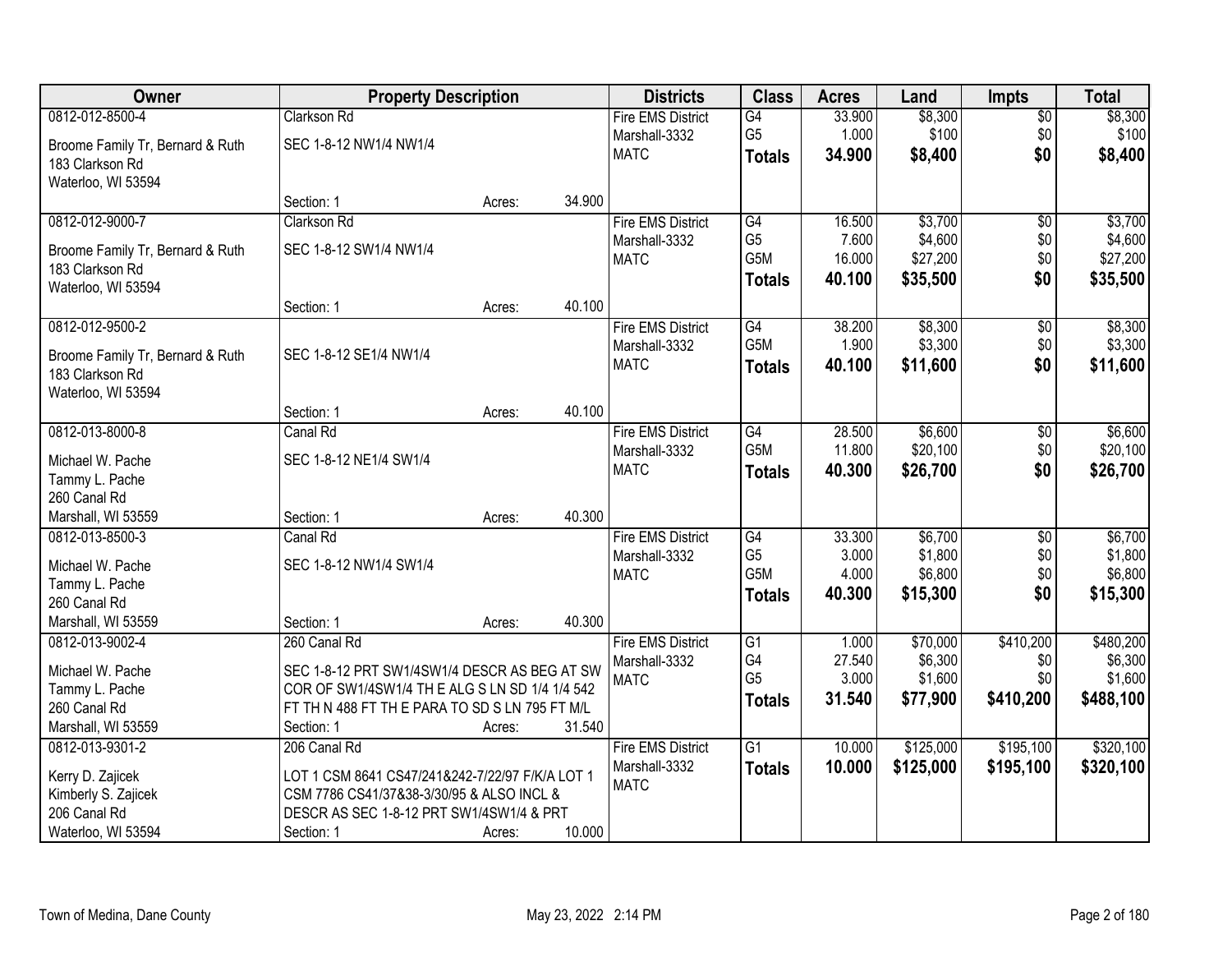| Owner | Property Description | | | Districts | Class | Acres | Land | Impts | Total |
|---|---|---|---|---|---|---|---|---|---|
| 0812-012-8500-4 | Clarkson Rd | | | Fire EMS District | G4 | 33.900 | $8,300 | $0 | $8,300 |
| Broome Family Tr, Bernard & Ruth | SEC 1-8-12 NW1/4 NW1/4 | | | Marshall-3332 | G5 | 1.000 | $100 | $0 | $100 |
| 183 Clarkson Rd | | | | MATC | **Totals** | **34.900** | **$8,400** | **$0** | **$8,400** |
| Waterloo, WI 53594 | | | | | | | | | |
| | Section: 1 | Acres: | 34.900 | | | | | | |
| 0812-012-9000-7 | Clarkson Rd | | | Fire EMS District | G4 | 16.500 | $3,700 | $0 | $3,700 |
| Broome Family Tr, Bernard & Ruth | SEC 1-8-12 SW1/4 NW1/4 | | | Marshall-3332 | G5 | 7.600 | $4,600 | $0 | $4,600 |
| 183 Clarkson Rd | | | | MATC | G5M | 16.000 | $27,200 | $0 | $27,200 |
| Waterloo, WI 53594 | | | | | **Totals** | **40.100** | **$35,500** | **$0** | **$35,500** |
| | Section: 1 | Acres: | 40.100 | | | | | | |
| 0812-012-9500-2 | | | | Fire EMS District | G4 | 38.200 | $8,300 | $0 | $8,300 |
| Broome Family Tr, Bernard & Ruth | SEC 1-8-12 SE1/4 NW1/4 | | | Marshall-3332 | G5M | 1.900 | $3,300 | $0 | $3,300 |
| 183 Clarkson Rd | | | | MATC | **Totals** | **40.100** | **$11,600** | **$0** | **$11,600** |
| Waterloo, WI 53594 | | | | | | | | | |
| | Section: 1 | Acres: | 40.100 | | | | | | |
| 0812-013-8000-8 | Canal Rd | | | Fire EMS District | G4 | 28.500 | $6,600 | $0 | $6,600 |
| Michael W. Pache | SEC 1-8-12 NE1/4 SW1/4 | | | Marshall-3332 | G5M | 11.800 | $20,100 | $0 | $20,100 |
| Tammy L. Pache | | | | MATC | **Totals** | **40.300** | **$26,700** | **$0** | **$26,700** |
| 260 Canal Rd | | | | | | | | | |
| Marshall, WI 53559 | Section: 1 | Acres: | 40.300 | | | | | | |
| 0812-013-8500-3 | Canal Rd | | | Fire EMS District | G4 | 33.300 | $6,700 | $0 | $6,700 |
| Michael W. Pache | SEC 1-8-12 NW1/4 SW1/4 | | | Marshall-3332 | G5 | 3.000 | $1,800 | $0 | $1,800 |
| Tammy L. Pache | | | | MATC | G5M | 4.000 | $6,800 | $0 | $6,800 |
| 260 Canal Rd | | | | | **Totals** | **40.300** | **$15,300** | **$0** | **$15,300** |
| Marshall, WI 53559 | Section: 1 | Acres: | 40.300 | | | | | | |
| 0812-013-9002-4 | 260 Canal Rd | | | Fire EMS District | G1 | 1.000 | $70,000 | $410,200 | $480,200 |
| Michael W. Pache | SEC 1-8-12 PRT SW1/4SW1/4 DESCR AS BEG AT SW | | | Marshall-3332 | G4 | 27.540 | $6,300 | $0 | $6,300 |
| Tammy L. Pache | COR OF SW1/4SW1/4 TH E ALG S LN SD 1/4 1/4 542 | | | MATC | G5 | 3.000 | $1,600 | $0 | $1,600 |
| 260 Canal Rd | FT TH N 488 FT TH E PARA TO SD S LN 795 FT M/L | | | | **Totals** | **31.540** | **$77,900** | **$410,200** | **$488,100** |
| Marshall, WI 53559 | Section: 1 | Acres: | 31.540 | | | | | | |
| 0812-013-9301-2 | 206 Canal Rd | | | Fire EMS District | G1 | 10.000 | $125,000 | $195,100 | $320,100 |
| Kerry D. Zajicek | LOT 1 CSM 8641 CS47/241&242-7/22/97 F/K/A LOT 1 | | | Marshall-3332 | **Totals** | **10.000** | **$125,000** | **$195,100** | **$320,100** |
| Kimberly S. Zajicek | CSM 7786 CS41/37&38-3/30/95 & ALSO INCL & | | | MATC | | | | | |
| 206 Canal Rd | DESCR AS SEC 1-8-12 PRT SW1/4SW1/4 & PRT | | | | | | | | |
| Waterloo, WI 53594 | Section: 1 | Acres: | 10.000 | | | | | | |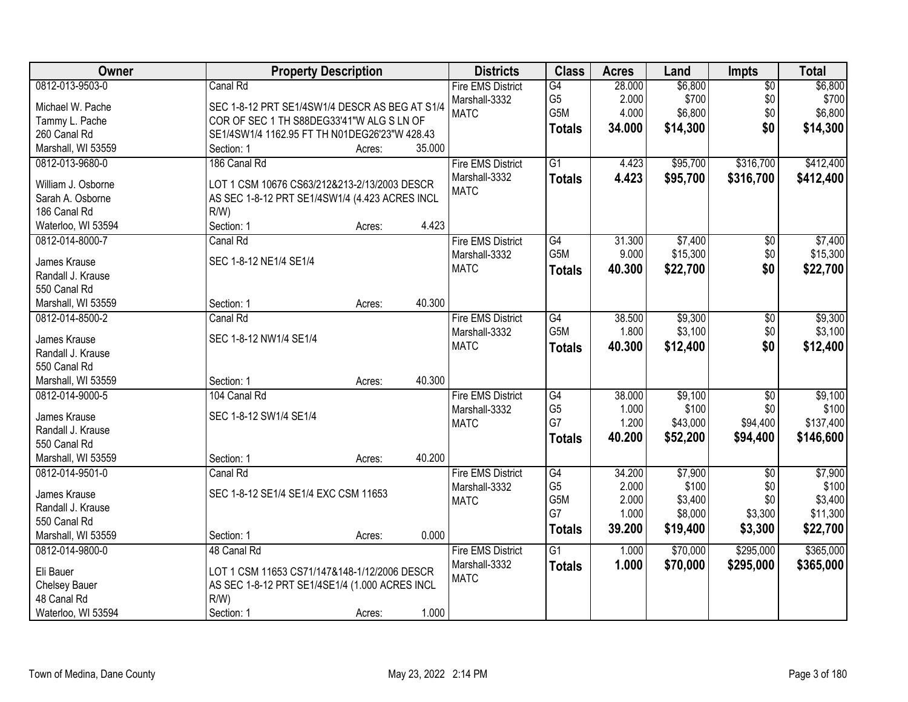| Owner | Property Description | Districts | Class | Acres | Land | Impts | Total |
|---|---|---|---|---|---|---|---|
| 0812-013-9503-0<br>Michael W. Pache<br>Tammy L. Pache<br>260 Canal Rd<br>Marshall, WI 53559 | Canal Rd<br>SEC 1-8-12 PRT SE1/4SW1/4 DESCR AS BEG AT S1/4 COR OF SEC 1 TH S88DEG33'41"W ALG S LN OF SE1/4SW1/4 1162.95 FT TH N01DEG26'23"W 428.43<br>Section: 1 Acres: 35.000 | Fire EMS District<br>Marshall-3332<br>MATC | G4<br>G5<br>G5M<br>**Totals** | 28.000<br>2.000<br>4.000<br>**34.000** | $6,800<br>$700<br>$6,800<br>**$14,300** | $0<br>$0<br>$0<br>**$0** | $6,800<br>$700<br>$6,800<br>**$14,300** |
| 0812-013-9680-0<br>William J. Osborne<br>Sarah A. Osborne<br>186 Canal Rd<br>Waterloo, WI 53594 | 186 Canal Rd<br>LOT 1 CSM 10676 CS63/212&213-2/13/2003 DESCR AS SEC 1-8-12 PRT SE1/4SW1/4 (4.423 ACRES INCL R/W)<br>Section: 1 Acres: 4.423 | Fire EMS District<br>Marshall-3332<br>MATC | G1<br>**Totals** | 4.423<br>**4.423** | $95,700<br>**$95,700** | $316,700<br>**$316,700** | $412,400<br>**$412,400** |
| 0812-014-8000-7<br>James Krause<br>Randall J. Krause<br>550 Canal Rd<br>Marshall, WI 53559 | Canal Rd<br>SEC 1-8-12 NE1/4 SE1/4<br>Section: 1 Acres: 40.300 | Fire EMS District<br>Marshall-3332<br>MATC | G4<br>G5M<br>**Totals** | 31.300<br>9.000<br>**40.300** | $7,400<br>$15,300<br>**$22,700** | $0<br>$0<br>**$0** | $7,400<br>$15,300<br>**$22,700** |
| 0812-014-8500-2<br>James Krause<br>Randall J. Krause<br>550 Canal Rd<br>Marshall, WI 53559 | Canal Rd<br>SEC 1-8-12 NW1/4 SE1/4<br>Section: 1 Acres: 40.300 | Fire EMS District<br>Marshall-3332<br>MATC | G4<br>G5M<br>**Totals** | 38.500<br>1.800<br>**40.300** | $9,300<br>$3,100<br>**$12,400** | $0<br>$0<br>**$0** | $9,300<br>$3,100<br>**$12,400** |
| 0812-014-9000-5<br>James Krause<br>Randall J. Krause<br>550 Canal Rd<br>Marshall, WI 53559 | 104 Canal Rd<br>SEC 1-8-12 SW1/4 SE1/4<br>Section: 1 Acres: 40.200 | Fire EMS District<br>Marshall-3332<br>MATC | G4<br>G5<br>G7<br>**Totals** | 38.000<br>1.000<br>1.200<br>**40.200** | $9,100<br>$100<br>$43,000<br>**$52,200** | $0<br>$0<br>$94,400<br>**$94,400** | $9,100<br>$100<br>$137,400<br>**$146,600** |
| 0812-014-9501-0<br>James Krause<br>Randall J. Krause<br>550 Canal Rd<br>Marshall, WI 53559 | Canal Rd<br>SEC 1-8-12 SE1/4 SE1/4 EXC CSM 11653<br>Section: 1 Acres: 0.000 | Fire EMS District<br>Marshall-3332<br>MATC | G4<br>G5<br>G5M<br>G7<br>**Totals** | 34.200<br>2.000<br>2.000<br>1.000<br>**39.200** | $7,900<br>$100<br>$3,400<br>$8,000<br>**$19,400** | $0<br>$0<br>$0<br>$3,300<br>**$3,300** | $7,900<br>$100<br>$3,400<br>$11,300<br>**$22,700** |
| 0812-014-9800-0<br>Eli Bauer<br>Chelsey Bauer<br>48 Canal Rd<br>Waterloo, WI 53594 | 48 Canal Rd<br>LOT 1 CSM 11653 CS71/147&148-1/12/2006 DESCR AS SEC 1-8-12 PRT SE1/4SE1/4 (1.000 ACRES INCL R/W)<br>Section: 1 Acres: 1.000 | Fire EMS District<br>Marshall-3332<br>MATC | G1<br>**Totals** | 1.000<br>**1.000** | $70,000<br>**$70,000** | $295,000<br>**$295,000** | $365,000<br>**$365,000** |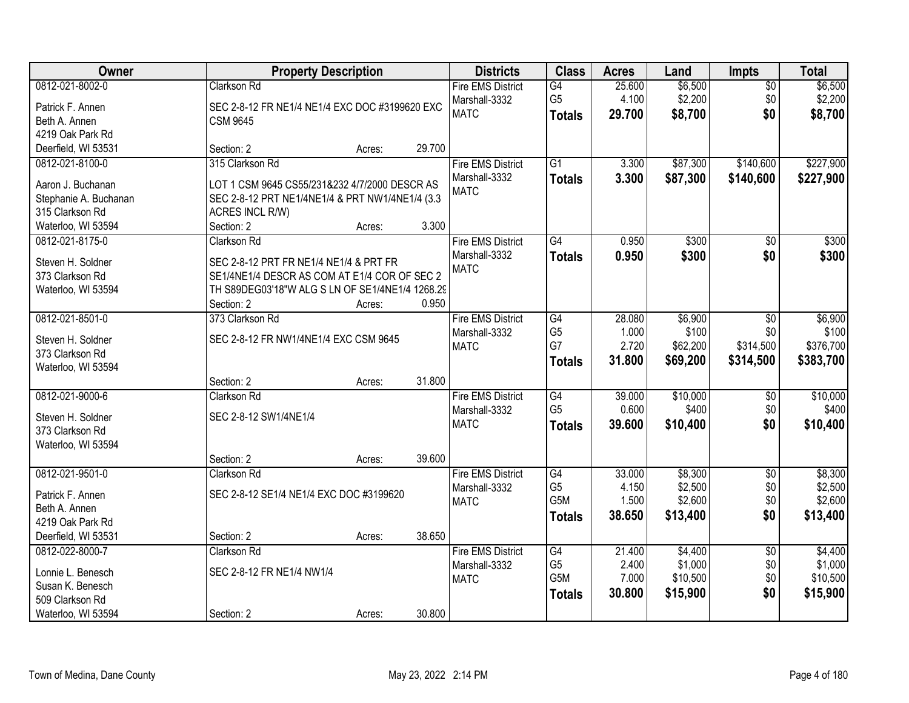| Owner | Property Description | Districts | Class | Acres | Land | Impts | Total |
|---|---|---|---|---|---|---|---|
| 0812-021-8002-0<br>Patrick F. Annen<br>Beth A. Annen<br>4219 Oak Park Rd<br>Deerfield, WI 53531 | Clarkson Rd<br>SEC 2-8-12 FR NE1/4 NE1/4 EXC DOC #3199620 EXC CSM 9645<br>Section: 2 Acres: 29.700 | Fire EMS District<br>Marshall-3332<br>MATC | G4<br>G5<br>**Totals** | 25.600<br>4.100<br>**29.700** | $6,500<br>$2,200<br>**$8,700** | $0<br>$0<br>**$0** | $6,500<br>$2,200<br>**$8,700** |
| 0812-021-8100-0<br>Aaron J. Buchanan<br>Stephanie A. Buchanan<br>315 Clarkson Rd<br>Waterloo, WI 53594 | 315 Clarkson Rd<br>LOT 1 CSM 9645 CS55/231&232 4/7/2000 DESCR AS SEC 2-8-12 PRT NE1/4NE1/4 & PRT NW1/4NE1/4 (3.3 ACRES INCL R/W)<br>Section: 2 Acres: 3.300 | Fire EMS District<br>Marshall-3332<br>MATC | G1<br>**Totals** | 3.300<br>**3.300** | $87,300<br>**$87,300** | $140,600<br>**$140,600** | $227,900<br>**$227,900** |
| 0812-021-8175-0<br>Steven H. Soldner<br>373 Clarkson Rd<br>Waterloo, WI 53594 | Clarkson Rd<br>SEC 2-8-12 PRT FR NE1/4 NE1/4 & PRT FR SE1/4NE1/4 DESCR AS COM AT E1/4 COR OF SEC 2 TH S89DEG03'18"W ALG S LN OF SE1/4NE1/4 1268.29<br>Section: 2 Acres: 0.950 | Fire EMS District<br>Marshall-3332<br>MATC | G4<br>**Totals** | 0.950<br>**0.950** | $300<br>**$300** | $0<br>**$0** | $300<br>**$300** |
| 0812-021-8501-0<br>Steven H. Soldner<br>373 Clarkson Rd<br>Waterloo, WI 53594 | 373 Clarkson Rd<br>SEC 2-8-12 FR NW1/4NE1/4 EXC CSM 9645<br>Section: 2 Acres: 31.800 | Fire EMS District<br>Marshall-3332<br>MATC | G4<br>G5<br>G7<br>**Totals** | 28.080<br>1.000<br>2.720<br>**31.800** | $6,900<br>$100<br>$62,200<br>**$69,200** | $0<br>$0<br>$314,500<br>**$314,500** | $6,900<br>$100<br>$376,700<br>**$383,700** |
| 0812-021-9000-6<br>Steven H. Soldner<br>373 Clarkson Rd<br>Waterloo, WI 53594 | Clarkson Rd<br>SEC 2-8-12 SW1/4NE1/4<br>Section: 2 Acres: 39.600 | Fire EMS District<br>Marshall-3332<br>MATC | G4<br>G5<br>**Totals** | 39.000<br>0.600<br>**39.600** | $10,000<br>$400<br>**$10,400** | $0<br>$0<br>**$0** | $10,000<br>$400<br>**$10,400** |
| 0812-021-9501-0<br>Patrick F. Annen<br>Beth A. Annen<br>4219 Oak Park Rd<br>Deerfield, WI 53531 | Clarkson Rd<br>SEC 2-8-12 SE1/4 NE1/4 EXC DOC #3199620<br>Section: 2 Acres: 38.650 | Fire EMS District<br>Marshall-3332<br>MATC | G4<br>G5<br>G5M<br>**Totals** | 33.000<br>4.150<br>1.500<br>**38.650** | $8,300<br>$2,500<br>$2,600<br>**$13,400** | $0<br>$0<br>$0<br>**$0** | $8,300<br>$2,500<br>$2,600<br>**$13,400** |
| 0812-022-8000-7<br>Lonnie L. Benesch<br>Susan K. Benesch<br>509 Clarkson Rd<br>Waterloo, WI 53594 | Clarkson Rd<br>SEC 2-8-12 FR NE1/4 NW1/4<br>Section: 2 Acres: 30.800 | Fire EMS District<br>Marshall-3332<br>MATC | G4<br>G5<br>G5M<br>**Totals** | 21.400<br>2.400<br>7.000<br>**30.800** | $4,400<br>$1,000<br>$10,500<br>**$15,900** | $0<br>$0<br>$0<br>**$0** | $4,400<br>$1,000<br>$10,500<br>**$15,900** |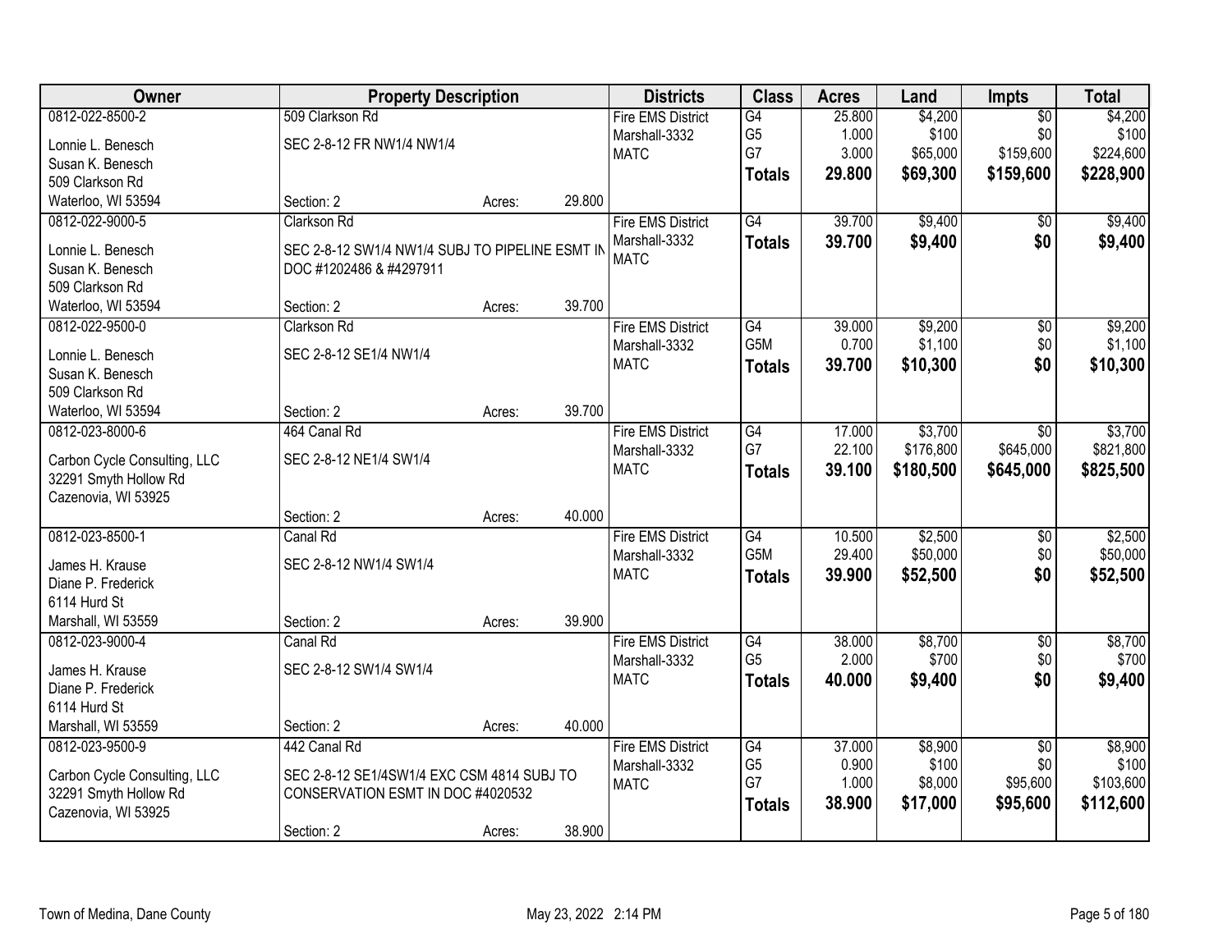| Owner | Property Description | | | Districts | Class | Acres | Land | Impts | Total |
|---|---|---|---|---|---|---|---|---|---|
| 0812-022-8500-2 | 509 Clarkson Rd | | | Fire EMS District | G4 | 25.800 | $4,200 | $0 | $4,200 |
| Lonnie L. Benesch | SEC 2-8-12 FR NW1/4 NW1/4 | | | Marshall-3332 | G5 | 1.000 | $100 | $0 | $100 |
| Susan K. Benesch | | | | MATC | G7 | 3.000 | $65,000 | $159,600 | $224,600 |
| 509 Clarkson Rd | | | | | **Totals** | **29.800** | **$69,300** | **$159,600** | **$228,900** |
| Waterloo, WI 53594 | Section: 2 | Acres: | 29.800 | | | | | | |
| 0812-022-9000-5 | Clarkson Rd | | | Fire EMS District | G4 | 39.700 | $9,400 | $0 | $9,400 |
| Lonnie L. Benesch | SEC 2-8-12 SW1/4 NW1/4 SUBJ TO PIPELINE ESMT IN | | | Marshall-3332 | **Totals** | **39.700** | **$9,400** | **$0** | **$9,400** |
| Susan K. Benesch | DOC #1202486 & #4297911 | | | MATC | | | | | |
| 509 Clarkson Rd | | | | | | | | | |
| Waterloo, WI 53594 | Section: 2 | Acres: | 39.700 | | | | | | |
| 0812-022-9500-0 | Clarkson Rd | | | Fire EMS District | G4 | 39.000 | $9,200 | $0 | $9,200 |
| Lonnie L. Benesch | SEC 2-8-12 SE1/4 NW1/4 | | | Marshall-3332 | G5M | 0.700 | $1,100 | $0 | $1,100 |
| Susan K. Benesch | | | | MATC | **Totals** | **39.700** | **$10,300** | **$0** | **$10,300** |
| 509 Clarkson Rd | | | | | | | | | |
| Waterloo, WI 53594 | Section: 2 | Acres: | 39.700 | | | | | | |
| 0812-023-8000-6 | 464 Canal Rd | | | Fire EMS District | G4 | 17.000 | $3,700 | $0 | $3,700 |
| Carbon Cycle Consulting, LLC | SEC 2-8-12 NE1/4 SW1/4 | | | Marshall-3332 | G7 | 22.100 | $176,800 | $645,000 | $821,800 |
| 32291 Smyth Hollow Rd | | | | MATC | **Totals** | **39.100** | **$180,500** | **$645,000** | **$825,500** |
| Cazenovia, WI 53925 | | | | | | | | | |
| | Section: 2 | Acres: | 40.000 | | | | | | |
| 0812-023-8500-1 | Canal Rd | | | Fire EMS District | G4 | 10.500 | $2,500 | $0 | $2,500 |
| James H. Krause | SEC 2-8-12 NW1/4 SW1/4 | | | Marshall-3332 | G5M | 29.400 | $50,000 | $0 | $50,000 |
| Diane P. Frederick | | | | MATC | **Totals** | **39.900** | **$52,500** | **$0** | **$52,500** |
| 6114 Hurd St | | | | | | | | | |
| Marshall, WI 53559 | Section: 2 | Acres: | 39.900 | | | | | | |
| 0812-023-9000-4 | Canal Rd | | | Fire EMS District | G4 | 38.000 | $8,700 | $0 | $8,700 |
| James H. Krause | SEC 2-8-12 SW1/4 SW1/4 | | | Marshall-3332 | G5 | 2.000 | $700 | $0 | $700 |
| Diane P. Frederick | | | | MATC | **Totals** | **40.000** | **$9,400** | **$0** | **$9,400** |
| 6114 Hurd St | | | | | | | | | |
| Marshall, WI 53559 | Section: 2 | Acres: | 40.000 | | | | | | |
| 0812-023-9500-9 | 442 Canal Rd | | | Fire EMS District | G4 | 37.000 | $8,900 | $0 | $8,900 |
| Carbon Cycle Consulting, LLC | SEC 2-8-12 SE1/4SW1/4 EXC CSM 4814 SUBJ TO | | | Marshall-3332 | G5 | 0.900 | $100 | $0 | $100 |
| 32291 Smyth Hollow Rd | CONSERVATION ESMT IN DOC #4020532 | | | MATC | G7 | 1.000 | $8,000 | $95,600 | $103,600 |
| Cazenovia, WI 53925 | | | | | **Totals** | **38.900** | **$17,000** | **$95,600** | **$112,600** |
| | Section: 2 | Acres: | 38.900 | | | | | | |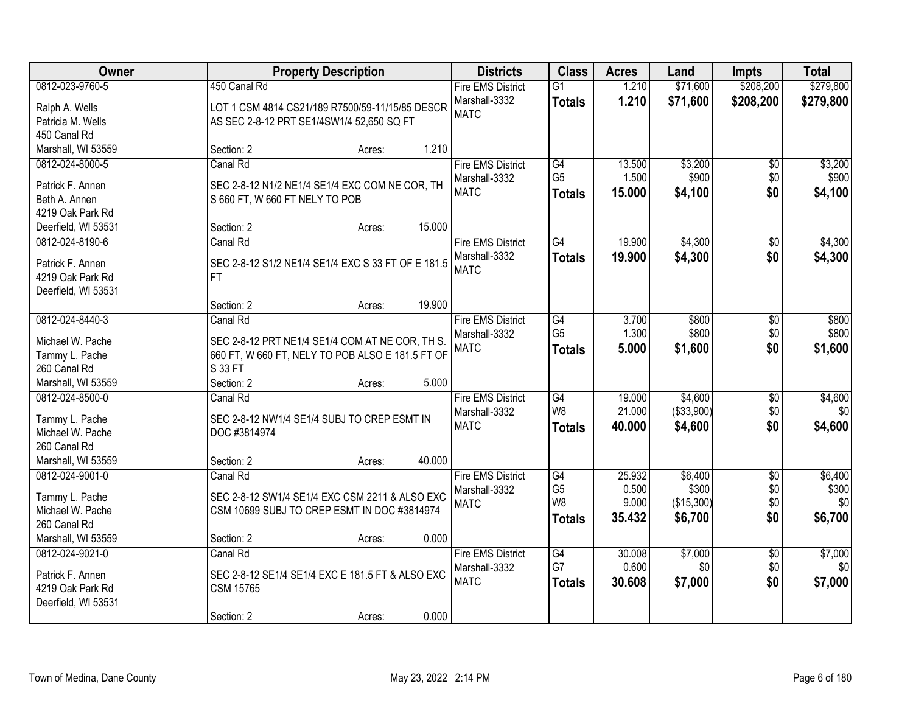| Owner | Property Description | Districts | Class | Acres | Land | Impts | Total |
|---|---|---|---|---|---|---|---|
| 0812-023-9760-5<br>Ralph A. Wells<br>Patricia M. Wells<br>450 Canal Rd<br>Marshall, WI 53559 | 450 Canal Rd<br>LOT 1 CSM 4814 CS21/189 R7500/59-11/15/85 DESCR AS SEC 2-8-12 PRT SE1/4SW1/4 52,650 SQ FT<br>Section: 2 Acres: 1.210 | Fire EMS District<br>Marshall-3332<br>MATC | G1<br>**Totals** | 1.210<br>**1.210** | $71,600<br>**$71,600** | $208,200<br>**$208,200** | $279,800<br>**$279,800** |
| 0812-024-8000-5<br>Patrick F. Annen<br>Beth A. Annen<br>4219 Oak Park Rd<br>Deerfield, WI 53531 | Canal Rd<br>SEC 2-8-12 N1/2 NE1/4 SE1/4 EXC COM NE COR, TH S 660 FT, W 660 FT NELY TO POB<br>Section: 2 Acres: 15.000 | Fire EMS District<br>Marshall-3332<br>MATC | G4<br>G5<br>**Totals** | 13.500<br>1.500<br>**15.000** | $3,200<br>$900<br>**$4,100** | $0<br>$0<br>**$0** | $3,200<br>$900<br>**$4,100** |
| 0812-024-8190-6<br>Patrick F. Annen<br>4219 Oak Park Rd<br>Deerfield, WI 53531 | Canal Rd<br>SEC 2-8-12 S1/2 NE1/4 SE1/4 EXC S 33 FT OF E 181.5 FT<br>Section: 2 Acres: 19.900 | Fire EMS District<br>Marshall-3332<br>MATC | G4<br>**Totals** | 19.900<br>**19.900** | $4,300<br>**$4,300** | $0<br>**$0** | $4,300<br>**$4,300** |
| 0812-024-8440-3<br>Michael W. Pache<br>Tammy L. Pache<br>260 Canal Rd<br>Marshall, WI 53559 | Canal Rd<br>SEC 2-8-12 PRT NE1/4 SE1/4 COM AT NE COR, TH S. 660 FT, W 660 FT, NELY TO POB ALSO E 181.5 FT OF S 33 FT<br>Section: 2 Acres: 5.000 | Fire EMS District<br>Marshall-3332<br>MATC | G4<br>G5<br>**Totals** | 3.700<br>1.300<br>**5.000** | $800<br>$800<br>**$1,600** | $0<br>$0<br>**$0** | $800<br>$800<br>**$1,600** |
| 0812-024-8500-0<br>Tammy L. Pache<br>Michael W. Pache<br>260 Canal Rd<br>Marshall, WI 53559 | Canal Rd<br>SEC 2-8-12 NW1/4 SE1/4 SUBJ TO CREP ESMT IN DOC #3814974<br>Section: 2 Acres: 40.000 | Fire EMS District<br>Marshall-3332<br>MATC | G4<br>W8<br>**Totals** | 19.000<br>21.000<br>**40.000** | $4,600<br>($33,900)<br>**$4,600** | $0<br>$0<br>**$0** | $4,600<br>$0<br>**$4,600** |
| 0812-024-9001-0<br>Tammy L. Pache<br>Michael W. Pache<br>260 Canal Rd<br>Marshall, WI 53559 | Canal Rd<br>SEC 2-8-12 SW1/4 SE1/4 EXC CSM 2211 & ALSO EXC CSM 10699 SUBJ TO CREP ESMT IN DOC #3814974<br>Section: 2 Acres: 0.000 | Fire EMS District<br>Marshall-3332<br>MATC | G4<br>G5<br>W8<br>**Totals** | 25.932<br>0.500<br>9.000<br>**35.432** | $6,400<br>$300<br>($15,300)<br>**$6,700** | $0<br>$0<br>$0<br>**$0** | $6,400<br>$300<br>$0<br>**$6,700** |
| 0812-024-9021-0<br>Patrick F. Annen<br>4219 Oak Park Rd<br>Deerfield, WI 53531 | Canal Rd<br>SEC 2-8-12 SE1/4 SE1/4 EXC E 181.5 FT & ALSO EXC CSM 15765<br>Section: 2 Acres: 0.000 | Fire EMS District<br>Marshall-3332<br>MATC | G4<br>G7<br>**Totals** | 30.008<br>0.600<br>**30.608** | $7,000<br>$0<br>**$7,000** | $0<br>$0<br>**$0** | $7,000<br>$0<br>**$7,000** |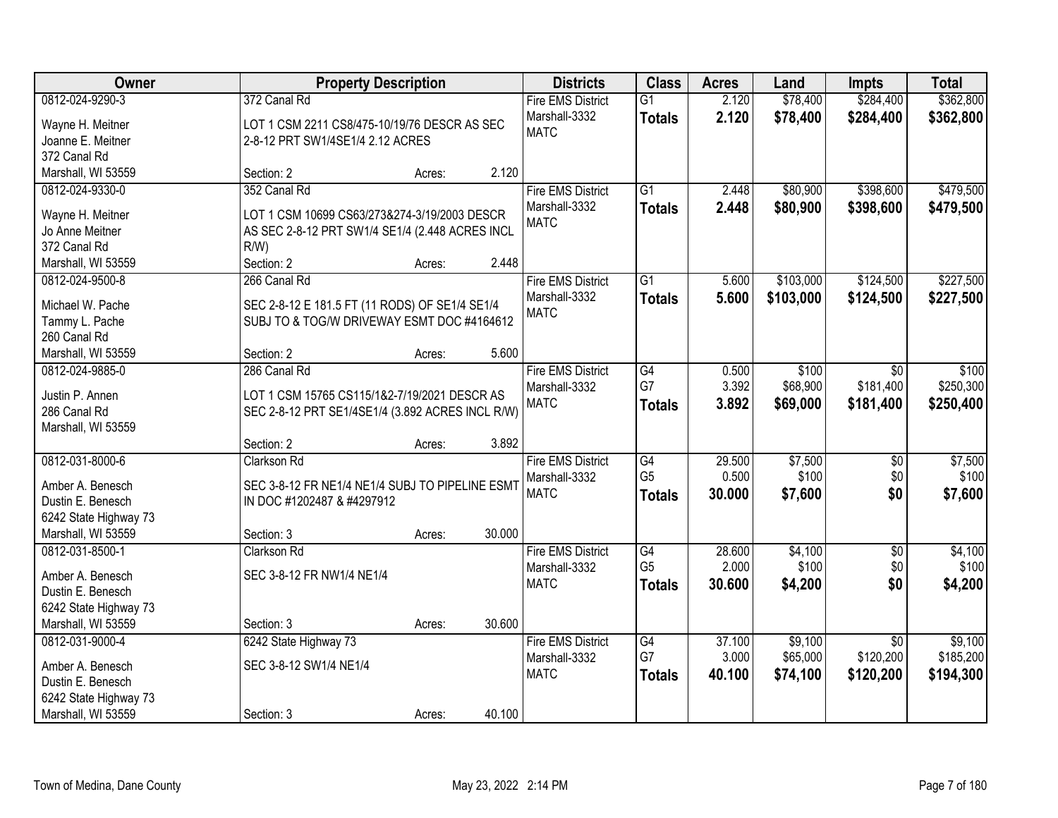| Owner | Property Description | Districts | Class | Acres | Land | Impts | Total |
|---|---|---|---|---|---|---|---|
| 0812-024-9290-3<br>Wayne H. Meitner<br>Joanne E. Meitner<br>372 Canal Rd<br>Marshall, WI 53559 | 372 Canal Rd<br>LOT 1 CSM 2211 CS8/475-10/19/76 DESCR AS SEC 2-8-12 PRT SW1/4SE1/4 2.12 ACRES<br>Section: 2 Acres: 2.120 | Fire EMS District<br>Marshall-3332<br>MATC | G1<br>**Totals** | 2.120<br>**2.120** | $78,400<br>**$78,400** | $284,400<br>**$284,400** | $362,800<br>**$362,800** |
| 0812-024-9330-0<br>Wayne H. Meitner<br>Jo Anne Meitner<br>372 Canal Rd<br>Marshall, WI 53559 | 352 Canal Rd<br>LOT 1 CSM 10699 CS63/273&274-3/19/2003 DESCR AS SEC 2-8-12 PRT SW1/4 SE1/4 (2.448 ACRES INCL R/W)<br>Section: 2 Acres: 2.448 | Fire EMS District<br>Marshall-3332<br>MATC | G1<br>**Totals** | 2.448<br>**2.448** | $80,900<br>**$80,900** | $398,600<br>**$398,600** | $479,500<br>**$479,500** |
| 0812-024-9500-8<br>Michael W. Pache<br>Tammy L. Pache<br>260 Canal Rd<br>Marshall, WI 53559 | 266 Canal Rd<br>SEC 2-8-12 E 181.5 FT (11 RODS) OF SE1/4 SE1/4 SUBJ TO & TOG/W DRIVEWAY ESMT DOC #4164612<br>Section: 2 Acres: 5.600 | Fire EMS District<br>Marshall-3332<br>MATC | G1<br>**Totals** | 5.600<br>**5.600** | $103,000<br>**$103,000** | $124,500<br>**$124,500** | $227,500<br>**$227,500** |
| 0812-024-9885-0<br>Justin P. Annen<br>286 Canal Rd<br>Marshall, WI 53559 | 286 Canal Rd<br>LOT 1 CSM 15765 CS115/1&2-7/19/2021 DESCR AS SEC 2-8-12 PRT SE1/4SE1/4 (3.892 ACRES INCL R/W)<br>Section: 2 Acres: 3.892 | Fire EMS District<br>Marshall-3332<br>MATC | G4<br>G7<br>**Totals** | 0.500<br>3.392<br>**3.892** | $100<br>$68,900<br>**$69,000** | $0<br>$181,400<br>**$181,400** | $100<br>$250,300<br>**$250,400** |
| 0812-031-8000-6<br>Amber A. Benesch<br>Dustin E. Benesch<br>6242 State Highway 73<br>Marshall, WI 53559 | Clarkson Rd<br>SEC 3-8-12 FR NE1/4 NE1/4 SUBJ TO PIPELINE ESMT IN DOC #1202487 & #4297912<br>Section: 3 Acres: 30.000 | Fire EMS District<br>Marshall-3332<br>MATC | G4<br>G5<br>**Totals** | 29.500<br>0.500<br>**30.000** | $7,500<br>$100<br>**$7,600** | $0<br>$0<br>**$0** | $7,500<br>$100<br>**$7,600** |
| 0812-031-8500-1<br>Amber A. Benesch<br>Dustin E. Benesch<br>6242 State Highway 73<br>Marshall, WI 53559 | Clarkson Rd<br>SEC 3-8-12 FR NW1/4 NE1/4<br>Section: 3 Acres: 30.600 | Fire EMS District<br>Marshall-3332<br>MATC | G4<br>G5<br>**Totals** | 28.600<br>2.000<br>**30.600** | $4,100<br>$100<br>**$4,200** | $0<br>$0<br>**$0** | $4,100<br>$100<br>**$4,200** |
| 0812-031-9000-4<br>Amber A. Benesch<br>Dustin E. Benesch<br>6242 State Highway 73<br>Marshall, WI 53559 | 6242 State Highway 73<br>SEC 3-8-12 SW1/4 NE1/4<br>Section: 3 Acres: 40.100 | Fire EMS District<br>Marshall-3332<br>MATC | G4<br>G7<br>**Totals** | 37.100<br>3.000<br>**40.100** | $9,100<br>$65,000<br>**$74,100** | $0<br>$120,200<br>**$120,200** | $9,100<br>$185,200<br>**$194,300** |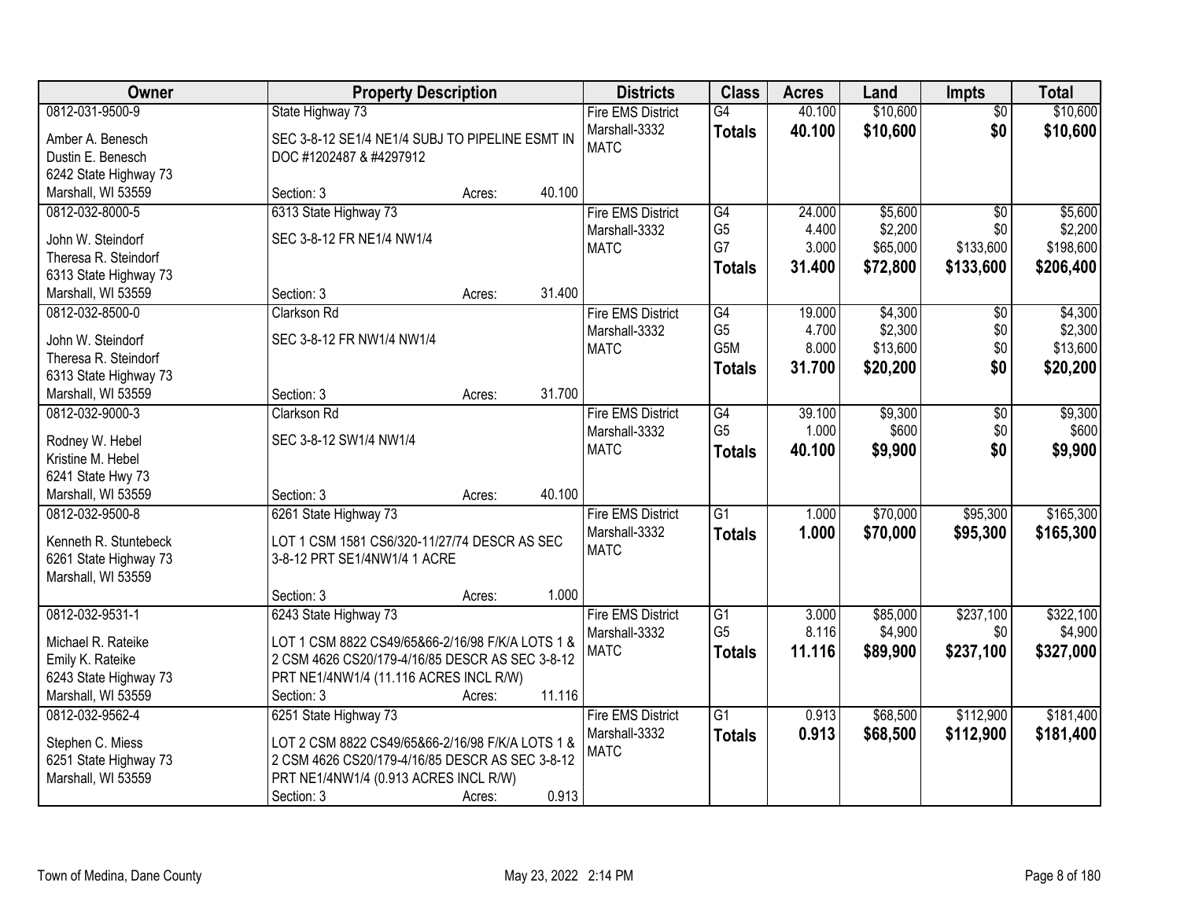| Owner | Property Description | Districts | Class | Acres | Land | Impts | Total |
|---|---|---|---|---|---|---|---|
| 0812-031-9500-9<br><br>Amber A. Benesch<br>Dustin E. Benesch<br>6242 State Highway 73<br>Marshall, WI 53559 | State Highway 73<br><br>SEC 3-8-12 SE1/4 NE1/4 SUBJ TO PIPELINE ESMT IN DOC #1202487 & #4297912<br><br>Section: 3 Acres: 40.100 | Fire EMS District<br>Marshall-3332<br>MATC | G4<br>**Totals** | 40.100<br>**40.100** | $10,600<br>**$10,600** | $0<br>**$0** | $10,600<br>**$10,600** |
| 0812-032-8000-5<br><br>John W. Steindorf<br>Theresa R. Steindorf<br>6313 State Highway 73<br>Marshall, WI 53559 | 6313 State Highway 73<br><br>SEC 3-8-12 FR NE1/4 NW1/4<br><br>Section: 3 Acres: 31.400 | Fire EMS District<br>Marshall-3332<br>MATC | G4<br>G5<br>G7<br>**Totals** | 24.000<br>4.400<br>3.000<br>**31.400** | $5,600<br>$2,200<br>$65,000<br>**$72,800** | $0<br>$0<br>$133,600<br>**$133,600** | $5,600<br>$2,200<br>$198,600<br>**$206,400** |
| 0812-032-8500-0<br><br>John W. Steindorf<br>Theresa R. Steindorf<br>6313 State Highway 73<br>Marshall, WI 53559 | Clarkson Rd<br><br>SEC 3-8-12 FR NW1/4 NW1/4<br><br>Section: 3 Acres: 31.700 | Fire EMS District<br>Marshall-3332<br>MATC | G4<br>G5<br>G5M<br>**Totals** | 19.000<br>4.700<br>8.000<br>**31.700** | $4,300<br>$2,300<br>$13,600<br>**$20,200** | $0<br>$0<br>$0<br>**$0** | $4,300<br>$2,300<br>$13,600<br>**$20,200** |
| 0812-032-9000-3<br><br>Rodney W. Hebel<br>Kristine M. Hebel<br>6241 State Hwy 73<br>Marshall, WI 53559 | Clarkson Rd<br><br>SEC 3-8-12 SW1/4 NW1/4<br><br>Section: 3 Acres: 40.100 | Fire EMS District<br>Marshall-3332<br>MATC | G4<br>G5<br>**Totals** | 39.100<br>1.000<br>**40.100** | $9,300<br>$600<br>**$9,900** | $0<br>$0<br>**$0** | $9,300<br>$600<br>**$9,900** |
| 0812-032-9500-8<br><br>Kenneth R. Stuntebeck<br>6261 State Highway 73<br>Marshall, WI 53559 | 6261 State Highway 73<br><br>LOT 1 CSM 1581 CS6/320-11/27/74 DESCR AS SEC 3-8-12 PRT SE1/4NW1/4 1 ACRE<br><br>Section: 3 Acres: 1.000 | Fire EMS District<br>Marshall-3332<br>MATC | G1<br>**Totals** | 1.000<br>**1.000** | $70,000<br>**$70,000** | $95,300<br>**$95,300** | $165,300<br>**$165,300** |
| 0812-032-9531-1<br><br>Michael R. Rateike<br>Emily K. Rateike<br>6243 State Highway 73<br>Marshall, WI 53559 | 6243 State Highway 73<br><br>LOT 1 CSM 8822 CS49/65&66-2/16/98 F/K/A LOTS 1 & 2 CSM 4626 CS20/179-4/16/85 DESCR AS SEC 3-8-12 PRT NE1/4NW1/4 (11.116 ACRES INCL R/W)<br>Section: 3 Acres: 11.116 | Fire EMS District<br>Marshall-3332<br>MATC | G1<br>G5<br>**Totals** | 3.000<br>8.116<br>**11.116** | $85,000<br>$4,900<br>**$89,900** | $237,100<br>$0<br>**$237,100** | $322,100<br>$4,900<br>**$327,000** |
| 0812-032-9562-4<br><br>Stephen C. Miess<br>6251 State Highway 73<br>Marshall, WI 53559 | 6251 State Highway 73<br><br>LOT 2 CSM 8822 CS49/65&66-2/16/98 F/K/A LOTS 1 & 2 CSM 4626 CS20/179-4/16/85 DESCR AS SEC 3-8-12 PRT NE1/4NW1/4 (0.913 ACRES INCL R/W)<br>Section: 3 Acres: 0.913 | Fire EMS District<br>Marshall-3332<br>MATC | G1<br>**Totals** | 0.913<br>**0.913** | $68,500<br>**$68,500** | $112,900<br>**$112,900** | $181,400<br>**$181,400** |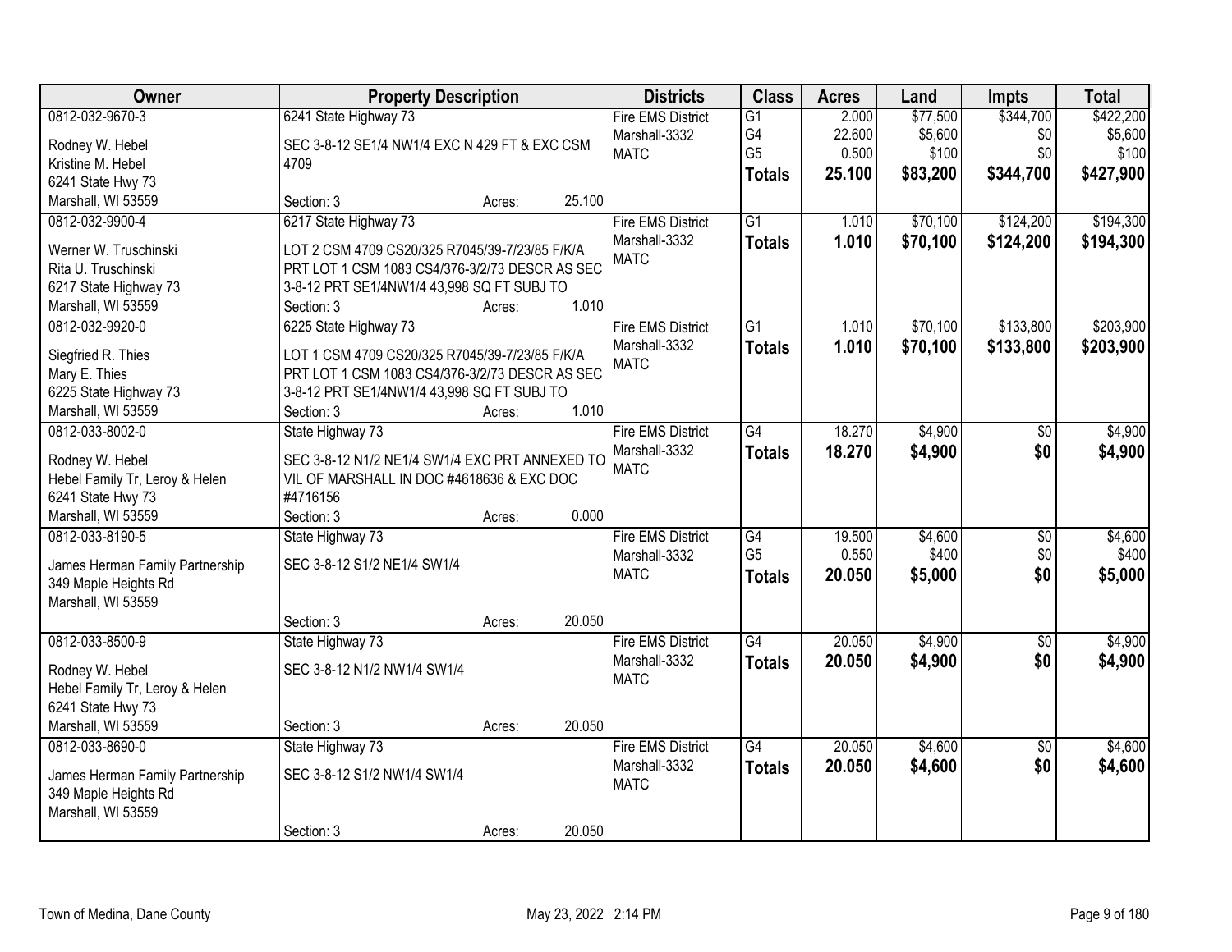| Owner | Property Description | Districts | Class | Acres | Land | Impts | Total |
|---|---|---|---|---|---|---|---|
| 0812-032-9670-3<br>Rodney W. Hebel<br>Kristine M. Hebel<br>6241 State Hwy 73<br>Marshall, WI 53559 | 6241 State Highway 73<br>SEC 3-8-12 SE1/4 NW1/4 EXC N 429 FT & EXC CSM 4709<br>Section: 3 Acres: 25.100 | Fire EMS District<br>Marshall-3332<br>MATC | G1<br>G4<br>G5<br>**Totals** | 2.000<br>22.600<br>0.500<br>**25.100** | \$77,500<br>\$5,600<br>\$100<br>**\$83,200** | \$344,700<br>\$0<br>\$0<br>**\$344,700** | \$422,200<br>\$5,600<br>\$100<br>**\$427,900** |
| 0812-032-9900-4<br>Werner W. Truschinski<br>Rita U. Truschinski<br>6217 State Highway 73<br>Marshall, WI 53559 | 6217 State Highway 73<br>LOT 2 CSM 4709 CS20/325 R7045/39-7/23/85 F/K/A PRT LOT 1 CSM 1083 CS4/376-3/2/73 DESCR AS SEC 3-8-12 PRT SE1/4NW1/4 43,998 SQ FT SUBJ TO<br>Section: 3 Acres: 1.010 | Fire EMS District<br>Marshall-3332<br>MATC | G1<br>**Totals** | 1.010<br>**1.010** | \$70,100<br>**\$70,100** | \$124,200<br>**\$124,200** | \$194,300<br>**\$194,300** |
| 0812-032-9920-0<br>Siegfried R. Thies<br>Mary E. Thies<br>6225 State Highway 73<br>Marshall, WI 53559 | 6225 State Highway 73<br>LOT 1 CSM 4709 CS20/325 R7045/39-7/23/85 F/K/A PRT LOT 1 CSM 1083 CS4/376-3/2/73 DESCR AS SEC 3-8-12 PRT SE1/4NW1/4 43,998 SQ FT SUBJ TO<br>Section: 3 Acres: 1.010 | Fire EMS District<br>Marshall-3332<br>MATC | G1<br>**Totals** | 1.010<br>**1.010** | \$70,100<br>**\$70,100** | \$133,800<br>**\$133,800** | \$203,900<br>**\$203,900** |
| 0812-033-8002-0<br>Rodney W. Hebel<br>Hebel Family Tr, Leroy & Helen<br>6241 State Hwy 73<br>Marshall, WI 53559 | State Highway 73<br>SEC 3-8-12 N1/2 NE1/4 SW1/4 EXC PRT ANNEXED TO VIL OF MARSHALL IN DOC #4618636 & EXC DOC #4716156<br>Section: 3 Acres: 0.000 | Fire EMS District<br>Marshall-3332<br>MATC | G4<br>**Totals** | 18.270<br>**18.270** | \$4,900<br>**\$4,900** | \$0<br>**\$0** | \$4,900<br>**\$4,900** |
| 0812-033-8190-5<br>James Herman Family Partnership<br>349 Maple Heights Rd<br>Marshall, WI 53559 | State Highway 73<br>SEC 3-8-12 S1/2 NE1/4 SW1/4<br>Section: 3 Acres: 20.050 | Fire EMS District<br>Marshall-3332<br>MATC | G4<br>G5<br>**Totals** | 19.500<br>0.550<br>**20.050** | \$4,600<br>\$400<br>**\$5,000** | \$0<br>\$0<br>**\$0** | \$4,600<br>\$400<br>**\$5,000** |
| 0812-033-8500-9<br>Rodney W. Hebel<br>Hebel Family Tr, Leroy & Helen<br>6241 State Hwy 73<br>Marshall, WI 53559 | State Highway 73<br>SEC 3-8-12 N1/2 NW1/4 SW1/4<br>Section: 3 Acres: 20.050 | Fire EMS District<br>Marshall-3332<br>MATC | G4<br>**Totals** | 20.050<br>**20.050** | \$4,900<br>**\$4,900** | \$0<br>**\$0** | \$4,900<br>**\$4,900** |
| 0812-033-8690-0<br>James Herman Family Partnership<br>349 Maple Heights Rd<br>Marshall, WI 53559 | State Highway 73<br>SEC 3-8-12 S1/2 NW1/4 SW1/4<br>Section: 3 Acres: 20.050 | Fire EMS District<br>Marshall-3332<br>MATC | G4<br>**Totals** | 20.050<br>**20.050** | \$4,600<br>**\$4,600** | \$0<br>**\$0** | \$4,600<br>**\$4,600** |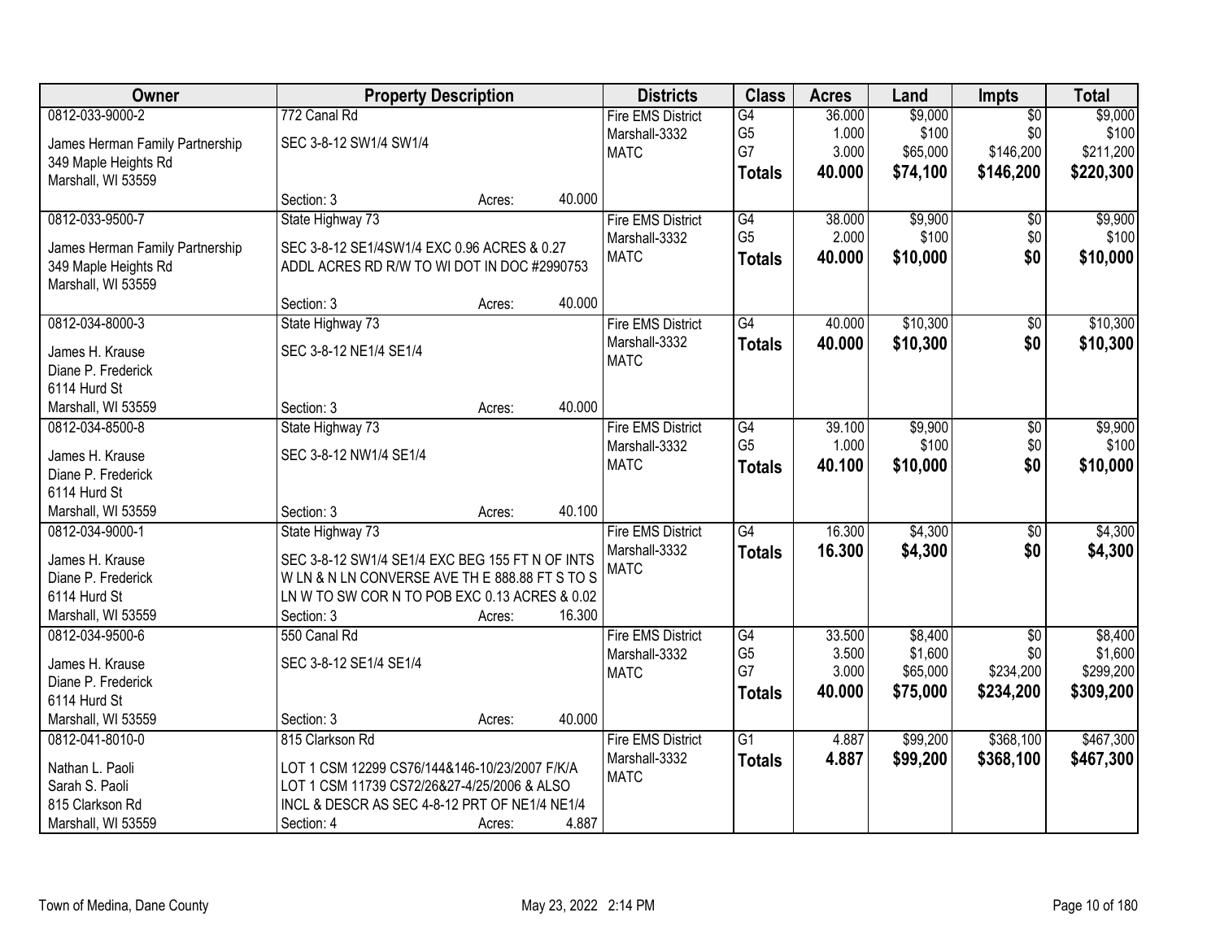| Owner | Property Description | Districts | Class | Acres | Land | Impts | Total |
|---|---|---|---|---|---|---|---|
| 0812-033-9000-2<br>James Herman Family Partnership<br>349 Maple Heights Rd<br>Marshall, WI 53559 | 772 Canal Rd<br>SEC 3-8-12 SW1/4 SW1/4<br>Section: 3 Acres: 40.000 | Fire EMS District<br>Marshall-3332<br>MATC | G4<br>G5<br>G7<br>**Totals** | 36.000<br>1.000<br>3.000<br>**40.000** | $9,000<br>$100<br>$65,000<br>**$74,100** | $0<br>$0<br>$146,200<br>**$146,200** | $9,000<br>$100<br>$211,200<br>**$220,300** |
| 0812-033-9500-7<br>James Herman Family Partnership<br>349 Maple Heights Rd<br>Marshall, WI 53559 | State Highway 73<br>SEC 3-8-12 SE1/4SW1/4 EXC 0.96 ACRES & 0.27 ADDL ACRES RD R/W TO WI DOT IN DOC #2990753<br>Section: 3 Acres: 40.000 | Fire EMS District<br>Marshall-3332<br>MATC | G4<br>G5<br>**Totals** | 38.000<br>2.000<br>**40.000** | $9,900<br>$100<br>**$10,000** | $0<br>$0<br>**$0** | $9,900<br>$100<br>**$10,000** |
| 0812-034-8000-3<br>James H. Krause<br>Diane P. Frederick<br>6114 Hurd St<br>Marshall, WI 53559 | State Highway 73<br>SEC 3-8-12 NE1/4 SE1/4<br>Section: 3 Acres: 40.000 | Fire EMS District<br>Marshall-3332<br>MATC | G4<br>**Totals** | 40.000<br>**40.000** | $10,300<br>**$10,300** | $0<br>**$0** | $10,300<br>**$10,300** |
| 0812-034-8500-8<br>James H. Krause<br>Diane P. Frederick<br>6114 Hurd St<br>Marshall, WI 53559 | State Highway 73<br>SEC 3-8-12 NW1/4 SE1/4<br>Section: 3 Acres: 40.100 | Fire EMS District<br>Marshall-3332<br>MATC | G4<br>G5<br>**Totals** | 39.100<br>1.000<br>**40.100** | $9,900<br>$100<br>**$10,000** | $0<br>$0<br>**$0** | $9,900<br>$100<br>**$10,000** |
| 0812-034-9000-1<br>James H. Krause<br>Diane P. Frederick<br>6114 Hurd St<br>Marshall, WI 53559 | State Highway 73<br>SEC 3-8-12 SW1/4 SE1/4 EXC BEG 155 FT N OF INTS W LN & N LN CONVERSE AVE TH E 888.88 FT S TO S LN W TO SW COR N TO POB EXC 0.13 ACRES & 0.02<br>Section: 3 Acres: 16.300 | Fire EMS District<br>Marshall-3332<br>MATC | G4<br>**Totals** | 16.300<br>**16.300** | $4,300<br>**$4,300** | $0<br>**$0** | $4,300<br>**$4,300** |
| 0812-034-9500-6<br>James H. Krause<br>Diane P. Frederick<br>6114 Hurd St<br>Marshall, WI 53559 | 550 Canal Rd<br>SEC 3-8-12 SE1/4 SE1/4<br>Section: 3 Acres: 40.000 | Fire EMS District<br>Marshall-3332<br>MATC | G4<br>G5<br>G7<br>**Totals** | 33.500<br>3.500<br>3.000<br>**40.000** | $8,400<br>$1,600<br>$65,000<br>**$75,000** | $0<br>$0<br>$234,200<br>**$234,200** | $8,400<br>$1,600<br>$299,200<br>**$309,200** |
| 0812-041-8010-0<br>Nathan L. Paoli<br>Sarah S. Paoli<br>815 Clarkson Rd<br>Marshall, WI 53559 | 815 Clarkson Rd<br>LOT 1 CSM 12299 CS76/144&146-10/23/2007 F/K/A LOT 1 CSM 11739 CS72/26&27-4/25/2006 & ALSO INCL & DESCR AS SEC 4-8-12 PRT OF NE1/4 NE1/4<br>Section: 4 Acres: 4.887 | Fire EMS District<br>Marshall-3332<br>MATC | G1<br>**Totals** | 4.887<br>**4.887** | $99,200<br>**$99,200** | $368,100<br>**$368,100** | $467,300<br>**$467,300** |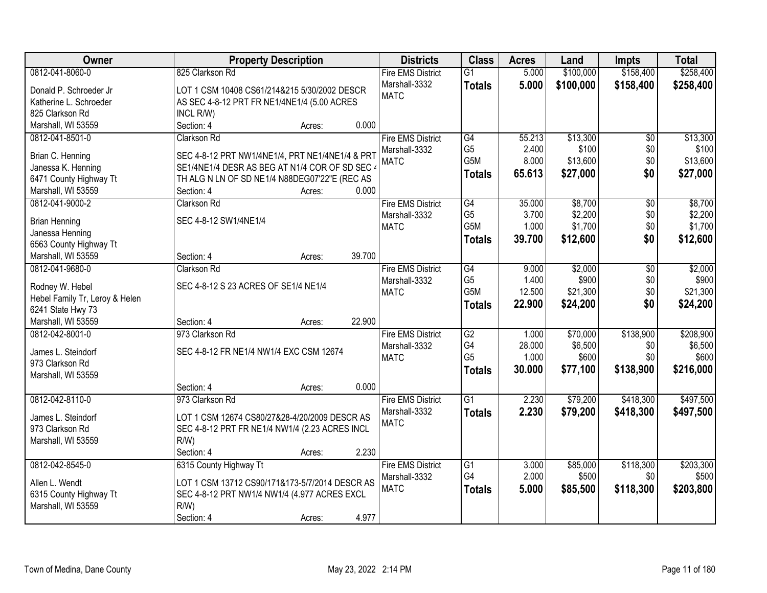| Owner | Property Description | Districts | Class | Acres | Land | Impts | Total |
|---|---|---|---|---|---|---|---|
| 0812-041-8060-0<br>Donald P. Schroeder Jr<br>Katherine L. Schroeder<br>825 Clarkson Rd<br>Marshall, WI 53559 | 825 Clarkson Rd<br>LOT 1 CSM 10408 CS61/214&215 5/30/2002 DESCR AS SEC 4-8-12 PRT FR NE1/4NE1/4 (5.00 ACRES INCL R/W)<br>Section: 4 Acres: 0.000 | Fire EMS District<br>Marshall-3332<br>MATC | G1<br>**Totals** | 5.000<br>**5.000** | $100,000<br>**$100,000** | $158,400<br>**$158,400** | $258,400<br>**$258,400** |
| 0812-041-8501-0<br>Brian C. Henning<br>Janessa K. Henning<br>6471 County Highway Tt<br>Marshall, WI 53559 | Clarkson Rd<br>SEC 4-8-12 PRT NW1/4NE1/4, PRT NE1/4NE1/4 & PRT SE1/4NE1/4 DESR AS BEG AT N1/4 COR OF SD SEC 4 TH ALG N LN OF SD NE1/4 N88DEG07'22"E (REC AS<br>Section: 4 Acres: 0.000 | Fire EMS District<br>Marshall-3332<br>MATC | G4<br>G5<br>G5M<br>**Totals** | 55.213<br>2.400<br>8.000<br>**65.613** | $13,300<br>$100<br>$13,600<br>**$27,000** | $0<br>$0<br>$0<br>**$0** | $13,300<br>$100<br>$13,600<br>**$27,000** |
| 0812-041-9000-2<br>Brian Henning<br>Janessa Henning<br>6563 County Highway Tt<br>Marshall, WI 53559 | Clarkson Rd<br>SEC 4-8-12 SW1/4NE1/4<br>Section: 4 Acres: 39.700 | Fire EMS District<br>Marshall-3332<br>MATC | G4<br>G5<br>G5M<br>**Totals** | 35.000<br>3.700<br>1.000<br>**39.700** | $8,700<br>$2,200<br>$1,700<br>**$12,600** | $0<br>$0<br>$0<br>**$0** | $8,700<br>$2,200<br>$1,700<br>**$12,600** |
| 0812-041-9680-0<br>Rodney W. Hebel<br>Hebel Family Tr, Leroy & Helen<br>6241 State Hwy 73<br>Marshall, WI 53559 | Clarkson Rd<br>SEC 4-8-12 S 23 ACRES OF SE1/4 NE1/4<br>Section: 4 Acres: 22.900 | Fire EMS District<br>Marshall-3332<br>MATC | G4<br>G5<br>G5M<br>**Totals** | 9.000<br>1.400<br>12.500<br>**22.900** | $2,000<br>$900<br>$21,300<br>**$24,200** | $0<br>$0<br>$0<br>**$0** | $2,000<br>$900<br>$21,300<br>**$24,200** |
| 0812-042-8001-0<br>James L. Steindorf<br>973 Clarkson Rd<br>Marshall, WI 53559 | 973 Clarkson Rd<br>SEC 4-8-12 FR NE1/4 NW1/4 EXC CSM 12674<br>Section: 4 Acres: 0.000 | Fire EMS District<br>Marshall-3332<br>MATC | G2<br>G4<br>G5<br>**Totals** | 1.000<br>28.000<br>1.000<br>**30.000** | $70,000<br>$6,500<br>$600<br>**$77,100** | $138,900<br>$0<br>$0<br>**$138,900** | $208,900<br>$6,500<br>$600<br>**$216,000** |
| 0812-042-8110-0<br>James L. Steindorf<br>973 Clarkson Rd<br>Marshall, WI 53559 | 973 Clarkson Rd<br>LOT 1 CSM 12674 CS80/27&28-4/20/2009 DESCR AS SEC 4-8-12 PRT FR NE1/4 NW1/4 (2.23 ACRES INCL R/W)<br>Section: 4 Acres: 2.230 | Fire EMS District<br>Marshall-3332<br>MATC | G1<br>**Totals** | 2.230<br>**2.230** | $79,200<br>**$79,200** | $418,300<br>**$418,300** | $497,500<br>**$497,500** |
| 0812-042-8545-0<br>Allen L. Wendt<br>6315 County Highway Tt<br>Marshall, WI 53559 | 6315 County Highway Tt<br>LOT 1 CSM 13712 CS90/171&173-5/7/2014 DESCR AS SEC 4-8-12 PRT NW1/4 NW1/4 (4.977 ACRES EXCL R/W)<br>Section: 4 Acres: 4.977 | Fire EMS District<br>Marshall-3332<br>MATC | G1<br>G4<br>**Totals** | 3.000<br>2.000<br>**5.000** | $85,000<br>$500<br>**$85,500** | $118,300<br>$0<br>**$118,300** | $203,300<br>$500<br>**$203,800** |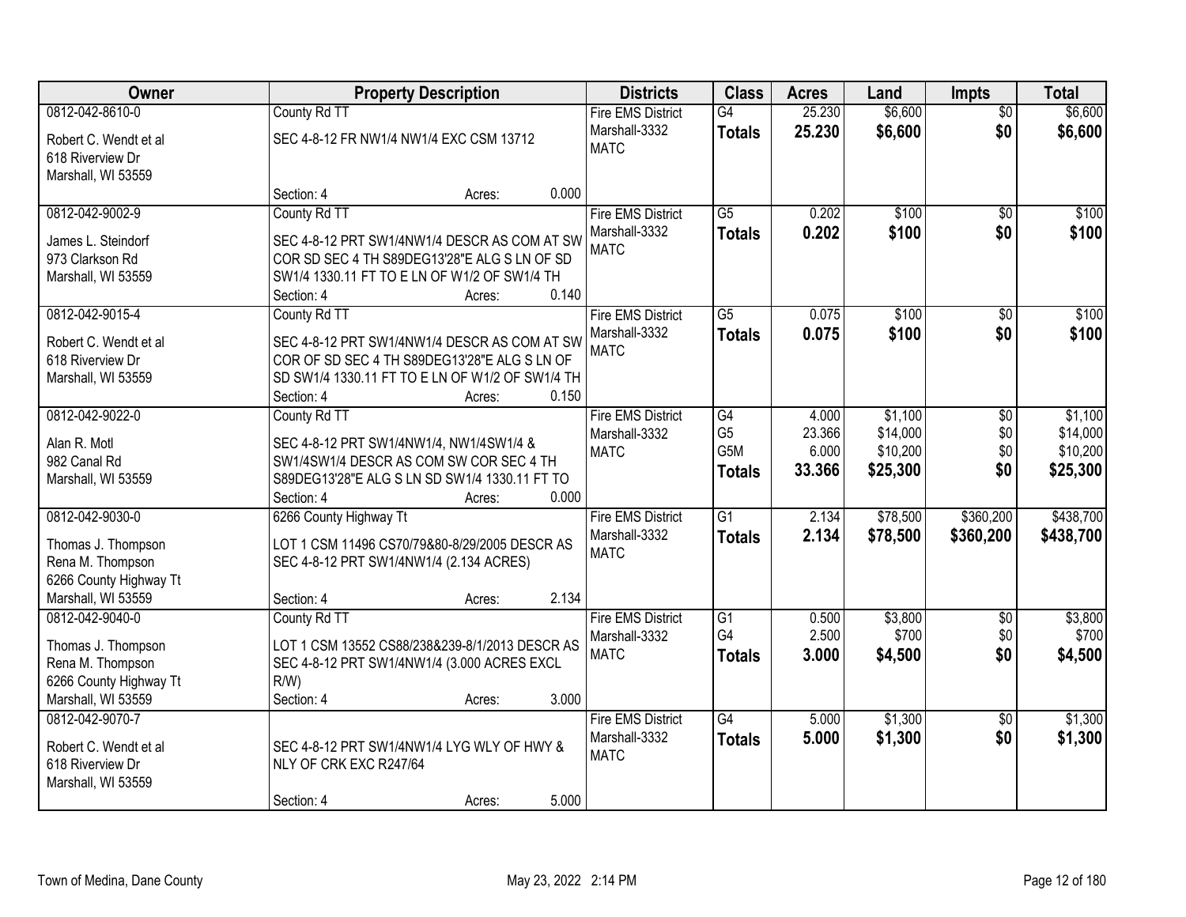| Owner | Property Description | Districts | Class | Acres | Land | Impts | Total |
|---|---|---|---|---|---|---|---|
| 0812-042-8610-0<br>Robert C. Wendt et al<br>618 Riverview Dr<br>Marshall, WI 53559 | County Rd TT<br>SEC 4-8-12 FR NW1/4 NW1/4 EXC CSM 13712<br>Section: 4 Acres: 0.000 | Fire EMS District<br>Marshall-3332<br>MATC | G4<br>**Totals** | 25.230<br>**25.230** | $6,600<br>**$6,600** | $0<br>**$0** | $6,600<br>**$6,600** |
| 0812-042-9002-9<br>James L. Steindorf<br>973 Clarkson Rd<br>Marshall, WI 53559 | County Rd TT<br>SEC 4-8-12 PRT SW1/4NW1/4 DESCR AS COM AT SW COR SD SEC 4 TH S89DEG13'28"E ALG S LN OF SD SW1/4 1330.11 FT TO E LN OF W1/2 OF SW1/4 TH<br>Section: 4 Acres: 0.140 | Fire EMS District<br>Marshall-3332<br>MATC | G5<br>**Totals** | 0.202<br>**0.202** | $100<br>**$100** | $0<br>**$0** | $100<br>**$100** |
| 0812-042-9015-4<br>Robert C. Wendt et al<br>618 Riverview Dr<br>Marshall, WI 53559 | County Rd TT<br>SEC 4-8-12 PRT SW1/4NW1/4 DESCR AS COM AT SW COR OF SD SEC 4 TH S89DEG13'28"E ALG S LN OF SD SW1/4 1330.11 FT TO E LN OF W1/2 OF SW1/4 TH<br>Section: 4 Acres: 0.150 | Fire EMS District<br>Marshall-3332<br>MATC | G5<br>**Totals** | 0.075<br>**0.075** | $100<br>**$100** | $0<br>**$0** | $100<br>**$100** |
| 0812-042-9022-0<br>Alan R. Motl<br>982 Canal Rd<br>Marshall, WI 53559 | County Rd TT<br>SEC 4-8-12 PRT SW1/4NW1/4, NW1/4SW1/4 & SW1/4SW1/4 DESCR AS COM SW COR SEC 4 TH S89DEG13'28"E ALG S LN SD SW1/4 1330.11 FT TO<br>Section: 4 Acres: 0.000 | Fire EMS District<br>Marshall-3332<br>MATC | G4<br>G5<br>G5M<br>**Totals** | 4.000<br>23.366<br>6.000<br>**33.366** | $1,100<br>$14,000<br>$10,200<br>**$25,300** | $0<br>$0<br>$0<br>**$0** | $1,100<br>$14,000<br>$10,200<br>**$25,300** |
| 0812-042-9030-0<br>Thomas J. Thompson<br>Rena M. Thompson<br>6266 County Highway Tt<br>Marshall, WI 53559 | 6266 County Highway Tt<br>LOT 1 CSM 11496 CS70/79&80-8/29/2005 DESCR AS SEC 4-8-12 PRT SW1/4NW1/4 (2.134 ACRES)<br>Section: 4 Acres: 2.134 | Fire EMS District<br>Marshall-3332<br>MATC | G1<br>**Totals** | 2.134<br>**2.134** | $78,500<br>**$78,500** | $360,200<br>**$360,200** | $438,700<br>**$438,700** |
| 0812-042-9040-0<br>Thomas J. Thompson<br>Rena M. Thompson<br>6266 County Highway Tt<br>Marshall, WI 53559 | County Rd TT<br>LOT 1 CSM 13552 CS88/238&239-8/1/2013 DESCR AS SEC 4-8-12 PRT SW1/4NW1/4 (3.000 ACRES EXCL R/W)<br>Section: 4 Acres: 3.000 | Fire EMS District<br>Marshall-3332<br>MATC | G1<br>G4<br>**Totals** | 0.500<br>2.500<br>**3.000** | $3,800<br>$700<br>**$4,500** | $0<br>$0<br>**$0** | $3,800<br>$700<br>**$4,500** |
| 0812-042-9070-7<br>Robert C. Wendt et al<br>618 Riverview Dr<br>Marshall, WI 53559 | SEC 4-8-12 PRT SW1/4NW1/4 LYG WLY OF HWY & NLY OF CRK EXC R247/64<br>Section: 4 Acres: 5.000 | Fire EMS District<br>Marshall-3332<br>MATC | G4<br>**Totals** | 5.000<br>**5.000** | $1,300<br>**$1,300** | $0<br>**$0** | $1,300<br>**$1,300** |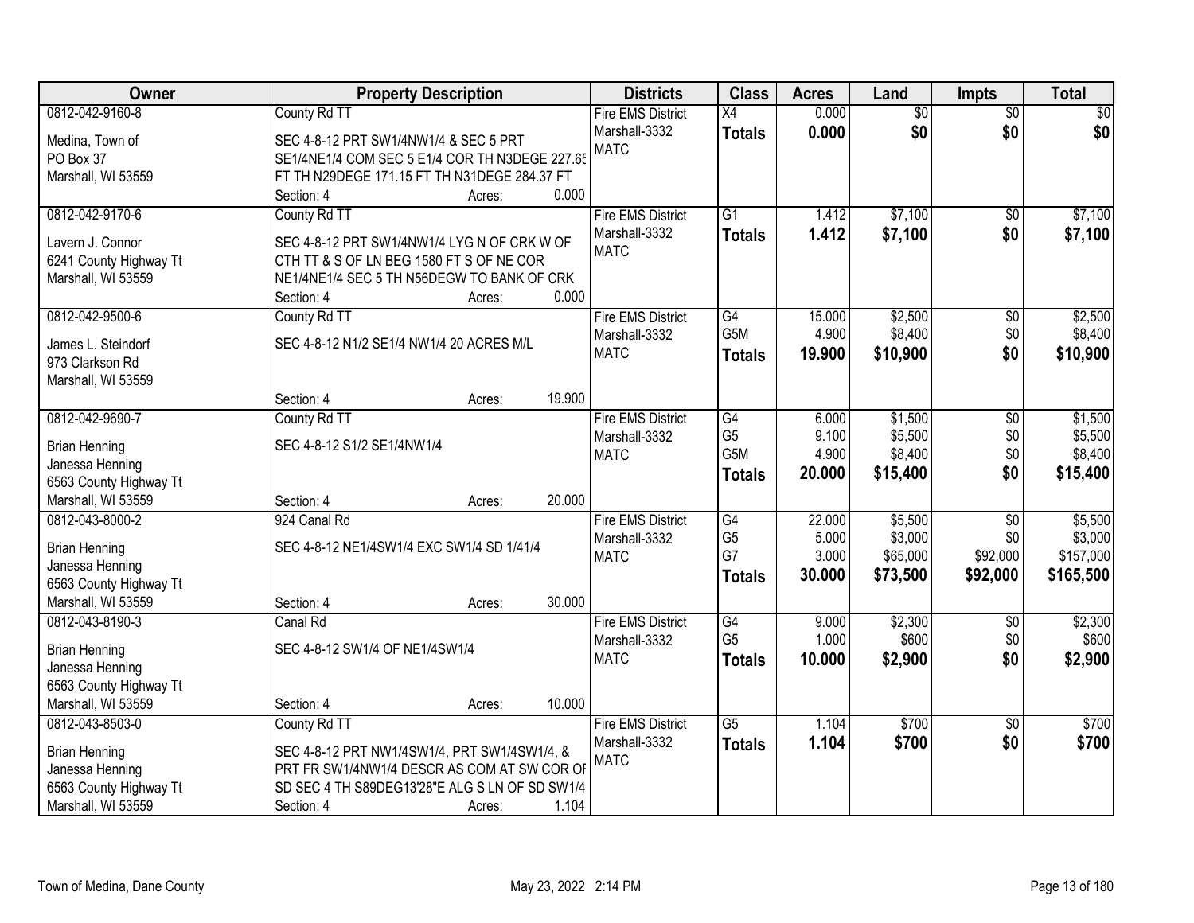| Owner | Property Description | Districts | Class | Acres | Land | Impts | Total |
|---|---|---|---|---|---|---|---|
| 0812-042-9160-8<br>Medina, Town of<br>PO Box 37<br>Marshall, WI 53559 | County Rd TT<br>SEC 4-8-12 PRT SW1/4NW1/4 & SEC 5 PRT SE1/4NE1/4 COM SEC 5 E1/4 COR TH N3DEGE 227.65 FT TH N29DEGE 171.15 FT TH N31DEGE 284.37 FT<br>Section: 4 Acres: 0.000 | Fire EMS District<br>Marshall-3332<br>MATC | X4<br>**Totals** | 0.000<br>**0.000** | $0<br>**$0** | $0<br>**$0** | $0<br>**$0** |
| 0812-042-9170-6<br>Lavern J. Connor<br>6241 County Highway Tt<br>Marshall, WI 53559 | County Rd TT<br>SEC 4-8-12 PRT SW1/4NW1/4 LYG N OF CRK W OF CTH TT & S OF LN BEG 1580 FT S OF NE COR NE1/4NE1/4 SEC 5 TH N56DEGW TO BANK OF CRK<br>Section: 4 Acres: 0.000 | Fire EMS District<br>Marshall-3332<br>MATC | G1<br>**Totals** | 1.412<br>**1.412** | $7,100<br>**$7,100** | $0<br>**$0** | $7,100<br>**$7,100** |
| 0812-042-9500-6<br>James L. Steindorf<br>973 Clarkson Rd<br>Marshall, WI 53559 | County Rd TT<br>SEC 4-8-12 N1/2 SE1/4 NW1/4 20 ACRES M/L<br>Section: 4 Acres: 19.900 | Fire EMS District<br>Marshall-3332<br>MATC | G4<br>G5M<br>**Totals** | 15.000<br>4.900<br>**19.900** | $2,500<br>$8,400<br>**$10,900** | $0<br>$0<br>**$0** | $2,500<br>$8,400<br>**$10,900** |
| 0812-042-9690-7<br>Brian Henning<br>Janessa Henning<br>6563 County Highway Tt<br>Marshall, WI 53559 | County Rd TT<br>SEC 4-8-12 S1/2 SE1/4NW1/4<br>Section: 4 Acres: 20.000 | Fire EMS District<br>Marshall-3332<br>MATC | G4<br>G5<br>G5M<br>**Totals** | 6.000<br>9.100<br>4.900<br>**20.000** | $1,500<br>$5,500<br>$8,400<br>**$15,400** | $0<br>$0<br>$0<br>**$0** | $1,500<br>$5,500<br>$8,400<br>**$15,400** |
| 0812-043-8000-2<br>Brian Henning<br>Janessa Henning<br>6563 County Highway Tt<br>Marshall, WI 53559 | 924 Canal Rd<br>SEC 4-8-12 NE1/4SW1/4 EXC SW1/4 SD 1/41/4<br>Section: 4 Acres: 30.000 | Fire EMS District<br>Marshall-3332<br>MATC | G4<br>G5<br>G7<br>**Totals** | 22.000<br>5.000<br>3.000<br>**30.000** | $5,500<br>$3,000<br>$65,000<br>**$73,500** | $0<br>$0<br>$92,000<br>**$92,000** | $5,500<br>$3,000<br>$157,000<br>**$165,500** |
| 0812-043-8190-3<br>Brian Henning<br>Janessa Henning<br>6563 County Highway Tt<br>Marshall, WI 53559 | Canal Rd<br>SEC 4-8-12 SW1/4 OF NE1/4SW1/4<br>Section: 4 Acres: 10.000 | Fire EMS District<br>Marshall-3332<br>MATC | G4<br>G5<br>**Totals** | 9.000<br>1.000<br>**10.000** | $2,300<br>$600<br>**$2,900** | $0<br>$0<br>**$0** | $2,300<br>$600<br>**$2,900** |
| 0812-043-8503-0<br>Brian Henning<br>Janessa Henning<br>6563 County Highway Tt<br>Marshall, WI 53559 | County Rd TT<br>SEC 4-8-12 PRT NW1/4SW1/4, PRT SW1/4SW1/4, & PRT FR SW1/4NW1/4 DESCR AS COM AT SW COR OF SD SEC 4 TH S89DEG13'28"E ALG S LN OF SD SW1/4<br>Section: 4 Acres: 1.104 | Fire EMS District<br>Marshall-3332<br>MATC | G5<br>**Totals** | 1.104<br>**1.104** | $700<br>**$700** | $0<br>**$0** | $700<br>**$700** |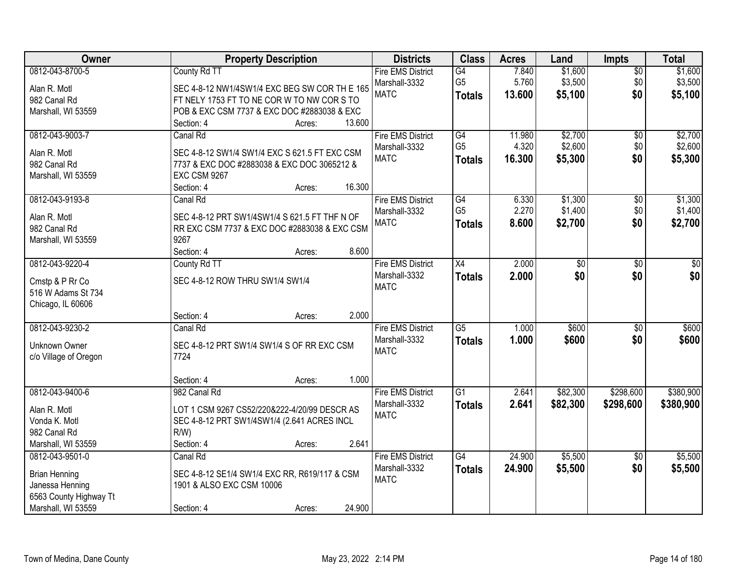| Owner | Property Description | Districts | Class | Acres | Land | Impts | Total |
|---|---|---|---|---|---|---|---|
| 0812-043-8700-5<br>Alan R. Motl<br>982 Canal Rd<br>Marshall, WI 53559 | County Rd TT<br>SEC 4-8-12 NW1/4SW1/4 EXC BEG SW COR TH E 165 FT NELY 1753 FT TO NE COR W TO NW COR S TO POB & EXC CSM 7737 & EXC DOC #2883038 & EXC<br>Section: 4 Acres: 13.600 | Fire EMS District<br>Marshall-3332<br>MATC | G4<br>G5<br>**Totals** | 7.840<br>5.760<br>**13.600** | $1,600<br>$3,500<br>**$5,100** | $0<br>$0<br>**$0** | $1,600<br>$3,500<br>**$5,100** |
| 0812-043-9003-7<br>Alan R. Motl<br>982 Canal Rd<br>Marshall, WI 53559 | Canal Rd<br>SEC 4-8-12 SW1/4 SW1/4 EXC S 621.5 FT EXC CSM 7737 & EXC DOC #2883038 & EXC DOC 3065212 & EXC CSM 9267<br>Section: 4 Acres: 16.300 | Fire EMS District<br>Marshall-3332<br>MATC | G4<br>G5<br>**Totals** | 11.980<br>4.320<br>**16.300** | $2,700<br>$2,600<br>**$5,300** | $0<br>$0<br>**$0** | $2,700<br>$2,600<br>**$5,300** |
| 0812-043-9193-8<br>Alan R. Motl<br>982 Canal Rd<br>Marshall, WI 53559 | Canal Rd<br>SEC 4-8-12 PRT SW1/4SW1/4 S 621.5 FT THF N OF RR EXC CSM 7737 & EXC DOC #2883038 & EXC CSM 9267<br>Section: 4 Acres: 8.600 | Fire EMS District<br>Marshall-3332<br>MATC | G4<br>G5<br>**Totals** | 6.330<br>2.270<br>**8.600** | $1,300<br>$1,400<br>**$2,700** | $0<br>$0<br>**$0** | $1,300<br>$1,400<br>**$2,700** |
| 0812-043-9220-4<br>Cmstp & P Rr Co<br>516 W Adams St 734<br>Chicago, IL 60606 | County Rd TT<br>SEC 4-8-12 ROW THRU SW1/4 SW1/4<br>Section: 4 Acres: 2.000 | Fire EMS District<br>Marshall-3332<br>MATC | X4<br>**Totals** | 2.000<br>**2.000** | $0<br>**$0** | $0<br>**$0** | $0<br>**$0** |
| 0812-043-9230-2<br>Unknown Owner<br>c/o Village of Oregon | Canal Rd<br>SEC 4-8-12 PRT SW1/4 SW1/4 S OF RR EXC CSM 7724<br>Section: 4 Acres: 1.000 | Fire EMS District<br>Marshall-3332<br>MATC | G5<br>**Totals** | 1.000<br>**1.000** | $600<br>**$600** | $0<br>**$0** | $600<br>**$600** |
| 0812-043-9400-6<br>Alan R. Motl<br>Vonda K. Motl<br>982 Canal Rd<br>Marshall, WI 53559 | 982 Canal Rd<br>LOT 1 CSM 9267 CS52/220&222-4/20/99 DESCR AS SEC 4-8-12 PRT SW1/4SW1/4 (2.641 ACRES INCL R/W)<br>Section: 4 Acres: 2.641 | Fire EMS District<br>Marshall-3332<br>MATC | G1<br>**Totals** | 2.641<br>**2.641** | $82,300<br>**$82,300** | $298,600<br>**$298,600** | $380,900<br>**$380,900** |
| 0812-043-9501-0<br>Brian Henning<br>Janessa Henning<br>6563 County Highway Tt<br>Marshall, WI 53559 | Canal Rd<br>SEC 4-8-12 SE1/4 SW1/4 EXC RR, R619/117 & CSM 1901 & ALSO EXC CSM 10006<br>Section: 4 Acres: 24.900 | Fire EMS District<br>Marshall-3332<br>MATC | G4<br>**Totals** | 24.900<br>**24.900** | $5,500<br>**$5,500** | $0<br>**$0** | $5,500<br>**$5,500** |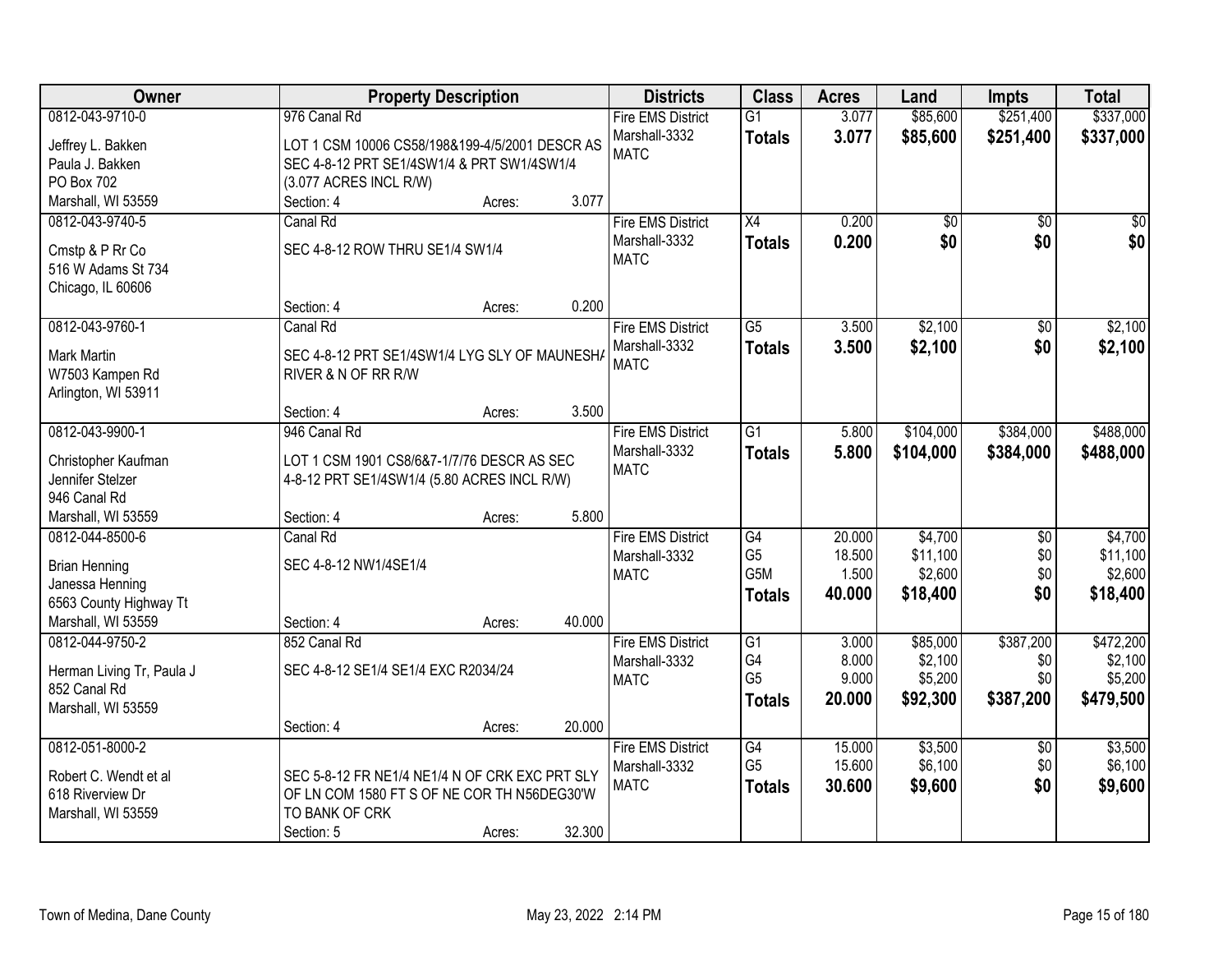| Owner | Property Description | | | Districts | Class | Acres | Land | Impts | Total |
|---|---|---|---|---|---|---|---|---|---|
| 0812-043-9710-0 | 976 Canal Rd | | | Fire EMS District | G1 | 3.077 | $85,600 | $251,400 | $337,000 |
| Jeffrey L. Bakken | LOT 1 CSM 10006 CS58/198&199-4/5/2001 DESCR AS | | | Marshall-3332 | **Totals** | **3.077** | **$85,600** | **$251,400** | **$337,000** |
| Paula J. Bakken | SEC 4-8-12 PRT SE1/4SW1/4 & PRT SW1/4SW1/4 | | | MATC | | | | | |
| PO Box 702 | (3.077 ACRES INCL R/W) | | | | | | | | |
| Marshall, WI 53559 | Section: 4 | Acres: | 3.077 | | | | | | |
| 0812-043-9740-5 | Canal Rd | | | Fire EMS District | X4 | 0.200 | $0 | $0 | $0 |
| Cmstp & P Rr Co | SEC 4-8-12 ROW THRU SE1/4 SW1/4 | | | Marshall-3332 | **Totals** | **0.200** | **$0** | **$0** | **$0** |
| 516 W Adams St 734 | | | | MATC | | | | | |
| Chicago, IL 60606 | | | | | | | | | |
| | Section: 4 | Acres: | 0.200 | | | | | | |
| 0812-043-9760-1 | Canal Rd | | | Fire EMS District | G5 | 3.500 | $2,100 | $0 | $2,100 |
| Mark Martin | SEC 4-8-12 PRT SE1/4SW1/4 LYG SLY OF MAUNESHA | | | Marshall-3332 | **Totals** | **3.500** | **$2,100** | **$0** | **$2,100** |
| W7503 Kampen Rd | RIVER & N OF RR R/W | | | MATC | | | | | |
| Arlington, WI 53911 | | | | | | | | | |
| | Section: 4 | Acres: | 3.500 | | | | | | |
| 0812-043-9900-1 | 946 Canal Rd | | | Fire EMS District | G1 | 5.800 | $104,000 | $384,000 | $488,000 |
| Christopher Kaufman | LOT 1 CSM 1901 CS8/6&7-1/7/76 DESCR AS SEC | | | Marshall-3332 | **Totals** | **5.800** | **$104,000** | **$384,000** | **$488,000** |
| Jennifer Stelzer | 4-8-12 PRT SE1/4SW1/4 (5.80 ACRES INCL R/W) | | | MATC | | | | | |
| 946 Canal Rd | | | | | | | | | |
| Marshall, WI 53559 | Section: 4 | Acres: | 5.800 | | | | | | |
| 0812-044-8500-6 | Canal Rd | | | Fire EMS District | G4 | 20.000 | $4,700 | $0 | $4,700 |
| Brian Henning | SEC 4-8-12 NW1/4SE1/4 | | | Marshall-3332 | G5 | 18.500 | $11,100 | $0 | $11,100 |
| Janessa Henning | | | | MATC | G5M | 1.500 | $2,600 | $0 | $2,600 |
| 6563 County Highway Tt | | | | | **Totals** | **40.000** | **$18,400** | **$0** | **$18,400** |
| Marshall, WI 53559 | Section: 4 | Acres: | 40.000 | | | | | | |
| 0812-044-9750-2 | 852 Canal Rd | | | Fire EMS District | G1 | 3.000 | $85,000 | $387,200 | $472,200 |
| Herman Living Tr, Paula J | SEC 4-8-12 SE1/4 SE1/4 EXC R2034/24 | | | Marshall-3332 | G4 | 8.000 | $2,100 | $0 | $2,100 |
| 852 Canal Rd | | | | MATC | G5 | 9.000 | $5,200 | $0 | $5,200 |
| Marshall, WI 53559 | | | | | **Totals** | **20.000** | **$92,300** | **$387,200** | **$479,500** |
| | Section: 4 | Acres: | 20.000 | | | | | | |
| 0812-051-8000-2 | | | | Fire EMS District | G4 | 15.000 | $3,500 | $0 | $3,500 |
| Robert C. Wendt et al | SEC 5-8-12 FR NE1/4 NE1/4 N OF CRK EXC PRT SLY | | | Marshall-3332 | G5 | 15.600 | $6,100 | $0 | $6,100 |
| 618 Riverview Dr | OF LN COM 1580 FT S OF NE COR TH N56DEG30'W | | | MATC | **Totals** | **30.600** | **$9,600** | **$0** | **$9,600** |
| Marshall, WI 53559 | TO BANK OF CRK | | | | | | | | |
| | Section: 5 | Acres: | 32.300 | | | | | | |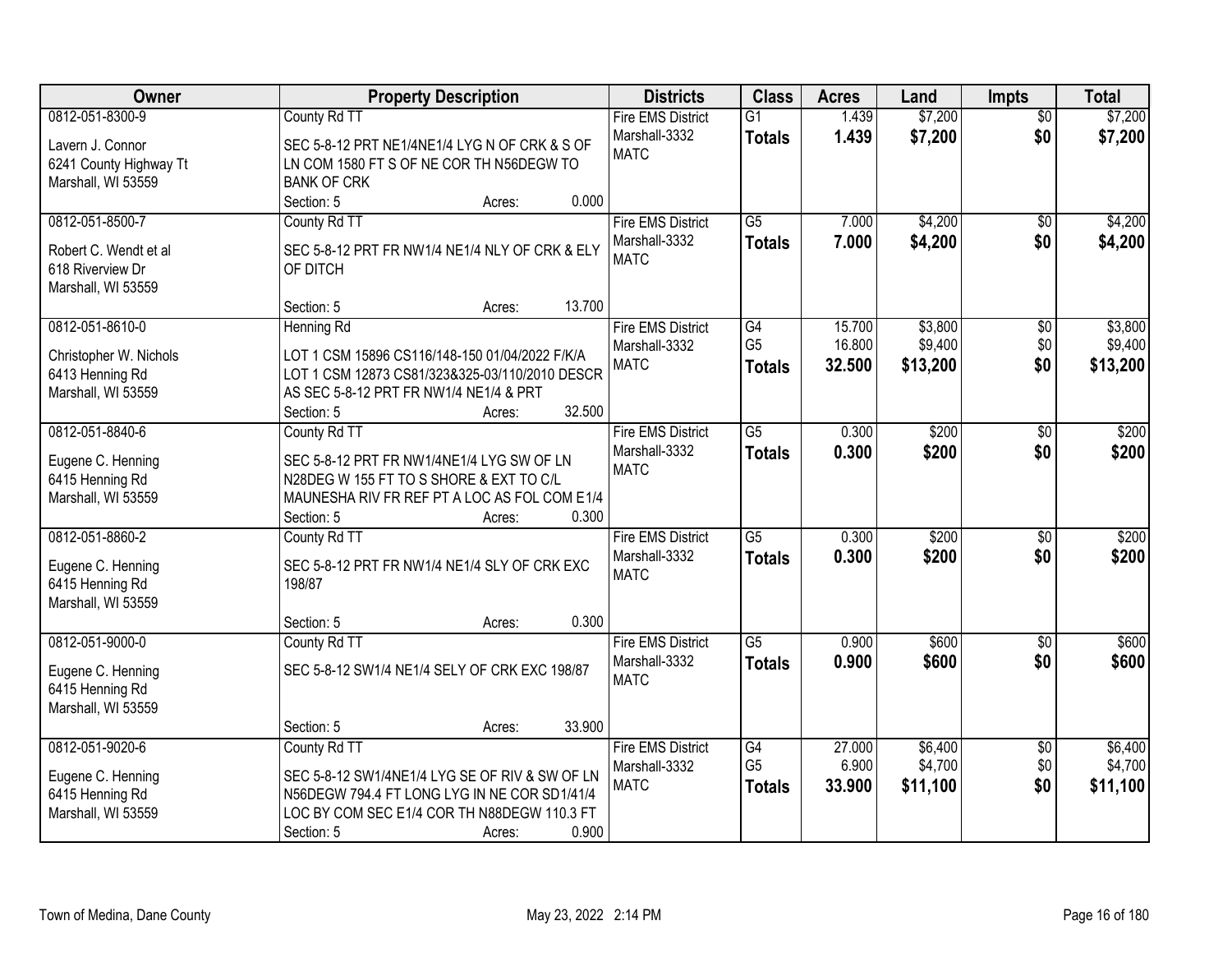| Owner | Property Description | Districts | Class | Acres | Land | Impts | Total |
|---|---|---|---|---|---|---|---|
| 0812-051-8300-9<br>Lavern J. Connor<br>6241 County Highway Tt<br>Marshall, WI 53559 | County Rd TT<br>SEC 5-8-12 PRT NE1/4NE1/4 LYG N OF CRK & S OF LN COM 1580 FT S OF NE COR TH N56DEGW TO BANK OF CRK<br>Section: 5 Acres: 0.000 | Fire EMS District<br>Marshall-3332<br>MATC | G1<br>**Totals** | 1.439<br>**1.439** | $7,200<br>**$7,200** | $0<br>**$0** | $7,200<br>**$7,200** |
| 0812-051-8500-7<br>Robert C. Wendt et al<br>618 Riverview Dr<br>Marshall, WI 53559 | County Rd TT<br>SEC 5-8-12 PRT FR NW1/4 NE1/4 NLY OF CRK & ELY OF DITCH<br>Section: 5 Acres: 13.700 | Fire EMS District<br>Marshall-3332<br>MATC | G5<br>**Totals** | 7.000<br>**7.000** | $4,200<br>**$4,200** | $0<br>**$0** | $4,200<br>**$4,200** |
| 0812-051-8610-0<br>Christopher W. Nichols<br>6413 Henning Rd<br>Marshall, WI 53559 | Henning Rd<br>LOT 1 CSM 15896 CS116/148-150 01/04/2022 F/K/A LOT 1 CSM 12873 CS81/323&325-03/110/2010 DESCR AS SEC 5-8-12 PRT FR NW1/4 NE1/4 & PRT<br>Section: 5 Acres: 32.500 | Fire EMS District<br>Marshall-3332<br>MATC | G4<br>G5<br>**Totals** | 15.700<br>16.800<br>**32.500** | $3,800<br>$9,400<br>**$13,200** | $0<br>$0<br>**$0** | $3,800<br>$9,400<br>**$13,200** |
| 0812-051-8840-6<br>Eugene C. Henning<br>6415 Henning Rd<br>Marshall, WI 53559 | County Rd TT<br>SEC 5-8-12 PRT FR NW1/4NE1/4 LYG SW OF LN N28DEG W 155 FT TO S SHORE & EXT TO C/L MAUNESHA RIV FR REF PT A LOC AS FOL COM E1/4<br>Section: 5 Acres: 0.300 | Fire EMS District<br>Marshall-3332<br>MATC | G5<br>**Totals** | 0.300<br>**0.300** | $200<br>**$200** | $0<br>**$0** | $200<br>**$200** |
| 0812-051-8860-2<br>Eugene C. Henning<br>6415 Henning Rd<br>Marshall, WI 53559 | County Rd TT<br>SEC 5-8-12 PRT FR NW1/4 NE1/4 SLY OF CRK EXC 198/87<br>Section: 5 Acres: 0.300 | Fire EMS District<br>Marshall-3332<br>MATC | G5<br>**Totals** | 0.300<br>**0.300** | $200<br>**$200** | $0<br>**$0** | $200<br>**$200** |
| 0812-051-9000-0<br>Eugene C. Henning<br>6415 Henning Rd<br>Marshall, WI 53559 | County Rd TT<br>SEC 5-8-12 SW1/4 NE1/4 SELY OF CRK EXC 198/87<br>Section: 5 Acres: 33.900 | Fire EMS District<br>Marshall-3332<br>MATC | G5<br>**Totals** | 0.900<br>**0.900** | $600<br>**$600** | $0<br>**$0** | $600<br>**$600** |
| 0812-051-9020-6<br>Eugene C. Henning<br>6415 Henning Rd<br>Marshall, WI 53559 | County Rd TT<br>SEC 5-8-12 SW1/4NE1/4 LYG SE OF RIV & SW OF LN N56DEGW 794.4 FT LONG LYG IN NE COR SD1/41/4 LOC BY COM SEC E1/4 COR TH N88DEGW 110.3 FT<br>Section: 5 Acres: 0.900 | Fire EMS District<br>Marshall-3332<br>MATC | G4<br>G5<br>**Totals** | 27.000<br>6.900<br>**33.900** | $6,400<br>$4,700<br>**$11,100** | $0<br>$0<br>**$0** | $6,400<br>$4,700<br>**$11,100** |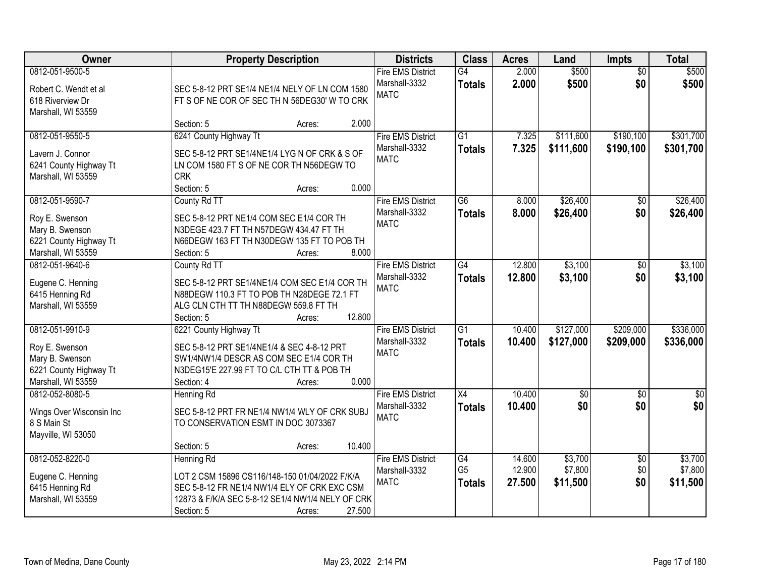| Owner | Property Description | Districts | Class | Acres | Land | Impts | Total |
|---|---|---|---|---|---|---|---|
| 0812-051-9500-5<br>Robert C. Wendt et al<br>618 Riverview Dr<br>Marshall, WI 53559 | SEC 5-8-12 PRT SE1/4 NE1/4 NELY OF LN COM 1580 FT S OF NE COR OF SEC TH N 56DEG30' W TO CRK<br>Section: 5 Acres: 2.000 | Fire EMS District<br>Marshall-3332<br>MATC | G4<br>**Totals** | 2.000<br>**2.000** | $500<br>**$500** | $0<br>**$0** | $500<br>**$500** |
| 0812-051-9550-5<br>Lavern J. Connor<br>6241 County Highway Tt<br>Marshall, WI 53559 | 6241 County Highway Tt<br>SEC 5-8-12 PRT SE1/4NE1/4 LYG N OF CRK & S OF LN COM 1580 FT S OF NE COR TH N56DEGW TO CRK<br>Section: 5 Acres: 0.000 | Fire EMS District<br>Marshall-3332<br>MATC | G1<br>**Totals** | 7.325<br>**7.325** | $111,600<br>**$111,600** | $190,100<br>**$190,100** | $301,700<br>**$301,700** |
| 0812-051-9590-7<br>Roy E. Swenson<br>Mary B. Swenson<br>6221 County Highway Tt<br>Marshall, WI 53559 | County Rd TT<br>SEC 5-8-12 PRT NE1/4 COM SEC E1/4 COR TH N3DEGE 423.7 FT TH N57DEGW 434.47 FT TH N66DEGW 163 FT TH N30DEGW 135 FT TO POB TH<br>Section: 5 Acres: 8.000 | Fire EMS District<br>Marshall-3332<br>MATC | G6<br>**Totals** | 8.000<br>**8.000** | $26,400<br>**$26,400** | $0<br>**$0** | $26,400<br>**$26,400** |
| 0812-051-9640-6<br>Eugene C. Henning<br>6415 Henning Rd<br>Marshall, WI 53559 | County Rd TT<br>SEC 5-8-12 PRT SE1/4NE1/4 COM SEC E1/4 COR TH N88DEGW 110.3 FT TO POB TH N28DEGE 72.1 FT ALG CLN CTH TT TH N88DEGW 559.8 FT TH<br>Section: 5 Acres: 12.800 | Fire EMS District<br>Marshall-3332<br>MATC | G4<br>**Totals** | 12.800<br>**12.800** | $3,100<br>**$3,100** | $0<br>**$0** | $3,100<br>**$3,100** |
| 0812-051-9910-9<br>Roy E. Swenson<br>Mary B. Swenson<br>6221 County Highway Tt<br>Marshall, WI 53559 | 6221 County Highway Tt<br>SEC 5-8-12 PRT SE1/4NE1/4 & SEC 4-8-12 PRT SW1/4NW1/4 DESCR AS COM SEC E1/4 COR TH N3DEG15'E 227.99 FT TO C/L CTH TT & POB TH<br>Section: 4 Acres: 0.000 | Fire EMS District<br>Marshall-3332<br>MATC | G1<br>**Totals** | 10.400<br>**10.400** | $127,000<br>**$127,000** | $209,000<br>**$209,000** | $336,000<br>**$336,000** |
| 0812-052-8080-5<br>Wings Over Wisconsin Inc<br>8 S Main St<br>Mayville, WI 53050 | Henning Rd<br>SEC 5-8-12 PRT FR NE1/4 NW1/4 WLY OF CRK SUBJ TO CONSERVATION ESMT IN DOC 3073367<br>Section: 5 Acres: 10.400 | Fire EMS District<br>Marshall-3332<br>MATC | X4<br>**Totals** | 10.400<br>**10.400** | $0<br>**$0** | $0<br>**$0** | $0<br>**$0** |
| 0812-052-8220-0<br>Eugene C. Henning<br>6415 Henning Rd<br>Marshall, WI 53559 | Henning Rd<br>LOT 2 CSM 15896 CS116/148-150 01/04/2022 F/K/A SEC 5-8-12 FR NE1/4 NW1/4 ELY OF CRK EXC CSM 12873 & F/K/A SEC 5-8-12 SE1/4 NW1/4 NELY OF CRK<br>Section: 5 Acres: 27.500 | Fire EMS District<br>Marshall-3332<br>MATC | G4<br>G5<br>**Totals** | 14.600<br>12.900<br>**27.500** | $3,700<br>$7,800<br>**$11,500** | $0<br>$0<br>**$0** | $3,700<br>$7,800<br>**$11,500** |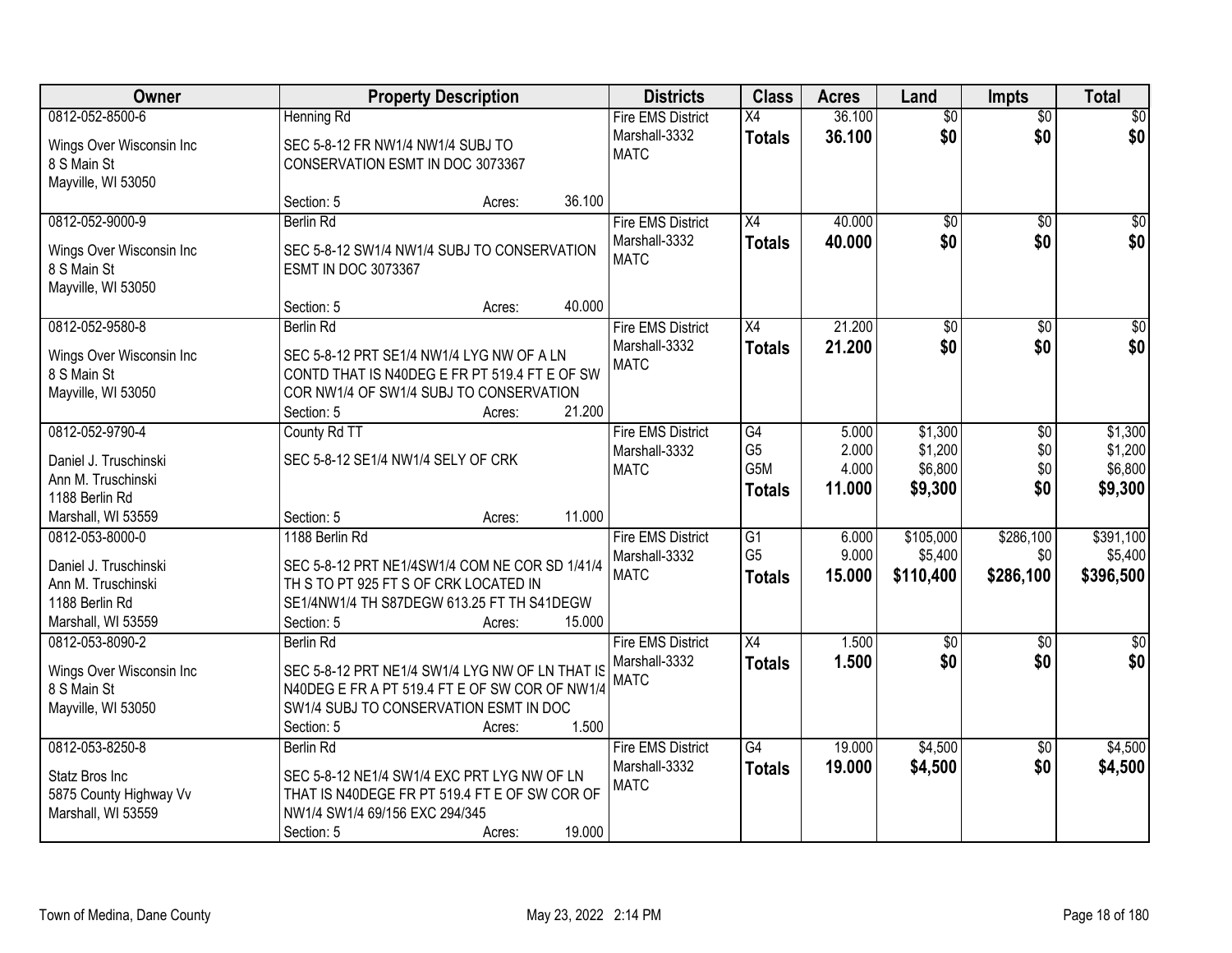| Owner | Property Description | Districts | Class | Acres | Land | Impts | Total |
|---|---|---|---|---|---|---|---|
| 0812-052-8500-6<br><br>Wings Over Wisconsin Inc<br>8 S Main St<br>Mayville, WI 53050 | Henning Rd<br><br>SEC 5-8-12 FR NW1/4 NW1/4 SUBJ TO CONSERVATION ESMT IN DOC 3073367<br><br>Section: 5 Acres: 36.100 | Fire EMS District<br>Marshall-3332<br>MATC | X4<br>**Totals** | 36.100<br>**36.100** | $0<br>**$0** | $0<br>**$0** | $0<br>**$0** |
| 0812-052-9000-9<br><br>Wings Over Wisconsin Inc<br>8 S Main St<br>Mayville, WI 53050 | Berlin Rd<br><br>SEC 5-8-12 SW1/4 NW1/4 SUBJ TO CONSERVATION ESMT IN DOC 3073367<br><br>Section: 5 Acres: 40.000 | Fire EMS District<br>Marshall-3332<br>MATC | X4<br>**Totals** | 40.000<br>**40.000** | $0<br>**$0** | $0<br>**$0** | $0<br>**$0** |
| 0812-052-9580-8<br><br>Wings Over Wisconsin Inc<br>8 S Main St<br>Mayville, WI 53050 | Berlin Rd<br><br>SEC 5-8-12 PRT SE1/4 NW1/4 LYG NW OF A LN CONTD THAT IS N40DEG E FR PT 519.4 FT E OF SW COR NW1/4 OF SW1/4 SUBJ TO CONSERVATION<br>Section: 5 Acres: 21.200 | Fire EMS District<br>Marshall-3332<br>MATC | X4<br>**Totals** | 21.200<br>**21.200** | $0<br>**$0** | $0<br>**$0** | $0<br>**$0** |
| 0812-052-9790-4<br><br>Daniel J. Truschinski<br>Ann M. Truschinski<br>1188 Berlin Rd<br>Marshall, WI 53559 | County Rd TT<br><br>SEC 5-8-12 SE1/4 NW1/4 SELY OF CRK<br><br>Section: 5 Acres: 11.000 | Fire EMS District<br>Marshall-3332<br>MATC | G4<br>G5<br>G5M<br>**Totals** | 5.000<br>2.000<br>4.000<br>**11.000** | $1,300<br>$1,200<br>$6,800<br>**$9,300** | $0<br>$0<br>$0<br>**$0** | $1,300<br>$1,200<br>$6,800<br>**$9,300** |
| 0812-053-8000-0<br><br>Daniel J. Truschinski<br>Ann M. Truschinski<br>1188 Berlin Rd<br>Marshall, WI 53559 | 1188 Berlin Rd<br><br>SEC 5-8-12 PRT NE1/4SW1/4 COM NE COR SD 1/41/4 TH S TO PT 925 FT S OF CRK LOCATED IN SE1/4NW1/4 TH S87DEGW 613.25 FT TH S41DEGW<br>Section: 5 Acres: 15.000 | Fire EMS District<br>Marshall-3332<br>MATC | G1<br>G5<br>**Totals** | 6.000<br>9.000<br>**15.000** | $105,000<br>$5,400<br>**$110,400** | $286,100<br>$0<br>**$286,100** | $391,100<br>$5,400<br>**$396,500** |
| 0812-053-8090-2<br><br>Wings Over Wisconsin Inc<br>8 S Main St<br>Mayville, WI 53050 | Berlin Rd<br><br>SEC 5-8-12 PRT NE1/4 SW1/4 LYG NW OF LN THAT IS N40DEG E FR A PT 519.4 FT E OF SW COR OF NW1/4 SW1/4 SUBJ TO CONSERVATION ESMT IN DOC<br>Section: 5 Acres: 1.500 | Fire EMS District<br>Marshall-3332<br>MATC | X4<br>**Totals** | 1.500<br>**1.500** | $0<br>**$0** | $0<br>**$0** | $0<br>**$0** |
| 0812-053-8250-8<br><br>Statz Bros Inc<br>5875 County Highway Vv<br>Marshall, WI 53559 | Berlin Rd<br><br>SEC 5-8-12 NE1/4 SW1/4 EXC PRT LYG NW OF LN THAT IS N40DEGE FR PT 519.4 FT E OF SW COR OF NW1/4 SW1/4 69/156 EXC 294/345<br>Section: 5 Acres: 19.000 | Fire EMS District<br>Marshall-3332<br>MATC | G4<br>**Totals** | 19.000<br>**19.000** | $4,500<br>**$4,500** | $0<br>**$0** | $4,500<br>**$4,500** |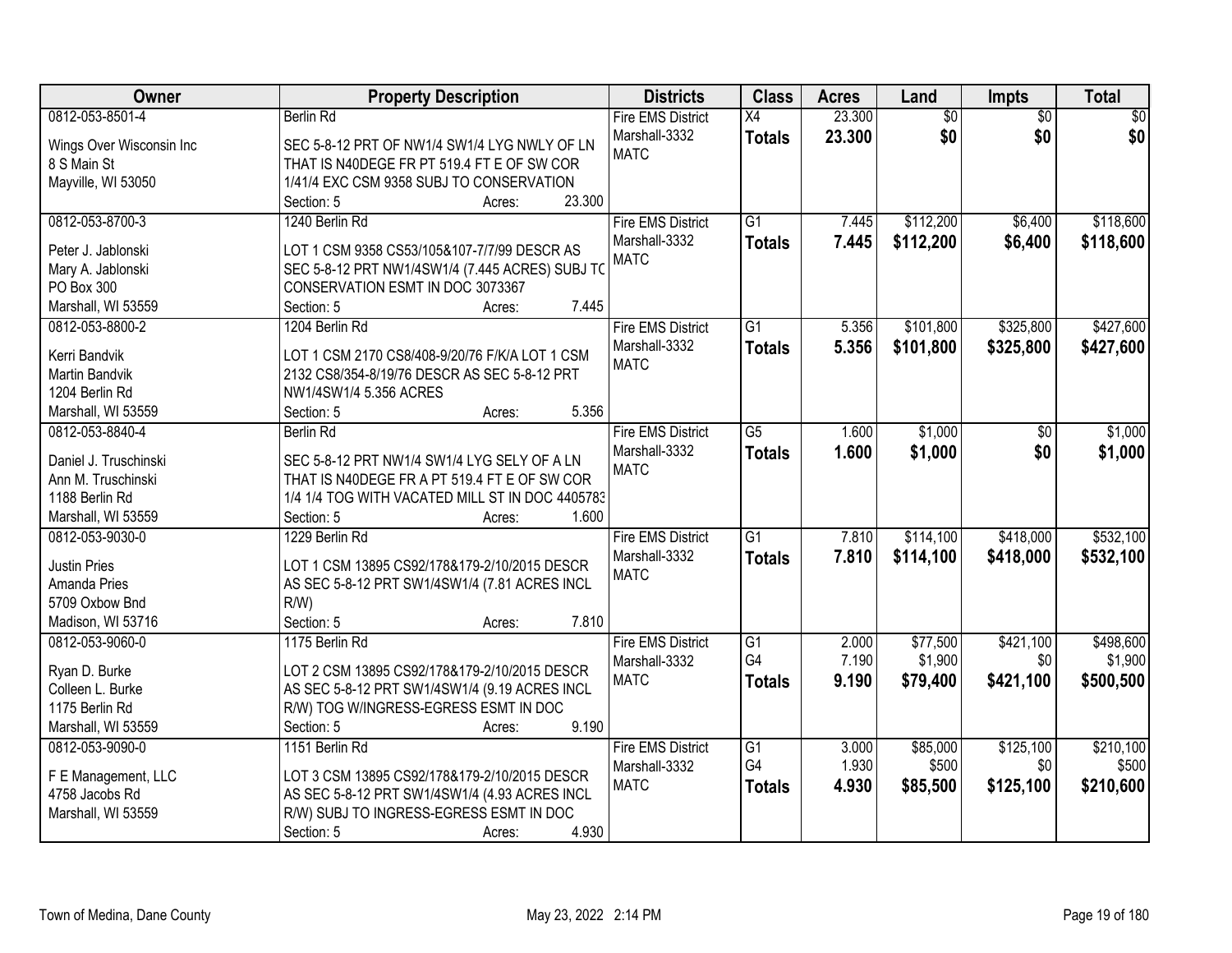| Owner | Property Description | Districts | Class | Acres | Land | Impts | Total |
|---|---|---|---|---|---|---|---|
| 0812-053-8501-4<br><br>Wings Over Wisconsin Inc<br>8 S Main St<br>Mayville, WI 53050 | Berlin Rd<br><br>SEC 5-8-12 PRT OF NW1/4 SW1/4 LYG NWLY OF LN THAT IS N40DEGE FR PT 519.4 FT E OF SW COR 1/41/4 EXC CSM 9358 SUBJ TO CONSERVATION<br>Section: 5 Acres: 23.300 | Fire EMS District<br>Marshall-3332<br>MATC | X4<br>**Totals** | 23.300<br>**23.300** | $0<br>**$0** | $0<br>**$0** | $0<br>**$0** |
| 0812-053-8700-3<br><br>Peter J. Jablonski<br>Mary A. Jablonski<br>PO Box 300<br>Marshall, WI 53559 | 1240 Berlin Rd<br><br>LOT 1 CSM 9358 CS53/105&107-7/7/99 DESCR AS SEC 5-8-12 PRT NW1/4SW1/4 (7.445 ACRES) SUBJ TC CONSERVATION ESMT IN DOC 3073367<br>Section: 5 Acres: 7.445 | Fire EMS District<br>Marshall-3332<br>MATC | G1<br>**Totals** | 7.445<br>**7.445** | $112,200<br>**$112,200** | $6,400<br>**$6,400** | $118,600<br>**$118,600** |
| 0812-053-8800-2<br><br>Kerri Bandvik<br>Martin Bandvik<br>1204 Berlin Rd<br>Marshall, WI 53559 | 1204 Berlin Rd<br><br>LOT 1 CSM 2170 CS8/408-9/20/76 F/K/A LOT 1 CSM 2132 CS8/354-8/19/76 DESCR AS SEC 5-8-12 PRT NW1/4SW1/4 5.356 ACRES<br>Section: 5 Acres: 5.356 | Fire EMS District<br>Marshall-3332<br>MATC | G1<br>**Totals** | 5.356<br>**5.356** | $101,800<br>**$101,800** | $325,800<br>**$325,800** | $427,600<br>**$427,600** |
| 0812-053-8840-4<br><br>Daniel J. Truschinski<br>Ann M. Truschinski<br>1188 Berlin Rd<br>Marshall, WI 53559 | Berlin Rd<br><br>SEC 5-8-12 PRT NW1/4 SW1/4 LYG SELY OF A LN THAT IS N40DEGE FR A PT 519.4 FT E OF SW COR 1/4 1/4 TOG WITH VACATED MILL ST IN DOC 4405783<br>Section: 5 Acres: 1.600 | Fire EMS District<br>Marshall-3332<br>MATC | G5<br>**Totals** | 1.600<br>**1.600** | $1,000<br>**$1,000** | $0<br>**$0** | $1,000<br>**$1,000** |
| 0812-053-9030-0<br><br>Justin Pries<br>Amanda Pries<br>5709 Oxbow Bnd<br>Madison, WI 53716 | 1229 Berlin Rd<br><br>LOT 1 CSM 13895 CS92/178&179-2/10/2015 DESCR AS SEC 5-8-12 PRT SW1/4SW1/4 (7.81 ACRES INCL R/W)<br>Section: 5 Acres: 7.810 | Fire EMS District<br>Marshall-3332<br>MATC | G1<br>**Totals** | 7.810<br>**7.810** | $114,100<br>**$114,100** | $418,000<br>**$418,000** | $532,100<br>**$532,100** |
| 0812-053-9060-0<br><br>Ryan D. Burke<br>Colleen L. Burke<br>1175 Berlin Rd<br>Marshall, WI 53559 | 1175 Berlin Rd<br><br>LOT 2 CSM 13895 CS92/178&179-2/10/2015 DESCR AS SEC 5-8-12 PRT SW1/4SW1/4 (9.19 ACRES INCL R/W) TOG W/INGRESS-EGRESS ESMT IN DOC<br>Section: 5 Acres: 9.190 | Fire EMS District<br>Marshall-3332<br>MATC | G1<br>G4<br>**Totals** | 2.000<br>7.190<br>**9.190** | $77,500<br>$1,900<br>**$79,400** | $421,100<br>$0<br>**$421,100** | $498,600<br>$1,900<br>**$500,500** |
| 0812-053-9090-0<br><br>F E Management, LLC<br>4758 Jacobs Rd<br>Marshall, WI 53559 | 1151 Berlin Rd<br><br>LOT 3 CSM 13895 CS92/178&179-2/10/2015 DESCR AS SEC 5-8-12 PRT SW1/4SW1/4 (4.93 ACRES INCL R/W) SUBJ TO INGRESS-EGRESS ESMT IN DOC<br>Section: 5 Acres: 4.930 | Fire EMS District<br>Marshall-3332<br>MATC | G1<br>G4<br>**Totals** | 3.000<br>1.930<br>**4.930** | $85,000<br>$500<br>**$85,500** | $125,100<br>$0<br>**$125,100** | $210,100<br>$500<br>**$210,600** |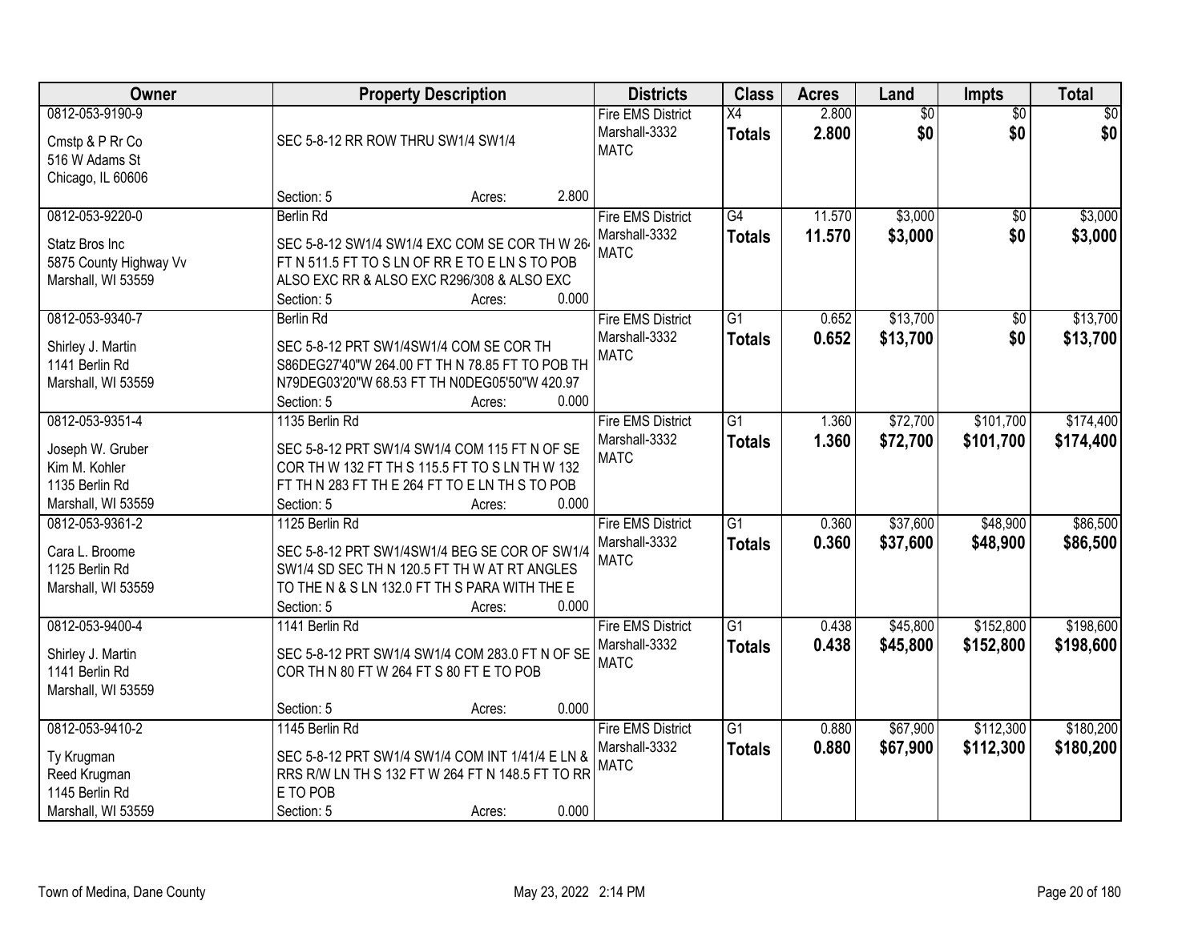| Owner | Property Description | Districts | Class | Acres | Land | Impts | Total |
|---|---|---|---|---|---|---|---|
| 0812-053-9190-9<br>Cmstp & P Rr Co<br>516 W Adams St<br>Chicago, IL 60606 | SEC 5-8-12 RR ROW THRU SW1/4 SW1/4<br>Section: 5 Acres: 2.800 | Fire EMS District<br>Marshall-3332<br>MATC | X4<br>**Totals** | 2.800<br>**2.800** | $0<br>**$0** | $0<br>**$0** | $0<br>**$0** |
| 0812-053-9220-0<br>Statz Bros Inc<br>5875 County Highway Vv<br>Marshall, WI 53559 | Berlin Rd<br>SEC 5-8-12 SW1/4 SW1/4 EXC COM SE COR TH W 264 FT N 511.5 FT TO S LN OF RR E TO E LN S TO POB ALSO EXC RR & ALSO EXC R296/308 & ALSO EXC<br>Section: 5 Acres: 0.000 | Fire EMS District<br>Marshall-3332<br>MATC | G4<br>**Totals** | 11.570<br>**11.570** | $3,000<br>**$3,000** | $0<br>**$0** | $3,000<br>**$3,000** |
| 0812-053-9340-7<br>Shirley J. Martin<br>1141 Berlin Rd<br>Marshall, WI 53559 | Berlin Rd<br>SEC 5-8-12 PRT SW1/4SW1/4 COM SE COR TH S86DEG27'40"W 264.00 FT TH N 78.85 FT TO POB TH N79DEG03'20"W 68.53 FT TH N0DEG05'50"W 420.97<br>Section: 5 Acres: 0.000 | Fire EMS District<br>Marshall-3332<br>MATC | G1<br>**Totals** | 0.652<br>**0.652** | $13,700<br>**$13,700** | $0<br>**$0** | $13,700<br>**$13,700** |
| 0812-053-9351-4<br>Joseph W. Gruber<br>Kim M. Kohler<br>1135 Berlin Rd<br>Marshall, WI 53559 | 1135 Berlin Rd<br>SEC 5-8-12 PRT SW1/4 SW1/4 COM 115 FT N OF SE COR TH W 132 FT TH S 115.5 FT TO S LN TH W 132 FT TH N 283 FT TH E 264 FT TO E LN TH S TO POB<br>Section: 5 Acres: 0.000 | Fire EMS District<br>Marshall-3332<br>MATC | G1<br>**Totals** | 1.360<br>**1.360** | $72,700<br>**$72,700** | $101,700<br>**$101,700** | $174,400<br>**$174,400** |
| 0812-053-9361-2<br>Cara L. Broome<br>1125 Berlin Rd<br>Marshall, WI 53559 | 1125 Berlin Rd<br>SEC 5-8-12 PRT SW1/4SW1/4 BEG SE COR OF SW1/4 SW1/4 SD SEC TH N 120.5 FT TH W AT RT ANGLES TO THE N & S LN 132.0 FT TH S PARA WITH THE E<br>Section: 5 Acres: 0.000 | Fire EMS District<br>Marshall-3332<br>MATC | G1<br>**Totals** | 0.360<br>**0.360** | $37,600<br>**$37,600** | $48,900<br>**$48,900** | $86,500<br>**$86,500** |
| 0812-053-9400-4<br>Shirley J. Martin<br>1141 Berlin Rd<br>Marshall, WI 53559 | 1141 Berlin Rd<br>SEC 5-8-12 PRT SW1/4 SW1/4 COM 283.0 FT N OF SE COR TH N 80 FT W 264 FT S 80 FT E TO POB<br>Section: 5 Acres: 0.000 | Fire EMS District<br>Marshall-3332<br>MATC | G1<br>**Totals** | 0.438<br>**0.438** | $45,800<br>**$45,800** | $152,800<br>**$152,800** | $198,600<br>**$198,600** |
| 0812-053-9410-2<br>Ty Krugman<br>Reed Krugman<br>1145 Berlin Rd<br>Marshall, WI 53559 | 1145 Berlin Rd<br>SEC 5-8-12 PRT SW1/4 SW1/4 COM INT 1/41/4 E LN & RRS R/W LN TH S 132 FT W 264 FT N 148.5 FT TO RR E TO POB<br>Section: 5 Acres: 0.000 | Fire EMS District<br>Marshall-3332<br>MATC | G1<br>**Totals** | 0.880<br>**0.880** | $67,900<br>**$67,900** | $112,300<br>**$112,300** | $180,200<br>**$180,200** |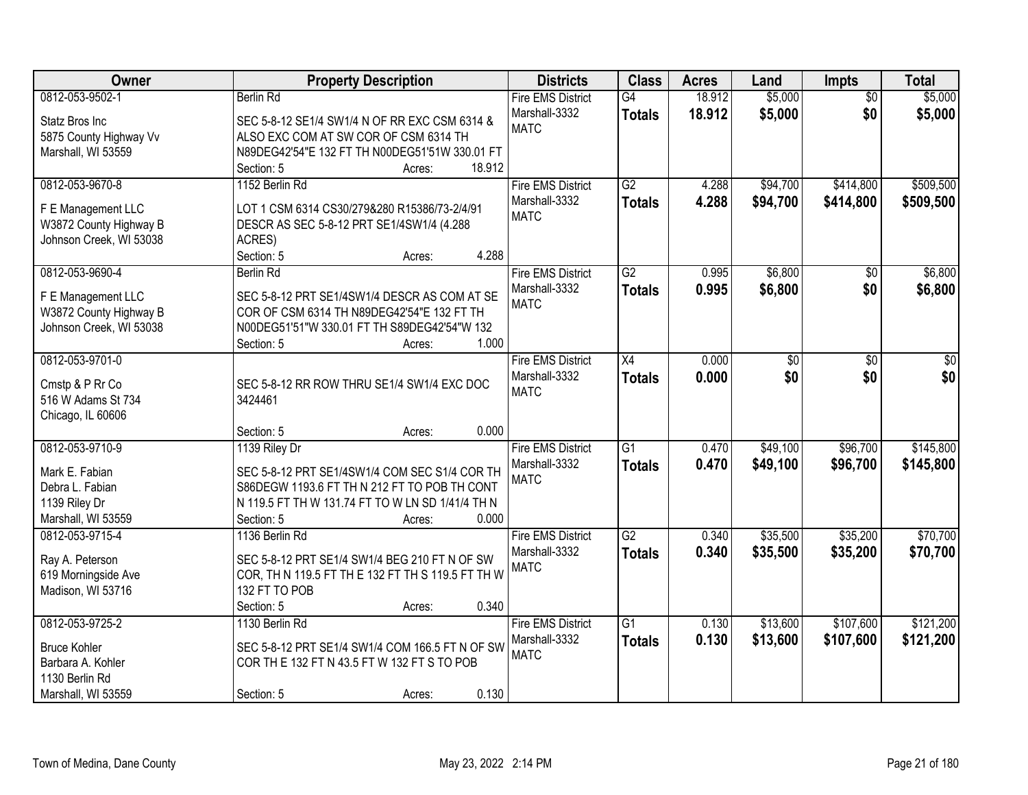| Owner | Property Description | Districts | Class | Acres | Land | Impts | Total |
|---|---|---|---|---|---|---|---|
| 0812-053-9502-1<br>Statz Bros Inc<br>5875 County Highway Vv<br>Marshall, WI 53559 | Berlin Rd<br>SEC 5-8-12 SE1/4 SW1/4 N OF RR EXC CSM 6314 & ALSO EXC COM AT SW COR OF CSM 6314 TH N89DEG42'54"E 132 FT TH N00DEG51'51W 330.01 FT<br>Section: 5 Acres: 18.912 | Fire EMS District<br>Marshall-3332<br>MATC | G4<br>**Totals** | 18.912<br>**18.912** | $5,000<br>**$5,000** | $0<br>**$0** | $5,000<br>**$5,000** |
| 0812-053-9670-8<br>F E Management LLC<br>W3872 County Highway B<br>Johnson Creek, WI 53038 | 1152 Berlin Rd<br>LOT 1 CSM 6314 CS30/279&280 R15386/73-2/4/91 DESCR AS SEC 5-8-12 PRT SE1/4SW1/4 (4.288 ACRES)<br>Section: 5 Acres: 4.288 | Fire EMS District<br>Marshall-3332<br>MATC | G2<br>**Totals** | 4.288<br>**4.288** | $94,700<br>**$94,700** | $414,800<br>**$414,800** | $509,500<br>**$509,500** |
| 0812-053-9690-4<br>F E Management LLC<br>W3872 County Highway B<br>Johnson Creek, WI 53038 | Berlin Rd<br>SEC 5-8-12 PRT SE1/4SW1/4 DESCR AS COM AT SE COR OF CSM 6314 TH N89DEG42'54"E 132 FT TH N00DEG51'51"W 330.01 FT TH S89DEG42'54"W 132<br>Section: 5 Acres: 1.000 | Fire EMS District<br>Marshall-3332<br>MATC | G2<br>**Totals** | 0.995<br>**0.995** | $6,800<br>**$6,800** | $0<br>**$0** | $6,800<br>**$6,800** |
| 0812-053-9701-0<br>Cmstp & P Rr Co<br>516 W Adams St 734<br>Chicago, IL 60606 | SEC 5-8-12 RR ROW THRU SE1/4 SW1/4 EXC DOC 3424461<br>Section: 5 Acres: 0.000 | Fire EMS District<br>Marshall-3332<br>MATC | X4<br>**Totals** | 0.000<br>**0.000** | $0<br>**$0** | $0<br>**$0** | $0<br>**$0** |
| 0812-053-9710-9<br>Mark E. Fabian<br>Debra L. Fabian<br>1139 Riley Dr<br>Marshall, WI 53559 | 1139 Riley Dr<br>SEC 5-8-12 PRT SE1/4SW1/4 COM SEC S1/4 COR TH S86DEGW 1193.6 FT TH N 212 FT TO POB TH CONT N 119.5 FT TH W 131.74 FT TO W LN SD 1/41/4 TH N<br>Section: 5 Acres: 0.000 | Fire EMS District<br>Marshall-3332<br>MATC | G1<br>**Totals** | 0.470<br>**0.470** | $49,100<br>**$49,100** | $96,700<br>**$96,700** | $145,800<br>**$145,800** |
| 0812-053-9715-4<br>Ray A. Peterson<br>619 Morningside Ave<br>Madison, WI 53716 | 1136 Berlin Rd<br>SEC 5-8-12 PRT SE1/4 SW1/4 BEG 210 FT N OF SW COR, TH N 119.5 FT TH E 132 FT TH S 119.5 FT TH W 132 FT TO POB<br>Section: 5 Acres: 0.340 | Fire EMS District<br>Marshall-3332<br>MATC | G2<br>**Totals** | 0.340<br>**0.340** | $35,500<br>**$35,500** | $35,200<br>**$35,200** | $70,700<br>**$70,700** |
| 0812-053-9725-2<br>Bruce Kohler<br>Barbara A. Kohler<br>1130 Berlin Rd<br>Marshall, WI 53559 | 1130 Berlin Rd<br>SEC 5-8-12 PRT SE1/4 SW1/4 COM 166.5 FT N OF SW COR TH E 132 FT N 43.5 FT W 132 FT S TO POB<br>Section: 5 Acres: 0.130 | Fire EMS District<br>Marshall-3332<br>MATC | G1<br>**Totals** | 0.130<br>**0.130** | $13,600<br>**$13,600** | $107,600<br>**$107,600** | $121,200<br>**$121,200** |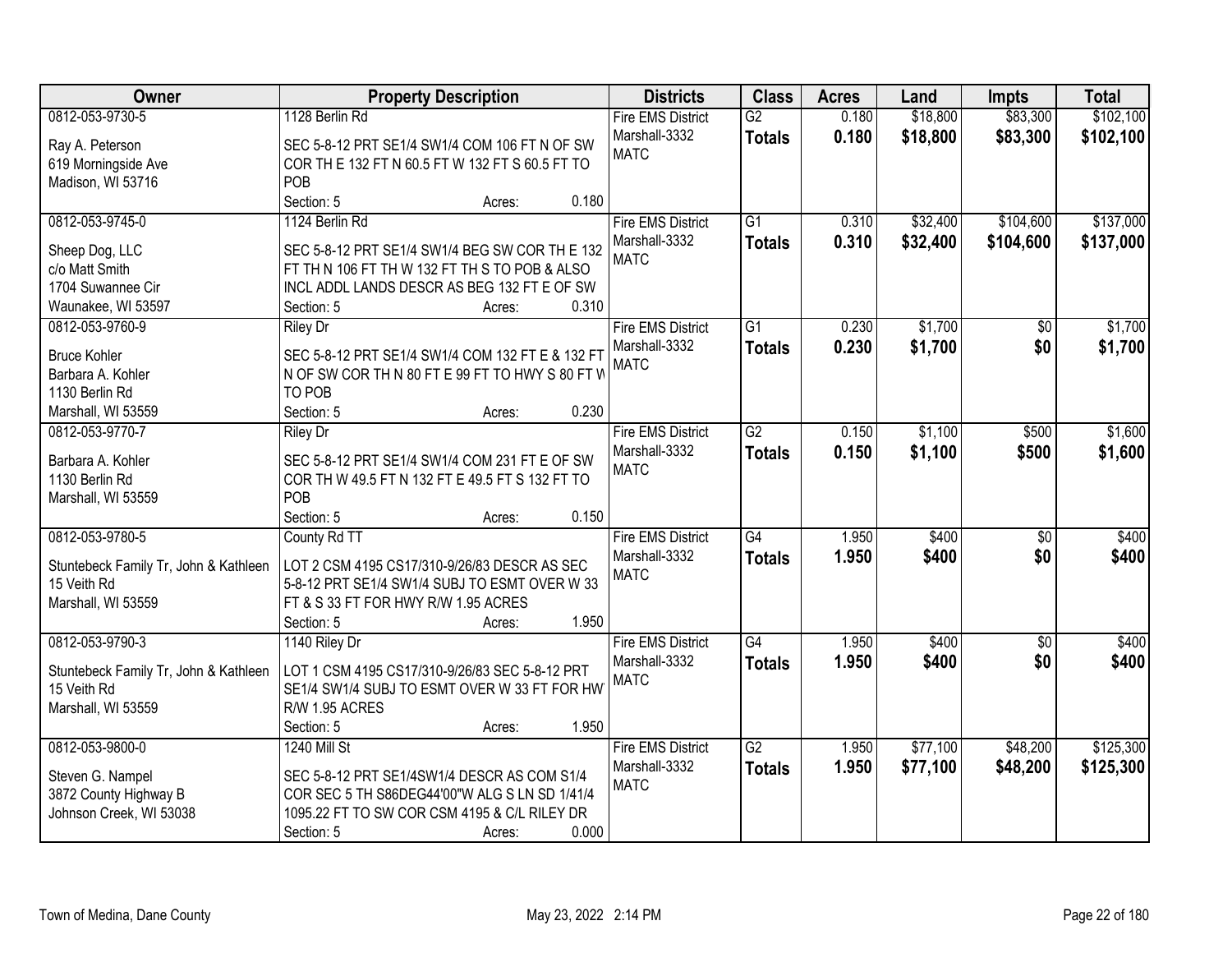| Owner | Property Description | Districts | Class | Acres | Land | Impts | Total |
|---|---|---|---|---|---|---|---|
| 0812-053-9730-5<br><br>Ray A. Peterson<br>619 Morningside Ave<br>Madison, WI 53716 | 1128 Berlin Rd<br><br>SEC 5-8-12 PRT SE1/4 SW1/4 COM 106 FT N OF SW COR TH E 132 FT N 60.5 FT W 132 FT S 60.5 FT TO POB<br>Section: 5 Acres: 0.180 | Fire EMS District<br>Marshall-3332<br>MATC | G2<br>**Totals** | 0.180<br>**0.180** | $18,800<br>**$18,800** | $83,300<br>**$83,300** | $102,100<br>**$102,100** |
| 0812-053-9745-0<br><br>Sheep Dog, LLC<br>c/o Matt Smith<br>1704 Suwannee Cir<br>Waunakee, WI 53597 | 1124 Berlin Rd<br><br>SEC 5-8-12 PRT SE1/4 SW1/4 BEG SW COR TH E 132 FT TH N 106 FT TH W 132 FT TH S TO POB & ALSO INCL ADDL LANDS DESCR AS BEG 132 FT E OF SW<br>Section: 5 Acres: 0.310 | Fire EMS District<br>Marshall-3332<br>MATC | G1<br>**Totals** | 0.310<br>**0.310** | $32,400<br>**$32,400** | $104,600<br>**$104,600** | $137,000<br>**$137,000** |
| 0812-053-9760-9<br><br>Bruce Kohler<br>Barbara A. Kohler<br>1130 Berlin Rd<br>Marshall, WI 53559 | Riley Dr<br><br>SEC 5-8-12 PRT SE1/4 SW1/4 COM 132 FT E & 132 FT N OF SW COR TH N 80 FT E 99 FT TO HWY S 80 FT W TO POB<br>Section: 5 Acres: 0.230 | Fire EMS District<br>Marshall-3332<br>MATC | G1<br>**Totals** | 0.230<br>**0.230** | $1,700<br>**$1,700** | $0<br>**$0** | $1,700<br>**$1,700** |
| 0812-053-9770-7<br><br>Barbara A. Kohler<br>1130 Berlin Rd<br>Marshall, WI 53559 | Riley Dr<br><br>SEC 5-8-12 PRT SE1/4 SW1/4 COM 231 FT E OF SW COR TH W 49.5 FT N 132 FT E 49.5 FT S 132 FT TO POB<br>Section: 5 Acres: 0.150 | Fire EMS District<br>Marshall-3332<br>MATC | G2<br>**Totals** | 0.150<br>**0.150** | $1,100<br>**$1,100** | $500<br>**$500** | $1,600<br>**$1,600** |
| 0812-053-9780-5<br><br>Stuntebeck Family Tr, John & Kathleen<br>15 Veith Rd<br>Marshall, WI 53559 | County Rd TT<br><br>LOT 2 CSM 4195 CS17/310-9/26/83 DESCR AS SEC 5-8-12 PRT SE1/4 SW1/4 SUBJ TO ESMT OVER W 33 FT & S 33 FT FOR HWY R/W 1.95 ACRES<br>Section: 5 Acres: 1.950 | Fire EMS District<br>Marshall-3332<br>MATC | G4<br>**Totals** | 1.950<br>**1.950** | $400<br>**$400** | $0<br>**$0** | $400<br>**$400** |
| 0812-053-9790-3<br><br>Stuntebeck Family Tr, John & Kathleen<br>15 Veith Rd<br>Marshall, WI 53559 | 1140 Riley Dr<br><br>LOT 1 CSM 4195 CS17/310-9/26/83 SEC 5-8-12 PRT SE1/4 SW1/4 SUBJ TO ESMT OVER W 33 FT FOR HWY R/W 1.95 ACRES<br>Section: 5 Acres: 1.950 | Fire EMS District<br>Marshall-3332<br>MATC | G4<br>**Totals** | 1.950<br>**1.950** | $400<br>**$400** | $0<br>**$0** | $400<br>**$400** |
| 0812-053-9800-0<br><br>Steven G. Nampel<br>3872 County Highway B<br>Johnson Creek, WI 53038 | 1240 Mill St<br><br>SEC 5-8-12 PRT SE1/4SW1/4 DESCR AS COM S1/4 COR SEC 5 TH S86DEG44'00"W ALG S LN SD 1/41/4 1095.22 FT TO SW COR CSM 4195 & C/L RILEY DR<br>Section: 5 Acres: 0.000 | Fire EMS District<br>Marshall-3332<br>MATC | G2<br>**Totals** | 1.950<br>**1.950** | $77,100<br>**$77,100** | $48,200<br>**$48,200** | $125,300<br>**$125,300** |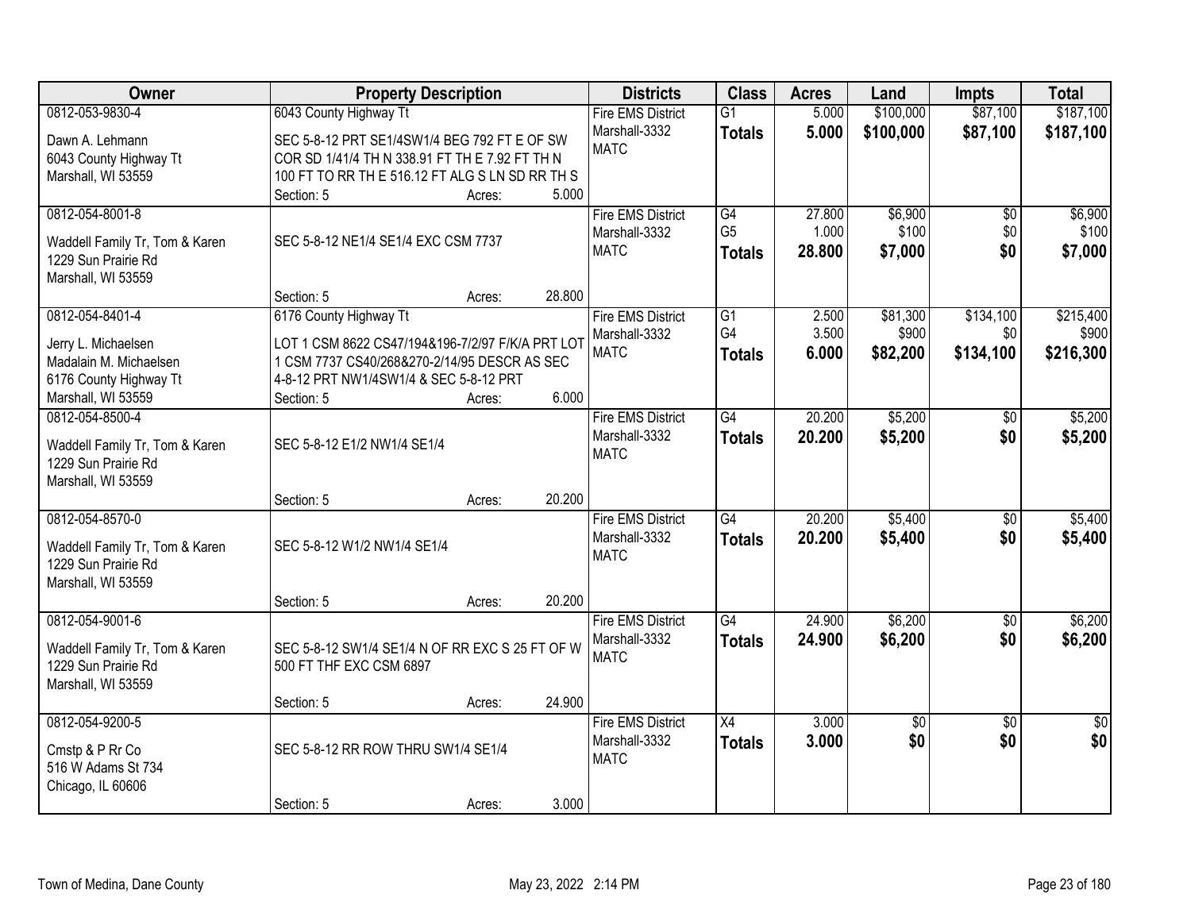| Owner | Property Description | Districts | Class | Acres | Land | Impts | Total |
|---|---|---|---|---|---|---|---|
| 0812-053-9830-4<br>Dawn A. Lehmann<br>6043 County Highway Tt<br>Marshall, WI 53559 | 6043 County Highway Tt<br>SEC 5-8-12 PRT SE1/4SW1/4 BEG 792 FT E OF SW COR SD 1/41/4 TH N 338.91 FT TH E 7.92 FT TH N 100 FT TO RR TH E 516.12 FT ALG S LN SD RR TH S<br>Section: 5 Acres: 5.000 | Fire EMS District<br>Marshall-3332<br>MATC | G1<br>**Totals** | 5.000<br>**5.000** | $100,000<br>**$100,000** | $87,100<br>**$87,100** | $187,100<br>**$187,100** |
| 0812-054-8001-8<br>Waddell Family Tr, Tom & Karen<br>1229 Sun Prairie Rd<br>Marshall, WI 53559 | SEC 5-8-12 NE1/4 SE1/4 EXC CSM 7737<br>Section: 5 Acres: 28.800 | Fire EMS District<br>Marshall-3332<br>MATC | G4<br>G5<br>**Totals** | 27.800<br>1.000<br>**28.800** | $6,900<br>$100<br>**$7,000** | $0<br>$0<br>**$0** | $6,900<br>$100<br>**$7,000** |
| 0812-054-8401-4<br>Jerry L. Michaelsen<br>Madalain M. Michaelsen<br>6176 County Highway Tt<br>Marshall, WI 53559 | 6176 County Highway Tt<br>LOT 1 CSM 8622 CS47/194&196-7/2/97 F/K/A PRT LOT 1 CSM 7737 CS40/268&270-2/14/95 DESCR AS SEC 4-8-12 PRT NW1/4SW1/4 & SEC 5-8-12 PRT<br>Section: 5 Acres: 6.000 | Fire EMS District<br>Marshall-3332<br>MATC | G1<br>G4<br>**Totals** | 2.500<br>3.500<br>**6.000** | $81,300<br>$900<br>**$82,200** | $134,100<br>$0<br>**$134,100** | $215,400<br>$900<br>**$216,300** |
| 0812-054-8500-4<br>Waddell Family Tr, Tom & Karen<br>1229 Sun Prairie Rd<br>Marshall, WI 53559 | SEC 5-8-12 E1/2 NW1/4 SE1/4<br>Section: 5 Acres: 20.200 | Fire EMS District<br>Marshall-3332<br>MATC | G4<br>**Totals** | 20.200<br>**20.200** | $5,200<br>**$5,200** | $0<br>**$0** | $5,200<br>**$5,200** |
| 0812-054-8570-0<br>Waddell Family Tr, Tom & Karen<br>1229 Sun Prairie Rd<br>Marshall, WI 53559 | SEC 5-8-12 W1/2 NW1/4 SE1/4<br>Section: 5 Acres: 20.200 | Fire EMS District<br>Marshall-3332<br>MATC | G4<br>**Totals** | 20.200<br>**20.200** | $5,400<br>**$5,400** | $0<br>**$0** | $5,400<br>**$5,400** |
| 0812-054-9001-6<br>Waddell Family Tr, Tom & Karen<br>1229 Sun Prairie Rd<br>Marshall, WI 53559 | SEC 5-8-12 SW1/4 SE1/4 N OF RR EXC S 25 FT OF W 500 FT THF EXC CSM 6897<br>Section: 5 Acres: 24.900 | Fire EMS District<br>Marshall-3332<br>MATC | G4<br>**Totals** | 24.900<br>**24.900** | $6,200<br>**$6,200** | $0<br>**$0** | $6,200<br>**$6,200** |
| 0812-054-9200-5<br>Cmstp & P Rr Co<br>516 W Adams St 734<br>Chicago, IL 60606 | SEC 5-8-12 RR ROW THRU SW1/4 SE1/4<br>Section: 5 Acres: 3.000 | Fire EMS District<br>Marshall-3332<br>MATC | X4<br>**Totals** | 3.000<br>**3.000** | $0<br>**$0** | $0<br>**$0** | $0<br>**$0** |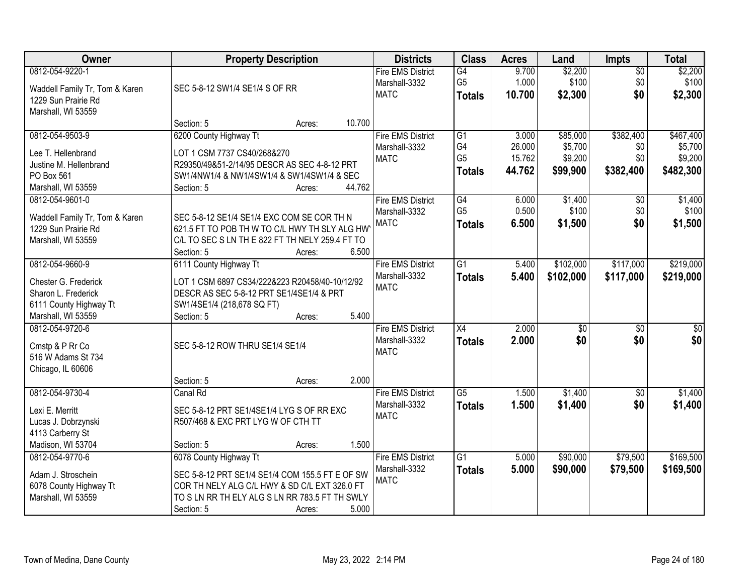| Owner | Property Description | Districts | Class | Acres | Land | Impts | Total |
|---|---|---|---|---|---|---|---|
| 0812-054-9220-1<br>Waddell Family Tr, Tom & Karen<br>1229 Sun Prairie Rd<br>Marshall, WI 53559 | SEC 5-8-12 SW1/4 SE1/4 S OF RR<br>Section: 5 Acres: 10.700 | Fire EMS District<br>Marshall-3332<br>MATC | G4<br>G5<br>**Totals** | 9.700<br>1.000<br>**10.700** | $2,200<br>$100<br>**$2,300** | $0<br>$0<br>**$0** | $2,200<br>$100<br>**$2,300** |
| 0812-054-9503-9<br>Lee T. Hellenbrand<br>Justine M. Hellenbrand<br>PO Box 561<br>Marshall, WI 53559 | 6200 County Highway Tt<br>LOT 1 CSM 7737 CS40/268&270<br>R29350/49&51-2/14/95 DESCR AS SEC 4-8-12 PRT<br>SW1/4NW1/4 & NW1/4SW1/4 & SW1/4SW1/4 & SEC<br>Section: 5 Acres: 44.762 | Fire EMS District<br>Marshall-3332<br>MATC | G1<br>G4<br>G5<br>**Totals** | 3.000<br>26.000<br>15.762<br>**44.762** | $85,000<br>$5,700<br>$9,200<br>**$99,900** | $382,400<br>$0<br>$0<br>**$382,400** | $467,400<br>$5,700<br>$9,200<br>**$482,300** |
| 0812-054-9601-0<br>Waddell Family Tr, Tom & Karen<br>1229 Sun Prairie Rd<br>Marshall, WI 53559 | SEC 5-8-12 SE1/4 SE1/4 EXC COM SE COR TH N<br>621.5 FT TO POB TH W TO C/L HWY TH SLY ALG HWY<br>C/L TO SEC S LN TH E 822 FT TH NELY 259.4 FT TO<br>Section: 5 Acres: 6.500 | Fire EMS District<br>Marshall-3332<br>MATC | G4<br>G5<br>**Totals** | 6.000<br>0.500<br>**6.500** | $1,400<br>$100<br>**$1,500** | $0<br>$0<br>**$0** | $1,400<br>$100<br>**$1,500** |
| 0812-054-9660-9<br>Chester G. Frederick<br>Sharon L. Frederick<br>6111 County Highway Tt<br>Marshall, WI 53559 | 6111 County Highway Tt<br>LOT 1 CSM 6897 CS34/222&223 R20458/40-10/12/92<br>DESCR AS SEC 5-8-12 PRT SE1/4SE1/4 & PRT<br>SW1/4SE1/4 (218,678 SQ FT)<br>Section: 5 Acres: 5.400 | Fire EMS District<br>Marshall-3332<br>MATC | G1<br>**Totals** | 5.400<br>**5.400** | $102,000<br>**$102,000** | $117,000<br>**$117,000** | $219,000<br>**$219,000** |
| 0812-054-9720-6<br>Cmstp & P Rr Co<br>516 W Adams St 734<br>Chicago, IL 60606 | SEC 5-8-12 ROW THRU SE1/4 SE1/4<br>Section: 5 Acres: 2.000 | Fire EMS District<br>Marshall-3332<br>MATC | X4<br>**Totals** | 2.000<br>**2.000** | $0<br>**$0** | $0<br>**$0** | $0<br>**$0** |
| 0812-054-9730-4<br>Lexi E. Merritt<br>Lucas J. Dobrzynski<br>4113 Carberry St<br>Madison, WI 53704 | Canal Rd<br>SEC 5-8-12 PRT SE1/4SE1/4 LYG S OF RR EXC<br>R507/468 & EXC PRT LYG W OF CTH TT<br>Section: 5 Acres: 1.500 | Fire EMS District<br>Marshall-3332<br>MATC | G5<br>**Totals** | 1.500<br>**1.500** | $1,400<br>**$1,400** | $0<br>**$0** | $1,400<br>**$1,400** |
| 0812-054-9770-6<br>Adam J. Stroschein<br>6078 County Highway Tt<br>Marshall, WI 53559 | 6078 County Highway Tt<br>SEC 5-8-12 PRT SE1/4 SE1/4 COM 155.5 FT E OF SW<br>COR TH NELY ALG C/L HWY & SD C/L EXT 326.0 FT<br>TO S LN RR TH ELY ALG S LN RR 783.5 FT TH SWLY<br>Section: 5 Acres: 5.000 | Fire EMS District<br>Marshall-3332<br>MATC | G1<br>**Totals** | 5.000<br>**5.000** | $90,000<br>**$90,000** | $79,500<br>**$79,500** | $169,500<br>**$169,500** |

Town of Medina, Dane County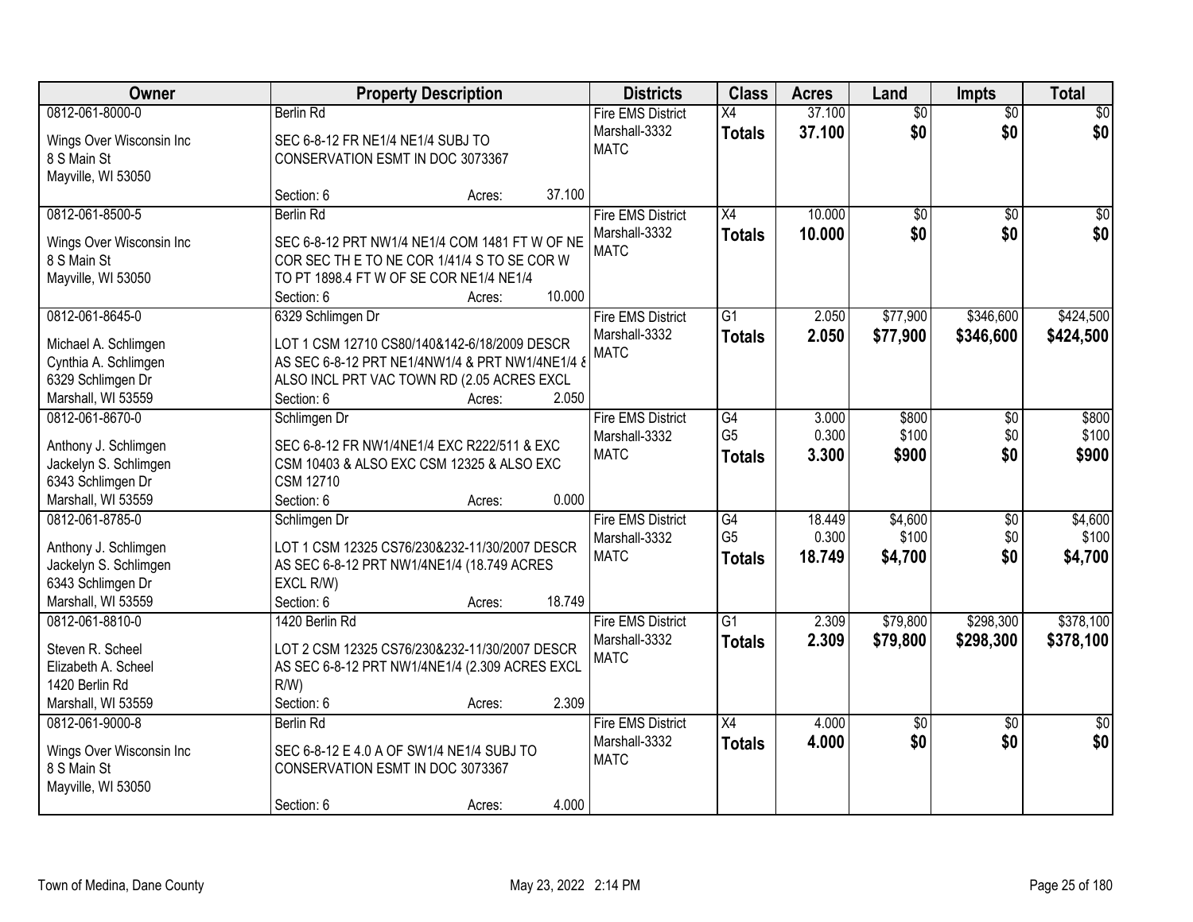| Owner | Property Description | Districts | Class | Acres | Land | Impts | Total |
|---|---|---|---|---|---|---|---|
| 0812-061-8000-0<br>Wings Over Wisconsin Inc<br>8 S Main St<br>Mayville, WI 53050 | Berlin Rd<br>SEC 6-8-12 FR NE1/4 NE1/4 SUBJ TO CONSERVATION ESMT IN DOC 3073367<br>Section: 6 Acres: 37.100 | Fire EMS District<br>Marshall-3332<br>MATC | X4<br>**Totals** | 37.100<br>**37.100** | $0<br>**$0** | $0<br>**$0** | $0<br>**$0** |
| 0812-061-8500-5<br>Wings Over Wisconsin Inc<br>8 S Main St<br>Mayville, WI 53050 | Berlin Rd<br>SEC 6-8-12 PRT NW1/4 NE1/4 COM 1481 FT W OF NE COR SEC TH E TO NE COR 1/41/4 S TO SE COR W TO PT 1898.4 FT W OF SE COR NE1/4 NE1/4<br>Section: 6 Acres: 10.000 | Fire EMS District<br>Marshall-3332<br>MATC | X4<br>**Totals** | 10.000<br>**10.000** | $0<br>**$0** | $0<br>**$0** | $0<br>**$0** |
| 0812-061-8645-0<br>Michael A. Schlimgen<br>Cynthia A. Schlimgen<br>6329 Schlimgen Dr<br>Marshall, WI 53559 | 6329 Schlimgen Dr<br>LOT 1 CSM 12710 CS80/140&142-6/18/2009 DESCR AS SEC 6-8-12 PRT NE1/4NW1/4 & PRT NW1/4NE1/4 & ALSO INCL PRT VAC TOWN RD (2.05 ACRES EXCL<br>Section: 6 Acres: 2.050 | Fire EMS District<br>Marshall-3332<br>MATC | G1<br>**Totals** | 2.050<br>**2.050** | $77,900<br>**$77,900** | $346,600<br>**$346,600** | $424,500<br>**$424,500** |
| 0812-061-8670-0<br>Anthony J. Schlimgen<br>Jackelyn S. Schlimgen<br>6343 Schlimgen Dr<br>Marshall, WI 53559 | Schlimgen Dr<br>SEC 6-8-12 FR NW1/4NE1/4 EXC R222/511 & EXC CSM 10403 & ALSO EXC CSM 12325 & ALSO EXC CSM 12710<br>Section: 6 Acres: 0.000 | Fire EMS District<br>Marshall-3332<br>MATC | G4<br>G5<br>**Totals** | 3.000<br>0.300<br>**3.300** | $800<br>$100<br>**$900** | $0<br>$0<br>**$0** | $800<br>$100<br>**$900** |
| 0812-061-8785-0<br>Anthony J. Schlimgen<br>Jackelyn S. Schlimgen<br>6343 Schlimgen Dr<br>Marshall, WI 53559 | Schlimgen Dr<br>LOT 1 CSM 12325 CS76/230&232-11/30/2007 DESCR AS SEC 6-8-12 PRT NW1/4NE1/4 (18.749 ACRES EXCL R/W)<br>Section: 6 Acres: 18.749 | Fire EMS District<br>Marshall-3332<br>MATC | G4<br>G5<br>**Totals** | 18.449<br>0.300<br>**18.749** | $4,600<br>$100<br>**$4,700** | $0<br>$0<br>**$0** | $4,600<br>$100<br>**$4,700** |
| 0812-061-8810-0<br>Steven R. Scheel<br>Elizabeth A. Scheel<br>1420 Berlin Rd<br>Marshall, WI 53559 | 1420 Berlin Rd<br>LOT 2 CSM 12325 CS76/230&232-11/30/2007 DESCR AS SEC 6-8-12 PRT NW1/4NE1/4 (2.309 ACRES EXCL R/W)<br>Section: 6 Acres: 2.309 | Fire EMS District<br>Marshall-3332<br>MATC | G1<br>**Totals** | 2.309<br>**2.309** | $79,800<br>**$79,800** | $298,300<br>**$298,300** | $378,100<br>**$378,100** |
| 0812-061-9000-8<br>Wings Over Wisconsin Inc<br>8 S Main St<br>Mayville, WI 53050 | Berlin Rd<br>SEC 6-8-12 E 4.0 A OF SW1/4 NE1/4 SUBJ TO CONSERVATION ESMT IN DOC 3073367<br>Section: 6 Acres: 4.000 | Fire EMS District<br>Marshall-3332<br>MATC | X4<br>**Totals** | 4.000<br>**4.000** | $0<br>**$0** | $0<br>**$0** | $0<br>**$0** |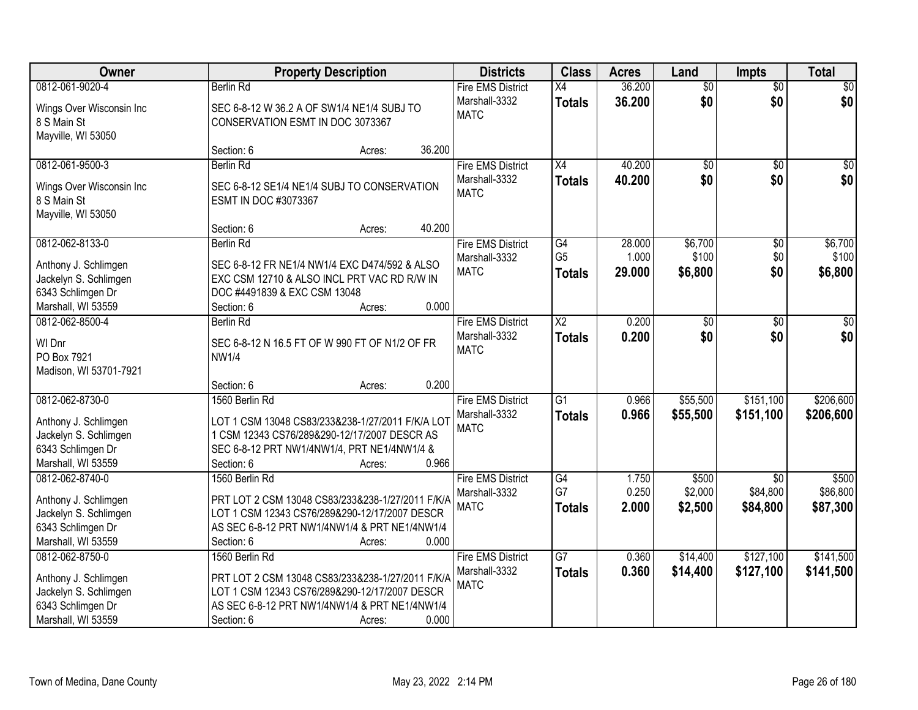| Owner | Property Description | Districts | Class | Acres | Land | Impts | Total |
|---|---|---|---|---|---|---|---|
| 0812-061-9020-4<br>Wings Over Wisconsin Inc<br>8 S Main St<br>Mayville, WI 53050 | Berlin Rd<br>SEC 6-8-12 W 36.2 A OF SW1/4 NE1/4 SUBJ TO CONSERVATION ESMT IN DOC 3073367<br>Section: 6 Acres: 36.200 | Fire EMS District<br>Marshall-3332<br>MATC | X4<br>**Totals** | 36.200<br>**36.200** | $0<br>**$0** | $0<br>**$0** | $0<br>**$0** |
| 0812-061-9500-3<br>Wings Over Wisconsin Inc<br>8 S Main St<br>Mayville, WI 53050 | Berlin Rd<br>SEC 6-8-12 SE1/4 NE1/4 SUBJ TO CONSERVATION ESMT IN DOC #3073367<br>Section: 6 Acres: 40.200 | Fire EMS District<br>Marshall-3332<br>MATC | X4<br>**Totals** | 40.200<br>**40.200** | $0<br>**$0** | $0<br>**$0** | $0<br>**$0** |
| 0812-062-8133-0<br>Anthony J. Schlimgen<br>Jackelyn S. Schlimgen<br>6343 Schlimgen Dr<br>Marshall, WI 53559 | Berlin Rd<br>SEC 6-8-12 FR NE1/4 NW1/4 EXC D474/592 & ALSO EXC CSM 12710 & ALSO INCL PRT VAC RD R/W IN DOC #4491839 & EXC CSM 13048<br>Section: 6 Acres: 0.000 | Fire EMS District<br>Marshall-3332<br>MATC | G4<br>G5<br>**Totals** | 28.000<br>1.000<br>**29.000** | $6,700<br>$100<br>**$6,800** | $0<br>$0<br>**$0** | $6,700<br>$100<br>**$6,800** |
| 0812-062-8500-4<br>WI Dnr<br>PO Box 7921<br>Madison, WI 53701-7921 | Berlin Rd<br>SEC 6-8-12 N 16.5 FT OF W 990 FT OF N1/2 OF FR NW1/4<br>Section: 6 Acres: 0.200 | Fire EMS District<br>Marshall-3332<br>MATC | X2<br>**Totals** | 0.200<br>**0.200** | $0<br>**$0** | $0<br>**$0** | $0<br>**$0** |
| 0812-062-8730-0<br>Anthony J. Schlimgen<br>Jackelyn S. Schlimgen<br>6343 Schlimgen Dr<br>Marshall, WI 53559 | 1560 Berlin Rd<br>LOT 1 CSM 13048 CS83/233&238-1/27/2011 F/K/A LOT 1 CSM 12343 CS76/289&290-12/17/2007 DESCR AS SEC 6-8-12 PRT NW1/4NW1/4, PRT NE1/4NW1/4 &<br>Section: 6 Acres: 0.966 | Fire EMS District<br>Marshall-3332<br>MATC | G1<br>**Totals** | 0.966<br>**0.966** | $55,500<br>**$55,500** | $151,100<br>**$151,100** | $206,600<br>**$206,600** |
| 0812-062-8740-0<br>Anthony J. Schlimgen<br>Jackelyn S. Schlimgen<br>6343 Schlimgen Dr<br>Marshall, WI 53559 | 1560 Berlin Rd<br>PRT LOT 2 CSM 13048 CS83/233&238-1/27/2011 F/K/A LOT 1 CSM 12343 CS76/289&290-12/17/2007 DESCR AS SEC 6-8-12 PRT NW1/4NW1/4 & PRT NE1/4NW1/4<br>Section: 6 Acres: 0.000 | Fire EMS District<br>Marshall-3332<br>MATC | G4<br>G7<br>**Totals** | 1.750<br>0.250<br>**2.000** | $500<br>$2,000<br>**$2,500** | $0<br>$84,800<br>**$84,800** | $500<br>$86,800<br>**$87,300** |
| 0812-062-8750-0<br>Anthony J. Schlimgen<br>Jackelyn S. Schlimgen<br>6343 Schlimgen Dr<br>Marshall, WI 53559 | 1560 Berlin Rd<br>PRT LOT 2 CSM 13048 CS83/233&238-1/27/2011 F/K/A LOT 1 CSM 12343 CS76/289&290-12/17/2007 DESCR AS SEC 6-8-12 PRT NW1/4NW1/4 & PRT NE1/4NW1/4<br>Section: 6 Acres: 0.000 | Fire EMS District<br>Marshall-3332<br>MATC | G7<br>**Totals** | 0.360<br>**0.360** | $14,400<br>**$14,400** | $127,100<br>**$127,100** | $141,500<br>**$141,500** |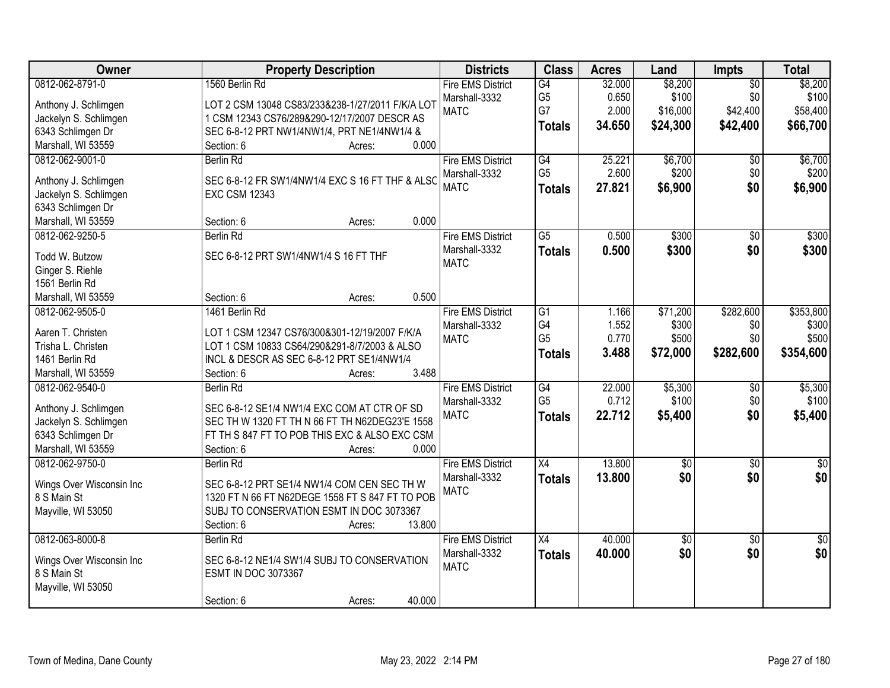| Owner | Property Description | Districts | Class | Acres | Land | Impts | Total |
|---|---|---|---|---|---|---|---|
| 0812-062-8791-0<br><br>Anthony J. Schlimgen<br>Jackelyn S. Schlimgen<br>6343 Schlimgen Dr<br>Marshall, WI 53559 | 1560 Berlin Rd<br><br>LOT 2 CSM 13048 CS83/233&238-1/27/2011 F/K/A LOT 1 CSM 12343 CS76/289&290-12/17/2007 DESCR AS SEC 6-8-12 PRT NW1/4NW1/4, PRT NE1/4NW1/4 &<br>Section: 6 Acres: 0.000 | Fire EMS District<br>Marshall-3332<br>MATC | G4<br>G5<br>G7<br>**Totals** | 32.000<br>0.650<br>2.000<br>**34.650** | $8,200<br>$100<br>$16,000<br>**$24,300** | $0<br>$0<br>$42,400<br>**$42,400** | $8,200<br>$100<br>$58,400<br>**$66,700** |
| 0812-062-9001-0<br><br>Anthony J. Schlimgen<br>Jackelyn S. Schlimgen<br>6343 Schlimgen Dr<br>Marshall, WI 53559 | Berlin Rd<br><br>SEC 6-8-12 FR SW1/4NW1/4 EXC S 16 FT THF & ALSO EXC CSM 12343<br>Section: 6 Acres: 0.000 | Fire EMS District<br>Marshall-3332<br>MATC | G4<br>G5<br>**Totals** | 25.221<br>2.600<br>**27.821** | $6,700<br>$200<br>**$6,900** | $0<br>$0<br>**$0** | $6,700<br>$200<br>**$6,900** |
| 0812-062-9250-5<br><br>Todd W. Butzow<br>Ginger S. Riehle<br>1561 Berlin Rd<br>Marshall, WI 53559 | Berlin Rd<br><br>SEC 6-8-12 PRT SW1/4NW1/4 S 16 FT THF<br>Section: 6 Acres: 0.500 | Fire EMS District<br>Marshall-3332<br>MATC | G5<br>**Totals** | 0.500<br>**0.500** | $300<br>**$300** | $0<br>**$0** | $300<br>**$300** |
| 0812-062-9505-0<br><br>Aaren T. Christen<br>Trisha L. Christen<br>1461 Berlin Rd<br>Marshall, WI 53559 | 1461 Berlin Rd<br><br>LOT 1 CSM 12347 CS76/300&301-12/19/2007 F/K/A LOT 1 CSM 10833 CS64/290&291-8/7/2003 & ALSO INCL & DESCR AS SEC 6-8-12 PRT SE1/4NW1/4<br>Section: 6 Acres: 3.488 | Fire EMS District<br>Marshall-3332<br>MATC | G1<br>G4<br>G5<br>**Totals** | 1.166<br>1.552<br>0.770<br>**3.488** | $71,200<br>$300<br>$500<br>**$72,000** | $282,600<br>$0<br>$0<br>**$282,600** | $353,800<br>$300<br>$500<br>**$354,600** |
| 0812-062-9540-0<br><br>Anthony J. Schlimgen<br>Jackelyn S. Schlimgen<br>6343 Schlimgen Dr<br>Marshall, WI 53559 | Berlin Rd<br><br>SEC 6-8-12 SE1/4 NW1/4 EXC COM AT CTR OF SD SEC TH W 1320 FT TH N 66 FT TH N62DEG23'E 1558 FT TH S 847 FT TO POB THIS EXC & ALSO EXC CSM<br>Section: 6 Acres: 0.000 | Fire EMS District<br>Marshall-3332<br>MATC | G4<br>G5<br>**Totals** | 22.000<br>0.712<br>**22.712** | $5,300<br>$100<br>**$5,400** | $0<br>$0<br>**$0** | $5,300<br>$100<br>**$5,400** |
| 0812-062-9750-0<br><br>Wings Over Wisconsin Inc<br>8 S Main St<br>Mayville, WI 53050 | Berlin Rd<br><br>SEC 6-8-12 PRT SE1/4 NW1/4 COM CEN SEC TH W 1320 FT N 66 FT N62DEGE 1558 FT S 847 FT TO POB SUBJ TO CONSERVATION ESMT IN DOC 3073367<br>Section: 6 Acres: 13.800 | Fire EMS District<br>Marshall-3332<br>MATC | X4<br>**Totals** | 13.800<br>**13.800** | $0<br>**$0** | $0<br>**$0** | $0<br>**$0** |
| 0812-063-8000-8<br><br>Wings Over Wisconsin Inc<br>8 S Main St<br>Mayville, WI 53050 | Berlin Rd<br><br>SEC 6-8-12 NE1/4 SW1/4 SUBJ TO CONSERVATION ESMT IN DOC 3073367<br>Section: 6 Acres: 40.000 | Fire EMS District<br>Marshall-3332<br>MATC | X4<br>**Totals** | 40.000<br>**40.000** | $0<br>**$0** | $0<br>**$0** | $0<br>**$0** |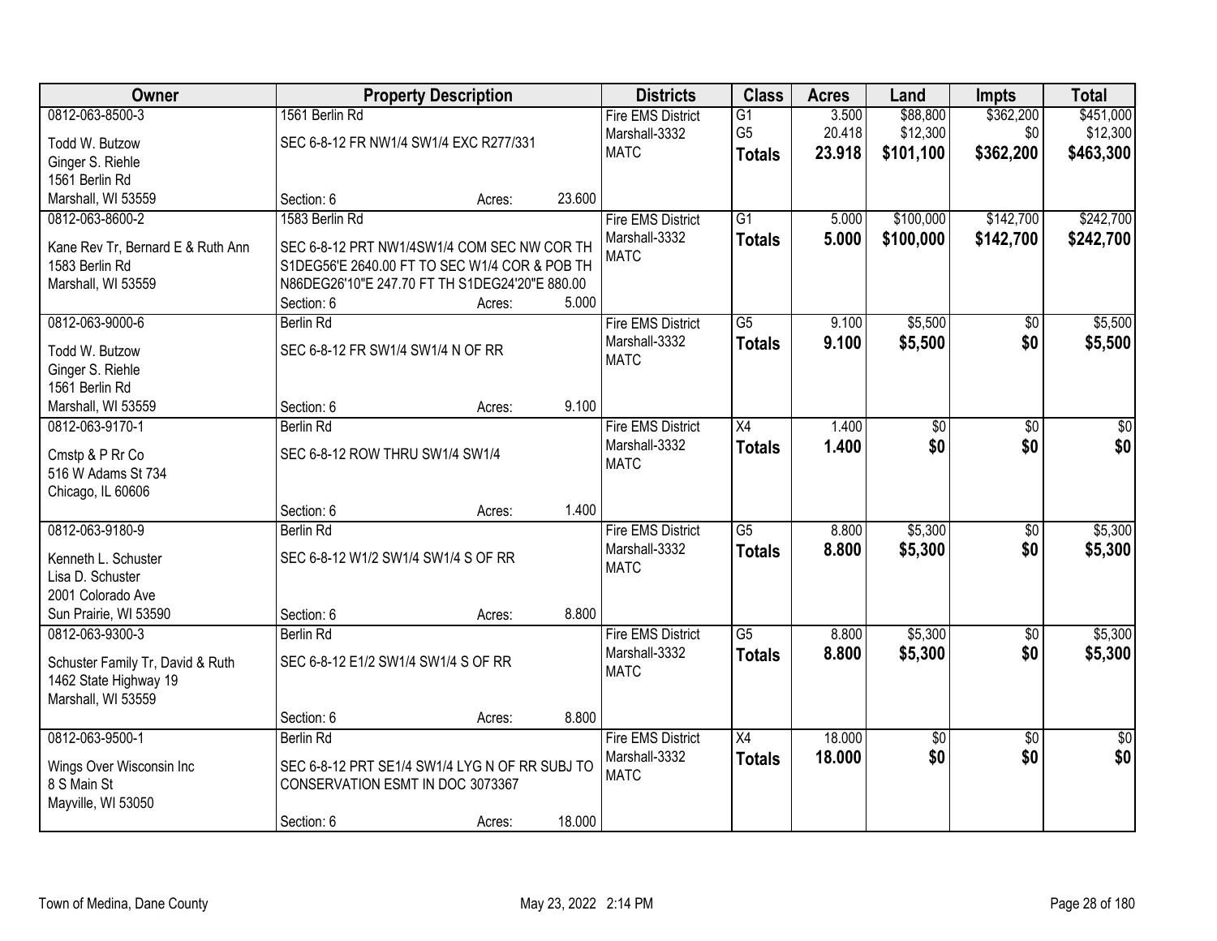| Owner | Property Description | Districts | Class | Acres | Land | Impts | Total |
|---|---|---|---|---|---|---|---|
| 0812-063-8500-3<br>Todd W. Butzow<br>Ginger S. Riehle<br>1561 Berlin Rd<br>Marshall, WI 53559 | 1561 Berlin Rd<br>SEC 6-8-12 FR NW1/4 SW1/4 EXC R277/331<br>Section: 6 Acres: 23.600 | Fire EMS District<br>Marshall-3332<br>MATC | G1<br>G5<br>**Totals** | 3.500<br>20.418<br>**23.918** | $88,800<br>$12,300<br>**$101,100** | $362,200<br>$0<br>**$362,200** | $451,000<br>$12,300<br>**$463,300** |
| 0812-063-8600-2<br>Kane Rev Tr, Bernard E & Ruth Ann<br>1583 Berlin Rd<br>Marshall, WI 53559 | 1583 Berlin Rd<br>SEC 6-8-12 PRT NW1/4SW1/4 COM SEC NW COR TH S1DEG56'E 2640.00 FT TO SEC W1/4 COR & POB TH N86DEG26'10"E 247.70 FT TH S1DEG24'20"E 880.00<br>Section: 6 Acres: 5.000 | Fire EMS District<br>Marshall-3332<br>MATC | G1<br>**Totals** | 5.000<br>**5.000** | $100,000<br>**$100,000** | $142,700<br>**$142,700** | $242,700<br>**$242,700** |
| 0812-063-9000-6<br>Todd W. Butzow<br>Ginger S. Riehle<br>1561 Berlin Rd<br>Marshall, WI 53559 | Berlin Rd<br>SEC 6-8-12 FR SW1/4 SW1/4 N OF RR<br>Section: 6 Acres: 9.100 | Fire EMS District<br>Marshall-3332<br>MATC | G5<br>**Totals** | 9.100<br>**9.100** | $5,500<br>**$5,500** | $0<br>**$0** | $5,500<br>**$5,500** |
| 0812-063-9170-1<br>Cmstp & P Rr Co<br>516 W Adams St 734<br>Chicago, IL 60606 | Berlin Rd<br>SEC 6-8-12 ROW THRU SW1/4 SW1/4<br>Section: 6 Acres: 1.400 | Fire EMS District<br>Marshall-3332<br>MATC | X4<br>**Totals** | 1.400<br>**1.400** | $0<br>**$0** | $0<br>**$0** | $0<br>**$0** |
| 0812-063-9180-9<br>Kenneth L. Schuster<br>Lisa D. Schuster<br>2001 Colorado Ave<br>Sun Prairie, WI 53590 | Berlin Rd<br>SEC 6-8-12 W1/2 SW1/4 SW1/4 S OF RR<br>Section: 6 Acres: 8.800 | Fire EMS District<br>Marshall-3332<br>MATC | G5<br>**Totals** | 8.800<br>**8.800** | $5,300<br>**$5,300** | $0<br>**$0** | $5,300<br>**$5,300** |
| 0812-063-9300-3<br>Schuster Family Tr, David & Ruth<br>1462 State Highway 19<br>Marshall, WI 53559 | Berlin Rd<br>SEC 6-8-12 E1/2 SW1/4 SW1/4 S OF RR<br>Section: 6 Acres: 8.800 | Fire EMS District<br>Marshall-3332<br>MATC | G5<br>**Totals** | 8.800<br>**8.800** | $5,300<br>**$5,300** | $0<br>**$0** | $5,300<br>**$5,300** |
| 0812-063-9500-1<br>Wings Over Wisconsin Inc<br>8 S Main St<br>Mayville, WI 53050 | Berlin Rd<br>SEC 6-8-12 PRT SE1/4 SW1/4 LYG N OF RR SUBJ TO CONSERVATION ESMT IN DOC 3073367<br>Section: 6 Acres: 18.000 | Fire EMS District<br>Marshall-3332<br>MATC | X4<br>**Totals** | 18.000<br>**18.000** | $0<br>**$0** | $0<br>**$0** | $0<br>**$0** |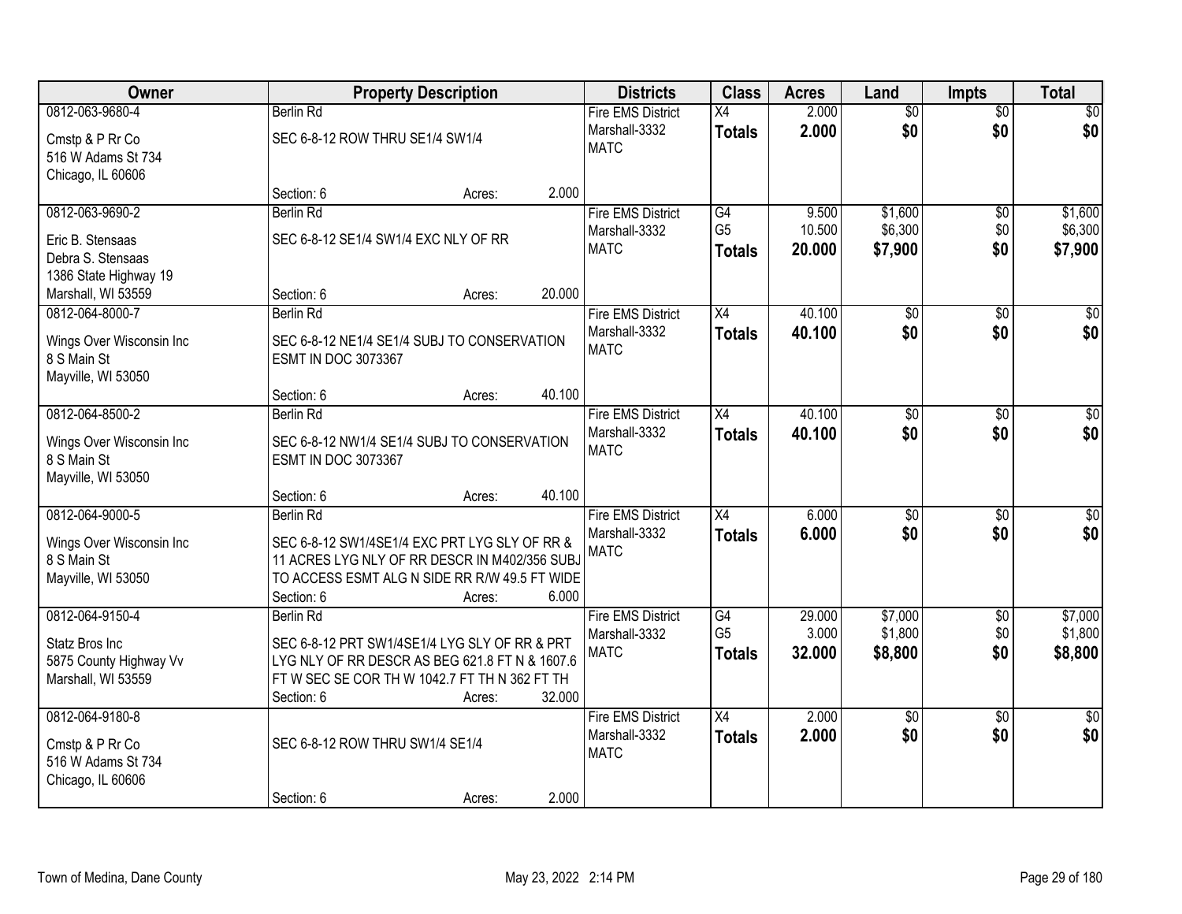| Owner | Property Description | Districts | Class | Acres | Land | Impts | Total |
|---|---|---|---|---|---|---|---|
| 0812-063-9680-4<br>Cmstp & P Rr Co<br>516 W Adams St 734<br>Chicago, IL 60606 | Berlin Rd<br>SEC 6-8-12 ROW THRU SE1/4 SW1/4<br>Section: 6 Acres: 2.000 | Fire EMS District<br>Marshall-3332<br>MATC | X4<br>**Totals** | 2.000<br>**2.000** | $0<br>**$0** | $0<br>**$0** | $0<br>**$0** |
| 0812-063-9690-2<br>Eric B. Stensaas<br>Debra S. Stensaas<br>1386 State Highway 19<br>Marshall, WI 53559 | Berlin Rd<br>SEC 6-8-12 SE1/4 SW1/4 EXC NLY OF RR<br>Section: 6 Acres: 20.000 | Fire EMS District<br>Marshall-3332<br>MATC | G4<br>G5<br>**Totals** | 9.500<br>10.500<br>**20.000** | $1,600<br>$6,300<br>**$7,900** | $0<br>$0<br>**$0** | $1,600<br>$6,300<br>**$7,900** |
| 0812-064-8000-7<br>Wings Over Wisconsin Inc<br>8 S Main St<br>Mayville, WI 53050 | Berlin Rd<br>SEC 6-8-12 NE1/4 SE1/4 SUBJ TO CONSERVATION ESMT IN DOC 3073367<br>Section: 6 Acres: 40.100 | Fire EMS District<br>Marshall-3332<br>MATC | X4<br>**Totals** | 40.100<br>**40.100** | $0<br>**$0** | $0<br>**$0** | $0<br>**$0** |
| 0812-064-8500-2<br>Wings Over Wisconsin Inc<br>8 S Main St<br>Mayville, WI 53050 | Berlin Rd<br>SEC 6-8-12 NW1/4 SE1/4 SUBJ TO CONSERVATION ESMT IN DOC 3073367<br>Section: 6 Acres: 40.100 | Fire EMS District<br>Marshall-3332<br>MATC | X4<br>**Totals** | 40.100<br>**40.100** | $0<br>**$0** | $0<br>**$0** | $0<br>**$0** |
| 0812-064-9000-5<br>Wings Over Wisconsin Inc<br>8 S Main St<br>Mayville, WI 53050 | Berlin Rd<br>SEC 6-8-12 SW1/4SE1/4 EXC PRT LYG SLY OF RR & 11 ACRES LYG NLY OF RR DESCR IN M402/356 SUBJ TO ACCESS ESMT ALG N SIDE RR R/W 49.5 FT WIDE<br>Section: 6 Acres: 6.000 | Fire EMS District<br>Marshall-3332<br>MATC | X4<br>**Totals** | 6.000<br>**6.000** | $0<br>**$0** | $0<br>**$0** | $0<br>**$0** |
| 0812-064-9150-4<br>Statz Bros Inc<br>5875 County Highway Vv<br>Marshall, WI 53559 | Berlin Rd<br>SEC 6-8-12 PRT SW1/4SE1/4 LYG SLY OF RR & PRT LYG NLY OF RR DESCR AS BEG 621.8 FT N & 1607.6 FT W SEC SE COR TH W 1042.7 FT TH N 362 FT TH<br>Section: 6 Acres: 32.000 | Fire EMS District<br>Marshall-3332<br>MATC | G4<br>G5<br>**Totals** | 29.000<br>3.000<br>**32.000** | $7,000<br>$1,800<br>**$8,800** | $0<br>$0<br>**$0** | $7,000<br>$1,800<br>**$8,800** |
| 0812-064-9180-8<br>Cmstp & P Rr Co<br>516 W Adams St 734<br>Chicago, IL 60606 | SEC 6-8-12 ROW THRU SW1/4 SE1/4<br>Section: 6 Acres: 2.000 | Fire EMS District<br>Marshall-3332<br>MATC | X4<br>**Totals** | 2.000<br>**2.000** | $0<br>**$0** | $0<br>**$0** | $0<br>**$0** |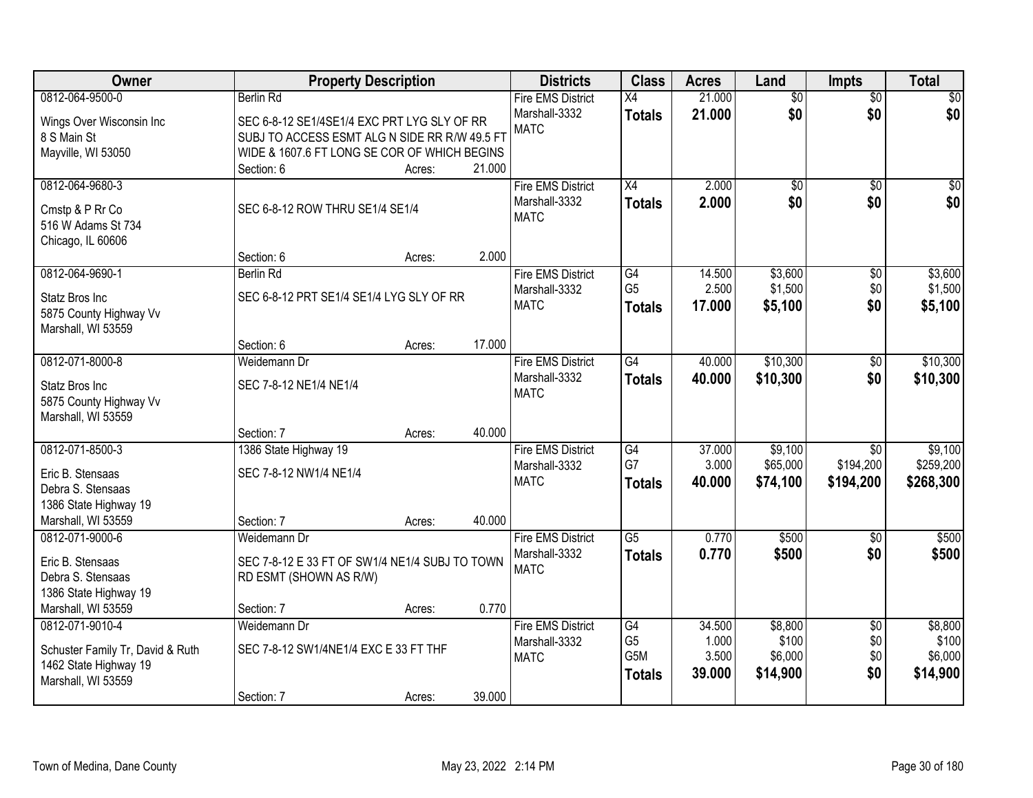| Owner | Property Description | | | Districts | Class | Acres | Land | Impts | Total |
|---|---|---|---|---|---|---|---|---|---|
| 0812-064-9500-0 | Berlin Rd | | | Fire EMS District | X4 | 21.000 | $0 | $0 | $0 |
| Wings Over Wisconsin Inc<br>8 S Main St<br>Mayville, WI 53050 | SEC 6-8-12 SE1/4SE1/4 EXC PRT LYG SLY OF RR SUBJ TO ACCESS ESMT ALG N SIDE RR R/W 49.5 FT WIDE & 1607.6 FT LONG SE COR OF WHICH BEGINS | | | Marshall-3332<br>MATC | **Totals** | **21.000** | **$0** | **$0** | **$0** |
| | Section: 6 | Acres: | 21.000 | | | | | | |
| 0812-064-9680-3 | | | | Fire EMS District | X4 | 2.000 | $0 | $0 | $0 |
| Cmstp & P Rr Co<br>516 W Adams St 734<br>Chicago, IL 60606 | SEC 6-8-12 ROW THRU SE1/4 SE1/4 | | | Marshall-3332<br>MATC | **Totals** | **2.000** | **$0** | **$0** | **$0** |
| | Section: 6 | Acres: | 2.000 | | | | | | |
| 0812-064-9690-1 | Berlin Rd | | | Fire EMS District | G4 | 14.500 | $3,600 | $0 | $3,600 |
| Statz Bros Inc<br>5875 County Highway Vv<br>Marshall, WI 53559 | SEC 6-8-12 PRT SE1/4 SE1/4 LYG SLY OF RR | | | Marshall-3332 | G5 | 2.500 | $1,500 | $0 | $1,500 |
| | | | | MATC | **Totals** | **17.000** | **$5,100** | **$0** | **$5,100** |
| | Section: 6 | Acres: | 17.000 | | | | | | |
| 0812-071-8000-8 | Weidemann Dr | | | Fire EMS District | G4 | 40.000 | $10,300 | $0 | $10,300 |
| Statz Bros Inc<br>5875 County Highway Vv<br>Marshall, WI 53559 | SEC 7-8-12 NE1/4 NE1/4 | | | Marshall-3332<br>MATC | **Totals** | **40.000** | **$10,300** | **$0** | **$10,300** |
| | Section: 7 | Acres: | 40.000 | | | | | | |
| 0812-071-8500-3 | 1386 State Highway 19 | | | Fire EMS District | G4 | 37.000 | $9,100 | $0 | $9,100 |
| Eric B. Stensaas<br>Debra S. Stensaas<br>1386 State Highway 19<br>Marshall, WI 53559 | SEC 7-8-12 NW1/4 NE1/4 | | | Marshall-3332 | G7 | 3.000 | $65,000 | $194,200 | $259,200 |
| | | | | MATC | **Totals** | **40.000** | **$74,100** | **$194,200** | **$268,300** |
| | Section: 7 | Acres: | 40.000 | | | | | | |
| 0812-071-9000-6 | Weidemann Dr | | | Fire EMS District | G5 | 0.770 | $500 | $0 | $500 |
| Eric B. Stensaas<br>Debra S. Stensaas<br>1386 State Highway 19<br>Marshall, WI 53559 | SEC 7-8-12 E 33 FT OF SW1/4 NE1/4 SUBJ TO TOWN RD ESMT (SHOWN AS R/W) | | | Marshall-3332<br>MATC | **Totals** | **0.770** | **$500** | **$0** | **$500** |
| | Section: 7 | Acres: | 0.770 | | | | | | |
| 0812-071-9010-4 | Weidemann Dr | | | Fire EMS District | G4 | 34.500 | $8,800 | $0 | $8,800 |
| Schuster Family Tr, David & Ruth<br>1462 State Highway 19<br>Marshall, WI 53559 | SEC 7-8-12 SW1/4NE1/4 EXC E 33 FT THF | | | Marshall-3332 | G5 | 1.000 | $100 | $0 | $100 |
| | | | | MATC | G5M | 3.500 | $6,000 | $0 | $6,000 |
| | | | | | **Totals** | **39.000** | **$14,900** | **$0** | **$14,900** |
| | Section: 7 | Acres: | 39.000 | | | | | | |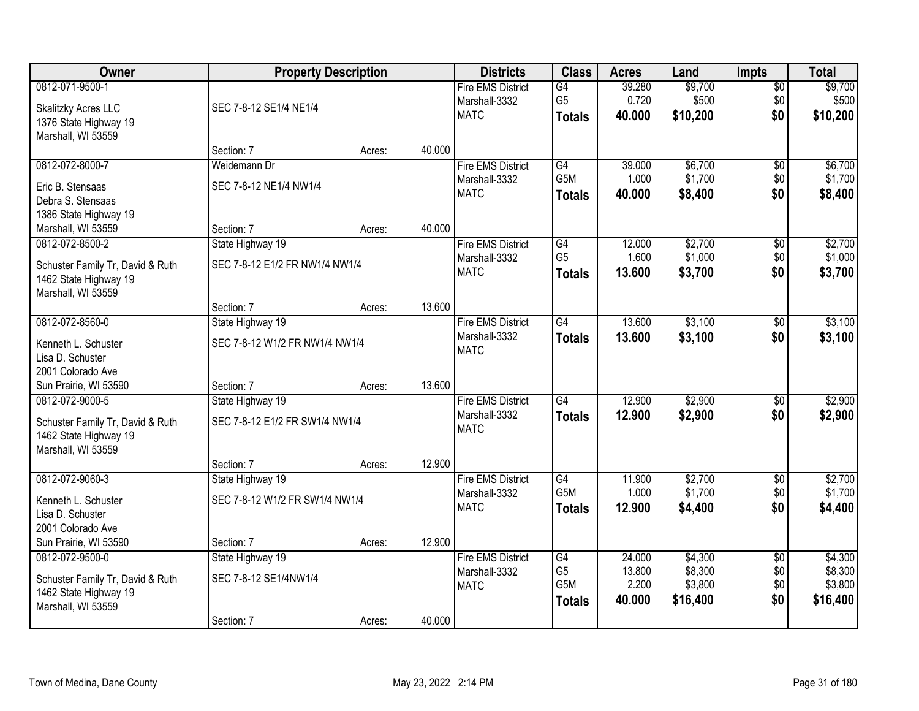| Owner | Property Description | | | Districts | Class | Acres | Land | Impts | Total |
|---|---|---|---|---|---|---|---|---|---|
| 0812-071-9500-1<br><br>Skalitzky Acres LLC<br>1376 State Highway 19<br>Marshall, WI 53559 | SEC 7-8-12 SE1/4 NE1/4<br><br>Section: 7 | Acres: | 40.000 | Fire EMS District<br>Marshall-3332<br>MATC | G4<br>G5<br>**Totals** | 39.280<br>0.720<br>**40.000** | $9,700<br>$500<br>**$10,200** | $0<br>$0<br>**$0** | $9,700<br>$500<br>**$10,200** |
| 0812-072-8000-7<br><br>Eric B. Stensaas<br>Debra S. Stensaas<br>1386 State Highway 19<br>Marshall, WI 53559 | Weidemann Dr<br>SEC 7-8-12 NE1/4 NW1/4<br><br>Section: 7 | Acres: | 40.000 | Fire EMS District<br>Marshall-3332<br>MATC | G4<br>G5M<br>**Totals** | 39.000<br>1.000<br>**40.000** | $6,700<br>$1,700<br>**$8,400** | $0<br>$0<br>**$0** | $6,700<br>$1,700<br>**$8,400** |
| 0812-072-8500-2<br><br>Schuster Family Tr, David & Ruth<br>1462 State Highway 19<br>Marshall, WI 53559 | State Highway 19<br>SEC 7-8-12 E1/2 FR NW1/4 NW1/4<br><br>Section: 7 | Acres: | 13.600 | Fire EMS District<br>Marshall-3332<br>MATC | G4<br>G5<br>**Totals** | 12.000<br>1.600<br>**13.600** | $2,700<br>$1,000<br>**$3,700** | $0<br>$0<br>**$0** | $2,700<br>$1,000<br>**$3,700** |
| 0812-072-8560-0<br><br>Kenneth L. Schuster<br>Lisa D. Schuster<br>2001 Colorado Ave<br>Sun Prairie, WI 53590 | State Highway 19<br>SEC 7-8-12 W1/2 FR NW1/4 NW1/4<br><br>Section: 7 | Acres: | 13.600 | Fire EMS District<br>Marshall-3332<br>MATC | G4<br>**Totals** | 13.600<br>**13.600** | $3,100<br>**$3,100** | $0<br>**$0** | $3,100<br>**$3,100** |
| 0812-072-9000-5<br><br>Schuster Family Tr, David & Ruth<br>1462 State Highway 19<br>Marshall, WI 53559 | State Highway 19<br>SEC 7-8-12 E1/2 FR SW1/4 NW1/4<br><br>Section: 7 | Acres: | 12.900 | Fire EMS District<br>Marshall-3332<br>MATC | G4<br>**Totals** | 12.900<br>**12.900** | $2,900<br>**$2,900** | $0<br>**$0** | $2,900<br>**$2,900** |
| 0812-072-9060-3<br><br>Kenneth L. Schuster<br>Lisa D. Schuster<br>2001 Colorado Ave<br>Sun Prairie, WI 53590 | State Highway 19<br>SEC 7-8-12 W1/2 FR SW1/4 NW1/4<br><br>Section: 7 | Acres: | 12.900 | Fire EMS District<br>Marshall-3332<br>MATC | G4<br>G5M<br>**Totals** | 11.900<br>1.000<br>**12.900** | $2,700<br>$1,700<br>**$4,400** | $0<br>$0<br>**$0** | $2,700<br>$1,700<br>**$4,400** |
| 0812-072-9500-0<br><br>Schuster Family Tr, David & Ruth<br>1462 State Highway 19<br>Marshall, WI 53559 | State Highway 19<br>SEC 7-8-12 SE1/4NW1/4<br><br>Section: 7 | Acres: | 40.000 | Fire EMS District<br>Marshall-3332<br>MATC | G4<br>G5<br>G5M<br>**Totals** | 24.000<br>13.800<br>2.200<br>**40.000** | $4,300<br>$8,300<br>$3,800<br>**$16,400** | $0<br>$0<br>$0<br>**$0** | $4,300<br>$8,300<br>$3,800<br>**$16,400** |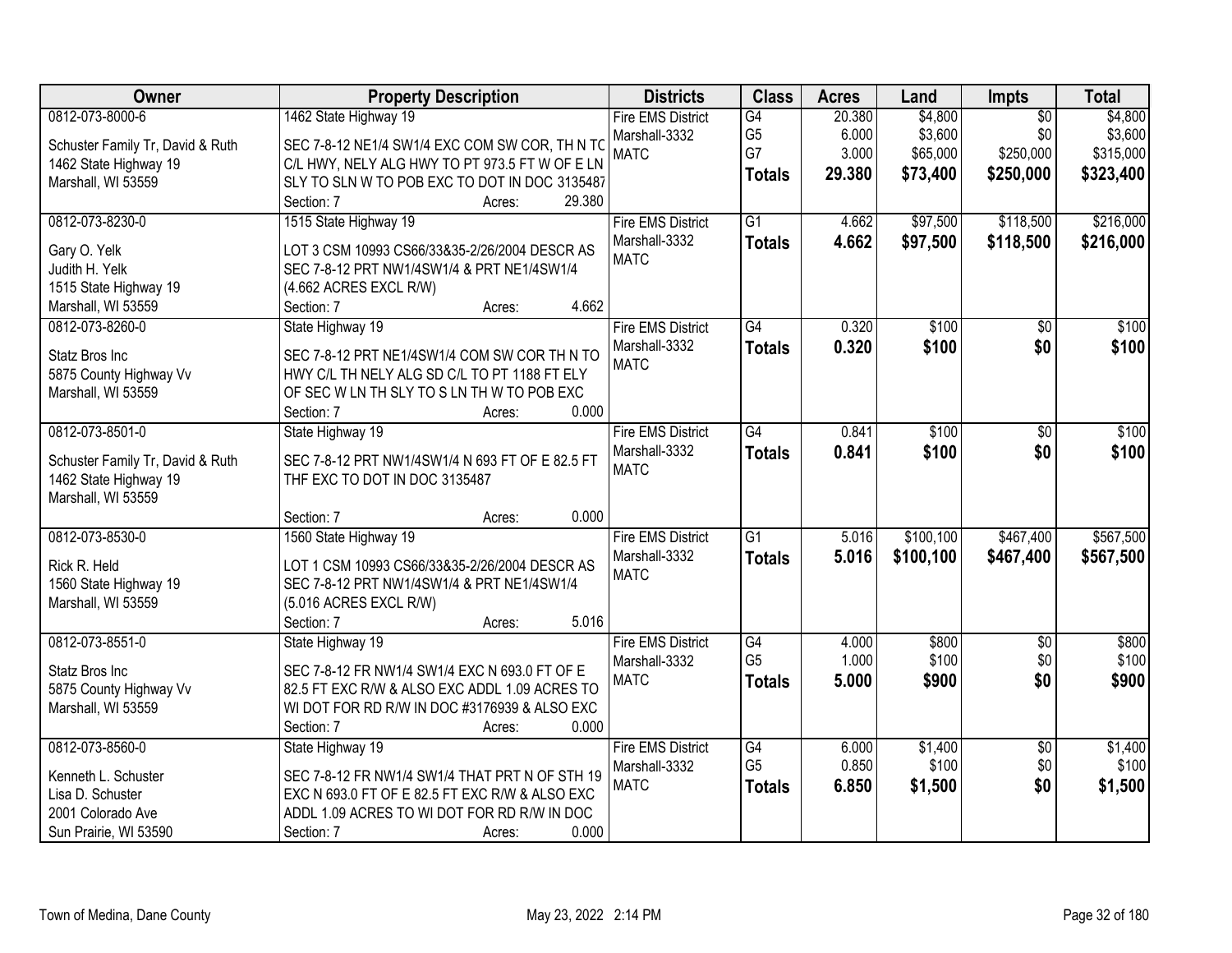| Owner | Property Description | Districts | Class | Acres | Land | Impts | Total |
|---|---|---|---|---|---|---|---|
| 0812-073-8000-6<br><br>Schuster Family Tr, David & Ruth<br>1462 State Highway 19<br>Marshall, WI 53559 | 1462 State Highway 19<br><br>SEC 7-8-12 NE1/4 SW1/4 EXC COM SW COR, TH N TO C/L HWY, NELY ALG HWY TO PT 973.5 FT W OF E LN SLY TO SLN W TO POB EXC TO DOT IN DOC 3135487<br>Section: 7 Acres: 29.380 | Fire EMS District<br>Marshall-3332<br>MATC | G4<br>G5<br>G7<br>**Totals** | 20.380<br>6.000<br>3.000<br>**29.380** | $4,800<br>$3,600<br>$65,000<br>**$73,400** | $0<br>$0<br>$250,000<br>**$250,000** | $4,800<br>$3,600<br>$315,000<br>**$323,400** |
| 0812-073-8230-0<br><br>Gary O. Yelk<br>Judith H. Yelk<br>1515 State Highway 19<br>Marshall, WI 53559 | 1515 State Highway 19<br><br>LOT 3 CSM 10993 CS66/33&35-2/26/2004 DESCR AS SEC 7-8-12 PRT NW1/4SW1/4 & PRT NE1/4SW1/4 (4.662 ACRES EXCL R/W)<br>Section: 7 Acres: 4.662 | Fire EMS District<br>Marshall-3332<br>MATC | G1<br>**Totals** | 4.662<br>**4.662** | $97,500<br>**$97,500** | $118,500<br>**$118,500** | $216,000<br>**$216,000** |
| 0812-073-8260-0<br><br>Statz Bros Inc<br>5875 County Highway Vv<br>Marshall, WI 53559 | State Highway 19<br><br>SEC 7-8-12 PRT NE1/4SW1/4 COM SW COR TH N TO HWY C/L TH NELY ALG SD C/L TO PT 1188 FT ELY OF SEC W LN TH SLY TO S LN TH W TO POB EXC<br>Section: 7 Acres: 0.000 | Fire EMS District<br>Marshall-3332<br>MATC | G4<br>**Totals** | 0.320<br>**0.320** | $100<br>**$100** | $0<br>**$0** | $100<br>**$100** |
| 0812-073-8501-0<br><br>Schuster Family Tr, David & Ruth<br>1462 State Highway 19<br>Marshall, WI 53559 | State Highway 19<br><br>SEC 7-8-12 PRT NW1/4SW1/4 N 693 FT OF E 82.5 FT THF EXC TO DOT IN DOC 3135487<br>Section: 7 Acres: 0.000 | Fire EMS District<br>Marshall-3332<br>MATC | G4<br>**Totals** | 0.841<br>**0.841** | $100<br>**$100** | $0<br>**$0** | $100<br>**$100** |
| 0812-073-8530-0<br><br>Rick R. Held<br>1560 State Highway 19<br>Marshall, WI 53559 | 1560 State Highway 19<br><br>LOT 1 CSM 10993 CS66/33&35-2/26/2004 DESCR AS SEC 7-8-12 PRT NW1/4SW1/4 & PRT NE1/4SW1/4 (5.016 ACRES EXCL R/W)<br>Section: 7 Acres: 5.016 | Fire EMS District<br>Marshall-3332<br>MATC | G1<br>**Totals** | 5.016<br>**5.016** | $100,100<br>**$100,100** | $467,400<br>**$467,400** | $567,500<br>**$567,500** |
| 0812-073-8551-0<br><br>Statz Bros Inc<br>5875 County Highway Vv<br>Marshall, WI 53559 | State Highway 19<br><br>SEC 7-8-12 FR NW1/4 SW1/4 EXC N 693.0 FT OF E 82.5 FT EXC R/W & ALSO EXC ADDL 1.09 ACRES TO WI DOT FOR RD R/W IN DOC #3176939 & ALSO EXC<br>Section: 7 Acres: 0.000 | Fire EMS District<br>Marshall-3332<br>MATC | G4<br>G5<br>**Totals** | 4.000<br>1.000<br>**5.000** | $800<br>$100<br>**$900** | $0<br>$0<br>**$0** | $800<br>$100<br>**$900** |
| 0812-073-8560-0<br><br>Kenneth L. Schuster<br>Lisa D. Schuster<br>2001 Colorado Ave<br>Sun Prairie, WI 53590 | State Highway 19<br><br>SEC 7-8-12 FR NW1/4 SW1/4 THAT PRT N OF STH 19 EXC N 693.0 FT OF E 82.5 FT EXC R/W & ALSO EXC ADDL 1.09 ACRES TO WI DOT FOR RD R/W IN DOC<br>Section: 7 Acres: 0.000 | Fire EMS District<br>Marshall-3332<br>MATC | G4<br>G5<br>**Totals** | 6.000<br>0.850<br>**6.850** | $1,400<br>$100<br>**$1,500** | $0<br>$0<br>**$0** | $1,400<br>$100<br>**$1,500** |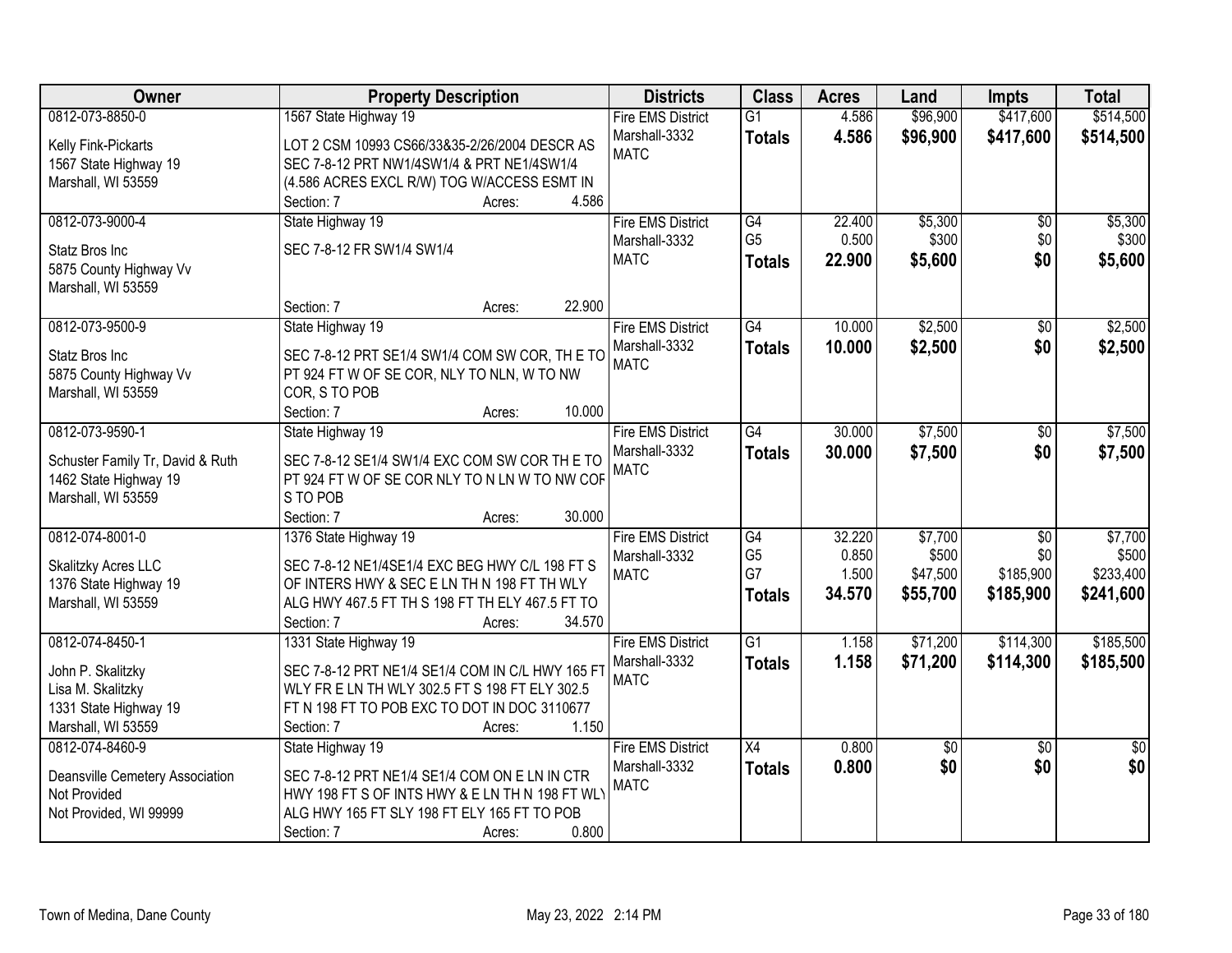| Owner | Property Description | Districts | Class | Acres | Land | Impts | Total |
|---|---|---|---|---|---|---|---|
| 0812-073-8850-0<br>Kelly Fink-Pickarts<br>1567 State Highway 19<br>Marshall, WI 53559 | 1567 State Highway 19<br>LOT 2 CSM 10993 CS66/33&35-2/26/2004 DESCR AS SEC 7-8-12 PRT NW1/4SW1/4 & PRT NE1/4SW1/4 (4.586 ACRES EXCL R/W) TOG W/ACCESS ESMT IN<br>Section: 7 Acres: 4.586 | Fire EMS District<br>Marshall-3332<br>MATC | G1<br>**Totals** | 4.586<br>**4.586** | $96,900<br>**$96,900** | $417,600<br>**$417,600** | $514,500<br>**$514,500** |
| 0812-073-9000-4<br>Statz Bros Inc<br>5875 County Highway Vv<br>Marshall, WI 53559 | State Highway 19<br>SEC 7-8-12 FR SW1/4 SW1/4<br>Section: 7 Acres: 22.900 | Fire EMS District<br>Marshall-3332<br>MATC | G4<br>G5<br>**Totals** | 22.400<br>0.500<br>**22.900** | $5,300<br>$300<br>**$5,600** | $0<br>$0<br>**$0** | $5,300<br>$300<br>**$5,600** |
| 0812-073-9500-9<br>Statz Bros Inc<br>5875 County Highway Vv<br>Marshall, WI 53559 | State Highway 19<br>SEC 7-8-12 PRT SE1/4 SW1/4 COM SW COR, TH E TO PT 924 FT W OF SE COR, NLY TO NLN, W TO NW COR, S TO POB<br>Section: 7 Acres: 10.000 | Fire EMS District<br>Marshall-3332<br>MATC | G4<br>**Totals** | 10.000<br>**10.000** | $2,500<br>**$2,500** | $0<br>**$0** | $2,500<br>**$2,500** |
| 0812-073-9590-1<br>Schuster Family Tr, David & Ruth<br>1462 State Highway 19<br>Marshall, WI 53559 | State Highway 19<br>SEC 7-8-12 SE1/4 SW1/4 EXC COM SW COR TH E TO PT 924 FT W OF SE COR NLY TO N LN W TO NW COR S TO POB<br>Section: 7 Acres: 30.000 | Fire EMS District<br>Marshall-3332<br>MATC | G4<br>**Totals** | 30.000<br>**30.000** | $7,500<br>**$7,500** | $0<br>**$0** | $7,500<br>**$7,500** |
| 0812-074-8001-0<br>Skalitzky Acres LLC<br>1376 State Highway 19<br>Marshall, WI 53559 | 1376 State Highway 19<br>SEC 7-8-12 NE1/4SE1/4 EXC BEG HWY C/L 198 FT S OF INTERS HWY & SEC E LN TH N 198 FT TH WLY ALG HWY 467.5 FT TH S 198 FT TH ELY 467.5 FT TO<br>Section: 7 Acres: 34.570 | Fire EMS District<br>Marshall-3332<br>MATC | G4<br>G5<br>G7<br>**Totals** | 32.220<br>0.850<br>1.500<br>**34.570** | $7,700<br>$500<br>$47,500<br>**$55,700** | $0<br>$0<br>$185,900<br>**$185,900** | $7,700<br>$500<br>$233,400<br>**$241,600** |
| 0812-074-8450-1<br>John P. Skalitzky<br>Lisa M. Skalitzky<br>1331 State Highway 19<br>Marshall, WI 53559 | 1331 State Highway 19<br>SEC 7-8-12 PRT NE1/4 SE1/4 COM IN C/L HWY 165 FT WLY FR E LN TH WLY 302.5 FT S 198 FT ELY 302.5 FT N 198 FT TO POB EXC TO DOT IN DOC 3110677<br>Section: 7 Acres: 1.150 | Fire EMS District<br>Marshall-3332<br>MATC | G1<br>**Totals** | 1.158<br>**1.158** | $71,200<br>**$71,200** | $114,300<br>**$114,300** | $185,500<br>**$185,500** |
| 0812-074-8460-9<br>Deansville Cemetery Association<br>Not Provided<br>Not Provided, WI 99999 | State Highway 19<br>SEC 7-8-12 PRT NE1/4 SE1/4 COM ON E LN IN CTR HWY 198 FT S OF INTS HWY & E LN TH N 198 FT WLY ALG HWY 165 FT SLY 198 FT ELY 165 FT TO POB<br>Section: 7 Acres: 0.800 | Fire EMS District<br>Marshall-3332<br>MATC | X4<br>**Totals** | 0.800<br>**0.800** | $0<br>**$0** | $0<br>**$0** | $0<br>**$0** |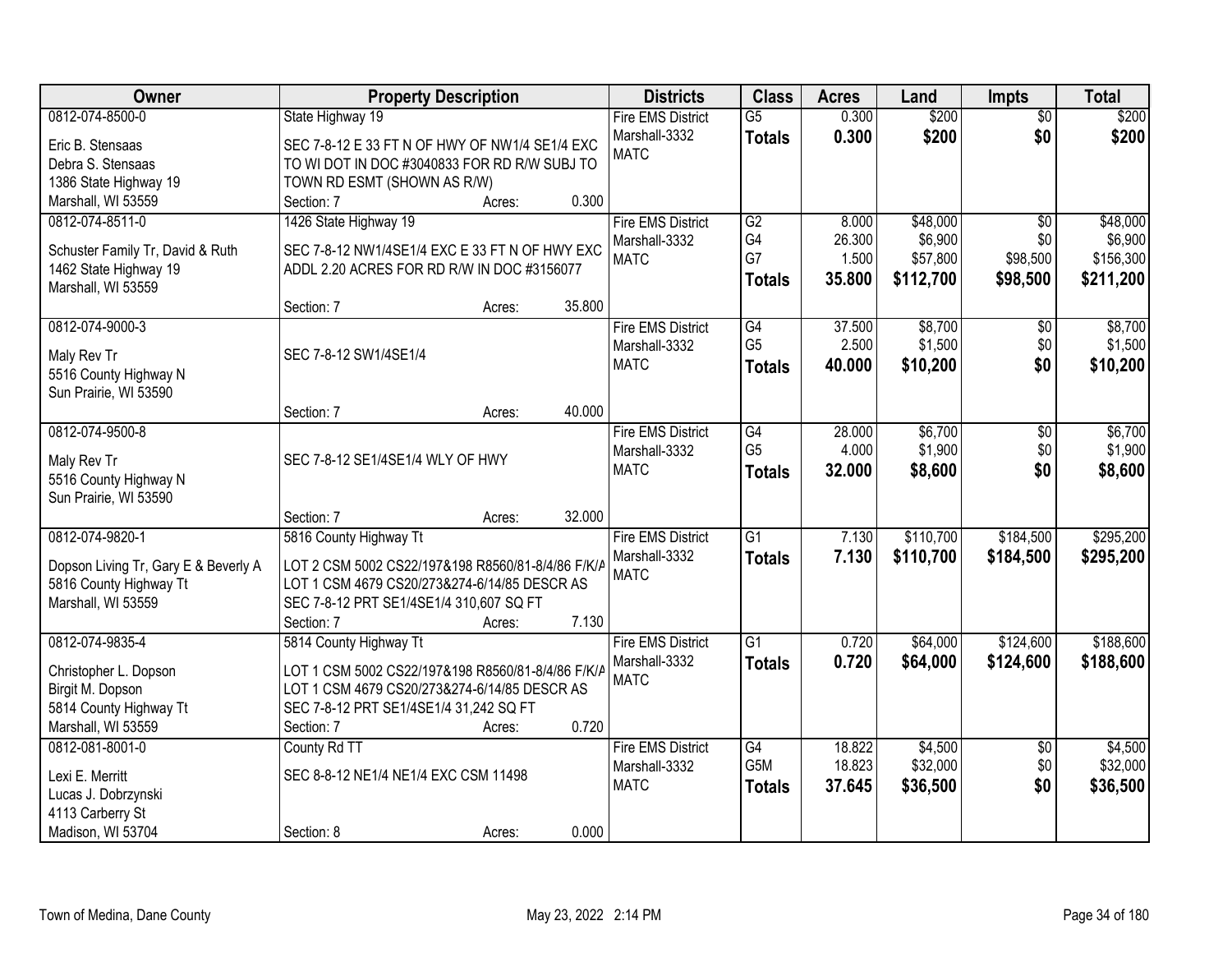| Owner | Property Description | Districts | Class | Acres | Land | Impts | Total |
|---|---|---|---|---|---|---|---|
| 0812-074-8500-0<br>Eric B. Stensaas<br>Debra S. Stensaas<br>1386 State Highway 19<br>Marshall, WI 53559 | State Highway 19<br>SEC 7-8-12 E 33 FT N OF HWY OF NW1/4 SE1/4 EXC TO WI DOT IN DOC #3040833 FOR RD R/W SUBJ TO TOWN RD ESMT (SHOWN AS R/W)<br>Section: 7 Acres: 0.300 | Fire EMS District<br>Marshall-3332<br>MATC | G5<br>**Totals** | 0.300<br>**0.300** | $200<br>**$200** | $0<br>**$0** | $200<br>**$200** |
| 0812-074-8511-0<br>Schuster Family Tr, David & Ruth<br>1462 State Highway 19<br>Marshall, WI 53559 | 1426 State Highway 19<br>SEC 7-8-12 NW1/4SE1/4 EXC E 33 FT N OF HWY EXC ADDL 2.20 ACRES FOR RD R/W IN DOC #3156077<br>Section: 7 Acres: 35.800 | Fire EMS District<br>Marshall-3332<br>MATC | G2<br>G4<br>G7<br>**Totals** | 8.000<br>26.300<br>1.500<br>**35.800** | $48,000<br>$6,900<br>$57,800<br>**$112,700** | $0<br>$0<br>$98,500<br>**$98,500** | $48,000<br>$6,900<br>$156,300<br>**$211,200** |
| 0812-074-9000-3<br>Maly Rev Tr<br>5516 County Highway N<br>Sun Prairie, WI 53590 | SEC 7-8-12 SW1/4SE1/4<br>Section: 7 Acres: 40.000 | Fire EMS District<br>Marshall-3332<br>MATC | G4<br>G5<br>**Totals** | 37.500<br>2.500<br>**40.000** | $8,700<br>$1,500<br>**$10,200** | $0<br>$0<br>**$0** | $8,700<br>$1,500<br>**$10,200** |
| 0812-074-9500-8<br>Maly Rev Tr<br>5516 County Highway N<br>Sun Prairie, WI 53590 | SEC 7-8-12 SE1/4SE1/4 WLY OF HWY<br>Section: 7 Acres: 32.000 | Fire EMS District<br>Marshall-3332<br>MATC | G4<br>G5<br>**Totals** | 28.000<br>4.000<br>**32.000** | $6,700<br>$1,900<br>**$8,600** | $0<br>$0<br>**$0** | $6,700<br>$1,900<br>**$8,600** |
| 0812-074-9820-1<br>Dopson Living Tr, Gary E & Beverly A<br>5816 County Highway Tt<br>Marshall, WI 53559 | 5816 County Highway Tt<br>LOT 2 CSM 5002 CS22/197&198 R8560/81-8/4/86 F/K/A LOT 1 CSM 4679 CS20/273&274-6/14/85 DESCR AS SEC 7-8-12 PRT SE1/4SE1/4 310,607 SQ FT<br>Section: 7 Acres: 7.130 | Fire EMS District<br>Marshall-3332<br>MATC | G1<br>**Totals** | 7.130<br>**7.130** | $110,700<br>**$110,700** | $184,500<br>**$184,500** | $295,200<br>**$295,200** |
| 0812-074-9835-4<br>Christopher L. Dopson<br>Birgit M. Dopson<br>5814 County Highway Tt<br>Marshall, WI 53559 | 5814 County Highway Tt<br>LOT 1 CSM 5002 CS22/197&198 R8560/81-8/4/86 F/K/A LOT 1 CSM 4679 CS20/273&274-6/14/85 DESCR AS SEC 7-8-12 PRT SE1/4SE1/4 31,242 SQ FT<br>Section: 7 Acres: 0.720 | Fire EMS District<br>Marshall-3332<br>MATC | G1<br>**Totals** | 0.720<br>**0.720** | $64,000<br>**$64,000** | $124,600<br>**$124,600** | $188,600<br>**$188,600** |
| 0812-081-8001-0<br>Lexi E. Merritt<br>Lucas J. Dobrzynski<br>4113 Carberry St<br>Madison, WI 53704 | County Rd TT<br>SEC 8-8-12 NE1/4 NE1/4 EXC CSM 11498<br>Section: 8 Acres: 0.000 | Fire EMS District<br>Marshall-3332<br>MATC | G4<br>G5M<br>**Totals** | 18.822<br>18.823<br>**37.645** | $4,500<br>$32,000<br>**$36,500** | $0<br>$0<br>**$0** | $4,500<br>$32,000<br>**$36,500** |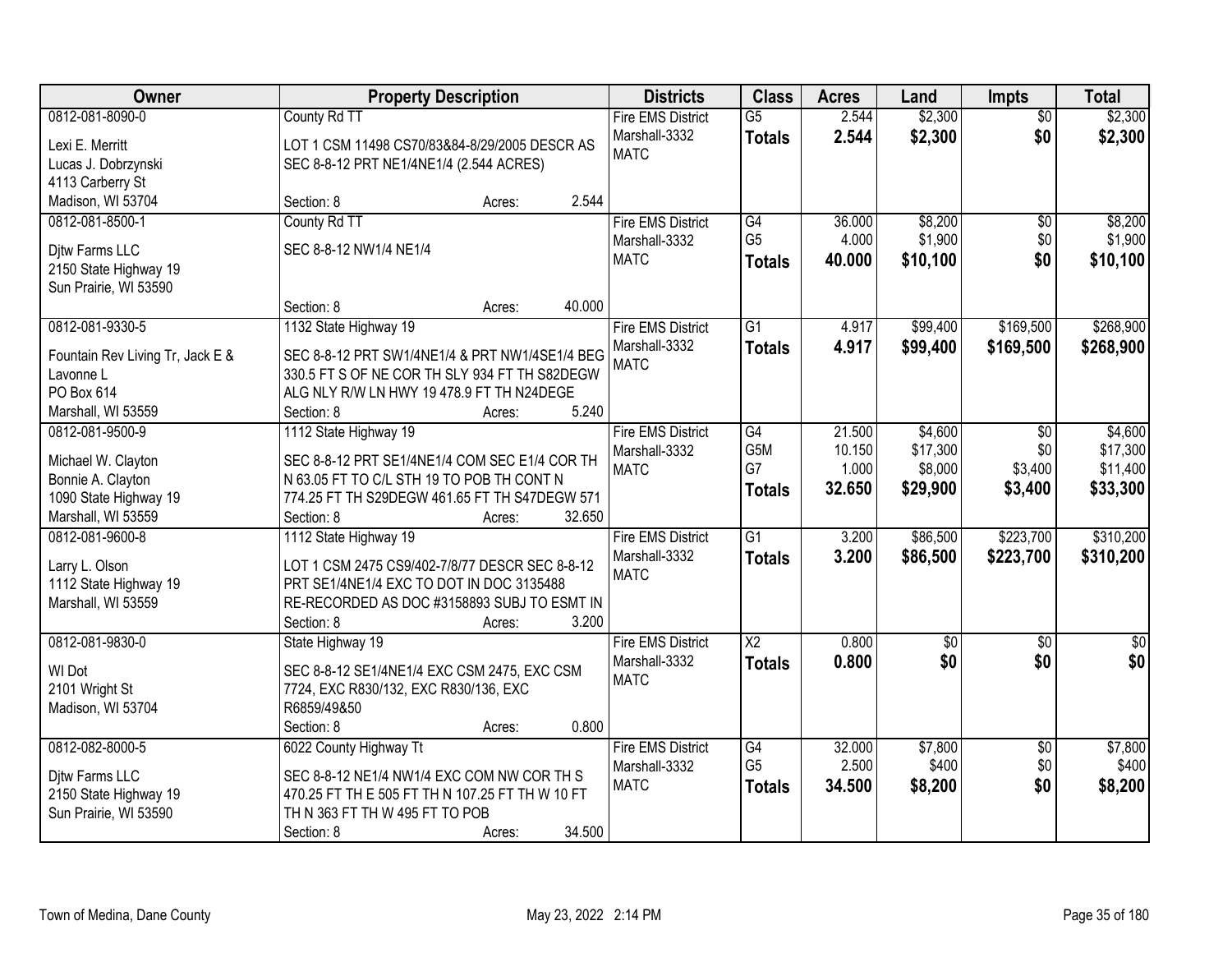| Owner | Property Description | Districts | Class | Acres | Land | Impts | Total |
|---|---|---|---|---|---|---|---|
| 0812-081-8090-0<br>Lexi E. Merritt<br>Lucas J. Dobrzynski<br>4113 Carberry St<br>Madison, WI 53704 | County Rd TT<br>LOT 1 CSM 11498 CS70/83&84-8/29/2005 DESCR AS SEC 8-8-12 PRT NE1/4NE1/4 (2.544 ACRES)<br>Section: 8 Acres: 2.544 | Fire EMS District<br>Marshall-3332<br>MATC | G5<br>**Totals** | 2.544<br>**2.544** | $2,300<br>**$2,300** | $0<br>**$0** | $2,300<br>**$2,300** |
| 0812-081-8500-1<br>Djtw Farms LLC<br>2150 State Highway 19<br>Sun Prairie, WI 53590 | County Rd TT<br>SEC 8-8-12 NW1/4 NE1/4<br>Section: 8 Acres: 40.000 | Fire EMS District<br>Marshall-3332<br>MATC | G4<br>G5<br>**Totals** | 36.000<br>4.000<br>**40.000** | $8,200<br>$1,900<br>**$10,100** | $0<br>$0<br>**$0** | $8,200<br>$1,900<br>**$10,100** |
| 0812-081-9330-5<br>Fountain Rev Living Tr, Jack E & Lavonne L<br>PO Box 614<br>Marshall, WI 53559 | 1132 State Highway 19<br>SEC 8-8-12 PRT SW1/4NE1/4 & PRT NW1/4SE1/4 BEG 330.5 FT S OF NE COR TH SLY 934 FT TH S82DEGW ALG NLY R/W LN HWY 19 478.9 FT TH N24DEGE<br>Section: 8 Acres: 5.240 | Fire EMS District<br>Marshall-3332<br>MATC | G1<br>**Totals** | 4.917<br>**4.917** | $99,400<br>**$99,400** | $169,500<br>**$169,500** | $268,900<br>**$268,900** |
| 0812-081-9500-9<br>Michael W. Clayton<br>Bonnie A. Clayton<br>1090 State Highway 19<br>Marshall, WI 53559 | 1112 State Highway 19<br>SEC 8-8-12 PRT SE1/4NE1/4 COM SEC E1/4 COR TH N 63.05 FT TO C/L STH 19 TO POB TH CONT N 774.25 FT TH S29DEGW 461.65 FT TH S47DEGW 571<br>Section: 8 Acres: 32.650 | Fire EMS District<br>Marshall-3332<br>MATC | G4<br>G5M<br>G7<br>**Totals** | 21.500<br>10.150<br>1.000<br>**32.650** | $4,600<br>$17,300<br>$8,000<br>**$29,900** | $0<br>$0<br>$3,400<br>**$3,400** | $4,600<br>$17,300<br>$11,400<br>**$33,300** |
| 0812-081-9600-8<br>Larry L. Olson<br>1112 State Highway 19<br>Marshall, WI 53559 | 1112 State Highway 19<br>LOT 1 CSM 2475 CS9/402-7/8/77 DESCR SEC 8-8-12 PRT SE1/4NE1/4 EXC TO DOT IN DOC 3135488 RE-RECORDED AS DOC #3158893 SUBJ TO ESMT IN<br>Section: 8 Acres: 3.200 | Fire EMS District<br>Marshall-3332<br>MATC | G1<br>**Totals** | 3.200<br>**3.200** | $86,500<br>**$86,500** | $223,700<br>**$223,700** | $310,200<br>**$310,200** |
| 0812-081-9830-0<br>WI Dot<br>2101 Wright St<br>Madison, WI 53704 | State Highway 19<br>SEC 8-8-12 SE1/4NE1/4 EXC CSM 2475, EXC CSM 7724, EXC R830/132, EXC R830/136, EXC R6859/49&50<br>Section: 8 Acres: 0.800 | Fire EMS District<br>Marshall-3332<br>MATC | X2<br>**Totals** | 0.800<br>**0.800** | $0<br>**$0** | $0<br>**$0** | $0<br>**$0** |
| 0812-082-8000-5<br>Djtw Farms LLC<br>2150 State Highway 19<br>Sun Prairie, WI 53590 | 6022 County Highway Tt<br>SEC 8-8-12 NE1/4 NW1/4 EXC COM NW COR TH S 470.25 FT TH E 505 FT TH N 107.25 FT TH W 10 FT TH N 363 FT TH W 495 FT TO POB<br>Section: 8 Acres: 34.500 | Fire EMS District<br>Marshall-3332<br>MATC | G4<br>G5<br>**Totals** | 32.000<br>2.500<br>**34.500** | $7,800<br>$400<br>**$8,200** | $0<br>$0<br>**$0** | $7,800<br>$400<br>**$8,200** |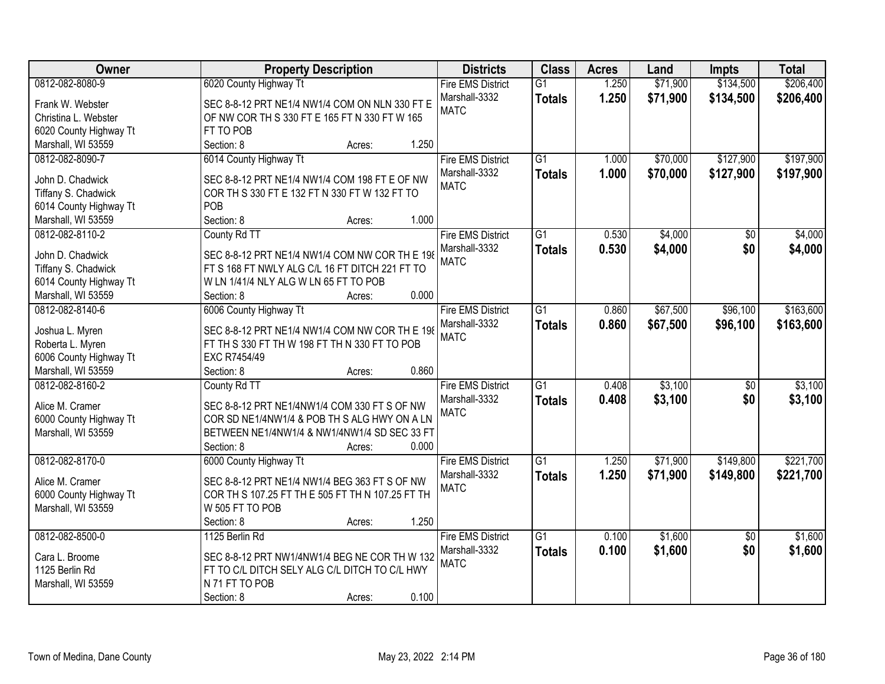| Owner | Property Description | Districts | Class | Acres | Land | Impts | Total |
|---|---|---|---|---|---|---|---|
| 0812-082-8080-9<br>Frank W. Webster<br>Christina L. Webster<br>6020 County Highway Tt<br>Marshall, WI 53559 | 6020 County Highway Tt<br>SEC 8-8-12 PRT NE1/4 NW1/4 COM ON NLN 330 FT E OF NW COR TH S 330 FT E 165 FT N 330 FT W 165 FT TO POB<br>Section: 8 Acres: 1.250 | Fire EMS District<br>Marshall-3332<br>MATC | G1<br>**Totals** | 1.250<br>**1.250** | $71,900<br>**$71,900** | $134,500<br>**$134,500** | $206,400<br>**$206,400** |
| 0812-082-8090-7<br>John D. Chadwick<br>Tiffany S. Chadwick<br>6014 County Highway Tt<br>Marshall, WI 53559 | 6014 County Highway Tt<br>SEC 8-8-12 PRT NE1/4 NW1/4 COM 198 FT E OF NW COR TH S 330 FT E 132 FT N 330 FT W 132 FT TO POB<br>Section: 8 Acres: 1.000 | Fire EMS District<br>Marshall-3332<br>MATC | G1<br>**Totals** | 1.000<br>**1.000** | $70,000<br>**$70,000** | $127,900<br>**$127,900** | $197,900<br>**$197,900** |
| 0812-082-8110-2<br>John D. Chadwick<br>Tiffany S. Chadwick<br>6014 County Highway Tt<br>Marshall, WI 53559 | County Rd TT<br>SEC 8-8-12 PRT NE1/4 NW1/4 COM NW COR TH E 198 FT S 168 FT NWLY ALG C/L 16 FT DITCH 221 FT TO W LN 1/41/4 NLY ALG W LN 65 FT TO POB<br>Section: 8 Acres: 0.000 | Fire EMS District<br>Marshall-3332<br>MATC | G1<br>**Totals** | 0.530<br>**0.530** | $4,000<br>**$4,000** | $0<br>**$0** | $4,000<br>**$4,000** |
| 0812-082-8140-6<br>Joshua L. Myren<br>Roberta L. Myren<br>6006 County Highway Tt<br>Marshall, WI 53559 | 6006 County Highway Tt<br>SEC 8-8-12 PRT NE1/4 NW1/4 COM NW COR TH E 198 FT TH S 330 FT TH W 198 FT TH N 330 FT TO POB EXC R7454/49<br>Section: 8 Acres: 0.860 | Fire EMS District<br>Marshall-3332<br>MATC | G1<br>**Totals** | 0.860<br>**0.860** | $67,500<br>**$67,500** | $96,100<br>**$96,100** | $163,600<br>**$163,600** |
| 0812-082-8160-2<br>Alice M. Cramer<br>6000 County Highway Tt<br>Marshall, WI 53559 | County Rd TT<br>SEC 8-8-12 PRT NE1/4NW1/4 COM 330 FT S OF NW COR SD NE1/4NW1/4 & POB TH S ALG HWY ON A LN BETWEEN NE1/4NW1/4 & NW1/4NW1/4 SD SEC 33 FT<br>Section: 8 Acres: 0.000 | Fire EMS District<br>Marshall-3332<br>MATC | G1<br>**Totals** | 0.408<br>**0.408** | $3,100<br>**$3,100** | $0<br>**$0** | $3,100<br>**$3,100** |
| 0812-082-8170-0<br>Alice M. Cramer<br>6000 County Highway Tt<br>Marshall, WI 53559 | 6000 County Highway Tt<br>SEC 8-8-12 PRT NE1/4 NW1/4 BEG 363 FT S OF NW COR TH S 107.25 FT TH E 505 FT TH N 107.25 FT TH W 505 FT TO POB<br>Section: 8 Acres: 1.250 | Fire EMS District<br>Marshall-3332<br>MATC | G1<br>**Totals** | 1.250<br>**1.250** | $71,900<br>**$71,900** | $149,800<br>**$149,800** | $221,700<br>**$221,700** |
| 0812-082-8500-0<br>Cara L. Broome<br>1125 Berlin Rd<br>Marshall, WI 53559 | 1125 Berlin Rd<br>SEC 8-8-12 PRT NW1/4NW1/4 BEG NE COR TH W 132 FT TO C/L DITCH SELY ALG C/L DITCH TO C/L HWY N 71 FT TO POB<br>Section: 8 Acres: 0.100 | Fire EMS District<br>Marshall-3332<br>MATC | G1<br>**Totals** | 0.100<br>**0.100** | $1,600<br>**$1,600** | $0<br>**$0** | $1,600<br>**$1,600** |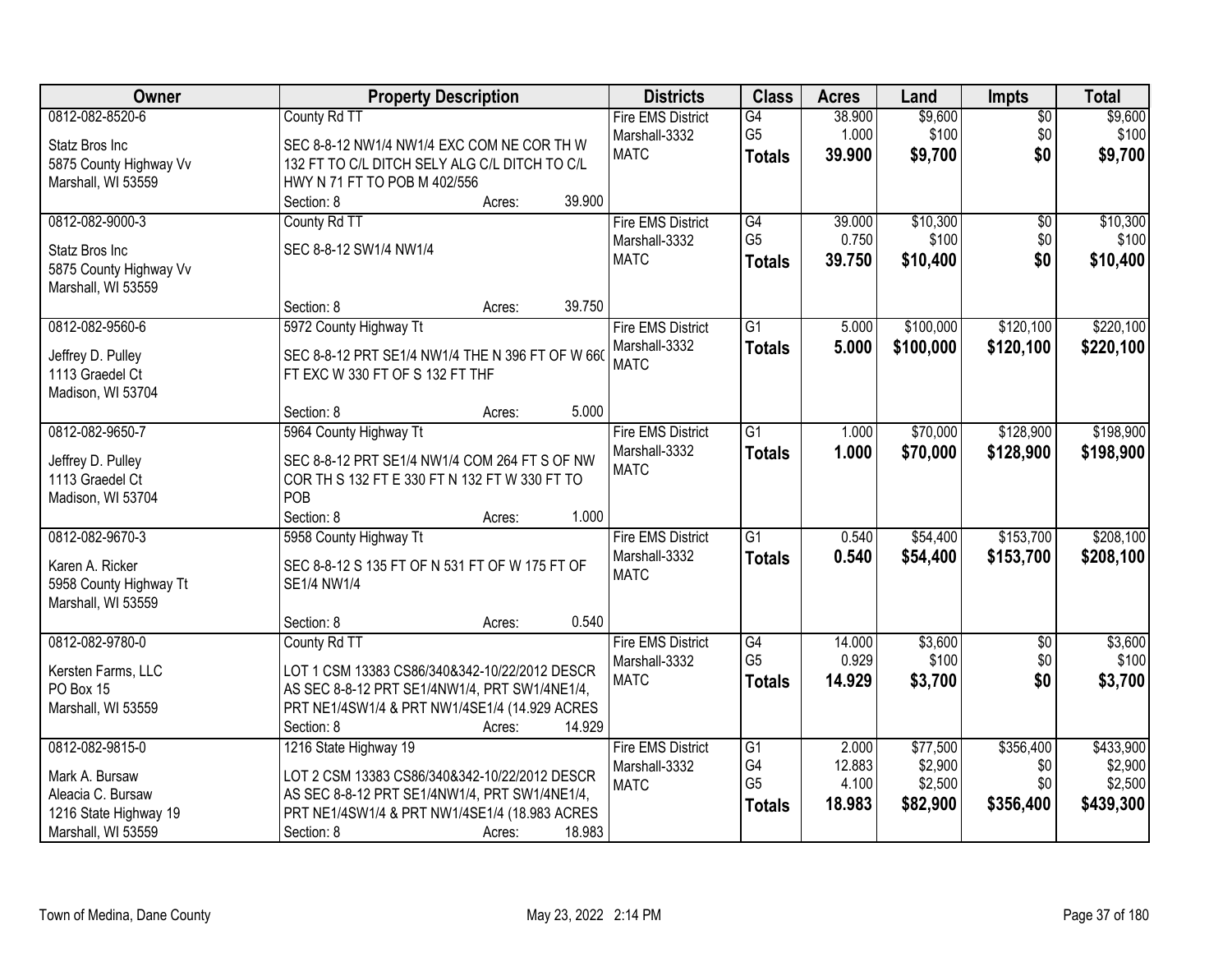| Owner | Property Description | Districts | Class | Acres | Land | Impts | Total |
|---|---|---|---|---|---|---|---|
| 0812-082-8520-6<br><br>Statz Bros Inc<br>5875 County Highway Vv<br>Marshall, WI 53559 | County Rd TT<br><br>SEC 8-8-12 NW1/4 NW1/4 EXC COM NE COR TH W 132 FT TO C/L DITCH SELY ALG C/L DITCH TO C/L HWY N 71 FT TO POB M 402/556<br>Section: 8 Acres: 39.900 | Fire EMS District<br>Marshall-3332<br>MATC | G4<br>G5<br>**Totals** | 38.900<br>1.000<br>**39.900** | $9,600<br>$100<br>**$9,700** | $0<br>$0<br>**$0** | $9,600<br>$100<br>**$9,700** |
| 0812-082-9000-3<br><br>Statz Bros Inc<br>5875 County Highway Vv<br>Marshall, WI 53559 | County Rd TT<br><br>SEC 8-8-12 SW1/4 NW1/4<br><br>Section: 8 Acres: 39.750 | Fire EMS District<br>Marshall-3332<br>MATC | G4<br>G5<br>**Totals** | 39.000<br>0.750<br>**39.750** | $10,300<br>$100<br>**$10,400** | $0<br>$0<br>**$0** | $10,300<br>$100<br>**$10,400** |
| 0812-082-9560-6<br><br>Jeffrey D. Pulley<br>1113 Graedel Ct<br>Madison, WI 53704 | 5972 County Highway Tt<br><br>SEC 8-8-12 PRT SE1/4 NW1/4 THE N 396 FT OF W 660 FT EXC W 330 FT OF S 132 FT THF<br><br>Section: 8 Acres: 5.000 | Fire EMS District<br>Marshall-3332<br>MATC | G1<br>**Totals** | 5.000<br>**5.000** | $100,000<br>**$100,000** | $120,100<br>**$120,100** | $220,100<br>**$220,100** |
| 0812-082-9650-7<br><br>Jeffrey D. Pulley<br>1113 Graedel Ct<br>Madison, WI 53704 | 5964 County Highway Tt<br><br>SEC 8-8-12 PRT SE1/4 NW1/4 COM 264 FT S OF NW COR TH S 132 FT E 330 FT N 132 FT W 330 FT TO POB<br>Section: 8 Acres: 1.000 | Fire EMS District<br>Marshall-3332<br>MATC | G1<br>**Totals** | 1.000<br>**1.000** | $70,000<br>**$70,000** | $128,900<br>**$128,900** | $198,900<br>**$198,900** |
| 0812-082-9670-3<br><br>Karen A. Ricker<br>5958 County Highway Tt<br>Marshall, WI 53559 | 5958 County Highway Tt<br><br>SEC 8-8-12 S 135 FT OF N 531 FT OF W 175 FT OF SE1/4 NW1/4<br><br>Section: 8 Acres: 0.540 | Fire EMS District<br>Marshall-3332<br>MATC | G1<br>**Totals** | 0.540<br>**0.540** | $54,400<br>**$54,400** | $153,700<br>**$153,700** | $208,100<br>**$208,100** |
| 0812-082-9780-0<br><br>Kersten Farms, LLC<br>PO Box 15<br>Marshall, WI 53559 | County Rd TT<br><br>LOT 1 CSM 13383 CS86/340&342-10/22/2012 DESCR AS SEC 8-8-12 PRT SE1/4NW1/4, PRT SW1/4NE1/4, PRT NE1/4SW1/4 & PRT NW1/4SE1/4 (14.929 ACRES<br>Section: 8 Acres: 14.929 | Fire EMS District<br>Marshall-3332<br>MATC | G4<br>G5<br>**Totals** | 14.000<br>0.929<br>**14.929** | $3,600<br>$100<br>**$3,700** | $0<br>$0<br>**$0** | $3,600<br>$100<br>**$3,700** |
| 0812-082-9815-0<br><br>Mark A. Bursaw<br>Aleacia C. Bursaw<br>1216 State Highway 19<br>Marshall, WI 53559 | 1216 State Highway 19<br><br>LOT 2 CSM 13383 CS86/340&342-10/22/2012 DESCR AS SEC 8-8-12 PRT SE1/4NW1/4, PRT SW1/4NE1/4, PRT NE1/4SW1/4 & PRT NW1/4SE1/4 (18.983 ACRES<br>Section: 8 Acres: 18.983 | Fire EMS District<br>Marshall-3332<br>MATC | G1<br>G4<br>G5<br>**Totals** | 2.000<br>12.883<br>4.100<br>**18.983** | $77,500<br>$2,900<br>$2,500<br>**$82,900** | $356,400<br>$0<br>$0<br>**$356,400** | $433,900<br>$2,900<br>$2,500<br>**$439,300** |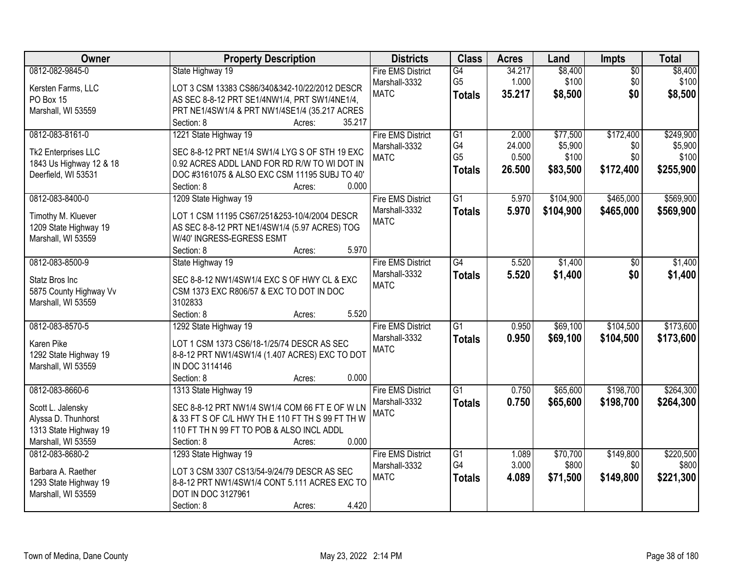| Owner | Property Description | Districts | Class | Acres | Land | Impts | Total |
|---|---|---|---|---|---|---|---|
| 0812-082-9845-0<br>Kersten Farms, LLC<br>PO Box 15<br>Marshall, WI 53559 | State Highway 19<br>LOT 3 CSM 13383 CS86/340&342-10/22/2012 DESCR AS SEC 8-8-12 PRT SE1/4NW1/4, PRT SW1/4NE1/4, PRT NE1/4SW1/4 & PRT NW1/4SE1/4 (35.217 ACRES<br>Section: 8 Acres: 35.217 | Fire EMS District<br>Marshall-3332<br>MATC | G4<br>G5<br>**Totals** | 34.217<br>1.000<br>**35.217** | $8,400<br>$100<br>**$8,500** | $0<br>$0<br>**$0** | $8,400<br>$100<br>**$8,500** |
| 0812-083-8161-0<br>Tk2 Enterprises LLC<br>1843 Us Highway 12 & 18<br>Deerfield, WI 53531 | 1221 State Highway 19<br>SEC 8-8-12 PRT NE1/4 SW1/4 LYG S OF STH 19 EXC 0.92 ACRES ADDL LAND FOR RD R/W TO WI DOT IN DOC #3161075 & ALSO EXC CSM 11195 SUBJ TO 40'<br>Section: 8 Acres: 0.000 | Fire EMS District<br>Marshall-3332<br>MATC | G1<br>G4<br>G5<br>**Totals** | 2.000<br>24.000<br>0.500<br>**26.500** | $77,500<br>$5,900<br>$100<br>**$83,500** | $172,400<br>$0<br>$0<br>**$172,400** | $249,900<br>$5,900<br>$100<br>**$255,900** |
| 0812-083-8400-0<br>Timothy M. Kluever<br>1209 State Highway 19<br>Marshall, WI 53559 | 1209 State Highway 19<br>LOT 1 CSM 11195 CS67/251&253-10/4/2004 DESCR AS SEC 8-8-12 PRT NE1/4SW1/4 (5.97 ACRES) TOG W/40' INGRESS-EGRESS ESMT<br>Section: 8 Acres: 5.970 | Fire EMS District<br>Marshall-3332<br>MATC | G1<br>**Totals** | 5.970<br>**5.970** | $104,900<br>**$104,900** | $465,000<br>**$465,000** | $569,900<br>**$569,900** |
| 0812-083-8500-9<br>Statz Bros Inc<br>5875 County Highway Vv<br>Marshall, WI 53559 | State Highway 19<br>SEC 8-8-12 NW1/4SW1/4 EXC S OF HWY CL & EXC CSM 1373 EXC R806/57 & EXC TO DOT IN DOC 3102833<br>Section: 8 Acres: 5.520 | Fire EMS District<br>Marshall-3332<br>MATC | G4<br>**Totals** | 5.520<br>**5.520** | $1,400<br>**$1,400** | $0<br>**$0** | $1,400<br>**$1,400** |
| 0812-083-8570-5<br>Karen Pike<br>1292 State Highway 19<br>Marshall, WI 53559 | 1292 State Highway 19<br>LOT 1 CSM 1373 CS6/18-1/25/74 DESCR AS SEC 8-8-12 PRT NW1/4SW1/4 (1.407 ACRES) EXC TO DOT IN DOC 3114146<br>Section: 8 Acres: 0.000 | Fire EMS District<br>Marshall-3332<br>MATC | G1<br>**Totals** | 0.950<br>**0.950** | $69,100<br>**$69,100** | $104,500<br>**$104,500** | $173,600<br>**$173,600** |
| 0812-083-8660-6<br>Scott L. Jalensky<br>Alyssa D. Thunhorst<br>1313 State Highway 19<br>Marshall, WI 53559 | 1313 State Highway 19<br>SEC 8-8-12 PRT NW1/4 SW1/4 COM 66 FT E OF W LN & 33 FT S OF C/L HWY TH E 110 FT TH S 99 FT TH W 110 FT TH N 99 FT TO POB & ALSO INCL ADDL<br>Section: 8 Acres: 0.000 | Fire EMS District<br>Marshall-3332<br>MATC | G1<br>**Totals** | 0.750<br>**0.750** | $65,600<br>**$65,600** | $198,700<br>**$198,700** | $264,300<br>**$264,300** |
| 0812-083-8680-2<br>Barbara A. Raether<br>1293 State Highway 19<br>Marshall, WI 53559 | 1293 State Highway 19<br>LOT 3 CSM 3307 CS13/54-9/24/79 DESCR AS SEC 8-8-12 PRT NW1/4SW1/4 CONT 5.111 ACRES EXC TO DOT IN DOC 3127961<br>Section: 8 Acres: 4.420 | Fire EMS District<br>Marshall-3332<br>MATC | G1<br>G4<br>**Totals** | 1.089<br>3.000<br>**4.089** | $70,700<br>$800<br>**$71,500** | $149,800<br>$0<br>**$149,800** | $220,500<br>$800<br>**$221,300** |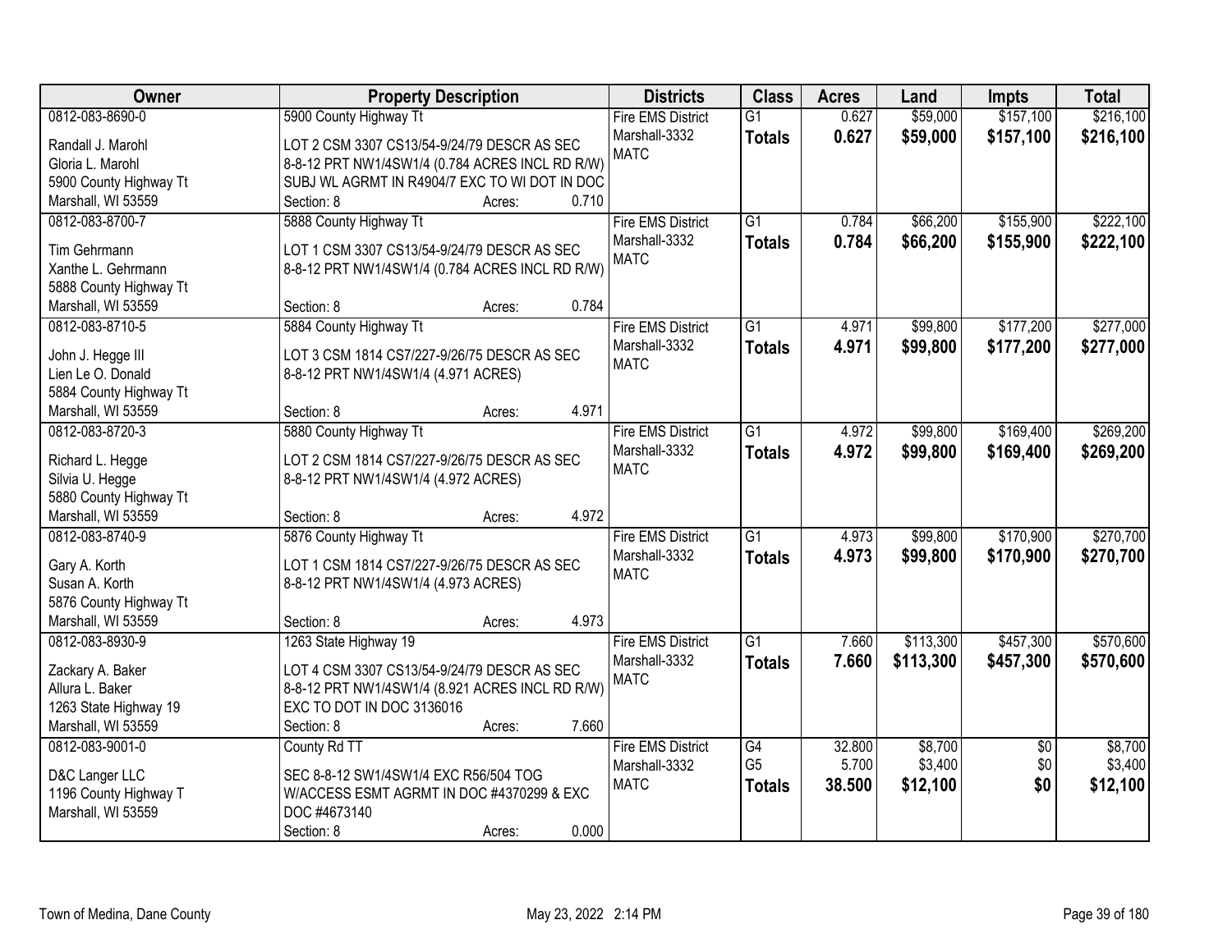| Owner | Property Description | Districts | Class | Acres | Land | Impts | Total |
|---|---|---|---|---|---|---|---|
| 0812-083-8690-0<br>Randall J. Marohl<br>Gloria L. Marohl<br>5900 County Highway Tt<br>Marshall, WI 53559 | 5900 County Highway Tt<br>LOT 2 CSM 3307 CS13/54-9/24/79 DESCR AS SEC 8-8-12 PRT NW1/4SW1/4 (0.784 ACRES INCL RD R/W) SUBJ WL AGRMT IN R4904/7 EXC TO WI DOT IN DOC<br>Section: 8 Acres: 0.710 | Fire EMS District<br>Marshall-3332<br>MATC | G1<br>**Totals** | 0.627<br>**0.627** | $59,000<br>**$59,000** | $157,100<br>**$157,100** | $216,100<br>**$216,100** |
| 0812-083-8700-7<br>Tim Gehrmann<br>Xanthe L. Gehrmann<br>5888 County Highway Tt<br>Marshall, WI 53559 | 5888 County Highway Tt<br>LOT 1 CSM 3307 CS13/54-9/24/79 DESCR AS SEC 8-8-12 PRT NW1/4SW1/4 (0.784 ACRES INCL RD R/W)<br>Section: 8 Acres: 0.784 | Fire EMS District<br>Marshall-3332<br>MATC | G1<br>**Totals** | 0.784<br>**0.784** | $66,200<br>**$66,200** | $155,900<br>**$155,900** | $222,100<br>**$222,100** |
| 0812-083-8710-5<br>John J. Hegge III<br>Lien Le O. Donald<br>5884 County Highway Tt<br>Marshall, WI 53559 | 5884 County Highway Tt<br>LOT 3 CSM 1814 CS7/227-9/26/75 DESCR AS SEC 8-8-12 PRT NW1/4SW1/4 (4.971 ACRES)<br>Section: 8 Acres: 4.971 | Fire EMS District<br>Marshall-3332<br>MATC | G1<br>**Totals** | 4.971<br>**4.971** | $99,800<br>**$99,800** | $177,200<br>**$177,200** | $277,000<br>**$277,000** |
| 0812-083-8720-3<br>Richard L. Hegge<br>Silvia U. Hegge<br>5880 County Highway Tt<br>Marshall, WI 53559 | 5880 County Highway Tt<br>LOT 2 CSM 1814 CS7/227-9/26/75 DESCR AS SEC 8-8-12 PRT NW1/4SW1/4 (4.972 ACRES)<br>Section: 8 Acres: 4.972 | Fire EMS District<br>Marshall-3332<br>MATC | G1<br>**Totals** | 4.972<br>**4.972** | $99,800<br>**$99,800** | $169,400<br>**$169,400** | $269,200<br>**$269,200** |
| 0812-083-8740-9<br>Gary A. Korth<br>Susan A. Korth<br>5876 County Highway Tt<br>Marshall, WI 53559 | 5876 County Highway Tt<br>LOT 1 CSM 1814 CS7/227-9/26/75 DESCR AS SEC 8-8-12 PRT NW1/4SW1/4 (4.973 ACRES)<br>Section: 8 Acres: 4.973 | Fire EMS District<br>Marshall-3332<br>MATC | G1<br>**Totals** | 4.973<br>**4.973** | $99,800<br>**$99,800** | $170,900<br>**$170,900** | $270,700<br>**$270,700** |
| 0812-083-8930-9<br>Zackary A. Baker<br>Allura L. Baker<br>1263 State Highway 19<br>Marshall, WI 53559 | 1263 State Highway 19<br>LOT 4 CSM 3307 CS13/54-9/24/79 DESCR AS SEC 8-8-12 PRT NW1/4SW1/4 (8.921 ACRES INCL RD R/W) EXC TO DOT IN DOC 3136016<br>Section: 8 Acres: 7.660 | Fire EMS District<br>Marshall-3332<br>MATC | G1<br>**Totals** | 7.660<br>**7.660** | $113,300<br>**$113,300** | $457,300<br>**$457,300** | $570,600<br>**$570,600** |
| 0812-083-9001-0<br>D&C Langer LLC<br>1196 County Highway T<br>Marshall, WI 53559 | County Rd TT<br>SEC 8-8-12 SW1/4SW1/4 EXC R56/504 TOG W/ACCESS ESMT AGRMT IN DOC #4370299 & EXC DOC #4673140<br>Section: 8 Acres: 0.000 | Fire EMS District<br>Marshall-3332<br>MATC | G4<br>G5<br>**Totals** | 32.800<br>5.700<br>**38.500** | $8,700<br>$3,400<br>**$12,100** | $0<br>$0<br>**$0** | $8,700<br>$3,400<br>**$12,100** |

Town of Medina, Dane County May 23, 2022 2:14 PM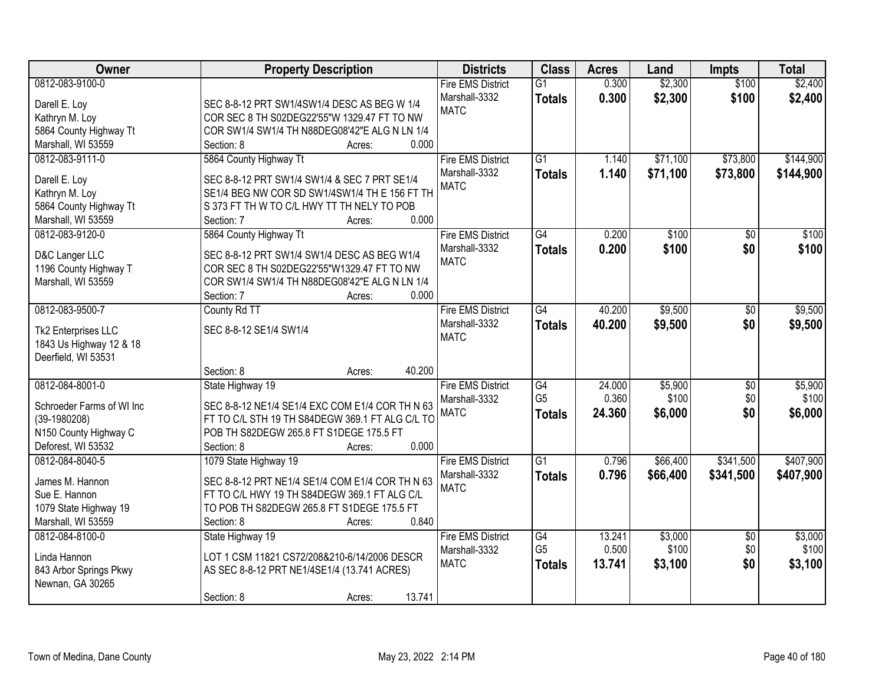| Owner | Property Description | Districts | Class | Acres | Land | Impts | Total |
|---|---|---|---|---|---|---|---|
| 0812-083-9100-0<br>Darell E. Loy<br>Kathryn M. Loy<br>5864 County Highway Tt<br>Marshall, WI 53559 | SEC 8-8-12 PRT SW1/4SW1/4 DESC AS BEG W 1/4 COR SEC 8 TH S02DEG22'55"W 1329.47 FT TO NW COR SW1/4 SW1/4 TH N88DEG08'42"E ALG N LN 1/4<br>Section: 8 Acres: 0.000 | Fire EMS District<br>Marshall-3332<br>MATC | G1<br>**Totals** | 0.300<br>**0.300** | $2,300<br>**$2,300** | $100<br>**$100** | $2,400<br>**$2,400** |
| 0812-083-9111-0<br>Darell E. Loy<br>Kathryn M. Loy<br>5864 County Highway Tt<br>Marshall, WI 53559 | 5864 County Highway Tt<br>SEC 8-8-12 PRT SW1/4 SW1/4 & SEC 7 PRT SE1/4 SE1/4 BEG NW COR SD SW1/4SW1/4 TH E 156 FT TH S 373 FT TH W TO C/L HWY TT TH NELY TO POB<br>Section: 7 Acres: 0.000 | Fire EMS District<br>Marshall-3332<br>MATC | G1<br>**Totals** | 1.140<br>**1.140** | $71,100<br>**$71,100** | $73,800<br>**$73,800** | $144,900<br>**$144,900** |
| 0812-083-9120-0<br>D&C Langer LLC<br>1196 County Highway T<br>Marshall, WI 53559 | 5864 County Highway Tt<br>SEC 8-8-12 PRT SW1/4 SW1/4 DESC AS BEG W1/4 COR SEC 8 TH S02DEG22'55"W1329.47 FT TO NW COR SW1/4 SW1/4 TH N88DEG08'42"E ALG N LN 1/4<br>Section: 7 Acres: 0.000 | Fire EMS District<br>Marshall-3332<br>MATC | G4<br>**Totals** | 0.200<br>**0.200** | $100<br>**$100** | $0<br>**$0** | $100<br>**$100** |
| 0812-083-9500-7<br>Tk2 Enterprises LLC<br>1843 Us Highway 12 & 18<br>Deerfield, WI 53531 | County Rd TT<br>SEC 8-8-12 SE1/4 SW1/4<br>Section: 8 Acres: 40.200 | Fire EMS District<br>Marshall-3332<br>MATC | G4<br>**Totals** | 40.200<br>**40.200** | $9,500<br>**$9,500** | $0<br>**$0** | $9,500<br>**$9,500** |
| 0812-084-8001-0<br>Schroeder Farms of WI Inc<br>(39-1980208)<br>N150 County Highway C<br>Deforest, WI 53532 | State Highway 19<br>SEC 8-8-12 NE1/4 SE1/4 EXC COM E1/4 COR TH N 63 FT TO C/L STH 19 TH S84DEGW 369.1 FT ALG C/L TO POB TH S82DEGW 265.8 FT S1DEGE 175.5 FT<br>Section: 8 Acres: 0.000 | Fire EMS District<br>Marshall-3332<br>MATC | G4<br>G5<br>**Totals** | 24.000<br>0.360<br>**24.360** | $5,900<br>$100<br>**$6,000** | $0<br>$0<br>**$0** | $5,900<br>$100<br>**$6,000** |
| 0812-084-8040-5<br>James M. Hannon<br>Sue E. Hannon<br>1079 State Highway 19<br>Marshall, WI 53559 | 1079 State Highway 19<br>SEC 8-8-12 PRT NE1/4 SE1/4 COM E1/4 COR TH N 63 FT TO C/L HWY 19 TH S84DEGW 369.1 FT ALG C/L TO POB TH S82DEGW 265.8 FT S1DEGE 175.5 FT<br>Section: 8 Acres: 0.840 | Fire EMS District<br>Marshall-3332<br>MATC | G1<br>**Totals** | 0.796<br>**0.796** | $66,400<br>**$66,400** | $341,500<br>**$341,500** | $407,900<br>**$407,900** |
| 0812-084-8100-0<br>Linda Hannon<br>843 Arbor Springs Pkwy<br>Newnan, GA 30265 | State Highway 19<br>LOT 1 CSM 11821 CS72/208&210-6/14/2006 DESCR AS SEC 8-8-12 PRT NE1/4SE1/4 (13.741 ACRES)<br>Section: 8 Acres: 13.741 | Fire EMS District<br>Marshall-3332<br>MATC | G4<br>G5<br>**Totals** | 13.241<br>0.500<br>**13.741** | $3,000<br>$100<br>**$3,100** | $0<br>$0<br>**$0** | $3,000<br>$100<br>**$3,100** |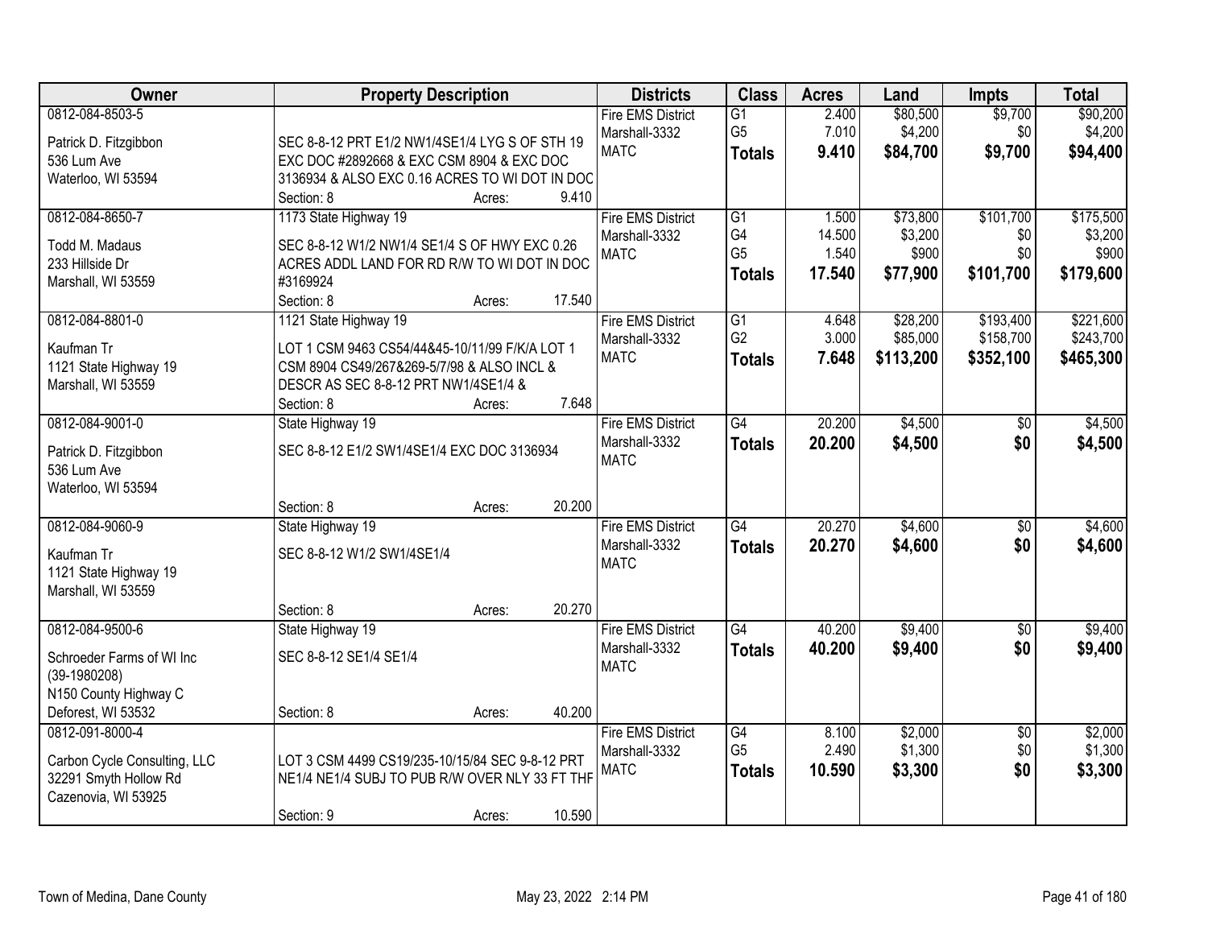| Owner | Property Description | Districts | Class | Acres | Land | Impts | Total |
|---|---|---|---|---|---|---|---|
| 0812-084-8503-5<br><br>Patrick D. Fitzgibbon<br>536 Lum Ave<br>Waterloo, WI 53594 | SEC 8-8-12 PRT E1/2 NW1/4SE1/4 LYG S OF STH 19 EXC DOC #2892668 & EXC CSM 8904 & EXC DOC 3136934 & ALSO EXC 0.16 ACRES TO WI DOT IN DOC<br>Section: 8 Acres: 9.410 | Fire EMS District<br>Marshall-3332<br>MATC | G1<br>G5<br>**Totals** | 2.400<br>7.010<br>**9.410** | $80,500<br>$4,200<br>**$84,700** | $9,700<br>$0<br>**$9,700** | $90,200<br>$4,200<br>**$94,400** |
| 0812-084-8650-7<br><br>Todd M. Madaus<br>233 Hillside Dr<br>Marshall, WI 53559 | 1173 State Highway 19<br><br>SEC 8-8-12 W1/2 NW1/4 SE1/4 S OF HWY EXC 0.26 ACRES ADDL LAND FOR RD R/W TO WI DOT IN DOC #3169924<br>Section: 8 Acres: 17.540 | Fire EMS District<br>Marshall-3332<br>MATC | G1<br>G4<br>G5<br>**Totals** | 1.500<br>14.500<br>1.540<br>**17.540** | $73,800<br>$3,200<br>$900<br>**$77,900** | $101,700<br>$0<br>$0<br>**$101,700** | $175,500<br>$3,200<br>$900<br>**$179,600** |
| 0812-084-8801-0<br><br>Kaufman Tr<br>1121 State Highway 19<br>Marshall, WI 53559 | 1121 State Highway 19<br><br>LOT 1 CSM 9463 CS54/44&45-10/11/99 F/K/A LOT 1 CSM 8904 CS49/267&269-5/7/98 & ALSO INCL & DESCR AS SEC 8-8-12 PRT NW1/4SE1/4 &<br>Section: 8 Acres: 7.648 | Fire EMS District<br>Marshall-3332<br>MATC | G1<br>G2<br>**Totals** | 4.648<br>3.000<br>**7.648** | $28,200<br>$85,000<br>**$113,200** | $193,400<br>$158,700<br>**$352,100** | $221,600<br>$243,700<br>**$465,300** |
| 0812-084-9001-0<br><br>Patrick D. Fitzgibbon<br>536 Lum Ave<br>Waterloo, WI 53594 | State Highway 19<br><br>SEC 8-8-12 E1/2 SW1/4SE1/4 EXC DOC 3136934<br><br>Section: 8 Acres: 20.200 | Fire EMS District<br>Marshall-3332<br>MATC | G4<br>**Totals** | 20.200<br>**20.200** | $4,500<br>**$4,500** | $0<br>**$0** | $4,500<br>**$4,500** |
| 0812-084-9060-9<br><br>Kaufman Tr<br>1121 State Highway 19<br>Marshall, WI 53559 | State Highway 19<br><br>SEC 8-8-12 W1/2 SW1/4SE1/4<br><br>Section: 8 Acres: 20.270 | Fire EMS District<br>Marshall-3332<br>MATC | G4<br>**Totals** | 20.270<br>**20.270** | $4,600<br>**$4,600** | $0<br>**$0** | $4,600<br>**$4,600** |
| 0812-084-9500-6<br><br>Schroeder Farms of WI Inc<br>(39-1980208)<br>N150 County Highway C<br>Deforest, WI 53532 | State Highway 19<br><br>SEC 8-8-12 SE1/4 SE1/4<br><br>Section: 8 Acres: 40.200 | Fire EMS District<br>Marshall-3332<br>MATC | G4<br>**Totals** | 40.200<br>**40.200** | $9,400<br>**$9,400** | $0<br>**$0** | $9,400<br>**$9,400** |
| 0812-091-8000-4<br><br>Carbon Cycle Consulting, LLC<br>32291 Smyth Hollow Rd<br>Cazenovia, WI 53925 | LOT 3 CSM 4499 CS19/235-10/15/84 SEC 9-8-12 PRT NE1/4 NE1/4 SUBJ TO PUB R/W OVER NLY 33 FT THF<br><br>Section: 9 Acres: 10.590 | Fire EMS District<br>Marshall-3332<br>MATC | G4<br>G5<br>**Totals** | 8.100<br>2.490<br>**10.590** | $2,000<br>$1,300<br>**$3,300** | $0<br>$0<br>**$0** | $2,000<br>$1,300<br>**$3,300** |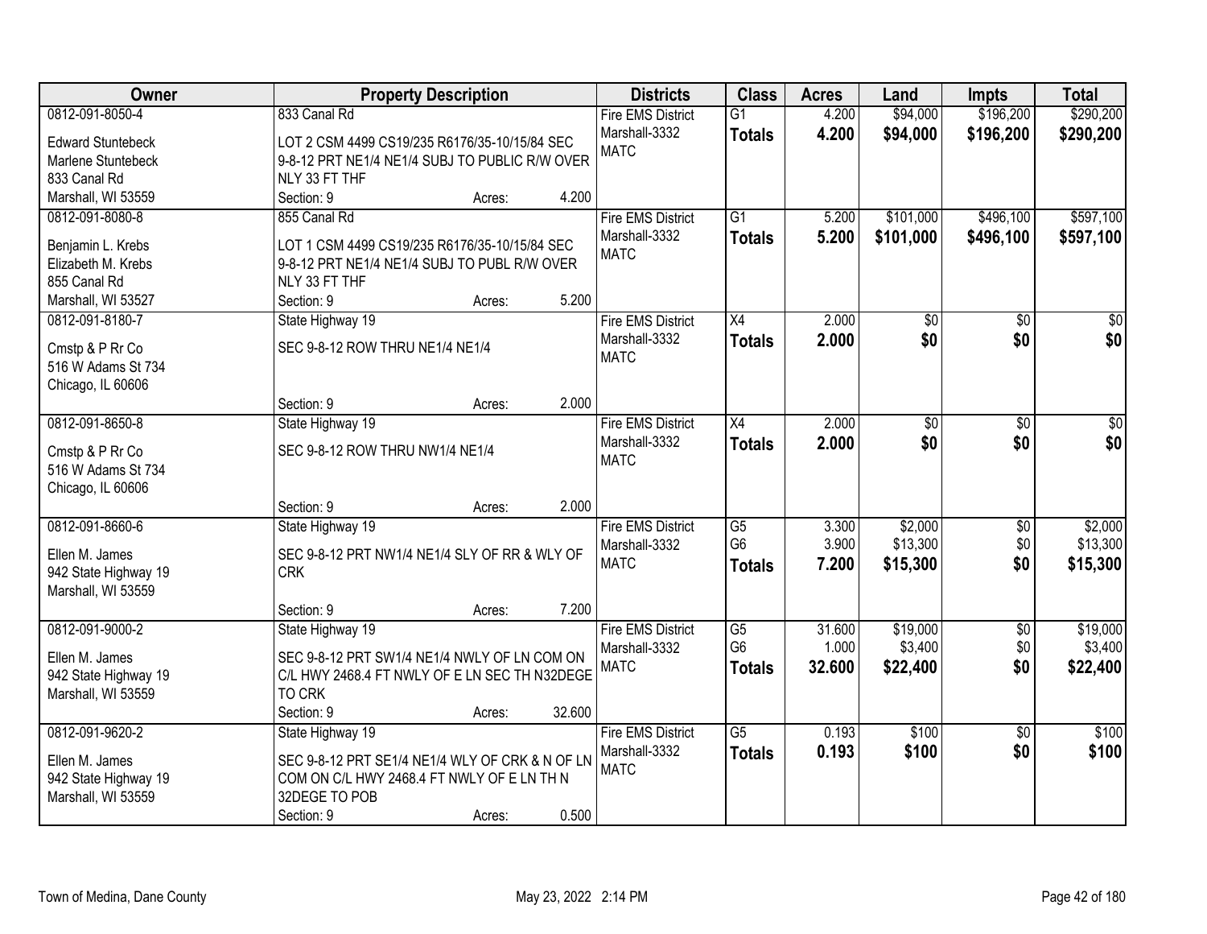| Owner | Property Description | Districts | Class | Acres | Land | Impts | Total |
|---|---|---|---|---|---|---|---|
| 0812-091-8050-4<br><br>Edward Stuntebeck<br>Marlene Stuntebeck<br>833 Canal Rd<br>Marshall, WI 53559 | 833 Canal Rd<br><br>LOT 2 CSM 4499 CS19/235 R6176/35-10/15/84 SEC 9-8-12 PRT NE1/4 NE1/4 SUBJ TO PUBLIC R/W OVER NLY 33 FT THF<br>Section: 9 Acres: 4.200 | Fire EMS District<br>Marshall-3332<br>MATC | G1<br>**Totals** | 4.200<br>**4.200** | $94,000<br>**$94,000** | $196,200<br>**$196,200** | $290,200<br>**$290,200** |
| 0812-091-8080-8<br><br>Benjamin L. Krebs<br>Elizabeth M. Krebs<br>855 Canal Rd<br>Marshall, WI 53527 | 855 Canal Rd<br><br>LOT 1 CSM 4499 CS19/235 R6176/35-10/15/84 SEC 9-8-12 PRT NE1/4 NE1/4 SUBJ TO PUBL R/W OVER NLY 33 FT THF<br>Section: 9 Acres: 5.200 | Fire EMS District<br>Marshall-3332<br>MATC | G1<br>**Totals** | 5.200<br>**5.200** | $101,000<br>**$101,000** | $496,100<br>**$496,100** | $597,100<br>**$597,100** |
| 0812-091-8180-7<br><br>Cmstp & P Rr Co<br>516 W Adams St 734<br>Chicago, IL 60606 | State Highway 19<br><br>SEC 9-8-12 ROW THRU NE1/4 NE1/4<br><br>Section: 9 Acres: 2.000 | Fire EMS District<br>Marshall-3332<br>MATC | X4<br>**Totals** | 2.000<br>**2.000** | $0<br>**$0** | $0<br>**$0** | $0<br>**$0** |
| 0812-091-8650-8<br><br>Cmstp & P Rr Co<br>516 W Adams St 734<br>Chicago, IL 60606 | State Highway 19<br><br>SEC 9-8-12 ROW THRU NW1/4 NE1/4<br><br>Section: 9 Acres: 2.000 | Fire EMS District<br>Marshall-3332<br>MATC | X4<br>**Totals** | 2.000<br>**2.000** | $0<br>**$0** | $0<br>**$0** | $0<br>**$0** |
| 0812-091-8660-6<br><br>Ellen M. James<br>942 State Highway 19<br>Marshall, WI 53559 | State Highway 19<br><br>SEC 9-8-12 PRT NW1/4 NE1/4 SLY OF RR & WLY OF CRK<br><br>Section: 9 Acres: 7.200 | Fire EMS District<br>Marshall-3332<br>MATC | G5<br>G6<br>**Totals** | 3.300<br>3.900<br>**7.200** | $2,000<br>$13,300<br>**$15,300** | $0<br>$0<br>**$0** | $2,000<br>$13,300<br>**$15,300** |
| 0812-091-9000-2<br><br>Ellen M. James<br>942 State Highway 19<br>Marshall, WI 53559 | State Highway 19<br><br>SEC 9-8-12 PRT SW1/4 NE1/4 NWLY OF LN COM ON C/L HWY 2468.4 FT NWLY OF E LN SEC TH N32DEGE TO CRK<br>Section: 9 Acres: 32.600 | Fire EMS District<br>Marshall-3332<br>MATC | G5<br>G6<br>**Totals** | 31.600<br>1.000<br>**32.600** | $19,000<br>$3,400<br>**$22,400** | $0<br>$0<br>**$0** | $19,000<br>$3,400<br>**$22,400** |
| 0812-091-9620-2<br><br>Ellen M. James<br>942 State Highway 19<br>Marshall, WI 53559 | State Highway 19<br><br>SEC 9-8-12 PRT SE1/4 NE1/4 WLY OF CRK & N OF LN COM ON C/L HWY 2468.4 FT NWLY OF E LN TH N 32DEGE TO POB<br>Section: 9 Acres: 0.500 | Fire EMS District<br>Marshall-3332<br>MATC | G5<br>**Totals** | 0.193<br>**0.193** | $100<br>**$100** | $0<br>**$0** | $100<br>**$100** |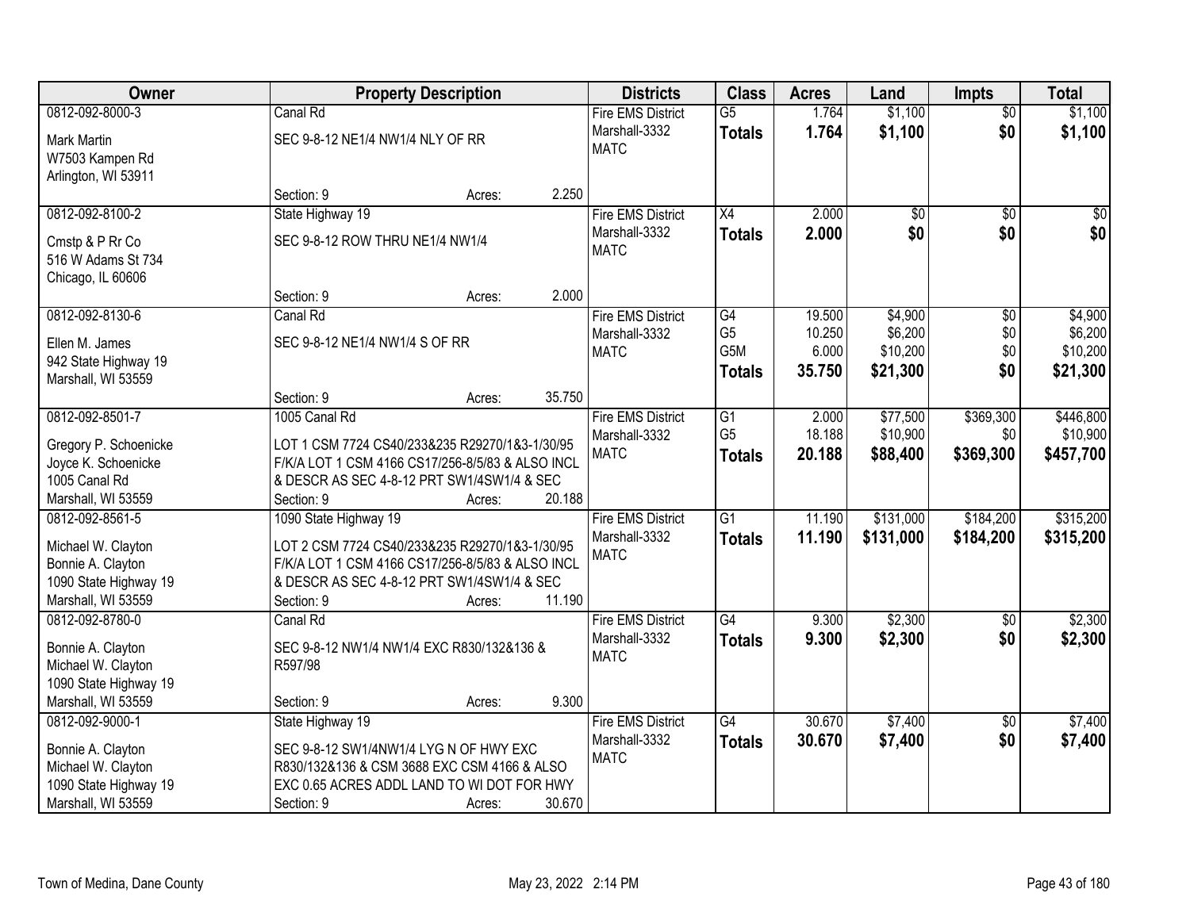| Owner | Property Description | Districts | Class | Acres | Land | Impts | Total |
|---|---|---|---|---|---|---|---|
| 0812-092-8000-3<br>Mark Martin<br>W7503 Kampen Rd<br>Arlington, WI 53911 | Canal Rd<br>SEC 9-8-12 NE1/4 NW1/4 NLY OF RR<br>Section: 9 Acres: 2.250 | Fire EMS District<br>Marshall-3332<br>MATC | G5<br>**Totals** | 1.764<br>**1.764** | $1,100<br>**$1,100** | $0<br>**$0** | $1,100<br>**$1,100** |
| 0812-092-8100-2<br>Cmstp & P Rr Co<br>516 W Adams St 734<br>Chicago, IL 60606 | State Highway 19<br>SEC 9-8-12 ROW THRU NE1/4 NW1/4<br>Section: 9 Acres: 2.000 | Fire EMS District<br>Marshall-3332<br>MATC | X4<br>**Totals** | 2.000<br>**2.000** | $0<br>**$0** | $0<br>**$0** | $0<br>**$0** |
| 0812-092-8130-6<br>Ellen M. James<br>942 State Highway 19<br>Marshall, WI 53559 | Canal Rd<br>SEC 9-8-12 NE1/4 NW1/4 S OF RR<br>Section: 9 Acres: 35.750 | Fire EMS District<br>Marshall-3332<br>MATC | G4<br>G5<br>G5M<br>**Totals** | 19.500<br>10.250<br>6.000<br>**35.750** | $4,900<br>$6,200<br>$10,200<br>**$21,300** | $0<br>$0<br>$0<br>**$0** | $4,900<br>$6,200<br>$10,200<br>**$21,300** |
| 0812-092-8501-7<br>Gregory P. Schoenicke<br>Joyce K. Schoenicke<br>1005 Canal Rd<br>Marshall, WI 53559 | 1005 Canal Rd<br>LOT 1 CSM 7724 CS40/233&235 R29270/1&3-1/30/95 F/K/A LOT 1 CSM 4166 CS17/256-8/5/83 & ALSO INCL & DESCR AS SEC 4-8-12 PRT SW1/4SW1/4 & SEC<br>Section: 9 Acres: 20.188 | Fire EMS District<br>Marshall-3332<br>MATC | G1<br>G5<br>**Totals** | 2.000<br>18.188<br>**20.188** | $77,500<br>$10,900<br>**$88,400** | $369,300<br>$0<br>**$369,300** | $446,800<br>$10,900<br>**$457,700** |
| 0812-092-8561-5<br>Michael W. Clayton<br>Bonnie A. Clayton<br>1090 State Highway 19<br>Marshall, WI 53559 | 1090 State Highway 19<br>LOT 2 CSM 7724 CS40/233&235 R29270/1&3-1/30/95 F/K/A LOT 1 CSM 4166 CS17/256-8/5/83 & ALSO INCL & DESCR AS SEC 4-8-12 PRT SW1/4SW1/4 & SEC<br>Section: 9 Acres: 11.190 | Fire EMS District<br>Marshall-3332<br>MATC | G1<br>**Totals** | 11.190<br>**11.190** | $131,000<br>**$131,000** | $184,200<br>**$184,200** | $315,200<br>**$315,200** |
| 0812-092-8780-0<br>Bonnie A. Clayton<br>Michael W. Clayton<br>1090 State Highway 19<br>Marshall, WI 53559 | Canal Rd<br>SEC 9-8-12 NW1/4 NW1/4 EXC R830/132&136 & R597/98<br>Section: 9 Acres: 9.300 | Fire EMS District<br>Marshall-3332<br>MATC | G4<br>**Totals** | 9.300<br>**9.300** | $2,300<br>**$2,300** | $0<br>**$0** | $2,300<br>**$2,300** |
| 0812-092-9000-1<br>Bonnie A. Clayton<br>Michael W. Clayton<br>1090 State Highway 19<br>Marshall, WI 53559 | State Highway 19<br>SEC 9-8-12 SW1/4NW1/4 LYG N OF HWY EXC R830/132&136 & CSM 3688 EXC CSM 4166 & ALSO EXC 0.65 ACRES ADDL LAND TO WI DOT FOR HWY<br>Section: 9 Acres: 30.670 | Fire EMS District<br>Marshall-3332<br>MATC | G4<br>**Totals** | 30.670<br>**30.670** | $7,400<br>**$7,400** | $0<br>**$0** | $7,400<br>**$7,400** |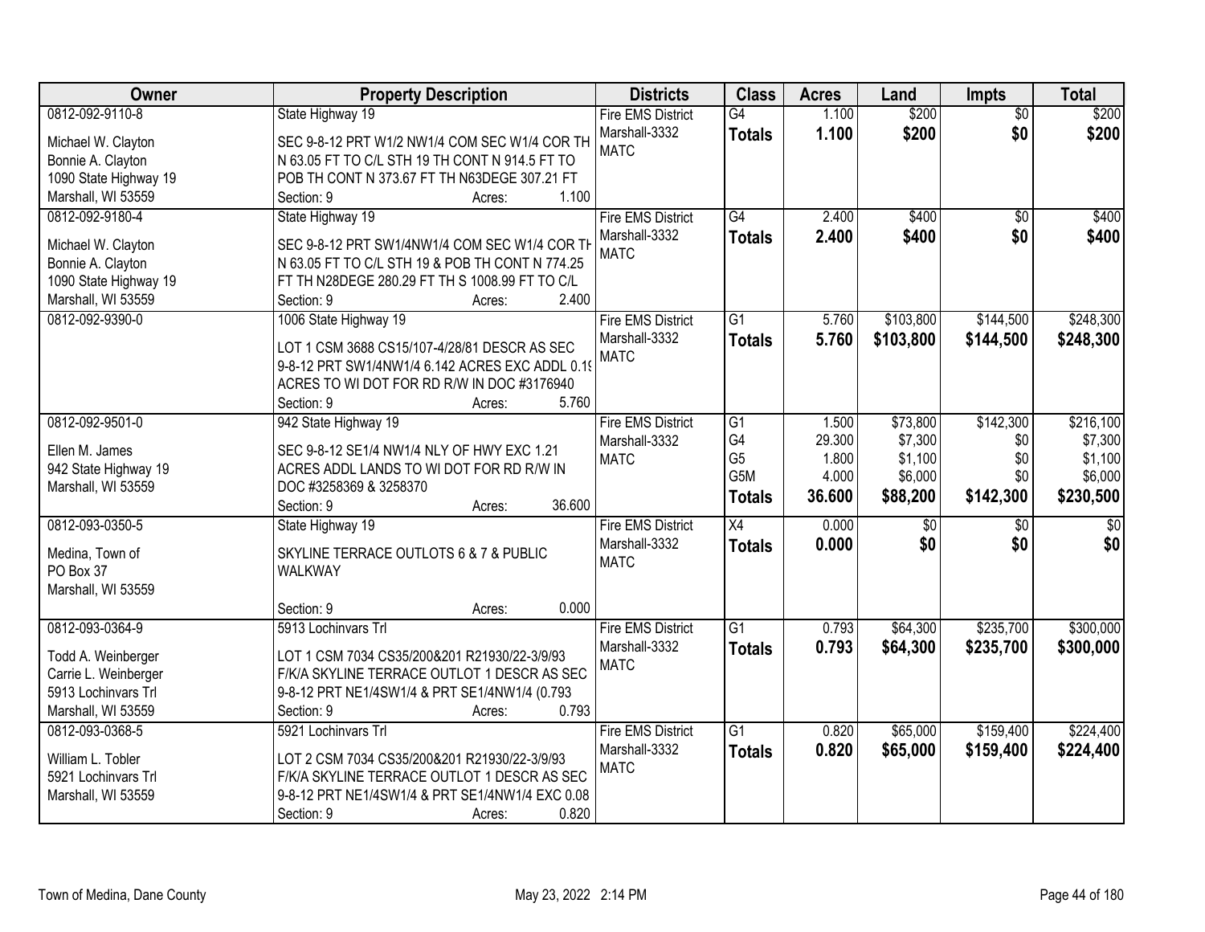| Owner | Property Description | Districts | Class | Acres | Land | Impts | Total |
|---|---|---|---|---|---|---|---|
| 0812-092-9110-8<br><br>Michael W. Clayton<br>Bonnie A. Clayton<br>1090 State Highway 19<br>Marshall, WI 53559 | State Highway 19<br><br>SEC 9-8-12 PRT W1/2 NW1/4 COM SEC W1/4 COR TH N 63.05 FT TO C/L STH 19 TH CONT N 914.5 FT TO POB TH CONT N 373.67 FT TH N63DEGE 307.21 FT<br>Section: 9 Acres: 1.100 | Fire EMS District<br>Marshall-3332<br>MATC | G4<br>**Totals** | 1.100<br>**1.100** | \$200<br>**\$200** | \$0<br>**\$0** | \$200<br>**\$200** |
| 0812-092-9180-4<br><br>Michael W. Clayton<br>Bonnie A. Clayton<br>1090 State Highway 19<br>Marshall, WI 53559 | State Highway 19<br><br>SEC 9-8-12 PRT SW1/4NW1/4 COM SEC W1/4 COR TH N 63.05 FT TO C/L STH 19 & POB TH CONT N 774.25 FT TH N28DEGE 280.29 FT TH S 1008.99 FT TO C/L<br>Section: 9 Acres: 2.400 | Fire EMS District<br>Marshall-3332<br>MATC | G4<br>**Totals** | 2.400<br>**2.400** | \$400<br>**\$400** | \$0<br>**\$0** | \$400<br>**\$400** |
| 0812-092-9390-0 | 1006 State Highway 19<br><br>LOT 1 CSM 3688 CS15/107-4/28/81 DESCR AS SEC 9-8-12 PRT SW1/4NW1/4 6.142 ACRES EXC ADDL 0.19 ACRES TO WI DOT FOR RD R/W IN DOC #3176940<br>Section: 9 Acres: 5.760 | Fire EMS District<br>Marshall-3332<br>MATC | G1<br>**Totals** | 5.760<br>**5.760** | \$103,800<br>**\$103,800** | \$144,500<br>**\$144,500** | \$248,300<br>**\$248,300** |
| 0812-092-9501-0<br><br>Ellen M. James<br>942 State Highway 19<br>Marshall, WI 53559 | 942 State Highway 19<br><br>SEC 9-8-12 SE1/4 NW1/4 NLY OF HWY EXC 1.21 ACRES ADDL LANDS TO WI DOT FOR RD R/W IN DOC #3258369 & 3258370<br>Section: 9 Acres: 36.600 | Fire EMS District<br>Marshall-3332<br>MATC | G1<br>G4<br>G5<br>G5M<br>**Totals** | 1.500<br>29.300<br>1.800<br>4.000<br>**36.600** | \$73,800<br>\$7,300<br>\$1,100<br>\$6,000<br>**\$88,200** | \$142,300<br>\$0<br>\$0<br>\$0<br>**\$142,300** | \$216,100<br>\$7,300<br>\$1,100<br>\$6,000<br>**\$230,500** |
| 0812-093-0350-5<br><br>Medina, Town of<br>PO Box 37<br>Marshall, WI 53559 | State Highway 19<br><br>SKYLINE TERRACE OUTLOTS 6 & 7 & PUBLIC WALKWAY<br>Section: 9 Acres: 0.000 | Fire EMS District<br>Marshall-3332<br>MATC | X4<br>**Totals** | 0.000<br>**0.000** | \$0<br>**\$0** | \$0<br>**\$0** | \$0<br>**\$0** |
| 0812-093-0364-9<br><br>Todd A. Weinberger<br>Carrie L. Weinberger<br>5913 Lochinvars Trl<br>Marshall, WI 53559 | 5913 Lochinvars Trl<br><br>LOT 1 CSM 7034 CS35/200&201 R21930/22-3/9/93 F/K/A SKYLINE TERRACE OUTLOT 1 DESCR AS SEC 9-8-12 PRT NE1/4SW1/4 & PRT SE1/4NW1/4 (0.793<br>Section: 9 Acres: 0.793 | Fire EMS District<br>Marshall-3332<br>MATC | G1<br>**Totals** | 0.793<br>**0.793** | \$64,300<br>**\$64,300** | \$235,700<br>**\$235,700** | \$300,000<br>**\$300,000** |
| 0812-093-0368-5<br><br>William L. Tobler<br>5921 Lochinvars Trl<br>Marshall, WI 53559 | 5921 Lochinvars Trl<br><br>LOT 2 CSM 7034 CS35/200&201 R21930/22-3/9/93 F/K/A SKYLINE TERRACE OUTLOT 1 DESCR AS SEC 9-8-12 PRT NE1/4SW1/4 & PRT SE1/4NW1/4 EXC 0.08<br>Section: 9 Acres: 0.820 | Fire EMS District<br>Marshall-3332<br>MATC | G1<br>**Totals** | 0.820<br>**0.820** | \$65,000<br>**\$65,000** | \$159,400<br>**\$159,400** | \$224,400<br>**\$224,400** |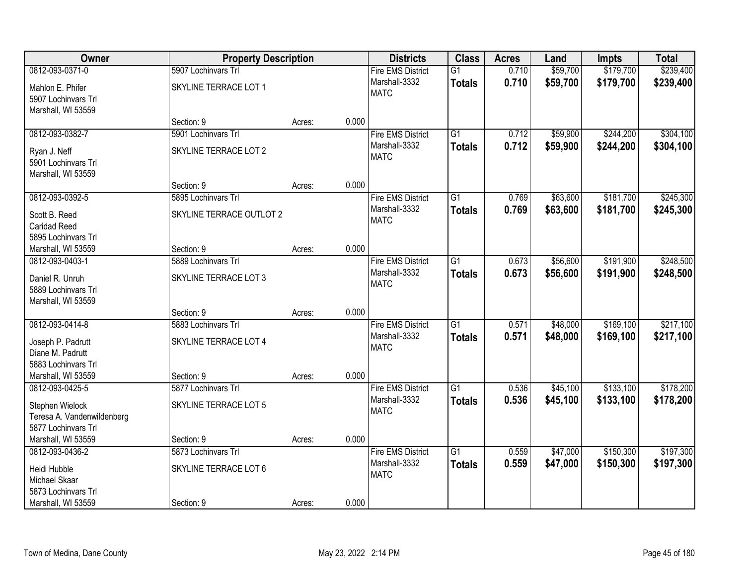| Owner | Property Description | | | Districts | Class | Acres | Land | Impts | Total |
|---|---|---|---|---|---|---|---|---|---|
| 0812-093-0371-0<br>Mahlon E. Phifer<br>5907 Lochinvars Trl<br>Marshall, WI 53559 | 5907 Lochinvars Trl<br>SKYLINE TERRACE LOT 1<br>Section: 9 | Acres: | 0.000 | Fire EMS District<br>Marshall-3332<br>MATC | G1<br>**Totals** | 0.710<br>**0.710** | $59,700<br>**$59,700** | $179,700<br>**$179,700** | $239,400<br>**$239,400** |
| 0812-093-0382-7<br>Ryan J. Neff<br>5901 Lochinvars Trl<br>Marshall, WI 53559 | 5901 Lochinvars Trl<br>SKYLINE TERRACE LOT 2<br>Section: 9 | Acres: | 0.000 | Fire EMS District<br>Marshall-3332<br>MATC | G1<br>**Totals** | 0.712<br>**0.712** | $59,900<br>**$59,900** | $244,200<br>**$244,200** | $304,100<br>**$304,100** |
| 0812-093-0392-5<br>Scott B. Reed<br>Caridad Reed<br>5895 Lochinvars Trl<br>Marshall, WI 53559 | 5895 Lochinvars Trl<br>SKYLINE TERRACE OUTLOT 2<br>Section: 9 | Acres: | 0.000 | Fire EMS District<br>Marshall-3332<br>MATC | G1<br>**Totals** | 0.769<br>**0.769** | $63,600<br>**$63,600** | $181,700<br>**$181,700** | $245,300<br>**$245,300** |
| 0812-093-0403-1<br>Daniel R. Unruh<br>5889 Lochinvars Trl<br>Marshall, WI 53559 | 5889 Lochinvars Trl<br>SKYLINE TERRACE LOT 3<br>Section: 9 | Acres: | 0.000 | Fire EMS District<br>Marshall-3332<br>MATC | G1<br>**Totals** | 0.673<br>**0.673** | $56,600<br>**$56,600** | $191,900<br>**$191,900** | $248,500<br>**$248,500** |
| 0812-093-0414-8<br>Joseph P. Padrutt<br>Diane M. Padrutt<br>5883 Lochinvars Trl<br>Marshall, WI 53559 | 5883 Lochinvars Trl<br>SKYLINE TERRACE LOT 4<br>Section: 9 | Acres: | 0.000 | Fire EMS District<br>Marshall-3332<br>MATC | G1<br>**Totals** | 0.571<br>**0.571** | $48,000<br>**$48,000** | $169,100<br>**$169,100** | $217,100<br>**$217,100** |
| 0812-093-0425-5<br>Stephen Wielock<br>Teresa A. Vandenwildenberg<br>5877 Lochinvars Trl<br>Marshall, WI 53559 | 5877 Lochinvars Trl<br>SKYLINE TERRACE LOT 5<br>Section: 9 | Acres: | 0.000 | Fire EMS District<br>Marshall-3332<br>MATC | G1<br>**Totals** | 0.536<br>**0.536** | $45,100<br>**$45,100** | $133,100<br>**$133,100** | $178,200<br>**$178,200** |
| 0812-093-0436-2<br>Heidi Hubble<br>Michael Skaar<br>5873 Lochinvars Trl<br>Marshall, WI 53559 | 5873 Lochinvars Trl<br>SKYLINE TERRACE LOT 6<br>Section: 9 | Acres: | 0.000 | Fire EMS District<br>Marshall-3332<br>MATC | G1<br>**Totals** | 0.559<br>**0.559** | $47,000<br>**$47,000** | $150,300<br>**$150,300** | $197,300<br>**$197,300** |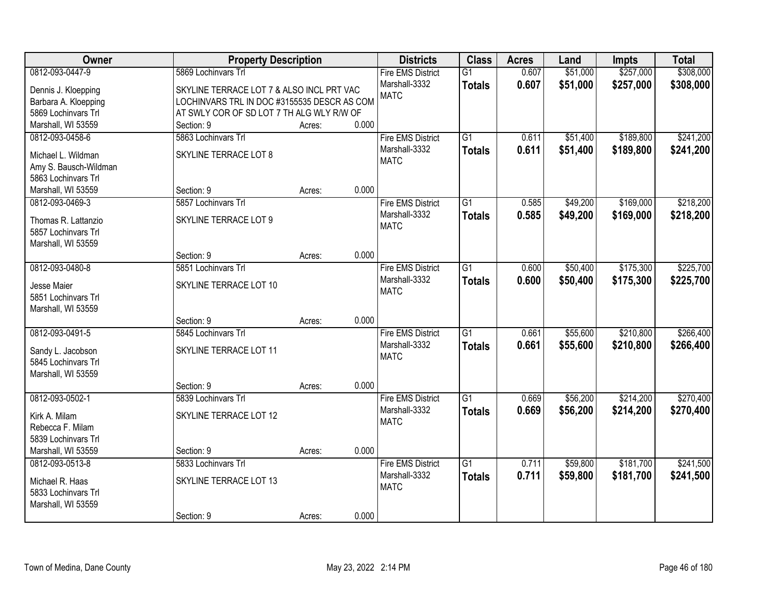| Owner | Property Description | Districts | Class | Acres | Land | Impts | Total |
|---|---|---|---|---|---|---|---|
| 0812-093-0447-9<br>Dennis J. Kloepping<br>Barbara A. Kloepping<br>5869 Lochinvars Trl<br>Marshall, WI 53559 | 5869 Lochinvars Trl<br>SKYLINE TERRACE LOT 7 & ALSO INCL PRT VAC LOCHINVARS TRL IN DOC #3155535 DESCR AS COM AT SWLY COR OF SD LOT 7 TH ALG WLY R/W OF<br>Section: 9 Acres: 0.000 | Fire EMS District<br>Marshall-3332<br>MATC | G1<br>**Totals** | 0.607<br>**0.607** | $51,000<br>**$51,000** | $257,000<br>**$257,000** | $308,000<br>**$308,000** |
| 0812-093-0458-6<br>Michael L. Wildman<br>Amy S. Bausch-Wildman<br>5863 Lochinvars Trl<br>Marshall, WI 53559 | 5863 Lochinvars Trl<br>SKYLINE TERRACE LOT 8<br>Section: 9 Acres: 0.000 | Fire EMS District<br>Marshall-3332<br>MATC | G1<br>**Totals** | 0.611<br>**0.611** | $51,400<br>**$51,400** | $189,800<br>**$189,800** | $241,200<br>**$241,200** |
| 0812-093-0469-3<br>Thomas R. Lattanzio<br>5857 Lochinvars Trl<br>Marshall, WI 53559 | 5857 Lochinvars Trl<br>SKYLINE TERRACE LOT 9<br>Section: 9 Acres: 0.000 | Fire EMS District<br>Marshall-3332<br>MATC | G1<br>**Totals** | 0.585<br>**0.585** | $49,200<br>**$49,200** | $169,000<br>**$169,000** | $218,200<br>**$218,200** |
| 0812-093-0480-8<br>Jesse Maier<br>5851 Lochinvars Trl<br>Marshall, WI 53559 | 5851 Lochinvars Trl<br>SKYLINE TERRACE LOT 10<br>Section: 9 Acres: 0.000 | Fire EMS District<br>Marshall-3332<br>MATC | G1<br>**Totals** | 0.600<br>**0.600** | $50,400<br>**$50,400** | $175,300<br>**$175,300** | $225,700<br>**$225,700** |
| 0812-093-0491-5<br>Sandy L. Jacobson<br>5845 Lochinvars Trl<br>Marshall, WI 53559 | 5845 Lochinvars Trl<br>SKYLINE TERRACE LOT 11<br>Section: 9 Acres: 0.000 | Fire EMS District<br>Marshall-3332<br>MATC | G1<br>**Totals** | 0.661<br>**0.661** | $55,600<br>**$55,600** | $210,800<br>**$210,800** | $266,400<br>**$266,400** |
| 0812-093-0502-1<br>Kirk A. Milam<br>Rebecca F. Milam<br>5839 Lochinvars Trl<br>Marshall, WI 53559 | 5839 Lochinvars Trl<br>SKYLINE TERRACE LOT 12<br>Section: 9 Acres: 0.000 | Fire EMS District<br>Marshall-3332<br>MATC | G1<br>**Totals** | 0.669<br>**0.669** | $56,200<br>**$56,200** | $214,200<br>**$214,200** | $270,400<br>**$270,400** |
| 0812-093-0513-8<br>Michael R. Haas<br>5833 Lochinvars Trl<br>Marshall, WI 53559 | 5833 Lochinvars Trl<br>SKYLINE TERRACE LOT 13<br>Section: 9 Acres: 0.000 | Fire EMS District<br>Marshall-3332<br>MATC | G1<br>**Totals** | 0.711<br>**0.711** | $59,800<br>**$59,800** | $181,700<br>**$181,700** | $241,500<br>**$241,500** |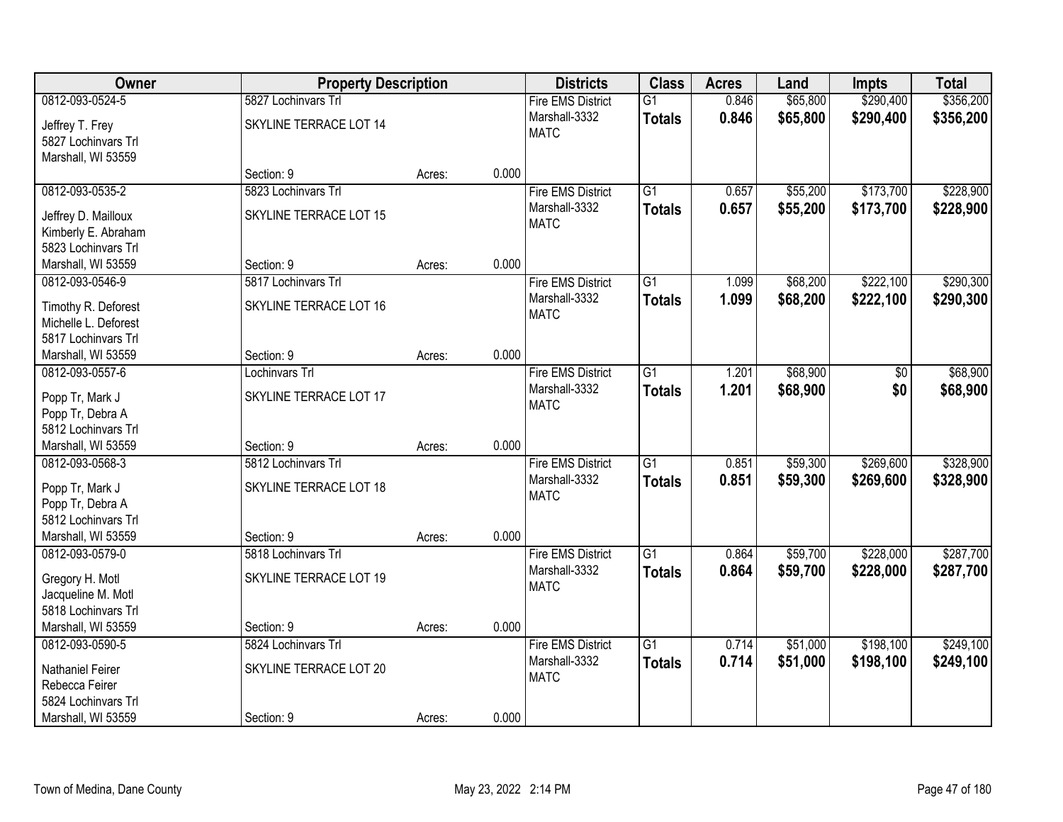| Owner | Property Description | | | Districts | Class | Acres | Land | Impts | Total |
|---|---|---|---|---|---|---|---|---|---|
| 0812-093-0524-5<br>Jeffrey T. Frey<br>5827 Lochinvars Trl<br>Marshall, WI 53559 | 5827 Lochinvars Trl<br>SKYLINE TERRACE LOT 14<br>Section: 9 | Acres: | 0.000 | Fire EMS District<br>Marshall-3332<br>MATC | G1<br>**Totals** | 0.846<br>**0.846** | $65,800<br>**$65,800** | $290,400<br>**$290,400** | $356,200<br>**$356,200** |
| 0812-093-0535-2<br>Jeffrey D. Mailloux<br>Kimberly E. Abraham<br>5823 Lochinvars Trl<br>Marshall, WI 53559 | 5823 Lochinvars Trl<br>SKYLINE TERRACE LOT 15<br>Section: 9 | Acres: | 0.000 | Fire EMS District<br>Marshall-3332<br>MATC | G1<br>**Totals** | 0.657<br>**0.657** | $55,200<br>**$55,200** | $173,700<br>**$173,700** | $228,900<br>**$228,900** |
| 0812-093-0546-9<br>Timothy R. Deforest<br>Michelle L. Deforest<br>5817 Lochinvars Trl<br>Marshall, WI 53559 | 5817 Lochinvars Trl<br>SKYLINE TERRACE LOT 16<br>Section: 9 | Acres: | 0.000 | Fire EMS District<br>Marshall-3332<br>MATC | G1<br>**Totals** | 1.099<br>**1.099** | $68,200<br>**$68,200** | $222,100<br>**$222,100** | $290,300<br>**$290,300** |
| 0812-093-0557-6<br>Popp Tr, Mark J<br>Popp Tr, Debra A<br>5812 Lochinvars Trl<br>Marshall, WI 53559 | Lochinvars Trl<br>SKYLINE TERRACE LOT 17<br>Section: 9 | Acres: | 0.000 | Fire EMS District<br>Marshall-3332<br>MATC | G1<br>**Totals** | 1.201<br>**1.201** | $68,900<br>**$68,900** | $0<br>**$0** | $68,900<br>**$68,900** |
| 0812-093-0568-3<br>Popp Tr, Mark J<br>Popp Tr, Debra A<br>5812 Lochinvars Trl<br>Marshall, WI 53559 | 5812 Lochinvars Trl<br>SKYLINE TERRACE LOT 18<br>Section: 9 | Acres: | 0.000 | Fire EMS District<br>Marshall-3332<br>MATC | G1<br>**Totals** | 0.851<br>**0.851** | $59,300<br>**$59,300** | $269,600<br>**$269,600** | $328,900<br>**$328,900** |
| 0812-093-0579-0<br>Gregory H. Motl<br>Jacqueline M. Motl<br>5818 Lochinvars Trl<br>Marshall, WI 53559 | 5818 Lochinvars Trl<br>SKYLINE TERRACE LOT 19<br>Section: 9 | Acres: | 0.000 | Fire EMS District<br>Marshall-3332<br>MATC | G1<br>**Totals** | 0.864<br>**0.864** | $59,700<br>**$59,700** | $228,000<br>**$228,000** | $287,700<br>**$287,700** |
| 0812-093-0590-5<br>Nathaniel Feirer<br>Rebecca Feirer<br>5824 Lochinvars Trl<br>Marshall, WI 53559 | 5824 Lochinvars Trl<br>SKYLINE TERRACE LOT 20<br>Section: 9 | Acres: | 0.000 | Fire EMS District<br>Marshall-3332<br>MATC | G1<br>**Totals** | 0.714<br>**0.714** | $51,000<br>**$51,000** | $198,100<br>**$198,100** | $249,100<br>**$249,100** |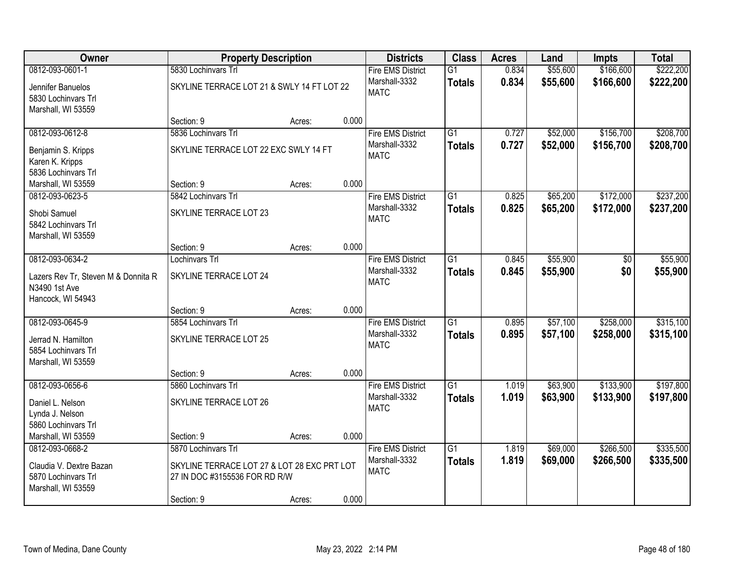| Owner | Property Description | | | Districts | Class | Acres | Land | Impts | Total |
|---|---|---|---|---|---|---|---|---|---|
| 0812-093-0601-1 | 5830 Lochinvars Trl | | | Fire EMS District | G1 | 0.834 | $55,600 | $166,600 | $222,200 |
| Jennifer Banuelos<br>5830 Lochinvars Trl<br>Marshall, WI 53559 | SKYLINE TERRACE LOT 21 & SWLY 14 FT LOT 22 | | | Marshall-3332<br>MATC | **Totals** | **0.834** | **$55,600** | **$166,600** | **$222,200** |
| | Section: 9 | Acres: | 0.000 | | | | | | |
| 0812-093-0612-8 | 5836 Lochinvars Trl | | | Fire EMS District | G1 | 0.727 | $52,000 | $156,700 | $208,700 |
| Benjamin S. Kripps<br>Karen K. Kripps<br>5836 Lochinvars Trl<br>Marshall, WI 53559 | SKYLINE TERRACE LOT 22 EXC SWLY 14 FT | | | Marshall-3332<br>MATC | **Totals** | **0.727** | **$52,000** | **$156,700** | **$208,700** |
| | Section: 9 | Acres: | 0.000 | | | | | | |
| 0812-093-0623-5 | 5842 Lochinvars Trl | | | Fire EMS District | G1 | 0.825 | $65,200 | $172,000 | $237,200 |
| Shobi Samuel<br>5842 Lochinvars Trl<br>Marshall, WI 53559 | SKYLINE TERRACE LOT 23 | | | Marshall-3332<br>MATC | **Totals** | **0.825** | **$65,200** | **$172,000** | **$237,200** |
| | Section: 9 | Acres: | 0.000 | | | | | | |
| 0812-093-0634-2 | Lochinvars Trl | | | Fire EMS District | G1 | 0.845 | $55,900 | $0 | $55,900 |
| Lazers Rev Tr, Steven M & Donnita R<br>N3490 1st Ave<br>Hancock, WI 54943 | SKYLINE TERRACE LOT 24 | | | Marshall-3332<br>MATC | **Totals** | **0.845** | **$55,900** | **$0** | **$55,900** |
| | Section: 9 | Acres: | 0.000 | | | | | | |
| 0812-093-0645-9 | 5854 Lochinvars Trl | | | Fire EMS District | G1 | 0.895 | $57,100 | $258,000 | $315,100 |
| Jerrad N. Hamilton<br>5854 Lochinvars Trl<br>Marshall, WI 53559 | SKYLINE TERRACE LOT 25 | | | Marshall-3332<br>MATC | **Totals** | **0.895** | **$57,100** | **$258,000** | **$315,100** |
| | Section: 9 | Acres: | 0.000 | | | | | | |
| 0812-093-0656-6 | 5860 Lochinvars Trl | | | Fire EMS District | G1 | 1.019 | $63,900 | $133,900 | $197,800 |
| Daniel L. Nelson<br>Lynda J. Nelson<br>5860 Lochinvars Trl<br>Marshall, WI 53559 | SKYLINE TERRACE LOT 26 | | | Marshall-3332<br>MATC | **Totals** | **1.019** | **$63,900** | **$133,900** | **$197,800** |
| | Section: 9 | Acres: | 0.000 | | | | | | |
| 0812-093-0668-2 | 5870 Lochinvars Trl | | | Fire EMS District | G1 | 1.819 | $69,000 | $266,500 | $335,500 |
| Claudia V. Dextre Bazan<br>5870 Lochinvars Trl<br>Marshall, WI 53559 | SKYLINE TERRACE LOT 27 & LOT 28 EXC PRT LOT 27 IN DOC #3155536 FOR RD R/W | | | Marshall-3332<br>MATC | **Totals** | **1.819** | **$69,000** | **$266,500** | **$335,500** |
| | Section: 9 | Acres: | 0.000 | | | | | | |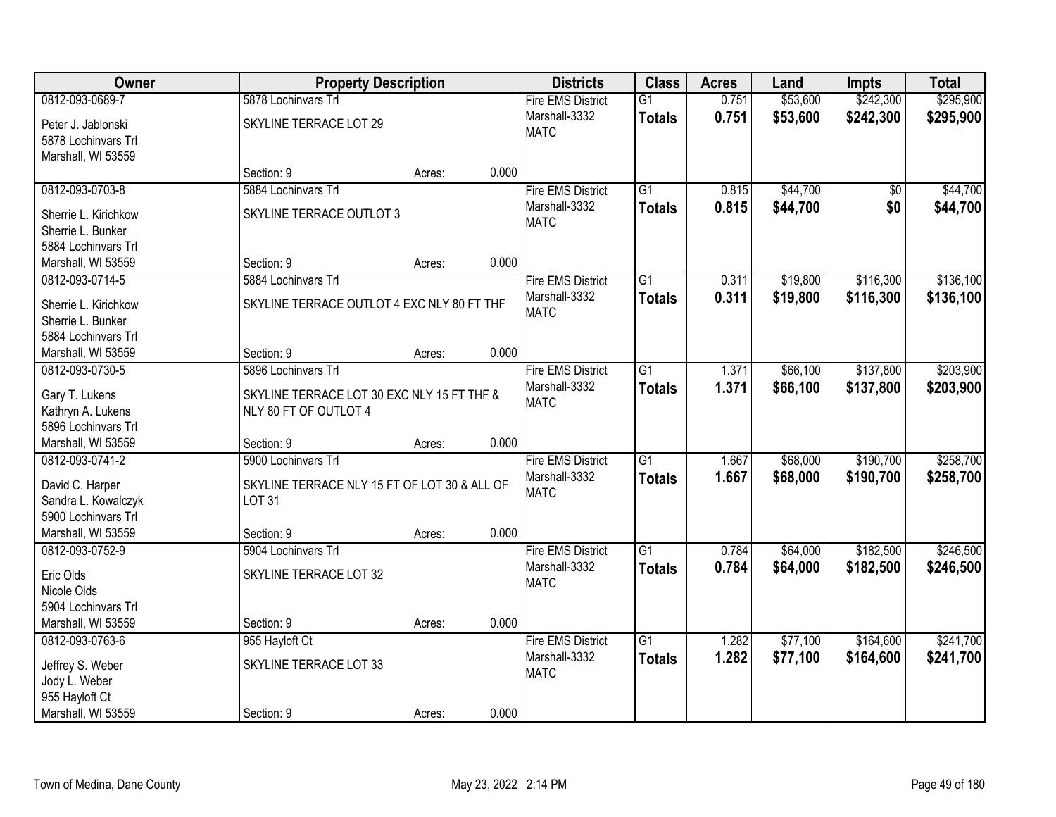| Owner | Property Description | Districts | Class | Acres | Land | Impts | Total |
|---|---|---|---|---|---|---|---|
| 0812-093-0689-7<br>Peter J. Jablonski<br>5878 Lochinvars Trl<br>Marshall, WI 53559 | 5878 Lochinvars Trl<br>SKYLINE TERRACE LOT 29<br>Section: 9 Acres: 0.000 | Fire EMS District<br>Marshall-3332<br>MATC | G1<br>**Totals** | 0.751<br>**0.751** | $53,600<br>**$53,600** | $242,300<br>**$242,300** | $295,900<br>**$295,900** |
| 0812-093-0703-8<br>Sherrie L. Kirichkow<br>Sherrie L. Bunker<br>5884 Lochinvars Trl<br>Marshall, WI 53559 | 5884 Lochinvars Trl<br>SKYLINE TERRACE OUTLOT 3<br>Section: 9 Acres: 0.000 | Fire EMS District<br>Marshall-3332<br>MATC | G1<br>**Totals** | 0.815<br>**0.815** | $44,700<br>**$44,700** | $0<br>**$0** | $44,700<br>**$44,700** |
| 0812-093-0714-5<br>Sherrie L. Kirichkow<br>Sherrie L. Bunker<br>5884 Lochinvars Trl<br>Marshall, WI 53559 | 5884 Lochinvars Trl<br>SKYLINE TERRACE OUTLOT 4 EXC NLY 80 FT THF<br>Section: 9 Acres: 0.000 | Fire EMS District<br>Marshall-3332<br>MATC | G1<br>**Totals** | 0.311<br>**0.311** | $19,800<br>**$19,800** | $116,300<br>**$116,300** | $136,100<br>**$136,100** |
| 0812-093-0730-5<br>Gary T. Lukens<br>Kathryn A. Lukens<br>5896 Lochinvars Trl<br>Marshall, WI 53559 | 5896 Lochinvars Trl<br>SKYLINE TERRACE LOT 30 EXC NLY 15 FT THF & NLY 80 FT OF OUTLOT 4<br>Section: 9 Acres: 0.000 | Fire EMS District<br>Marshall-3332<br>MATC | G1<br>**Totals** | 1.371<br>**1.371** | $66,100<br>**$66,100** | $137,800<br>**$137,800** | $203,900<br>**$203,900** |
| 0812-093-0741-2<br>David C. Harper<br>Sandra L. Kowalczyk<br>5900 Lochinvars Trl<br>Marshall, WI 53559 | 5900 Lochinvars Trl<br>SKYLINE TERRACE NLY 15 FT OF LOT 30 & ALL OF LOT 31<br>Section: 9 Acres: 0.000 | Fire EMS District<br>Marshall-3332<br>MATC | G1<br>**Totals** | 1.667<br>**1.667** | $68,000<br>**$68,000** | $190,700<br>**$190,700** | $258,700<br>**$258,700** |
| 0812-093-0752-9<br>Eric Olds<br>Nicole Olds<br>5904 Lochinvars Trl<br>Marshall, WI 53559 | 5904 Lochinvars Trl<br>SKYLINE TERRACE LOT 32<br>Section: 9 Acres: 0.000 | Fire EMS District<br>Marshall-3332<br>MATC | G1<br>**Totals** | 0.784<br>**0.784** | $64,000<br>**$64,000** | $182,500<br>**$182,500** | $246,500<br>**$246,500** |
| 0812-093-0763-6<br>Jeffrey S. Weber<br>Jody L. Weber<br>955 Hayloft Ct<br>Marshall, WI 53559 | 955 Hayloft Ct<br>SKYLINE TERRACE LOT 33<br>Section: 9 Acres: 0.000 | Fire EMS District<br>Marshall-3332<br>MATC | G1<br>**Totals** | 1.282<br>**1.282** | $77,100<br>**$77,100** | $164,600<br>**$164,600** | $241,700<br>**$241,700** |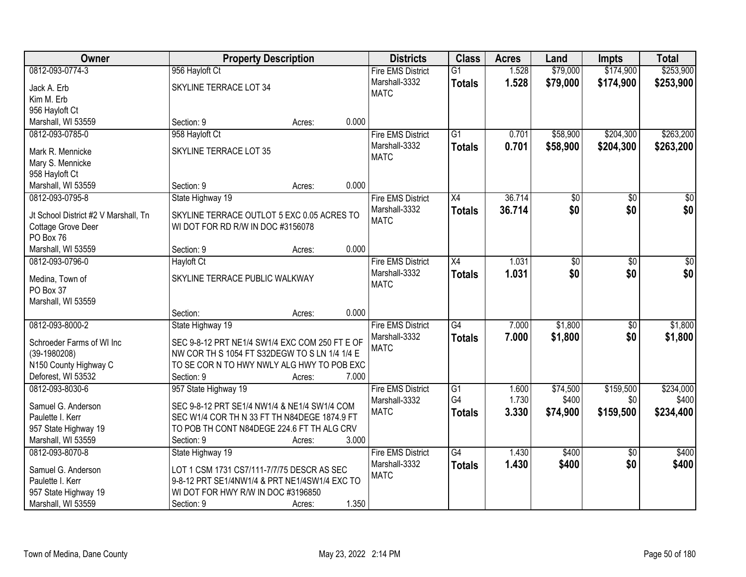| Owner | Property Description | Districts | Class | Acres | Land | Impts | Total |
|---|---|---|---|---|---|---|---|
| 0812-093-0774-3<br>Jack A. Erb<br>Kim M. Erb<br>956 Hayloft Ct<br>Marshall, WI 53559 | 956 Hayloft Ct<br>SKYLINE TERRACE LOT 34<br>Section: 9 Acres: 0.000 | Fire EMS District<br>Marshall-3332<br>MATC | G1<br>**Totals** | 1.528<br>**1.528** | $79,000<br>**$79,000** | $174,900<br>**$174,900** | $253,900<br>**$253,900** |
| 0812-093-0785-0<br>Mark R. Mennicke<br>Mary S. Mennicke<br>958 Hayloft Ct<br>Marshall, WI 53559 | 958 Hayloft Ct<br>SKYLINE TERRACE LOT 35<br>Section: 9 Acres: 0.000 | Fire EMS District<br>Marshall-3332<br>MATC | G1<br>**Totals** | 0.701<br>**0.701** | $58,900<br>**$58,900** | $204,300<br>**$204,300** | $263,200<br>**$263,200** |
| 0812-093-0795-8<br>Jt School District #2 V Marshall, Tn<br>Cottage Grove Deer<br>PO Box 76<br>Marshall, WI 53559 | State Highway 19<br>SKYLINE TERRACE OUTLOT 5 EXC 0.05 ACRES TO WI DOT FOR RD R/W IN DOC #3156078<br>Section: 9 Acres: 0.000 | Fire EMS District<br>Marshall-3332<br>MATC | X4<br>**Totals** | 36.714<br>**36.714** | $0<br>**$0** | $0<br>**$0** | $0<br>**$0** |
| 0812-093-0796-0<br>Medina, Town of<br>PO Box 37<br>Marshall, WI 53559 | Hayloft Ct<br>SKYLINE TERRACE PUBLIC WALKWAY<br>Section: Acres: 0.000 | Fire EMS District<br>Marshall-3332<br>MATC | X4<br>**Totals** | 1.031<br>**1.031** | $0<br>**$0** | $0<br>**$0** | $0<br>**$0** |
| 0812-093-8000-2<br>Schroeder Farms of WI Inc<br>(39-1980208)<br>N150 County Highway C<br>Deforest, WI 53532 | State Highway 19<br>SEC 9-8-12 PRT NE1/4 SW1/4 EXC COM 250 FT E OF NW COR TH S 1054 FT S32DEGW TO S LN 1/4 1/4 E TO SE COR N TO HWY NWLY ALG HWY TO POB EXC<br>Section: 9 Acres: 7.000 | Fire EMS District<br>Marshall-3332<br>MATC | G4<br>**Totals** | 7.000<br>**7.000** | $1,800<br>**$1,800** | $0<br>**$0** | $1,800<br>**$1,800** |
| 0812-093-8030-6<br>Samuel G. Anderson<br>Paulette I. Kerr<br>957 State Highway 19<br>Marshall, WI 53559 | 957 State Highway 19<br>SEC 9-8-12 PRT SE1/4 NW1/4 & NE1/4 SW1/4 COM SEC W1/4 COR TH N 33 FT TH N84DEGE 1874.9 FT TO POB TH CONT N84DEGE 224.6 FT TH ALG CRV<br>Section: 9 Acres: 3.000 | Fire EMS District<br>Marshall-3332<br>MATC | G1<br>G4<br>**Totals** | 1.600<br>1.730<br>**3.330** | $74,500<br>$400<br>**$74,900** | $159,500<br>$0<br>**$159,500** | $234,000<br>$400<br>**$234,400** |
| 0812-093-8070-8<br>Samuel G. Anderson<br>Paulette I. Kerr<br>957 State Highway 19<br>Marshall, WI 53559 | State Highway 19<br>LOT 1 CSM 1731 CS7/111-7/7/75 DESCR AS SEC 9-8-12 PRT SE1/4NW1/4 & PRT NE1/4SW1/4 EXC TO WI DOT FOR HWY R/W IN DOC #3196850<br>Section: 9 Acres: 1.350 | Fire EMS District<br>Marshall-3332<br>MATC | G4<br>**Totals** | 1.430<br>**1.430** | $400<br>**$400** | $0<br>**$0** | $400<br>**$400** |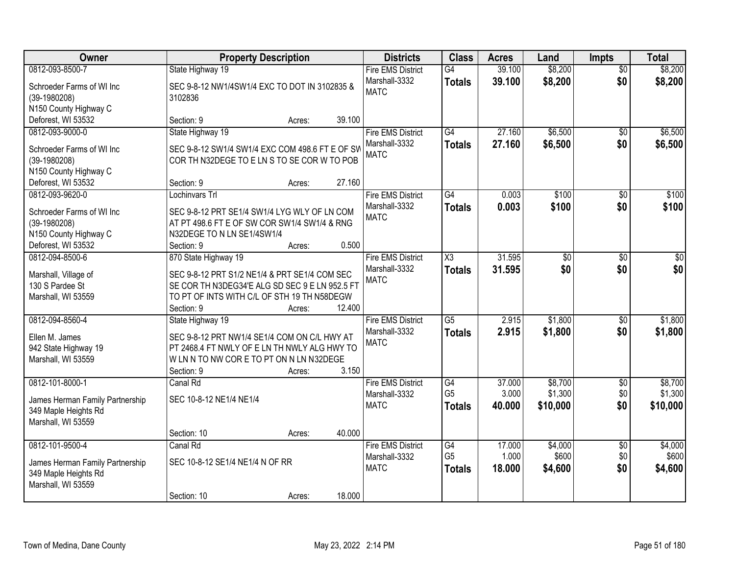| Owner | Property Description | Districts | Class | Acres | Land | Impts | Total |
|---|---|---|---|---|---|---|---|
| 0812-093-8500-7<br>Schroeder Farms of WI Inc<br>(39-1980208)<br>N150 County Highway C<br>Deforest, WI 53532 | State Highway 19<br>SEC 9-8-12 NW1/4SW1/4 EXC TO DOT IN 3102835 & 3102836<br>Section: 9 Acres: 39.100 | Fire EMS District<br>Marshall-3332<br>MATC | G4<br>**Totals** | 39.100<br>**39.100** | $8,200<br>**$8,200** | $0<br>**$0** | $8,200<br>**$8,200** |
| 0812-093-9000-0<br>Schroeder Farms of WI Inc<br>(39-1980208)<br>N150 County Highway C<br>Deforest, WI 53532 | State Highway 19<br>SEC 9-8-12 SW1/4 SW1/4 EXC COM 498.6 FT E OF SW COR TH N32DEGE TO E LN S TO SE COR W TO POB<br>Section: 9 Acres: 27.160 | Fire EMS District<br>Marshall-3332<br>MATC | G4<br>**Totals** | 27.160<br>**27.160** | $6,500<br>**$6,500** | $0<br>**$0** | $6,500<br>**$6,500** |
| 0812-093-9620-0<br>Schroeder Farms of WI Inc<br>(39-1980208)<br>N150 County Highway C<br>Deforest, WI 53532 | Lochinvars Trl<br>SEC 9-8-12 PRT SE1/4 SW1/4 LYG WLY OF LN COM AT PT 498.6 FT E OF SW COR SW1/4 SW1/4 & RNG N32DEGE TO N LN SE1/4SW1/4<br>Section: 9 Acres: 0.500 | Fire EMS District<br>Marshall-3332<br>MATC | G4<br>**Totals** | 0.003<br>**0.003** | $100<br>**$100** | $0<br>**$0** | $100<br>**$100** |
| 0812-094-8500-6<br>Marshall, Village of<br>130 S Pardee St<br>Marshall, WI 53559 | 870 State Highway 19<br>SEC 9-8-12 PRT S1/2 NE1/4 & PRT SE1/4 COM SEC SE COR TH N3DEG34'E ALG SD SEC 9 E LN 952.5 FT TO PT OF INTS WITH C/L OF STH 19 TH N58DEGW<br>Section: 9 Acres: 12.400 | Fire EMS District<br>Marshall-3332<br>MATC | X3<br>**Totals** | 31.595<br>**31.595** | $0<br>**$0** | $0<br>**$0** | $0<br>**$0** |
| 0812-094-8560-4<br>Ellen M. James<br>942 State Highway 19<br>Marshall, WI 53559 | State Highway 19<br>SEC 9-8-12 PRT NW1/4 SE1/4 COM ON C/L HWY AT PT 2468.4 FT NWLY OF E LN TH NWLY ALG HWY TO W LN N TO NW COR E TO PT ON N LN N32DEGE<br>Section: 9 Acres: 3.150 | Fire EMS District<br>Marshall-3332<br>MATC | G5<br>**Totals** | 2.915<br>**2.915** | $1,800<br>**$1,800** | $0<br>**$0** | $1,800<br>**$1,800** |
| 0812-101-8000-1<br>James Herman Family Partnership<br>349 Maple Heights Rd<br>Marshall, WI 53559 | Canal Rd<br>SEC 10-8-12 NE1/4 NE1/4<br>Section: 10 Acres: 40.000 | Fire EMS District<br>Marshall-3332<br>MATC | G4<br>G5<br>**Totals** | 37.000<br>3.000<br>**40.000** | $8,700<br>$1,300<br>**$10,000** | $0<br>$0<br>**$0** | $8,700<br>$1,300<br>**$10,000** |
| 0812-101-9500-4<br>James Herman Family Partnership<br>349 Maple Heights Rd<br>Marshall, WI 53559 | Canal Rd<br>SEC 10-8-12 SE1/4 NE1/4 N OF RR<br>Section: 10 Acres: 18.000 | Fire EMS District<br>Marshall-3332<br>MATC | G4<br>G5<br>**Totals** | 17.000<br>1.000<br>**18.000** | $4,000<br>$600<br>**$4,600** | $0<br>$0<br>**$0** | $4,000<br>$600<br>**$4,600** |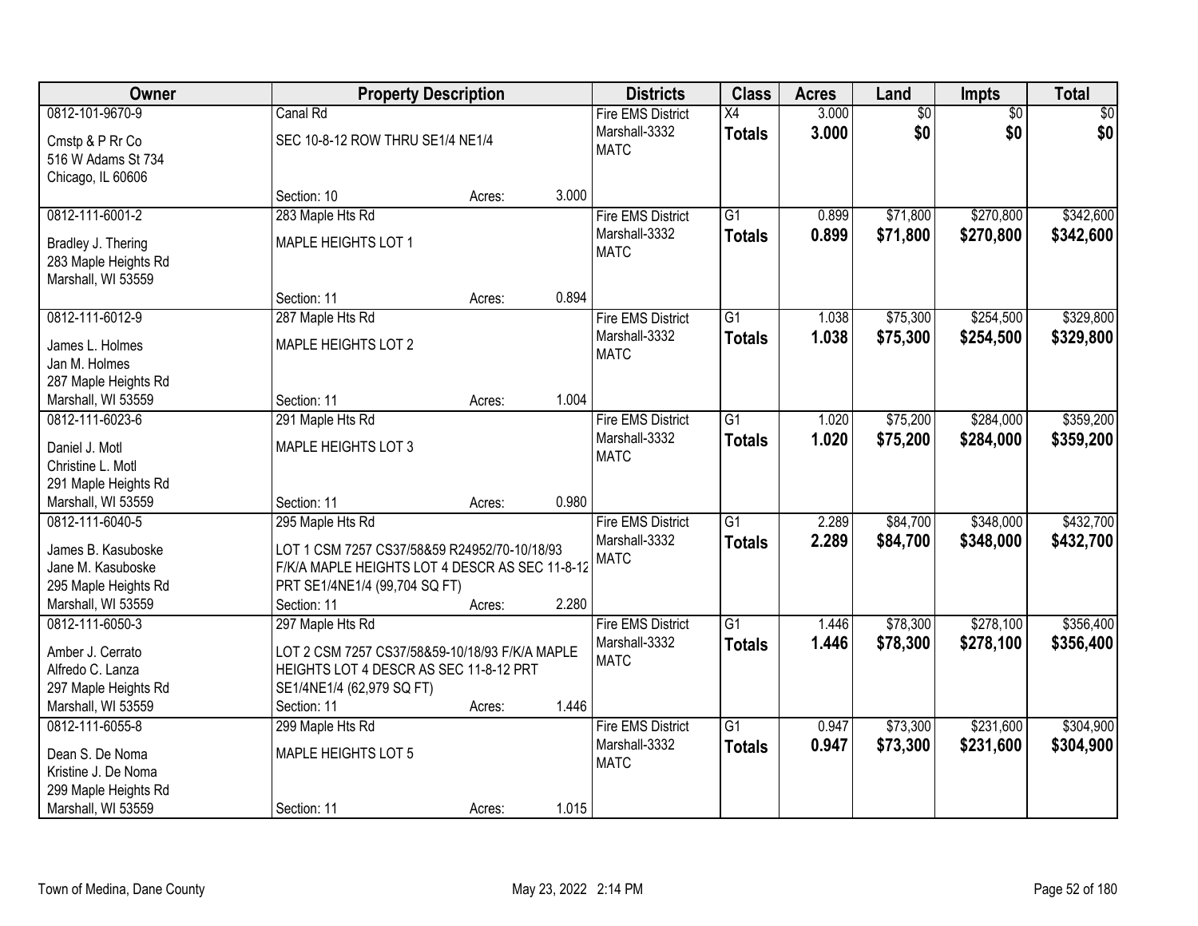| Owner | Property Description | | | Districts | Class | Acres | Land | Impts | Total |
|---|---|---|---|---|---|---|---|---|---|
| 0812-101-9670-9 | Canal Rd | | | Fire EMS District | X4 | 3.000 | $0 | $0 | $0 |
| Cmstp & P Rr Co<br>516 W Adams St 734<br>Chicago, IL 60606 | SEC 10-8-12 ROW THRU SE1/4 NE1/4 | | | Marshall-3332<br>MATC | **Totals** | **3.000** | **$0** | **$0** | **$0** |
| | Section: 10 | Acres: | 3.000 | | | | | | |
| 0812-111-6001-2 | 283 Maple Hts Rd | | | Fire EMS District | G1 | 0.899 | $71,800 | $270,800 | $342,600 |
| Bradley J. Thering<br>283 Maple Heights Rd<br>Marshall, WI 53559 | MAPLE HEIGHTS LOT 1 | | | Marshall-3332<br>MATC | **Totals** | **0.899** | **$71,800** | **$270,800** | **$342,600** |
| | Section: 11 | Acres: | 0.894 | | | | | | |
| 0812-111-6012-9 | 287 Maple Hts Rd | | | Fire EMS District | G1 | 1.038 | $75,300 | $254,500 | $329,800 |
| James L. Holmes<br>Jan M. Holmes<br>287 Maple Heights Rd<br>Marshall, WI 53559 | MAPLE HEIGHTS LOT 2 | | | Marshall-3332<br>MATC | **Totals** | **1.038** | **$75,300** | **$254,500** | **$329,800** |
| | Section: 11 | Acres: | 1.004 | | | | | | |
| 0812-111-6023-6 | 291 Maple Hts Rd | | | Fire EMS District | G1 | 1.020 | $75,200 | $284,000 | $359,200 |
| Daniel J. Motl<br>Christine L. Motl<br>291 Maple Heights Rd<br>Marshall, WI 53559 | MAPLE HEIGHTS LOT 3 | | | Marshall-3332<br>MATC | **Totals** | **1.020** | **$75,200** | **$284,000** | **$359,200** |
| | Section: 11 | Acres: | 0.980 | | | | | | |
| 0812-111-6040-5 | 295 Maple Hts Rd | | | Fire EMS District | G1 | 2.289 | $84,700 | $348,000 | $432,700 |
| James B. Kasuboske<br>Jane M. Kasuboske<br>295 Maple Heights Rd<br>Marshall, WI 53559 | LOT 1 CSM 7257 CS37/58&59 R24952/70-10/18/93 F/K/A MAPLE HEIGHTS LOT 4 DESCR AS SEC 11-8-12 PRT SE1/4NE1/4 (99,704 SQ FT) | | | Marshall-3332<br>MATC | **Totals** | **2.289** | **$84,700** | **$348,000** | **$432,700** |
| | Section: 11 | Acres: | 2.280 | | | | | | |
| 0812-111-6050-3 | 297 Maple Hts Rd | | | Fire EMS District | G1 | 1.446 | $78,300 | $278,100 | $356,400 |
| Amber J. Cerrato<br>Alfredo C. Lanza<br>297 Maple Heights Rd<br>Marshall, WI 53559 | LOT 2 CSM 7257 CS37/58&59-10/18/93 F/K/A MAPLE HEIGHTS LOT 4 DESCR AS SEC 11-8-12 PRT SE1/4NE1/4 (62,979 SQ FT) | | | Marshall-3332<br>MATC | **Totals** | **1.446** | **$78,300** | **$278,100** | **$356,400** |
| | Section: 11 | Acres: | 1.446 | | | | | | |
| 0812-111-6055-8 | 299 Maple Hts Rd | | | Fire EMS District | G1 | 0.947 | $73,300 | $231,600 | $304,900 |
| Dean S. De Noma<br>Kristine J. De Noma<br>299 Maple Heights Rd<br>Marshall, WI 53559 | MAPLE HEIGHTS LOT 5 | | | Marshall-3332<br>MATC | **Totals** | **0.947** | **$73,300** | **$231,600** | **$304,900** |
| | Section: 11 | Acres: | 1.015 | | | | | | |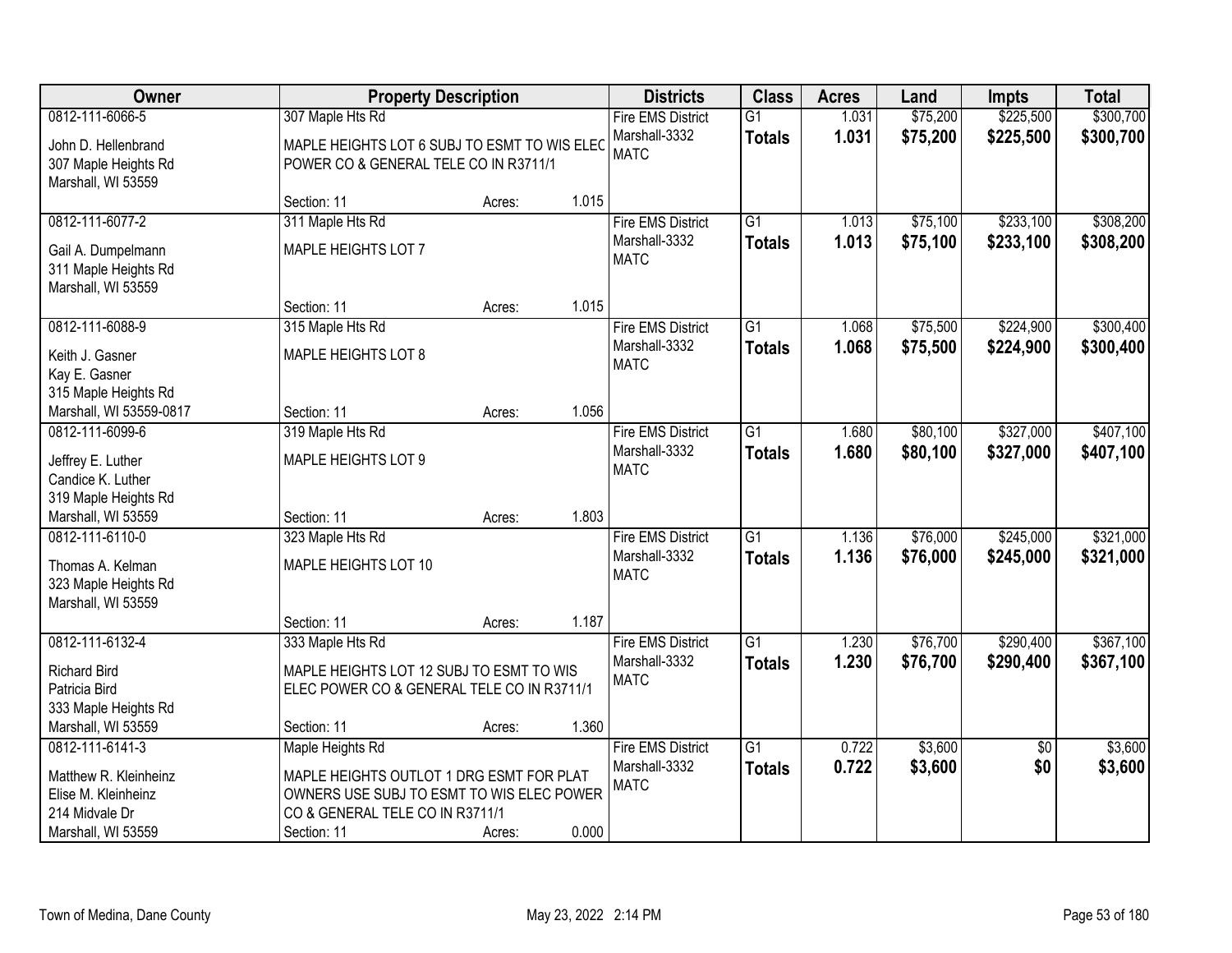| Owner | Property Description | Districts | Class | Acres | Land | Impts | Total |
|---|---|---|---|---|---|---|---|
| 0812-111-6066-5<br>John D. Hellenbrand<br>307 Maple Heights Rd<br>Marshall, WI 53559 | 307 Maple Hts Rd<br>MAPLE HEIGHTS LOT 6 SUBJ TO ESMT TO WIS ELEC POWER CO & GENERAL TELE CO IN R3711/1<br>Section: 11 Acres: 1.015 | Fire EMS District<br>Marshall-3332<br>MATC | G1<br>**Totals** | 1.031<br>**1.031** | $75,200<br>**$75,200** | $225,500<br>**$225,500** | $300,700<br>**$300,700** |
| 0812-111-6077-2<br>Gail A. Dumpelmann<br>311 Maple Heights Rd<br>Marshall, WI 53559 | 311 Maple Hts Rd<br>MAPLE HEIGHTS LOT 7<br>Section: 11 Acres: 1.015 | Fire EMS District<br>Marshall-3332<br>MATC | G1<br>**Totals** | 1.013<br>**1.013** | $75,100<br>**$75,100** | $233,100<br>**$233,100** | $308,200<br>**$308,200** |
| 0812-111-6088-9<br>Keith J. Gasner<br>Kay E. Gasner<br>315 Maple Heights Rd<br>Marshall, WI 53559-0817 | 315 Maple Hts Rd<br>MAPLE HEIGHTS LOT 8<br>Section: 11 Acres: 1.056 | Fire EMS District<br>Marshall-3332<br>MATC | G1<br>**Totals** | 1.068<br>**1.068** | $75,500<br>**$75,500** | $224,900<br>**$224,900** | $300,400<br>**$300,400** |
| 0812-111-6099-6<br>Jeffrey E. Luther<br>Candice K. Luther<br>319 Maple Heights Rd<br>Marshall, WI 53559 | 319 Maple Hts Rd<br>MAPLE HEIGHTS LOT 9<br>Section: 11 Acres: 1.803 | Fire EMS District<br>Marshall-3332<br>MATC | G1<br>**Totals** | 1.680<br>**1.680** | $80,100<br>**$80,100** | $327,000<br>**$327,000** | $407,100<br>**$407,100** |
| 0812-111-6110-0<br>Thomas A. Kelman<br>323 Maple Heights Rd<br>Marshall, WI 53559 | 323 Maple Hts Rd<br>MAPLE HEIGHTS LOT 10<br>Section: 11 Acres: 1.187 | Fire EMS District<br>Marshall-3332<br>MATC | G1<br>**Totals** | 1.136<br>**1.136** | $76,000<br>**$76,000** | $245,000<br>**$245,000** | $321,000<br>**$321,000** |
| 0812-111-6132-4<br>Richard Bird<br>Patricia Bird<br>333 Maple Heights Rd<br>Marshall, WI 53559 | 333 Maple Hts Rd<br>MAPLE HEIGHTS LOT 12 SUBJ TO ESMT TO WIS ELEC POWER CO & GENERAL TELE CO IN R3711/1<br>Section: 11 Acres: 1.360 | Fire EMS District<br>Marshall-3332<br>MATC | G1<br>**Totals** | 1.230<br>**1.230** | $76,700<br>**$76,700** | $290,400<br>**$290,400** | $367,100<br>**$367,100** |
| 0812-111-6141-3<br>Matthew R. Kleinheinz<br>Elise M. Kleinheinz<br>214 Midvale Dr<br>Marshall, WI 53559 | Maple Heights Rd<br>MAPLE HEIGHTS OUTLOT 1 DRG ESMT FOR PLAT OWNERS USE SUBJ TO ESMT TO WIS ELEC POWER CO & GENERAL TELE CO IN R3711/1<br>Section: 11 Acres: 0.000 | Fire EMS District<br>Marshall-3332<br>MATC | G1<br>**Totals** | 0.722<br>**0.722** | $3,600<br>**$3,600** | $0<br>**$0** | $3,600<br>**$3,600** |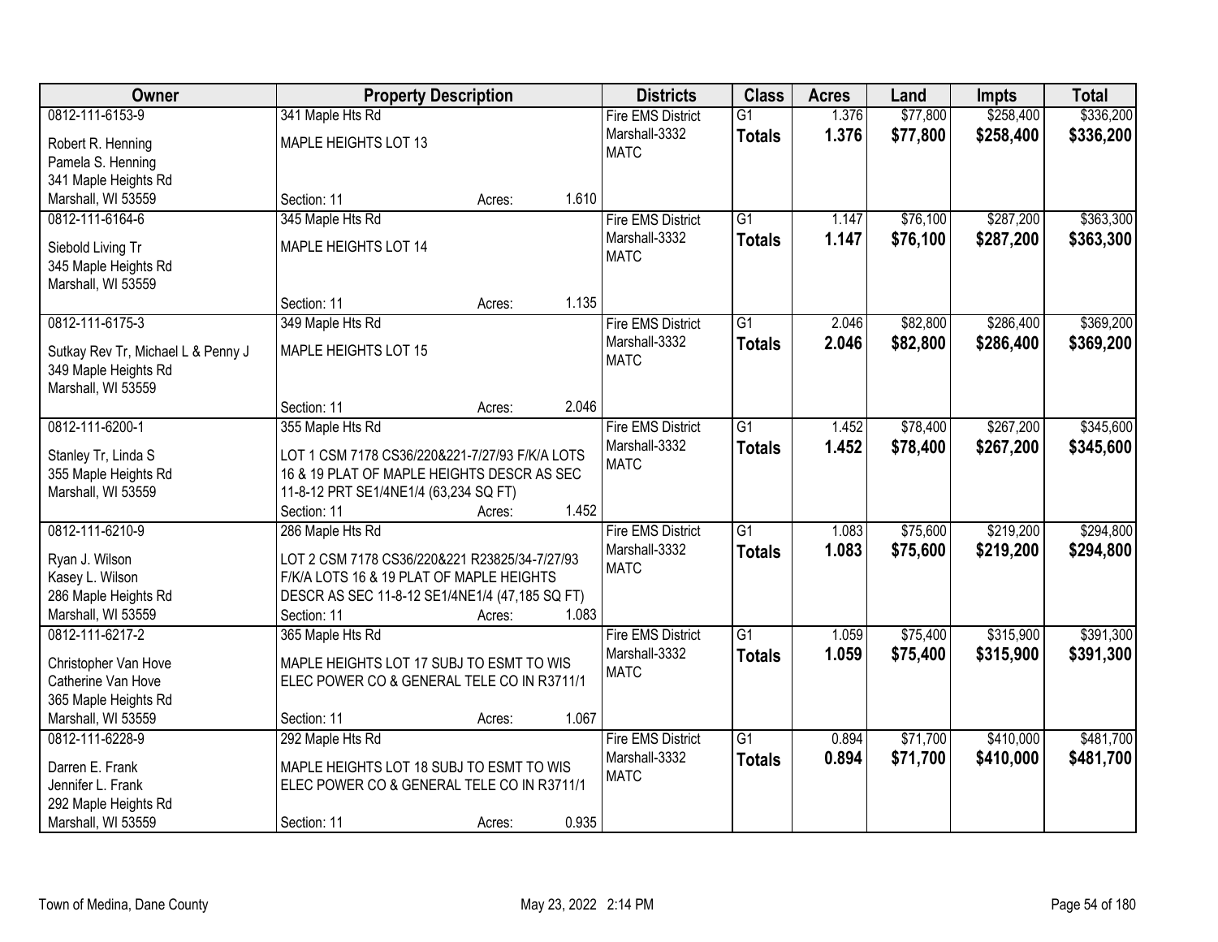| Owner | Property Description | Districts | Class | Acres | Land | Impts | Total |
|---|---|---|---|---|---|---|---|
| 0812-111-6153-9<br>Robert R. Henning<br>Pamela S. Henning<br>341 Maple Heights Rd<br>Marshall, WI 53559 | 341 Maple Hts Rd<br>MAPLE HEIGHTS LOT 13<br>Section: 11 Acres: 1.610 | Fire EMS District<br>Marshall-3332<br>MATC | G1<br>**Totals** | 1.376<br>**1.376** | $77,800<br>**$77,800** | $258,400<br>**$258,400** | $336,200<br>**$336,200** |
| 0812-111-6164-6<br>Siebold Living Tr<br>345 Maple Heights Rd<br>Marshall, WI 53559 | 345 Maple Hts Rd<br>MAPLE HEIGHTS LOT 14<br>Section: 11 Acres: 1.135 | Fire EMS District<br>Marshall-3332<br>MATC | G1<br>**Totals** | 1.147<br>**1.147** | $76,100<br>**$76,100** | $287,200<br>**$287,200** | $363,300<br>**$363,300** |
| 0812-111-6175-3<br>Sutkay Rev Tr, Michael L & Penny J<br>349 Maple Heights Rd<br>Marshall, WI 53559 | 349 Maple Hts Rd<br>MAPLE HEIGHTS LOT 15<br>Section: 11 Acres: 2.046 | Fire EMS District<br>Marshall-3332<br>MATC | G1<br>**Totals** | 2.046<br>**2.046** | $82,800<br>**$82,800** | $286,400<br>**$286,400** | $369,200<br>**$369,200** |
| 0812-111-6200-1<br>Stanley Tr, Linda S<br>355 Maple Heights Rd<br>Marshall, WI 53559 | 355 Maple Hts Rd<br>LOT 1 CSM 7178 CS36/220&221-7/27/93 F/K/A LOTS 16 & 19 PLAT OF MAPLE HEIGHTS DESCR AS SEC 11-8-12 PRT SE1/4NE1/4 (63,234 SQ FT)<br>Section: 11 Acres: 1.452 | Fire EMS District<br>Marshall-3332<br>MATC | G1<br>**Totals** | 1.452<br>**1.452** | $78,400<br>**$78,400** | $267,200<br>**$267,200** | $345,600<br>**$345,600** |
| 0812-111-6210-9<br>Ryan J. Wilson<br>Kasey L. Wilson<br>286 Maple Heights Rd<br>Marshall, WI 53559 | 286 Maple Hts Rd<br>LOT 2 CSM 7178 CS36/220&221 R23825/34-7/27/93 F/K/A LOTS 16 & 19 PLAT OF MAPLE HEIGHTS DESCR AS SEC 11-8-12 SE1/4NE1/4 (47,185 SQ FT)<br>Section: 11 Acres: 1.083 | Fire EMS District<br>Marshall-3332<br>MATC | G1<br>**Totals** | 1.083<br>**1.083** | $75,600<br>**$75,600** | $219,200<br>**$219,200** | $294,800<br>**$294,800** |
| 0812-111-6217-2<br>Christopher Van Hove<br>Catherine Van Hove<br>365 Maple Heights Rd<br>Marshall, WI 53559 | 365 Maple Hts Rd<br>MAPLE HEIGHTS LOT 17 SUBJ TO ESMT TO WIS ELEC POWER CO & GENERAL TELE CO IN R3711/1<br>Section: 11 Acres: 1.067 | Fire EMS District<br>Marshall-3332<br>MATC | G1<br>**Totals** | 1.059<br>**1.059** | $75,400<br>**$75,400** | $315,900<br>**$315,900** | $391,300<br>**$391,300** |
| 0812-111-6228-9<br>Darren E. Frank<br>Jennifer L. Frank<br>292 Maple Heights Rd<br>Marshall, WI 53559 | 292 Maple Hts Rd<br>MAPLE HEIGHTS LOT 18 SUBJ TO ESMT TO WIS ELEC POWER CO & GENERAL TELE CO IN R3711/1<br>Section: 11 Acres: 0.935 | Fire EMS District<br>Marshall-3332<br>MATC | G1<br>**Totals** | 0.894<br>**0.894** | $71,700<br>**$71,700** | $410,000<br>**$410,000** | $481,700<br>**$481,700** |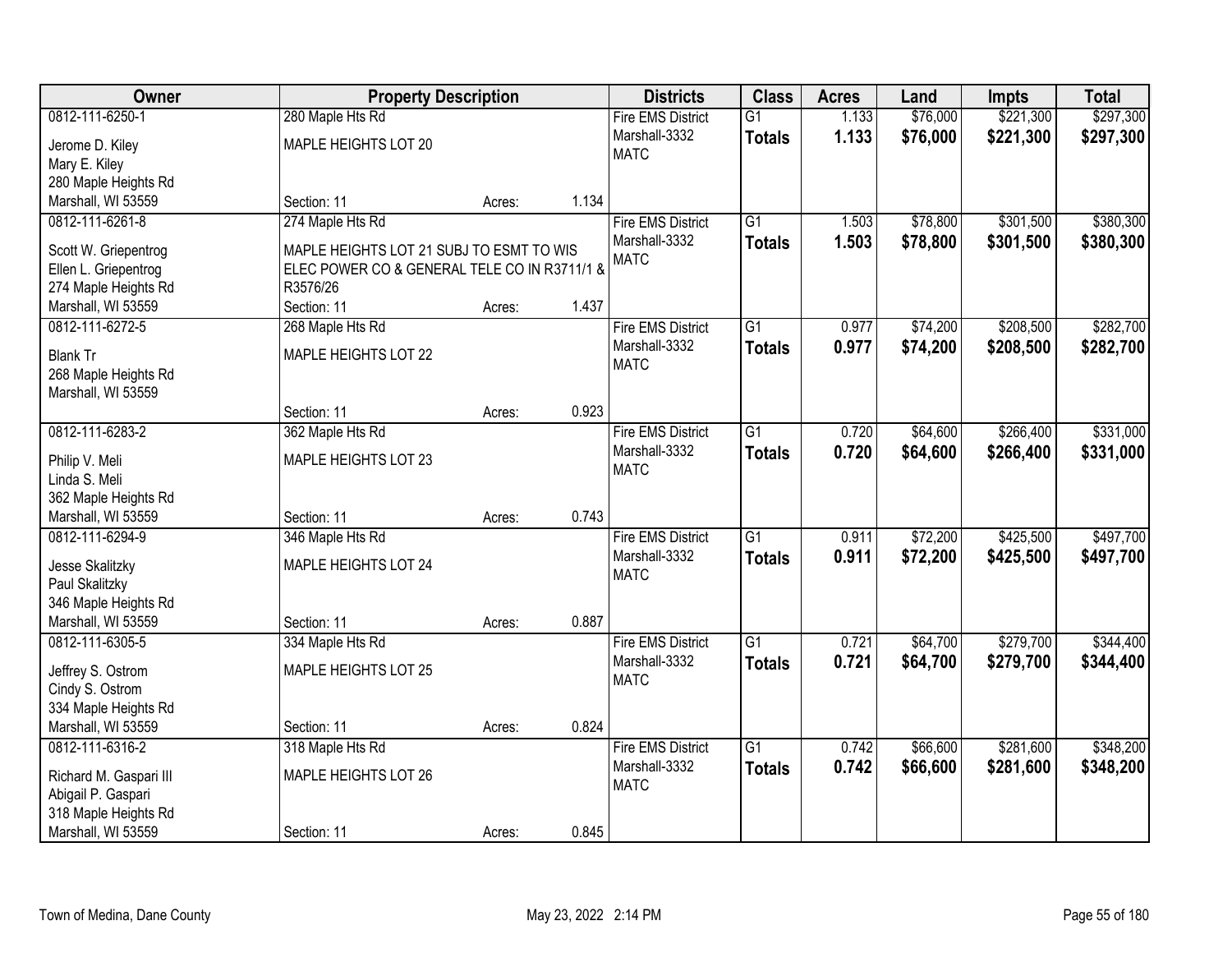| Owner | Property Description | | | Districts | Class | Acres | Land | Impts | Total |
|---|---|---|---|---|---|---|---|---|---|
| 0812-111-6250-1<br>Jerome D. Kiley<br>Mary E. Kiley<br>280 Maple Heights Rd<br>Marshall, WI 53559 | 280 Maple Hts Rd<br>MAPLE HEIGHTS LOT 20<br>Section: 11 | Acres: | 1.134 | Fire EMS District<br>Marshall-3332<br>MATC | G1<br>**Totals** | 1.133<br>**1.133** | $76,000<br>**$76,000** | $221,300<br>**$221,300** | $297,300<br>**$297,300** |
| 0812-111-6261-8<br>Scott W. Griepentrog<br>Ellen L. Griepentrog<br>274 Maple Heights Rd<br>Marshall, WI 53559 | 274 Maple Hts Rd<br>MAPLE HEIGHTS LOT 21 SUBJ TO ESMT TO WIS ELEC POWER CO & GENERAL TELE CO IN R3711/1 & R3576/26<br>Section: 11 | Acres: | 1.437 | Fire EMS District<br>Marshall-3332<br>MATC | G1<br>**Totals** | 1.503<br>**1.503** | $78,800<br>**$78,800** | $301,500<br>**$301,500** | $380,300<br>**$380,300** |
| 0812-111-6272-5<br>Blank Tr<br>268 Maple Heights Rd<br>Marshall, WI 53559 | 268 Maple Hts Rd<br>MAPLE HEIGHTS LOT 22<br>Section: 11 | Acres: | 0.923 | Fire EMS District<br>Marshall-3332<br>MATC | G1<br>**Totals** | 0.977<br>**0.977** | $74,200<br>**$74,200** | $208,500<br>**$208,500** | $282,700<br>**$282,700** |
| 0812-111-6283-2<br>Philip V. Meli<br>Linda S. Meli<br>362 Maple Heights Rd<br>Marshall, WI 53559 | 362 Maple Hts Rd<br>MAPLE HEIGHTS LOT 23<br>Section: 11 | Acres: | 0.743 | Fire EMS District<br>Marshall-3332<br>MATC | G1<br>**Totals** | 0.720<br>**0.720** | $64,600<br>**$64,600** | $266,400<br>**$266,400** | $331,000<br>**$331,000** |
| 0812-111-6294-9<br>Jesse Skalitzky<br>Paul Skalitzky<br>346 Maple Heights Rd<br>Marshall, WI 53559 | 346 Maple Hts Rd<br>MAPLE HEIGHTS LOT 24<br>Section: 11 | Acres: | 0.887 | Fire EMS District<br>Marshall-3332<br>MATC | G1<br>**Totals** | 0.911<br>**0.911** | $72,200<br>**$72,200** | $425,500<br>**$425,500** | $497,700<br>**$497,700** |
| 0812-111-6305-5<br>Jeffrey S. Ostrom<br>Cindy S. Ostrom<br>334 Maple Heights Rd<br>Marshall, WI 53559 | 334 Maple Hts Rd<br>MAPLE HEIGHTS LOT 25<br>Section: 11 | Acres: | 0.824 | Fire EMS District<br>Marshall-3332<br>MATC | G1<br>**Totals** | 0.721<br>**0.721** | $64,700<br>**$64,700** | $279,700<br>**$279,700** | $344,400<br>**$344,400** |
| 0812-111-6316-2<br>Richard M. Gaspari III<br>Abigail P. Gaspari<br>318 Maple Heights Rd<br>Marshall, WI 53559 | 318 Maple Hts Rd<br>MAPLE HEIGHTS LOT 26<br>Section: 11 | Acres: | 0.845 | Fire EMS District<br>Marshall-3332<br>MATC | G1<br>**Totals** | 0.742<br>**0.742** | $66,600<br>**$66,600** | $281,600<br>**$281,600** | $348,200<br>**$348,200** |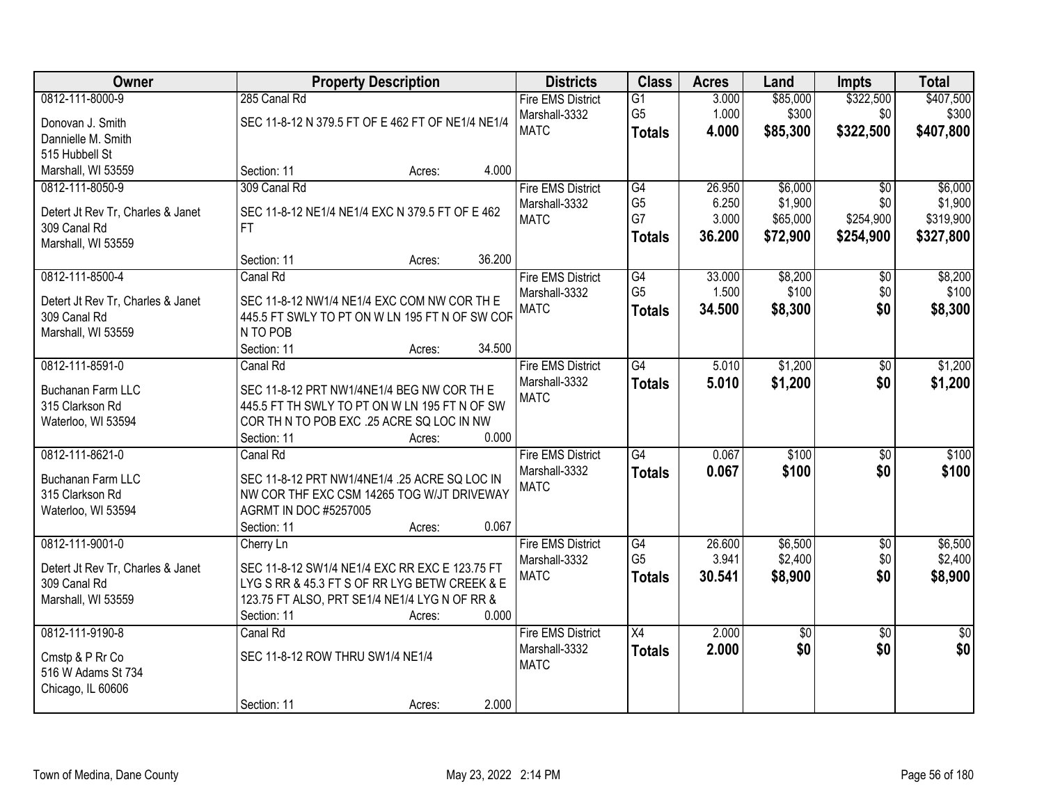| Owner | Property Description | Districts | Class | Acres | Land | Impts | Total |
|---|---|---|---|---|---|---|---|
| 0812-111-8000-9<br>Donovan J. Smith<br>Dannielle M. Smith<br>515 Hubbell St<br>Marshall, WI 53559 | 285 Canal Rd<br>SEC 11-8-12 N 379.5 FT OF E 462 FT OF NE1/4 NE1/4<br>Section: 11 Acres: 4.000 | Fire EMS District<br>Marshall-3332<br>MATC | G1<br>G5<br>**Totals** | 3.000<br>1.000<br>**4.000** | \$85,000<br>\$300<br>**\$85,300** | \$322,500<br>\$0<br>**\$322,500** | \$407,500<br>\$300<br>**\$407,800** |
| 0812-111-8050-9<br>Detert Jt Rev Tr, Charles & Janet<br>309 Canal Rd<br>Marshall, WI 53559 | 309 Canal Rd<br>SEC 11-8-12 NE1/4 NE1/4 EXC N 379.5 FT OF E 462 FT<br>Section: 11 Acres: 36.200 | Fire EMS District<br>Marshall-3332<br>MATC | G4<br>G5<br>G7<br>**Totals** | 26.950<br>6.250<br>3.000<br>**36.200** | \$6,000<br>\$1,900<br>\$65,000<br>**\$72,900** | \$0<br>\$0<br>\$254,900<br>**\$254,900** | \$6,000<br>\$1,900<br>\$319,900<br>**\$327,800** |
| 0812-111-8500-4<br>Detert Jt Rev Tr, Charles & Janet<br>309 Canal Rd<br>Marshall, WI 53559 | Canal Rd<br>SEC 11-8-12 NW1/4 NE1/4 EXC COM NW COR TH E 445.5 FT SWLY TO PT ON W LN 195 FT N OF SW COR N TO POB<br>Section: 11 Acres: 34.500 | Fire EMS District<br>Marshall-3332<br>MATC | G4<br>G5<br>**Totals** | 33.000<br>1.500<br>**34.500** | \$8,200<br>\$100<br>**\$8,300** | \$0<br>\$0<br>**\$0** | \$8,200<br>\$100<br>**\$8,300** |
| 0812-111-8591-0<br>Buchanan Farm LLC<br>315 Clarkson Rd<br>Waterloo, WI 53594 | Canal Rd<br>SEC 11-8-12 PRT NW1/4NE1/4 BEG NW COR TH E 445.5 FT TH SWLY TO PT ON W LN 195 FT N OF SW COR TH N TO POB EXC .25 ACRE SQ LOC IN NW<br>Section: 11 Acres: 0.000 | Fire EMS District<br>Marshall-3332<br>MATC | G4<br>**Totals** | 5.010<br>**5.010** | \$1,200<br>**\$1,200** | \$0<br>**\$0** | \$1,200<br>**\$1,200** |
| 0812-111-8621-0<br>Buchanan Farm LLC<br>315 Clarkson Rd<br>Waterloo, WI 53594 | Canal Rd<br>SEC 11-8-12 PRT NW1/4NE1/4 .25 ACRE SQ LOC IN NW COR THF EXC CSM 14265 TOG W/JT DRIVEWAY AGRMT IN DOC #5257005<br>Section: 11 Acres: 0.067 | Fire EMS District<br>Marshall-3332<br>MATC | G4<br>**Totals** | 0.067<br>**0.067** | \$100<br>**\$100** | \$0<br>**\$0** | \$100<br>**\$100** |
| 0812-111-9001-0<br>Detert Jt Rev Tr, Charles & Janet<br>309 Canal Rd<br>Marshall, WI 53559 | Cherry Ln<br>SEC 11-8-12 SW1/4 NE1/4 EXC RR EXC E 123.75 FT LYG S RR & 45.3 FT S OF RR LYG BETW CREEK & E 123.75 FT ALSO, PRT SE1/4 NE1/4 LYG N OF RR &<br>Section: 11 Acres: 0.000 | Fire EMS District<br>Marshall-3332<br>MATC | G4<br>G5<br>**Totals** | 26.600<br>3.941<br>**30.541** | \$6,500<br>\$2,400<br>**\$8,900** | \$0<br>\$0<br>**\$0** | \$6,500<br>\$2,400<br>**\$8,900** |
| 0812-111-9190-8<br>Cmstp & P Rr Co<br>516 W Adams St 734<br>Chicago, IL 60606 | Canal Rd<br>SEC 11-8-12 ROW THRU SW1/4 NE1/4<br>Section: 11 Acres: 2.000 | Fire EMS District<br>Marshall-3332<br>MATC | X4<br>**Totals** | 2.000<br>**2.000** | \$0<br>**\$0** | \$0<br>**\$0** | \$0<br>**\$0** |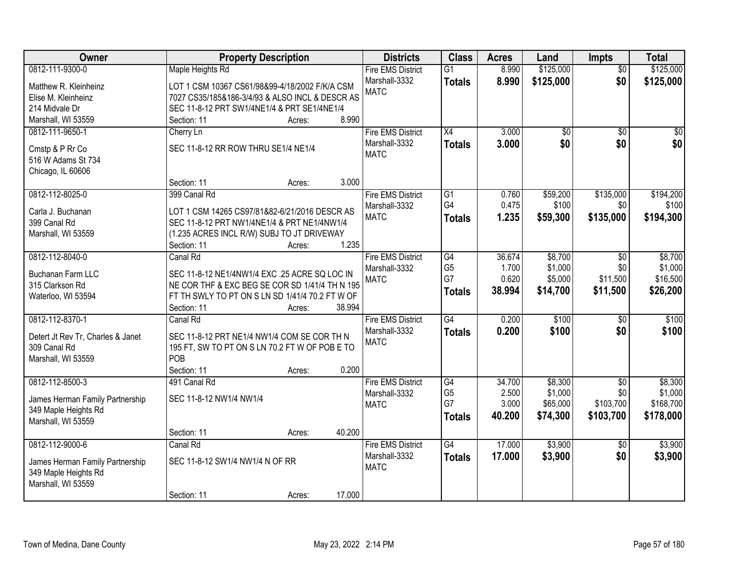| Owner | Property Description | Districts | Class | Acres | Land | Impts | Total |
|---|---|---|---|---|---|---|---|
| 0812-111-9300-0<br>Matthew R. Kleinheinz<br>Elise M. Kleinheinz<br>214 Midvale Dr<br>Marshall, WI 53559 | Maple Heights Rd<br>LOT 1 CSM 10367 CS61/98&99-4/18/2002 F/K/A CSM 7027 CS35/185&186-3/4/93 & ALSO INCL & DESCR AS SEC 11-8-12 PRT SW1/4NE1/4 & PRT SE1/4NE1/4<br>Section: 11 Acres: 8.990 | Fire EMS District<br>Marshall-3332<br>MATC | G1<br>**Totals** | 8.990<br>**8.990** | \$125,000<br>**\$125,000** | \$0<br>**\$0** | \$125,000<br>**\$125,000** |
| 0812-111-9650-1<br>Cmstp & P Rr Co<br>516 W Adams St 734<br>Chicago, IL 60606 | Cherry Ln<br>SEC 11-8-12 RR ROW THRU SE1/4 NE1/4<br>Section: 11 Acres: 3.000 | Fire EMS District<br>Marshall-3332<br>MATC | X4<br>**Totals** | 3.000<br>**3.000** | \$0<br>**\$0** | \$0<br>**\$0** | \$0<br>**\$0** |
| 0812-112-8025-0<br>Carla J. Buchanan<br>399 Canal Rd<br>Marshall, WI 53559 | 399 Canal Rd<br>LOT 1 CSM 14265 CS97/81&82-6/21/2016 DESCR AS SEC 11-8-12 PRT NW1/4NE1/4 & PRT NE1/4NW1/4 (1.235 ACRES INCL R/W) SUBJ TO JT DRIVEWAY<br>Section: 11 Acres: 1.235 | Fire EMS District<br>Marshall-3332<br>MATC | G1<br>G4<br>**Totals** | 0.760<br>0.475<br>**1.235** | \$59,200<br>\$100<br>**\$59,300** | \$135,000<br>\$0<br>**\$135,000** | \$194,200<br>\$100<br>**\$194,300** |
| 0812-112-8040-0<br>Buchanan Farm LLC<br>315 Clarkson Rd<br>Waterloo, WI 53594 | Canal Rd<br>SEC 11-8-12 NE1/4NW1/4 EXC .25 ACRE SQ LOC IN NE COR THF & EXC BEG SE COR SD 1/41/4 TH N 195 FT TH SWLY TO PT ON S LN SD 1/41/4 70.2 FT W OF<br>Section: 11 Acres: 38.994 | Fire EMS District<br>Marshall-3332<br>MATC | G4<br>G5<br>G7<br>**Totals** | 36.674<br>1.700<br>0.620<br>**38.994** | \$8,700<br>\$1,000<br>\$5,000<br>**\$14,700** | \$0<br>\$0<br>\$11,500<br>**\$11,500** | \$8,700<br>\$1,000<br>\$16,500<br>**\$26,200** |
| 0812-112-8370-1<br>Detert Jt Rev Tr, Charles & Janet<br>309 Canal Rd<br>Marshall, WI 53559 | Canal Rd<br>SEC 11-8-12 PRT NE1/4 NW1/4 COM SE COR TH N 195 FT, SW TO PT ON S LN 70.2 FT W OF POB E TO POB<br>Section: 11 Acres: 0.200 | Fire EMS District<br>Marshall-3332<br>MATC | G4<br>**Totals** | 0.200<br>**0.200** | \$100<br>**\$100** | \$0<br>**\$0** | \$100<br>**\$100** |
| 0812-112-8500-3<br>James Herman Family Partnership<br>349 Maple Heights Rd<br>Marshall, WI 53559 | 491 Canal Rd<br>SEC 11-8-12 NW1/4 NW1/4<br>Section: 11 Acres: 40.200 | Fire EMS District<br>Marshall-3332<br>MATC | G4<br>G5<br>G7<br>**Totals** | 34.700<br>2.500<br>3.000<br>**40.200** | \$8,300<br>\$1,000<br>\$65,000<br>**\$74,300** | \$0<br>\$0<br>\$103,700<br>**\$103,700** | \$8,300<br>\$1,000<br>\$168,700<br>**\$178,000** |
| 0812-112-9000-6<br>James Herman Family Partnership<br>349 Maple Heights Rd<br>Marshall, WI 53559 | Canal Rd<br>SEC 11-8-12 SW1/4 NW1/4 N OF RR<br>Section: 11 Acres: 17.000 | Fire EMS District<br>Marshall-3332<br>MATC | G4<br>**Totals** | 17.000<br>**17.000** | \$3,900<br>**\$3,900** | \$0<br>**\$0** | \$3,900<br>**\$3,900** |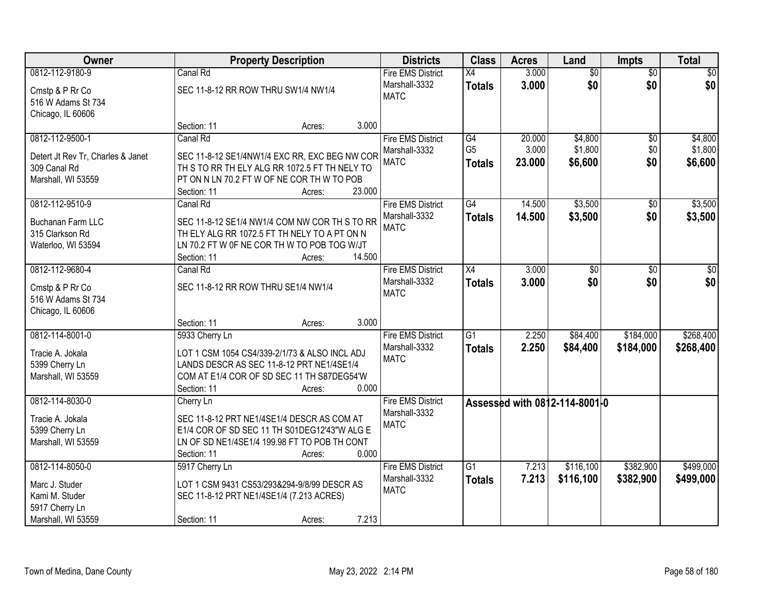| Owner | Property Description | Districts | Class | Acres | Land | Impts | Total |
|---|---|---|---|---|---|---|---|
| 0812-112-9180-9<br>Cmstp & P Rr Co<br>516 W Adams St 734<br>Chicago, IL 60606 | Canal Rd<br>SEC 11-8-12 RR ROW THRU SW1/4 NW1/4<br>Section: 11 Acres: 3.000 | Fire EMS District<br>Marshall-3332<br>MATC | X4<br>**Totals** | 3.000<br>**3.000** | $0<br>**$0** | $0<br>**$0** | $0<br>**$0** |
| 0812-112-9500-1<br>Detert Jt Rev Tr, Charles & Janet<br>309 Canal Rd<br>Marshall, WI 53559 | Canal Rd<br>SEC 11-8-12 SE1/4NW1/4 EXC RR, EXC BEG NW COR TH S TO RR TH ELY ALG RR 1072.5 FT TH NELY TO PT ON N LN 70.2 FT W OF NE COR TH W TO POB<br>Section: 11 Acres: 23.000 | Fire EMS District<br>Marshall-3332<br>MATC | G4<br>G5<br>**Totals** | 20.000<br>3.000<br>**23.000** | $4,800<br>$1,800<br>**$6,600** | $0<br>$0<br>**$0** | $4,800<br>$1,800<br>**$6,600** |
| 0812-112-9510-9<br>Buchanan Farm LLC<br>315 Clarkson Rd<br>Waterloo, WI 53594 | Canal Rd<br>SEC 11-8-12 SE1/4 NW1/4 COM NW COR TH S TO RR TH ELY ALG RR 1072.5 FT TH NELY TO A PT ON N LN 70.2 FT W 0F NE COR TH W TO POB TOG W/JT<br>Section: 11 Acres: 14.500 | Fire EMS District<br>Marshall-3332<br>MATC | G4<br>**Totals** | 14.500<br>**14.500** | $3,500<br>**$3,500** | $0<br>**$0** | $3,500<br>**$3,500** |
| 0812-112-9680-4<br>Cmstp & P Rr Co<br>516 W Adams St 734<br>Chicago, IL 60606 | Canal Rd<br>SEC 11-8-12 RR ROW THRU SE1/4 NW1/4<br>Section: 11 Acres: 3.000 | Fire EMS District<br>Marshall-3332<br>MATC | X4<br>**Totals** | 3.000<br>**3.000** | $0<br>**$0** | $0<br>**$0** | $0<br>**$0** |
| 0812-114-8001-0<br>Tracie A. Jokala<br>5399 Cherry Ln<br>Marshall, WI 53559 | 5933 Cherry Ln<br>LOT 1 CSM 1054 CS4/339-2/1/73 & ALSO INCL ADJ LANDS DESCR AS SEC 11-8-12 PRT NE1/4SE1/4 COM AT E1/4 COR OF SD SEC 11 TH S87DEG54'W<br>Section: 11 Acres: 0.000 | Fire EMS District<br>Marshall-3332<br>MATC | G1<br>**Totals** | 2.250<br>**2.250** | $84,400<br>**$84,400** | $184,000<br>**$184,000** | $268,400<br>**$268,400** |
| 0812-114-8030-0<br>Tracie A. Jokala<br>5399 Cherry Ln<br>Marshall, WI 53559 | Cherry Ln<br>SEC 11-8-12 PRT NE1/4SE1/4 DESCR AS COM AT E1/4 COR OF SD SEC 11 TH S01DEG12'43"W ALG E LN OF SD NE1/4SE1/4 199.98 FT TO POB TH CONT<br>Section: 11 Acres: 0.000 | Fire EMS District<br>Marshall-3332<br>MATC | **Assessed with 0812-114-8001-0** | | | | |
| 0812-114-8050-0<br>Marc J. Studer<br>Kami M. Studer<br>5917 Cherry Ln<br>Marshall, WI 53559 | 5917 Cherry Ln<br>LOT 1 CSM 9431 CS53/293&294-9/8/99 DESCR AS SEC 11-8-12 PRT NE1/4SE1/4 (7.213 ACRES)<br>Section: 11 Acres: 7.213 | Fire EMS District<br>Marshall-3332<br>MATC | G1<br>**Totals** | 7.213<br>**7.213** | $116,100<br>**$116,100** | $382,900<br>**$382,900** | $499,000<br>**$499,000** |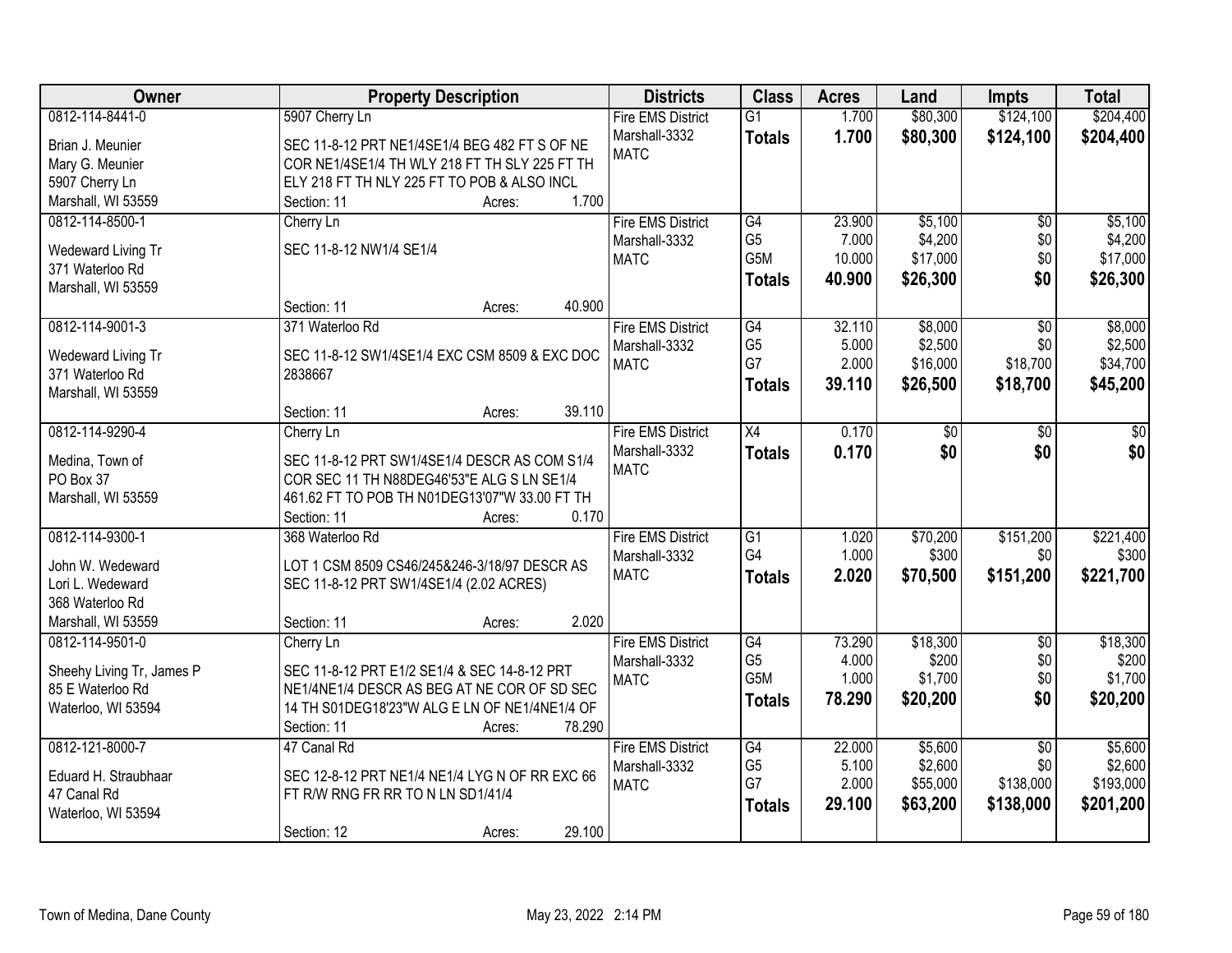| Owner | Property Description | Districts | Class | Acres | Land | Impts | Total |
|---|---|---|---|---|---|---|---|
| 0812-114-8441-0<br><br>Brian J. Meunier<br>Mary G. Meunier<br>5907 Cherry Ln<br>Marshall, WI 53559 | 5907 Cherry Ln<br><br>SEC 11-8-12 PRT NE1/4SE1/4 BEG 482 FT S OF NE COR NE1/4SE1/4 TH WLY 218 FT TH SLY 225 FT TH ELY 218 FT TH NLY 225 FT TO POB & ALSO INCL<br>Section: 11 Acres: 1.700 | Fire EMS District<br>Marshall-3332<br>MATC | G1<br>**Totals** | 1.700<br>**1.700** | $80,300<br>**$80,300** | $124,100<br>**$124,100** | $204,400<br>**$204,400** |
| 0812-114-8500-1<br><br>Wedeward Living Tr<br>371 Waterloo Rd<br>Marshall, WI 53559 | Cherry Ln<br><br>SEC 11-8-12 NW1/4 SE1/4<br><br>Section: 11 Acres: 40.900 | Fire EMS District<br>Marshall-3332<br>MATC | G4<br>G5<br>G5M<br>**Totals** | 23.900<br>7.000<br>10.000<br>**40.900** | $5,100<br>$4,200<br>$17,000<br>**$26,300** | $0<br>$0<br>$0<br>**$0** | $5,100<br>$4,200<br>$17,000<br>**$26,300** |
| 0812-114-9001-3<br><br>Wedeward Living Tr<br>371 Waterloo Rd<br>Marshall, WI 53559 | 371 Waterloo Rd<br><br>SEC 11-8-12 SW1/4SE1/4 EXC CSM 8509 & EXC DOC 2838667<br><br>Section: 11 Acres: 39.110 | Fire EMS District<br>Marshall-3332<br>MATC | G4<br>G5<br>G7<br>**Totals** | 32.110<br>5.000<br>2.000<br>**39.110** | $8,000<br>$2,500<br>$16,000<br>**$26,500** | $0<br>$0<br>$18,700<br>**$18,700** | $8,000<br>$2,500<br>$34,700<br>**$45,200** |
| 0812-114-9290-4<br><br>Medina, Town of<br>PO Box 37<br>Marshall, WI 53559 | Cherry Ln<br><br>SEC 11-8-12 PRT SW1/4SE1/4 DESCR AS COM S1/4 COR SEC 11 TH N88DEG46'53"E ALG S LN SE1/4 461.62 FT TO POB TH N01DEG13'07"W 33.00 FT TH<br>Section: 11 Acres: 0.170 | Fire EMS District<br>Marshall-3332<br>MATC | X4<br>**Totals** | 0.170<br>**0.170** | $0<br>**$0** | $0<br>**$0** | $0<br>**$0** |
| 0812-114-9300-1<br><br>John W. Wedeward<br>Lori L. Wedeward<br>368 Waterloo Rd<br>Marshall, WI 53559 | 368 Waterloo Rd<br><br>LOT 1 CSM 8509 CS46/245&246-3/18/97 DESCR AS SEC 11-8-12 PRT SW1/4SE1/4 (2.02 ACRES)<br><br>Section: 11 Acres: 2.020 | Fire EMS District<br>Marshall-3332<br>MATC | G1<br>G4<br>**Totals** | 1.020<br>1.000<br>**2.020** | $70,200<br>$300<br>**$70,500** | $151,200<br>$0<br>**$151,200** | $221,400<br>$300<br>**$221,700** |
| 0812-114-9501-0<br><br>Sheehy Living Tr, James P<br>85 E Waterloo Rd<br>Waterloo, WI 53594 | Cherry Ln<br><br>SEC 11-8-12 PRT E1/2 SE1/4 & SEC 14-8-12 PRT NE1/4NE1/4 DESCR AS BEG AT NE COR OF SD SEC 14 TH S01DEG18'23"W ALG E LN OF NE1/4NE1/4 OF<br>Section: 11 Acres: 78.290 | Fire EMS District<br>Marshall-3332<br>MATC | G4<br>G5<br>G5M<br>**Totals** | 73.290<br>4.000<br>1.000<br>**78.290** | $18,300<br>$200<br>$1,700<br>**$20,200** | $0<br>$0<br>$0<br>**$0** | $18,300<br>$200<br>$1,700<br>**$20,200** |
| 0812-121-8000-7<br><br>Eduard H. Straubhaar<br>47 Canal Rd<br>Waterloo, WI 53594 | 47 Canal Rd<br><br>SEC 12-8-12 PRT NE1/4 NE1/4 LYG N OF RR EXC 66 FT R/W RNG FR RR TO N LN SD1/41/4<br><br>Section: 12 Acres: 29.100 | Fire EMS District<br>Marshall-3332<br>MATC | G4<br>G5<br>G7<br>**Totals** | 22.000<br>5.100<br>2.000<br>**29.100** | $5,600<br>$2,600<br>$55,000<br>**$63,200** | $0<br>$0<br>$138,000<br>**$138,000** | $5,600<br>$2,600<br>$193,000<br>**$201,200** |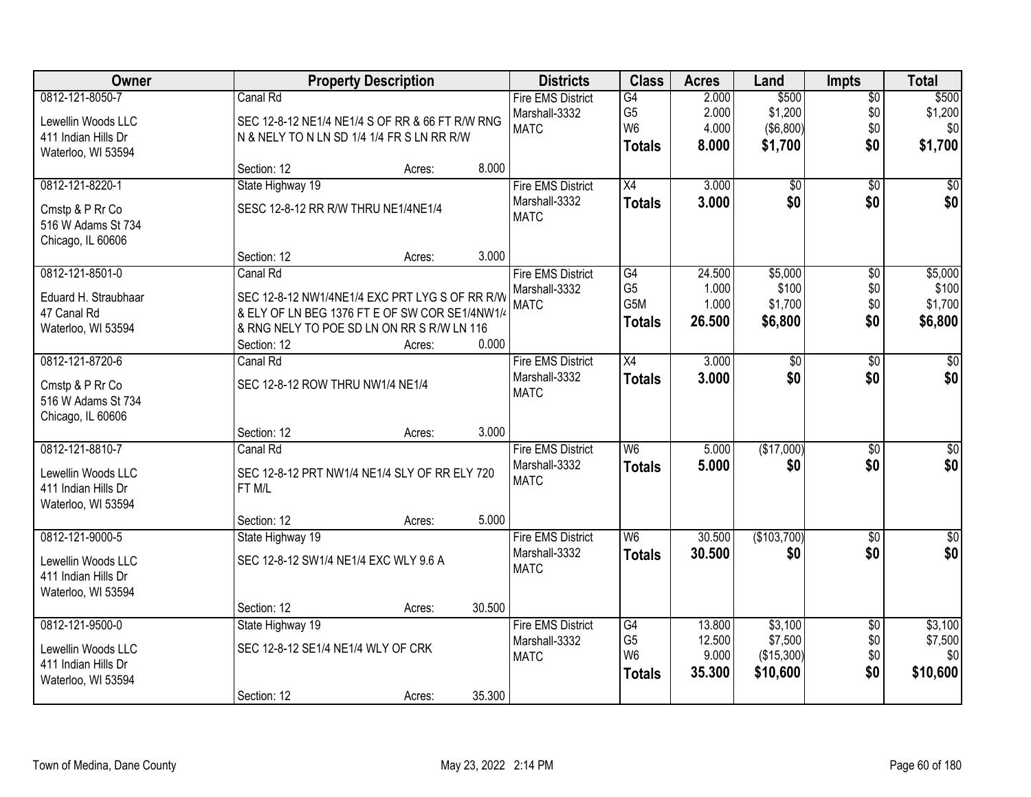| Owner | Property Description | Districts | Class | Acres | Land | Impts | Total |
|---|---|---|---|---|---|---|---|
| 0812-121-8050-7<br>Lewellin Woods LLC<br>411 Indian Hills Dr<br>Waterloo, WI 53594 | Canal Rd<br>SEC 12-8-12 NE1/4 NE1/4 S OF RR & 66 FT R/W RNG N & NELY TO N LN SD 1/4 1/4 FR S LN RR R/W<br>Section: 12 Acres: 8.000 | Fire EMS District<br>Marshall-3332<br>MATC | G4<br>G5<br>W6<br>**Totals** | 2.000<br>2.000<br>4.000<br>**8.000** | $500<br>$1,200<br>($6,800)<br>**$1,700** | $0<br>$0<br>$0<br>**$0** | $500<br>$1,200<br>$0<br>**$1,700** |
| 0812-121-8220-1<br>Cmstp & P Rr Co<br>516 W Adams St 734<br>Chicago, IL 60606 | State Highway 19<br>SESC 12-8-12 RR R/W THRU NE1/4NE1/4<br>Section: 12 Acres: 3.000 | Fire EMS District<br>Marshall-3332<br>MATC | X4<br>**Totals** | 3.000<br>**3.000** | $0<br>**$0** | $0<br>**$0** | $0<br>**$0** |
| 0812-121-8501-0<br>Eduard H. Straubhaar<br>47 Canal Rd<br>Waterloo, WI 53594 | Canal Rd<br>SEC 12-8-12 NW1/4NE1/4 EXC PRT LYG S OF RR R/W & ELY OF LN BEG 1376 FT E OF SW COR SE1/4NW1/4 & RNG NELY TO POE SD LN ON RR S R/W LN 116<br>Section: 12 Acres: 0.000 | Fire EMS District<br>Marshall-3332<br>MATC | G4<br>G5<br>G5M<br>**Totals** | 24.500<br>1.000<br>1.000<br>**26.500** | $5,000<br>$100<br>$1,700<br>**$6,800** | $0<br>$0<br>$0<br>**$0** | $5,000<br>$100<br>$1,700<br>**$6,800** |
| 0812-121-8720-6<br>Cmstp & P Rr Co<br>516 W Adams St 734<br>Chicago, IL 60606 | Canal Rd<br>SEC 12-8-12 ROW THRU NW1/4 NE1/4<br>Section: 12 Acres: 3.000 | Fire EMS District<br>Marshall-3332<br>MATC | X4<br>**Totals** | 3.000<br>**3.000** | $0<br>**$0** | $0<br>**$0** | $0<br>**$0** |
| 0812-121-8810-7<br>Lewellin Woods LLC<br>411 Indian Hills Dr<br>Waterloo, WI 53594 | Canal Rd<br>SEC 12-8-12 PRT NW1/4 NE1/4 SLY OF RR ELY 720 FT M/L<br>Section: 12 Acres: 5.000 | Fire EMS District<br>Marshall-3332<br>MATC | W6<br>**Totals** | 5.000<br>**5.000** | ($17,000)<br>**$0** | $0<br>**$0** | $0<br>**$0** |
| 0812-121-9000-5<br>Lewellin Woods LLC<br>411 Indian Hills Dr<br>Waterloo, WI 53594 | State Highway 19<br>SEC 12-8-12 SW1/4 NE1/4 EXC WLY 9.6 A<br>Section: 12 Acres: 30.500 | Fire EMS District<br>Marshall-3332<br>MATC | W6<br>**Totals** | 30.500<br>**30.500** | ($103,700)<br>**$0** | $0<br>**$0** | $0<br>**$0** |
| 0812-121-9500-0<br>Lewellin Woods LLC<br>411 Indian Hills Dr<br>Waterloo, WI 53594 | State Highway 19<br>SEC 12-8-12 SE1/4 NE1/4 WLY OF CRK<br>Section: 12 Acres: 35.300 | Fire EMS District<br>Marshall-3332<br>MATC | G4<br>G5<br>W6<br>**Totals** | 13.800<br>12.500<br>9.000<br>**35.300** | $3,100<br>$7,500<br>($15,300)<br>**$10,600** | $0<br>$0<br>$0<br>**$0** | $3,100<br>$7,500<br>$0<br>**$10,600** |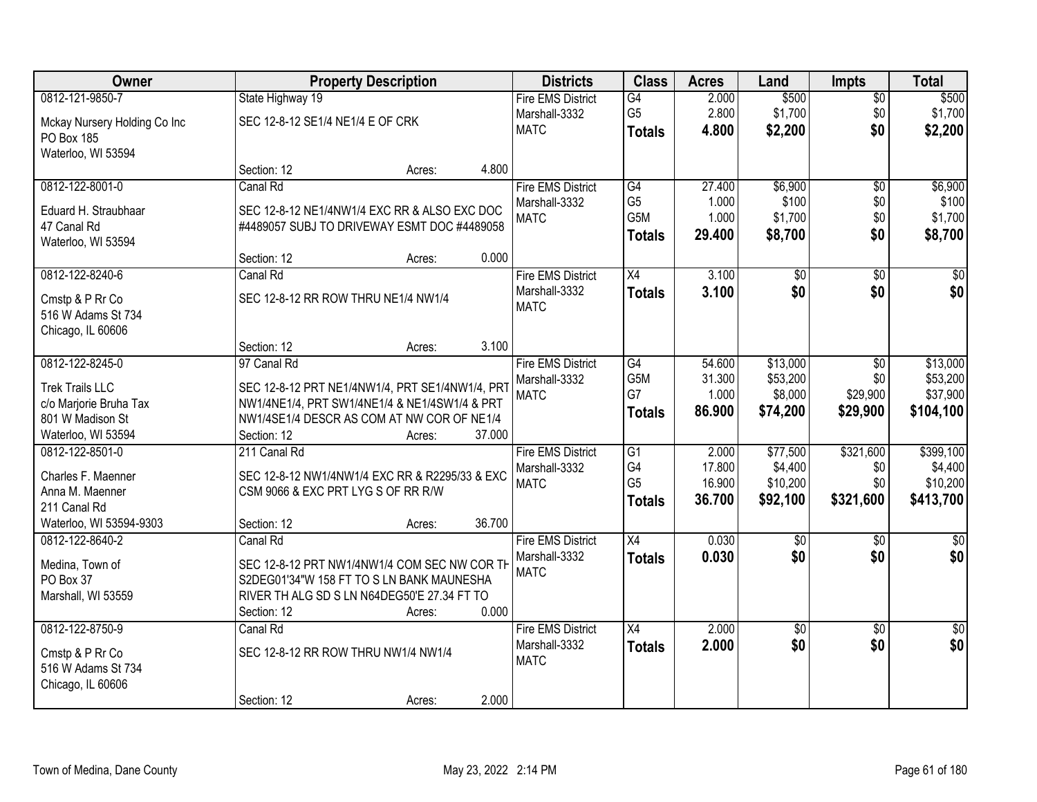| Owner | Property Description | Districts | Class | Acres | Land | Impts | Total |
|---|---|---|---|---|---|---|---|
| 0812-121-9850-7<br><br>Mckay Nursery Holding Co Inc<br>PO Box 185<br>Waterloo, WI 53594 | State Highway 19<br><br>SEC 12-8-12 SE1/4 NE1/4 E OF CRK<br><br>Section: 12 Acres: 4.800 | Fire EMS District<br>Marshall-3332<br>MATC | G4<br>G5<br>**Totals** | 2.000<br>2.800<br>**4.800** | \$500<br>\$1,700<br>**\$2,200** | \$0<br>\$0<br>**\$0** | \$500<br>\$1,700<br>**\$2,200** |
| 0812-122-8001-0<br><br>Eduard H. Straubhaar<br>47 Canal Rd<br>Waterloo, WI 53594 | Canal Rd<br><br>SEC 12-8-12 NE1/4NW1/4 EXC RR & ALSO EXC DOC #4489057 SUBJ TO DRIVEWAY ESMT DOC #4489058<br><br>Section: 12 Acres: 0.000 | Fire EMS District<br>Marshall-3332<br>MATC | G4<br>G5<br>G5M<br>**Totals** | 27.400<br>1.000<br>1.000<br>**29.400** | \$6,900<br>\$100<br>\$1,700<br>**\$8,700** | \$0<br>\$0<br>\$0<br>**\$0** | \$6,900<br>\$100<br>\$1,700<br>**\$8,700** |
| 0812-122-8240-6<br><br>Cmstp & P Rr Co<br>516 W Adams St 734<br>Chicago, IL 60606 | Canal Rd<br><br>SEC 12-8-12 RR ROW THRU NE1/4 NW1/4<br><br>Section: 12 Acres: 3.100 | Fire EMS District<br>Marshall-3332<br>MATC | X4<br>**Totals** | 3.100<br>**3.100** | \$0<br>**\$0** | \$0<br>**\$0** | \$0<br>**\$0** |
| 0812-122-8245-0<br><br>Trek Trails LLC<br>c/o Marjorie Bruha Tax<br>801 W Madison St<br>Waterloo, WI 53594 | 97 Canal Rd<br><br>SEC 12-8-12 PRT NE1/4NW1/4, PRT SE1/4NW1/4, PRT NW1/4NE1/4, PRT SW1/4NE1/4 & NE1/4SW1/4 & PRT NW1/4SE1/4 DESCR AS COM AT NW COR OF NE1/4<br>Section: 12 Acres: 37.000 | Fire EMS District<br>Marshall-3332<br>MATC | G4<br>G5M<br>G7<br>**Totals** | 54.600<br>31.300<br>1.000<br>**86.900** | \$13,000<br>\$53,200<br>\$8,000<br>**\$74,200** | \$0<br>\$0<br>\$29,900<br>**\$29,900** | \$13,000<br>\$53,200<br>\$37,900<br>**\$104,100** |
| 0812-122-8501-0<br><br>Charles F. Maenner<br>Anna M. Maenner<br>211 Canal Rd<br>Waterloo, WI 53594-9303 | 211 Canal Rd<br><br>SEC 12-8-12 NW1/4NW1/4 EXC RR & R2295/33 & EXC CSM 9066 & EXC PRT LYG S OF RR R/W<br><br>Section: 12 Acres: 36.700 | Fire EMS District<br>Marshall-3332<br>MATC | G1<br>G4<br>G5<br>**Totals** | 2.000<br>17.800<br>16.900<br>**36.700** | \$77,500<br>\$4,400<br>\$10,200<br>**\$92,100** | \$321,600<br>\$0<br>\$0<br>**\$321,600** | \$399,100<br>\$4,400<br>\$10,200<br>**\$413,700** |
| 0812-122-8640-2<br><br>Medina, Town of<br>PO Box 37<br>Marshall, WI 53559 | Canal Rd<br><br>SEC 12-8-12 PRT NW1/4NW1/4 COM SEC NW COR TH S2DEG01'34"W 158 FT TO S LN BANK MAUNESHA RIVER TH ALG SD S LN N64DEG50'E 27.34 FT TO<br>Section: 12 Acres: 0.000 | Fire EMS District<br>Marshall-3332<br>MATC | X4<br>**Totals** | 0.030<br>**0.030** | \$0<br>**\$0** | \$0<br>**\$0** | \$0<br>**\$0** |
| 0812-122-8750-9<br><br>Cmstp & P Rr Co<br>516 W Adams St 734<br>Chicago, IL 60606 | Canal Rd<br><br>SEC 12-8-12 RR ROW THRU NW1/4 NW1/4<br><br>Section: 12 Acres: 2.000 | Fire EMS District<br>Marshall-3332<br>MATC | X4<br>**Totals** | 2.000<br>**2.000** | \$0<br>**\$0** | \$0<br>**\$0** | \$0<br>**\$0** |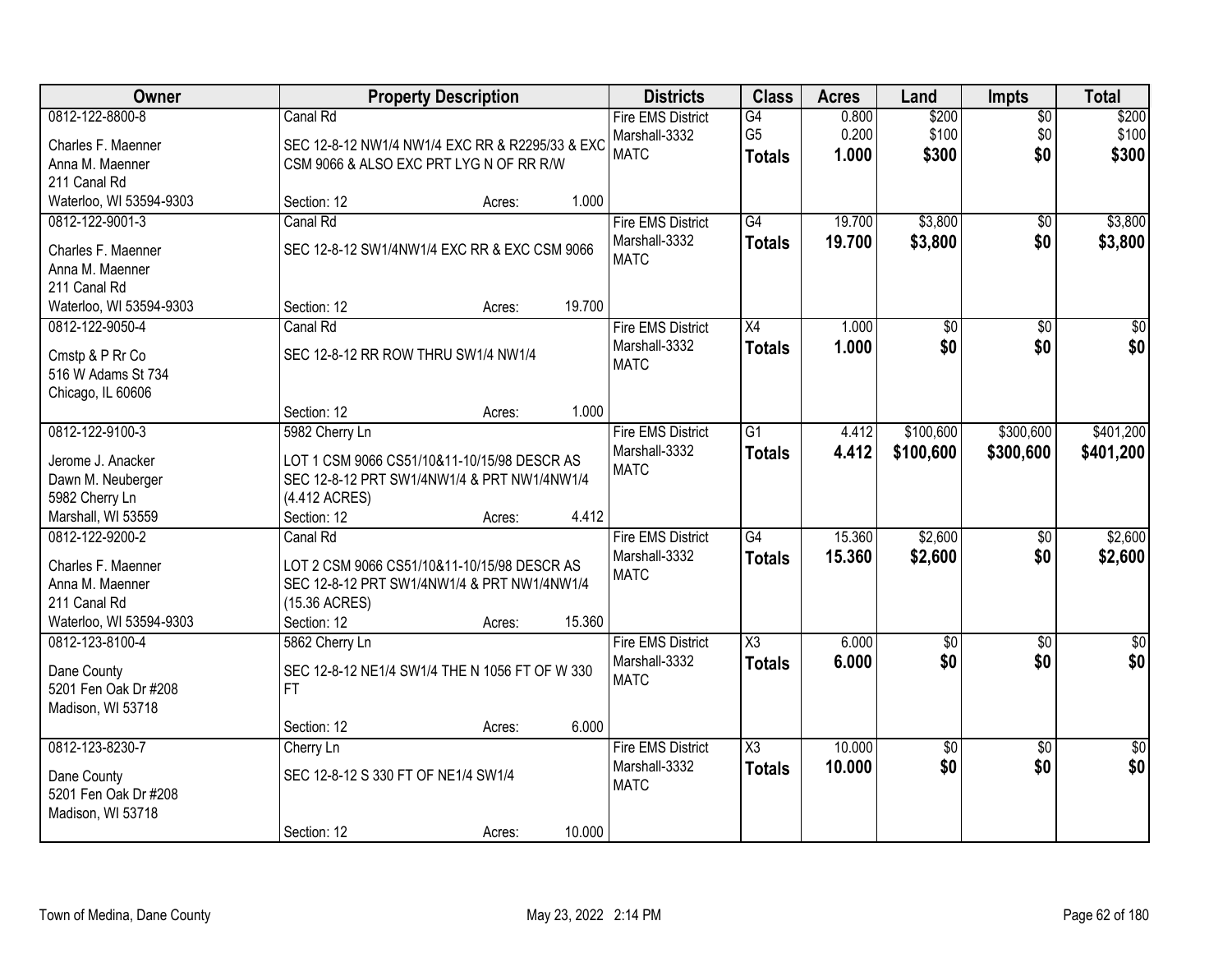| Owner | Property Description | Districts | Class | Acres | Land | Impts | Total |
|---|---|---|---|---|---|---|---|
| 0812-122-8800-8<br>Charles F. Maenner<br>Anna M. Maenner<br>211 Canal Rd<br>Waterloo, WI 53594-9303 | Canal Rd<br>SEC 12-8-12 NW1/4 NW1/4 EXC RR & R2295/33 & EXC CSM 9066 & ALSO EXC PRT LYG N OF RR R/W<br>Section: 12 Acres: 1.000 | Fire EMS District<br>Marshall-3332<br>MATC | G4<br>G5<br>**Totals** | 0.800<br>0.200<br>**1.000** | $200<br>$100<br>**$300** | $0<br>$0<br>**$0** | $200<br>$100<br>**$300** |
| 0812-122-9001-3<br>Charles F. Maenner<br>Anna M. Maenner<br>211 Canal Rd<br>Waterloo, WI 53594-9303 | Canal Rd<br>SEC 12-8-12 SW1/4NW1/4 EXC RR & EXC CSM 9066<br>Section: 12 Acres: 19.700 | Fire EMS District<br>Marshall-3332<br>MATC | G4<br>**Totals** | 19.700<br>**19.700** | $3,800<br>**$3,800** | $0<br>**$0** | $3,800<br>**$3,800** |
| 0812-122-9050-4<br>Cmstp & P Rr Co<br>516 W Adams St 734<br>Chicago, IL 60606 | Canal Rd<br>SEC 12-8-12 RR ROW THRU SW1/4 NW1/4<br>Section: 12 Acres: 1.000 | Fire EMS District<br>Marshall-3332<br>MATC | X4<br>**Totals** | 1.000<br>**1.000** | $0<br>**$0** | $0<br>**$0** | $0<br>**$0** |
| 0812-122-9100-3<br>Jerome J. Anacker<br>Dawn M. Neuberger<br>5982 Cherry Ln<br>Marshall, WI 53559 | 5982 Cherry Ln<br>LOT 1 CSM 9066 CS51/10&11-10/15/98 DESCR AS SEC 12-8-12 PRT SW1/4NW1/4 & PRT NW1/4NW1/4 (4.412 ACRES)<br>Section: 12 Acres: 4.412 | Fire EMS District<br>Marshall-3332<br>MATC | G1<br>**Totals** | 4.412<br>**4.412** | $100,600<br>**$100,600** | $300,600<br>**$300,600** | $401,200<br>**$401,200** |
| 0812-122-9200-2<br>Charles F. Maenner<br>Anna M. Maenner<br>211 Canal Rd<br>Waterloo, WI 53594-9303 | Canal Rd<br>LOT 2 CSM 9066 CS51/10&11-10/15/98 DESCR AS SEC 12-8-12 PRT SW1/4NW1/4 & PRT NW1/4NW1/4 (15.36 ACRES)<br>Section: 12 Acres: 15.360 | Fire EMS District<br>Marshall-3332<br>MATC | G4<br>**Totals** | 15.360<br>**15.360** | $2,600<br>**$2,600** | $0<br>**$0** | $2,600<br>**$2,600** |
| 0812-123-8100-4<br>Dane County<br>5201 Fen Oak Dr #208<br>Madison, WI 53718 | 5862 Cherry Ln<br>SEC 12-8-12 NE1/4 SW1/4 THE N 1056 FT OF W 330 FT<br>Section: 12 Acres: 6.000 | Fire EMS District<br>Marshall-3332<br>MATC | X3<br>**Totals** | 6.000<br>**6.000** | $0<br>**$0** | $0<br>**$0** | $0<br>**$0** |
| 0812-123-8230-7<br>Dane County<br>5201 Fen Oak Dr #208<br>Madison, WI 53718 | Cherry Ln<br>SEC 12-8-12 S 330 FT OF NE1/4 SW1/4<br>Section: 12 Acres: 10.000 | Fire EMS District<br>Marshall-3332<br>MATC | X3<br>**Totals** | 10.000<br>**10.000** | $0<br>**$0** | $0<br>**$0** | $0<br>**$0** |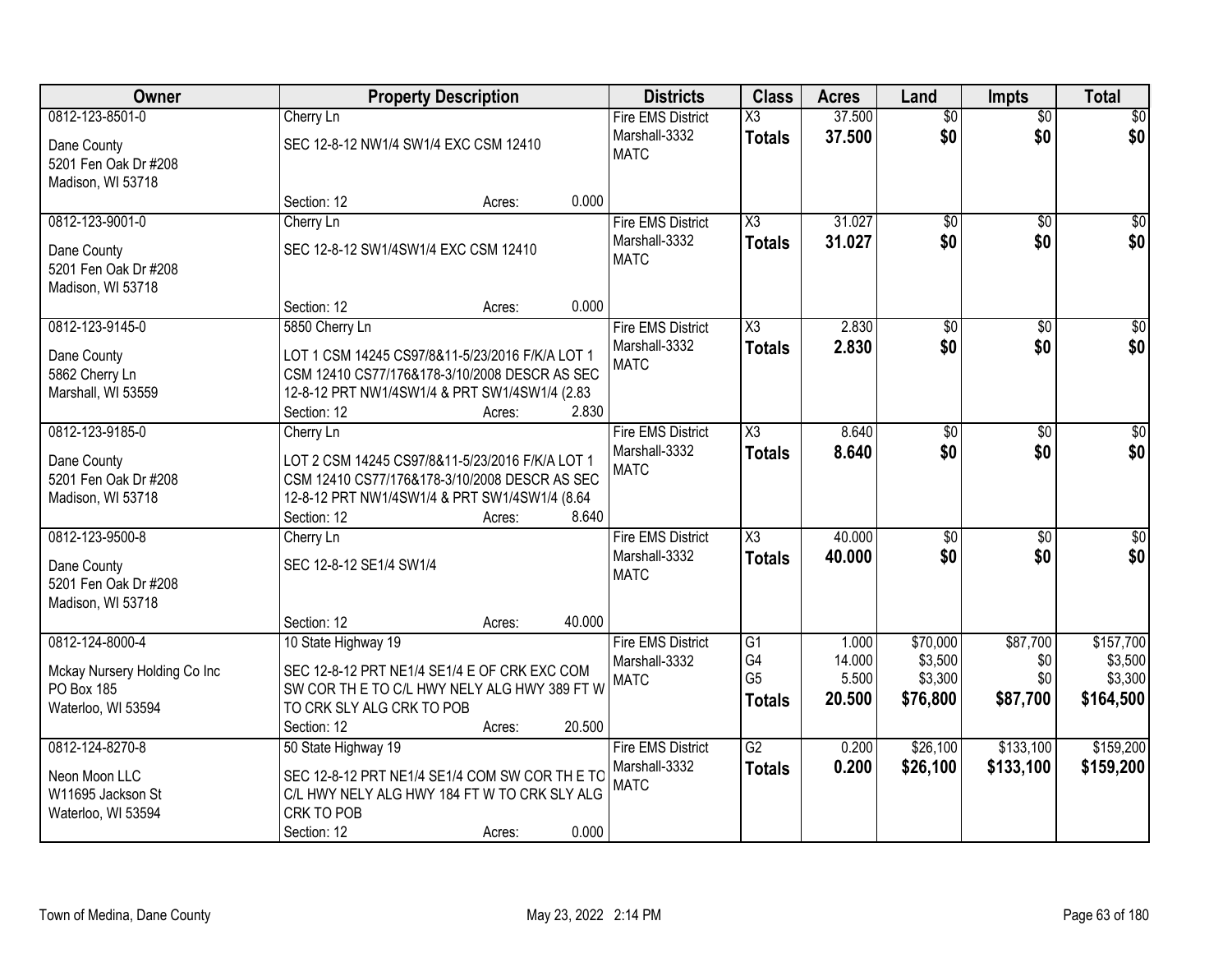| Owner | Property Description | Districts | Class | Acres | Land | Impts | Total |
|---|---|---|---|---|---|---|---|
| 0812-123-8501-0<br>Dane County<br>5201 Fen Oak Dr #208<br>Madison, WI 53718 | Cherry Ln<br>SEC 12-8-12 NW1/4 SW1/4 EXC CSM 12410<br>Section: 12 Acres: 0.000 | Fire EMS District<br>Marshall-3332<br>MATC | X3<br>**Totals** | 37.500<br>**37.500** | $0<br>**$0** | $0<br>**$0** | $0<br>**$0** |
| 0812-123-9001-0<br>Dane County<br>5201 Fen Oak Dr #208<br>Madison, WI 53718 | Cherry Ln<br>SEC 12-8-12 SW1/4SW1/4 EXC CSM 12410<br>Section: 12 Acres: 0.000 | Fire EMS District<br>Marshall-3332<br>MATC | X3<br>**Totals** | 31.027<br>**31.027** | $0<br>**$0** | $0<br>**$0** | $0<br>**$0** |
| 0812-123-9145-0<br>Dane County<br>5862 Cherry Ln<br>Marshall, WI 53559 | 5850 Cherry Ln<br>LOT 1 CSM 14245 CS97/8&11-5/23/2016 F/K/A LOT 1 CSM 12410 CS77/176&178-3/10/2008 DESCR AS SEC 12-8-12 PRT NW1/4SW1/4 & PRT SW1/4SW1/4 (2.83<br>Section: 12 Acres: 2.830 | Fire EMS District<br>Marshall-3332<br>MATC | X3<br>**Totals** | 2.830<br>**2.830** | $0<br>**$0** | $0<br>**$0** | $0<br>**$0** |
| 0812-123-9185-0<br>Dane County<br>5201 Fen Oak Dr #208<br>Madison, WI 53718 | Cherry Ln<br>LOT 2 CSM 14245 CS97/8&11-5/23/2016 F/K/A LOT 1 CSM 12410 CS77/176&178-3/10/2008 DESCR AS SEC 12-8-12 PRT NW1/4SW1/4 & PRT SW1/4SW1/4 (8.64<br>Section: 12 Acres: 8.640 | Fire EMS District<br>Marshall-3332<br>MATC | X3<br>**Totals** | 8.640<br>**8.640** | $0<br>**$0** | $0<br>**$0** | $0<br>**$0** |
| 0812-123-9500-8<br>Dane County<br>5201 Fen Oak Dr #208<br>Madison, WI 53718 | Cherry Ln<br>SEC 12-8-12 SE1/4 SW1/4<br>Section: 12 Acres: 40.000 | Fire EMS District<br>Marshall-3332<br>MATC | X3<br>**Totals** | 40.000<br>**40.000** | $0<br>**$0** | $0<br>**$0** | $0<br>**$0** |
| 0812-124-8000-4<br>Mckay Nursery Holding Co Inc<br>PO Box 185<br>Waterloo, WI 53594 | 10 State Highway 19<br>SEC 12-8-12 PRT NE1/4 SE1/4 E OF CRK EXC COM SW COR TH E TO C/L HWY NELY ALG HWY 389 FT W TO CRK SLY ALG CRK TO POB<br>Section: 12 Acres: 20.500 | Fire EMS District<br>Marshall-3332<br>MATC | G1<br>G4<br>G5<br>**Totals** | 1.000<br>14.000<br>5.500<br>**20.500** | $70,000<br>$3,500<br>$3,300<br>**$76,800** | $87,700<br>$0<br>$0<br>**$87,700** | $157,700<br>$3,500<br>$3,300<br>**$164,500** |
| 0812-124-8270-8<br>Neon Moon LLC<br>W11695 Jackson St<br>Waterloo, WI 53594 | 50 State Highway 19<br>SEC 12-8-12 PRT NE1/4 SE1/4 COM SW COR TH E TO C/L HWY NELY ALG HWY 184 FT W TO CRK SLY ALG CRK TO POB<br>Section: 12 Acres: 0.000 | Fire EMS District<br>Marshall-3332<br>MATC | G2<br>**Totals** | 0.200<br>**0.200** | $26,100<br>**$26,100** | $133,100<br>**$133,100** | $159,200<br>**$159,200** |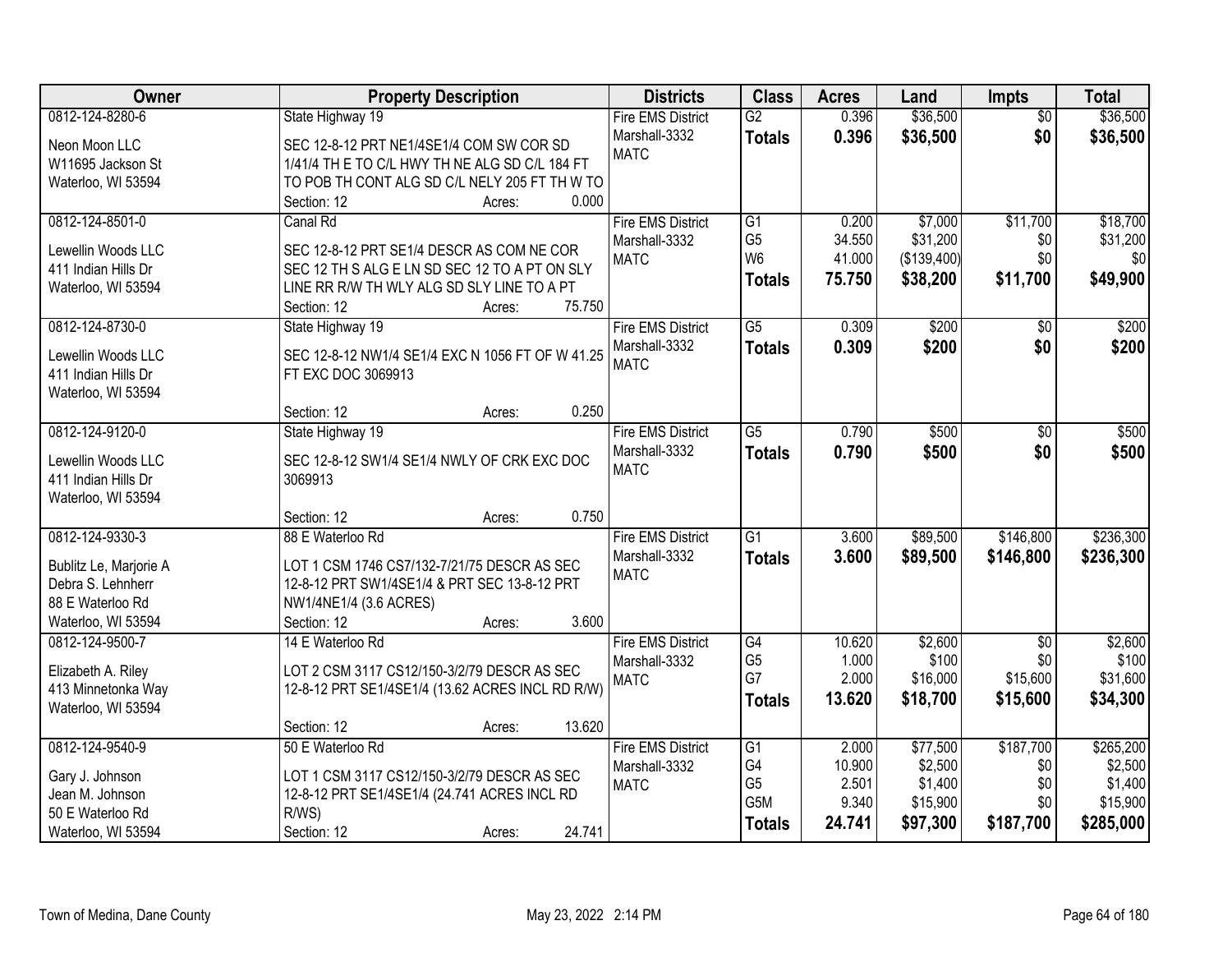| Owner | Property Description | Districts | Class | Acres | Land | Impts | Total |
|---|---|---|---|---|---|---|---|
| 0812-124-8280-6<br>Neon Moon LLC<br>W11695 Jackson St<br>Waterloo, WI 53594 | State Highway 19<br>SEC 12-8-12 PRT NE1/4SE1/4 COM SW COR SD 1/41/4 TH E TO C/L HWY TH NE ALG SD C/L 184 FT TO POB TH CONT ALG SD C/L NELY 205 FT TH W TO<br>Section: 12 Acres: 0.000 | Fire EMS District<br>Marshall-3332<br>MATC | G2<br>**Totals** | 0.396<br>**0.396** | $36,500<br>**$36,500** | $0<br>**$0** | $36,500<br>**$36,500** |
| 0812-124-8501-0<br>Lewellin Woods LLC<br>411 Indian Hills Dr<br>Waterloo, WI 53594 | Canal Rd<br>SEC 12-8-12 PRT SE1/4 DESCR AS COM NE COR SEC 12 TH S ALG E LN SD SEC 12 TO A PT ON SLY LINE RR R/W TH WLY ALG SD SLY LINE TO A PT<br>Section: 12 Acres: 75.750 | Fire EMS District<br>Marshall-3332<br>MATC | G1<br>G5<br>W6<br>**Totals** | 0.200<br>34.550<br>41.000<br>**75.750** | $7,000<br>$31,200<br>($139,400)<br>**$38,200** | $11,700<br>$0<br>$0<br>**$11,700** | $18,700<br>$31,200<br>$0<br>**$49,900** |
| 0812-124-8730-0<br>Lewellin Woods LLC<br>411 Indian Hills Dr<br>Waterloo, WI 53594 | State Highway 19<br>SEC 12-8-12 NW1/4 SE1/4 EXC N 1056 FT OF W 41.25 FT EXC DOC 3069913<br>Section: 12 Acres: 0.250 | Fire EMS District<br>Marshall-3332<br>MATC | G5<br>**Totals** | 0.309<br>**0.309** | $200<br>**$200** | $0<br>**$0** | $200<br>**$200** |
| 0812-124-9120-0<br>Lewellin Woods LLC<br>411 Indian Hills Dr<br>Waterloo, WI 53594 | State Highway 19<br>SEC 12-8-12 SW1/4 SE1/4 NWLY OF CRK EXC DOC 3069913<br>Section: 12 Acres: 0.750 | Fire EMS District<br>Marshall-3332<br>MATC | G5<br>**Totals** | 0.790<br>**0.790** | $500<br>**$500** | $0<br>**$0** | $500<br>**$500** |
| 0812-124-9330-3<br>Bublitz Le, Marjorie A<br>Debra S. Lehnherr<br>88 E Waterloo Rd<br>Waterloo, WI 53594 | 88 E Waterloo Rd<br>LOT 1 CSM 1746 CS7/132-7/21/75 DESCR AS SEC 12-8-12 PRT SW1/4SE1/4 & PRT SEC 13-8-12 PRT NW1/4NE1/4 (3.6 ACRES)<br>Section: 12 Acres: 3.600 | Fire EMS District<br>Marshall-3332<br>MATC | G1<br>**Totals** | 3.600<br>**3.600** | $89,500<br>**$89,500** | $146,800<br>**$146,800** | $236,300<br>**$236,300** |
| 0812-124-9500-7<br>Elizabeth A. Riley<br>413 Minnetonka Way<br>Waterloo, WI 53594 | 14 E Waterloo Rd<br>LOT 2 CSM 3117 CS12/150-3/2/79 DESCR AS SEC 12-8-12 PRT SE1/4SE1/4 (13.62 ACRES INCL RD R/W)<br>Section: 12 Acres: 13.620 | Fire EMS District<br>Marshall-3332<br>MATC | G4<br>G5<br>G7<br>**Totals** | 10.620<br>1.000<br>2.000<br>**13.620** | $2,600<br>$100<br>$16,000<br>**$18,700** | $0<br>$0<br>$15,600<br>**$15,600** | $2,600<br>$100<br>$31,600<br>**$34,300** |
| 0812-124-9540-9<br>Gary J. Johnson<br>Jean M. Johnson<br>50 E Waterloo Rd<br>Waterloo, WI 53594 | 50 E Waterloo Rd<br>LOT 1 CSM 3117 CS12/150-3/2/79 DESCR AS SEC 12-8-12 PRT SE1/4SE1/4 (24.741 ACRES INCL RD R/WS)<br>Section: 12 Acres: 24.741 | Fire EMS District<br>Marshall-3332<br>MATC | G1<br>G4<br>G5<br>G5M<br>**Totals** | 2.000<br>10.900<br>2.501<br>9.340<br>**24.741** | $77,500<br>$2,500<br>$1,400<br>$15,900<br>**$97,300** | $187,700<br>$0<br>$0<br>$0<br>**$187,700** | $265,200<br>$2,500<br>$1,400<br>$15,900<br>**$285,000** |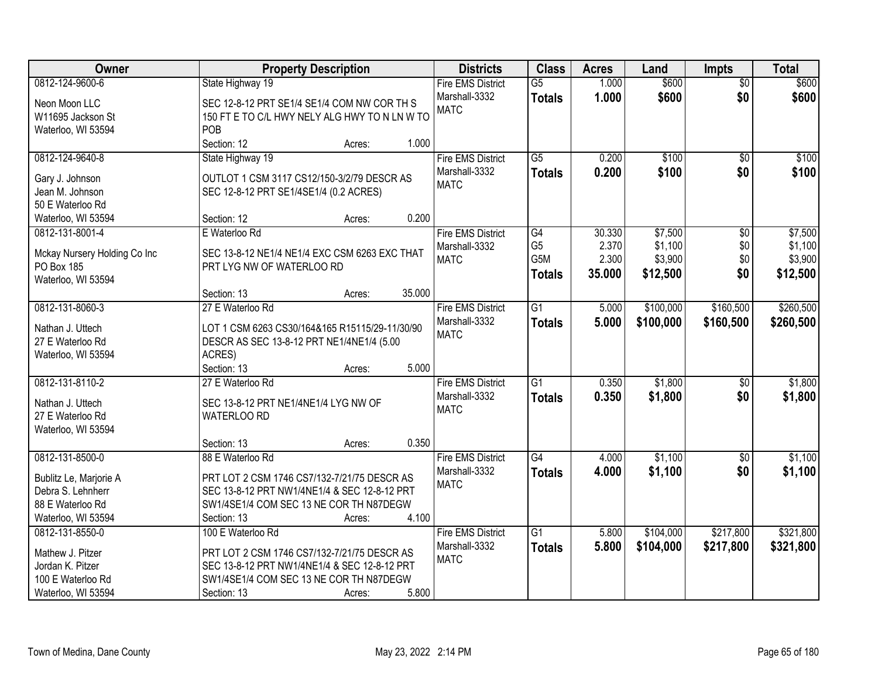| Owner | Property Description | Districts | Class | Acres | Land | Impts | Total |
|---|---|---|---|---|---|---|---|
| 0812-124-9600-6<br>Neon Moon LLC<br>W11695 Jackson St<br>Waterloo, WI 53594 | State Highway 19<br>SEC 12-8-12 PRT SE1/4 SE1/4 COM NW COR TH S 150 FT E TO C/L HWY NELY ALG HWY TO N LN W TO POB<br>Section: 12 Acres: 1.000 | Fire EMS District<br>Marshall-3332<br>MATC | G5<br>**Totals** | 1.000<br>**1.000** | $600<br>**$600** | $0<br>**$0** | $600<br>**$600** |
| 0812-124-9640-8<br>Gary J. Johnson<br>Jean M. Johnson<br>50 E Waterloo Rd<br>Waterloo, WI 53594 | State Highway 19<br>OUTLOT 1 CSM 3117 CS12/150-3/2/79 DESCR AS SEC 12-8-12 PRT SE1/4SE1/4 (0.2 ACRES)<br>Section: 12 Acres: 0.200 | Fire EMS District<br>Marshall-3332<br>MATC | G5<br>**Totals** | 0.200<br>**0.200** | $100<br>**$100** | $0<br>**$0** | $100<br>**$100** |
| 0812-131-8001-4<br>Mckay Nursery Holding Co Inc<br>PO Box 185<br>Waterloo, WI 53594 | E Waterloo Rd<br>SEC 13-8-12 NE1/4 NE1/4 EXC CSM 6263 EXC THAT PRT LYG NW OF WATERLOO RD<br>Section: 13 Acres: 35.000 | Fire EMS District<br>Marshall-3332<br>MATC | G4<br>G5<br>G5M<br>**Totals** | 30.330<br>2.370<br>2.300<br>**35.000** | $7,500<br>$1,100<br>$3,900<br>**$12,500** | $0<br>$0<br>$0<br>**$0** | $7,500<br>$1,100<br>$3,900<br>**$12,500** |
| 0812-131-8060-3<br>Nathan J. Uttech<br>27 E Waterloo Rd<br>Waterloo, WI 53594 | 27 E Waterloo Rd<br>LOT 1 CSM 6263 CS30/164&165 R15115/29-11/30/90 DESCR AS SEC 13-8-12 PRT NE1/4NE1/4 (5.00 ACRES)<br>Section: 13 Acres: 5.000 | Fire EMS District<br>Marshall-3332<br>MATC | G1<br>**Totals** | 5.000<br>**5.000** | $100,000<br>**$100,000** | $160,500<br>**$160,500** | $260,500<br>**$260,500** |
| 0812-131-8110-2<br>Nathan J. Uttech<br>27 E Waterloo Rd<br>Waterloo, WI 53594 | 27 E Waterloo Rd<br>SEC 13-8-12 PRT NE1/4NE1/4 LYG NW OF WATERLOO RD<br>Section: 13 Acres: 0.350 | Fire EMS District<br>Marshall-3332<br>MATC | G1<br>**Totals** | 0.350<br>**0.350** | $1,800<br>**$1,800** | $0<br>**$0** | $1,800<br>**$1,800** |
| 0812-131-8500-0<br>Bublitz Le, Marjorie A<br>Debra S. Lehnherr<br>88 E Waterloo Rd<br>Waterloo, WI 53594 | 88 E Waterloo Rd<br>PRT LOT 2 CSM 1746 CS7/132-7/21/75 DESCR AS SEC 13-8-12 PRT NW1/4NE1/4 & SEC 12-8-12 PRT SW1/4SE1/4 COM SEC 13 NE COR TH N87DEGW<br>Section: 13 Acres: 4.100 | Fire EMS District<br>Marshall-3332<br>MATC | G4<br>**Totals** | 4.000<br>**4.000** | $1,100<br>**$1,100** | $0<br>**$0** | $1,100<br>**$1,100** |
| 0812-131-8550-0<br>Mathew J. Pitzer<br>Jordan K. Pitzer<br>100 E Waterloo Rd<br>Waterloo, WI 53594 | 100 E Waterloo Rd<br>PRT LOT 2 CSM 1746 CS7/132-7/21/75 DESCR AS SEC 13-8-12 PRT NW1/4NE1/4 & SEC 12-8-12 PRT SW1/4SE1/4 COM SEC 13 NE COR TH N87DEGW<br>Section: 13 Acres: 5.800 | Fire EMS District<br>Marshall-3332<br>MATC | G1<br>**Totals** | 5.800<br>**5.800** | $104,000<br>**$104,000** | $217,800<br>**$217,800** | $321,800<br>**$321,800** |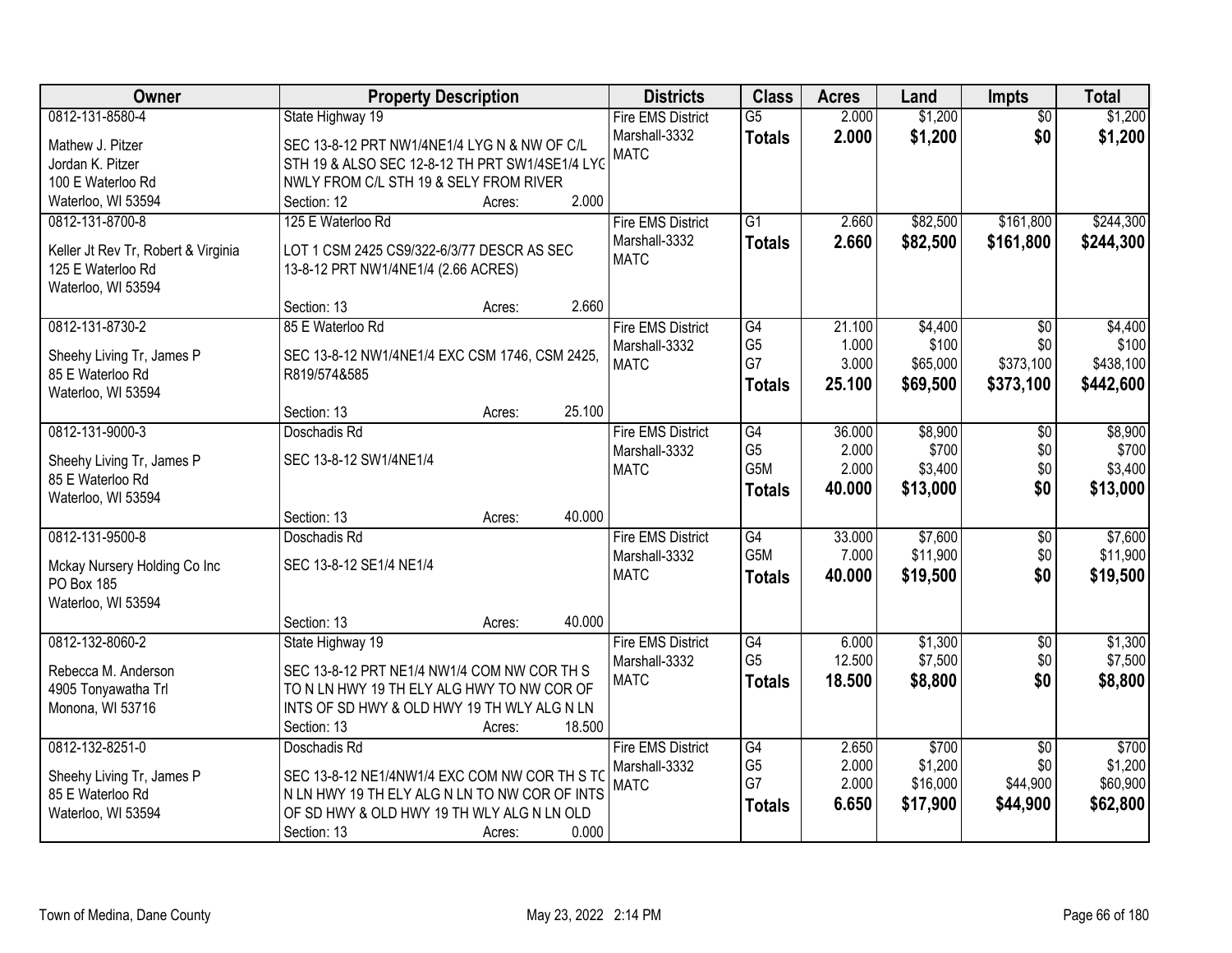| Owner | Property Description | Districts | Class | Acres | Land | Impts | Total |
|---|---|---|---|---|---|---|---|
| 0812-131-8580-4<br>Mathew J. Pitzer<br>Jordan K. Pitzer<br>100 E Waterloo Rd<br>Waterloo, WI 53594 | State Highway 19<br>SEC 13-8-12 PRT NW1/4NE1/4 LYG N & NW OF C/L STH 19 & ALSO SEC 12-8-12 TH PRT SW1/4SE1/4 LYG NWLY FROM C/L STH 19 & SELY FROM RIVER<br>Section: 12 Acres: 2.000 | Fire EMS District<br>Marshall-3332<br>MATC | G5<br>**Totals** | 2.000<br>**2.000** | $1,200<br>**$1,200** | $0<br>**$0** | $1,200<br>**$1,200** |
| 0812-131-8700-8<br>Keller Jt Rev Tr, Robert & Virginia<br>125 E Waterloo Rd<br>Waterloo, WI 53594 | 125 E Waterloo Rd<br>LOT 1 CSM 2425 CS9/322-6/3/77 DESCR AS SEC 13-8-12 PRT NW1/4NE1/4 (2.66 ACRES)<br>Section: 13 Acres: 2.660 | Fire EMS District<br>Marshall-3332<br>MATC | G1<br>**Totals** | 2.660<br>**2.660** | $82,500<br>**$82,500** | $161,800<br>**$161,800** | $244,300<br>**$244,300** |
| 0812-131-8730-2<br>Sheehy Living Tr, James P<br>85 E Waterloo Rd<br>Waterloo, WI 53594 | 85 E Waterloo Rd<br>SEC 13-8-12 NW1/4NE1/4 EXC CSM 1746, CSM 2425, R819/574&585<br>Section: 13 Acres: 25.100 | Fire EMS District<br>Marshall-3332<br>MATC | G4<br>G5<br>G7<br>**Totals** | 21.100<br>1.000<br>3.000<br>**25.100** | $4,400<br>$100<br>$65,000<br>**$69,500** | $0<br>$0<br>$373,100<br>**$373,100** | $4,400<br>$100<br>$438,100<br>**$442,600** |
| 0812-131-9000-3<br>Sheehy Living Tr, James P<br>85 E Waterloo Rd<br>Waterloo, WI 53594 | Doschadis Rd<br>SEC 13-8-12 SW1/4NE1/4<br>Section: 13 Acres: 40.000 | Fire EMS District<br>Marshall-3332<br>MATC | G4<br>G5<br>G5M<br>**Totals** | 36.000<br>2.000<br>2.000<br>**40.000** | $8,900<br>$700<br>$3,400<br>**$13,000** | $0<br>$0<br>$0<br>**$0** | $8,900<br>$700<br>$3,400<br>**$13,000** |
| 0812-131-9500-8<br>Mckay Nursery Holding Co Inc<br>PO Box 185<br>Waterloo, WI 53594 | Doschadis Rd<br>SEC 13-8-12 SE1/4 NE1/4<br>Section: 13 Acres: 40.000 | Fire EMS District<br>Marshall-3332<br>MATC | G4<br>G5M<br>**Totals** | 33.000<br>7.000<br>**40.000** | $7,600<br>$11,900<br>**$19,500** | $0<br>$0<br>**$0** | $7,600<br>$11,900<br>**$19,500** |
| 0812-132-8060-2<br>Rebecca M. Anderson<br>4905 Tonyawatha Trl<br>Monona, WI 53716 | State Highway 19<br>SEC 13-8-12 PRT NE1/4 NW1/4 COM NW COR TH S TO N LN HWY 19 TH ELY ALG HWY TO NW COR OF INTS OF SD HWY & OLD HWY 19 TH WLY ALG N LN<br>Section: 13 Acres: 18.500 | Fire EMS District<br>Marshall-3332<br>MATC | G4<br>G5<br>**Totals** | 6.000<br>12.500<br>**18.500** | $1,300<br>$7,500<br>**$8,800** | $0<br>$0<br>**$0** | $1,300<br>$7,500<br>**$8,800** |
| 0812-132-8251-0<br>Sheehy Living Tr, James P<br>85 E Waterloo Rd<br>Waterloo, WI 53594 | Doschadis Rd<br>SEC 13-8-12 NE1/4NW1/4 EXC COM NW COR TH S TO N LN HWY 19 TH ELY ALG N LN TO NW COR OF INTS OF SD HWY & OLD HWY 19 TH WLY ALG N LN OLD<br>Section: 13 Acres: 0.000 | Fire EMS District<br>Marshall-3332<br>MATC | G4<br>G5<br>G7<br>**Totals** | 2.650<br>2.000<br>2.000<br>**6.650** | $700<br>$1,200<br>$16,000<br>**$17,900** | $0<br>$0<br>$44,900<br>**$44,900** | $700<br>$1,200<br>$60,900<br>**$62,800** |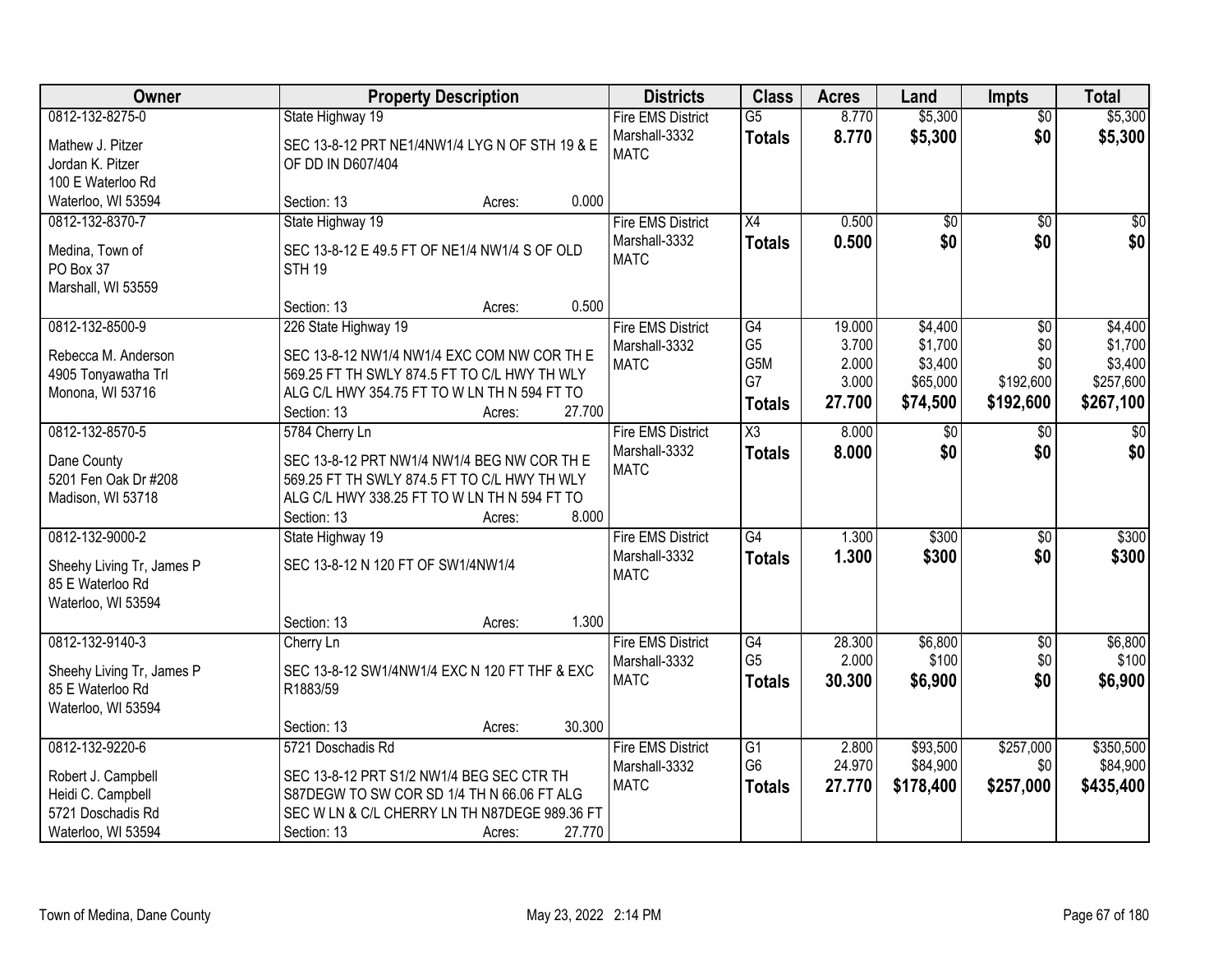| Owner | Property Description | Districts | Class | Acres | Land | Impts | Total |
|---|---|---|---|---|---|---|---|
| 0812-132-8275-0<br>Mathew J. Pitzer<br>Jordan K. Pitzer<br>100 E Waterloo Rd<br>Waterloo, WI 53594 | State Highway 19<br>SEC 13-8-12 PRT NE1/4NW1/4 LYG N OF STH 19 & E OF DD IN D607/404<br>Section: 13 Acres: 0.000 | Fire EMS District<br>Marshall-3332<br>MATC | G5<br>**Totals** | 8.770<br>**8.770** | $5,300<br>**$5,300** | $0<br>**$0** | $5,300<br>**$5,300** |
| 0812-132-8370-7<br>Medina, Town of<br>PO Box 37<br>Marshall, WI 53559 | State Highway 19<br>SEC 13-8-12 E 49.5 FT OF NE1/4 NW1/4 S OF OLD STH 19<br>Section: 13 Acres: 0.500 | Fire EMS District<br>Marshall-3332<br>MATC | X4<br>**Totals** | 0.500<br>**0.500** | $0<br>**$0** | $0<br>**$0** | $0<br>**$0** |
| 0812-132-8500-9<br>Rebecca M. Anderson<br>4905 Tonyawatha Trl<br>Monona, WI 53716 | 226 State Highway 19<br>SEC 13-8-12 NW1/4 NW1/4 EXC COM NW COR TH E 569.25 FT TH SWLY 874.5 FT TO C/L HWY TH WLY ALG C/L HWY 354.75 FT TO W LN TH N 594 FT TO<br>Section: 13 Acres: 27.700 | Fire EMS District<br>Marshall-3332<br>MATC | G4<br>G5<br>G5M<br>G7<br>**Totals** | 19.000<br>3.700<br>2.000<br>3.000<br>**27.700** | $4,400<br>$1,700<br>$3,400<br>$65,000<br>**$74,500** | $0<br>$0<br>$0<br>$192,600<br>**$192,600** | $4,400<br>$1,700<br>$3,400<br>$257,600<br>**$267,100** |
| 0812-132-8570-5<br>Dane County<br>5201 Fen Oak Dr #208<br>Madison, WI 53718 | 5784 Cherry Ln<br>SEC 13-8-12 PRT NW1/4 NW1/4 BEG NW COR TH E 569.25 FT TH SWLY 874.5 FT TO C/L HWY TH WLY ALG C/L HWY 338.25 FT TO W LN TH N 594 FT TO<br>Section: 13 Acres: 8.000 | Fire EMS District<br>Marshall-3332<br>MATC | X3<br>**Totals** | 8.000<br>**8.000** | $0<br>**$0** | $0<br>**$0** | $0<br>**$0** |
| 0812-132-9000-2<br>Sheehy Living Tr, James P<br>85 E Waterloo Rd<br>Waterloo, WI 53594 | State Highway 19<br>SEC 13-8-12 N 120 FT OF SW1/4NW1/4<br>Section: 13 Acres: 1.300 | Fire EMS District<br>Marshall-3332<br>MATC | G4<br>**Totals** | 1.300<br>**1.300** | $300<br>**$300** | $0<br>**$0** | $300<br>**$300** |
| 0812-132-9140-3<br>Sheehy Living Tr, James P<br>85 E Waterloo Rd<br>Waterloo, WI 53594 | Cherry Ln<br>SEC 13-8-12 SW1/4NW1/4 EXC N 120 FT THF & EXC R1883/59<br>Section: 13 Acres: 30.300 | Fire EMS District<br>Marshall-3332<br>MATC | G4<br>G5<br>**Totals** | 28.300<br>2.000<br>**30.300** | $6,800<br>$100<br>**$6,900** | $0<br>$0<br>**$0** | $6,800<br>$100<br>**$6,900** |
| 0812-132-9220-6<br>Robert J. Campbell<br>Heidi C. Campbell<br>5721 Doschadis Rd<br>Waterloo, WI 53594 | 5721 Doschadis Rd<br>SEC 13-8-12 PRT S1/2 NW1/4 BEG SEC CTR TH S87DEGW TO SW COR SD 1/4 TH N 66.06 FT ALG SEC W LN & C/L CHERRY LN TH N87DEGE 989.36 FT<br>Section: 13 Acres: 27.770 | Fire EMS District<br>Marshall-3332<br>MATC | G1<br>G6<br>**Totals** | 2.800<br>24.970<br>**27.770** | $93,500<br>$84,900<br>**$178,400** | $257,000<br>$0<br>**$257,000** | $350,500<br>$84,900<br>**$435,400** |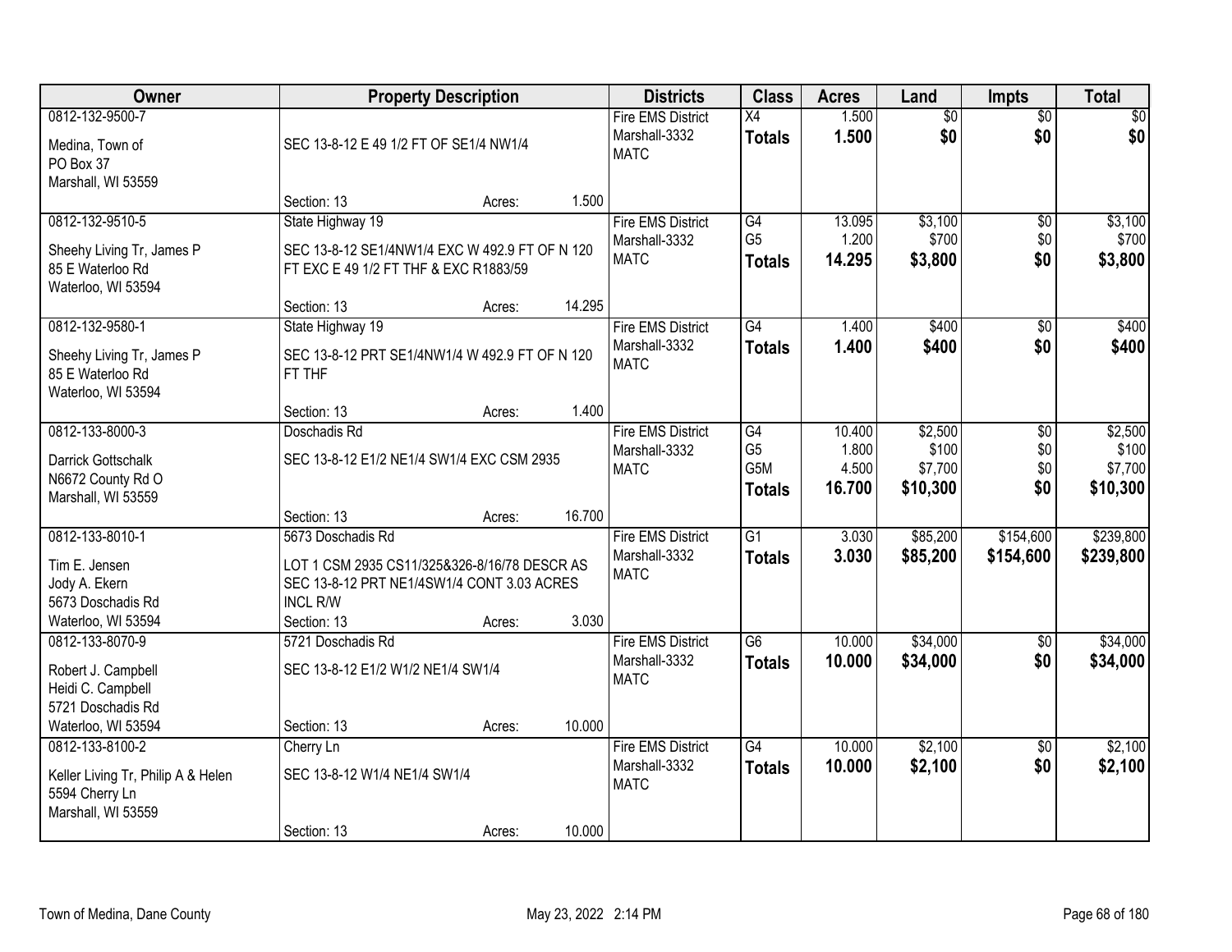| Owner | Property Description | Districts | Class | Acres | Land | Impts | Total |
|---|---|---|---|---|---|---|---|
| 0812-132-9500-7<br>Medina, Town of<br>PO Box 37<br>Marshall, WI 53559 | SEC 13-8-12 E 49 1/2 FT OF SE1/4 NW1/4<br>Section: 13 Acres: 1.500 | Fire EMS District<br>Marshall-3332<br>MATC | X4<br>**Totals** | 1.500<br>**1.500** | $0<br>**$0** | $0<br>**$0** | $0<br>**$0** |
| 0812-132-9510-5<br>Sheehy Living Tr, James P<br>85 E Waterloo Rd<br>Waterloo, WI 53594 | State Highway 19<br>SEC 13-8-12 SE1/4NW1/4 EXC W 492.9 FT OF N 120 FT EXC E 49 1/2 FT THF & EXC R1883/59<br>Section: 13 Acres: 14.295 | Fire EMS District<br>Marshall-3332<br>MATC | G4<br>G5<br>**Totals** | 13.095<br>1.200<br>**14.295** | $3,100<br>$700<br>**$3,800** | $0<br>$0<br>**$0** | $3,100<br>$700<br>**$3,800** |
| 0812-132-9580-1<br>Sheehy Living Tr, James P<br>85 E Waterloo Rd<br>Waterloo, WI 53594 | State Highway 19<br>SEC 13-8-12 PRT SE1/4NW1/4 W 492.9 FT OF N 120 FT THF<br>Section: 13 Acres: 1.400 | Fire EMS District<br>Marshall-3332<br>MATC | G4<br>**Totals** | 1.400<br>**1.400** | $400<br>**$400** | $0<br>**$0** | $400<br>**$400** |
| 0812-133-8000-3<br>Darrick Gottschalk<br>N6672 County Rd O<br>Marshall, WI 53559 | Doschadis Rd<br>SEC 13-8-12 E1/2 NE1/4 SW1/4 EXC CSM 2935<br>Section: 13 Acres: 16.700 | Fire EMS District<br>Marshall-3332<br>MATC | G4<br>G5<br>G5M<br>**Totals** | 10.400<br>1.800<br>4.500<br>**16.700** | $2,500<br>$100<br>$7,700<br>**$10,300** | $0<br>$0<br>$0<br>**$0** | $2,500<br>$100<br>$7,700<br>**$10,300** |
| 0812-133-8010-1<br>Tim E. Jensen<br>Jody A. Ekern<br>5673 Doschadis Rd<br>Waterloo, WI 53594 | 5673 Doschadis Rd<br>LOT 1 CSM 2935 CS11/325&326-8/16/78 DESCR AS SEC 13-8-12 PRT NE1/4SW1/4 CONT 3.03 ACRES INCL R/W<br>Section: 13 Acres: 3.030 | Fire EMS District<br>Marshall-3332<br>MATC | G1<br>**Totals** | 3.030<br>**3.030** | $85,200<br>**$85,200** | $154,600<br>**$154,600** | $239,800<br>**$239,800** |
| 0812-133-8070-9<br>Robert J. Campbell<br>Heidi C. Campbell<br>5721 Doschadis Rd<br>Waterloo, WI 53594 | 5721 Doschadis Rd<br>SEC 13-8-12 E1/2 W1/2 NE1/4 SW1/4<br>Section: 13 Acres: 10.000 | Fire EMS District<br>Marshall-3332<br>MATC | G6<br>**Totals** | 10.000<br>**10.000** | $34,000<br>**$34,000** | $0<br>**$0** | $34,000<br>**$34,000** |
| 0812-133-8100-2<br>Keller Living Tr, Philip A & Helen<br>5594 Cherry Ln<br>Marshall, WI 53559 | Cherry Ln<br>SEC 13-8-12 W1/4 NE1/4 SW1/4<br>Section: 13 Acres: 10.000 | Fire EMS District<br>Marshall-3332<br>MATC | G4<br>**Totals** | 10.000<br>**10.000** | $2,100<br>**$2,100** | $0<br>**$0** | $2,100<br>**$2,100** |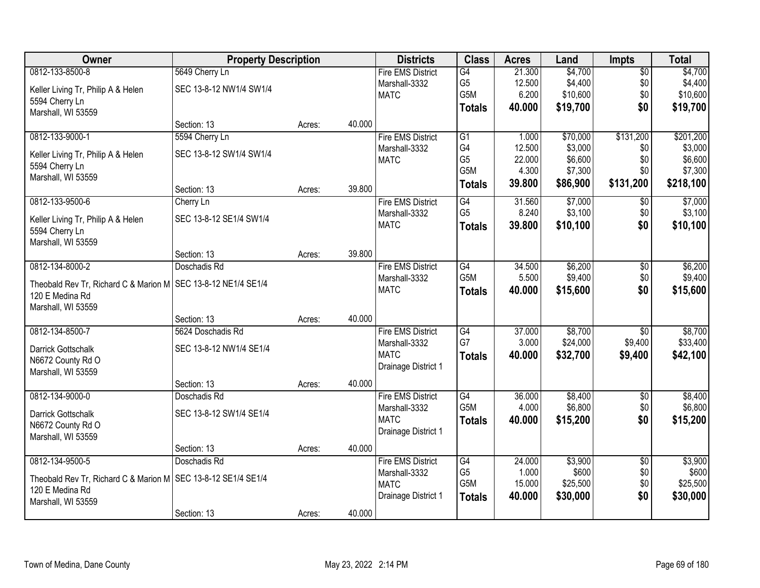| Owner | Property Description | | | Districts | Class | Acres | Land | Impts | Total |
|---|---|---|---|---|---|---|---|---|---|
| 0812-133-8500-8 | 5649 Cherry Ln | | | Fire EMS District | G4 | 21.300 | $4,700 | $0 | $4,700 |
| Keller Living Tr, Philip A & Helen | SEC 13-8-12 NW1/4 SW1/4 | | | Marshall-3332 | G5 | 12.500 | $4,400 | $0 | $4,400 |
| 5594 Cherry Ln | | | | MATC | G5M | 6.200 | $10,600 | $0 | $10,600 |
| Marshall, WI 53559 | | | | | **Totals** | **40.000** | **$19,700** | **$0** | **$19,700** |
| | Section: 13 | Acres: | 40.000 | | | | | | |
| 0812-133-9000-1 | 5594 Cherry Ln | | | Fire EMS District | G1 | 1.000 | $70,000 | $131,200 | $201,200 |
| Keller Living Tr, Philip A & Helen | SEC 13-8-12 SW1/4 SW1/4 | | | Marshall-3332 | G4 | 12.500 | $3,000 | $0 | $3,000 |
| 5594 Cherry Ln | | | | MATC | G5 | 22.000 | $6,600 | $0 | $6,600 |
| Marshall, WI 53559 | | | | | G5M | 4.300 | $7,300 | $0 | $7,300 |
| | Section: 13 | Acres: | 39.800 | | **Totals** | **39.800** | **$86,900** | **$131,200** | **$218,100** |
| 0812-133-9500-6 | Cherry Ln | | | Fire EMS District | G4 | 31.560 | $7,000 | $0 | $7,000 |
| Keller Living Tr, Philip A & Helen | SEC 13-8-12 SE1/4 SW1/4 | | | Marshall-3332 | G5 | 8.240 | $3,100 | $0 | $3,100 |
| 5594 Cherry Ln | | | | MATC | **Totals** | **39.800** | **$10,100** | **$0** | **$10,100** |
| Marshall, WI 53559 | | | | | | | | | |
| | Section: 13 | Acres: | 39.800 | | | | | | |
| 0812-134-8000-2 | Doschadis Rd | | | Fire EMS District | G4 | 34.500 | $6,200 | $0 | $6,200 |
| Theobald Rev Tr, Richard C & Marion M | SEC 13-8-12 NE1/4 SE1/4 | | | Marshall-3332 | G5M | 5.500 | $9,400 | $0 | $9,400 |
| 120 E Medina Rd | | | | MATC | **Totals** | **40.000** | **$15,600** | **$0** | **$15,600** |
| Marshall, WI 53559 | | | | | | | | | |
| | Section: 13 | Acres: | 40.000 | | | | | | |
| 0812-134-8500-7 | 5624 Doschadis Rd | | | Fire EMS District | G4 | 37.000 | $8,700 | $0 | $8,700 |
| Darrick Gottschalk | SEC 13-8-12 NW1/4 SE1/4 | | | Marshall-3332 | G7 | 3.000 | $24,000 | $9,400 | $33,400 |
| N6672 County Rd O | | | | MATC | **Totals** | **40.000** | **$32,700** | **$9,400** | **$42,100** |
| Marshall, WI 53559 | | | | Drainage District 1 | | | | | |
| | Section: 13 | Acres: | 40.000 | | | | | | |
| 0812-134-9000-0 | Doschadis Rd | | | Fire EMS District | G4 | 36.000 | $8,400 | $0 | $8,400 |
| Darrick Gottschalk | SEC 13-8-12 SW1/4 SE1/4 | | | Marshall-3332 | G5M | 4.000 | $6,800 | $0 | $6,800 |
| N6672 County Rd O | | | | MATC | **Totals** | **40.000** | **$15,200** | **$0** | **$15,200** |
| Marshall, WI 53559 | | | | Drainage District 1 | | | | | |
| | Section: 13 | Acres: | 40.000 | | | | | | |
| 0812-134-9500-5 | Doschadis Rd | | | Fire EMS District | G4 | 24.000 | $3,900 | $0 | $3,900 |
| Theobald Rev Tr, Richard C & Marion M | SEC 13-8-12 SE1/4 SE1/4 | | | Marshall-3332 | G5 | 1.000 | $600 | $0 | $600 |
| 120 E Medina Rd | | | | MATC | G5M | 15.000 | $25,500 | $0 | $25,500 |
| Marshall, WI 53559 | | | | Drainage District 1 | **Totals** | **40.000** | **$30,000** | **$0** | **$30,000** |
| | Section: 13 | Acres: | 40.000 | | | | | | |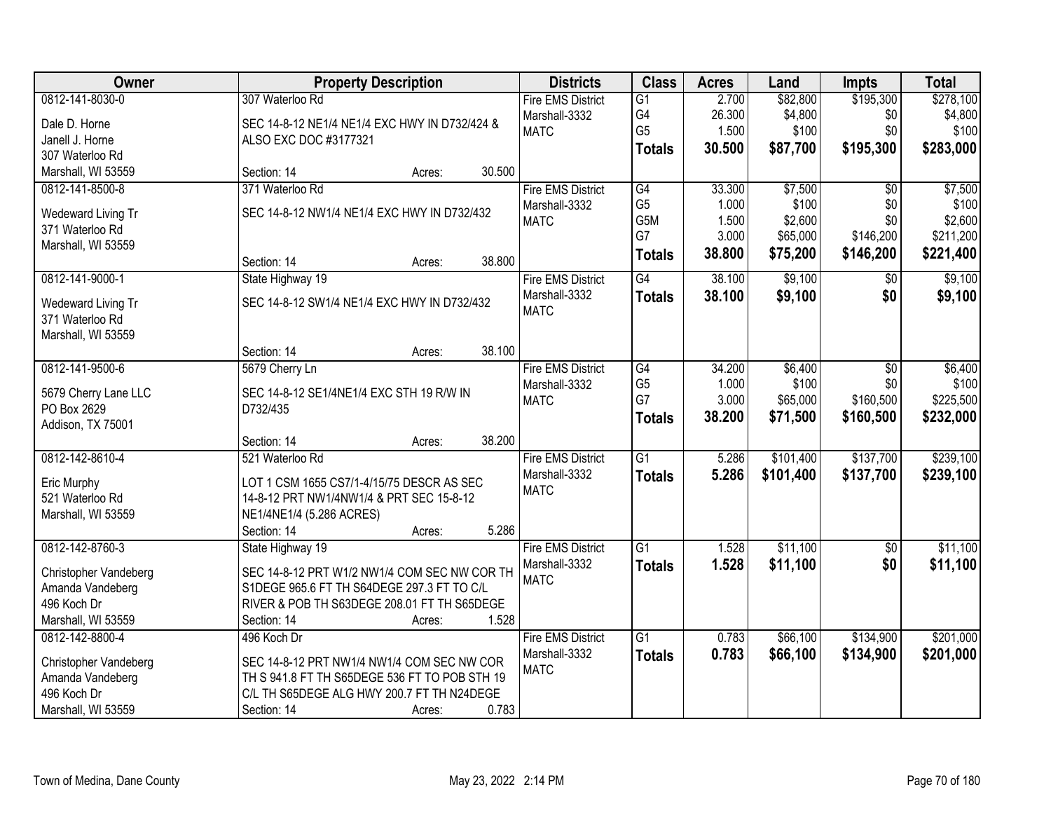| Owner | Property Description | Districts | Class | Acres | Land | Impts | Total |
|---|---|---|---|---|---|---|---|
| 0812-141-8030-0<br>Dale D. Horne<br>Janell J. Horne<br>307 Waterloo Rd<br>Marshall, WI 53559 | 307 Waterloo Rd<br>SEC 14-8-12 NE1/4 NE1/4 EXC HWY IN D732/424 & ALSO EXC DOC #3177321<br>Section: 14 Acres: 30.500 | Fire EMS District<br>Marshall-3332<br>MATC | G1<br>G4<br>G5<br>**Totals** | 2.700<br>26.300<br>1.500<br>**30.500** | \$82,800<br>\$4,800<br>\$100<br>**\$87,700** | \$195,300<br>\$0<br>\$0<br>**\$195,300** | \$278,100<br>\$4,800<br>\$100<br>**\$283,000** |
| 0812-141-8500-8<br>Wedeward Living Tr<br>371 Waterloo Rd<br>Marshall, WI 53559 | 371 Waterloo Rd<br>SEC 14-8-12 NW1/4 NE1/4 EXC HWY IN D732/432<br>Section: 14 Acres: 38.800 | Fire EMS District<br>Marshall-3332<br>MATC | G4<br>G5<br>G5M<br>G7<br>**Totals** | 33.300<br>1.000<br>1.500<br>3.000<br>**38.800** | \$7,500<br>\$100<br>\$2,600<br>\$65,000<br>**\$75,200** | \$0<br>\$0<br>\$0<br>\$146,200<br>**\$146,200** | \$7,500<br>\$100<br>\$2,600<br>\$211,200<br>**\$221,400** |
| 0812-141-9000-1<br>Wedeward Living Tr<br>371 Waterloo Rd<br>Marshall, WI 53559 | State Highway 19<br>SEC 14-8-12 SW1/4 NE1/4 EXC HWY IN D732/432<br>Section: 14 Acres: 38.100 | Fire EMS District<br>Marshall-3332<br>MATC | G4<br>**Totals** | 38.100<br>**38.100** | \$9,100<br>**\$9,100** | \$0<br>**\$0** | \$9,100<br>**\$9,100** |
| 0812-141-9500-6<br>5679 Cherry Lane LLC<br>PO Box 2629<br>Addison, TX 75001 | 5679 Cherry Ln<br>SEC 14-8-12 SE1/4NE1/4 EXC STH 19 R/W IN D732/435<br>Section: 14 Acres: 38.200 | Fire EMS District<br>Marshall-3332<br>MATC | G4<br>G5<br>G7<br>**Totals** | 34.200<br>1.000<br>3.000<br>**38.200** | \$6,400<br>\$100<br>\$65,000<br>**\$71,500** | \$0<br>\$0<br>\$160,500<br>**\$160,500** | \$6,400<br>\$100<br>\$225,500<br>**\$232,000** |
| 0812-142-8610-4<br>Eric Murphy<br>521 Waterloo Rd<br>Marshall, WI 53559 | 521 Waterloo Rd<br>LOT 1 CSM 1655 CS7/1-4/15/75 DESCR AS SEC 14-8-12 PRT NW1/4NW1/4 & PRT SEC 15-8-12 NE1/4NE1/4 (5.286 ACRES)<br>Section: 14 Acres: 5.286 | Fire EMS District<br>Marshall-3332<br>MATC | G1<br>**Totals** | 5.286<br>**5.286** | \$101,400<br>**\$101,400** | \$137,700<br>**\$137,700** | \$239,100<br>**\$239,100** |
| 0812-142-8760-3<br>Christopher Vandeberg<br>Amanda Vandeberg<br>496 Koch Dr<br>Marshall, WI 53559 | State Highway 19<br>SEC 14-8-12 PRT W1/2 NW1/4 COM SEC NW COR TH S1DEGE 965.6 FT TH S64DEGE 297.3 FT TO C/L RIVER & POB TH S63DEGE 208.01 FT TH S65DEGE<br>Section: 14 Acres: 1.528 | Fire EMS District<br>Marshall-3332<br>MATC | G1<br>**Totals** | 1.528<br>**1.528** | \$11,100<br>**\$11,100** | \$0<br>**\$0** | \$11,100<br>**\$11,100** |
| 0812-142-8800-4<br>Christopher Vandeberg<br>Amanda Vandeberg<br>496 Koch Dr<br>Marshall, WI 53559 | 496 Koch Dr<br>SEC 14-8-12 PRT NW1/4 NW1/4 COM SEC NW COR TH S 941.8 FT TH S65DEGE 536 FT TO POB STH 19 C/L TH S65DEGE ALG HWY 200.7 FT TH N24DEGE<br>Section: 14 Acres: 0.783 | Fire EMS District<br>Marshall-3332<br>MATC | G1<br>**Totals** | 0.783<br>**0.783** | \$66,100<br>**\$66,100** | \$134,900<br>**\$134,900** | \$201,000<br>**\$201,000** |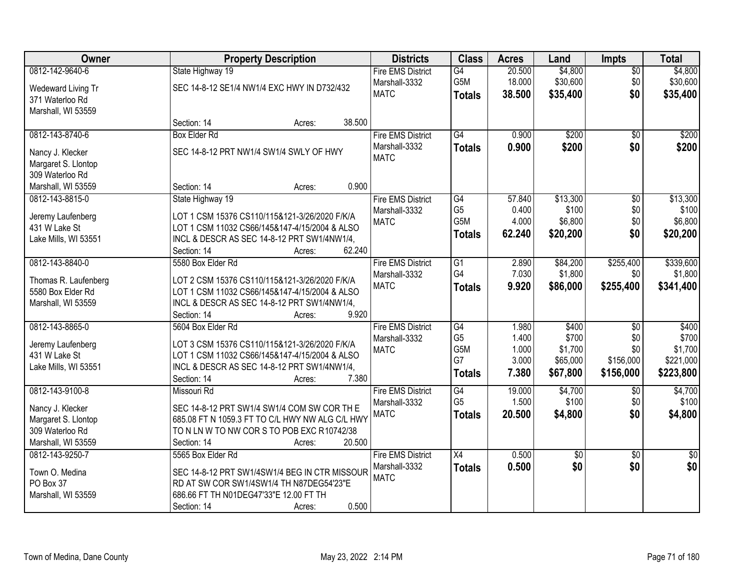| Owner | Property Description | Districts | Class | Acres | Land | Impts | Total |
|---|---|---|---|---|---|---|---|
| 0812-142-9640-6<br>Wedeward Living Tr<br>371 Waterloo Rd<br>Marshall, WI 53559 | State Highway 19<br>SEC 14-8-12 SE1/4 NW1/4 EXC HWY IN D732/432<br>Section: 14 Acres: 38.500 | Fire EMS District<br>Marshall-3332<br>MATC | G4<br>G5M<br>**Totals** | 20.500<br>18.000<br>**38.500** | $4,800<br>$30,600<br>**$35,400** | $0<br>$0<br>**$0** | $4,800<br>$30,600<br>**$35,400** |
| 0812-143-8740-6<br>Nancy J. Klecker<br>Margaret S. Llontop<br>309 Waterloo Rd<br>Marshall, WI 53559 | Box Elder Rd<br>SEC 14-8-12 PRT NW1/4 SW1/4 SWLY OF HWY<br>Section: 14 Acres: 0.900 | Fire EMS District<br>Marshall-3332<br>MATC | G4<br>**Totals** | 0.900<br>**0.900** | $200<br>**$200** | $0<br>**$0** | $200<br>**$200** |
| 0812-143-8815-0<br>Jeremy Laufenberg<br>431 W Lake St<br>Lake Mills, WI 53551 | State Highway 19<br>LOT 1 CSM 15376 CS110/115&121-3/26/2020 F/K/A LOT 1 CSM 11032 CS66/145&147-4/15/2004 & ALSO INCL & DESCR AS SEC 14-8-12 PRT SW1/4NW1/4,<br>Section: 14 Acres: 62.240 | Fire EMS District<br>Marshall-3332<br>MATC | G4<br>G5<br>G5M<br>**Totals** | 57.840<br>0.400<br>4.000<br>**62.240** | $13,300<br>$100<br>$6,800<br>**$20,200** | $0<br>$0<br>$0<br>**$0** | $13,300<br>$100<br>$6,800<br>**$20,200** |
| 0812-143-8840-0<br>Thomas R. Laufenberg<br>5580 Box Elder Rd<br>Marshall, WI 53559 | 5580 Box Elder Rd<br>LOT 2 CSM 15376 CS110/115&121-3/26/2020 F/K/A LOT 1 CSM 11032 CS66/145&147-4/15/2004 & ALSO INCL & DESCR AS SEC 14-8-12 PRT SW1/4NW1/4,<br>Section: 14 Acres: 9.920 | Fire EMS District<br>Marshall-3332<br>MATC | G1<br>G4<br>**Totals** | 2.890<br>7.030<br>**9.920** | $84,200<br>$1,800<br>**$86,000** | $255,400<br>$0<br>**$255,400** | $339,600<br>$1,800<br>**$341,400** |
| 0812-143-8865-0<br>Jeremy Laufenberg<br>431 W Lake St<br>Lake Mills, WI 53551 | 5604 Box Elder Rd<br>LOT 3 CSM 15376 CS110/115&121-3/26/2020 F/K/A LOT 1 CSM 11032 CS66/145&147-4/15/2004 & ALSO INCL & DESCR AS SEC 14-8-12 PRT SW1/4NW1/4,<br>Section: 14 Acres: 7.380 | Fire EMS District<br>Marshall-3332<br>MATC | G4<br>G5<br>G5M<br>G7<br>**Totals** | 1.980<br>1.400<br>1.000<br>3.000<br>**7.380** | $400<br>$700<br>$1,700<br>$65,000<br>**$67,800** | $0<br>$0<br>$0<br>$156,000<br>**$156,000** | $400<br>$700<br>$1,700<br>$221,000<br>**$223,800** |
| 0812-143-9100-8<br>Nancy J. Klecker<br>Margaret S. Llontop<br>309 Waterloo Rd<br>Marshall, WI 53559 | Missouri Rd<br>SEC 14-8-12 PRT SW1/4 SW1/4 COM SW COR TH E 685.08 FT N 1059.3 FT TO C/L HWY NW ALG C/L HWY TO N LN W TO NW COR S TO POB EXC R10742/38<br>Section: 14 Acres: 20.500 | Fire EMS District<br>Marshall-3332<br>MATC | G4<br>G5<br>**Totals** | 19.000<br>1.500<br>**20.500** | $4,700<br>$100<br>**$4,800** | $0<br>$0<br>**$0** | $4,700<br>$100<br>**$4,800** |
| 0812-143-9250-7<br>Town O. Medina<br>PO Box 37<br>Marshall, WI 53559 | 5565 Box Elder Rd<br>SEC 14-8-12 PRT SW1/4SW1/4 BEG IN CTR MISSOUR RD AT SW COR SW1/4SW1/4 TH N87DEG54'23"E 686.66 FT TH N01DEG47'33"E 12.00 FT TH<br>Section: 14 Acres: 0.500 | Fire EMS District<br>Marshall-3332<br>MATC | X4<br>**Totals** | 0.500<br>**0.500** | $0<br>**$0** | $0<br>**$0** | $0<br>**$0** |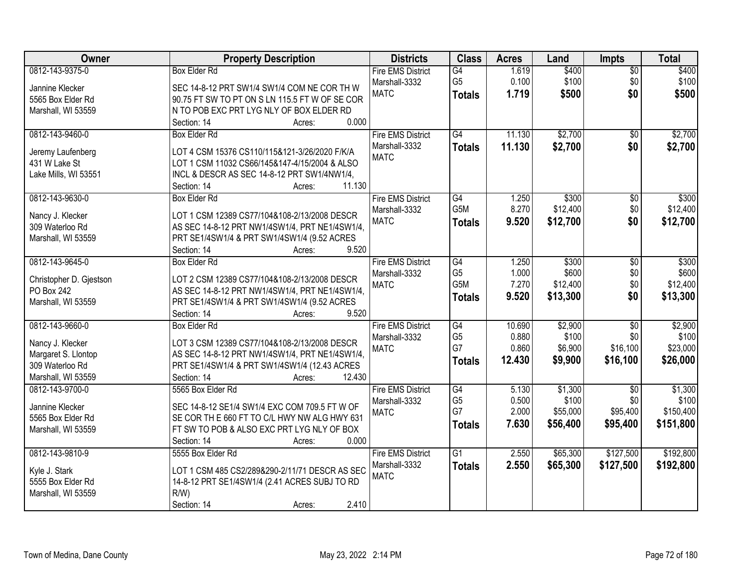| Owner | Property Description | Districts | Class | Acres | Land | Impts | Total |
|---|---|---|---|---|---|---|---|
| 0812-143-9375-0<br><br>Jannine Klecker<br>5565 Box Elder Rd<br>Marshall, WI 53559 | Box Elder Rd<br><br>SEC 14-8-12 PRT SW1/4 SW1/4 COM NE COR TH W 90.75 FT SW TO PT ON S LN 115.5 FT W OF SE COR N TO POB EXC PRT LYG NLY OF BOX ELDER RD<br>Section: 14 Acres: 0.000 | Fire EMS District<br>Marshall-3332<br>MATC | G4<br>G5<br>**Totals** | 1.619<br>0.100<br>**1.719** | \$400<br>\$100<br>**\$500** | \$0<br>\$0<br>**\$0** | \$400<br>\$100<br>**\$500** |
| 0812-143-9460-0<br><br>Jeremy Laufenberg<br>431 W Lake St<br>Lake Mills, WI 53551 | Box Elder Rd<br><br>LOT 4 CSM 15376 CS110/115&121-3/26/2020 F/K/A LOT 1 CSM 11032 CS66/145&147-4/15/2004 & ALSO INCL & DESCR AS SEC 14-8-12 PRT SW1/4NW1/4,<br>Section: 14 Acres: 11.130 | Fire EMS District<br>Marshall-3332<br>MATC | G4<br>**Totals** | 11.130<br>**11.130** | \$2,700<br>**\$2,700** | \$0<br>**\$0** | \$2,700<br>**\$2,700** |
| 0812-143-9630-0<br><br>Nancy J. Klecker<br>309 Waterloo Rd<br>Marshall, WI 53559 | Box Elder Rd<br><br>LOT 1 CSM 12389 CS77/104&108-2/13/2008 DESCR AS SEC 14-8-12 PRT NW1/4SW1/4, PRT NE1/4SW1/4, PRT SE1/4SW1/4 & PRT SW1/4SW1/4 (9.52 ACRES<br>Section: 14 Acres: 9.520 | Fire EMS District<br>Marshall-3332<br>MATC | G4<br>G5M<br>**Totals** | 1.250<br>8.270<br>**9.520** | \$300<br>\$12,400<br>**\$12,700** | \$0<br>\$0<br>**\$0** | \$300<br>\$12,400<br>**\$12,700** |
| 0812-143-9645-0<br><br>Christopher D. Gjestson<br>PO Box 242<br>Marshall, WI 53559 | Box Elder Rd<br><br>LOT 2 CSM 12389 CS77/104&108-2/13/2008 DESCR AS SEC 14-8-12 PRT NW1/4SW1/4, PRT NE1/4SW1/4, PRT SE1/4SW1/4 & PRT SW1/4SW1/4 (9.52 ACRES<br>Section: 14 Acres: 9.520 | Fire EMS District<br>Marshall-3332<br>MATC | G4<br>G5<br>G5M<br>**Totals** | 1.250<br>1.000<br>7.270<br>**9.520** | \$300<br>\$600<br>\$12,400<br>**\$13,300** | \$0<br>\$0<br>\$0<br>**\$0** | \$300<br>\$600<br>\$12,400<br>**\$13,300** |
| 0812-143-9660-0<br><br>Nancy J. Klecker<br>Margaret S. Llontop<br>309 Waterloo Rd<br>Marshall, WI 53559 | Box Elder Rd<br><br>LOT 3 CSM 12389 CS77/104&108-2/13/2008 DESCR AS SEC 14-8-12 PRT NW1/4SW1/4, PRT NE1/4SW1/4, PRT SE1/4SW1/4 & PRT SW1/4SW1/4 (12.43 ACRES<br>Section: 14 Acres: 12.430 | Fire EMS District<br>Marshall-3332<br>MATC | G4<br>G5<br>G7<br>**Totals** | 10.690<br>0.880<br>0.860<br>**12.430** | \$2,900<br>\$100<br>\$6,900<br>**\$9,900** | \$0<br>\$0<br>\$16,100<br>**\$16,100** | \$2,900<br>\$100<br>\$23,000<br>**\$26,000** |
| 0812-143-9700-0<br><br>Jannine Klecker<br>5565 Box Elder Rd<br>Marshall, WI 53559 | 5565 Box Elder Rd<br><br>SEC 14-8-12 SE1/4 SW1/4 EXC COM 709.5 FT W OF SE COR TH E 660 FT TO C/L HWY NW ALG HWY 631 FT SW TO POB & ALSO EXC PRT LYG NLY OF BOX<br>Section: 14 Acres: 0.000 | Fire EMS District<br>Marshall-3332<br>MATC | G4<br>G5<br>G7<br>**Totals** | 5.130<br>0.500<br>2.000<br>**7.630** | \$1,300<br>\$100<br>\$55,000<br>**\$56,400** | \$0<br>\$0<br>\$95,400<br>**\$95,400** | \$1,300<br>\$100<br>\$150,400<br>**\$151,800** |
| 0812-143-9810-9<br><br>Kyle J. Stark<br>5555 Box Elder Rd<br>Marshall, WI 53559 | 5555 Box Elder Rd<br><br>LOT 1 CSM 485 CS2/289&290-2/11/71 DESCR AS SEC 14-8-12 PRT SE1/4SW1/4 (2.41 ACRES SUBJ TO RD R/W)<br>Section: 14 Acres: 2.410 | Fire EMS District<br>Marshall-3332<br>MATC | G1<br>**Totals** | 2.550<br>**2.550** | \$65,300<br>**\$65,300** | \$127,500<br>**\$127,500** | \$192,800<br>**\$192,800** |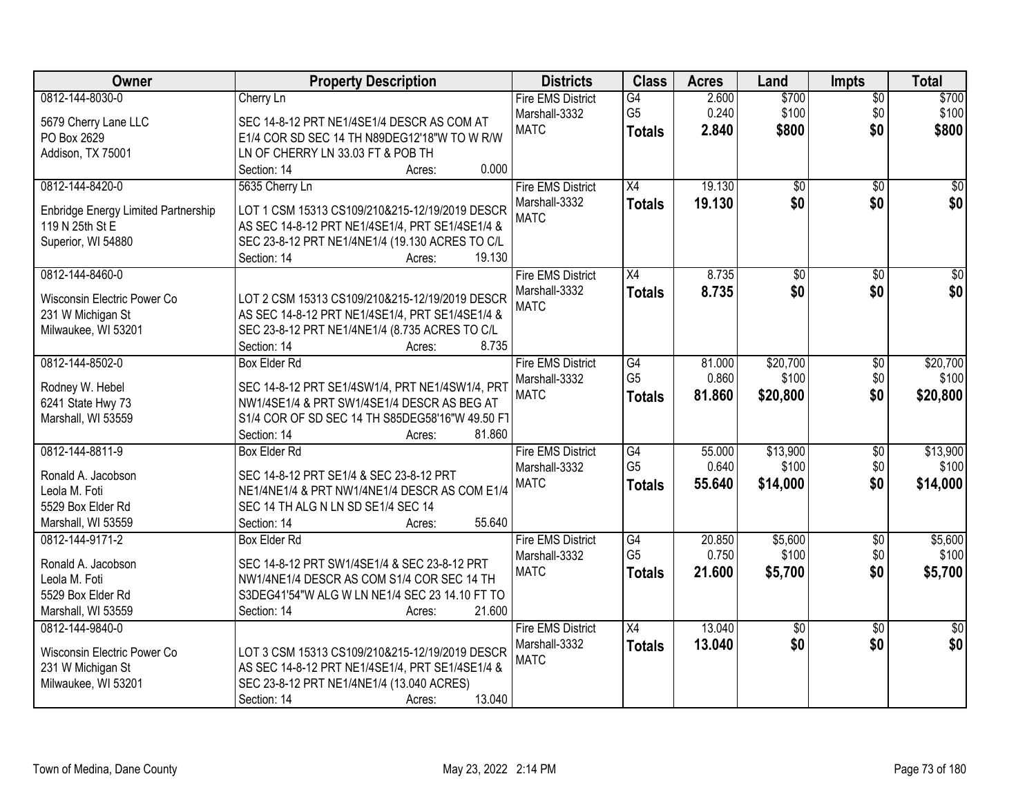| Owner | Property Description | Districts | Class | Acres | Land | Impts | Total |
|---|---|---|---|---|---|---|---|
| 0812-144-8030-0<br><br>5679 Cherry Lane LLC<br>PO Box 2629<br>Addison, TX 75001 | Cherry Ln<br><br>SEC 14-8-12 PRT NE1/4SE1/4 DESCR AS COM AT E1/4 COR SD SEC 14 TH N89DEG12'18"W TO W R/W LN OF CHERRY LN 33.03 FT & POB TH<br>Section: 14 Acres: 0.000 | Fire EMS District<br>Marshall-3332<br>MATC | G4<br>G5<br>**Totals** | 2.600<br>0.240<br>**2.840** | $700<br>$100<br>**$800** | $0<br>$0<br>**$0** | $700<br>$100<br>**$800** |
| 0812-144-8420-0<br><br>Enbridge Energy Limited Partnership<br>119 N 25th St E<br>Superior, WI 54880 | 5635 Cherry Ln<br><br>LOT 1 CSM 15313 CS109/210&215-12/19/2019 DESCR AS SEC 14-8-12 PRT NE1/4SE1/4, PRT SE1/4SE1/4 & SEC 23-8-12 PRT NE1/4NE1/4 (19.130 ACRES TO C/L<br>Section: 14 Acres: 19.130 | Fire EMS District<br>Marshall-3332<br>MATC | X4<br>**Totals** | 19.130<br>**19.130** | $0<br>**$0** | $0<br>**$0** | $0<br>**$0** |
| 0812-144-8460-0<br><br>Wisconsin Electric Power Co<br>231 W Michigan St<br>Milwaukee, WI 53201 | LOT 2 CSM 15313 CS109/210&215-12/19/2019 DESCR AS SEC 14-8-12 PRT NE1/4SE1/4, PRT SE1/4SE1/4 & SEC 23-8-12 PRT NE1/4NE1/4 (8.735 ACRES TO C/L<br>Section: 14 Acres: 8.735 | Fire EMS District<br>Marshall-3332<br>MATC | X4<br>**Totals** | 8.735<br>**8.735** | $0<br>**$0** | $0<br>**$0** | $0<br>**$0** |
| 0812-144-8502-0<br><br>Rodney W. Hebel<br>6241 State Hwy 73<br>Marshall, WI 53559 | Box Elder Rd<br><br>SEC 14-8-12 PRT SE1/4SW1/4, PRT NE1/4SW1/4, PRT NW1/4SE1/4 & PRT SW1/4SE1/4 DESCR AS BEG AT S1/4 COR OF SD SEC 14 TH S85DEG58'16"W 49.50 FT<br>Section: 14 Acres: 81.860 | Fire EMS District<br>Marshall-3332<br>MATC | G4<br>G5<br>**Totals** | 81.000<br>0.860<br>**81.860** | $20,700<br>$100<br>**$20,800** | $0<br>$0<br>**$0** | $20,700<br>$100<br>**$20,800** |
| 0812-144-8811-9<br><br>Ronald A. Jacobson<br>Leola M. Foti<br>5529 Box Elder Rd<br>Marshall, WI 53559 | Box Elder Rd<br><br>SEC 14-8-12 PRT SE1/4 & SEC 23-8-12 PRT NE1/4NE1/4 & PRT NW1/4NE1/4 DESCR AS COM E1/4 SEC 14 TH ALG N LN SD SE1/4 SEC 14<br>Section: 14 Acres: 55.640 | Fire EMS District<br>Marshall-3332<br>MATC | G4<br>G5<br>**Totals** | 55.000<br>0.640<br>**55.640** | $13,900<br>$100<br>**$14,000** | $0<br>$0<br>**$0** | $13,900<br>$100<br>**$14,000** |
| 0812-144-9171-2<br><br>Ronald A. Jacobson<br>Leola M. Foti<br>5529 Box Elder Rd<br>Marshall, WI 53559 | Box Elder Rd<br><br>SEC 14-8-12 PRT SW1/4SE1/4 & SEC 23-8-12 PRT NW1/4NE1/4 DESCR AS COM S1/4 COR SEC 14 TH S3DEG41'54"W ALG W LN NE1/4 SEC 23 14.10 FT TO<br>Section: 14 Acres: 21.600 | Fire EMS District<br>Marshall-3332<br>MATC | G4<br>G5<br>**Totals** | 20.850<br>0.750<br>**21.600** | $5,600<br>$100<br>**$5,700** | $0<br>$0<br>**$0** | $5,600<br>$100<br>**$5,700** |
| 0812-144-9840-0<br><br>Wisconsin Electric Power Co<br>231 W Michigan St<br>Milwaukee, WI 53201 | LOT 3 CSM 15313 CS109/210&215-12/19/2019 DESCR AS SEC 14-8-12 PRT NE1/4SE1/4, PRT SE1/4SE1/4 & SEC 23-8-12 PRT NE1/4NE1/4 (13.040 ACRES)<br>Section: 14 Acres: 13.040 | Fire EMS District<br>Marshall-3332<br>MATC | X4<br>**Totals** | 13.040<br>**13.040** | $0<br>**$0** | $0<br>**$0** | $0<br>**$0** |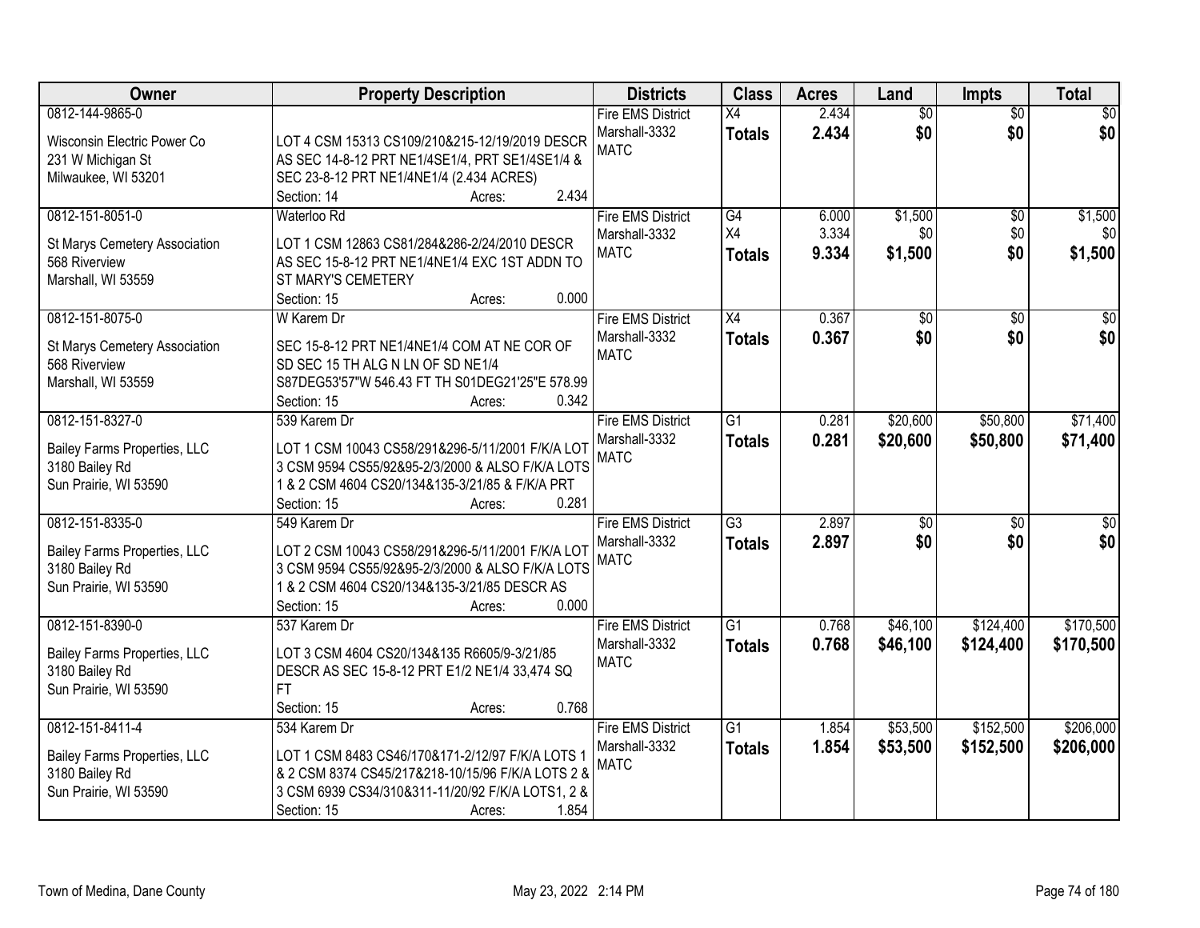| Owner | Property Description | Districts | Class | Acres | Land | Impts | Total |
|---|---|---|---|---|---|---|---|
| 0812-144-9865-0<br><br>Wisconsin Electric Power Co<br>231 W Michigan St<br>Milwaukee, WI 53201 | LOT 4 CSM 15313 CS109/210&215-12/19/2019 DESCR AS SEC 14-8-12 PRT NE1/4SE1/4, PRT SE1/4SE1/4 & SEC 23-8-12 PRT NE1/4NE1/4 (2.434 ACRES)<br>Section: 14 Acres: 2.434 | Fire EMS District<br>Marshall-3332<br>MATC | X4<br>**Totals** | 2.434<br>**2.434** | $0<br>**$0** | $0<br>**$0** | $0<br>**$0** |
| 0812-151-8051-0<br><br>St Marys Cemetery Association<br>568 Riverview<br>Marshall, WI 53559 | Waterloo Rd<br><br>LOT 1 CSM 12863 CS81/284&286-2/24/2010 DESCR AS SEC 15-8-12 PRT NE1/4NE1/4 EXC 1ST ADDN TO ST MARY'S CEMETERY<br>Section: 15 Acres: 0.000 | Fire EMS District<br>Marshall-3332<br>MATC | G4<br>X4<br>**Totals** | 6.000<br>3.334<br>**9.334** | $1,500<br>$0<br>**$1,500** | $0<br>$0<br>**$0** | $1,500<br>$0<br>**$1,500** |
| 0812-151-8075-0<br><br>St Marys Cemetery Association<br>568 Riverview<br>Marshall, WI 53559 | W Karem Dr<br><br>SEC 15-8-12 PRT NE1/4NE1/4 COM AT NE COR OF SD SEC 15 TH ALG N LN OF SD NE1/4 S87DEG53'57"W 546.43 FT TH S01DEG21'25"E 578.99<br>Section: 15 Acres: 0.342 | Fire EMS District<br>Marshall-3332<br>MATC | X4<br>**Totals** | 0.367<br>**0.367** | $0<br>**$0** | $0<br>**$0** | $0<br>**$0** |
| 0812-151-8327-0<br><br>Bailey Farms Properties, LLC<br>3180 Bailey Rd<br>Sun Prairie, WI 53590 | 539 Karem Dr<br><br>LOT 1 CSM 10043 CS58/291&296-5/11/2001 F/K/A LOT 3 CSM 9594 CS55/92&95-2/3/2000 & ALSO F/K/A LOTS 1 & 2 CSM 4604 CS20/134&135-3/21/85 & F/K/A PRT<br>Section: 15 Acres: 0.281 | Fire EMS District<br>Marshall-3332<br>MATC | G1<br>**Totals** | 0.281<br>**0.281** | $20,600<br>**$20,600** | $50,800<br>**$50,800** | $71,400<br>**$71,400** |
| 0812-151-8335-0<br><br>Bailey Farms Properties, LLC<br>3180 Bailey Rd<br>Sun Prairie, WI 53590 | 549 Karem Dr<br><br>LOT 2 CSM 10043 CS58/291&296-5/11/2001 F/K/A LOT 3 CSM 9594 CS55/92&95-2/3/2000 & ALSO F/K/A LOTS 1 & 2 CSM 4604 CS20/134&135-3/21/85 DESCR AS<br>Section: 15 Acres: 0.000 | Fire EMS District<br>Marshall-3332<br>MATC | G3<br>**Totals** | 2.897<br>**2.897** | $0<br>**$0** | $0<br>**$0** | $0<br>**$0** |
| 0812-151-8390-0<br><br>Bailey Farms Properties, LLC<br>3180 Bailey Rd<br>Sun Prairie, WI 53590 | 537 Karem Dr<br><br>LOT 3 CSM 4604 CS20/134&135 R6605/9-3/21/85 DESCR AS SEC 15-8-12 PRT E1/2 NE1/4 33,474 SQ FT<br>Section: 15 Acres: 0.768 | Fire EMS District<br>Marshall-3332<br>MATC | G1<br>**Totals** | 0.768<br>**0.768** | $46,100<br>**$46,100** | $124,400<br>**$124,400** | $170,500<br>**$170,500** |
| 0812-151-8411-4<br><br>Bailey Farms Properties, LLC<br>3180 Bailey Rd<br>Sun Prairie, WI 53590 | 534 Karem Dr<br><br>LOT 1 CSM 8483 CS46/170&171-2/12/97 F/K/A LOTS 1 & 2 CSM 8374 CS45/217&218-10/15/96 F/K/A LOTS 2 & 3 CSM 6939 CS34/310&311-11/20/92 F/K/A LOTS1, 2 &<br>Section: 15 Acres: 1.854 | Fire EMS District<br>Marshall-3332<br>MATC | G1<br>**Totals** | 1.854<br>**1.854** | $53,500<br>**$53,500** | $152,500<br>**$152,500** | $206,000<br>**$206,000** |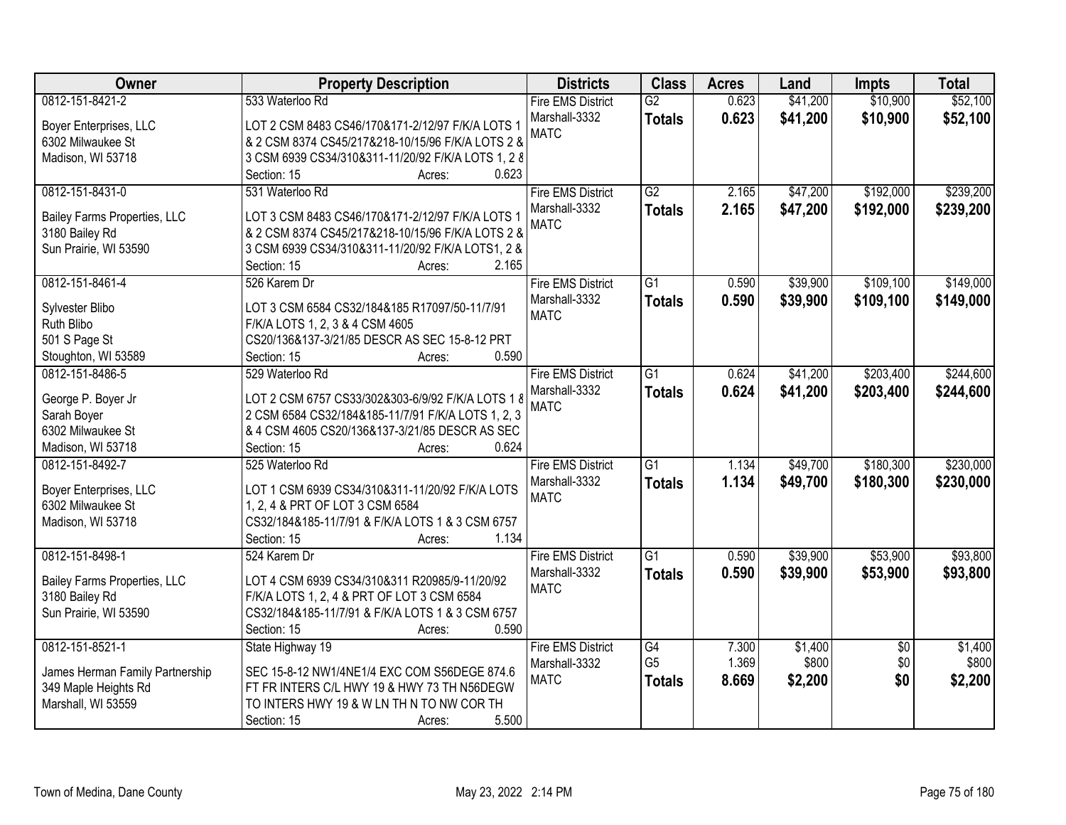| Owner | Property Description | Districts | Class | Acres | Land | Impts | Total |
|---|---|---|---|---|---|---|---|
| 0812-151-8421-2<br>Boyer Enterprises, LLC<br>6302 Milwaukee St<br>Madison, WI 53718 | 533 Waterloo Rd<br>LOT 2 CSM 8483 CS46/170&171-2/12/97 F/K/A LOTS 1 & 2 CSM 8374 CS45/217&218-10/15/96 F/K/A LOTS 2 & 3 CSM 6939 CS34/310&311-11/20/92 F/K/A LOTS 1, 2 &<br>Section: 15 Acres: 0.623 | Fire EMS District<br>Marshall-3332<br>MATC | G2<br>**Totals** | 0.623<br>**0.623** | $41,200<br>**$41,200** | $10,900<br>**$10,900** | $52,100<br>**$52,100** |
| 0812-151-8431-0<br>Bailey Farms Properties, LLC<br>3180 Bailey Rd<br>Sun Prairie, WI 53590 | 531 Waterloo Rd<br>LOT 3 CSM 8483 CS46/170&171-2/12/97 F/K/A LOTS 1 & 2 CSM 8374 CS45/217&218-10/15/96 F/K/A LOTS 2 & 3 CSM 6939 CS34/310&311-11/20/92 F/K/A LOTS1, 2 &<br>Section: 15 Acres: 2.165 | Fire EMS District<br>Marshall-3332<br>MATC | G2<br>**Totals** | 2.165<br>**2.165** | $47,200<br>**$47,200** | $192,000<br>**$192,000** | $239,200<br>**$239,200** |
| 0812-151-8461-4<br>Sylvester Blibo<br>Ruth Blibo<br>501 S Page St<br>Stoughton, WI 53589 | 526 Karem Dr<br>LOT 3 CSM 6584 CS32/184&185 R17097/50-11/7/91 F/K/A LOTS 1, 2, 3 & 4 CSM 4605 CS20/136&137-3/21/85 DESCR AS SEC 15-8-12 PRT<br>Section: 15 Acres: 0.590 | Fire EMS District<br>Marshall-3332<br>MATC | G1<br>**Totals** | 0.590<br>**0.590** | $39,900<br>**$39,900** | $109,100<br>**$109,100** | $149,000<br>**$149,000** |
| 0812-151-8486-5<br>George P. Boyer Jr<br>Sarah Boyer<br>6302 Milwaukee St<br>Madison, WI 53718 | 529 Waterloo Rd<br>LOT 2 CSM 6757 CS33/302&303-6/9/92 F/K/A LOTS 1 & 2 CSM 6584 CS32/184&185-11/7/91 F/K/A LOTS 1, 2, 3 & 4 CSM 4605 CS20/136&137-3/21/85 DESCR AS SEC<br>Section: 15 Acres: 0.624 | Fire EMS District<br>Marshall-3332<br>MATC | G1<br>**Totals** | 0.624<br>**0.624** | $41,200<br>**$41,200** | $203,400<br>**$203,400** | $244,600<br>**$244,600** |
| 0812-151-8492-7<br>Boyer Enterprises, LLC<br>6302 Milwaukee St<br>Madison, WI 53718 | 525 Waterloo Rd<br>LOT 1 CSM 6939 CS34/310&311-11/20/92 F/K/A LOTS 1, 2, 4 & PRT OF LOT 3 CSM 6584 CS32/184&185-11/7/91 & F/K/A LOTS 1 & 3 CSM 6757<br>Section: 15 Acres: 1.134 | Fire EMS District<br>Marshall-3332<br>MATC | G1<br>**Totals** | 1.134<br>**1.134** | $49,700<br>**$49,700** | $180,300<br>**$180,300** | $230,000<br>**$230,000** |
| 0812-151-8498-1<br>Bailey Farms Properties, LLC<br>3180 Bailey Rd<br>Sun Prairie, WI 53590 | 524 Karem Dr<br>LOT 4 CSM 6939 CS34/310&311 R20985/9-11/20/92 F/K/A LOTS 1, 2, 4 & PRT OF LOT 3 CSM 6584 CS32/184&185-11/7/91 & F/K/A LOTS 1 & 3 CSM 6757<br>Section: 15 Acres: 0.590 | Fire EMS District<br>Marshall-3332<br>MATC | G1<br>**Totals** | 0.590<br>**0.590** | $39,900<br>**$39,900** | $53,900<br>**$53,900** | $93,800<br>**$93,800** |
| 0812-151-8521-1<br>James Herman Family Partnership<br>349 Maple Heights Rd<br>Marshall, WI 53559 | State Highway 19<br>SEC 15-8-12 NW1/4NE1/4 EXC COM S56DEGE 874.6 FT FR INTERS C/L HWY 19 & HWY 73 TH N56DEGW TO INTERS HWY 19 & W LN TH N TO NW COR TH<br>Section: 15 Acres: 5.500 | Fire EMS District<br>Marshall-3332<br>MATC | G4<br>G5<br>**Totals** | 7.300<br>1.369<br>**8.669** | $1,400<br>$800<br>**$2,200** | $0<br>$0<br>**$0** | $1,400<br>$800<br>**$2,200** |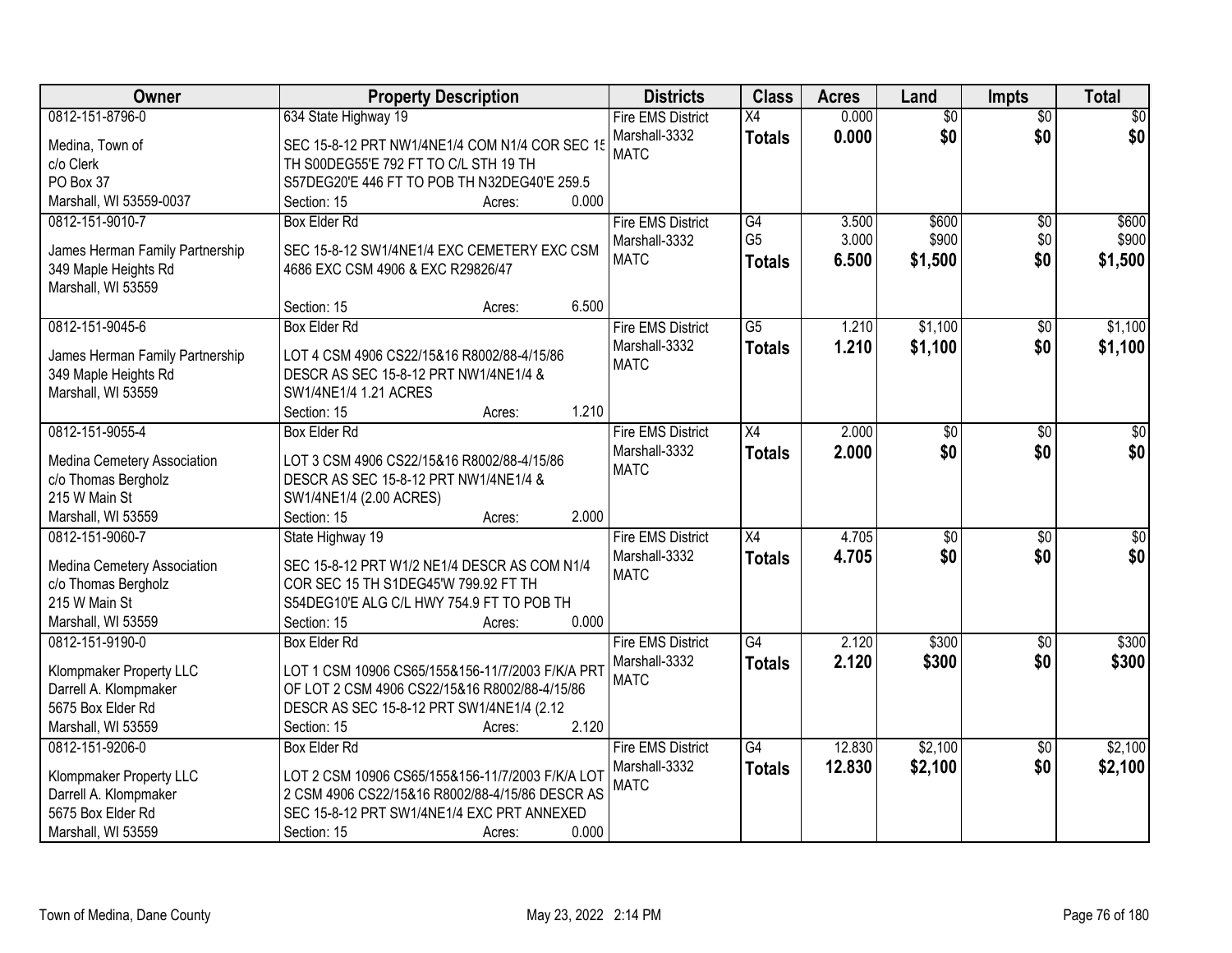| Owner | Property Description | Districts | Class | Acres | Land | Impts | Total |
|---|---|---|---|---|---|---|---|
| 0812-151-8796-0<br>Medina, Town of<br>c/o Clerk<br>PO Box 37<br>Marshall, WI 53559-0037 | 634 State Highway 19<br>SEC 15-8-12 PRT NW1/4NE1/4 COM N1/4 COR SEC 15 TH S00DEG55'E 792 FT TO C/L STH 19 TH S57DEG20'E 446 FT TO POB TH N32DEG40'E 259.5<br>Section: 15 Acres: 0.000 | Fire EMS District<br>Marshall-3332<br>MATC | X4<br>**Totals** | 0.000<br>**0.000** | $0<br>**$0** | $0<br>**$0** | $0<br>**$0** |
| 0812-151-9010-7<br>James Herman Family Partnership<br>349 Maple Heights Rd<br>Marshall, WI 53559 | Box Elder Rd<br>SEC 15-8-12 SW1/4NE1/4 EXC CEMETERY EXC CSM 4686 EXC CSM 4906 & EXC R29826/47<br>Section: 15 Acres: 6.500 | Fire EMS District<br>Marshall-3332<br>MATC | G4<br>G5<br>**Totals** | 3.500<br>3.000<br>**6.500** | $600<br>$900<br>**$1,500** | $0<br>$0<br>**$0** | $600<br>$900<br>**$1,500** |
| 0812-151-9045-6<br>James Herman Family Partnership<br>349 Maple Heights Rd<br>Marshall, WI 53559 | Box Elder Rd<br>LOT 4 CSM 4906 CS22/15&16 R8002/88-4/15/86 DESCR AS SEC 15-8-12 PRT NW1/4NE1/4 & SW1/4NE1/4 1.21 ACRES<br>Section: 15 Acres: 1.210 | Fire EMS District<br>Marshall-3332<br>MATC | G5<br>**Totals** | 1.210<br>**1.210** | $1,100<br>**$1,100** | $0<br>**$0** | $1,100<br>**$1,100** |
| 0812-151-9055-4<br>Medina Cemetery Association<br>c/o Thomas Bergholz<br>215 W Main St<br>Marshall, WI 53559 | Box Elder Rd<br>LOT 3 CSM 4906 CS22/15&16 R8002/88-4/15/86 DESCR AS SEC 15-8-12 PRT NW1/4NE1/4 & SW1/4NE1/4 (2.00 ACRES)<br>Section: 15 Acres: 2.000 | Fire EMS District<br>Marshall-3332<br>MATC | X4<br>**Totals** | 2.000<br>**2.000** | $0<br>**$0** | $0<br>**$0** | $0<br>**$0** |
| 0812-151-9060-7<br>Medina Cemetery Association<br>c/o Thomas Bergholz<br>215 W Main St<br>Marshall, WI 53559 | State Highway 19<br>SEC 15-8-12 PRT W1/2 NE1/4 DESCR AS COM N1/4 COR SEC 15 TH S1DEG45'W 799.92 FT TH S54DEG10'E ALG C/L HWY 754.9 FT TO POB TH<br>Section: 15 Acres: 0.000 | Fire EMS District<br>Marshall-3332<br>MATC | X4<br>**Totals** | 4.705<br>**4.705** | $0<br>**$0** | $0<br>**$0** | $0<br>**$0** |
| 0812-151-9190-0<br>Klompmaker Property LLC<br>Darrell A. Klompmaker<br>5675 Box Elder Rd<br>Marshall, WI 53559 | Box Elder Rd<br>LOT 1 CSM 10906 CS65/155&156-11/7/2003 F/K/A PRT OF LOT 2 CSM 4906 CS22/15&16 R8002/88-4/15/86 DESCR AS SEC 15-8-12 PRT SW1/4NE1/4 (2.12<br>Section: 15 Acres: 2.120 | Fire EMS District<br>Marshall-3332<br>MATC | G4<br>**Totals** | 2.120<br>**2.120** | $300<br>**$300** | $0<br>**$0** | $300<br>**$300** |
| 0812-151-9206-0<br>Klompmaker Property LLC<br>Darrell A. Klompmaker<br>5675 Box Elder Rd<br>Marshall, WI 53559 | Box Elder Rd<br>LOT 2 CSM 10906 CS65/155&156-11/7/2003 F/K/A LOT 2 CSM 4906 CS22/15&16 R8002/88-4/15/86 DESCR AS SEC 15-8-12 PRT SW1/4NE1/4 EXC PRT ANNEXED<br>Section: 15 Acres: 0.000 | Fire EMS District<br>Marshall-3332<br>MATC | G4<br>**Totals** | 12.830<br>**12.830** | $2,100<br>**$2,100** | $0<br>**$0** | $2,100<br>**$2,100** |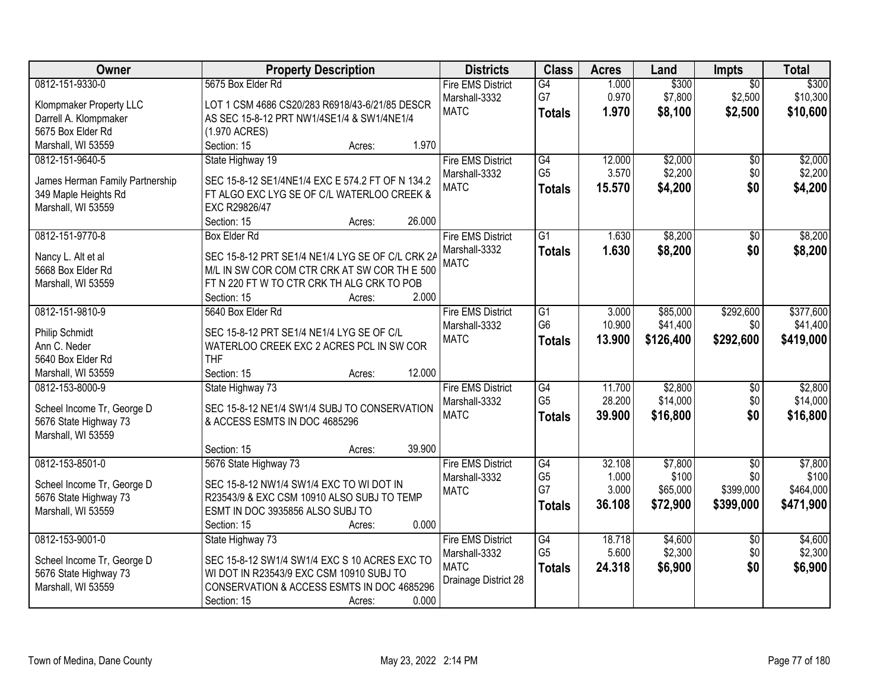| Owner | Property Description | Districts | Class | Acres | Land | Impts | Total |
|---|---|---|---|---|---|---|---|
| 0812-151-9330-0<br>Klompmaker Property LLC<br>Darrell A. Klompmaker<br>5675 Box Elder Rd<br>Marshall, WI 53559 | 5675 Box Elder Rd<br>LOT 1 CSM 4686 CS20/283 R6918/43-6/21/85 DESCR AS SEC 15-8-12 PRT NW1/4SE1/4 & SW1/4NE1/4 (1.970 ACRES)<br>Section: 15 Acres: 1.970 | Fire EMS District<br>Marshall-3332<br>MATC | G4<br>G7<br>**Totals** | 1.000<br>0.970<br>**1.970** | $300<br>$7,800<br>**$8,100** | $0<br>$2,500<br>**$2,500** | $300<br>$10,300<br>**$10,600** |
| 0812-151-9640-5<br>James Herman Family Partnership<br>349 Maple Heights Rd<br>Marshall, WI 53559 | State Highway 19<br>SEC 15-8-12 SE1/4NE1/4 EXC E 574.2 FT OF N 134.2 FT ALGO EXC LYG SE OF C/L WATERLOO CREEK & EXC R29826/47<br>Section: 15 Acres: 26.000 | Fire EMS District<br>Marshall-3332<br>MATC | G4<br>G5<br>**Totals** | 12.000<br>3.570<br>**15.570** | $2,000<br>$2,200<br>**$4,200** | $0<br>$0<br>**$0** | $2,000<br>$2,200<br>**$4,200** |
| 0812-151-9770-8<br>Nancy L. Alt et al<br>5668 Box Elder Rd<br>Marshall, WI 53559 | Box Elder Rd<br>SEC 15-8-12 PRT SE1/4 NE1/4 LYG SE OF C/L CRK 2A M/L IN SW COR COM CTR CRK AT SW COR TH E 500 FT N 220 FT W TO CTR CRK TH ALG CRK TO POB<br>Section: 15 Acres: 2.000 | Fire EMS District<br>Marshall-3332<br>MATC | G1<br>**Totals** | 1.630<br>**1.630** | $8,200<br>**$8,200** | $0<br>**$0** | $8,200<br>**$8,200** |
| 0812-151-9810-9<br>Philip Schmidt<br>Ann C. Neder<br>5640 Box Elder Rd<br>Marshall, WI 53559 | 5640 Box Elder Rd<br>SEC 15-8-12 PRT SE1/4 NE1/4 LYG SE OF C/L WATERLOO CREEK EXC 2 ACRES PCL IN SW COR THF<br>Section: 15 Acres: 12.000 | Fire EMS District<br>Marshall-3332<br>MATC | G1<br>G6<br>**Totals** | 3.000<br>10.900<br>**13.900** | $85,000<br>$41,400<br>**$126,400** | $292,600<br>$0<br>**$292,600** | $377,600<br>$41,400<br>**$419,000** |
| 0812-153-8000-9<br>Scheel Income Tr, George D<br>5676 State Highway 73<br>Marshall, WI 53559 | State Highway 73<br>SEC 15-8-12 NE1/4 SW1/4 SUBJ TO CONSERVATION & ACCESS ESMTS IN DOC 4685296<br>Section: 15 Acres: 39.900 | Fire EMS District<br>Marshall-3332<br>MATC | G4<br>G5<br>**Totals** | 11.700<br>28.200<br>**39.900** | $2,800<br>$14,000<br>**$16,800** | $0<br>$0<br>**$0** | $2,800<br>$14,000<br>**$16,800** |
| 0812-153-8501-0<br>Scheel Income Tr, George D<br>5676 State Highway 73<br>Marshall, WI 53559 | 5676 State Highway 73<br>SEC 15-8-12 NW1/4 SW1/4 EXC TO WI DOT IN R23543/9 & EXC CSM 10910 ALSO SUBJ TO TEMP ESMT IN DOC 3935856 ALSO SUBJ TO<br>Section: 15 Acres: 0.000 | Fire EMS District<br>Marshall-3332<br>MATC | G4<br>G5<br>G7<br>**Totals** | 32.108<br>1.000<br>3.000<br>**36.108** | $7,800<br>$100<br>$65,000<br>**$72,900** | $0<br>$0<br>$399,000<br>**$399,000** | $7,800<br>$100<br>$464,000<br>**$471,900** |
| 0812-153-9001-0<br>Scheel Income Tr, George D<br>5676 State Highway 73<br>Marshall, WI 53559 | State Highway 73<br>SEC 15-8-12 SW1/4 SW1/4 EXC S 10 ACRES EXC TO WI DOT IN R23543/9 EXC CSM 10910 SUBJ TO CONSERVATION & ACCESS ESMTS IN DOC 4685296<br>Section: 15 Acres: 0.000 | Fire EMS District<br>Marshall-3332<br>MATC<br>Drainage District 28 | G4<br>G5<br>**Totals** | 18.718<br>5.600<br>**24.318** | $4,600<br>$2,300<br>**$6,900** | $0<br>$0<br>**$0** | $4,600<br>$2,300<br>**$6,900** |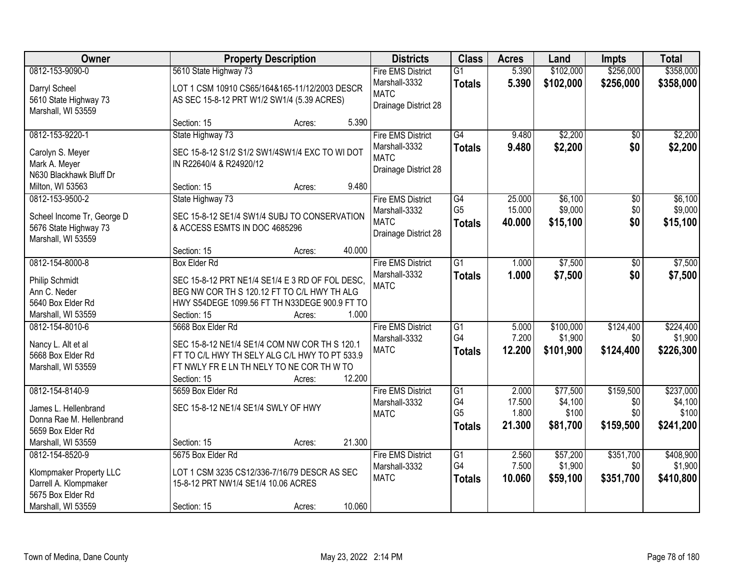| Owner | Property Description | Districts | Class | Acres | Land | Impts | Total |
|---|---|---|---|---|---|---|---|
| 0812-153-9090-0<br><br>Darryl Scheel<br>5610 State Highway 73<br>Marshall, WI 53559 | 5610 State Highway 73<br><br>LOT 1 CSM 10910 CS65/164&165-11/12/2003 DESCR AS SEC 15-8-12 PRT W1/2 SW1/4 (5.39 ACRES)<br><br>Section: 15 Acres: 5.390 | Fire EMS District<br>Marshall-3332<br>MATC<br>Drainage District 28 | G1<br>**Totals** | 5.390<br>**5.390** | $102,000<br>**$102,000** | $256,000<br>**$256,000** | $358,000<br>**$358,000** |
| 0812-153-9220-1<br><br>Carolyn S. Meyer<br>Mark A. Meyer<br>N630 Blackhawk Bluff Dr<br>Milton, WI 53563 | State Highway 73<br><br>SEC 15-8-12 S1/2 S1/2 SW1/4SW1/4 EXC TO WI DOT IN R22640/4 & R24920/12<br><br>Section: 15 Acres: 9.480 | Fire EMS District<br>Marshall-3332<br>MATC<br>Drainage District 28 | G4<br>**Totals** | 9.480<br>**9.480** | $2,200<br>**$2,200** | $0<br>**$0** | $2,200<br>**$2,200** |
| 0812-153-9500-2<br><br>Scheel Income Tr, George D<br>5676 State Highway 73<br>Marshall, WI 53559 | State Highway 73<br><br>SEC 15-8-12 SE1/4 SW1/4 SUBJ TO CONSERVATION & ACCESS ESMTS IN DOC 4685296<br><br>Section: 15 Acres: 40.000 | Fire EMS District<br>Marshall-3332<br>MATC<br>Drainage District 28 | G4<br>G5<br>**Totals** | 25.000<br>15.000<br>**40.000** | $6,100<br>$9,000<br>**$15,100** | $0<br>$0<br>**$0** | $6,100<br>$9,000<br>**$15,100** |
| 0812-154-8000-8<br><br>Philip Schmidt<br>Ann C. Neder<br>5640 Box Elder Rd<br>Marshall, WI 53559 | Box Elder Rd<br><br>SEC 15-8-12 PRT NE1/4 SE1/4 E 3 RD OF FOL DESC, BEG NW COR TH S 120.12 FT TO C/L HWY TH ALG HWY S54DEGE 1099.56 FT TH N33DEGE 900.9 FT TO<br>Section: 15 Acres: 1.000 | Fire EMS District<br>Marshall-3332<br>MATC | G1<br>**Totals** | 1.000<br>**1.000** | $7,500<br>**$7,500** | $0<br>**$0** | $7,500<br>**$7,500** |
| 0812-154-8010-6<br><br>Nancy L. Alt et al<br>5668 Box Elder Rd<br>Marshall, WI 53559 | 5668 Box Elder Rd<br><br>SEC 15-8-12 NE1/4 SE1/4 COM NW COR TH S 120.1 FT TO C/L HWY TH SELY ALG C/L HWY TO PT 533.9 FT NWLY FR E LN TH NELY TO NE COR TH W TO<br>Section: 15 Acres: 12.200 | Fire EMS District<br>Marshall-3332<br>MATC | G1<br>G4<br>**Totals** | 5.000<br>7.200<br>**12.200** | $100,000<br>$1,900<br>**$101,900** | $124,400<br>$0<br>**$124,400** | $224,400<br>$1,900<br>**$226,300** |
| 0812-154-8140-9<br><br>James L. Hellenbrand<br>Donna Rae M. Hellenbrand<br>5659 Box Elder Rd<br>Marshall, WI 53559 | 5659 Box Elder Rd<br><br>SEC 15-8-12 NE1/4 SE1/4 SWLY OF HWY<br><br>Section: 15 Acres: 21.300 | Fire EMS District<br>Marshall-3332<br>MATC | G1<br>G4<br>G5<br>**Totals** | 2.000<br>17.500<br>1.800<br>**21.300** | $77,500<br>$4,100<br>$100<br>**$81,700** | $159,500<br>$0<br>$0<br>**$159,500** | $237,000<br>$4,100<br>$100<br>**$241,200** |
| 0812-154-8520-9<br><br>Klompmaker Property LLC<br>Darrell A. Klompmaker<br>5675 Box Elder Rd<br>Marshall, WI 53559 | 5675 Box Elder Rd<br><br>LOT 1 CSM 3235 CS12/336-7/16/79 DESCR AS SEC 15-8-12 PRT NW1/4 SE1/4 10.06 ACRES<br><br>Section: 15 Acres: 10.060 | Fire EMS District<br>Marshall-3332<br>MATC | G1<br>G4<br>**Totals** | 2.560<br>7.500<br>**10.060** | $57,200<br>$1,900<br>**$59,100** | $351,700<br>$0<br>**$351,700** | $408,900<br>$1,900<br>**$410,800** |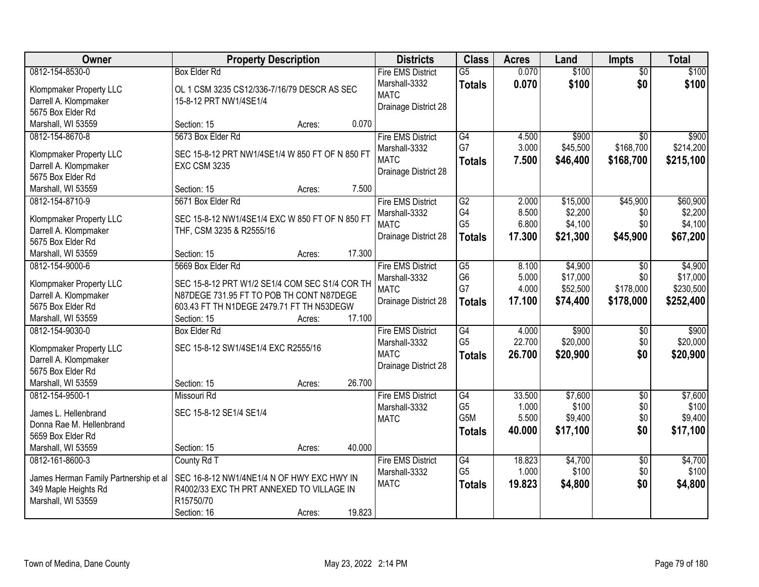| Owner | Property Description | Districts | Class | Acres | Land | Impts | Total |
|---|---|---|---|---|---|---|---|
| 0812-154-8530-0<br>Klompmaker Property LLC<br>Darrell A. Klompmaker<br>5675 Box Elder Rd<br>Marshall, WI 53559 | Box Elder Rd<br>OL 1 CSM 3235 CS12/336-7/16/79 DESCR AS SEC 15-8-12 PRT NW1/4SE1/4<br>Section: 15 Acres: 0.070 | Fire EMS District<br>Marshall-3332<br>MATC<br>Drainage District 28 | G5<br>**Totals** | 0.070<br>**0.070** | \$100<br>**\$100** | \$0<br>**\$0** | \$100<br>**\$100** |
| 0812-154-8670-8<br>Klompmaker Property LLC<br>Darrell A. Klompmaker<br>5675 Box Elder Rd<br>Marshall, WI 53559 | 5673 Box Elder Rd<br>SEC 15-8-12 PRT NW1/4SE1/4 W 850 FT OF N 850 FT EXC CSM 3235<br>Section: 15 Acres: 7.500 | Fire EMS District<br>Marshall-3332<br>MATC<br>Drainage District 28 | G4<br>G7<br>**Totals** | 4.500<br>3.000<br>**7.500** | \$900<br>\$45,500<br>**\$46,400** | \$0<br>\$168,700<br>**\$168,700** | \$900<br>\$214,200<br>**\$215,100** |
| 0812-154-8710-9<br>Klompmaker Property LLC<br>Darrell A. Klompmaker<br>5675 Box Elder Rd<br>Marshall, WI 53559 | 5671 Box Elder Rd<br>SEC 15-8-12 NW1/4SE1/4 EXC W 850 FT OF N 850 FT THF, CSM 3235 & R2555/16<br>Section: 15 Acres: 17.300 | Fire EMS District<br>Marshall-3332<br>MATC<br>Drainage District 28 | G2<br>G4<br>G5<br>**Totals** | 2.000<br>8.500<br>6.800<br>**17.300** | \$15,000<br>\$2,200<br>\$4,100<br>**\$21,300** | \$45,900<br>\$0<br>\$0<br>**\$45,900** | \$60,900<br>\$2,200<br>\$4,100<br>**\$67,200** |
| 0812-154-9000-6<br>Klompmaker Property LLC<br>Darrell A. Klompmaker<br>5675 Box Elder Rd<br>Marshall, WI 53559 | 5669 Box Elder Rd<br>SEC 15-8-12 PRT W1/2 SE1/4 COM SEC S1/4 COR TH N87DEGE 731.95 FT TO POB TH CONT N87DEGE 603.43 FT TH N1DEGE 2479.71 FT TH N53DEGW<br>Section: 15 Acres: 17.100 | Fire EMS District<br>Marshall-3332<br>MATC<br>Drainage District 28 | G5<br>G6<br>G7<br>**Totals** | 8.100<br>5.000<br>4.000<br>**17.100** | \$4,900<br>\$17,000<br>\$52,500<br>**\$74,400** | \$0<br>\$0<br>\$178,000<br>**\$178,000** | \$4,900<br>\$17,000<br>\$230,500<br>**\$252,400** |
| 0812-154-9030-0<br>Klompmaker Property LLC<br>Darrell A. Klompmaker<br>5675 Box Elder Rd<br>Marshall, WI 53559 | Box Elder Rd<br>SEC 15-8-12 SW1/4SE1/4 EXC R2555/16<br>Section: 15 Acres: 26.700 | Fire EMS District<br>Marshall-3332<br>MATC<br>Drainage District 28 | G4<br>G5<br>**Totals** | 4.000<br>22.700<br>**26.700** | \$900<br>\$20,000<br>**\$20,900** | \$0<br>\$0<br>**\$0** | \$900<br>\$20,000<br>**\$20,900** |
| 0812-154-9500-1<br>James L. Hellenbrand<br>Donna Rae M. Hellenbrand<br>5659 Box Elder Rd<br>Marshall, WI 53559 | Missouri Rd<br>SEC 15-8-12 SE1/4 SE1/4<br>Section: 15 Acres: 40.000 | Fire EMS District<br>Marshall-3332<br>MATC | G4<br>G5<br>G5M<br>**Totals** | 33.500<br>1.000<br>5.500<br>**40.000** | \$7,600<br>\$100<br>\$9,400<br>**\$17,100** | \$0<br>\$0<br>\$0<br>**\$0** | \$7,600<br>\$100<br>\$9,400<br>**\$17,100** |
| 0812-161-8600-3<br>James Herman Family Partnership et al<br>349 Maple Heights Rd<br>Marshall, WI 53559 | County Rd T<br>SEC 16-8-12 NW1/4NE1/4 N OF HWY EXC HWY IN R4002/33 EXC TH PRT ANNEXED TO VILLAGE IN R15750/70<br>Section: 16 Acres: 19.823 | Fire EMS District<br>Marshall-3332<br>MATC | G4<br>G5<br>**Totals** | 18.823<br>1.000<br>**19.823** | \$4,700<br>\$100<br>**\$4,800** | \$0<br>\$0<br>**\$0** | \$4,700<br>\$100<br>**\$4,800** |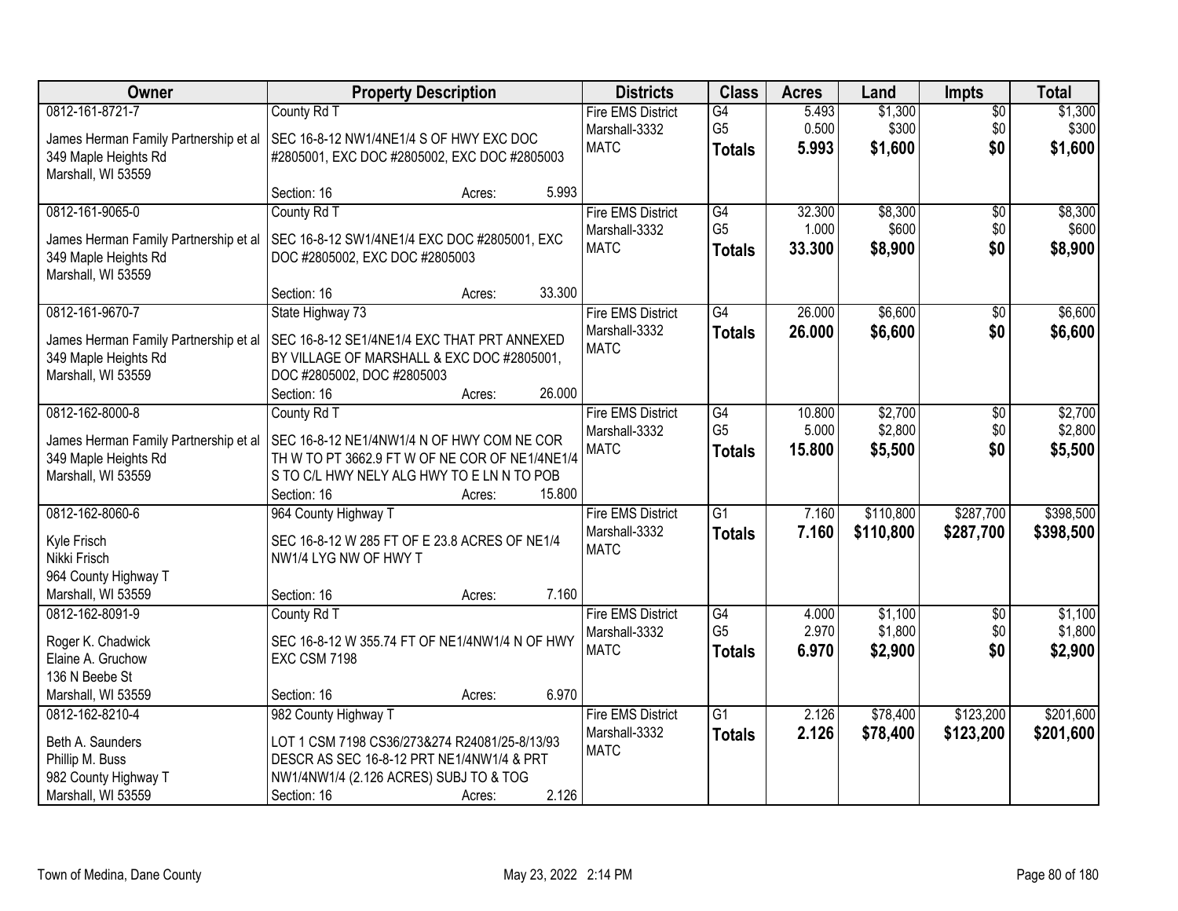| Owner | Property Description | Districts | Class | Acres | Land | Impts | Total |
|---|---|---|---|---|---|---|---|
| 0812-161-8721-7<br>James Herman Family Partnership et al<br>349 Maple Heights Rd<br>Marshall, WI 53559 | County Rd T<br>SEC 16-8-12 NW1/4NE1/4 S OF HWY EXC DOC #2805001, EXC DOC #2805002, EXC DOC #2805003<br>Section: 16 Acres: 5.993 | Fire EMS District<br>Marshall-3332<br>MATC | G4<br>G5<br>**Totals** | 5.493<br>0.500<br>**5.993** | $1,300<br>$300<br>**$1,600** | $0<br>$0<br>**$0** | $1,300<br>$300<br>**$1,600** |
| 0812-161-9065-0<br>James Herman Family Partnership et al<br>349 Maple Heights Rd<br>Marshall, WI 53559 | County Rd T<br>SEC 16-8-12 SW1/4NE1/4 EXC DOC #2805001, EXC DOC #2805002, EXC DOC #2805003<br>Section: 16 Acres: 33.300 | Fire EMS District<br>Marshall-3332<br>MATC | G4<br>G5<br>**Totals** | 32.300<br>1.000<br>**33.300** | $8,300<br>$600<br>**$8,900** | $0<br>$0<br>**$0** | $8,300<br>$600<br>**$8,900** |
| 0812-161-9670-7<br>James Herman Family Partnership et al<br>349 Maple Heights Rd<br>Marshall, WI 53559 | State Highway 73<br>SEC 16-8-12 SE1/4NE1/4 EXC THAT PRT ANNEXED BY VILLAGE OF MARSHALL & EXC DOC #2805001, DOC #2805002, DOC #2805003<br>Section: 16 Acres: 26.000 | Fire EMS District<br>Marshall-3332<br>MATC | G4<br>**Totals** | 26.000<br>**26.000** | $6,600<br>**$6,600** | $0<br>**$0** | $6,600<br>**$6,600** |
| 0812-162-8000-8<br>James Herman Family Partnership et al<br>349 Maple Heights Rd<br>Marshall, WI 53559 | County Rd T<br>SEC 16-8-12 NE1/4NW1/4 N OF HWY COM NE COR TH W TO PT 3662.9 FT W OF NE COR OF NE1/4NE1/4 S TO C/L HWY NELY ALG HWY TO E LN N TO POB<br>Section: 16 Acres: 15.800 | Fire EMS District<br>Marshall-3332<br>MATC | G4<br>G5<br>**Totals** | 10.800<br>5.000<br>**15.800** | $2,700<br>$2,800<br>**$5,500** | $0<br>$0<br>**$0** | $2,700<br>$2,800<br>**$5,500** |
| 0812-162-8060-6<br>Kyle Frisch<br>Nikki Frisch<br>964 County Highway T<br>Marshall, WI 53559 | 964 County Highway T<br>SEC 16-8-12 W 285 FT OF E 23.8 ACRES OF NE1/4 NW1/4 LYG NW OF HWY T<br>Section: 16 Acres: 7.160 | Fire EMS District<br>Marshall-3332<br>MATC | G1<br>**Totals** | 7.160<br>**7.160** | $110,800<br>**$110,800** | $287,700<br>**$287,700** | $398,500<br>**$398,500** |
| 0812-162-8091-9<br>Roger K. Chadwick<br>Elaine A. Gruchow<br>136 N Beebe St<br>Marshall, WI 53559 | County Rd T<br>SEC 16-8-12 W 355.74 FT OF NE1/4NW1/4 N OF HWY EXC CSM 7198<br>Section: 16 Acres: 6.970 | Fire EMS District<br>Marshall-3332<br>MATC | G4<br>G5<br>**Totals** | 4.000<br>2.970<br>**6.970** | $1,100<br>$1,800<br>**$2,900** | $0<br>$0<br>**$0** | $1,100<br>$1,800<br>**$2,900** |
| 0812-162-8210-4<br>Beth A. Saunders<br>Phillip M. Buss<br>982 County Highway T<br>Marshall, WI 53559 | 982 County Highway T<br>LOT 1 CSM 7198 CS36/273&274 R24081/25-8/13/93 DESCR AS SEC 16-8-12 PRT NE1/4NW1/4 & PRT NW1/4NW1/4 (2.126 ACRES) SUBJ TO & TOG<br>Section: 16 Acres: 2.126 | Fire EMS District<br>Marshall-3332<br>MATC | G1<br>**Totals** | 2.126<br>**2.126** | $78,400<br>**$78,400** | $123,200<br>**$123,200** | $201,600<br>**$201,600** |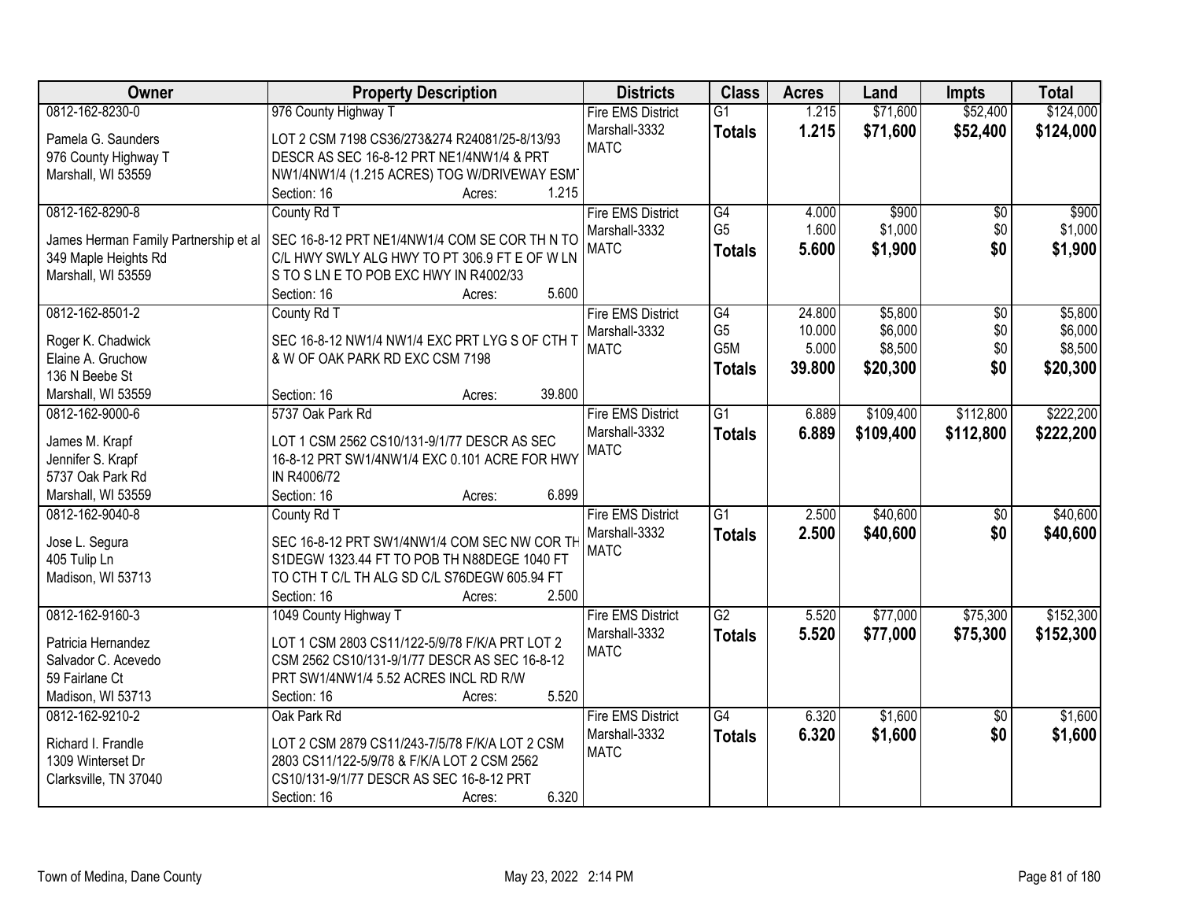| Owner | Property Description | Districts | Class | Acres | Land | Impts | Total |
|---|---|---|---|---|---|---|---|
| 0812-162-8230-0<br>Pamela G. Saunders<br>976 County Highway T<br>Marshall, WI 53559 | 976 County Highway T<br>LOT 2 CSM 7198 CS36/273&274 R24081/25-8/13/93 DESCR AS SEC 16-8-12 PRT NE1/4NW1/4 & PRT NW1/4NW1/4 (1.215 ACRES) TOG W/DRIVEWAY ESMT<br>Section: 16 Acres: 1.215 | Fire EMS District<br>Marshall-3332<br>MATC | G1<br>**Totals** | 1.215<br>**1.215** | $71,600<br>**$71,600** | $52,400<br>**$52,400** | $124,000<br>**$124,000** |
| 0812-162-8290-8<br>James Herman Family Partnership et al<br>349 Maple Heights Rd<br>Marshall, WI 53559 | County Rd T<br>SEC 16-8-12 PRT NE1/4NW1/4 COM SE COR TH N TO C/L HWY SWLY ALG HWY TO PT 306.9 FT E OF W LN S TO S LN E TO POB EXC HWY IN R4002/33<br>Section: 16 Acres: 5.600 | Fire EMS District<br>Marshall-3332<br>MATC | G4<br>G5<br>**Totals** | 4.000<br>1.600<br>**5.600** | $900<br>$1,000<br>**$1,900** | $0<br>$0<br>**$0** | $900<br>$1,000<br>**$1,900** |
| 0812-162-8501-2<br>Roger K. Chadwick<br>Elaine A. Gruchow<br>136 N Beebe St<br>Marshall, WI 53559 | County Rd T<br>SEC 16-8-12 NW1/4 NW1/4 EXC PRT LYG S OF CTH T & W OF OAK PARK RD EXC CSM 7198<br>Section: 16 Acres: 39.800 | Fire EMS District<br>Marshall-3332<br>MATC | G4<br>G5<br>G5M<br>**Totals** | 24.800<br>10.000<br>5.000<br>**39.800** | $5,800<br>$6,000<br>$8,500<br>**$20,300** | $0<br>$0<br>$0<br>**$0** | $5,800<br>$6,000<br>$8,500<br>**$20,300** |
| 0812-162-9000-6<br>James M. Krapf<br>Jennifer S. Krapf<br>5737 Oak Park Rd<br>Marshall, WI 53559 | 5737 Oak Park Rd<br>LOT 1 CSM 2562 CS10/131-9/1/77 DESCR AS SEC 16-8-12 PRT SW1/4NW1/4 EXC 0.101 ACRE FOR HWY IN R4006/72<br>Section: 16 Acres: 6.899 | Fire EMS District<br>Marshall-3332<br>MATC | G1<br>**Totals** | 6.889<br>**6.889** | $109,400<br>**$109,400** | $112,800<br>**$112,800** | $222,200<br>**$222,200** |
| 0812-162-9040-8<br>Jose L. Segura<br>405 Tulip Ln<br>Madison, WI 53713 | County Rd T<br>SEC 16-8-12 PRT SW1/4NW1/4 COM SEC NW COR TH S1DEGW 1323.44 FT TO POB TH N88DEGE 1040 FT TO CTH T C/L TH ALG SD C/L S76DEGW 605.94 FT<br>Section: 16 Acres: 2.500 | Fire EMS District<br>Marshall-3332<br>MATC | G1<br>**Totals** | 2.500<br>**2.500** | $40,600<br>**$40,600** | $0<br>**$0** | $40,600<br>**$40,600** |
| 0812-162-9160-3<br>Patricia Hernandez<br>Salvador C. Acevedo<br>59 Fairlane Ct<br>Madison, WI 53713 | 1049 County Highway T<br>LOT 1 CSM 2803 CS11/122-5/9/78 F/K/A PRT LOT 2 CSM 2562 CS10/131-9/1/77 DESCR AS SEC 16-8-12 PRT SW1/4NW1/4 5.52 ACRES INCL RD R/W<br>Section: 16 Acres: 5.520 | Fire EMS District<br>Marshall-3332<br>MATC | G2<br>**Totals** | 5.520<br>**5.520** | $77,000<br>**$77,000** | $75,300<br>**$75,300** | $152,300<br>**$152,300** |
| 0812-162-9210-2<br>Richard I. Frandle<br>1309 Winterset Dr<br>Clarksville, TN 37040 | Oak Park Rd<br>LOT 2 CSM 2879 CS11/243-7/5/78 F/K/A LOT 2 CSM 2803 CS11/122-5/9/78 & F/K/A LOT 2 CSM 2562 CS10/131-9/1/77 DESCR AS SEC 16-8-12 PRT<br>Section: 16 Acres: 6.320 | Fire EMS District<br>Marshall-3332<br>MATC | G4<br>**Totals** | 6.320<br>**6.320** | $1,600<br>**$1,600** | $0<br>**$0** | $1,600<br>**$1,600** |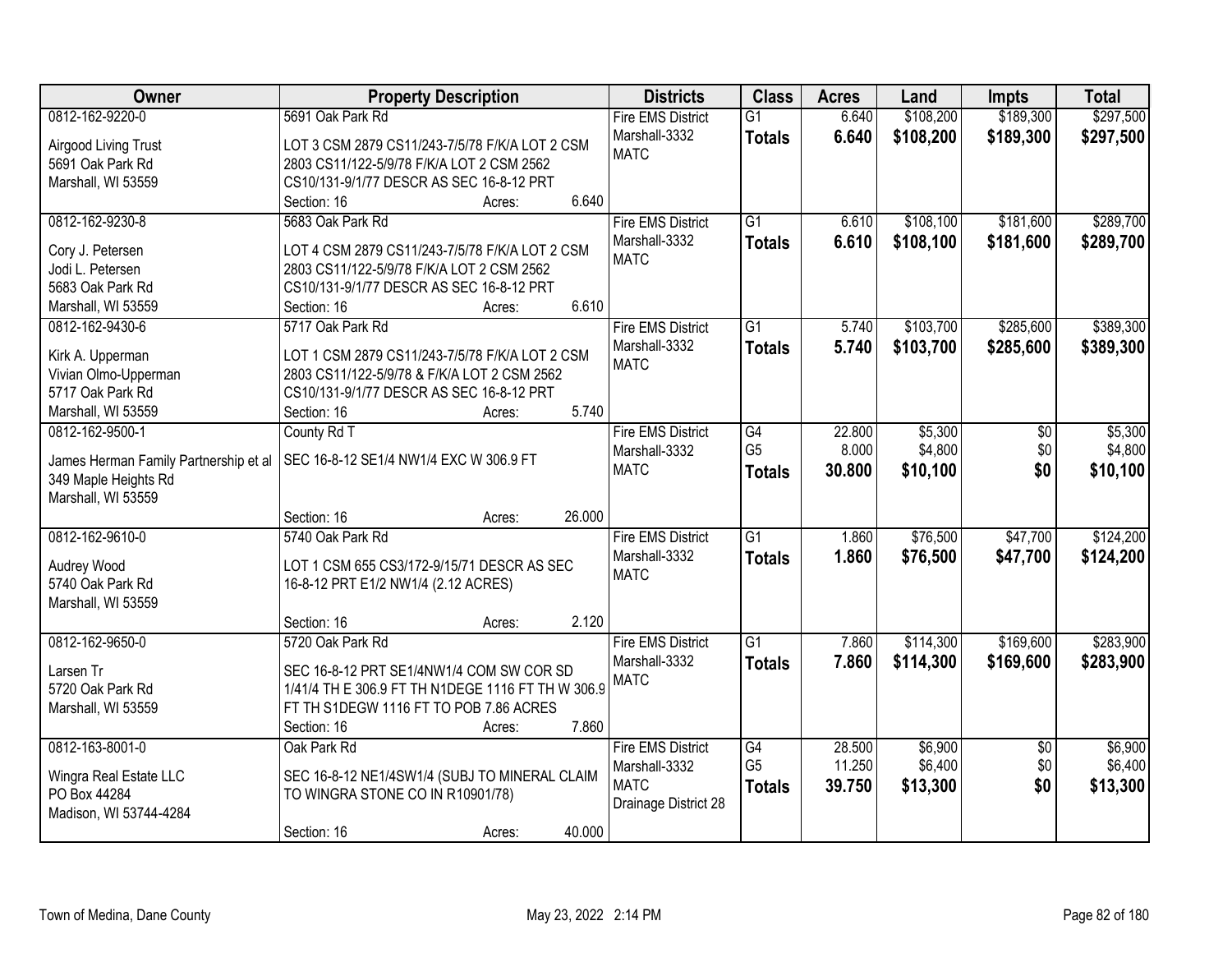| Owner | Property Description | Districts | Class | Acres | Land | Impts | Total |
|---|---|---|---|---|---|---|---|
| 0812-162-9220-0<br>Airgood Living Trust<br>5691 Oak Park Rd<br>Marshall, WI 53559 | 5691 Oak Park Rd<br>LOT 3 CSM 2879 CS11/243-7/5/78 F/K/A LOT 2 CSM 2803 CS11/122-5/9/78 F/K/A LOT 2 CSM 2562 CS10/131-9/1/77 DESCR AS SEC 16-8-12 PRT<br>Section: 16 Acres: 6.640 | Fire EMS District<br>Marshall-3332<br>MATC | G1<br>**Totals** | 6.640<br>**6.640** | \$108,200<br>**\$108,200** | \$189,300<br>**\$189,300** | \$297,500<br>**\$297,500** |
| 0812-162-9230-8<br>Cory J. Petersen<br>Jodi L. Petersen<br>5683 Oak Park Rd<br>Marshall, WI 53559 | 5683 Oak Park Rd<br>LOT 4 CSM 2879 CS11/243-7/5/78 F/K/A LOT 2 CSM 2803 CS11/122-5/9/78 F/K/A LOT 2 CSM 2562 CS10/131-9/1/77 DESCR AS SEC 16-8-12 PRT<br>Section: 16 Acres: 6.610 | Fire EMS District<br>Marshall-3332<br>MATC | G1<br>**Totals** | 6.610<br>**6.610** | \$108,100<br>**\$108,100** | \$181,600<br>**\$181,600** | \$289,700<br>**\$289,700** |
| 0812-162-9430-6<br>Kirk A. Upperman<br>Vivian Olmo-Upperman<br>5717 Oak Park Rd<br>Marshall, WI 53559 | 5717 Oak Park Rd<br>LOT 1 CSM 2879 CS11/243-7/5/78 F/K/A LOT 2 CSM 2803 CS11/122-5/9/78 & F/K/A LOT 2 CSM 2562 CS10/131-9/1/77 DESCR AS SEC 16-8-12 PRT<br>Section: 16 Acres: 5.740 | Fire EMS District<br>Marshall-3332<br>MATC | G1<br>**Totals** | 5.740<br>**5.740** | \$103,700<br>**\$103,700** | \$285,600<br>**\$285,600** | \$389,300<br>**\$389,300** |
| 0812-162-9500-1<br>James Herman Family Partnership et al<br>349 Maple Heights Rd<br>Marshall, WI 53559 | County Rd T<br>SEC 16-8-12 SE1/4 NW1/4 EXC W 306.9 FT<br>Section: 16 Acres: 26.000 | Fire EMS District<br>Marshall-3332<br>MATC | G4<br>G5<br>**Totals** | 22.800<br>8.000<br>**30.800** | \$5,300<br>\$4,800<br>**\$10,100** | \$0<br>\$0<br>**\$0** | \$5,300<br>\$4,800<br>**\$10,100** |
| 0812-162-9610-0<br>Audrey Wood<br>5740 Oak Park Rd<br>Marshall, WI 53559 | 5740 Oak Park Rd<br>LOT 1 CSM 655 CS3/172-9/15/71 DESCR AS SEC 16-8-12 PRT E1/2 NW1/4 (2.12 ACRES)<br>Section: 16 Acres: 2.120 | Fire EMS District<br>Marshall-3332<br>MATC | G1<br>**Totals** | 1.860<br>**1.860** | \$76,500<br>**\$76,500** | \$47,700<br>**\$47,700** | \$124,200<br>**\$124,200** |
| 0812-162-9650-0<br>Larsen Tr<br>5720 Oak Park Rd<br>Marshall, WI 53559 | 5720 Oak Park Rd<br>SEC 16-8-12 PRT SE1/4NW1/4 COM SW COR SD 1/41/4 TH E 306.9 FT TH N1DEGE 1116 FT TH W 306.9 FT TH S1DEGW 1116 FT TO POB 7.86 ACRES<br>Section: 16 Acres: 7.860 | Fire EMS District<br>Marshall-3332<br>MATC | G1<br>**Totals** | 7.860<br>**7.860** | \$114,300<br>**\$114,300** | \$169,600<br>**\$169,600** | \$283,900<br>**\$283,900** |
| 0812-163-8001-0<br>Wingra Real Estate LLC<br>PO Box 44284<br>Madison, WI 53744-4284 | Oak Park Rd<br>SEC 16-8-12 NE1/4SW1/4 (SUBJ TO MINERAL CLAIM TO WINGRA STONE CO IN R10901/78)<br>Section: 16 Acres: 40.000 | Fire EMS District<br>Marshall-3332<br>MATC<br>Drainage District 28 | G4<br>G5<br>**Totals** | 28.500<br>11.250<br>**39.750** | \$6,900<br>\$6,400<br>**\$13,300** | \$0<br>\$0<br>**\$0** | \$6,900<br>\$6,400<br>**\$13,300** |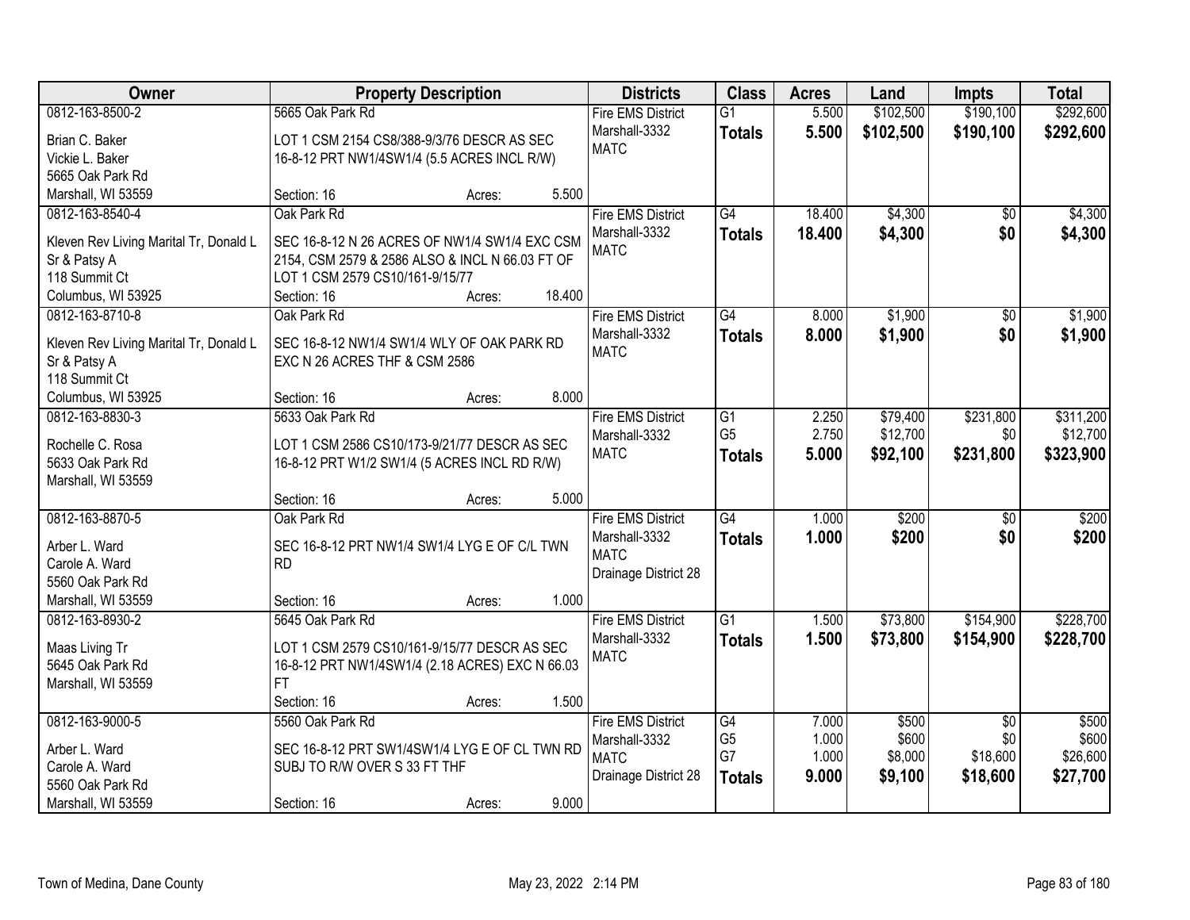| Owner | Property Description | Districts | Class | Acres | Land | Impts | Total |
|---|---|---|---|---|---|---|---|
| 0812-163-8500-2<br>Brian C. Baker<br>Vickie L. Baker<br>5665 Oak Park Rd<br>Marshall, WI 53559 | 5665 Oak Park Rd<br>LOT 1 CSM 2154 CS8/388-9/3/76 DESCR AS SEC 16-8-12 PRT NW1/4SW1/4 (5.5 ACRES INCL R/W)<br>Section: 16 Acres: 5.500 | Fire EMS District<br>Marshall-3332<br>MATC | G1<br>**Totals** | 5.500<br>**5.500** | $102,500<br>**$102,500** | $190,100<br>**$190,100** | $292,600<br>**$292,600** |
| 0812-163-8540-4<br>Kleven Rev Living Marital Tr, Donald L Sr & Patsy A<br>118 Summit Ct<br>Columbus, WI 53925 | Oak Park Rd<br>SEC 16-8-12 N 26 ACRES OF NW1/4 SW1/4 EXC CSM 2154, CSM 2579 & 2586 ALSO & INCL N 66.03 FT OF LOT 1 CSM 2579 CS10/161-9/15/77<br>Section: 16 Acres: 18.400 | Fire EMS District<br>Marshall-3332<br>MATC | G4<br>**Totals** | 18.400<br>**18.400** | $4,300<br>**$4,300** | $0<br>**$0** | $4,300<br>**$4,300** |
| 0812-163-8710-8<br>Kleven Rev Living Marital Tr, Donald L Sr & Patsy A<br>118 Summit Ct<br>Columbus, WI 53925 | Oak Park Rd<br>SEC 16-8-12 NW1/4 SW1/4 WLY OF OAK PARK RD EXC N 26 ACRES THF & CSM 2586<br>Section: 16 Acres: 8.000 | Fire EMS District<br>Marshall-3332<br>MATC | G4<br>**Totals** | 8.000<br>**8.000** | $1,900<br>**$1,900** | $0<br>**$0** | $1,900<br>**$1,900** |
| 0812-163-8830-3<br>Rochelle C. Rosa<br>5633 Oak Park Rd<br>Marshall, WI 53559 | 5633 Oak Park Rd<br>LOT 1 CSM 2586 CS10/173-9/21/77 DESCR AS SEC 16-8-12 PRT W1/2 SW1/4 (5 ACRES INCL RD R/W)<br>Section: 16 Acres: 5.000 | Fire EMS District<br>Marshall-3332<br>MATC | G1<br>G5<br>**Totals** | 2.250<br>2.750<br>**5.000** | $79,400<br>$12,700<br>**$92,100** | $231,800<br>$0<br>**$231,800** | $311,200<br>$12,700<br>**$323,900** |
| 0812-163-8870-5<br>Arber L. Ward<br>Carole A. Ward<br>5560 Oak Park Rd<br>Marshall, WI 53559 | Oak Park Rd<br>SEC 16-8-12 PRT NW1/4 SW1/4 LYG E OF C/L TWN RD<br>Section: 16 Acres: 1.000 | Fire EMS District<br>Marshall-3332<br>MATC<br>Drainage District 28 | G4<br>**Totals** | 1.000<br>**1.000** | $200<br>**$200** | $0<br>**$0** | $200<br>**$200** |
| 0812-163-8930-2<br>Maas Living Tr<br>5645 Oak Park Rd<br>Marshall, WI 53559 | 5645 Oak Park Rd<br>LOT 1 CSM 2579 CS10/161-9/15/77 DESCR AS SEC 16-8-12 PRT NW1/4SW1/4 (2.18 ACRES) EXC N 66.03 FT<br>Section: 16 Acres: 1.500 | Fire EMS District<br>Marshall-3332<br>MATC | G1<br>**Totals** | 1.500<br>**1.500** | $73,800<br>**$73,800** | $154,900<br>**$154,900** | $228,700<br>**$228,700** |
| 0812-163-9000-5<br>Arber L. Ward<br>Carole A. Ward<br>5560 Oak Park Rd<br>Marshall, WI 53559 | 5560 Oak Park Rd<br>SEC 16-8-12 PRT SW1/4SW1/4 LYG E OF CL TWN RD SUBJ TO R/W OVER S 33 FT THF<br>Section: 16 Acres: 9.000 | Fire EMS District<br>Marshall-3332<br>MATC<br>Drainage District 28 | G4<br>G5<br>G7<br>**Totals** | 7.000<br>1.000<br>1.000<br>**9.000** | $500<br>$600<br>$8,000<br>**$9,100** | $0<br>$0<br>$18,600<br>**$18,600** | $500<br>$600<br>$26,600<br>**$27,700** |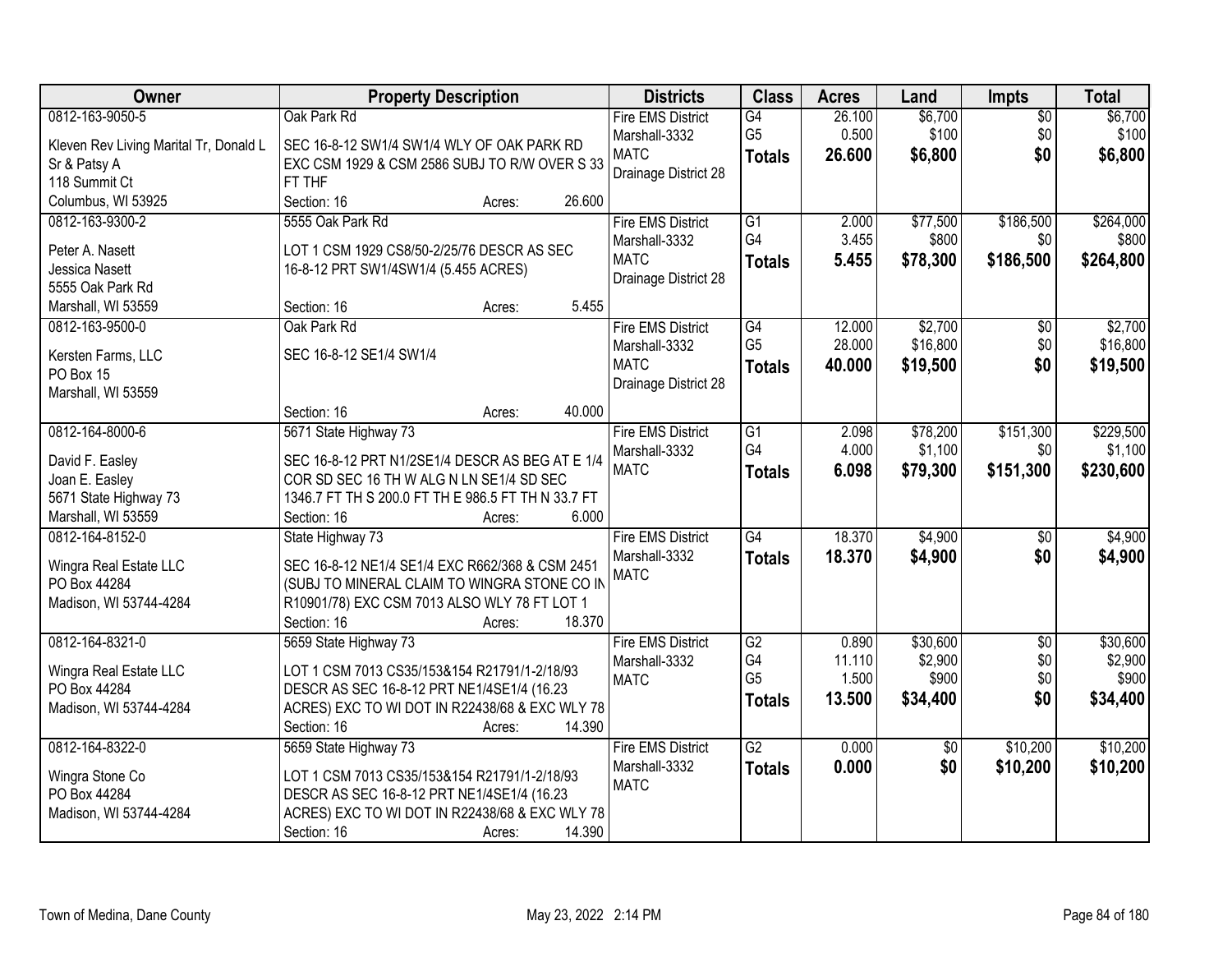| Owner | Property Description | Districts | Class | Acres | Land | Impts | Total |
|---|---|---|---|---|---|---|---|
| 0812-163-9050-5<br>Kleven Rev Living Marital Tr, Donald L Sr & Patsy A<br>118 Summit Ct<br>Columbus, WI 53925 | Oak Park Rd<br>SEC 16-8-12 SW1/4 SW1/4 WLY OF OAK PARK RD EXC CSM 1929 & CSM 2586 SUBJ TO R/W OVER S 33 FT THF<br>Section: 16 Acres: 26.600 | Fire EMS District<br>Marshall-3332<br>MATC<br>Drainage District 28 | G4<br>G5<br>**Totals** | 26.100<br>0.500<br>**26.600** | $6,700<br>$100<br>**$6,800** | $0<br>$0<br>**$0** | $6,700<br>$100<br>**$6,800** |
| 0812-163-9300-2<br>Peter A. Nasett<br>Jessica Nasett<br>5555 Oak Park Rd<br>Marshall, WI 53559 | 5555 Oak Park Rd<br>LOT 1 CSM 1929 CS8/50-2/25/76 DESCR AS SEC 16-8-12 PRT SW1/4SW1/4 (5.455 ACRES)<br>Section: 16 Acres: 5.455 | Fire EMS District<br>Marshall-3332<br>MATC<br>Drainage District 28 | G1<br>G4<br>**Totals** | 2.000<br>3.455<br>**5.455** | $77,500<br>$800<br>**$78,300** | $186,500<br>$0<br>**$186,500** | $264,000<br>$800<br>**$264,800** |
| 0812-163-9500-0<br>Kersten Farms, LLC<br>PO Box 15<br>Marshall, WI 53559 | Oak Park Rd<br>SEC 16-8-12 SE1/4 SW1/4<br>Section: 16 Acres: 40.000 | Fire EMS District<br>Marshall-3332<br>MATC<br>Drainage District 28 | G4<br>G5<br>**Totals** | 12.000<br>28.000<br>**40.000** | $2,700<br>$16,800<br>**$19,500** | $0<br>$0<br>**$0** | $2,700<br>$16,800<br>**$19,500** |
| 0812-164-8000-6<br>David F. Easley<br>Joan E. Easley<br>5671 State Highway 73<br>Marshall, WI 53559 | 5671 State Highway 73<br>SEC 16-8-12 PRT N1/2SE1/4 DESCR AS BEG AT E 1/4 COR SD SEC 16 TH W ALG N LN SE1/4 SD SEC 1346.7 FT TH S 200.0 FT TH E 986.5 FT TH N 33.7 FT<br>Section: 16 Acres: 6.000 | Fire EMS District<br>Marshall-3332<br>MATC | G1<br>G4<br>**Totals** | 2.098<br>4.000<br>**6.098** | $78,200<br>$1,100<br>**$79,300** | $151,300<br>$0<br>**$151,300** | $229,500<br>$1,100<br>**$230,600** |
| 0812-164-8152-0<br>Wingra Real Estate LLC<br>PO Box 44284<br>Madison, WI 53744-4284 | State Highway 73<br>SEC 16-8-12 NE1/4 SE1/4 EXC R662/368 & CSM 2451 (SUBJ TO MINERAL CLAIM TO WINGRA STONE CO IN R10901/78) EXC CSM 7013 ALSO WLY 78 FT LOT 1<br>Section: 16 Acres: 18.370 | Fire EMS District<br>Marshall-3332<br>MATC | G4<br>**Totals** | 18.370<br>**18.370** | $4,900<br>**$4,900** | $0<br>**$0** | $4,900<br>**$4,900** |
| 0812-164-8321-0<br>Wingra Real Estate LLC<br>PO Box 44284<br>Madison, WI 53744-4284 | 5659 State Highway 73<br>LOT 1 CSM 7013 CS35/153&154 R21791/1-2/18/93 DESCR AS SEC 16-8-12 PRT NE1/4SE1/4 (16.23 ACRES) EXC TO WI DOT IN R22438/68 & EXC WLY 78<br>Section: 16 Acres: 14.390 | Fire EMS District<br>Marshall-3332<br>MATC | G2<br>G4<br>G5<br>**Totals** | 0.890<br>11.110<br>1.500<br>**13.500** | $30,600<br>$2,900<br>$900<br>**$34,400** | $0<br>$0<br>$0<br>**$0** | $30,600<br>$2,900<br>$900<br>**$34,400** |
| 0812-164-8322-0<br>Wingra Stone Co<br>PO Box 44284<br>Madison, WI 53744-4284 | 5659 State Highway 73<br>LOT 1 CSM 7013 CS35/153&154 R21791/1-2/18/93 DESCR AS SEC 16-8-12 PRT NE1/4SE1/4 (16.23 ACRES) EXC TO WI DOT IN R22438/68 & EXC WLY 78<br>Section: 16 Acres: 14.390 | Fire EMS District<br>Marshall-3332<br>MATC | G2<br>**Totals** | 0.000<br>**0.000** | $0<br>**$0** | $10,200<br>**$10,200** | $10,200<br>**$10,200** |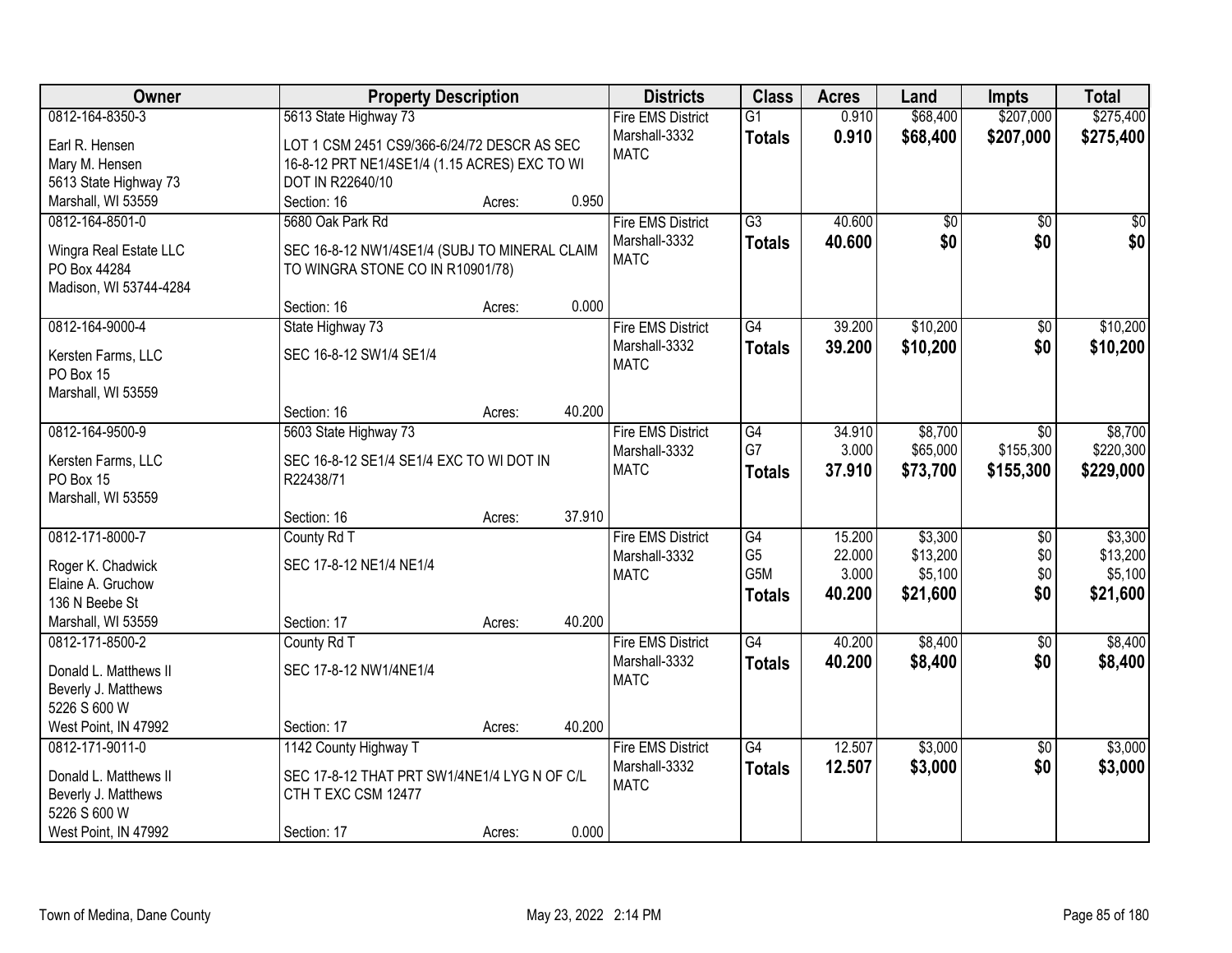| Owner | Property Description | | | Districts | Class | Acres | Land | Impts | Total |
|---|---|---|---|---|---|---|---|---|---|
| 0812-164-8350-3 | 5613 State Highway 73 | | | Fire EMS District | G1 | 0.910 | $68,400 | $207,000 | $275,400 |
| Earl R. Hensen<br>Mary M. Hensen<br>5613 State Highway 73<br>Marshall, WI 53559 | LOT 1 CSM 2451 CS9/366-6/24/72 DESCR AS SEC 16-8-12 PRT NE1/4SE1/4 (1.15 ACRES) EXC TO WI DOT IN R22640/10 | | | Marshall-3332<br>MATC | **Totals** | **0.910** | **$68,400** | **$207,000** | **$275,400** |
| | Section: 16 | Acres: | 0.950 | | | | | | |
| 0812-164-8501-0 | 5680 Oak Park Rd | | | Fire EMS District | G3 | 40.600 | $0 | $0 | $0 |
| Wingra Real Estate LLC<br>PO Box 44284<br>Madison, WI 53744-4284 | SEC 16-8-12 NW1/4SE1/4 (SUBJ TO MINERAL CLAIM TO WINGRA STONE CO IN R10901/78) | | | Marshall-3332<br>MATC | **Totals** | **40.600** | **$0** | **$0** | **$0** |
| | Section: 16 | Acres: | 0.000 | | | | | | |
| 0812-164-9000-4 | State Highway 73 | | | Fire EMS District | G4 | 39.200 | $10,200 | $0 | $10,200 |
| Kersten Farms, LLC<br>PO Box 15<br>Marshall, WI 53559 | SEC 16-8-12 SW1/4 SE1/4 | | | Marshall-3332<br>MATC | **Totals** | **39.200** | **$10,200** | **$0** | **$10,200** |
| | Section: 16 | Acres: | 40.200 | | | | | | |
| 0812-164-9500-9 | 5603 State Highway 73 | | | Fire EMS District | G4 | 34.910 | $8,700 | $0 | $8,700 |
| Kersten Farms, LLC<br>PO Box 15<br>Marshall, WI 53559 | SEC 16-8-12 SE1/4 SE1/4 EXC TO WI DOT IN R22438/71 | | | Marshall-3332<br>MATC | G7 | 3.000 | $65,000 | $155,300 | $220,300 |
| | | | | | **Totals** | **37.910** | **$73,700** | **$155,300** | **$229,000** |
| | Section: 16 | Acres: | 37.910 | | | | | | |
| 0812-171-8000-7 | County Rd T | | | Fire EMS District | G4 | 15.200 | $3,300 | $0 | $3,300 |
| Roger K. Chadwick<br>Elaine A. Gruchow<br>136 N Beebe St<br>Marshall, WI 53559 | SEC 17-8-12 NE1/4 NE1/4 | | | Marshall-3332<br>MATC | G5 | 22.000 | $13,200 | $0 | $13,200 |
| | | | | | G5M | 3.000 | $5,100 | $0 | $5,100 |
| | | | | | **Totals** | **40.200** | **$21,600** | **$0** | **$21,600** |
| | Section: 17 | Acres: | 40.200 | | | | | | |
| 0812-171-8500-2 | County Rd T | | | Fire EMS District | G4 | 40.200 | $8,400 | $0 | $8,400 |
| Donald L. Matthews II<br>Beverly J. Matthews<br>5226 S 600 W<br>West Point, IN 47992 | SEC 17-8-12 NW1/4NE1/4 | | | Marshall-3332<br>MATC | **Totals** | **40.200** | **$8,400** | **$0** | **$8,400** |
| | Section: 17 | Acres: | 40.200 | | | | | | |
| 0812-171-9011-0 | 1142 County Highway T | | | Fire EMS District | G4 | 12.507 | $3,000 | $0 | $3,000 |
| Donald L. Matthews II<br>Beverly J. Matthews<br>5226 S 600 W<br>West Point, IN 47992 | SEC 17-8-12 THAT PRT SW1/4NE1/4 LYG N OF C/L CTH T EXC CSM 12477 | | | Marshall-3332<br>MATC | **Totals** | **12.507** | **$3,000** | **$0** | **$3,000** |
| | Section: 17 | Acres: | 0.000 | | | | | | |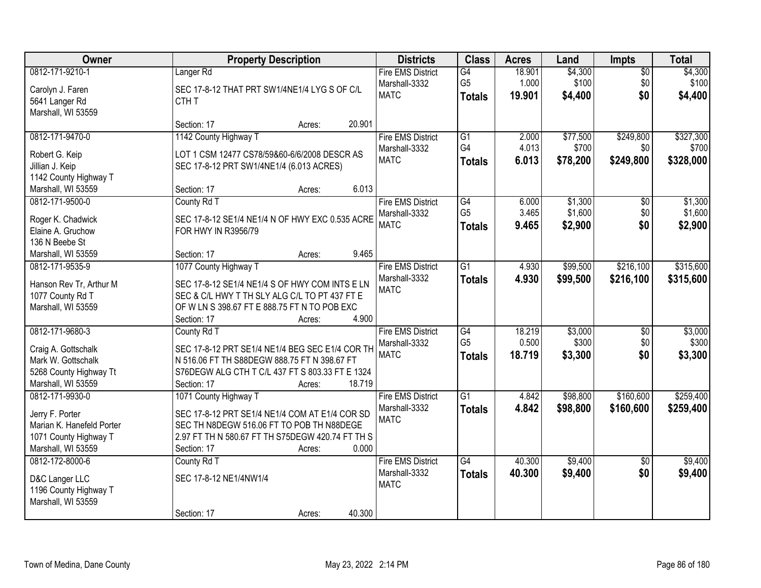| Owner | Property Description | Districts | Class | Acres | Land | Impts | Total |
|---|---|---|---|---|---|---|---|
| 0812-171-9210-1<br>Carolyn J. Faren<br>5641 Langer Rd<br>Marshall, WI 53559 | Langer Rd<br>SEC 17-8-12 THAT PRT SW1/4NE1/4 LYG S OF C/L CTH T<br>Section: 17 Acres: 20.901 | Fire EMS District<br>Marshall-3332<br>MATC | G4<br>G5<br>**Totals** | 18.901<br>1.000<br>**19.901** | $4,300<br>$100<br>**$4,400** | $0<br>$0<br>**$0** | $4,300<br>$100<br>**$4,400** |
| 0812-171-9470-0<br>Robert G. Keip<br>Jillian J. Keip<br>1142 County Highway T<br>Marshall, WI 53559 | 1142 County Highway T<br>LOT 1 CSM 12477 CS78/59&60-6/6/2008 DESCR AS SEC 17-8-12 PRT SW1/4NE1/4 (6.013 ACRES)<br>Section: 17 Acres: 6.013 | Fire EMS District<br>Marshall-3332<br>MATC | G1<br>G4<br>**Totals** | 2.000<br>4.013<br>**6.013** | $77,500<br>$700<br>**$78,200** | $249,800<br>$0<br>**$249,800** | $327,300<br>$700<br>**$328,000** |
| 0812-171-9500-0<br>Roger K. Chadwick<br>Elaine A. Gruchow<br>136 N Beebe St<br>Marshall, WI 53559 | County Rd T<br>SEC 17-8-12 SE1/4 NE1/4 N OF HWY EXC 0.535 ACRE FOR HWY IN R3956/79<br>Section: 17 Acres: 9.465 | Fire EMS District<br>Marshall-3332<br>MATC | G4<br>G5<br>**Totals** | 6.000<br>3.465<br>**9.465** | $1,300<br>$1,600<br>**$2,900** | $0<br>$0<br>**$0** | $1,300<br>$1,600<br>**$2,900** |
| 0812-171-9535-9<br>Hanson Rev Tr, Arthur M<br>1077 County Rd T<br>Marshall, WI 53559 | 1077 County Highway T<br>SEC 17-8-12 SE1/4 NE1/4 S OF HWY COM INTS E LN SEC & C/L HWY T TH SLY ALG C/L TO PT 437 FT E OF W LN S 398.67 FT E 888.75 FT N TO POB EXC<br>Section: 17 Acres: 4.900 | Fire EMS District<br>Marshall-3332<br>MATC | G1<br>**Totals** | 4.930<br>**4.930** | $99,500<br>**$99,500** | $216,100<br>**$216,100** | $315,600<br>**$315,600** |
| 0812-171-9680-3<br>Craig A. Gottschalk<br>Mark W. Gottschalk<br>5268 County Highway Tt<br>Marshall, WI 53559 | County Rd T<br>SEC 17-8-12 PRT SE1/4 NE1/4 BEG SEC E1/4 COR TH N 516.06 FT TH S88DEGW 888.75 FT N 398.67 FT S76DEGW ALG CTH T C/L 437 FT S 803.33 FT E 1324<br>Section: 17 Acres: 18.719 | Fire EMS District<br>Marshall-3332<br>MATC | G4<br>G5<br>**Totals** | 18.219<br>0.500<br>**18.719** | $3,000<br>$300<br>**$3,300** | $0<br>$0<br>**$0** | $3,000<br>$300<br>**$3,300** |
| 0812-171-9930-0<br>Jerry F. Porter<br>Marian K. Hanefeld Porter<br>1071 County Highway T<br>Marshall, WI 53559 | 1071 County Highway T<br>SEC 17-8-12 PRT SE1/4 NE1/4 COM AT E1/4 COR SD SEC TH N8DEGW 516.06 FT TO POB TH N88DEGE 2.97 FT TH N 580.67 FT TH S75DEGW 420.74 FT TH S<br>Section: 17 Acres: 0.000 | Fire EMS District<br>Marshall-3332<br>MATC | G1<br>**Totals** | 4.842<br>**4.842** | $98,800<br>**$98,800** | $160,600<br>**$160,600** | $259,400<br>**$259,400** |
| 0812-172-8000-6<br>D&C Langer LLC<br>1196 County Highway T<br>Marshall, WI 53559 | County Rd T<br>SEC 17-8-12 NE1/4NW1/4<br>Section: 17 Acres: 40.300 | Fire EMS District<br>Marshall-3332<br>MATC | G4<br>**Totals** | 40.300<br>**40.300** | $9,400<br>**$9,400** | $0<br>**$0** | $9,400<br>**$9,400** |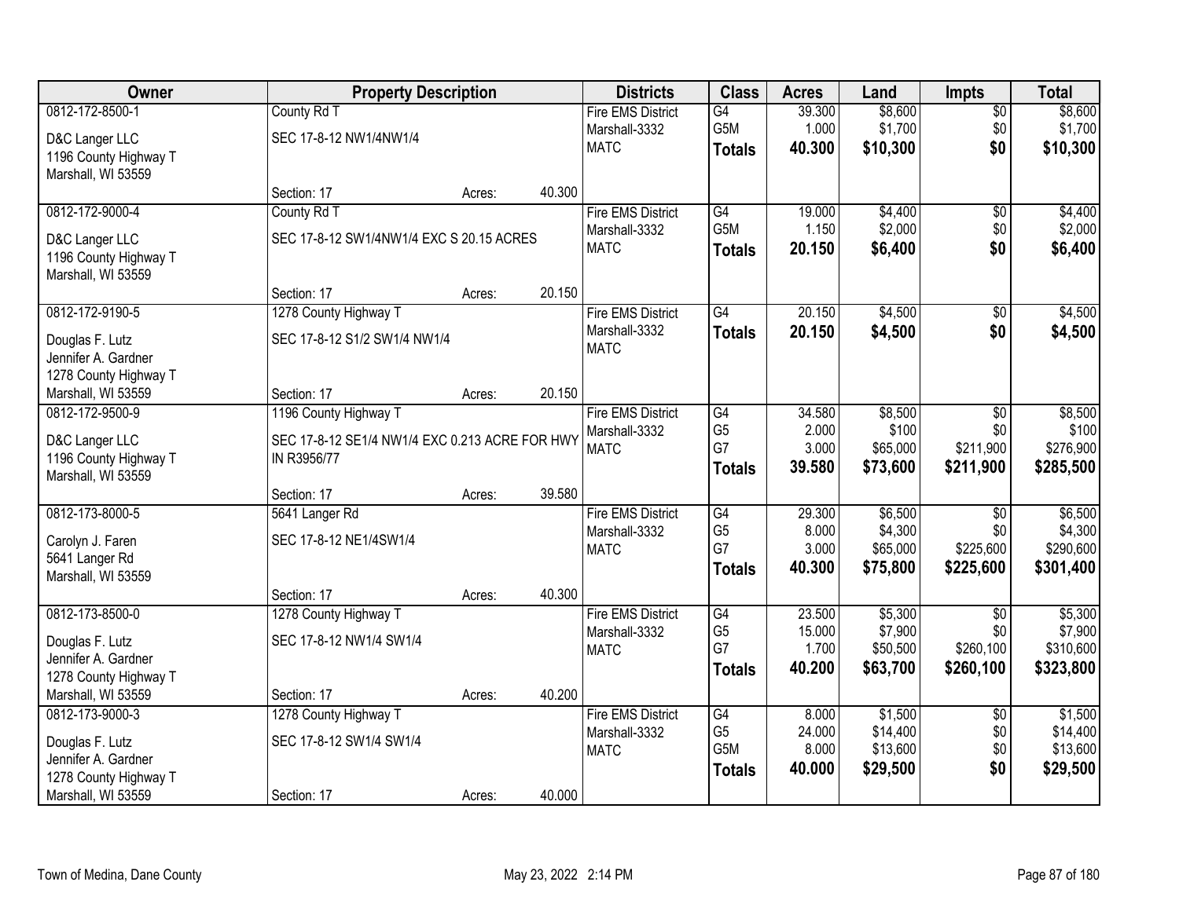| Owner | Property Description | | | Districts | Class | Acres | Land | Impts | Total |
|---|---|---|---|---|---|---|---|---|---|
| 0812-172-8500-1 | County Rd T | | | Fire EMS District | G4 | 39.300 | $8,600 | $0 | $8,600 |
| D&C Langer LLC | SEC 17-8-12 NW1/4NW1/4 | | | Marshall-3332 | G5M | 1.000 | $1,700 | $0 | $1,700 |
| 1196 County Highway T | | | | MATC | **Totals** | **40.300** | **$10,300** | **$0** | **$10,300** |
| Marshall, WI 53559 | Section: 17 | Acres: | 40.300 | | | | | | |
| 0812-172-9000-4 | County Rd T | | | Fire EMS District | G4 | 19.000 | $4,400 | $0 | $4,400 |
| D&C Langer LLC | SEC 17-8-12 SW1/4NW1/4 EXC S 20.15 ACRES | | | Marshall-3332 | G5M | 1.150 | $2,000 | $0 | $2,000 |
| 1196 County Highway T | | | | MATC | **Totals** | **20.150** | **$6,400** | **$0** | **$6,400** |
| Marshall, WI 53559 | Section: 17 | Acres: | 20.150 | | | | | | |
| 0812-172-9190-5 | 1278 County Highway T | | | Fire EMS District | G4 | 20.150 | $4,500 | $0 | $4,500 |
| Douglas F. Lutz | SEC 17-8-12 S1/2 SW1/4 NW1/4 | | | Marshall-3332 | **Totals** | **20.150** | **$4,500** | **$0** | **$4,500** |
| Jennifer A. Gardner | | | | MATC | | | | | |
| 1278 County Highway T | | | | | | | | | |
| Marshall, WI 53559 | Section: 17 | Acres: | 20.150 | | | | | | |
| 0812-172-9500-9 | 1196 County Highway T | | | Fire EMS District | G4 | 34.580 | $8,500 | $0 | $8,500 |
| D&C Langer LLC | SEC 17-8-12 SE1/4 NW1/4 EXC 0.213 ACRE FOR HWY IN R3956/77 | | | Marshall-3332 | G5 | 2.000 | $100 | $0 | $100 |
| 1196 County Highway T | | | | MATC | G7 | 3.000 | $65,000 | $211,900 | $276,900 |
| Marshall, WI 53559 | | | | | **Totals** | **39.580** | **$73,600** | **$211,900** | **$285,500** |
| | Section: 17 | Acres: | 39.580 | | | | | | |
| 0812-173-8000-5 | 5641 Langer Rd | | | Fire EMS District | G4 | 29.300 | $6,500 | $0 | $6,500 |
| Carolyn J. Faren | SEC 17-8-12 NE1/4SW1/4 | | | Marshall-3332 | G5 | 8.000 | $4,300 | $0 | $4,300 |
| 5641 Langer Rd | | | | MATC | G7 | 3.000 | $65,000 | $225,600 | $290,600 |
| Marshall, WI 53559 | | | | | **Totals** | **40.300** | **$75,800** | **$225,600** | **$301,400** |
| | Section: 17 | Acres: | 40.300 | | | | | | |
| 0812-173-8500-0 | 1278 County Highway T | | | Fire EMS District | G4 | 23.500 | $5,300 | $0 | $5,300 |
| Douglas F. Lutz | SEC 17-8-12 NW1/4 SW1/4 | | | Marshall-3332 | G5 | 15.000 | $7,900 | $0 | $7,900 |
| Jennifer A. Gardner | | | | MATC | G7 | 1.700 | $50,500 | $260,100 | $310,600 |
| 1278 County Highway T | | | | | **Totals** | **40.200** | **$63,700** | **$260,100** | **$323,800** |
| Marshall, WI 53559 | Section: 17 | Acres: | 40.200 | | | | | | |
| 0812-173-9000-3 | 1278 County Highway T | | | Fire EMS District | G4 | 8.000 | $1,500 | $0 | $1,500 |
| Douglas F. Lutz | SEC 17-8-12 SW1/4 SW1/4 | | | Marshall-3332 | G5 | 24.000 | $14,400 | $0 | $14,400 |
| Jennifer A. Gardner | | | | MATC | G5M | 8.000 | $13,600 | $0 | $13,600 |
| 1278 County Highway T | | | | | **Totals** | **40.000** | **$29,500** | **$0** | **$29,500** |
| Marshall, WI 53559 | Section: 17 | Acres: | 40.000 | | | | | | |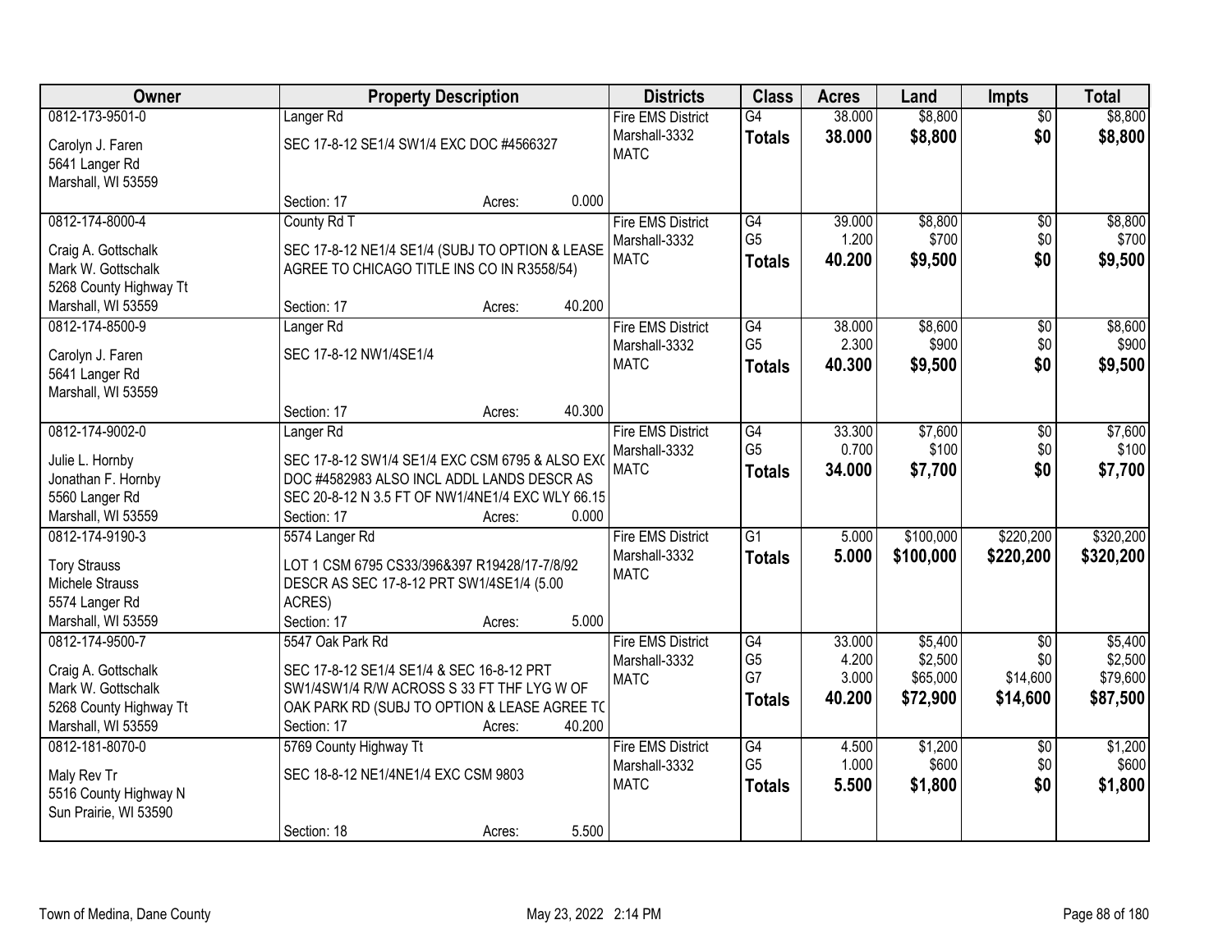| Owner | Property Description | Districts | Class | Acres | Land | Impts | Total |
|---|---|---|---|---|---|---|---|
| 0812-173-9501-0<br>Carolyn J. Faren<br>5641 Langer Rd<br>Marshall, WI 53559 | Langer Rd<br>SEC 17-8-12 SE1/4 SW1/4 EXC DOC #4566327<br>Section: 17 Acres: 0.000 | Fire EMS District<br>Marshall-3332<br>MATC | G4<br>**Totals** | 38.000<br>**38.000** | $8,800<br>**$8,800** | $0<br>**$0** | $8,800<br>**$8,800** |
| 0812-174-8000-4<br>Craig A. Gottschalk<br>Mark W. Gottschalk<br>5268 County Highway Tt<br>Marshall, WI 53559 | County Rd T<br>SEC 17-8-12 NE1/4 SE1/4 (SUBJ TO OPTION & LEASE AGREE TO CHICAGO TITLE INS CO IN R3558/54)<br>Section: 17 Acres: 40.200 | Fire EMS District<br>Marshall-3332<br>MATC | G4<br>G5<br>**Totals** | 39.000<br>1.200<br>**40.200** | $8,800<br>$700<br>**$9,500** | $0<br>$0<br>**$0** | $8,800<br>$700<br>**$9,500** |
| 0812-174-8500-9<br>Carolyn J. Faren<br>5641 Langer Rd<br>Marshall, WI 53559 | Langer Rd<br>SEC 17-8-12 NW1/4SE1/4<br>Section: 17 Acres: 40.300 | Fire EMS District<br>Marshall-3332<br>MATC | G4<br>G5<br>**Totals** | 38.000<br>2.300<br>**40.300** | $8,600<br>$900<br>**$9,500** | $0<br>$0<br>**$0** | $8,600<br>$900<br>**$9,500** |
| 0812-174-9002-0<br>Julie L. Hornby<br>Jonathan F. Hornby<br>5560 Langer Rd<br>Marshall, WI 53559 | Langer Rd<br>SEC 17-8-12 SW1/4 SE1/4 EXC CSM 6795 & ALSO EXC DOC #4582983 ALSO INCL ADDL LANDS DESCR AS SEC 20-8-12 N 3.5 FT OF NW1/4NE1/4 EXC WLY 66.15<br>Section: 17 Acres: 0.000 | Fire EMS District<br>Marshall-3332<br>MATC | G4<br>G5<br>**Totals** | 33.300<br>0.700<br>**34.000** | $7,600<br>$100<br>**$7,700** | $0<br>$0<br>**$0** | $7,600<br>$100<br>**$7,700** |
| 0812-174-9190-3<br>Tory Strauss<br>Michele Strauss<br>5574 Langer Rd<br>Marshall, WI 53559 | 5574 Langer Rd<br>LOT 1 CSM 6795 CS33/396&397 R19428/17-7/8/92 DESCR AS SEC 17-8-12 PRT SW1/4SE1/4 (5.00 ACRES)<br>Section: 17 Acres: 5.000 | Fire EMS District<br>Marshall-3332<br>MATC | G1<br>**Totals** | 5.000<br>**5.000** | $100,000<br>**$100,000** | $220,200<br>**$220,200** | $320,200<br>**$320,200** |
| 0812-174-9500-7<br>Craig A. Gottschalk<br>Mark W. Gottschalk<br>5268 County Highway Tt<br>Marshall, WI 53559 | 5547 Oak Park Rd<br>SEC 17-8-12 SE1/4 SE1/4 & SEC 16-8-12 PRT SW1/4SW1/4 R/W ACROSS S 33 FT THF LYG W OF OAK PARK RD (SUBJ TO OPTION & LEASE AGREE TO<br>Section: 17 Acres: 40.200 | Fire EMS District<br>Marshall-3332<br>MATC | G4<br>G5<br>G7<br>**Totals** | 33.000<br>4.200<br>3.000<br>**40.200** | $5,400<br>$2,500<br>$65,000<br>**$72,900** | $0<br>$0<br>$14,600<br>**$14,600** | $5,400<br>$2,500<br>$79,600<br>**$87,500** |
| 0812-181-8070-0<br>Maly Rev Tr<br>5516 County Highway N<br>Sun Prairie, WI 53590 | 5769 County Highway Tt<br>SEC 18-8-12 NE1/4NE1/4 EXC CSM 9803<br>Section: 18 Acres: 5.500 | Fire EMS District<br>Marshall-3332<br>MATC | G4<br>G5<br>**Totals** | 4.500<br>1.000<br>**5.500** | $1,200<br>$600<br>**$1,800** | $0<br>$0<br>**$0** | $1,200<br>$600<br>**$1,800** |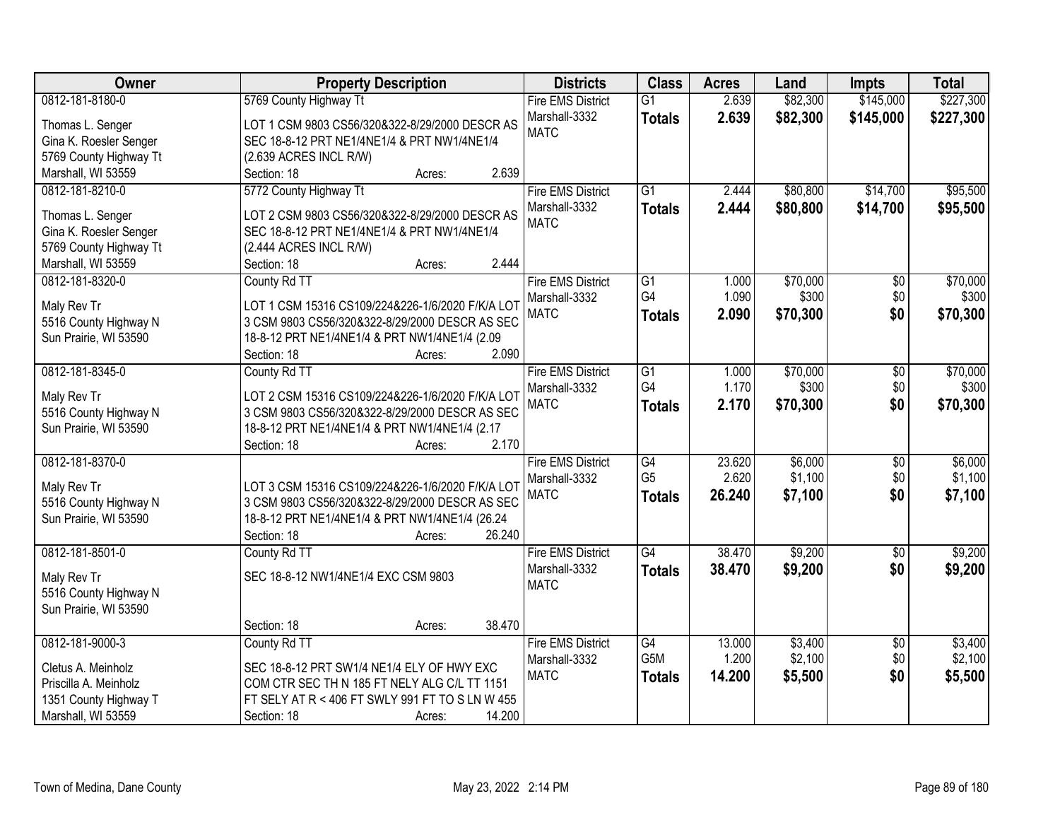| Owner | Property Description | Districts | Class | Acres | Land | Impts | Total |
|---|---|---|---|---|---|---|---|
| 0812-181-8180-0<br>Thomas L. Senger<br>Gina K. Roesler Senger<br>5769 County Highway Tt<br>Marshall, WI 53559 | 5769 County Highway Tt<br>LOT 1 CSM 9803 CS56/320&322-8/29/2000 DESCR AS SEC 18-8-12 PRT NE1/4NE1/4 & PRT NW1/4NE1/4 (2.639 ACRES INCL R/W)<br>Section: 18 Acres: 2.639 | Fire EMS District<br>Marshall-3332<br>MATC | G1<br>**Totals** | 2.639<br>**2.639** | \$82,300<br>**\$82,300** | \$145,000<br>**\$145,000** | \$227,300<br>**\$227,300** |
| 0812-181-8210-0<br>Thomas L. Senger<br>Gina K. Roesler Senger<br>5769 County Highway Tt<br>Marshall, WI 53559 | 5772 County Highway Tt<br>LOT 2 CSM 9803 CS56/320&322-8/29/2000 DESCR AS SEC 18-8-12 PRT NE1/4NE1/4 & PRT NW1/4NE1/4 (2.444 ACRES INCL R/W)<br>Section: 18 Acres: 2.444 | Fire EMS District<br>Marshall-3332<br>MATC | G1<br>**Totals** | 2.444<br>**2.444** | \$80,800<br>**\$80,800** | \$14,700<br>**\$14,700** | \$95,500<br>**\$95,500** |
| 0812-181-8320-0<br>Maly Rev Tr<br>5516 County Highway N<br>Sun Prairie, WI 53590 | County Rd TT<br>LOT 1 CSM 15316 CS109/224&226-1/6/2020 F/K/A LOT 3 CSM 9803 CS56/320&322-8/29/2000 DESCR AS SEC 18-8-12 PRT NE1/4NE1/4 & PRT NW1/4NE1/4 (2.09<br>Section: 18 Acres: 2.090 | Fire EMS District<br>Marshall-3332<br>MATC | G1<br>G4<br>**Totals** | 1.000<br>1.090<br>**2.090** | \$70,000<br>\$300<br>**\$70,300** | \$0<br>\$0<br>**\$0** | \$70,000<br>\$300<br>**\$70,300** |
| 0812-181-8345-0<br>Maly Rev Tr<br>5516 County Highway N<br>Sun Prairie, WI 53590 | County Rd TT<br>LOT 2 CSM 15316 CS109/224&226-1/6/2020 F/K/A LOT 3 CSM 9803 CS56/320&322-8/29/2000 DESCR AS SEC 18-8-12 PRT NE1/4NE1/4 & PRT NW1/4NE1/4 (2.17<br>Section: 18 Acres: 2.170 | Fire EMS District<br>Marshall-3332<br>MATC | G1<br>G4<br>**Totals** | 1.000<br>1.170<br>**2.170** | \$70,000<br>\$300<br>**\$70,300** | \$0<br>\$0<br>**\$0** | \$70,000<br>\$300<br>**\$70,300** |
| 0812-181-8370-0<br>Maly Rev Tr<br>5516 County Highway N<br>Sun Prairie, WI 53590 | LOT 3 CSM 15316 CS109/224&226-1/6/2020 F/K/A LOT 3 CSM 9803 CS56/320&322-8/29/2000 DESCR AS SEC 18-8-12 PRT NE1/4NE1/4 & PRT NW1/4NE1/4 (26.24<br>Section: 18 Acres: 26.240 | Fire EMS District<br>Marshall-3332<br>MATC | G4<br>G5<br>**Totals** | 23.620<br>2.620<br>**26.240** | \$6,000<br>\$1,100<br>**\$7,100** | \$0<br>\$0<br>**\$0** | \$6,000<br>\$1,100<br>**\$7,100** |
| 0812-181-8501-0<br>Maly Rev Tr<br>5516 County Highway N<br>Sun Prairie, WI 53590 | County Rd TT<br>SEC 18-8-12 NW1/4NE1/4 EXC CSM 9803<br>Section: 18 Acres: 38.470 | Fire EMS District<br>Marshall-3332<br>MATC | G4<br>**Totals** | 38.470<br>**38.470** | \$9,200<br>**\$9,200** | \$0<br>**\$0** | \$9,200<br>**\$9,200** |
| 0812-181-9000-3<br>Cletus A. Meinholz<br>Priscilla A. Meinholz<br>1351 County Highway T<br>Marshall, WI 53559 | County Rd TT<br>SEC 18-8-12 PRT SW1/4 NE1/4 ELY OF HWY EXC COM CTR SEC TH N 185 FT NELY ALG C/L TT 1151 FT SELY AT R < 406 FT SWLY 991 FT TO S LN W 455<br>Section: 18 Acres: 14.200 | Fire EMS District<br>Marshall-3332<br>MATC | G4<br>G5M<br>**Totals** | 13.000<br>1.200<br>**14.200** | \$3,400<br>\$2,100<br>**\$5,500** | \$0<br>\$0<br>**\$0** | \$3,400<br>\$2,100<br>**\$5,500** |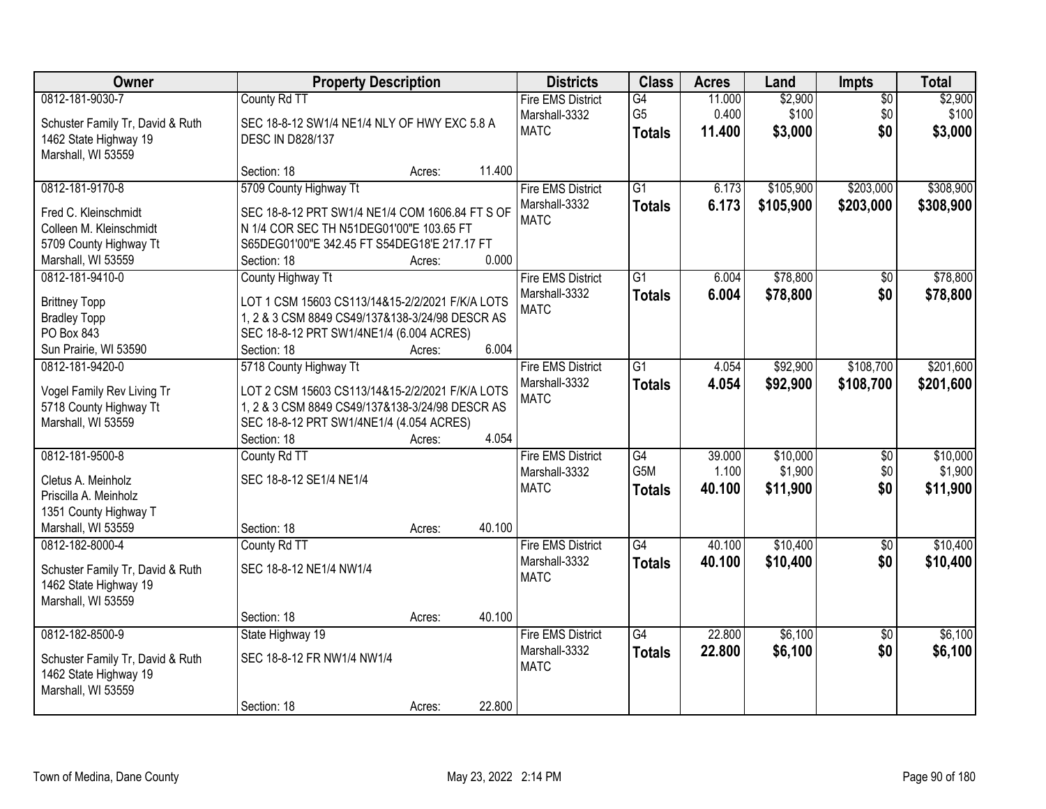| Owner | Property Description | Districts | Class | Acres | Land | Impts | Total |
|---|---|---|---|---|---|---|---|
| 0812-181-9030-7<br>Schuster Family Tr, David & Ruth<br>1462 State Highway 19<br>Marshall, WI 53559 | County Rd TT<br>SEC 18-8-12 SW1/4 NE1/4 NLY OF HWY EXC 5.8 A DESC IN D828/137<br>Section: 18 Acres: 11.400 | Fire EMS District<br>Marshall-3332<br>MATC | G4<br>G5<br>**Totals** | 11.000<br>0.400<br>**11.400** | $2,900<br>$100<br>**$3,000** | $0<br>$0<br>**$0** | $2,900<br>$100<br>**$3,000** |
| 0812-181-9170-8<br>Fred C. Kleinschmidt<br>Colleen M. Kleinschmidt<br>5709 County Highway Tt<br>Marshall, WI 53559 | 5709 County Highway Tt<br>SEC 18-8-12 PRT SW1/4 NE1/4 COM 1606.84 FT S OF N 1/4 COR SEC TH N51DEG01'00"E 103.65 FT S65DEG01'00"E 342.45 FT S54DEG18'E 217.17 FT<br>Section: 18 Acres: 0.000 | Fire EMS District<br>Marshall-3332<br>MATC | G1<br>**Totals** | 6.173<br>**6.173** | $105,900<br>**$105,900** | $203,000<br>**$203,000** | $308,900<br>**$308,900** |
| 0812-181-9410-0<br>Brittney Topp<br>Bradley Topp<br>PO Box 843<br>Sun Prairie, WI 53590 | County Highway Tt<br>LOT 1 CSM 15603 CS113/14&15-2/2/2021 F/K/A LOTS 1, 2 & 3 CSM 8849 CS49/137&138-3/24/98 DESCR AS SEC 18-8-12 PRT SW1/4NE1/4 (6.004 ACRES)<br>Section: 18 Acres: 6.004 | Fire EMS District<br>Marshall-3332<br>MATC | G1<br>**Totals** | 6.004<br>**6.004** | $78,800<br>**$78,800** | $0<br>**$0** | $78,800<br>**$78,800** |
| 0812-181-9420-0<br>Vogel Family Rev Living Tr<br>5718 County Highway Tt<br>Marshall, WI 53559 | 5718 County Highway Tt<br>LOT 2 CSM 15603 CS113/14&15-2/2/2021 F/K/A LOTS 1, 2 & 3 CSM 8849 CS49/137&138-3/24/98 DESCR AS SEC 18-8-12 PRT SW1/4NE1/4 (4.054 ACRES)<br>Section: 18 Acres: 4.054 | Fire EMS District<br>Marshall-3332<br>MATC | G1<br>**Totals** | 4.054<br>**4.054** | $92,900<br>**$92,900** | $108,700<br>**$108,700** | $201,600<br>**$201,600** |
| 0812-181-9500-8<br>Cletus A. Meinholz<br>Priscilla A. Meinholz<br>1351 County Highway T<br>Marshall, WI 53559 | County Rd TT<br>SEC 18-8-12 SE1/4 NE1/4<br>Section: 18 Acres: 40.100 | Fire EMS District<br>Marshall-3332<br>MATC | G4<br>G5M<br>**Totals** | 39.000<br>1.100<br>**40.100** | $10,000<br>$1,900<br>**$11,900** | $0<br>$0<br>**$0** | $10,000<br>$1,900<br>**$11,900** |
| 0812-182-8000-4<br>Schuster Family Tr, David & Ruth<br>1462 State Highway 19<br>Marshall, WI 53559 | County Rd TT<br>SEC 18-8-12 NE1/4 NW1/4<br>Section: 18 Acres: 40.100 | Fire EMS District<br>Marshall-3332<br>MATC | G4<br>**Totals** | 40.100<br>**40.100** | $10,400<br>**$10,400** | $0<br>**$0** | $10,400<br>**$10,400** |
| 0812-182-8500-9<br>Schuster Family Tr, David & Ruth<br>1462 State Highway 19<br>Marshall, WI 53559 | State Highway 19<br>SEC 18-8-12 FR NW1/4 NW1/4<br>Section: 18 Acres: 22.800 | Fire EMS District<br>Marshall-3332<br>MATC | G4<br>**Totals** | 22.800<br>**22.800** | $6,100<br>**$6,100** | $0<br>**$0** | $6,100<br>**$6,100** |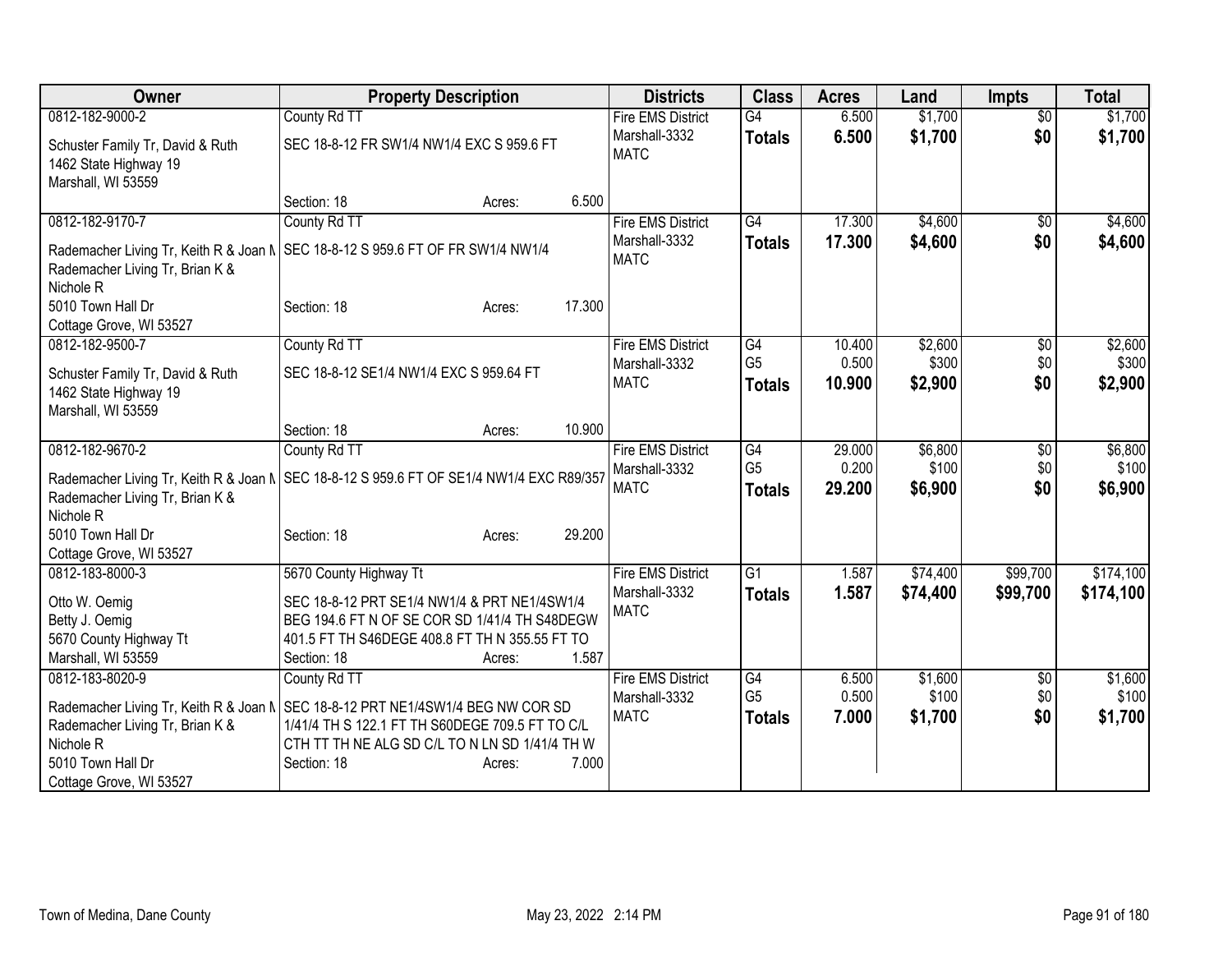| Owner | Property Description | Districts | Class | Acres | Land | Impts | Total |
|---|---|---|---|---|---|---|---|
| 0812-182-9000-2<br>Schuster Family Tr, David & Ruth<br>1462 State Highway 19<br>Marshall, WI 53559 | County Rd TT<br>SEC 18-8-12 FR SW1/4 NW1/4 EXC S 959.6 FT<br>Section: 18 Acres: 6.500 | Fire EMS District<br>Marshall-3332<br>MATC | G4<br>**Totals** | 6.500<br>**6.500** | $1,700<br>**$1,700** | $0<br>**$0** | $1,700<br>**$1,700** |
| 0812-182-9170-7<br>Rademacher Living Tr, Keith R & Joan M<br>Rademacher Living Tr, Brian K & Nichole R<br>5010 Town Hall Dr<br>Cottage Grove, WI 53527 | County Rd TT<br>SEC 18-8-12 S 959.6 FT OF FR SW1/4 NW1/4<br>Section: 18 Acres: 17.300 | Fire EMS District<br>Marshall-3332<br>MATC | G4<br>**Totals** | 17.300<br>**17.300** | $4,600<br>**$4,600** | $0<br>**$0** | $4,600<br>**$4,600** |
| 0812-182-9500-7<br>Schuster Family Tr, David & Ruth<br>1462 State Highway 19<br>Marshall, WI 53559 | County Rd TT<br>SEC 18-8-12 SE1/4 NW1/4 EXC S 959.64 FT<br>Section: 18 Acres: 10.900 | Fire EMS District<br>Marshall-3332<br>MATC | G4<br>G5<br>**Totals** | 10.400<br>0.500<br>**10.900** | $2,600<br>$300<br>**$2,900** | $0<br>$0<br>**$0** | $2,600<br>$300<br>**$2,900** |
| 0812-182-9670-2<br>Rademacher Living Tr, Keith R & Joan M<br>Rademacher Living Tr, Brian K & Nichole R<br>5010 Town Hall Dr<br>Cottage Grove, WI 53527 | County Rd TT<br>SEC 18-8-12 S 959.6 FT OF SE1/4 NW1/4 EXC R89/357<br>Section: 18 Acres: 29.200 | Fire EMS District<br>Marshall-3332<br>MATC | G4<br>G5<br>**Totals** | 29.000<br>0.200<br>**29.200** | $6,800<br>$100<br>**$6,900** | $0<br>$0<br>**$0** | $6,800<br>$100<br>**$6,900** |
| 0812-183-8000-3<br>Otto W. Oemig<br>Betty J. Oemig<br>5670 County Highway Tt<br>Marshall, WI 53559 | 5670 County Highway Tt<br>SEC 18-8-12 PRT SE1/4 NW1/4 & PRT NE1/4SW1/4 BEG 194.6 FT N OF SE COR SD 1/41/4 TH S48DEGW 401.5 FT TH S46DEGE 408.8 FT TH N 355.55 FT TO<br>Section: 18 Acres: 1.587 | Fire EMS District<br>Marshall-3332<br>MATC | G1<br>**Totals** | 1.587<br>**1.587** | $74,400<br>**$74,400** | $99,700<br>**$99,700** | $174,100<br>**$174,100** |
| 0812-183-8020-9<br>Rademacher Living Tr, Keith R & Joan M<br>Rademacher Living Tr, Brian K & Nichole R<br>5010 Town Hall Dr<br>Cottage Grove, WI 53527 | County Rd TT<br>SEC 18-8-12 PRT NE1/4SW1/4 BEG NW COR SD 1/41/4 TH S 122.1 FT TH S60DEGE 709.5 FT TO C/L CTH TT TH NE ALG SD C/L TO N LN SD 1/41/4 TH W<br>Section: 18 Acres: 7.000 | Fire EMS District<br>Marshall-3332<br>MATC | G4<br>G5<br>**Totals** | 6.500<br>0.500<br>**7.000** | $1,600<br>$100<br>**$1,700** | $0<br>$0<br>**$0** | $1,600<br>$100<br>**$1,700** |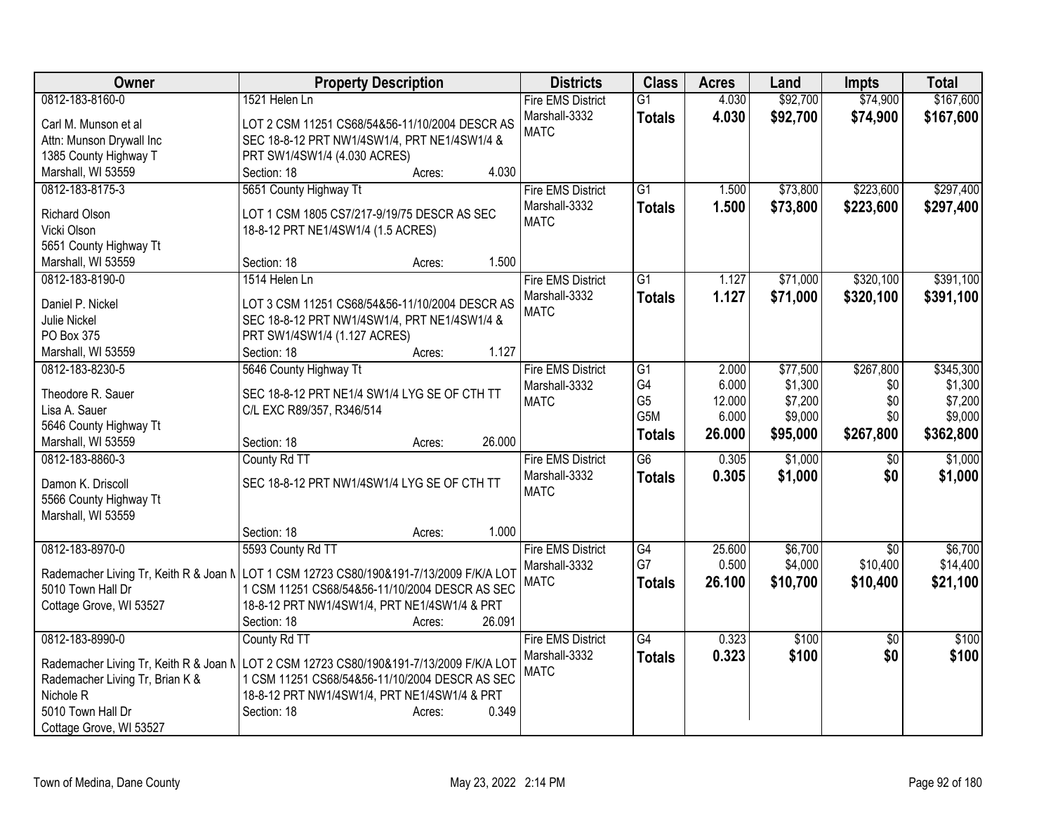| Owner | Property Description | Districts | Class | Acres | Land | Impts | Total |
|---|---|---|---|---|---|---|---|
| 0812-183-8160-0<br>Carl M. Munson et al<br>Attn: Munson Drywall Inc<br>1385 County Highway T<br>Marshall, WI 53559 | 1521 Helen Ln<br>LOT 2 CSM 11251 CS68/54&56-11/10/2004 DESCR AS SEC 18-8-12 PRT NW1/4SW1/4, PRT NE1/4SW1/4 & PRT SW1/4SW1/4 (4.030 ACRES)<br>Section: 18 Acres: 4.030 | Fire EMS District<br>Marshall-3332<br>MATC | G1<br>**Totals** | 4.030<br>**4.030** | $92,700<br>**$92,700** | $74,900<br>**$74,900** | $167,600<br>**$167,600** |
| 0812-183-8175-3<br>Richard Olson<br>Vicki Olson<br>5651 County Highway Tt<br>Marshall, WI 53559 | 5651 County Highway Tt<br>LOT 1 CSM 1805 CS7/217-9/19/75 DESCR AS SEC 18-8-12 PRT NE1/4SW1/4 (1.5 ACRES)<br>Section: 18 Acres: 1.500 | Fire EMS District<br>Marshall-3332<br>MATC | G1<br>**Totals** | 1.500<br>**1.500** | $73,800<br>**$73,800** | $223,600<br>**$223,600** | $297,400<br>**$297,400** |
| 0812-183-8190-0<br>Daniel P. Nickel<br>Julie Nickel<br>PO Box 375<br>Marshall, WI 53559 | 1514 Helen Ln<br>LOT 3 CSM 11251 CS68/54&56-11/10/2004 DESCR AS SEC 18-8-12 PRT NW1/4SW1/4, PRT NE1/4SW1/4 & PRT SW1/4SW1/4 (1.127 ACRES)<br>Section: 18 Acres: 1.127 | Fire EMS District<br>Marshall-3332<br>MATC | G1<br>**Totals** | 1.127<br>**1.127** | $71,000<br>**$71,000** | $320,100<br>**$320,100** | $391,100<br>**$391,100** |
| 0812-183-8230-5<br>Theodore R. Sauer<br>Lisa A. Sauer<br>5646 County Highway Tt<br>Marshall, WI 53559 | 5646 County Highway Tt<br>SEC 18-8-12 PRT NE1/4 SW1/4 LYG SE OF CTH TT C/L EXC R89/357, R346/514<br>Section: 18 Acres: 26.000 | Fire EMS District<br>Marshall-3332<br>MATC | G1<br>G4<br>G5<br>G5M<br>**Totals** | 2.000<br>6.000<br>12.000<br>6.000<br>**26.000** | $77,500<br>$1,300<br>$7,200<br>$9,000<br>**$95,000** | $267,800<br>$0<br>$0<br>$0<br>**$267,800** | $345,300<br>$1,300<br>$7,200<br>$9,000<br>**$362,800** |
| 0812-183-8860-3<br>Damon K. Driscoll<br>5566 County Highway Tt<br>Marshall, WI 53559 | County Rd TT<br>SEC 18-8-12 PRT NW1/4SW1/4 LYG SE OF CTH TT<br>Section: 18 Acres: 1.000 | Fire EMS District<br>Marshall-3332<br>MATC | G6<br>**Totals** | 0.305<br>**0.305** | $1,000<br>**$1,000** | $0<br>**$0** | $1,000<br>**$1,000** |
| 0812-183-8970-0<br>Rademacher Living Tr, Keith R & Joan M<br>5010 Town Hall Dr<br>Cottage Grove, WI 53527 | 5593 County Rd TT<br>LOT 1 CSM 12723 CS80/190&191-7/13/2009 F/K/A LOT 1 CSM 11251 CS68/54&56-11/10/2004 DESCR AS SEC 18-8-12 PRT NW1/4SW1/4, PRT NE1/4SW1/4 & PRT<br>Section: 18 Acres: 26.091 | Fire EMS District<br>Marshall-3332<br>MATC | G4<br>G7<br>**Totals** | 25.600<br>0.500<br>**26.100** | $6,700<br>$4,000<br>**$10,700** | $0<br>$10,400<br>**$10,400** | $6,700<br>$14,400<br>**$21,100** |
| 0812-183-8990-0<br>Rademacher Living Tr, Keith R & Joan M<br>Rademacher Living Tr, Brian K & Nichole R<br>5010 Town Hall Dr<br>Cottage Grove, WI 53527 | County Rd TT<br>LOT 2 CSM 12723 CS80/190&191-7/13/2009 F/K/A LOT 1 CSM 11251 CS68/54&56-11/10/2004 DESCR AS SEC 18-8-12 PRT NW1/4SW1/4, PRT NE1/4SW1/4 & PRT<br>Section: 18 Acres: 0.349 | Fire EMS District<br>Marshall-3332<br>MATC | G4<br>**Totals** | 0.323<br>**0.323** | $100<br>**$100** | $0<br>**$0** | $100<br>**$100** |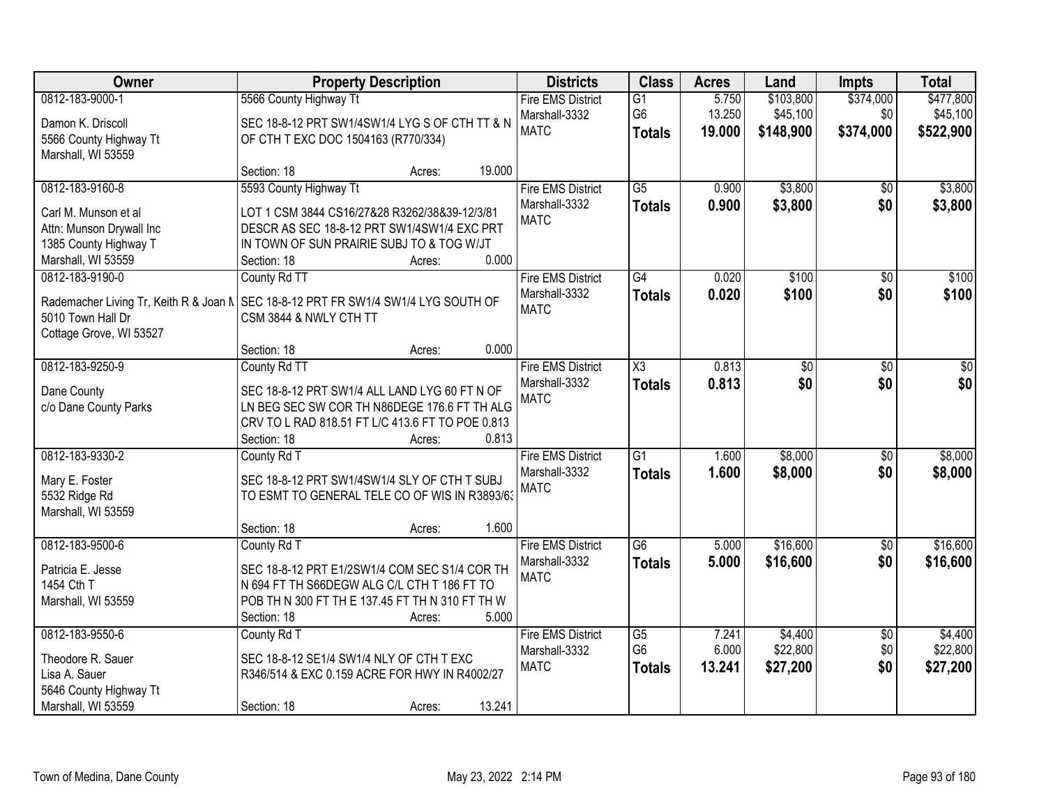| Owner | Property Description | Districts | Class | Acres | Land | Impts | Total |
|---|---|---|---|---|---|---|---|
| 0812-183-9000-1<br><br>Damon K. Driscoll<br>5566 County Highway Tt<br>Marshall, WI 53559 | 5566 County Highway Tt<br><br>SEC 18-8-12 PRT SW1/4SW1/4 LYG S OF CTH TT & N OF CTH T EXC DOC 1504163 (R770/334)<br><br>Section: 18 Acres: 19.000 | Fire EMS District<br>Marshall-3332<br>MATC | G1<br>G6<br>**Totals** | 5.750<br>13.250<br>**19.000** | $103,800<br>$45,100<br>**$148,900** | $374,000<br>$0<br>**$374,000** | $477,800<br>$45,100<br>**$522,900** |
| 0812-183-9160-8<br><br>Carl M. Munson et al<br>Attn: Munson Drywall Inc<br>1385 County Highway T<br>Marshall, WI 53559 | 5593 County Highway Tt<br><br>LOT 1 CSM 3844 CS16/27&28 R3262/38&39-12/3/81 DESCR AS SEC 18-8-12 PRT SW1/4SW1/4 EXC PRT IN TOWN OF SUN PRAIRIE SUBJ TO & TOG W/JT<br>Section: 18 Acres: 0.000 | Fire EMS District<br>Marshall-3332<br>MATC | G5<br>**Totals** | 0.900<br>**0.900** | $3,800<br>**$3,800** | $0<br>**$0** | $3,800<br>**$3,800** |
| 0812-183-9190-0<br><br>Rademacher Living Tr, Keith R & Joan M<br>5010 Town Hall Dr<br>Cottage Grove, WI 53527 | County Rd TT<br><br>SEC 18-8-12 PRT FR SW1/4 SW1/4 LYG SOUTH OF CSM 3844 & NWLY CTH TT<br><br>Section: 18 Acres: 0.000 | Fire EMS District<br>Marshall-3332<br>MATC | G4<br>**Totals** | 0.020<br>**0.020** | $100<br>**$100** | $0<br>**$0** | $100<br>**$100** |
| 0812-183-9250-9<br><br>Dane County<br>c/o Dane County Parks | County Rd TT<br><br>SEC 18-8-12 PRT SW1/4 ALL LAND LYG 60 FT N OF LN BEG SEC SW COR TH N86DEGE 176.6 FT TH ALG CRV TO L RAD 818.51 FT L/C 413.6 FT TO POE 0.813<br>Section: 18 Acres: 0.813 | Fire EMS District<br>Marshall-3332<br>MATC | X3<br>**Totals** | 0.813<br>**0.813** | $0<br>**$0** | $0<br>**$0** | $0<br>**$0** |
| 0812-183-9330-2<br><br>Mary E. Foster<br>5532 Ridge Rd<br>Marshall, WI 53559 | County Rd T<br><br>SEC 18-8-12 PRT SW1/4SW1/4 SLY OF CTH T SUBJ TO ESMT TO GENERAL TELE CO OF WIS IN R3893/63<br><br>Section: 18 Acres: 1.600 | Fire EMS District<br>Marshall-3332<br>MATC | G1<br>**Totals** | 1.600<br>**1.600** | $8,000<br>**$8,000** | $0<br>**$0** | $8,000<br>**$8,000** |
| 0812-183-9500-6<br><br>Patricia E. Jesse<br>1454 Cth T<br>Marshall, WI 53559 | County Rd T<br><br>SEC 18-8-12 PRT E1/2SW1/4 COM SEC S1/4 COR TH N 694 FT TH S66DEGW ALG C/L CTH T 186 FT TO POB TH N 300 FT TH E 137.45 FT TH N 310 FT TH W<br>Section: 18 Acres: 5.000 | Fire EMS District<br>Marshall-3332<br>MATC | G6<br>**Totals** | 5.000<br>**5.000** | $16,600<br>**$16,600** | $0<br>**$0** | $16,600<br>**$16,600** |
| 0812-183-9550-6<br><br>Theodore R. Sauer<br>Lisa A. Sauer<br>5646 County Highway Tt<br>Marshall, WI 53559 | County Rd T<br><br>SEC 18-8-12 SE1/4 SW1/4 NLY OF CTH T EXC R346/514 & EXC 0.159 ACRE FOR HWY IN R4002/27<br><br>Section: 18 Acres: 13.241 | Fire EMS District<br>Marshall-3332<br>MATC | G5<br>G6<br>**Totals** | 7.241<br>6.000<br>**13.241** | $4,400<br>$22,800<br>**$27,200** | $0<br>$0<br>**$0** | $4,400<br>$22,800<br>**$27,200** |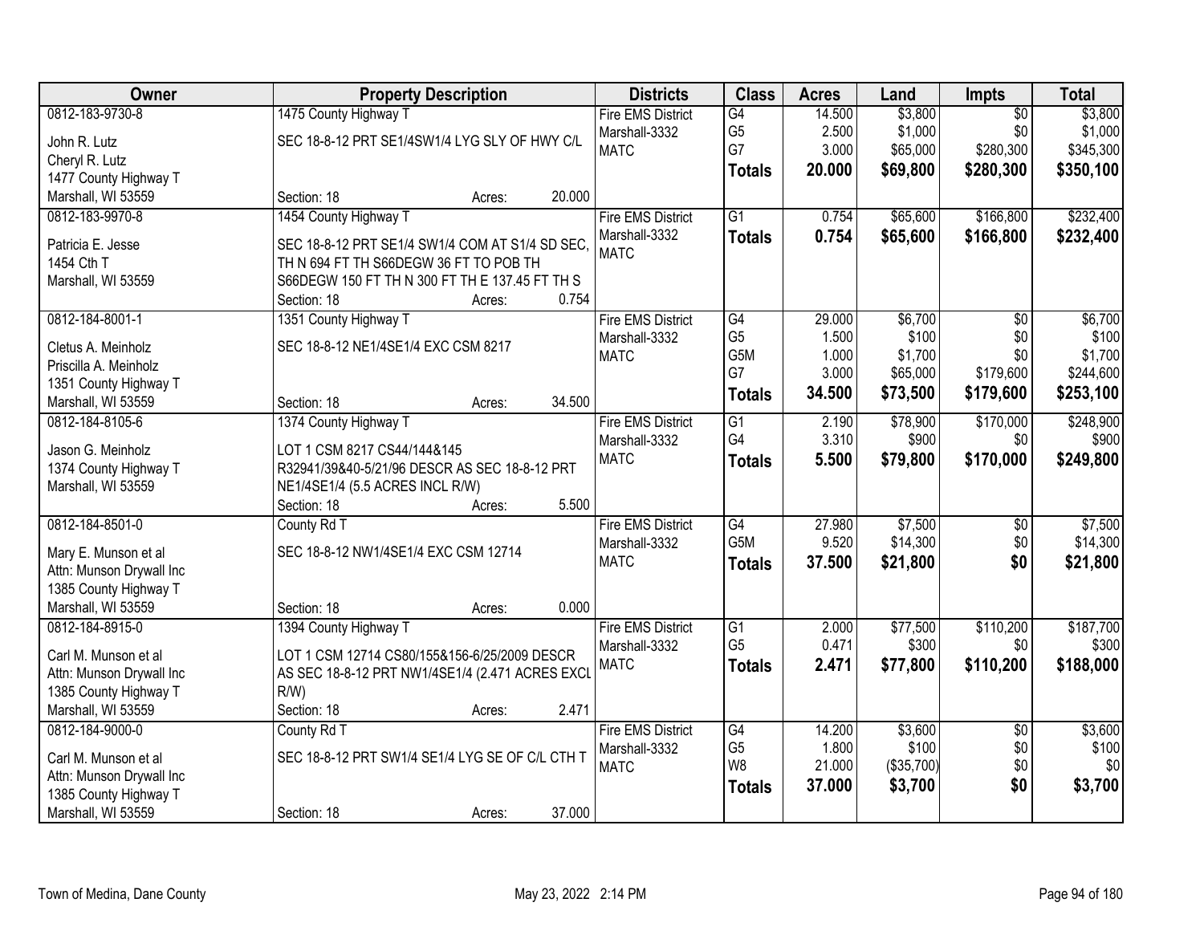| Owner | Property Description | Districts | Class | Acres | Land | Impts | Total |
|---|---|---|---|---|---|---|---|
| 0812-183-9730-8<br>John R. Lutz<br>Cheryl R. Lutz<br>1477 County Highway T<br>Marshall, WI 53559 | 1475 County Highway T<br>SEC 18-8-12 PRT SE1/4SW1/4 LYG SLY OF HWY C/L<br>Section: 18 Acres: 20.000 | Fire EMS District<br>Marshall-3332<br>MATC | G4<br>G5<br>G7<br>**Totals** | 14.500<br>2.500<br>3.000<br>**20.000** | $3,800<br>$1,000<br>$65,000<br>**$69,800** | $0<br>$0<br>$280,300<br>**$280,300** | $3,800<br>$1,000<br>$345,300<br>**$350,100** |
| 0812-183-9970-8<br>Patricia E. Jesse<br>1454 Cth T<br>Marshall, WI 53559 | 1454 County Highway T<br>SEC 18-8-12 PRT SE1/4 SW1/4 COM AT S1/4 SD SEC, TH N 694 FT TH S66DEGW 36 FT TO POB TH S66DEGW 150 FT TH N 300 FT TH E 137.45 FT TH S<br>Section: 18 Acres: 0.754 | Fire EMS District<br>Marshall-3332<br>MATC | G1<br>**Totals** | 0.754<br>**0.754** | $65,600<br>**$65,600** | $166,800<br>**$166,800** | $232,400<br>**$232,400** |
| 0812-184-8001-1<br>Cletus A. Meinholz<br>Priscilla A. Meinholz<br>1351 County Highway T<br>Marshall, WI 53559 | 1351 County Highway T<br>SEC 18-8-12 NE1/4SE1/4 EXC CSM 8217<br>Section: 18 Acres: 34.500 | Fire EMS District<br>Marshall-3332<br>MATC | G4<br>G5<br>G5M<br>G7<br>**Totals** | 29.000<br>1.500<br>1.000<br>3.000<br>**34.500** | $6,700<br>$100<br>$1,700<br>$65,000<br>**$73,500** | $0<br>$0<br>$0<br>$179,600<br>**$179,600** | $6,700<br>$100<br>$1,700<br>$244,600<br>**$253,100** |
| 0812-184-8105-6<br>Jason G. Meinholz<br>1374 County Highway T<br>Marshall, WI 53559 | 1374 County Highway T<br>LOT 1 CSM 8217 CS44/144&145 R32941/39&40-5/21/96 DESCR AS SEC 18-8-12 PRT NE1/4SE1/4 (5.5 ACRES INCL R/W)<br>Section: 18 Acres: 5.500 | Fire EMS District<br>Marshall-3332<br>MATC | G1<br>G4<br>**Totals** | 2.190<br>3.310<br>**5.500** | $78,900<br>$900<br>**$79,800** | $170,000<br>$0<br>**$170,000** | $248,900<br>$900<br>**$249,800** |
| 0812-184-8501-0<br>Mary E. Munson et al<br>Attn: Munson Drywall Inc<br>1385 County Highway T<br>Marshall, WI 53559 | County Rd T<br>SEC 18-8-12 NW1/4SE1/4 EXC CSM 12714<br>Section: 18 Acres: 0.000 | Fire EMS District<br>Marshall-3332<br>MATC | G4<br>G5M<br>**Totals** | 27.980<br>9.520<br>**37.500** | $7,500<br>$14,300<br>**$21,800** | $0<br>$0<br>**$0** | $7,500<br>$14,300<br>**$21,800** |
| 0812-184-8915-0<br>Carl M. Munson et al<br>Attn: Munson Drywall Inc<br>1385 County Highway T<br>Marshall, WI 53559 | 1394 County Highway T<br>LOT 1 CSM 12714 CS80/155&156-6/25/2009 DESCR AS SEC 18-8-12 PRT NW1/4SE1/4 (2.471 ACRES EXCL R/W)<br>Section: 18 Acres: 2.471 | Fire EMS District<br>Marshall-3332<br>MATC | G1<br>G5<br>**Totals** | 2.000<br>0.471<br>**2.471** | $77,500<br>$300<br>**$77,800** | $110,200<br>$0<br>**$110,200** | $187,700<br>$300<br>**$188,000** |
| 0812-184-9000-0<br>Carl M. Munson et al<br>Attn: Munson Drywall Inc<br>1385 County Highway T<br>Marshall, WI 53559 | County Rd T<br>SEC 18-8-12 PRT SW1/4 SE1/4 LYG SE OF C/L CTH T<br>Section: 18 Acres: 37.000 | Fire EMS District<br>Marshall-3332<br>MATC | G4<br>G5<br>W8<br>**Totals** | 14.200<br>1.800<br>21.000<br>**37.000** | $3,600<br>$100<br>($35,700)<br>**$3,700** | $0<br>$0<br>$0<br>**$0** | $3,600<br>$100<br>$0<br>**$3,700** |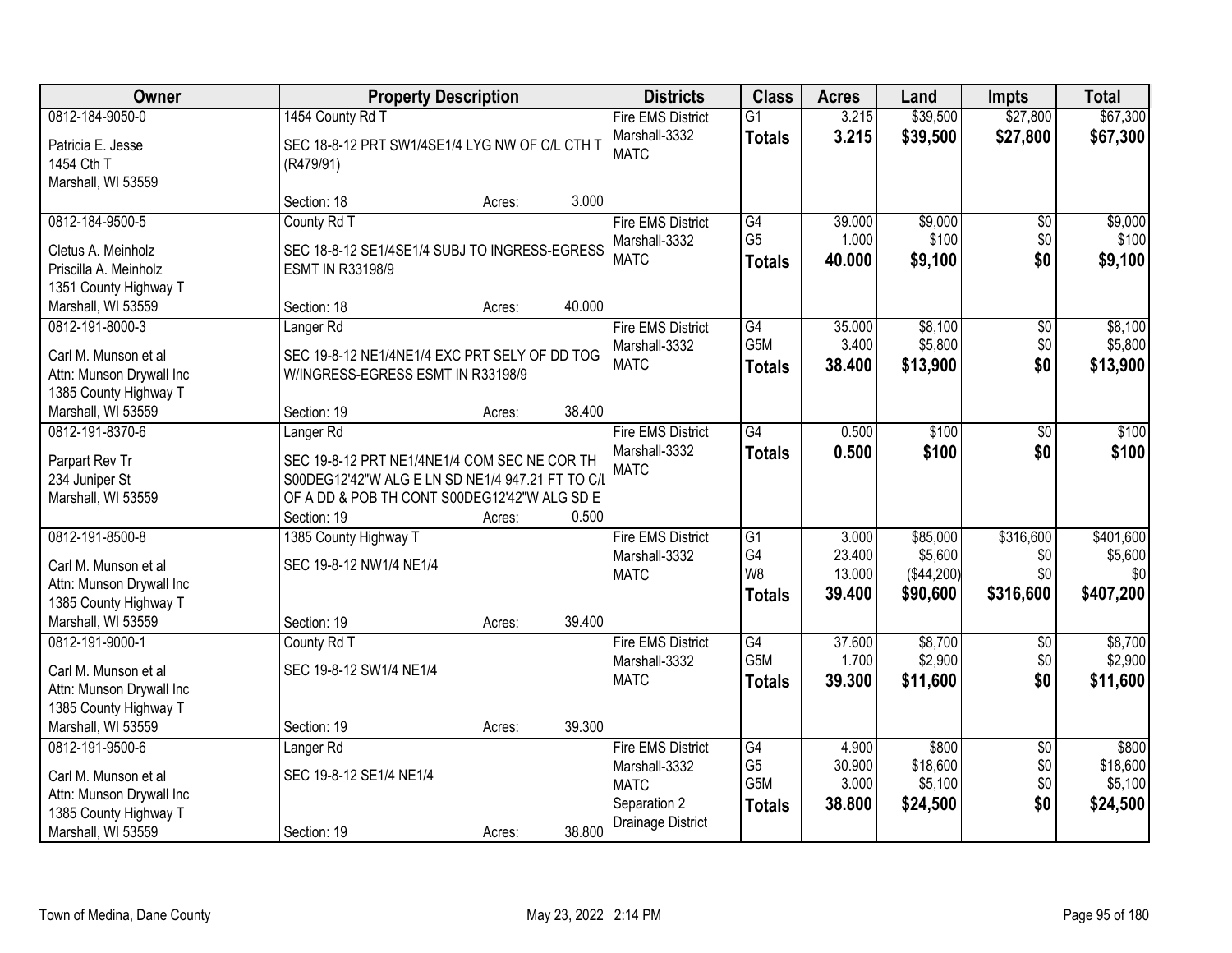| Owner | Property Description | Districts | Class | Acres | Land | Impts | Total |
|---|---|---|---|---|---|---|---|
| 0812-184-9050-0<br>Patricia E. Jesse<br>1454 Cth T<br>Marshall, WI 53559 | 1454 County Rd T<br>SEC 18-8-12 PRT SW1/4SE1/4 LYG NW OF C/L CTH T (R479/91)<br>Section: 18 Acres: 3.000 | Fire EMS District<br>Marshall-3332<br>MATC | G1<br>**Totals** | 3.215<br>**3.215** | \$39,500<br>**\$39,500** | \$27,800<br>**\$27,800** | \$67,300<br>**\$67,300** |
| 0812-184-9500-5<br>Cletus A. Meinholz<br>Priscilla A. Meinholz<br>1351 County Highway T<br>Marshall, WI 53559 | County Rd T<br>SEC 18-8-12 SE1/4SE1/4 SUBJ TO INGRESS-EGRESS ESMT IN R33198/9<br>Section: 18 Acres: 40.000 | Fire EMS District<br>Marshall-3332<br>MATC | G4<br>G5<br>**Totals** | 39.000<br>1.000<br>**40.000** | \$9,000<br>\$100<br>**\$9,100** | \$0<br>\$0<br>**\$0** | \$9,000<br>\$100<br>**\$9,100** |
| 0812-191-8000-3<br>Carl M. Munson et al<br>Attn: Munson Drywall Inc<br>1385 County Highway T<br>Marshall, WI 53559 | Langer Rd<br>SEC 19-8-12 NE1/4NE1/4 EXC PRT SELY OF DD TOG W/INGRESS-EGRESS ESMT IN R33198/9<br>Section: 19 Acres: 38.400 | Fire EMS District<br>Marshall-3332<br>MATC | G4<br>G5M<br>**Totals** | 35.000<br>3.400<br>**38.400** | \$8,100<br>\$5,800<br>**\$13,900** | \$0<br>\$0<br>**\$0** | \$8,100<br>\$5,800<br>**\$13,900** |
| 0812-191-8370-6<br>Parpart Rev Tr<br>234 Juniper St<br>Marshall, WI 53559 | Langer Rd<br>SEC 19-8-12 PRT NE1/4NE1/4 COM SEC NE COR TH S00DEG12'42"W ALG E LN SD NE1/4 947.21 FT TO C/L OF A DD & POB TH CONT S00DEG12'42"W ALG SD E<br>Section: 19 Acres: 0.500 | Fire EMS District<br>Marshall-3332<br>MATC | G4<br>**Totals** | 0.500<br>**0.500** | \$100<br>**\$100** | \$0<br>**\$0** | \$100<br>**\$100** |
| 0812-191-8500-8<br>Carl M. Munson et al<br>Attn: Munson Drywall Inc<br>1385 County Highway T<br>Marshall, WI 53559 | 1385 County Highway T<br>SEC 19-8-12 NW1/4 NE1/4<br>Section: 19 Acres: 39.400 | Fire EMS District<br>Marshall-3332<br>MATC | G1<br>G4<br>W8<br>**Totals** | 3.000<br>23.400<br>13.000<br>**39.400** | \$85,000<br>\$5,600<br>(\$44,200)<br>**\$90,600** | \$316,600<br>\$0<br>\$0<br>**\$316,600** | \$401,600<br>\$5,600<br>\$0<br>**\$407,200** |
| 0812-191-9000-1<br>Carl M. Munson et al<br>Attn: Munson Drywall Inc<br>1385 County Highway T<br>Marshall, WI 53559 | County Rd T<br>SEC 19-8-12 SW1/4 NE1/4<br>Section: 19 Acres: 39.300 | Fire EMS District<br>Marshall-3332<br>MATC | G4<br>G5M<br>**Totals** | 37.600<br>1.700<br>**39.300** | \$8,700<br>\$2,900<br>**\$11,600** | \$0<br>\$0<br>**\$0** | \$8,700<br>\$2,900<br>**\$11,600** |
| 0812-191-9500-6<br>Carl M. Munson et al<br>Attn: Munson Drywall Inc<br>1385 County Highway T<br>Marshall, WI 53559 | Langer Rd<br>SEC 19-8-12 SE1/4 NE1/4<br>Section: 19 Acres: 38.800 | Fire EMS District<br>Marshall-3332<br>MATC<br>Separation 2<br>Drainage District | G4<br>G5<br>G5M<br>**Totals** | 4.900<br>30.900<br>3.000<br>**38.800** | \$800<br>\$18,600<br>\$5,100<br>**\$24,500** | \$0<br>\$0<br>\$0<br>**\$0** | \$800<br>\$18,600<br>\$5,100<br>**\$24,500** |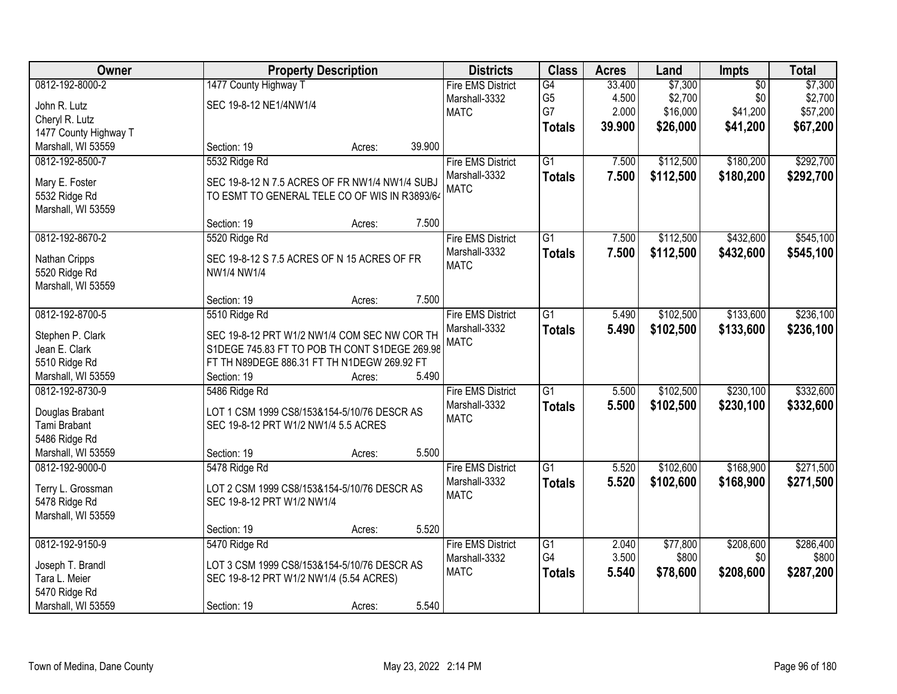| Owner | Property Description | Districts | Class | Acres | Land | Impts | Total |
|---|---|---|---|---|---|---|---|
| 0812-192-8000-2<br>John R. Lutz<br>Cheryl R. Lutz<br>1477 County Highway T<br>Marshall, WI 53559 | 1477 County Highway T<br>SEC 19-8-12 NE1/4NW1/4<br>Section: 19 Acres: 39.900 | Fire EMS District<br>Marshall-3332<br>MATC | G4<br>G5<br>G7<br>**Totals** | 33.400<br>4.500<br>2.000<br>**39.900** | $7,300<br>$2,700<br>$16,000<br>**$26,000** | $0<br>$0<br>$41,200<br>**$41,200** | $7,300<br>$2,700<br>$57,200<br>**$67,200** |
| 0812-192-8500-7<br>Mary E. Foster<br>5532 Ridge Rd<br>Marshall, WI 53559 | 5532 Ridge Rd<br>SEC 19-8-12 N 7.5 ACRES OF FR NW1/4 NW1/4 SUBJ TO ESMT TO GENERAL TELE CO OF WIS IN R3893/64<br>Section: 19 Acres: 7.500 | Fire EMS District<br>Marshall-3332<br>MATC | G1<br>**Totals** | 7.500<br>**7.500** | $112,500<br>**$112,500** | $180,200<br>**$180,200** | $292,700<br>**$292,700** |
| 0812-192-8670-2<br>Nathan Cripps<br>5520 Ridge Rd<br>Marshall, WI 53559 | 5520 Ridge Rd<br>SEC 19-8-12 S 7.5 ACRES OF N 15 ACRES OF FR NW1/4 NW1/4<br>Section: 19 Acres: 7.500 | Fire EMS District<br>Marshall-3332<br>MATC | G1<br>**Totals** | 7.500<br>**7.500** | $112,500<br>**$112,500** | $432,600<br>**$432,600** | $545,100<br>**$545,100** |
| 0812-192-8700-5<br>Stephen P. Clark<br>Jean E. Clark<br>5510 Ridge Rd<br>Marshall, WI 53559 | 5510 Ridge Rd<br>SEC 19-8-12 PRT W1/2 NW1/4 COM SEC NW COR TH S1DEGE 745.83 FT TO POB TH CONT S1DEGE 269.98 FT TH N89DEGE 886.31 FT TH N1DEGW 269.92 FT<br>Section: 19 Acres: 5.490 | Fire EMS District<br>Marshall-3332<br>MATC | G1<br>**Totals** | 5.490<br>**5.490** | $102,500<br>**$102,500** | $133,600<br>**$133,600** | $236,100<br>**$236,100** |
| 0812-192-8730-9<br>Douglas Brabant<br>Tami Brabant<br>5486 Ridge Rd<br>Marshall, WI 53559 | 5486 Ridge Rd<br>LOT 1 CSM 1999 CS8/153&154-5/10/76 DESCR AS SEC 19-8-12 PRT W1/2 NW1/4 5.5 ACRES<br>Section: 19 Acres: 5.500 | Fire EMS District<br>Marshall-3332<br>MATC | G1<br>**Totals** | 5.500<br>**5.500** | $102,500<br>**$102,500** | $230,100<br>**$230,100** | $332,600<br>**$332,600** |
| 0812-192-9000-0<br>Terry L. Grossman<br>5478 Ridge Rd<br>Marshall, WI 53559 | 5478 Ridge Rd<br>LOT 2 CSM 1999 CS8/153&154-5/10/76 DESCR AS SEC 19-8-12 PRT W1/2 NW1/4<br>Section: 19 Acres: 5.520 | Fire EMS District<br>Marshall-3332<br>MATC | G1<br>**Totals** | 5.520<br>**5.520** | $102,600<br>**$102,600** | $168,900<br>**$168,900** | $271,500<br>**$271,500** |
| 0812-192-9150-9<br>Joseph T. Brandl<br>Tara L. Meier<br>5470 Ridge Rd<br>Marshall, WI 53559 | 5470 Ridge Rd<br>LOT 3 CSM 1999 CS8/153&154-5/10/76 DESCR AS SEC 19-8-12 PRT W1/2 NW1/4 (5.54 ACRES)<br>Section: 19 Acres: 5.540 | Fire EMS District<br>Marshall-3332<br>MATC | G1<br>G4<br>**Totals** | 2.040<br>3.500<br>**5.540** | $77,800<br>$800<br>**$78,600** | $208,600<br>$0<br>**$208,600** | $286,400<br>$800<br>**$287,200** |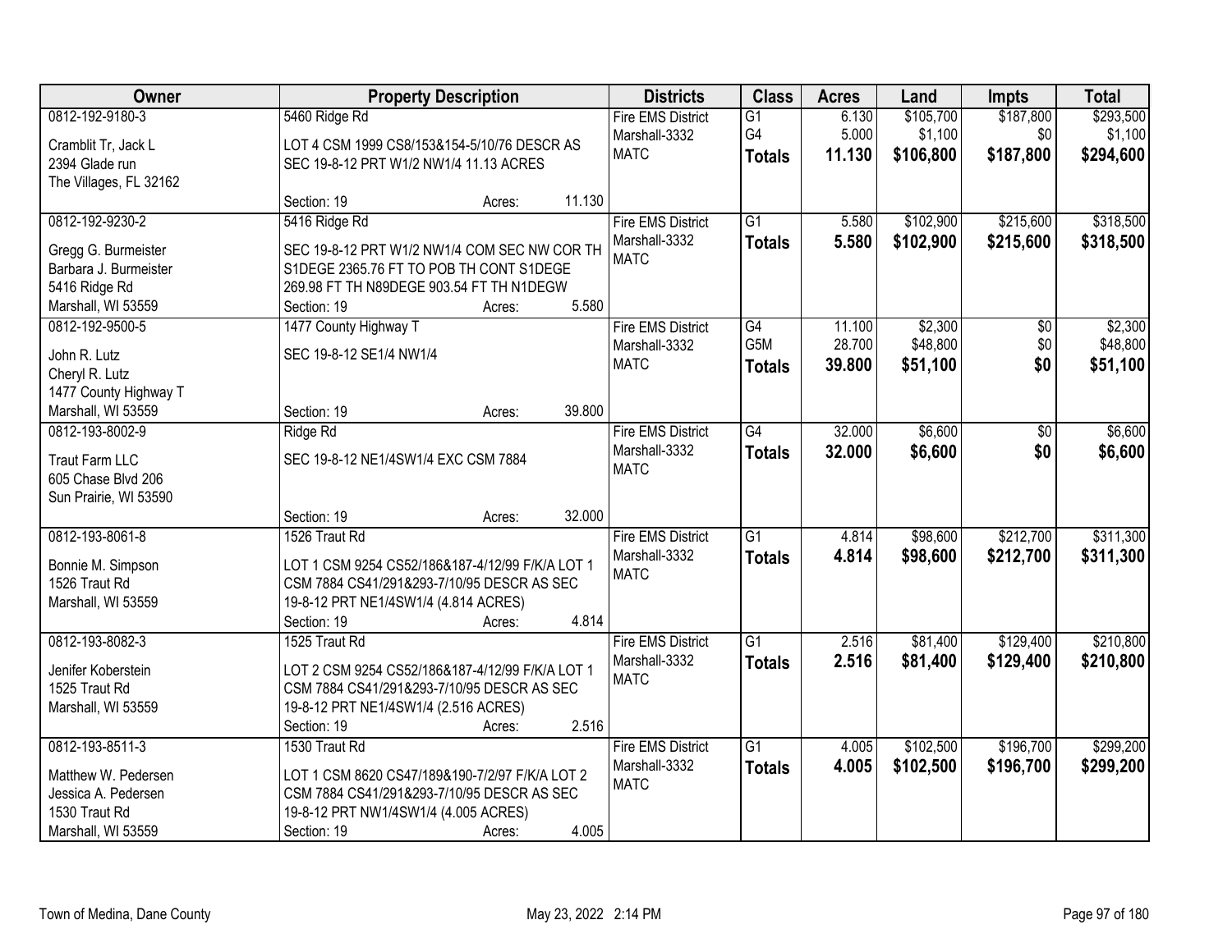| Owner | Property Description | Districts | Class | Acres | Land | Impts | Total |
|---|---|---|---|---|---|---|---|
| 0812-192-9180-3<br>Cramblit Tr, Jack L<br>2394 Glade run<br>The Villages, FL 32162 | 5460 Ridge Rd<br>LOT 4 CSM 1999 CS8/153&154-5/10/76 DESCR AS SEC 19-8-12 PRT W1/2 NW1/4 11.13 ACRES<br>Section: 19 Acres: 11.130 | Fire EMS District<br>Marshall-3332<br>MATC | G1<br>G4<br>**Totals** | 6.130<br>5.000<br>**11.130** | $105,700<br>$1,100<br>**$106,800** | $187,800<br>$0<br>**$187,800** | $293,500<br>$1,100<br>**$294,600** |
| 0812-192-9230-2<br>Gregg G. Burmeister<br>Barbara J. Burmeister<br>5416 Ridge Rd<br>Marshall, WI 53559 | 5416 Ridge Rd<br>SEC 19-8-12 PRT W1/2 NW1/4 COM SEC NW COR TH S1DEGE 2365.76 FT TO POB TH CONT S1DEGE 269.98 FT TH N89DEGE 903.54 FT TH N1DEGW<br>Section: 19 Acres: 5.580 | Fire EMS District<br>Marshall-3332<br>MATC | G1<br>**Totals** | 5.580<br>**5.580** | $102,900<br>**$102,900** | $215,600<br>**$215,600** | $318,500<br>**$318,500** |
| 0812-192-9500-5<br>John R. Lutz<br>Cheryl R. Lutz<br>1477 County Highway T<br>Marshall, WI 53559 | 1477 County Highway T<br>SEC 19-8-12 SE1/4 NW1/4<br>Section: 19 Acres: 39.800 | Fire EMS District<br>Marshall-3332<br>MATC | G4<br>G5M<br>**Totals** | 11.100<br>28.700<br>**39.800** | $2,300<br>$48,800<br>**$51,100** | $0<br>$0<br>**$0** | $2,300<br>$48,800<br>**$51,100** |
| 0812-193-8002-9<br>Traut Farm LLC<br>605 Chase Blvd 206<br>Sun Prairie, WI 53590 | Ridge Rd<br>SEC 19-8-12 NE1/4SW1/4 EXC CSM 7884<br>Section: 19 Acres: 32.000 | Fire EMS District<br>Marshall-3332<br>MATC | G4<br>**Totals** | 32.000<br>**32.000** | $6,600<br>**$6,600** | $0<br>**$0** | $6,600<br>**$6,600** |
| 0812-193-8061-8<br>Bonnie M. Simpson<br>1526 Traut Rd<br>Marshall, WI 53559 | 1526 Traut Rd<br>LOT 1 CSM 9254 CS52/186&187-4/12/99 F/K/A LOT 1 CSM 7884 CS41/291&293-7/10/95 DESCR AS SEC 19-8-12 PRT NE1/4SW1/4 (4.814 ACRES)<br>Section: 19 Acres: 4.814 | Fire EMS District<br>Marshall-3332<br>MATC | G1<br>**Totals** | 4.814<br>**4.814** | $98,600<br>**$98,600** | $212,700<br>**$212,700** | $311,300<br>**$311,300** |
| 0812-193-8082-3<br>Jenifer Koberstein<br>1525 Traut Rd<br>Marshall, WI 53559 | 1525 Traut Rd<br>LOT 2 CSM 9254 CS52/186&187-4/12/99 F/K/A LOT 1 CSM 7884 CS41/291&293-7/10/95 DESCR AS SEC 19-8-12 PRT NE1/4SW1/4 (2.516 ACRES)<br>Section: 19 Acres: 2.516 | Fire EMS District<br>Marshall-3332<br>MATC | G1<br>**Totals** | 2.516<br>**2.516** | $81,400<br>**$81,400** | $129,400<br>**$129,400** | $210,800<br>**$210,800** |
| 0812-193-8511-3<br>Matthew W. Pedersen<br>Jessica A. Pedersen<br>1530 Traut Rd<br>Marshall, WI 53559 | 1530 Traut Rd<br>LOT 1 CSM 8620 CS47/189&190-7/2/97 F/K/A LOT 2 CSM 7884 CS41/291&293-7/10/95 DESCR AS SEC 19-8-12 PRT NW1/4SW1/4 (4.005 ACRES)<br>Section: 19 Acres: 4.005 | Fire EMS District<br>Marshall-3332<br>MATC | G1<br>**Totals** | 4.005<br>**4.005** | $102,500<br>**$102,500** | $196,700<br>**$196,700** | $299,200<br>**$299,200** |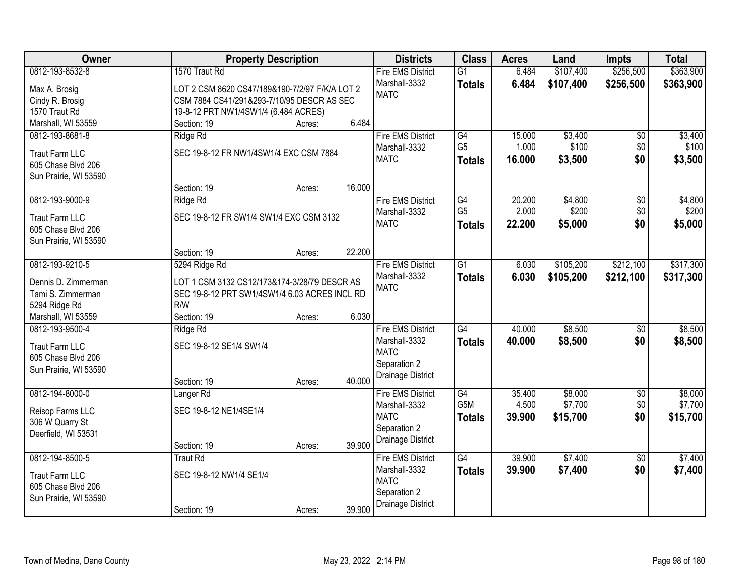| Owner | Property Description | Districts | Class | Acres | Land | Impts | Total |
|---|---|---|---|---|---|---|---|
| 0812-193-8532-8<br>Max A. Brosig<br>Cindy R. Brosig<br>1570 Traut Rd<br>Marshall, WI 53559 | 1570 Traut Rd<br>LOT 2 CSM 8620 CS47/189&190-7/2/97 F/K/A LOT 2 CSM 7884 CS41/291&293-7/10/95 DESCR AS SEC 19-8-12 PRT NW1/4SW1/4 (6.484 ACRES)<br>Section: 19 Acres: 6.484 | Fire EMS District<br>Marshall-3332<br>MATC | G1<br>**Totals** | 6.484<br>**6.484** | $107,400<br>**$107,400** | $256,500<br>**$256,500** | $363,900<br>**$363,900** |
| 0812-193-8681-8<br>Traut Farm LLC<br>605 Chase Blvd 206<br>Sun Prairie, WI 53590 | Ridge Rd<br>SEC 19-8-12 FR NW1/4SW1/4 EXC CSM 7884<br>Section: 19 Acres: 16.000 | Fire EMS District<br>Marshall-3332<br>MATC | G4<br>G5<br>**Totals** | 15.000<br>1.000<br>**16.000** | $3,400<br>$100<br>**$3,500** | $0<br>$0<br>**$0** | $3,400<br>$100<br>**$3,500** |
| 0812-193-9000-9<br>Traut Farm LLC<br>605 Chase Blvd 206<br>Sun Prairie, WI 53590 | Ridge Rd<br>SEC 19-8-12 FR SW1/4 SW1/4 EXC CSM 3132<br>Section: 19 Acres: 22.200 | Fire EMS District<br>Marshall-3332<br>MATC | G4<br>G5<br>**Totals** | 20.200<br>2.000<br>**22.200** | $4,800<br>$200<br>**$5,000** | $0<br>$0<br>**$0** | $4,800<br>$200<br>**$5,000** |
| 0812-193-9210-5<br>Dennis D. Zimmerman<br>Tami S. Zimmerman<br>5294 Ridge Rd<br>Marshall, WI 53559 | 5294 Ridge Rd<br>LOT 1 CSM 3132 CS12/173&174-3/28/79 DESCR AS SEC 19-8-12 PRT SW1/4SW1/4 6.03 ACRES INCL RD R/W<br>Section: 19 Acres: 6.030 | Fire EMS District<br>Marshall-3332<br>MATC | G1<br>**Totals** | 6.030<br>**6.030** | $105,200<br>**$105,200** | $212,100<br>**$212,100** | $317,300<br>**$317,300** |
| 0812-193-9500-4<br>Traut Farm LLC<br>605 Chase Blvd 206<br>Sun Prairie, WI 53590 | Ridge Rd<br>SEC 19-8-12 SE1/4 SW1/4<br>Section: 19 Acres: 40.000 | Fire EMS District<br>Marshall-3332<br>MATC<br>Separation 2<br>Drainage District | G4<br>**Totals** | 40.000<br>**40.000** | $8,500<br>**$8,500** | $0<br>**$0** | $8,500<br>**$8,500** |
| 0812-194-8000-0<br>Reisop Farms LLC<br>306 W Quarry St<br>Deerfield, WI 53531 | Langer Rd<br>SEC 19-8-12 NE1/4SE1/4<br>Section: 19 Acres: 39.900 | Fire EMS District<br>Marshall-3332<br>MATC<br>Separation 2<br>Drainage District | G4<br>G5M<br>**Totals** | 35.400<br>4.500<br>**39.900** | $8,000<br>$7,700<br>**$15,700** | $0<br>$0<br>**$0** | $8,000<br>$7,700<br>**$15,700** |
| 0812-194-8500-5<br>Traut Farm LLC<br>605 Chase Blvd 206<br>Sun Prairie, WI 53590 | Traut Rd<br>SEC 19-8-12 NW1/4 SE1/4<br>Section: 19 Acres: 39.900 | Fire EMS District<br>Marshall-3332<br>MATC<br>Separation 2<br>Drainage District | G4<br>**Totals** | 39.900<br>**39.900** | $7,400<br>**$7,400** | $0<br>**$0** | $7,400<br>**$7,400** |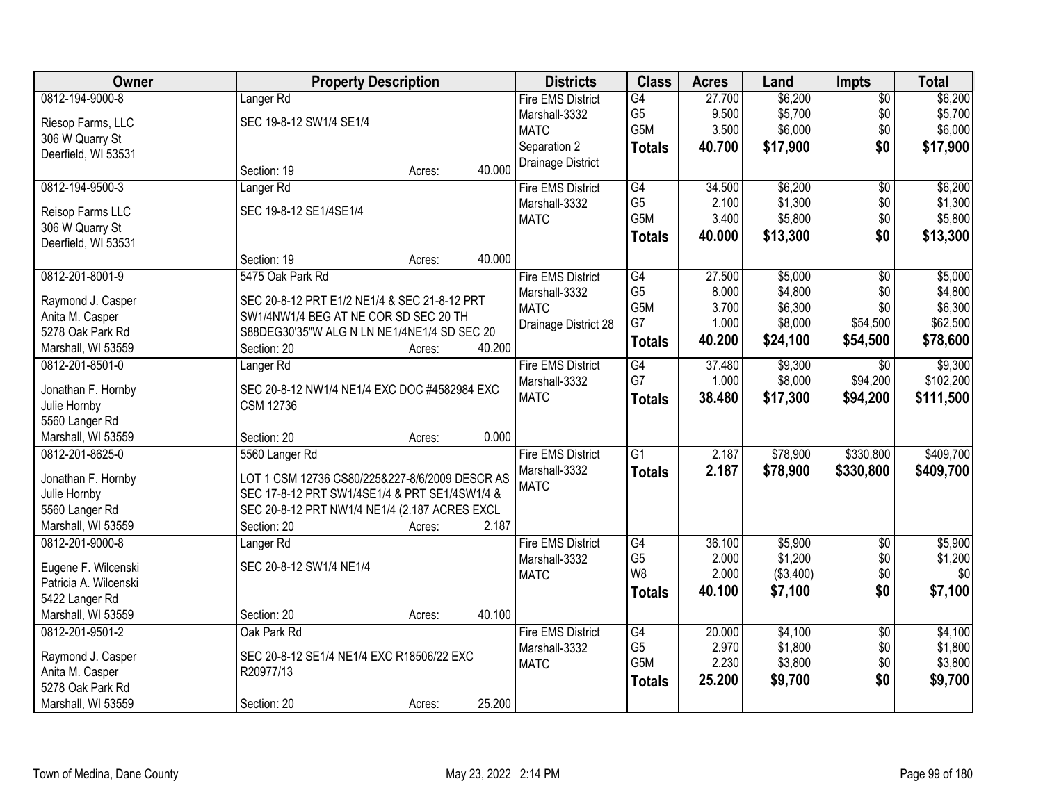| Owner | Property Description | Districts | Class | Acres | Land | Impts | Total |
|---|---|---|---|---|---|---|---|
| 0812-194-9000-8<br>Riesop Farms, LLC<br>306 W Quarry St<br>Deerfield, WI 53531 | Langer Rd<br>SEC 19-8-12 SW1/4 SE1/4<br>Section: 19 Acres: 40.000 | Fire EMS District<br>Marshall-3332<br>MATC<br>Separation 2<br>Drainage District | G4<br>G5<br>G5M<br>**Totals** | 27.700<br>9.500<br>3.500<br>**40.700** | $6,200<br>$5,700<br>$6,000<br>**$17,900** | $0<br>$0<br>$0<br>**$0** | $6,200<br>$5,700<br>$6,000<br>**$17,900** |
| 0812-194-9500-3<br>Reisop Farms LLC<br>306 W Quarry St<br>Deerfield, WI 53531 | Langer Rd<br>SEC 19-8-12 SE1/4SE1/4<br>Section: 19 Acres: 40.000 | Fire EMS District<br>Marshall-3332<br>MATC | G4<br>G5<br>G5M<br>**Totals** | 34.500<br>2.100<br>3.400<br>**40.000** | $6,200<br>$1,300<br>$5,800<br>**$13,300** | $0<br>$0<br>$0<br>**$0** | $6,200<br>$1,300<br>$5,800<br>**$13,300** |
| 0812-201-8001-9<br>Raymond J. Casper<br>Anita M. Casper<br>5278 Oak Park Rd<br>Marshall, WI 53559 | 5475 Oak Park Rd<br>SEC 20-8-12 PRT E1/2 NE1/4 & SEC 21-8-12 PRT SW1/4NW1/4 BEG AT NE COR SD SEC 20 TH S88DEG30'35"W ALG N LN NE1/4NE1/4 SD SEC 20<br>Section: 20 Acres: 40.200 | Fire EMS District<br>Marshall-3332<br>MATC<br>Drainage District 28 | G4<br>G5<br>G5M<br>G7<br>**Totals** | 27.500<br>8.000<br>3.700<br>1.000<br>**40.200** | $5,000<br>$4,800<br>$6,300<br>$8,000<br>**$24,100** | $0<br>$0<br>$0<br>$54,500<br>**$54,500** | $5,000<br>$4,800<br>$6,300<br>$62,500<br>**$78,600** |
| 0812-201-8501-0<br>Jonathan F. Hornby<br>Julie Hornby<br>5560 Langer Rd<br>Marshall, WI 53559 | Langer Rd<br>SEC 20-8-12 NW1/4 NE1/4 EXC DOC #4582984 EXC CSM 12736<br>Section: 20 Acres: 0.000 | Fire EMS District<br>Marshall-3332<br>MATC | G4<br>G7<br>**Totals** | 37.480<br>1.000<br>**38.480** | $9,300<br>$8,000<br>**$17,300** | $0<br>$94,200<br>**$94,200** | $9,300<br>$102,200<br>**$111,500** |
| 0812-201-8625-0<br>Jonathan F. Hornby<br>Julie Hornby<br>5560 Langer Rd<br>Marshall, WI 53559 | 5560 Langer Rd<br>LOT 1 CSM 12736 CS80/225&227-8/6/2009 DESCR AS SEC 17-8-12 PRT SW1/4SE1/4 & PRT SE1/4SW1/4 & SEC 20-8-12 PRT NW1/4 NE1/4 (2.187 ACRES EXCL<br>Section: 20 Acres: 2.187 | Fire EMS District<br>Marshall-3332<br>MATC | G1<br>**Totals** | 2.187<br>**2.187** | $78,900<br>**$78,900** | $330,800<br>**$330,800** | $409,700<br>**$409,700** |
| 0812-201-9000-8<br>Eugene F. Wilcenski<br>Patricia A. Wilcenski<br>5422 Langer Rd<br>Marshall, WI 53559 | Langer Rd<br>SEC 20-8-12 SW1/4 NE1/4<br>Section: 20 Acres: 40.100 | Fire EMS District<br>Marshall-3332<br>MATC | G4<br>G5<br>W8<br>**Totals** | 36.100<br>2.000<br>2.000<br>**40.100** | $5,900<br>$1,200<br>($3,400)<br>**$7,100** | $0<br>$0<br>$0<br>**$0** | $5,900<br>$1,200<br>$0<br>**$7,100** |
| 0812-201-9501-2<br>Raymond J. Casper<br>Anita M. Casper<br>5278 Oak Park Rd<br>Marshall, WI 53559 | Oak Park Rd<br>SEC 20-8-12 SE1/4 NE1/4 EXC R18506/22 EXC R20977/13<br>Section: 20 Acres: 25.200 | Fire EMS District<br>Marshall-3332<br>MATC | G4<br>G5<br>G5M<br>**Totals** | 20.000<br>2.970<br>2.230<br>**25.200** | $4,100<br>$1,800<br>$3,800<br>**$9,700** | $0<br>$0<br>$0<br>**$0** | $4,100<br>$1,800<br>$3,800<br>**$9,700** |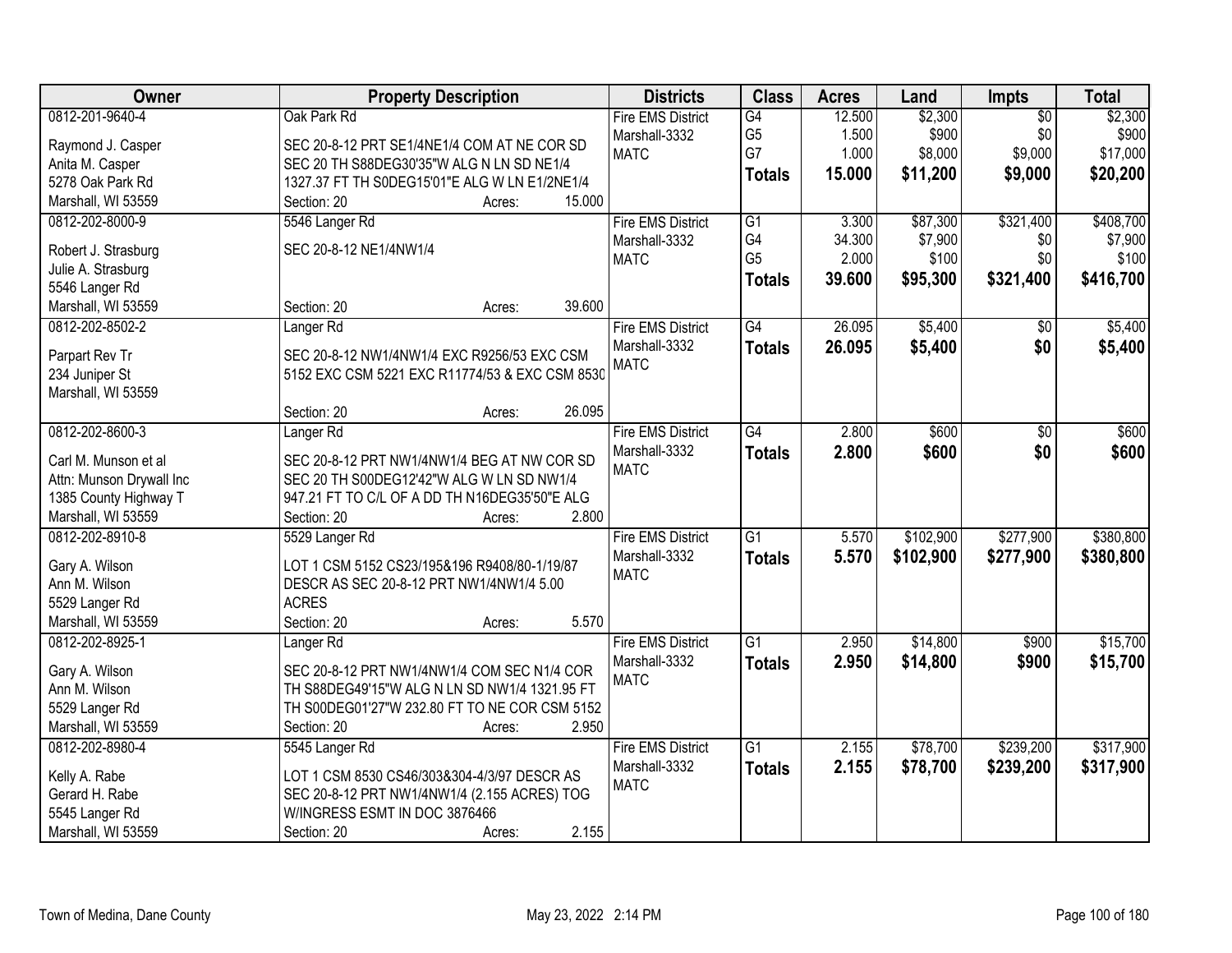| Owner | Property Description | Districts | Class | Acres | Land | Impts | Total |
|---|---|---|---|---|---|---|---|
| 0812-201-9640-4<br>Raymond J. Casper<br>Anita M. Casper<br>5278 Oak Park Rd<br>Marshall, WI 53559 | Oak Park Rd<br>SEC 20-8-12 PRT SE1/4NE1/4 COM AT NE COR SD SEC 20 TH S88DEG30'35"W ALG N LN SD NE1/4 1327.37 FT TH S0DEG15'01"E ALG W LN E1/2NE1/4<br>Section: 20 Acres: 15.000 | Fire EMS District<br>Marshall-3332<br>MATC | G4<br>G5<br>G7<br>**Totals** | 12.500<br>1.500<br>1.000<br>**15.000** | $2,300<br>$900<br>$8,000<br>**$11,200** | $0<br>$0<br>$9,000<br>**$9,000** | $2,300<br>$900<br>$17,000<br>**$20,200** |
| 0812-202-8000-9<br>Robert J. Strasburg<br>Julie A. Strasburg<br>5546 Langer Rd<br>Marshall, WI 53559 | 5546 Langer Rd<br>SEC 20-8-12 NE1/4NW1/4<br>Section: 20 Acres: 39.600 | Fire EMS District<br>Marshall-3332<br>MATC | G1<br>G4<br>G5<br>**Totals** | 3.300<br>34.300<br>2.000<br>**39.600** | $87,300<br>$7,900<br>$100<br>**$95,300** | $321,400<br>$0<br>$0<br>**$321,400** | $408,700<br>$7,900<br>$100<br>**$416,700** |
| 0812-202-8502-2<br>Parpart Rev Tr<br>234 Juniper St<br>Marshall, WI 53559 | Langer Rd<br>SEC 20-8-12 NW1/4NW1/4 EXC R9256/53 EXC CSM 5152 EXC CSM 5221 EXC R11774/53 & EXC CSM 8530<br>Section: 20 Acres: 26.095 | Fire EMS District<br>Marshall-3332<br>MATC | G4<br>**Totals** | 26.095<br>**26.095** | $5,400<br>**$5,400** | $0<br>**$0** | $5,400<br>**$5,400** |
| 0812-202-8600-3<br>Carl M. Munson et al<br>Attn: Munson Drywall Inc<br>1385 County Highway T<br>Marshall, WI 53559 | Langer Rd<br>SEC 20-8-12 PRT NW1/4NW1/4 BEG AT NW COR SD SEC 20 TH S00DEG12'42"W ALG W LN SD NW1/4 947.21 FT TO C/L OF A DD TH N16DEG35'50"E ALG<br>Section: 20 Acres: 2.800 | Fire EMS District<br>Marshall-3332<br>MATC | G4<br>**Totals** | 2.800<br>**2.800** | $600<br>**$600** | $0<br>**$0** | $600<br>**$600** |
| 0812-202-8910-8<br>Gary A. Wilson<br>Ann M. Wilson<br>5529 Langer Rd<br>Marshall, WI 53559 | 5529 Langer Rd<br>LOT 1 CSM 5152 CS23/195&196 R9408/80-1/19/87 DESCR AS SEC 20-8-12 PRT NW1/4NW1/4 5.00 ACRES<br>Section: 20 Acres: 5.570 | Fire EMS District<br>Marshall-3332<br>MATC | G1<br>**Totals** | 5.570<br>**5.570** | $102,900<br>**$102,900** | $277,900<br>**$277,900** | $380,800<br>**$380,800** |
| 0812-202-8925-1<br>Gary A. Wilson<br>Ann M. Wilson<br>5529 Langer Rd<br>Marshall, WI 53559 | Langer Rd<br>SEC 20-8-12 PRT NW1/4NW1/4 COM SEC N1/4 COR TH S88DEG49'15"W ALG N LN SD NW1/4 1321.95 FT TH S00DEG01'27"W 232.80 FT TO NE COR CSM 5152<br>Section: 20 Acres: 2.950 | Fire EMS District<br>Marshall-3332<br>MATC | G1<br>**Totals** | 2.950<br>**2.950** | $14,800<br>**$14,800** | $900<br>**$900** | $15,700<br>**$15,700** |
| 0812-202-8980-4<br>Kelly A. Rabe<br>Gerard H. Rabe<br>5545 Langer Rd<br>Marshall, WI 53559 | 5545 Langer Rd<br>LOT 1 CSM 8530 CS46/303&304-4/3/97 DESCR AS SEC 20-8-12 PRT NW1/4NW1/4 (2.155 ACRES) TOG W/INGRESS ESMT IN DOC 3876466<br>Section: 20 Acres: 2.155 | Fire EMS District<br>Marshall-3332<br>MATC | G1<br>**Totals** | 2.155<br>**2.155** | $78,700<br>**$78,700** | $239,200<br>**$239,200** | $317,900<br>**$317,900** |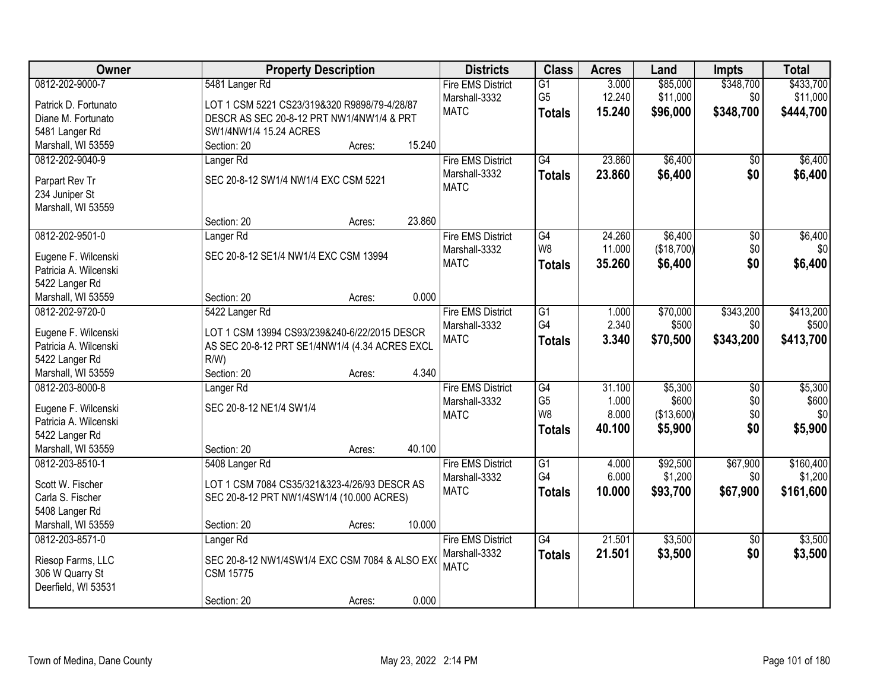| Owner | Property Description | Districts | Class | Acres | Land | Impts | Total |
|---|---|---|---|---|---|---|---|
| 0812-202-9000-7<br>Patrick D. Fortunato<br>Diane M. Fortunato<br>5481 Langer Rd<br>Marshall, WI 53559 | 5481 Langer Rd<br>LOT 1 CSM 5221 CS23/319&320 R9898/79-4/28/87 DESCR AS SEC 20-8-12 PRT NW1/4NW1/4 & PRT SW1/4NW1/4 15.24 ACRES<br>Section: 20 Acres: 15.240 | Fire EMS District<br>Marshall-3332<br>MATC | G1<br>G5<br>**Totals** | 3.000<br>12.240<br>**15.240** | $85,000<br>$11,000<br>**$96,000** | $348,700<br>$0<br>**$348,700** | $433,700<br>$11,000<br>**$444,700** |
| 0812-202-9040-9<br>Parpart Rev Tr<br>234 Juniper St<br>Marshall, WI 53559 | Langer Rd<br>SEC 20-8-12 SW1/4 NW1/4 EXC CSM 5221<br>Section: 20 Acres: 23.860 | Fire EMS District<br>Marshall-3332<br>MATC | G4<br>**Totals** | 23.860<br>**23.860** | $6,400<br>**$6,400** | $0<br>**$0** | $6,400<br>**$6,400** |
| 0812-202-9501-0<br>Eugene F. Wilcenski<br>Patricia A. Wilcenski<br>5422 Langer Rd<br>Marshall, WI 53559 | Langer Rd<br>SEC 20-8-12 SE1/4 NW1/4 EXC CSM 13994<br>Section: 20 Acres: 0.000 | Fire EMS District<br>Marshall-3332<br>MATC | G4<br>W8<br>**Totals** | 24.260<br>11.000<br>**35.260** | $6,400<br>($18,700)<br>**$6,400** | $0<br>$0<br>**$0** | $6,400<br>$0<br>**$6,400** |
| 0812-202-9720-0<br>Eugene F. Wilcenski<br>Patricia A. Wilcenski<br>5422 Langer Rd<br>Marshall, WI 53559 | 5422 Langer Rd<br>LOT 1 CSM 13994 CS93/239&240-6/22/2015 DESCR AS SEC 20-8-12 PRT SE1/4NW1/4 (4.34 ACRES EXCL R/W)<br>Section: 20 Acres: 4.340 | Fire EMS District<br>Marshall-3332<br>MATC | G1<br>G4<br>**Totals** | 1.000<br>2.340<br>**3.340** | $70,000<br>$500<br>**$70,500** | $343,200<br>$0<br>**$343,200** | $413,200<br>$500<br>**$413,700** |
| 0812-203-8000-8<br>Eugene F. Wilcenski<br>Patricia A. Wilcenski<br>5422 Langer Rd<br>Marshall, WI 53559 | Langer Rd<br>SEC 20-8-12 NE1/4 SW1/4<br>Section: 20 Acres: 40.100 | Fire EMS District<br>Marshall-3332<br>MATC | G4<br>G5<br>W8<br>**Totals** | 31.100<br>1.000<br>8.000<br>**40.100** | $5,300<br>$600<br>($13,600)<br>**$5,900** | $0<br>$0<br>$0<br>**$0** | $5,300<br>$600<br>$0<br>**$5,900** |
| 0812-203-8510-1<br>Scott W. Fischer<br>Carla S. Fischer<br>5408 Langer Rd<br>Marshall, WI 53559 | 5408 Langer Rd<br>LOT 1 CSM 7084 CS35/321&323-4/26/93 DESCR AS SEC 20-8-12 PRT NW1/4SW1/4 (10.000 ACRES)<br>Section: 20 Acres: 10.000 | Fire EMS District<br>Marshall-3332<br>MATC | G1<br>G4<br>**Totals** | 4.000<br>6.000<br>**10.000** | $92,500<br>$1,200<br>**$93,700** | $67,900<br>$0<br>**$67,900** | $160,400<br>$1,200<br>**$161,600** |
| 0812-203-8571-0<br>Riesop Farms, LLC<br>306 W Quarry St<br>Deerfield, WI 53531 | Langer Rd<br>SEC 20-8-12 NW1/4SW1/4 EXC CSM 7084 & ALSO EXC CSM 15775<br>Section: 20 Acres: 0.000 | Fire EMS District<br>Marshall-3332<br>MATC | G4<br>**Totals** | 21.501<br>**21.501** | $3,500<br>**$3,500** | $0<br>**$0** | $3,500<br>**$3,500** |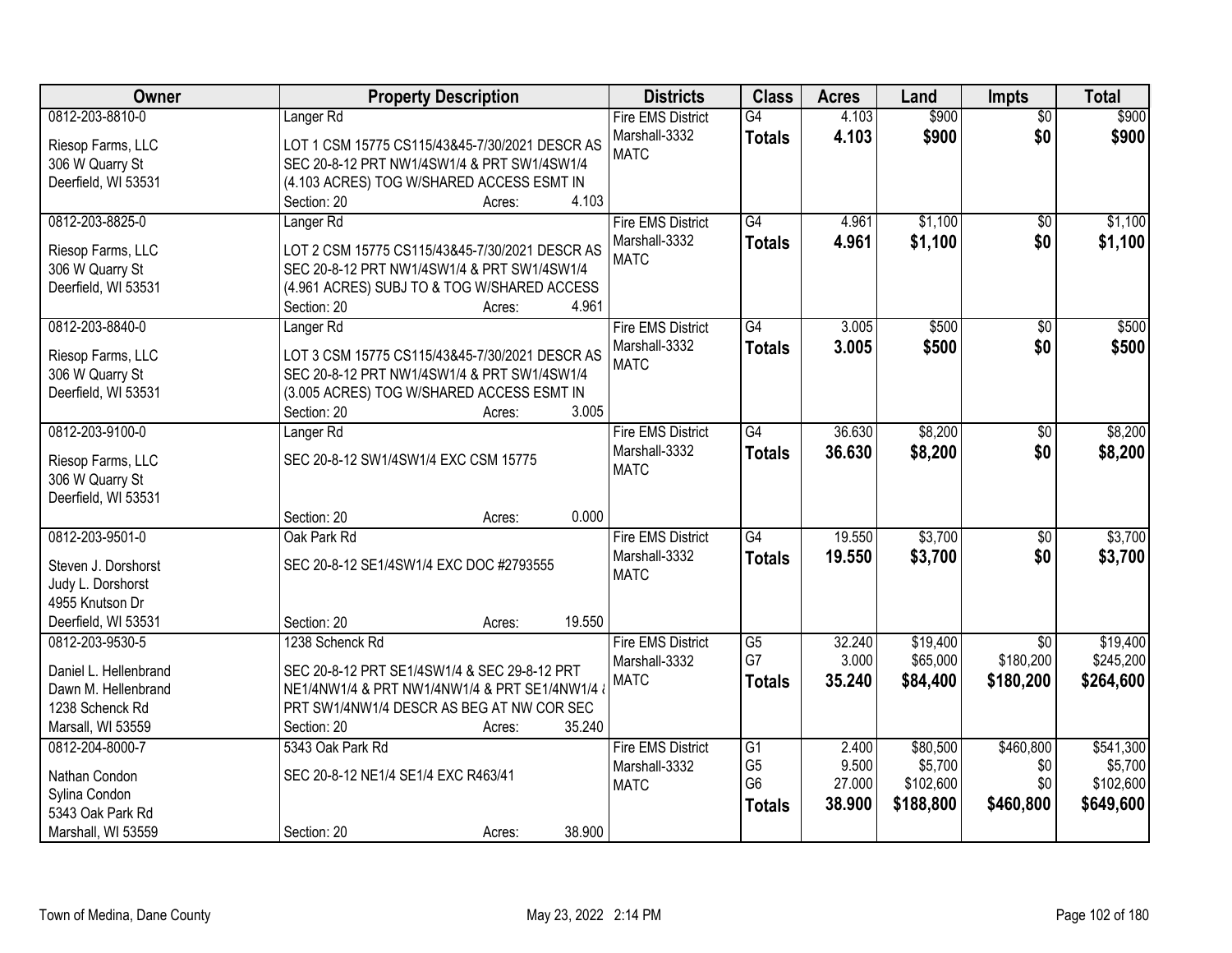| Owner | Property Description | Districts | Class | Acres | Land | Impts | Total |
|---|---|---|---|---|---|---|---|
| 0812-203-8810-0<br>Riesop Farms, LLC<br>306 W Quarry St<br>Deerfield, WI 53531 | Langer Rd<br>LOT 1 CSM 15775 CS115/43&45-7/30/2021 DESCR AS SEC 20-8-12 PRT NW1/4SW1/4 & PRT SW1/4SW1/4 (4.103 ACRES) TOG W/SHARED ACCESS ESMT IN<br>Section: 20 Acres: 4.103 | Fire EMS District<br>Marshall-3332<br>MATC | G4<br>**Totals** | 4.103<br>**4.103** | $900<br>**$900** | $0<br>**$0** | $900<br>**$900** |
| 0812-203-8825-0<br>Riesop Farms, LLC<br>306 W Quarry St<br>Deerfield, WI 53531 | Langer Rd<br>LOT 2 CSM 15775 CS115/43&45-7/30/2021 DESCR AS SEC 20-8-12 PRT NW1/4SW1/4 & PRT SW1/4SW1/4 (4.961 ACRES) SUBJ TO & TOG W/SHARED ACCESS<br>Section: 20 Acres: 4.961 | Fire EMS District<br>Marshall-3332<br>MATC | G4<br>**Totals** | 4.961<br>**4.961** | $1,100<br>**$1,100** | $0<br>**$0** | $1,100<br>**$1,100** |
| 0812-203-8840-0<br>Riesop Farms, LLC<br>306 W Quarry St<br>Deerfield, WI 53531 | Langer Rd<br>LOT 3 CSM 15775 CS115/43&45-7/30/2021 DESCR AS SEC 20-8-12 PRT NW1/4SW1/4 & PRT SW1/4SW1/4 (3.005 ACRES) TOG W/SHARED ACCESS ESMT IN<br>Section: 20 Acres: 3.005 | Fire EMS District<br>Marshall-3332<br>MATC | G4<br>**Totals** | 3.005<br>**3.005** | $500<br>**$500** | $0<br>**$0** | $500<br>**$500** |
| 0812-203-9100-0<br>Riesop Farms, LLC<br>306 W Quarry St<br>Deerfield, WI 53531 | Langer Rd<br>SEC 20-8-12 SW1/4SW1/4 EXC CSM 15775<br>Section: 20 Acres: 0.000 | Fire EMS District<br>Marshall-3332<br>MATC | G4<br>**Totals** | 36.630<br>**36.630** | $8,200<br>**$8,200** | $0<br>**$0** | $8,200<br>**$8,200** |
| 0812-203-9501-0<br>Steven J. Dorshorst<br>Judy L. Dorshorst<br>4955 Knutson Dr<br>Deerfield, WI 53531 | Oak Park Rd<br>SEC 20-8-12 SE1/4SW1/4 EXC DOC #2793555<br>Section: 20 Acres: 19.550 | Fire EMS District<br>Marshall-3332<br>MATC | G4<br>**Totals** | 19.550<br>**19.550** | $3,700<br>**$3,700** | $0<br>**$0** | $3,700<br>**$3,700** |
| 0812-203-9530-5<br>Daniel L. Hellenbrand<br>Dawn M. Hellenbrand<br>1238 Schenck Rd<br>Marsall, WI 53559 | 1238 Schenck Rd<br>SEC 20-8-12 PRT SE1/4SW1/4 & SEC 29-8-12 PRT NE1/4NW1/4 & PRT NW1/4NW1/4 & PRT SE1/4NW1/4 & PRT SW1/4NW1/4 DESCR AS BEG AT NW COR SEC<br>Section: 20 Acres: 35.240 | Fire EMS District<br>Marshall-3332<br>MATC | G5<br>G7<br>**Totals** | 32.240<br>3.000<br>**35.240** | $19,400<br>$65,000<br>**$84,400** | $0<br>$180,200<br>**$180,200** | $19,400<br>$245,200<br>**$264,600** |
| 0812-204-8000-7<br>Nathan Condon<br>Sylina Condon<br>5343 Oak Park Rd<br>Marshall, WI 53559 | 5343 Oak Park Rd<br>SEC 20-8-12 NE1/4 SE1/4 EXC R463/41<br>Section: 20 Acres: 38.900 | Fire EMS District<br>Marshall-3332<br>MATC | G1<br>G5<br>G6<br>**Totals** | 2.400<br>9.500<br>27.000<br>**38.900** | $80,500<br>$5,700<br>$102,600<br>**$188,800** | $460,800<br>$0<br>$0<br>**$460,800** | $541,300<br>$5,700<br>$102,600<br>**$649,600** |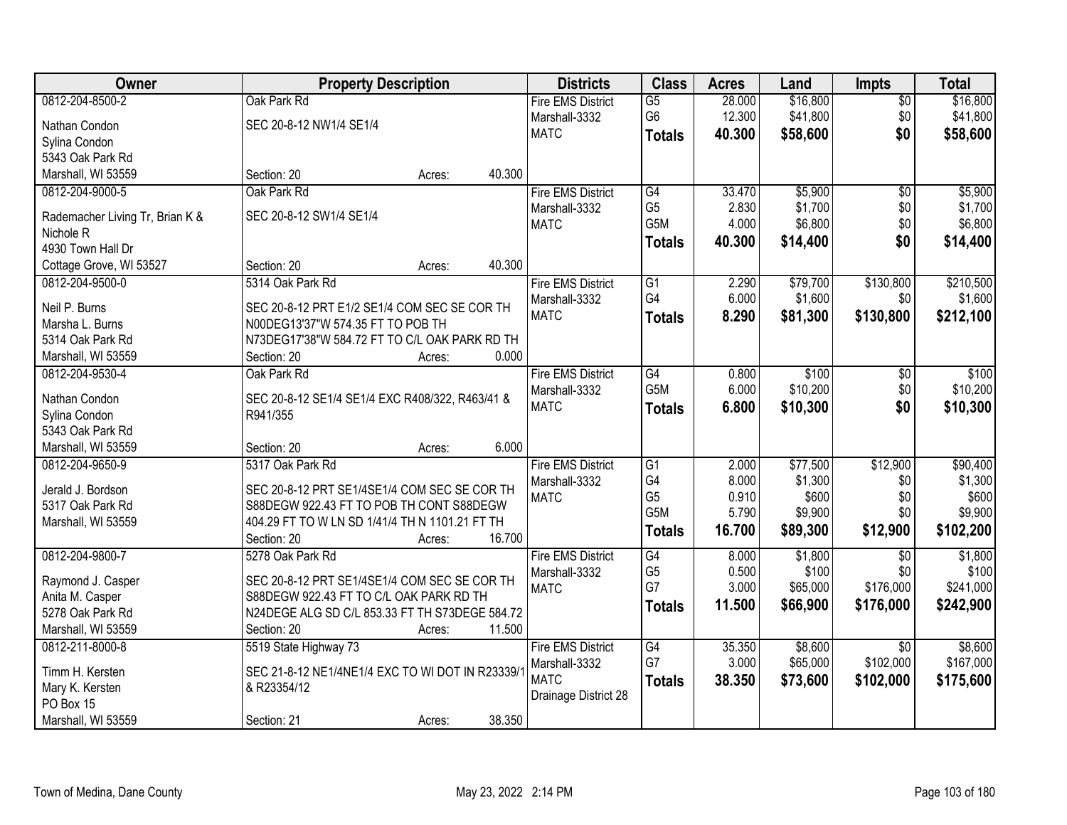| Owner | Property Description | Districts | Class | Acres | Land | Impts | Total |
|---|---|---|---|---|---|---|---|
| 0812-204-8500-2<br>Nathan Condon<br>Sylina Condon<br>5343 Oak Park Rd<br>Marshall, WI 53559 | Oak Park Rd<br>SEC 20-8-12 NW1/4 SE1/4<br>Section: 20 Acres: 40.300 | Fire EMS District<br>Marshall-3332<br>MATC | G5<br>G6<br>**Totals** | 28.000<br>12.300<br>**40.300** | $16,800<br>$41,800<br>**$58,600** | $0<br>$0<br>**$0** | $16,800<br>$41,800<br>**$58,600** |
| 0812-204-9000-5<br>Rademacher Living Tr, Brian K & Nichole R<br>4930 Town Hall Dr<br>Cottage Grove, WI 53527 | Oak Park Rd<br>SEC 20-8-12 SW1/4 SE1/4<br>Section: 20 Acres: 40.300 | Fire EMS District<br>Marshall-3332<br>MATC | G4<br>G5<br>G5M<br>**Totals** | 33.470<br>2.830<br>4.000<br>**40.300** | $5,900<br>$1,700<br>$6,800<br>**$14,400** | $0<br>$0<br>$0<br>**$0** | $5,900<br>$1,700<br>$6,800<br>**$14,400** |
| 0812-204-9500-0<br>Neil P. Burns<br>Marsha L. Burns<br>5314 Oak Park Rd<br>Marshall, WI 53559 | 5314 Oak Park Rd<br>SEC 20-8-12 PRT E1/2 SE1/4 COM SEC SE COR TH N00DEG13'37"W 574.35 FT TO POB TH N73DEG17'38"W 584.72 FT TO C/L OAK PARK RD TH<br>Section: 20 Acres: 0.000 | Fire EMS District<br>Marshall-3332<br>MATC | G1<br>G4<br>**Totals** | 2.290<br>6.000<br>**8.290** | $79,700<br>$1,600<br>**$81,300** | $130,800<br>$0<br>**$130,800** | $210,500<br>$1,600<br>**$212,100** |
| 0812-204-9530-4<br>Nathan Condon<br>Sylina Condon<br>5343 Oak Park Rd<br>Marshall, WI 53559 | Oak Park Rd<br>SEC 20-8-12 SE1/4 SE1/4 EXC R408/322, R463/41 & R941/355<br>Section: 20 Acres: 6.000 | Fire EMS District<br>Marshall-3332<br>MATC | G4<br>G5M<br>**Totals** | 0.800<br>6.000<br>**6.800** | $100<br>$10,200<br>**$10,300** | $0<br>$0<br>**$0** | $100<br>$10,200<br>**$10,300** |
| 0812-204-9650-9<br>Jerald J. Bordson<br>5317 Oak Park Rd<br>Marshall, WI 53559 | 5317 Oak Park Rd<br>SEC 20-8-12 PRT SE1/4SE1/4 COM SEC SE COR TH S88DEGW 922.43 FT TO POB TH CONT S88DEGW 404.29 FT TO W LN SD 1/41/4 TH N 1101.21 FT TH<br>Section: 20 Acres: 16.700 | Fire EMS District<br>Marshall-3332<br>MATC | G1<br>G4<br>G5<br>G5M<br>**Totals** | 2.000<br>8.000<br>0.910<br>5.790<br>**16.700** | $77,500<br>$1,300<br>$600<br>$9,900<br>**$89,300** | $12,900<br>$0<br>$0<br>$0<br>**$12,900** | $90,400<br>$1,300<br>$600<br>$9,900<br>**$102,200** |
| 0812-204-9800-7<br>Raymond J. Casper<br>Anita M. Casper<br>5278 Oak Park Rd<br>Marshall, WI 53559 | 5278 Oak Park Rd<br>SEC 20-8-12 PRT SE1/4SE1/4 COM SEC SE COR TH S88DEGW 922.43 FT TO C/L OAK PARK RD TH N24DEGE ALG SD C/L 853.33 FT TH S73DEGE 584.72<br>Section: 20 Acres: 11.500 | Fire EMS District<br>Marshall-3332<br>MATC | G4<br>G5<br>G7<br>**Totals** | 8.000<br>0.500<br>3.000<br>**11.500** | $1,800<br>$100<br>$65,000<br>**$66,900** | $0<br>$0<br>$176,000<br>**$176,000** | $1,800<br>$100<br>$241,000<br>**$242,900** |
| 0812-211-8000-8<br>Timm H. Kersten<br>Mary K. Kersten<br>PO Box 15<br>Marshall, WI 53559 | 5519 State Highway 73<br>SEC 21-8-12 NE1/4NE1/4 EXC TO WI DOT IN R23339/1 & R23354/12<br>Section: 21 Acres: 38.350 | Fire EMS District<br>Marshall-3332<br>MATC<br>Drainage District 28 | G4<br>G7<br>**Totals** | 35.350<br>3.000<br>**38.350** | $8,600<br>$65,000<br>**$73,600** | $0<br>$102,000<br>**$102,000** | $8,600<br>$167,000<br>**$175,600** |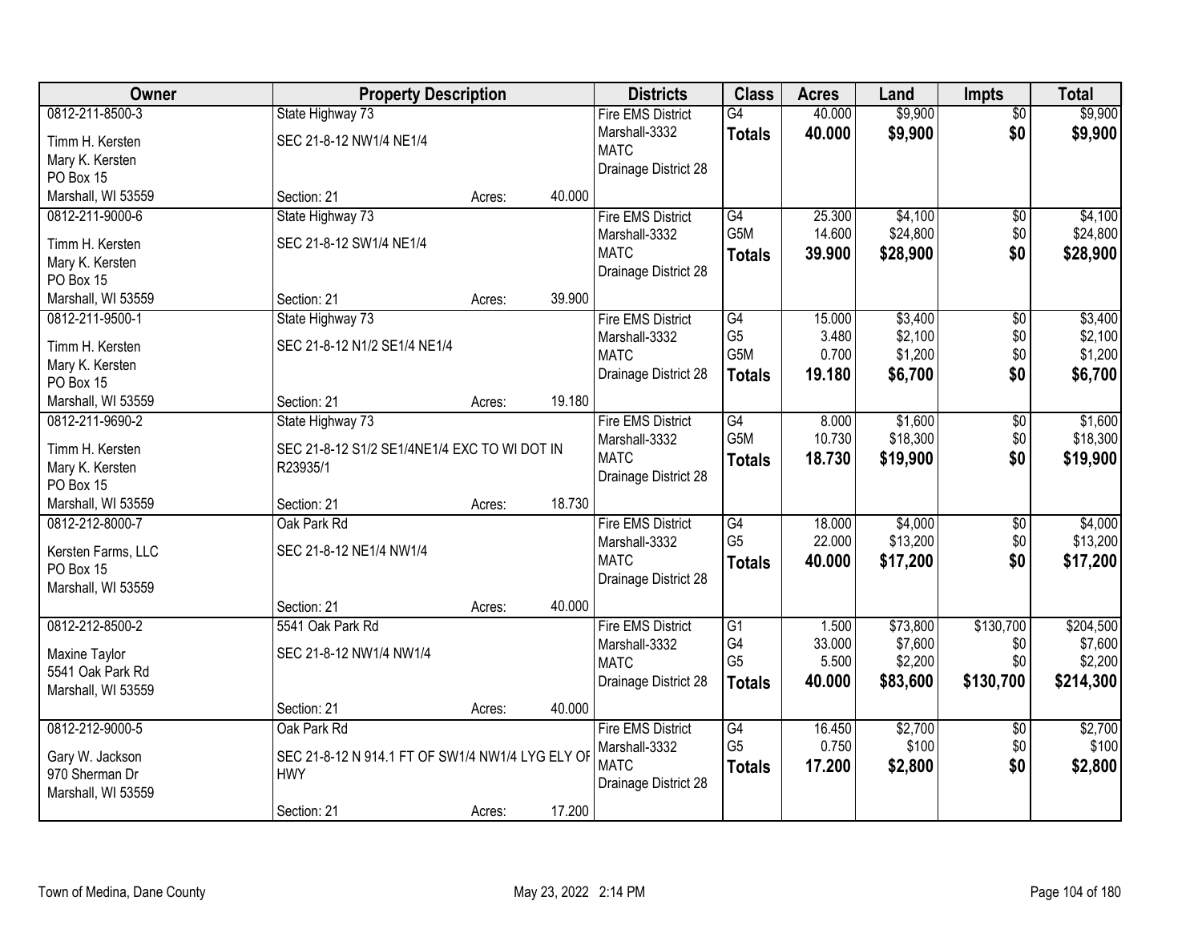| Owner | Property Description | | | Districts | Class | Acres | Land | Impts | Total |
|---|---|---|---|---|---|---|---|---|---|
| 0812-211-8500-3 | State Highway 73 | | | Fire EMS District | G4 | 40.000 | $9,900 | $0 | $9,900 |
| Timm H. Kersten | SEC 21-8-12 NW1/4 NE1/4 | | | Marshall-3332 | **Totals** | **40.000** | **$9,900** | **$0** | **$9,900** |
| Mary K. Kersten | | | | MATC | | | | | |
| PO Box 15 | | | | Drainage District 28 | | | | | |
| Marshall, WI 53559 | Section: 21 | Acres: | 40.000 | | | | | | |
| 0812-211-9000-6 | State Highway 73 | | | Fire EMS District | G4 | 25.300 | $4,100 | $0 | $4,100 |
| Timm H. Kersten | SEC 21-8-12 SW1/4 NE1/4 | | | Marshall-3332 | G5M | 14.600 | $24,800 | $0 | $24,800 |
| Mary K. Kersten | | | | MATC | **Totals** | **39.900** | **$28,900** | **$0** | **$28,900** |
| PO Box 15 | | | | Drainage District 28 | | | | | |
| Marshall, WI 53559 | Section: 21 | Acres: | 39.900 | | | | | | |
| 0812-211-9500-1 | State Highway 73 | | | Fire EMS District | G4 | 15.000 | $3,400 | $0 | $3,400 |
| Timm H. Kersten | SEC 21-8-12 N1/2 SE1/4 NE1/4 | | | Marshall-3332 | G5 | 3.480 | $2,100 | $0 | $2,100 |
| Mary K. Kersten | | | | MATC | G5M | 0.700 | $1,200 | $0 | $1,200 |
| PO Box 15 | | | | Drainage District 28 | **Totals** | **19.180** | **$6,700** | **$0** | **$6,700** |
| Marshall, WI 53559 | Section: 21 | Acres: | 19.180 | | | | | | |
| 0812-211-9690-2 | State Highway 73 | | | Fire EMS District | G4 | 8.000 | $1,600 | $0 | $1,600 |
| Timm H. Kersten | SEC 21-8-12 S1/2 SE1/4NE1/4 EXC TO WI DOT IN R23935/1 | | | Marshall-3332 | G5M | 10.730 | $18,300 | $0 | $18,300 |
| Mary K. Kersten | | | | MATC | **Totals** | **18.730** | **$19,900** | **$0** | **$19,900** |
| PO Box 15 | | | | Drainage District 28 | | | | | |
| Marshall, WI 53559 | Section: 21 | Acres: | 18.730 | | | | | | |
| 0812-212-8000-7 | Oak Park Rd | | | Fire EMS District | G4 | 18.000 | $4,000 | $0 | $4,000 |
| Kersten Farms, LLC | SEC 21-8-12 NE1/4 NW1/4 | | | Marshall-3332 | G5 | 22.000 | $13,200 | $0 | $13,200 |
| PO Box 15 | | | | MATC | **Totals** | **40.000** | **$17,200** | **$0** | **$17,200** |
| Marshall, WI 53559 | | | | Drainage District 28 | | | | | |
| | Section: 21 | Acres: | 40.000 | | | | | | |
| 0812-212-8500-2 | 5541 Oak Park Rd | | | Fire EMS District | G1 | 1.500 | $73,800 | $130,700 | $204,500 |
| Maxine Taylor | SEC 21-8-12 NW1/4 NW1/4 | | | Marshall-3332 | G4 | 33.000 | $7,600 | $0 | $7,600 |
| 5541 Oak Park Rd | | | | MATC | G5 | 5.500 | $2,200 | $0 | $2,200 |
| Marshall, WI 53559 | | | | Drainage District 28 | **Totals** | **40.000** | **$83,600** | **$130,700** | **$214,300** |
| | Section: 21 | Acres: | 40.000 | | | | | | |
| 0812-212-9000-5 | Oak Park Rd | | | Fire EMS District | G4 | 16.450 | $2,700 | $0 | $2,700 |
| Gary W. Jackson | SEC 21-8-12 N 914.1 FT OF SW1/4 NW1/4 LYG ELY OF HWY | | | Marshall-3332 | G5 | 0.750 | $100 | $0 | $100 |
| 970 Sherman Dr | | | | MATC | **Totals** | **17.200** | **$2,800** | **$0** | **$2,800** |
| Marshall, WI 53559 | | | | Drainage District 28 | | | | | |
| | Section: 21 | Acres: | 17.200 | | | | | | |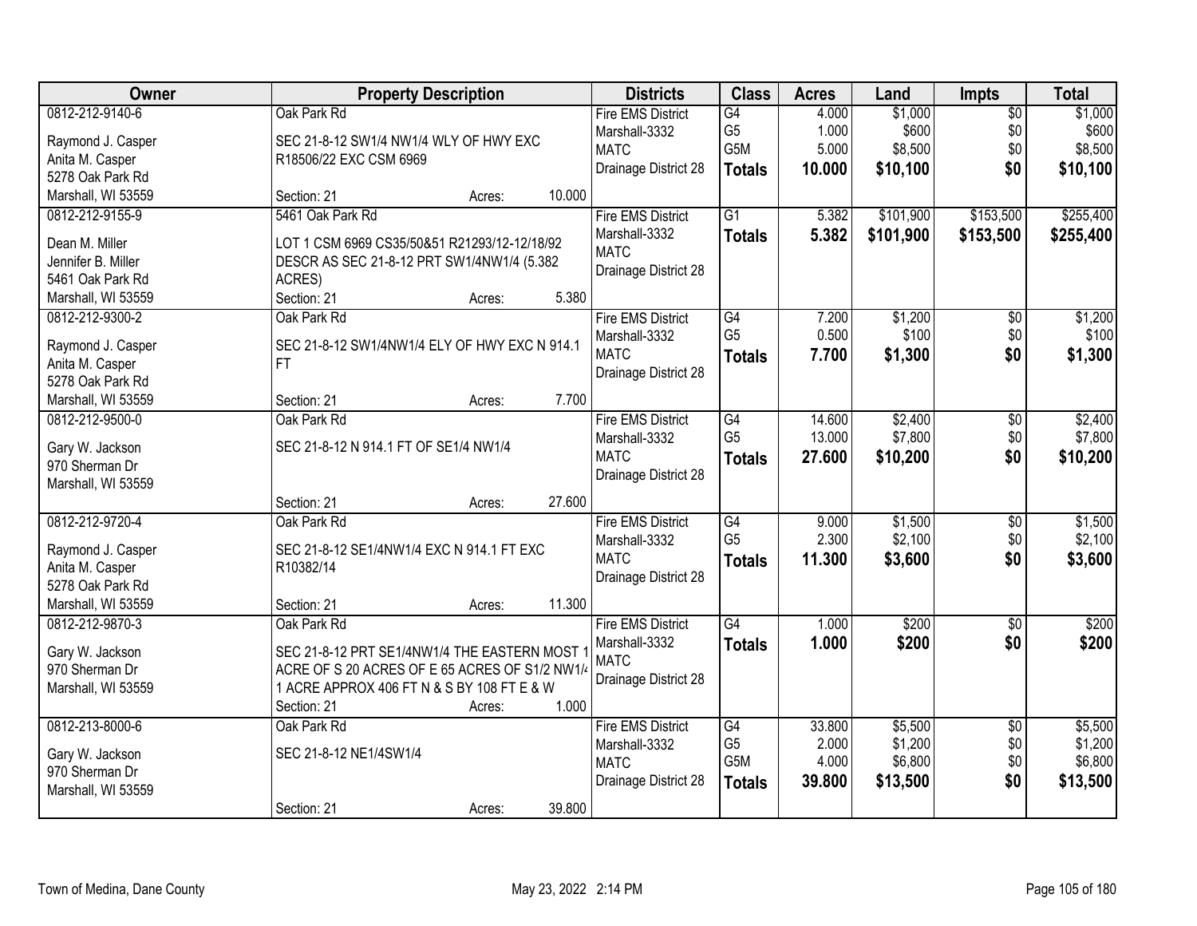| Owner | Property Description | Districts | Class | Acres | Land | Impts | Total |
|---|---|---|---|---|---|---|---|
| 0812-212-9140-6<br><br>Raymond J. Casper<br>Anita M. Casper<br>5278 Oak Park Rd<br>Marshall, WI 53559 | Oak Park Rd<br><br>SEC 21-8-12 SW1/4 NW1/4 WLY OF HWY EXC R18506/22 EXC CSM 6969<br><br>Section: 21 Acres: 10.000 | Fire EMS District<br>Marshall-3332<br>MATC<br>Drainage District 28 | G4<br>G5<br>G5M<br>**Totals** | 4.000<br>1.000<br>5.000<br>**10.000** | $1,000<br>$600<br>$8,500<br>**$10,100** | $0<br>$0<br>$0<br>**$0** | $1,000<br>$600<br>$8,500<br>**$10,100** |
| 0812-212-9155-9<br><br>Dean M. Miller<br>Jennifer B. Miller<br>5461 Oak Park Rd<br>Marshall, WI 53559 | 5461 Oak Park Rd<br><br>LOT 1 CSM 6969 CS35/50&51 R21293/12-12/18/92 DESCR AS SEC 21-8-12 PRT SW1/4NW1/4 (5.382 ACRES)<br>Section: 21 Acres: 5.380 | Fire EMS District<br>Marshall-3332<br>MATC<br>Drainage District 28 | G1<br>**Totals** | 5.382<br>**5.382** | $101,900<br>**$101,900** | $153,500<br>**$153,500** | $255,400<br>**$255,400** |
| 0812-212-9300-2<br><br>Raymond J. Casper<br>Anita M. Casper<br>5278 Oak Park Rd<br>Marshall, WI 53559 | Oak Park Rd<br><br>SEC 21-8-12 SW1/4NW1/4 ELY OF HWY EXC N 914.1 FT<br><br>Section: 21 Acres: 7.700 | Fire EMS District<br>Marshall-3332<br>MATC<br>Drainage District 28 | G4<br>G5<br>**Totals** | 7.200<br>0.500<br>**7.700** | $1,200<br>$100<br>**$1,300** | $0<br>$0<br>**$0** | $1,200<br>$100<br>**$1,300** |
| 0812-212-9500-0<br><br>Gary W. Jackson<br>970 Sherman Dr<br>Marshall, WI 53559 | Oak Park Rd<br><br>SEC 21-8-12 N 914.1 FT OF SE1/4 NW1/4<br><br>Section: 21 Acres: 27.600 | Fire EMS District<br>Marshall-3332<br>MATC<br>Drainage District 28 | G4<br>G5<br>**Totals** | 14.600<br>13.000<br>**27.600** | $2,400<br>$7,800<br>**$10,200** | $0<br>$0<br>**$0** | $2,400<br>$7,800<br>**$10,200** |
| 0812-212-9720-4<br><br>Raymond J. Casper<br>Anita M. Casper<br>5278 Oak Park Rd<br>Marshall, WI 53559 | Oak Park Rd<br><br>SEC 21-8-12 SE1/4NW1/4 EXC N 914.1 FT EXC R10382/14<br><br>Section: 21 Acres: 11.300 | Fire EMS District<br>Marshall-3332<br>MATC<br>Drainage District 28 | G4<br>G5<br>**Totals** | 9.000<br>2.300<br>**11.300** | $1,500<br>$2,100<br>**$3,600** | $0<br>$0<br>**$0** | $1,500<br>$2,100<br>**$3,600** |
| 0812-212-9870-3<br><br>Gary W. Jackson<br>970 Sherman Dr<br>Marshall, WI 53559 | Oak Park Rd<br><br>SEC 21-8-12 PRT SE1/4NW1/4 THE EASTERN MOST 1 ACRE OF S 20 ACRES OF E 65 ACRES OF S1/2 NW1/4 1 ACRE APPROX 406 FT N & S BY 108 FT E & W<br>Section: 21 Acres: 1.000 | Fire EMS District<br>Marshall-3332<br>MATC<br>Drainage District 28 | G4<br>**Totals** | 1.000<br>**1.000** | $200<br>**$200** | $0<br>**$0** | $200<br>**$200** |
| 0812-213-8000-6<br><br>Gary W. Jackson<br>970 Sherman Dr<br>Marshall, WI 53559 | Oak Park Rd<br><br>SEC 21-8-12 NE1/4SW1/4<br><br>Section: 21 Acres: 39.800 | Fire EMS District<br>Marshall-3332<br>MATC<br>Drainage District 28 | G4<br>G5<br>G5M<br>**Totals** | 33.800<br>2.000<br>4.000<br>**39.800** | $5,500<br>$1,200<br>$6,800<br>**$13,500** | $0<br>$0<br>$0<br>**$0** | $5,500<br>$1,200<br>$6,800<br>**$13,500** |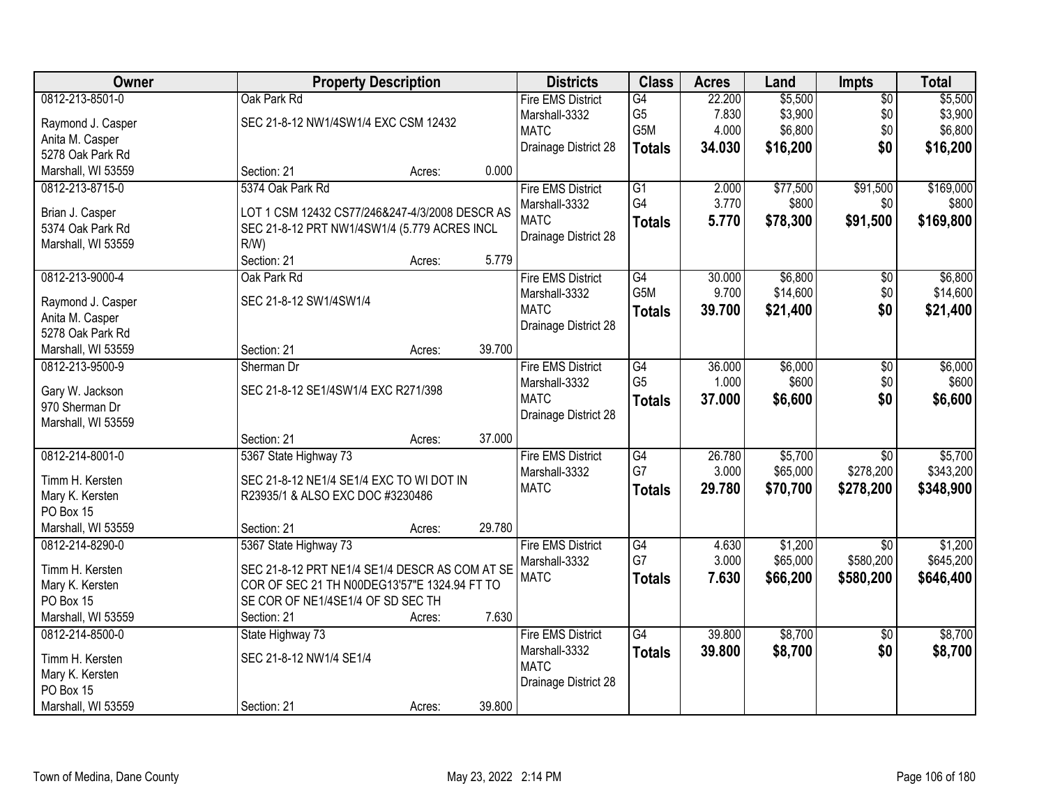| Owner | Property Description | Districts | Class | Acres | Land | Impts | Total |
|---|---|---|---|---|---|---|---|
| 0812-213-8501-0<br>Raymond J. Casper<br>Anita M. Casper<br>5278 Oak Park Rd<br>Marshall, WI 53559 | Oak Park Rd<br>SEC 21-8-12 NW1/4SW1/4 EXC CSM 12432<br>Section: 21 Acres: 0.000 | Fire EMS District<br>Marshall-3332<br>MATC<br>Drainage District 28 | G4<br>G5<br>G5M<br>**Totals** | 22.200<br>7.830<br>4.000<br>**34.030** | $5,500<br>$3,900<br>$6,800<br>**$16,200** | $0<br>$0<br>$0<br>**$0** | $5,500<br>$3,900<br>$6,800<br>**$16,200** |
| 0812-213-8715-0<br>Brian J. Casper<br>5374 Oak Park Rd<br>Marshall, WI 53559 | 5374 Oak Park Rd<br>LOT 1 CSM 12432 CS77/246&247-4/3/2008 DESCR AS SEC 21-8-12 PRT NW1/4SW1/4 (5.779 ACRES INCL R/W)<br>Section: 21 Acres: 5.779 | Fire EMS District<br>Marshall-3332<br>MATC<br>Drainage District 28 | G1<br>G4<br>**Totals** | 2.000<br>3.770<br>**5.770** | $77,500<br>$800<br>**$78,300** | $91,500<br>$0<br>**$91,500** | $169,000<br>$800<br>**$169,800** |
| 0812-213-9000-4<br>Raymond J. Casper<br>Anita M. Casper<br>5278 Oak Park Rd<br>Marshall, WI 53559 | Oak Park Rd<br>SEC 21-8-12 SW1/4SW1/4<br>Section: 21 Acres: 39.700 | Fire EMS District<br>Marshall-3332<br>MATC<br>Drainage District 28 | G4<br>G5M<br>**Totals** | 30.000<br>9.700<br>**39.700** | $6,800<br>$14,600<br>**$21,400** | $0<br>$0<br>**$0** | $6,800<br>$14,600<br>**$21,400** |
| 0812-213-9500-9<br>Gary W. Jackson<br>970 Sherman Dr<br>Marshall, WI 53559 | Sherman Dr<br>SEC 21-8-12 SE1/4SW1/4 EXC R271/398<br>Section: 21 Acres: 37.000 | Fire EMS District<br>Marshall-3332<br>MATC<br>Drainage District 28 | G4<br>G5<br>**Totals** | 36.000<br>1.000<br>**37.000** | $6,000<br>$600<br>**$6,600** | $0<br>$0<br>**$0** | $6,000<br>$600<br>**$6,600** |
| 0812-214-8001-0<br>Timm H. Kersten<br>Mary K. Kersten<br>PO Box 15<br>Marshall, WI 53559 | 5367 State Highway 73<br>SEC 21-8-12 NE1/4 SE1/4 EXC TO WI DOT IN R23935/1 & ALSO EXC DOC #3230486<br>Section: 21 Acres: 29.780 | Fire EMS District<br>Marshall-3332<br>MATC | G4<br>G7<br>**Totals** | 26.780<br>3.000<br>**29.780** | $5,700<br>$65,000<br>**$70,700** | $0<br>$278,200<br>**$278,200** | $5,700<br>$343,200<br>**$348,900** |
| 0812-214-8290-0<br>Timm H. Kersten<br>Mary K. Kersten<br>PO Box 15<br>Marshall, WI 53559 | 5367 State Highway 73<br>SEC 21-8-12 PRT NE1/4 SE1/4 DESCR AS COM AT SE COR OF SEC 21 TH N00DEG13'57"E 1324.94 FT TO SE COR OF NE1/4SE1/4 OF SD SEC TH<br>Section: 21 Acres: 7.630 | Fire EMS District<br>Marshall-3332<br>MATC | G4<br>G7<br>**Totals** | 4.630<br>3.000<br>**7.630** | $1,200<br>$65,000<br>**$66,200** | $0<br>$580,200<br>**$580,200** | $1,200<br>$645,200<br>**$646,400** |
| 0812-214-8500-0<br>Timm H. Kersten<br>Mary K. Kersten<br>PO Box 15<br>Marshall, WI 53559 | State Highway 73<br>SEC 21-8-12 NW1/4 SE1/4<br>Section: 21 Acres: 39.800 | Fire EMS District<br>Marshall-3332<br>MATC<br>Drainage District 28 | G4<br>**Totals** | 39.800<br>**39.800** | $8,700<br>**$8,700** | $0<br>**$0** | $8,700<br>**$8,700** |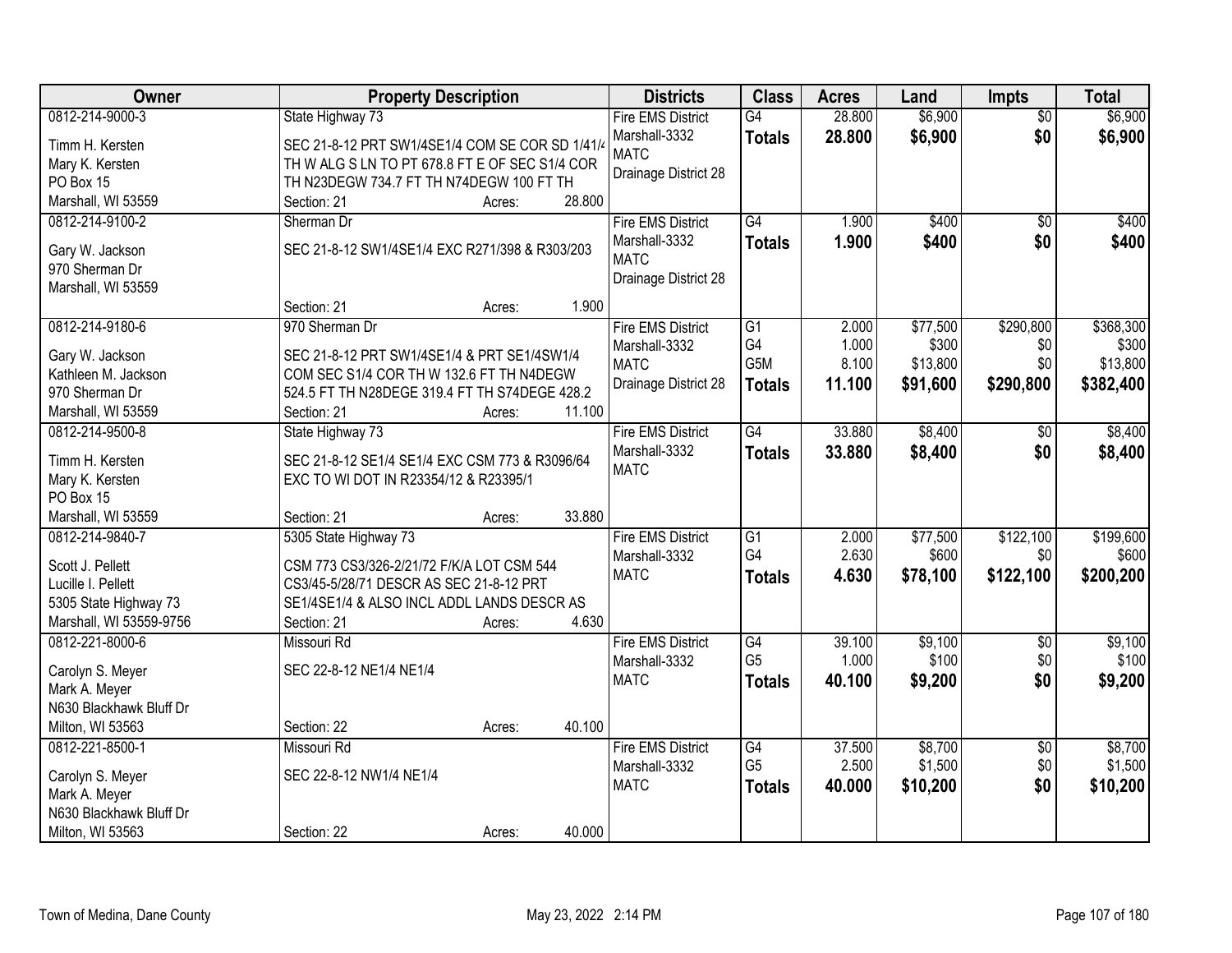| Owner | Property Description | Districts | Class | Acres | Land | Impts | Total |
|---|---|---|---|---|---|---|---|
| 0812-214-9000-3<br>Timm H. Kersten<br>Mary K. Kersten<br>PO Box 15<br>Marshall, WI 53559 | State Highway 73<br>SEC 21-8-12 PRT SW1/4SE1/4 COM SE COR SD 1/41/4 TH W ALG S LN TO PT 678.8 FT E OF SEC S1/4 COR TH N23DEGW 734.7 FT TH N74DEGW 100 FT TH<br>Section: 21 Acres: 28.800 | Fire EMS District<br>Marshall-3332<br>MATC<br>Drainage District 28 | G4<br>**Totals** | 28.800<br>**28.800** | $6,900<br>**$6,900** | $0<br>**$0** | $6,900<br>**$6,900** |
| 0812-214-9100-2<br>Gary W. Jackson<br>970 Sherman Dr<br>Marshall, WI 53559 | Sherman Dr<br>SEC 21-8-12 SW1/4SE1/4 EXC R271/398 & R303/203<br>Section: 21 Acres: 1.900 | Fire EMS District<br>Marshall-3332<br>MATC<br>Drainage District 28 | G4<br>**Totals** | 1.900<br>**1.900** | $400<br>**$400** | $0<br>**$0** | $400<br>**$400** |
| 0812-214-9180-6<br>Gary W. Jackson<br>Kathleen M. Jackson<br>970 Sherman Dr<br>Marshall, WI 53559 | 970 Sherman Dr<br>SEC 21-8-12 PRT SW1/4SE1/4 & PRT SE1/4SW1/4 COM SEC S1/4 COR TH W 132.6 FT TH N4DEGW 524.5 FT TH N28DEGE 319.4 FT TH S74DEGE 428.2<br>Section: 21 Acres: 11.100 | Fire EMS District<br>Marshall-3332<br>MATC<br>Drainage District 28 | G1<br>G4<br>G5M<br>**Totals** | 2.000<br>1.000<br>8.100<br>**11.100** | $77,500<br>$300<br>$13,800<br>**$91,600** | $290,800<br>$0<br>$0<br>**$290,800** | $368,300<br>$300<br>$13,800<br>**$382,400** |
| 0812-214-9500-8<br>Timm H. Kersten<br>Mary K. Kersten<br>PO Box 15<br>Marshall, WI 53559 | State Highway 73<br>SEC 21-8-12 SE1/4 SE1/4 EXC CSM 773 & R3096/64 EXC TO WI DOT IN R23354/12 & R23395/1<br>Section: 21 Acres: 33.880 | Fire EMS District<br>Marshall-3332<br>MATC | G4<br>**Totals** | 33.880<br>**33.880** | $8,400<br>**$8,400** | $0<br>**$0** | $8,400<br>**$8,400** |
| 0812-214-9840-7<br>Scott J. Pellett<br>Lucille I. Pellett<br>5305 State Highway 73<br>Marshall, WI 53559-9756 | 5305 State Highway 73<br>CSM 773 CS3/326-2/21/72 F/K/A LOT CSM 544 CS3/45-5/28/71 DESCR AS SEC 21-8-12 PRT SE1/4SE1/4 & ALSO INCL ADDL LANDS DESCR AS<br>Section: 21 Acres: 4.630 | Fire EMS District<br>Marshall-3332<br>MATC | G1<br>G4<br>**Totals** | 2.000<br>2.630<br>**4.630** | $77,500<br>$600<br>**$78,100** | $122,100<br>$0<br>**$122,100** | $199,600<br>$600<br>**$200,200** |
| 0812-221-8000-6<br>Carolyn S. Meyer<br>Mark A. Meyer<br>N630 Blackhawk Bluff Dr<br>Milton, WI 53563 | Missouri Rd<br>SEC 22-8-12 NE1/4 NE1/4<br>Section: 22 Acres: 40.100 | Fire EMS District<br>Marshall-3332<br>MATC | G4<br>G5<br>**Totals** | 39.100<br>1.000<br>**40.100** | $9,100<br>$100<br>**$9,200** | $0<br>$0<br>**$0** | $9,100<br>$100<br>**$9,200** |
| 0812-221-8500-1<br>Carolyn S. Meyer<br>Mark A. Meyer<br>N630 Blackhawk Bluff Dr<br>Milton, WI 53563 | Missouri Rd<br>SEC 22-8-12 NW1/4 NE1/4<br>Section: 22 Acres: 40.000 | Fire EMS District<br>Marshall-3332<br>MATC | G4<br>G5<br>**Totals** | 37.500<br>2.500<br>**40.000** | $8,700<br>$1,500<br>**$10,200** | $0<br>$0<br>**$0** | $8,700<br>$1,500<br>**$10,200** |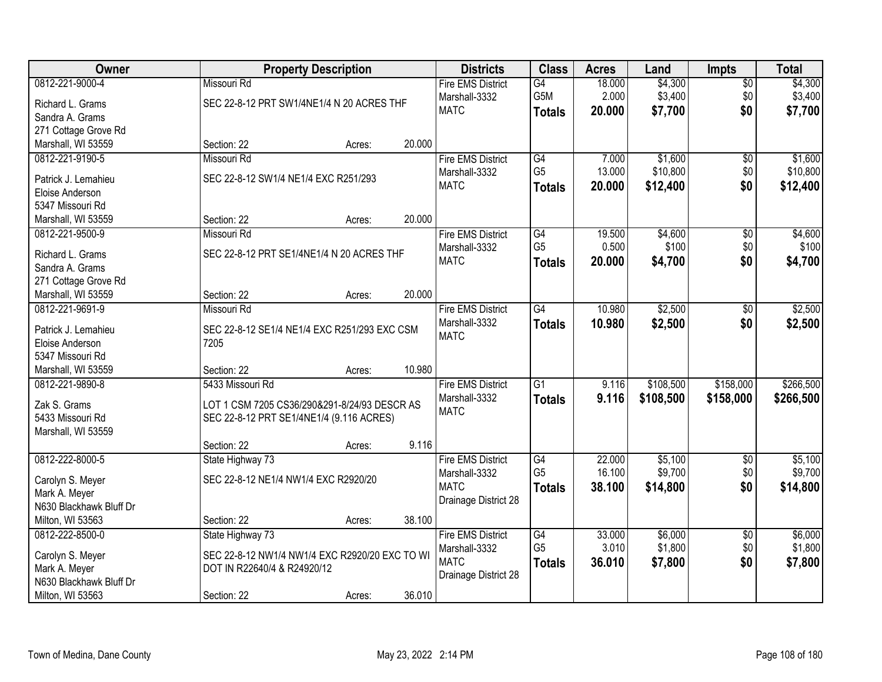| Owner | Property Description | Districts | Class | Acres | Land | Impts | Total |
|---|---|---|---|---|---|---|---|
| 0812-221-9000-4<br>Richard L. Grams<br>Sandra A. Grams<br>271 Cottage Grove Rd<br>Marshall, WI 53559 | Missouri Rd<br>SEC 22-8-12 PRT SW1/4NE1/4 N 20 ACRES THF<br>Section: 22 Acres: 20.000 | Fire EMS District<br>Marshall-3332<br>MATC | G4<br>G5M<br>**Totals** | 18.000<br>2.000<br>**20.000** | $4,300<br>$3,400<br>**$7,700** | $0<br>$0<br>**$0** | $4,300<br>$3,400<br>**$7,700** |
| 0812-221-9190-5<br>Patrick J. Lemahieu<br>Eloise Anderson<br>5347 Missouri Rd<br>Marshall, WI 53559 | Missouri Rd<br>SEC 22-8-12 SW1/4 NE1/4 EXC R251/293<br>Section: 22 Acres: 20.000 | Fire EMS District<br>Marshall-3332<br>MATC | G4<br>G5<br>**Totals** | 7.000<br>13.000<br>**20.000** | $1,600<br>$10,800<br>**$12,400** | $0<br>$0<br>**$0** | $1,600<br>$10,800<br>**$12,400** |
| 0812-221-9500-9<br>Richard L. Grams<br>Sandra A. Grams<br>271 Cottage Grove Rd<br>Marshall, WI 53559 | Missouri Rd<br>SEC 22-8-12 PRT SE1/4NE1/4 N 20 ACRES THF<br>Section: 22 Acres: 20.000 | Fire EMS District<br>Marshall-3332<br>MATC | G4<br>G5<br>**Totals** | 19.500<br>0.500<br>**20.000** | $4,600<br>$100<br>**$4,700** | $0<br>$0<br>**$0** | $4,600<br>$100<br>**$4,700** |
| 0812-221-9691-9<br>Patrick J. Lemahieu<br>Eloise Anderson<br>5347 Missouri Rd<br>Marshall, WI 53559 | Missouri Rd<br>SEC 22-8-12 SE1/4 NE1/4 EXC R251/293 EXC CSM 7205<br>Section: 22 Acres: 10.980 | Fire EMS District<br>Marshall-3332<br>MATC | G4<br>**Totals** | 10.980<br>**10.980** | $2,500<br>**$2,500** | $0<br>**$0** | $2,500<br>**$2,500** |
| 0812-221-9890-8<br>Zak S. Grams<br>5433 Missouri Rd<br>Marshall, WI 53559 | 5433 Missouri Rd<br>LOT 1 CSM 7205 CS36/290&291-8/24/93 DESCR AS SEC 22-8-12 PRT SE1/4NE1/4 (9.116 ACRES)<br>Section: 22 Acres: 9.116 | Fire EMS District<br>Marshall-3332<br>MATC | G1<br>**Totals** | 9.116<br>**9.116** | $108,500<br>**$108,500** | $158,000<br>**$158,000** | $266,500<br>**$266,500** |
| 0812-222-8000-5<br>Carolyn S. Meyer<br>Mark A. Meyer<br>N630 Blackhawk Bluff Dr<br>Milton, WI 53563 | State Highway 73<br>SEC 22-8-12 NE1/4 NW1/4 EXC R2920/20<br>Section: 22 Acres: 38.100 | Fire EMS District<br>Marshall-3332<br>MATC<br>Drainage District 28 | G4<br>G5<br>**Totals** | 22.000<br>16.100<br>**38.100** | $5,100<br>$9,700<br>**$14,800** | $0<br>$0<br>**$0** | $5,100<br>$9,700<br>**$14,800** |
| 0812-222-8500-0<br>Carolyn S. Meyer<br>Mark A. Meyer<br>N630 Blackhawk Bluff Dr<br>Milton, WI 53563 | State Highway 73<br>SEC 22-8-12 NW1/4 NW1/4 EXC R2920/20 EXC TO WI DOT IN R22640/4 & R24920/12<br>Section: 22 Acres: 36.010 | Fire EMS District<br>Marshall-3332<br>MATC<br>Drainage District 28 | G4<br>G5<br>**Totals** | 33.000<br>3.010<br>**36.010** | $6,000<br>$1,800<br>**$7,800** | $0<br>$0<br>**$0** | $6,000<br>$1,800<br>**$7,800** |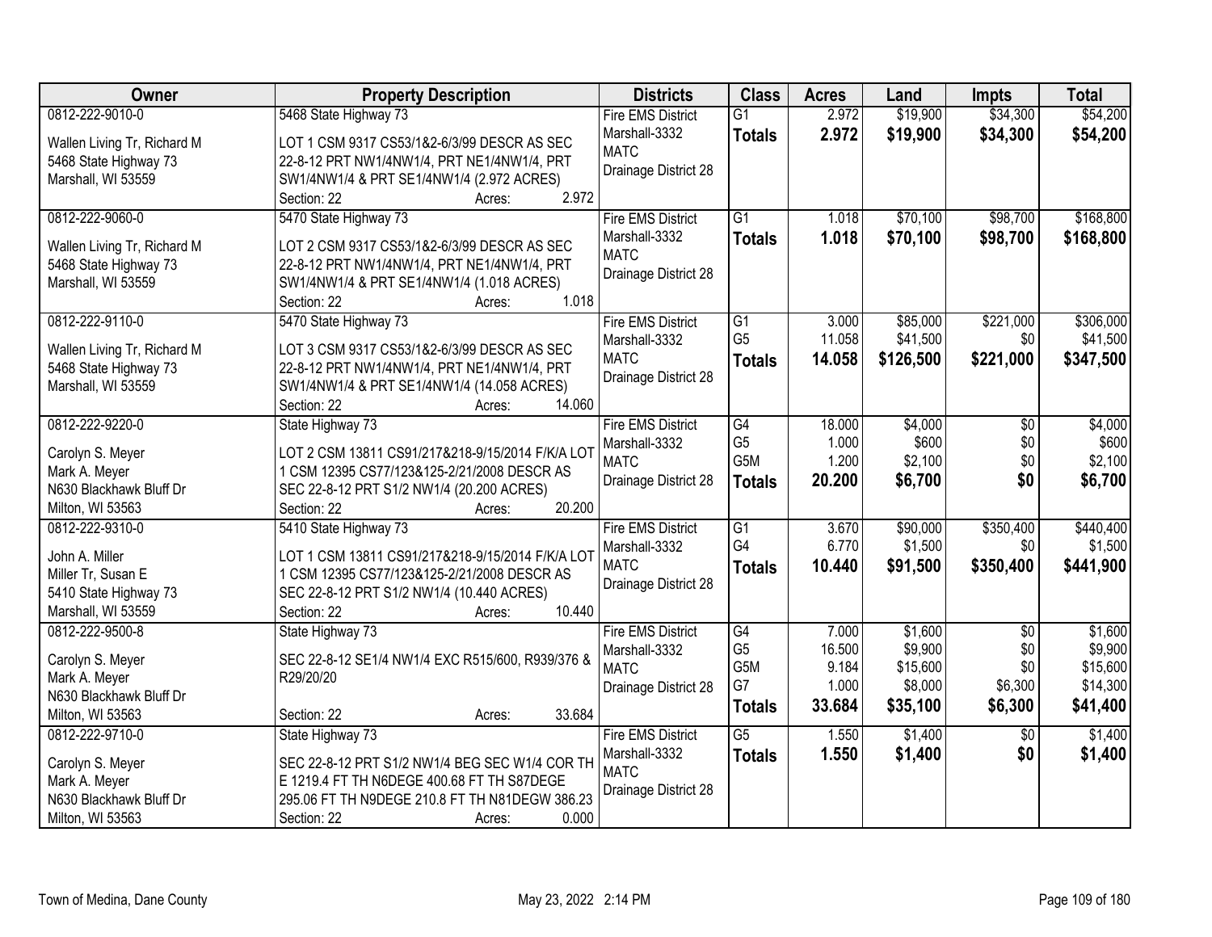| Owner | Property Description | Districts | Class | Acres | Land | Impts | Total |
|---|---|---|---|---|---|---|---|
| 0812-222-9010-0<br>Wallen Living Tr, Richard M<br>5468 State Highway 73<br>Marshall, WI 53559 | 5468 State Highway 73<br>LOT 1 CSM 9317 CS53/1&2-6/3/99 DESCR AS SEC 22-8-12 PRT NW1/4NW1/4, PRT NE1/4NW1/4, PRT SW1/4NW1/4 & PRT SE1/4NW1/4 (2.972 ACRES)<br>Section: 22 Acres: 2.972 | Fire EMS District<br>Marshall-3332<br>MATC<br>Drainage District 28 | G1<br>**Totals** | 2.972<br>**2.972** | $19,900<br>**$19,900** | $34,300<br>**$34,300** | $54,200<br>**$54,200** |
| 0812-222-9060-0<br>Wallen Living Tr, Richard M<br>5468 State Highway 73<br>Marshall, WI 53559 | 5470 State Highway 73<br>LOT 2 CSM 9317 CS53/1&2-6/3/99 DESCR AS SEC 22-8-12 PRT NW1/4NW1/4, PRT NE1/4NW1/4, PRT SW1/4NW1/4 & PRT SE1/4NW1/4 (1.018 ACRES)<br>Section: 22 Acres: 1.018 | Fire EMS District<br>Marshall-3332<br>MATC<br>Drainage District 28 | G1<br>**Totals** | 1.018<br>**1.018** | $70,100<br>**$70,100** | $98,700<br>**$98,700** | $168,800<br>**$168,800** |
| 0812-222-9110-0<br>Wallen Living Tr, Richard M<br>5468 State Highway 73<br>Marshall, WI 53559 | 5470 State Highway 73<br>LOT 3 CSM 9317 CS53/1&2-6/3/99 DESCR AS SEC 22-8-12 PRT NW1/4NW1/4, PRT NE1/4NW1/4, PRT SW1/4NW1/4 & PRT SE1/4NW1/4 (14.058 ACRES)<br>Section: 22 Acres: 14.060 | Fire EMS District<br>Marshall-3332<br>MATC<br>Drainage District 28 | G1<br>G5<br>**Totals** | 3.000<br>11.058<br>**14.058** | $85,000<br>$41,500<br>**$126,500** | $221,000<br>$0<br>**$221,000** | $306,000<br>$41,500<br>**$347,500** |
| 0812-222-9220-0<br>Carolyn S. Meyer<br>Mark A. Meyer<br>N630 Blackhawk Bluff Dr<br>Milton, WI 53563 | State Highway 73<br>LOT 2 CSM 13811 CS91/217&218-9/15/2014 F/K/A LOT 1 CSM 12395 CS77/123&125-2/21/2008 DESCR AS SEC 22-8-12 PRT S1/2 NW1/4 (20.200 ACRES)<br>Section: 22 Acres: 20.200 | Fire EMS District<br>Marshall-3332<br>MATC<br>Drainage District 28 | G4<br>G5<br>G5M<br>**Totals** | 18.000<br>1.000<br>1.200<br>**20.200** | $4,000<br>$600<br>$2,100<br>**$6,700** | $0<br>$0<br>$0<br>**$0** | $4,000<br>$600<br>$2,100<br>**$6,700** |
| 0812-222-9310-0<br>John A. Miller<br>Miller Tr, Susan E<br>5410 State Highway 73<br>Marshall, WI 53559 | 5410 State Highway 73<br>LOT 1 CSM 13811 CS91/217&218-9/15/2014 F/K/A LOT 1 CSM 12395 CS77/123&125-2/21/2008 DESCR AS SEC 22-8-12 PRT S1/2 NW1/4 (10.440 ACRES)<br>Section: 22 Acres: 10.440 | Fire EMS District<br>Marshall-3332<br>MATC<br>Drainage District 28 | G1<br>G4<br>**Totals** | 3.670<br>6.770<br>**10.440** | $90,000<br>$1,500<br>**$91,500** | $350,400<br>$0<br>**$350,400** | $440,400<br>$1,500<br>**$441,900** |
| 0812-222-9500-8<br>Carolyn S. Meyer<br>Mark A. Meyer<br>N630 Blackhawk Bluff Dr<br>Milton, WI 53563 | State Highway 73<br>SEC 22-8-12 SE1/4 NW1/4 EXC R515/600, R939/376 & R29/20/20<br>Section: 22 Acres: 33.684 | Fire EMS District<br>Marshall-3332<br>MATC<br>Drainage District 28 | G4<br>G5<br>G5M<br>G7<br>**Totals** | 7.000<br>16.500<br>9.184<br>1.000<br>**33.684** | $1,600<br>$9,900<br>$15,600<br>$8,000<br>**$35,100** | $0<br>$0<br>$0<br>$6,300<br>**$6,300** | $1,600<br>$9,900<br>$15,600<br>$14,300<br>**$41,400** |
| 0812-222-9710-0<br>Carolyn S. Meyer<br>Mark A. Meyer<br>N630 Blackhawk Bluff Dr<br>Milton, WI 53563 | State Highway 73<br>SEC 22-8-12 PRT S1/2 NW1/4 BEG SEC W1/4 COR TH E 1219.4 FT TH N6DEGE 400.68 FT TH S87DEGE 295.06 FT TH N9DEGE 210.8 FT TH N81DEGW 386.23<br>Section: 22 Acres: 0.000 | Fire EMS District<br>Marshall-3332<br>MATC<br>Drainage District 28 | G5<br>**Totals** | 1.550<br>**1.550** | $1,400<br>**$1,400** | $0<br>**$0** | $1,400<br>**$1,400** |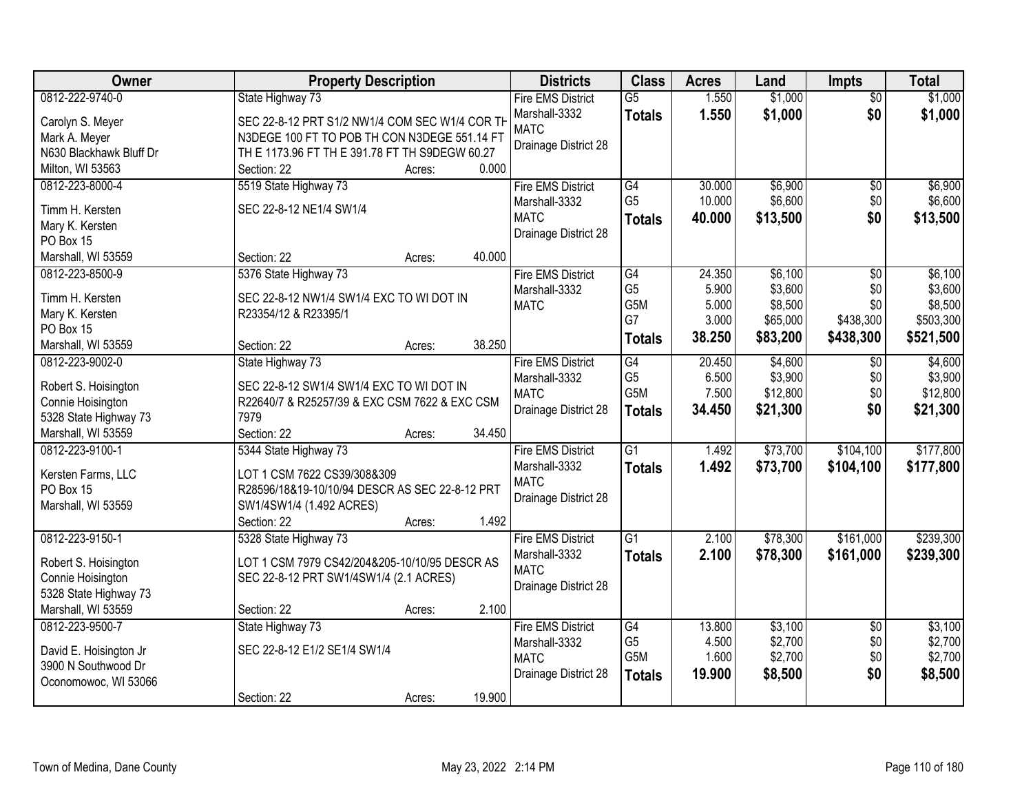| Owner | Property Description | Districts | Class | Acres | Land | Impts | Total |
|---|---|---|---|---|---|---|---|
| 0812-222-9740-0<br>Carolyn S. Meyer<br>Mark A. Meyer<br>N630 Blackhawk Bluff Dr<br>Milton, WI 53563 | State Highway 73<br>SEC 22-8-12 PRT S1/2 NW1/4 COM SEC W1/4 COR TH N3DEGE 100 FT TO POB TH CON N3DEGE 551.14 FT TH E 1173.96 FT TH E 391.78 FT TH S9DEGW 60.27<br>Section: 22 Acres: 0.000 | Fire EMS District<br>Marshall-3332<br>MATC<br>Drainage District 28 | G5<br>**Totals** | 1.550<br>**1.550** | $1,000<br>**$1,000** | $0<br>**$0** | $1,000<br>**$1,000** |
| 0812-223-8000-4<br>Timm H. Kersten<br>Mary K. Kersten<br>PO Box 15<br>Marshall, WI 53559 | 5519 State Highway 73<br>SEC 22-8-12 NE1/4 SW1/4<br>Section: 22 Acres: 40.000 | Fire EMS District<br>Marshall-3332<br>MATC<br>Drainage District 28 | G4<br>G5<br>**Totals** | 30.000<br>10.000<br>**40.000** | $6,900<br>$6,600<br>**$13,500** | $0<br>$0<br>**$0** | $6,900<br>$6,600<br>**$13,500** |
| 0812-223-8500-9<br>Timm H. Kersten<br>Mary K. Kersten<br>PO Box 15<br>Marshall, WI 53559 | 5376 State Highway 73<br>SEC 22-8-12 NW1/4 SW1/4 EXC TO WI DOT IN R23354/12 & R23395/1<br>Section: 22 Acres: 38.250 | Fire EMS District<br>Marshall-3332<br>MATC | G4<br>G5<br>G5M<br>G7<br>**Totals** | 24.350<br>5.900<br>5.000<br>3.000<br>**38.250** | $6,100<br>$3,600<br>$8,500<br>$65,000<br>**$83,200** | $0<br>$0<br>$0<br>$438,300<br>**$438,300** | $6,100<br>$3,600<br>$8,500<br>$503,300<br>**$521,500** |
| 0812-223-9002-0<br>Robert S. Hoisington<br>Connie Hoisington<br>5328 State Highway 73<br>Marshall, WI 53559 | State Highway 73<br>SEC 22-8-12 SW1/4 SW1/4 EXC TO WI DOT IN R22640/7 & R25257/39 & EXC CSM 7622 & EXC CSM 7979<br>Section: 22 Acres: 34.450 | Fire EMS District<br>Marshall-3332<br>MATC<br>Drainage District 28 | G4<br>G5<br>G5M<br>**Totals** | 20.450<br>6.500<br>7.500<br>**34.450** | $4,600<br>$3,900<br>$12,800<br>**$21,300** | $0<br>$0<br>$0<br>**$0** | $4,600<br>$3,900<br>$12,800<br>**$21,300** |
| 0812-223-9100-1<br>Kersten Farms, LLC<br>PO Box 15<br>Marshall, WI 53559 | 5344 State Highway 73<br>LOT 1 CSM 7622 CS39/308&309 R28596/18&19-10/10/94 DESCR AS SEC 22-8-12 PRT SW1/4SW1/4 (1.492 ACRES)<br>Section: 22 Acres: 1.492 | Fire EMS District<br>Marshall-3332<br>MATC<br>Drainage District 28 | G1<br>**Totals** | 1.492<br>**1.492** | $73,700<br>**$73,700** | $104,100<br>**$104,100** | $177,800<br>**$177,800** |
| 0812-223-9150-1<br>Robert S. Hoisington<br>Connie Hoisington<br>5328 State Highway 73<br>Marshall, WI 53559 | 5328 State Highway 73<br>LOT 1 CSM 7979 CS42/204&205-10/10/95 DESCR AS SEC 22-8-12 PRT SW1/4SW1/4 (2.1 ACRES)<br>Section: 22 Acres: 2.100 | Fire EMS District<br>Marshall-3332<br>MATC<br>Drainage District 28 | G1<br>**Totals** | 2.100<br>**2.100** | $78,300<br>**$78,300** | $161,000<br>**$161,000** | $239,300<br>**$239,300** |
| 0812-223-9500-7<br>David E. Hoisington Jr<br>3900 N Southwood Dr<br>Oconomowoc, WI 53066 | State Highway 73<br>SEC 22-8-12 E1/2 SE1/4 SW1/4<br>Section: 22 Acres: 19.900 | Fire EMS District<br>Marshall-3332<br>MATC<br>Drainage District 28 | G4<br>G5<br>G5M<br>**Totals** | 13.800<br>4.500<br>1.600<br>**19.900** | $3,100<br>$2,700<br>$2,700<br>**$8,500** | $0<br>$0<br>$0<br>**$0** | $3,100<br>$2,700<br>$2,700<br>**$8,500** |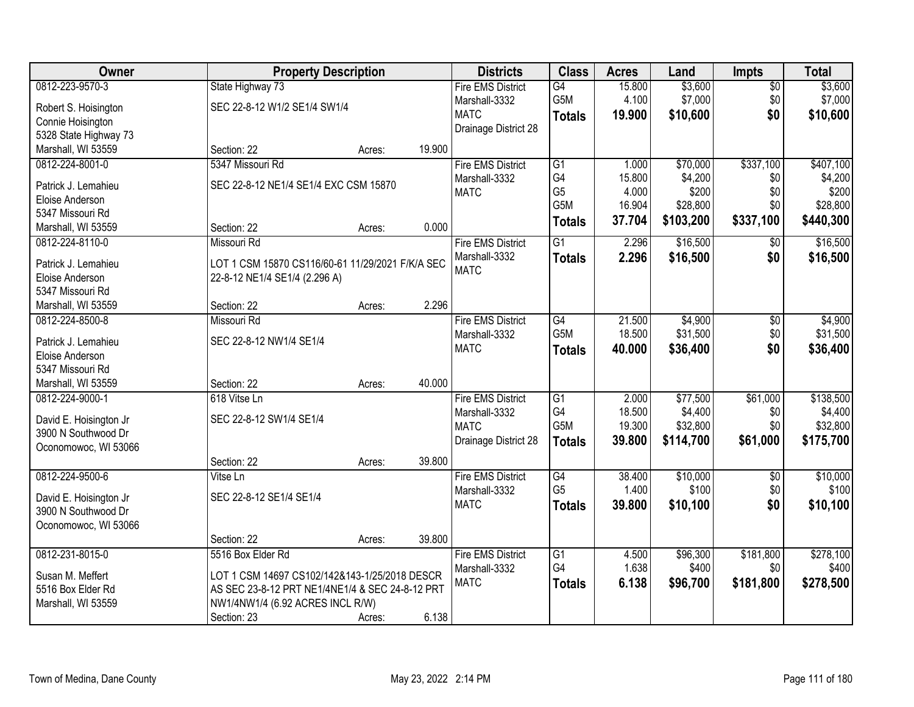| Owner | Property Description | Districts | Class | Acres | Land | Impts | Total |
|---|---|---|---|---|---|---|---|
| 0812-223-9570-3<br>Robert S. Hoisington<br>Connie Hoisington<br>5328 State Highway 73<br>Marshall, WI 53559 | State Highway 73<br>SEC 22-8-12 W1/2 SE1/4 SW1/4<br>Section: 22 Acres: 19.900 | Fire EMS District<br>Marshall-3332<br>MATC<br>Drainage District 28 | G4<br>G5M<br>**Totals** | 15.800<br>4.100<br>**19.900** | $3,600<br>$7,000<br>**$10,600** | $0<br>$0<br>**$0** | $3,600<br>$7,000<br>**$10,600** |
| 0812-224-8001-0<br>Patrick J. Lemahieu<br>Eloise Anderson<br>5347 Missouri Rd<br>Marshall, WI 53559 | 5347 Missouri Rd<br>SEC 22-8-12 NE1/4 SE1/4 EXC CSM 15870<br>Section: 22 Acres: 0.000 | Fire EMS District<br>Marshall-3332<br>MATC | G1<br>G4<br>G5<br>G5M<br>**Totals** | 1.000<br>15.800<br>4.000<br>16.904<br>**37.704** | $70,000<br>$4,200<br>$200<br>$28,800<br>**$103,200** | $337,100<br>$0<br>$0<br>$0<br>**$337,100** | $407,100<br>$4,200<br>$200<br>$28,800<br>**$440,300** |
| 0812-224-8110-0<br>Patrick J. Lemahieu<br>Eloise Anderson<br>5347 Missouri Rd<br>Marshall, WI 53559 | Missouri Rd<br>LOT 1 CSM 15870 CS116/60-61 11/29/2021 F/K/A SEC 22-8-12 NE1/4 SE1/4 (2.296 A)<br>Section: 22 Acres: 2.296 | Fire EMS District<br>Marshall-3332<br>MATC | G1<br>**Totals** | 2.296<br>**2.296** | $16,500<br>**$16,500** | $0<br>**$0** | $16,500<br>**$16,500** |
| 0812-224-8500-8<br>Patrick J. Lemahieu<br>Eloise Anderson<br>5347 Missouri Rd<br>Marshall, WI 53559 | Missouri Rd<br>SEC 22-8-12 NW1/4 SE1/4<br>Section: 22 Acres: 40.000 | Fire EMS District<br>Marshall-3332<br>MATC | G4<br>G5M<br>**Totals** | 21.500<br>18.500<br>**40.000** | $4,900<br>$31,500<br>**$36,400** | $0<br>$0<br>**$0** | $4,900<br>$31,500<br>**$36,400** |
| 0812-224-9000-1<br>David E. Hoisington Jr<br>3900 N Southwood Dr<br>Oconomowoc, WI 53066 | 618 Vitse Ln<br>SEC 22-8-12 SW1/4 SE1/4<br>Section: 22 Acres: 39.800 | Fire EMS District<br>Marshall-3332<br>MATC<br>Drainage District 28 | G1<br>G4<br>G5M<br>**Totals** | 2.000<br>18.500<br>19.300<br>**39.800** | $77,500<br>$4,400<br>$32,800<br>**$114,700** | $61,000<br>$0<br>$0<br>**$61,000** | $138,500<br>$4,400<br>$32,800<br>**$175,700** |
| 0812-224-9500-6<br>David E. Hoisington Jr<br>3900 N Southwood Dr<br>Oconomowoc, WI 53066 | Vitse Ln<br>SEC 22-8-12 SE1/4 SE1/4<br>Section: 22 Acres: 39.800 | Fire EMS District<br>Marshall-3332<br>MATC | G4<br>G5<br>**Totals** | 38.400<br>1.400<br>**39.800** | $10,000<br>$100<br>**$10,100** | $0<br>$0<br>**$0** | $10,000<br>$100<br>**$10,100** |
| 0812-231-8015-0<br>Susan M. Meffert<br>5516 Box Elder Rd<br>Marshall, WI 53559 | 5516 Box Elder Rd<br>LOT 1 CSM 14697 CS102/142&143-1/25/2018 DESCR AS SEC 23-8-12 PRT NE1/4NE1/4 & SEC 24-8-12 PRT NW1/4NW1/4 (6.92 ACRES INCL R/W)<br>Section: 23 Acres: 6.138 | Fire EMS District<br>Marshall-3332<br>MATC | G1<br>G4<br>**Totals** | 4.500<br>1.638<br>**6.138** | $96,300<br>$400<br>**$96,700** | $181,800<br>$0<br>**$181,800** | $278,100<br>$400<br>**$278,500** |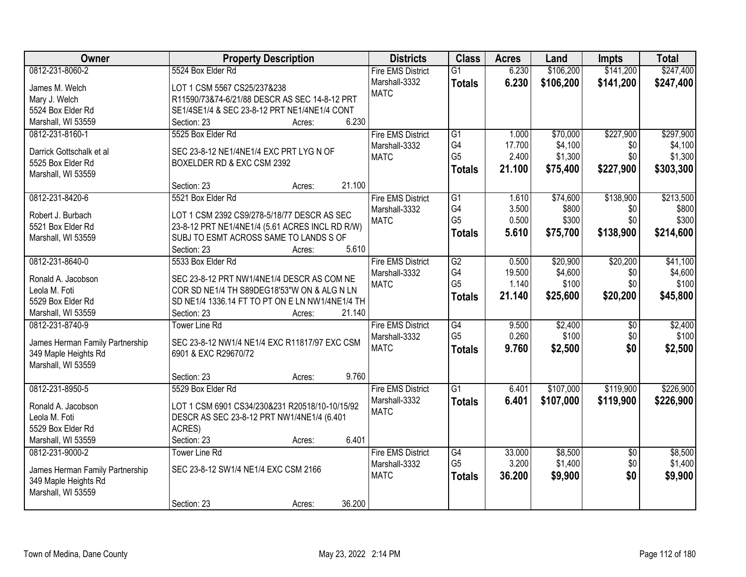| Owner | Property Description | Districts | Class | Acres | Land | Impts | Total |
|---|---|---|---|---|---|---|---|
| 0812-231-8060-2<br>James M. Welch<br>Mary J. Welch<br>5524 Box Elder Rd<br>Marshall, WI 53559 | 5524 Box Elder Rd<br>LOT 1 CSM 5567 CS25/237&238 R11590/73&74-6/21/88 DESCR AS SEC 14-8-12 PRT SE1/4SE1/4 & SEC 23-8-12 PRT NE1/4NE1/4 CONT<br>Section: 23 Acres: 6.230 | Fire EMS District<br>Marshall-3332<br>MATC | G1<br>**Totals** | 6.230<br>**6.230** | \$106,200<br>**\$106,200** | \$141,200<br>**\$141,200** | \$247,400<br>**\$247,400** |
| 0812-231-8160-1<br>Darrick Gottschalk et al<br>5525 Box Elder Rd<br>Marshall, WI 53559 | 5525 Box Elder Rd<br>SEC 23-8-12 NE1/4NE1/4 EXC PRT LYG N OF BOXELDER RD & EXC CSM 2392<br>Section: 23 Acres: 21.100 | Fire EMS District<br>Marshall-3332<br>MATC | G1<br>G4<br>G5<br>**Totals** | 1.000<br>17.700<br>2.400<br>**21.100** | \$70,000<br>\$4,100<br>\$1,300<br>**\$75,400** | \$227,900<br>\$0<br>\$0<br>**\$227,900** | \$297,900<br>\$4,100<br>\$1,300<br>**\$303,300** |
| 0812-231-8420-6<br>Robert J. Burbach<br>5521 Box Elder Rd<br>Marshall, WI 53559 | 5521 Box Elder Rd<br>LOT 1 CSM 2392 CS9/278-5/18/77 DESCR AS SEC 23-8-12 PRT NE1/4NE1/4 (5.61 ACRES INCL RD R/W) SUBJ TO ESMT ACROSS SAME TO LANDS S OF<br>Section: 23 Acres: 5.610 | Fire EMS District<br>Marshall-3332<br>MATC | G1<br>G4<br>G5<br>**Totals** | 1.610<br>3.500<br>0.500<br>**5.610** | \$74,600<br>\$800<br>\$300<br>**\$75,700** | \$138,900<br>\$0<br>\$0<br>**\$138,900** | \$213,500<br>\$800<br>\$300<br>**\$214,600** |
| 0812-231-8640-0<br>Ronald A. Jacobson<br>Leola M. Foti<br>5529 Box Elder Rd<br>Marshall, WI 53559 | 5533 Box Elder Rd<br>SEC 23-8-12 PRT NW1/4NE1/4 DESCR AS COM NE COR SD NE1/4 TH S89DEG18'53"W ON & ALG N LN SD NE1/4 1336.14 FT TO PT ON E LN NW1/4NE1/4 TH<br>Section: 23 Acres: 21.140 | Fire EMS District<br>Marshall-3332<br>MATC | G2<br>G4<br>G5<br>**Totals** | 0.500<br>19.500<br>1.140<br>**21.140** | \$20,900<br>\$4,600<br>\$100<br>**\$25,600** | \$20,200<br>\$0<br>\$0<br>**\$20,200** | \$41,100<br>\$4,600<br>\$100<br>**\$45,800** |
| 0812-231-8740-9<br>James Herman Family Partnership<br>349 Maple Heights Rd<br>Marshall, WI 53559 | Tower Line Rd<br>SEC 23-8-12 NW1/4 NE1/4 EXC R11817/97 EXC CSM 6901 & EXC R29670/72<br>Section: 23 Acres: 9.760 | Fire EMS District<br>Marshall-3332<br>MATC | G4<br>G5<br>**Totals** | 9.500<br>0.260<br>**9.760** | \$2,400<br>\$100<br>**\$2,500** | \$0<br>\$0<br>**\$0** | \$2,400<br>\$100<br>**\$2,500** |
| 0812-231-8950-5<br>Ronald A. Jacobson<br>Leola M. Foti<br>5529 Box Elder Rd<br>Marshall, WI 53559 | 5529 Box Elder Rd<br>LOT 1 CSM 6901 CS34/230&231 R20518/10-10/15/92 DESCR AS SEC 23-8-12 PRT NW1/4NE1/4 (6.401 ACRES)<br>Section: 23 Acres: 6.401 | Fire EMS District<br>Marshall-3332<br>MATC | G1<br>**Totals** | 6.401<br>**6.401** | \$107,000<br>**\$107,000** | \$119,900<br>**\$119,900** | \$226,900<br>**\$226,900** |
| 0812-231-9000-2<br>James Herman Family Partnership<br>349 Maple Heights Rd<br>Marshall, WI 53559 | Tower Line Rd<br>SEC 23-8-12 SW1/4 NE1/4 EXC CSM 2166<br>Section: 23 Acres: 36.200 | Fire EMS District<br>Marshall-3332<br>MATC | G4<br>G5<br>**Totals** | 33.000<br>3.200<br>**36.200** | \$8,500<br>\$1,400<br>**\$9,900** | \$0<br>\$0<br>**\$0** | \$8,500<br>\$1,400<br>**\$9,900** |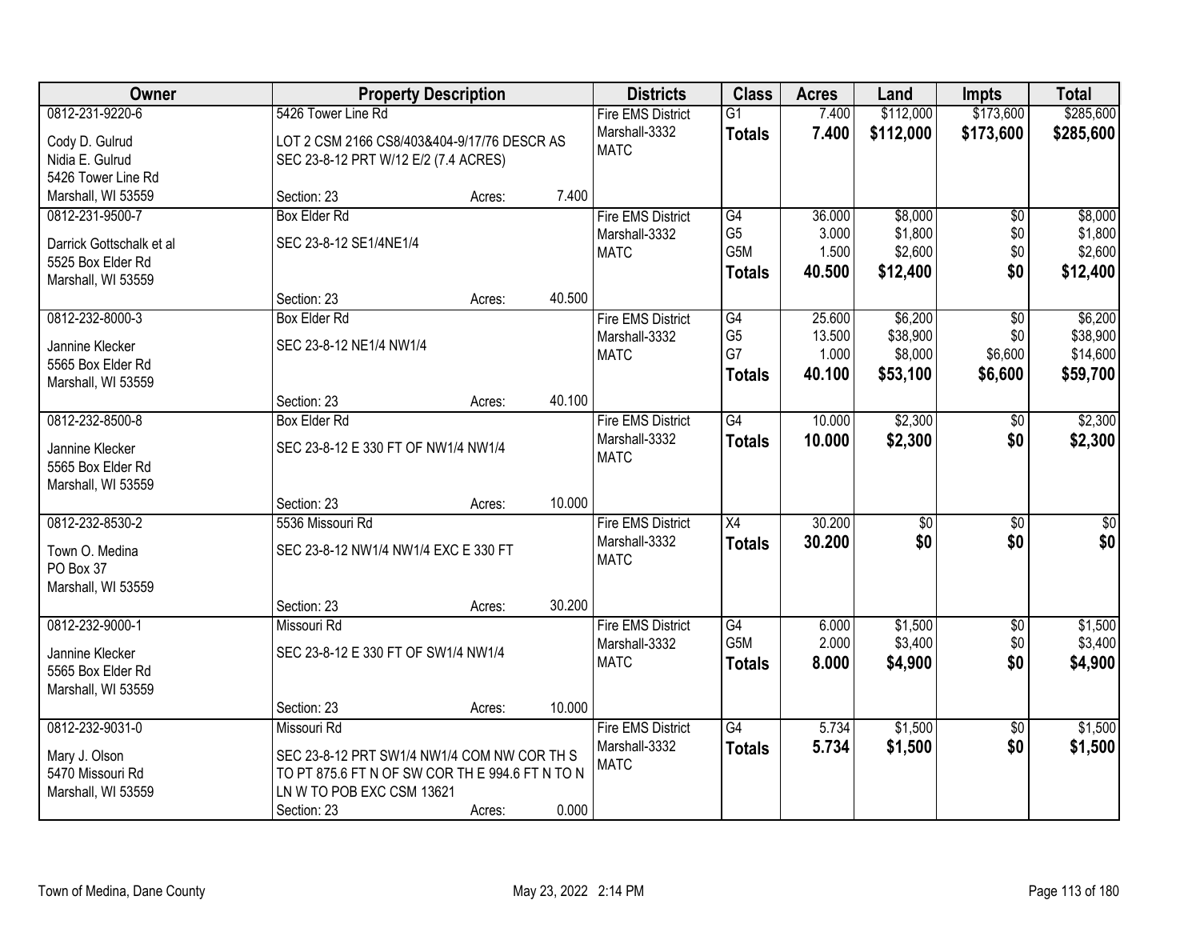| Owner | Property Description | | | Districts | Class | Acres | Land | Impts | Total |
|---|---|---|---|---|---|---|---|---|---|
| 0812-231-9220-6 | 5426 Tower Line Rd | | | Fire EMS District | G1 | 7.400 | $112,000 | $173,600 | $285,600 |
| Cody D. Gulrud<br>Nidia E. Gulrud<br>5426 Tower Line Rd<br>Marshall, WI 53559 | LOT 2 CSM 2166 CS8/403&404-9/17/76 DESCR AS SEC 23-8-12 PRT W/12 E/2 (7.4 ACRES) | | | Marshall-3332<br>MATC | **Totals** | **7.400** | **$112,000** | **$173,600** | **$285,600** |
| | Section: 23 | Acres: | 7.400 | | | | | | |
| 0812-231-9500-7 | Box Elder Rd | | | Fire EMS District | G4 | 36.000 | $8,000 | $0 | $8,000 |
| Darrick Gottschalk et al<br>5525 Box Elder Rd<br>Marshall, WI 53559 | SEC 23-8-12 SE1/4NE1/4 | | | Marshall-3332<br>MATC | G5<br>G5M<br>**Totals** | 3.000<br>1.500<br>**40.500** | $1,800<br>$2,600<br>**$12,400** | $0<br>$0<br>**$0** | $1,800<br>$2,600<br>**$12,400** |
| | Section: 23 | Acres: | 40.500 | | | | | | |
| 0812-232-8000-3 | Box Elder Rd | | | Fire EMS District | G4 | 25.600 | $6,200 | $0 | $6,200 |
| Jannine Klecker<br>5565 Box Elder Rd<br>Marshall, WI 53559 | SEC 23-8-12 NE1/4 NW1/4 | | | Marshall-3332<br>MATC | G5<br>G7<br>**Totals** | 13.500<br>1.000<br>**40.100** | $38,900<br>$8,000<br>**$53,100** | $0<br>$6,600<br>**$6,600** | $38,900<br>$14,600<br>**$59,700** |
| | Section: 23 | Acres: | 40.100 | | | | | | |
| 0812-232-8500-8 | Box Elder Rd | | | Fire EMS District | G4 | 10.000 | $2,300 | $0 | $2,300 |
| Jannine Klecker<br>5565 Box Elder Rd<br>Marshall, WI 53559 | SEC 23-8-12 E 330 FT OF NW1/4 NW1/4 | | | Marshall-3332<br>MATC | **Totals** | **10.000** | **$2,300** | **$0** | **$2,300** |
| | Section: 23 | Acres: | 10.000 | | | | | | |
| 0812-232-8530-2 | 5536 Missouri Rd | | | Fire EMS District | X4 | 30.200 | $0 | $0 | $0 |
| Town O. Medina<br>PO Box 37<br>Marshall, WI 53559 | SEC 23-8-12 NW1/4 NW1/4 EXC E 330 FT | | | Marshall-3332<br>MATC | **Totals** | **30.200** | **$0** | **$0** | **$0** |
| | Section: 23 | Acres: | 30.200 | | | | | | |
| 0812-232-9000-1 | Missouri Rd | | | Fire EMS District | G4 | 6.000 | $1,500 | $0 | $1,500 |
| Jannine Klecker<br>5565 Box Elder Rd<br>Marshall, WI 53559 | SEC 23-8-12 E 330 FT OF SW1/4 NW1/4 | | | Marshall-3332<br>MATC | G5M<br>**Totals** | 2.000<br>**8.000** | $3,400<br>**$4,900** | $0<br>**$0** | $3,400<br>**$4,900** |
| | Section: 23 | Acres: | 10.000 | | | | | | |
| 0812-232-9031-0 | Missouri Rd | | | Fire EMS District | G4 | 5.734 | $1,500 | $0 | $1,500 |
| Mary J. Olson<br>5470 Missouri Rd<br>Marshall, WI 53559 | SEC 23-8-12 PRT SW1/4 NW1/4 COM NW COR TH S TO PT 875.6 FT N OF SW COR TH E 994.6 FT N TO N LN W TO POB EXC CSM 13621 | | | Marshall-3332<br>MATC | **Totals** | **5.734** | **$1,500** | **$0** | **$1,500** |
| | Section: 23 | Acres: | 0.000 | | | | | | |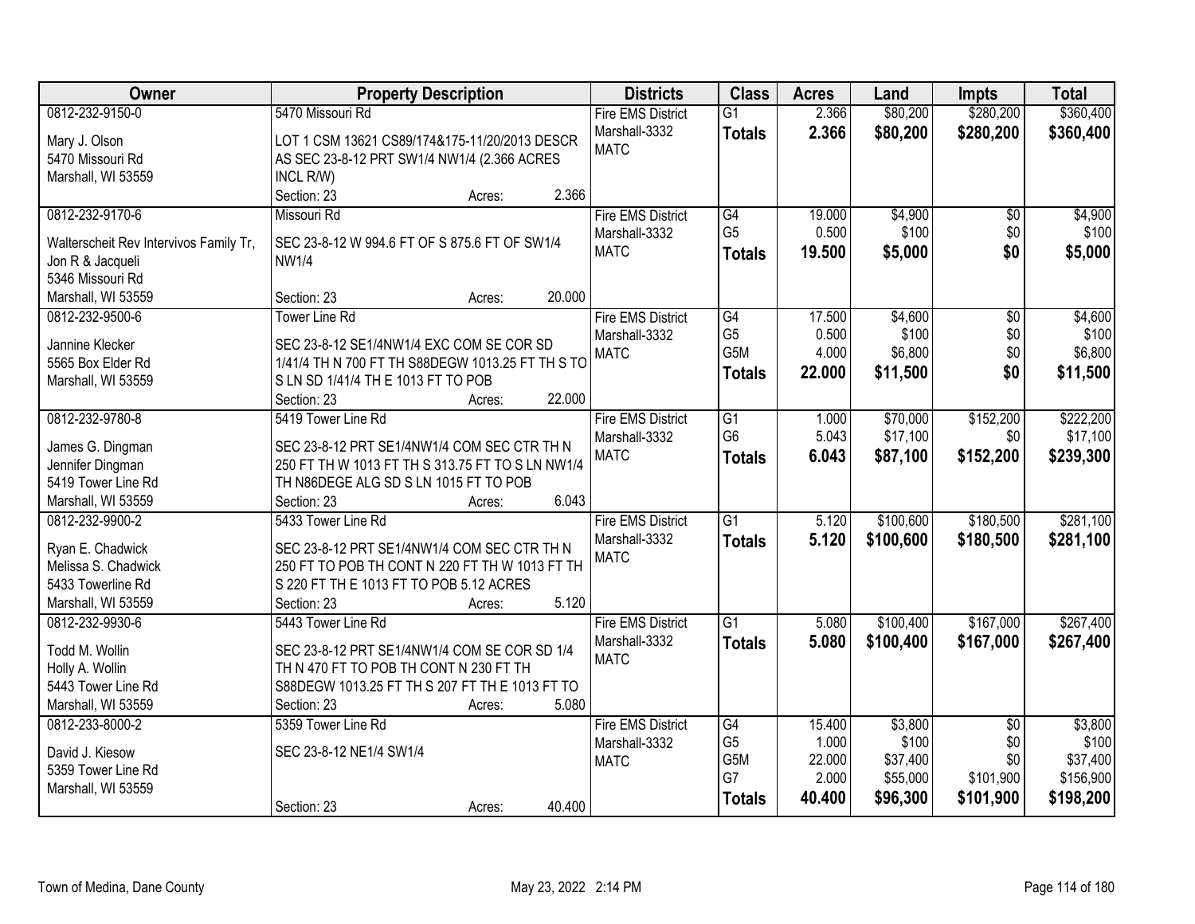| Owner | Property Description | Districts | Class | Acres | Land | Impts | Total |
|---|---|---|---|---|---|---|---|
| 0812-232-9150-0<br>Mary J. Olson<br>5470 Missouri Rd<br>Marshall, WI 53559 | 5470 Missouri Rd<br>LOT 1 CSM 13621 CS89/174&175-11/20/2013 DESCR AS SEC 23-8-12 PRT SW1/4 NW1/4 (2.366 ACRES INCL R/W)<br>Section: 23 Acres: 2.366 | Fire EMS District<br>Marshall-3332<br>MATC | G1<br>**Totals** | 2.366<br>**2.366** | $80,200<br>**$80,200** | $280,200<br>**$280,200** | $360,400<br>**$360,400** |
| 0812-232-9170-6<br>Walterscheit Rev Intervivos Family Tr, Jon R & Jacqueli<br>5346 Missouri Rd<br>Marshall, WI 53559 | Missouri Rd<br>SEC 23-8-12 W 994.6 FT OF S 875.6 FT OF SW1/4 NW1/4<br>Section: 23 Acres: 20.000 | Fire EMS District<br>Marshall-3332<br>MATC | G4<br>G5<br>**Totals** | 19.000<br>0.500<br>**19.500** | $4,900<br>$100<br>**$5,000** | $0<br>$0<br>**$0** | $4,900<br>$100<br>**$5,000** |
| 0812-232-9500-6<br>Jannine Klecker<br>5565 Box Elder Rd<br>Marshall, WI 53559 | Tower Line Rd<br>SEC 23-8-12 SE1/4NW1/4 EXC COM SE COR SD 1/41/4 TH N 700 FT TH S88DEGW 1013.25 FT TH S TO S LN SD 1/41/4 TH E 1013 FT TO POB<br>Section: 23 Acres: 22.000 | Fire EMS District<br>Marshall-3332<br>MATC | G4<br>G5<br>G5M<br>**Totals** | 17.500<br>0.500<br>4.000<br>**22.000** | $4,600<br>$100<br>$6,800<br>**$11,500** | $0<br>$0<br>$0<br>**$0** | $4,600<br>$100<br>$6,800<br>**$11,500** |
| 0812-232-9780-8<br>James G. Dingman<br>Jennifer Dingman<br>5419 Tower Line Rd<br>Marshall, WI 53559 | 5419 Tower Line Rd<br>SEC 23-8-12 PRT SE1/4NW1/4 COM SEC CTR TH N 250 FT TH W 1013 FT TH S 313.75 FT TO S LN NW1/4 TH N86DEGE ALG SD S LN 1015 FT TO POB<br>Section: 23 Acres: 6.043 | Fire EMS District<br>Marshall-3332<br>MATC | G1<br>G6<br>**Totals** | 1.000<br>5.043<br>**6.043** | $70,000<br>$17,100<br>**$87,100** | $152,200<br>$0<br>**$152,200** | $222,200<br>$17,100<br>**$239,300** |
| 0812-232-9900-2<br>Ryan E. Chadwick<br>Melissa S. Chadwick<br>5433 Towerline Rd<br>Marshall, WI 53559 | 5433 Tower Line Rd<br>SEC 23-8-12 PRT SE1/4NW1/4 COM SEC CTR TH N 250 FT TO POB TH CONT N 220 FT TH W 1013 FT TH S 220 FT TH E 1013 FT TO POB 5.12 ACRES<br>Section: 23 Acres: 5.120 | Fire EMS District<br>Marshall-3332<br>MATC | G1<br>**Totals** | 5.120<br>**5.120** | $100,600<br>**$100,600** | $180,500<br>**$180,500** | $281,100<br>**$281,100** |
| 0812-232-9930-6<br>Todd M. Wollin<br>Holly A. Wollin<br>5443 Tower Line Rd<br>Marshall, WI 53559 | 5443 Tower Line Rd<br>SEC 23-8-12 PRT SE1/4NW1/4 COM SE COR SD 1/4 TH N 470 FT TO POB TH CONT N 230 FT TH S88DEGW 1013.25 FT TH S 207 FT TH E 1013 FT TO<br>Section: 23 Acres: 5.080 | Fire EMS District<br>Marshall-3332<br>MATC | G1<br>**Totals** | 5.080<br>**5.080** | $100,400<br>**$100,400** | $167,000<br>**$167,000** | $267,400<br>**$267,400** |
| 0812-233-8000-2<br>David J. Kiesow<br>5359 Tower Line Rd<br>Marshall, WI 53559 | 5359 Tower Line Rd<br>SEC 23-8-12 NE1/4 SW1/4<br>Section: 23 Acres: 40.400 | Fire EMS District<br>Marshall-3332<br>MATC | G4<br>G5<br>G5M<br>G7<br>**Totals** | 15.400<br>1.000<br>22.000<br>2.000<br>**40.400** | $3,800<br>$100<br>$37,400<br>$55,000<br>**$96,300** | $0<br>$0<br>$0<br>$101,900<br>**$101,900** | $3,800<br>$100<br>$37,400<br>$156,900<br>**$198,200** |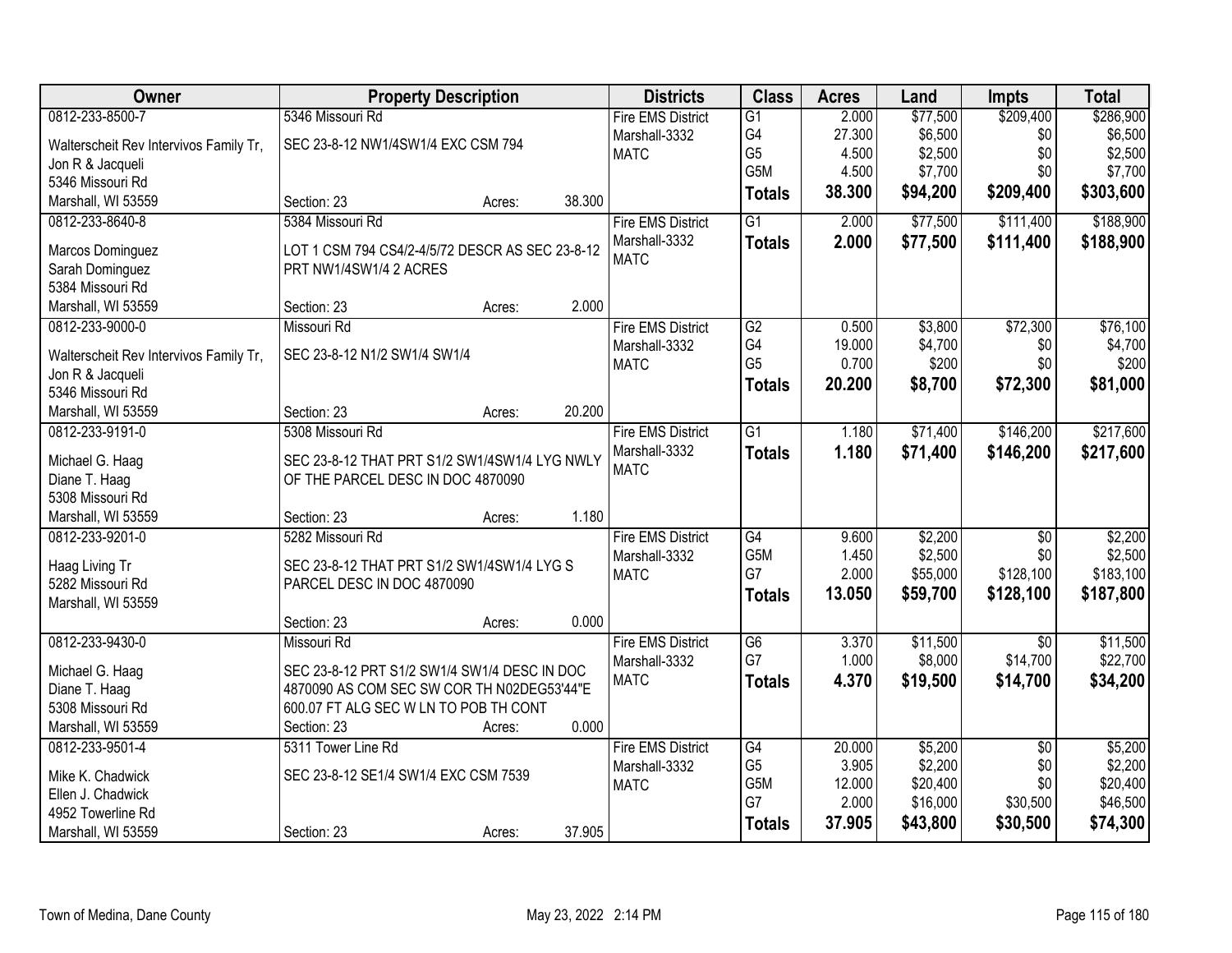| Owner | Property Description | Districts | Class | Acres | Land | Impts | Total |
|---|---|---|---|---|---|---|---|
| 0812-233-8500-7 | 5346 Missouri Rd | Fire EMS District | G1 | 2.000 | $77,500 | $209,400 | $286,900 |
| Walterscheit Rev Intervivos Family Tr, | SEC 23-8-12 NW1/4SW1/4 EXC CSM 794 | Marshall-3332 | G4 | 27.300 | $6,500 | $0 | $6,500 |
| Jon R & Jacqueli | | MATC | G5 | 4.500 | $2,500 | $0 | $2,500 |
| 5346 Missouri Rd | | | G5M | 4.500 | $7,700 | $0 | $7,700 |
| Marshall, WI 53559 | Section: 23 Acres: 38.300 | | **Totals** | **38.300** | **$94,200** | **$209,400** | **$303,600** |
| 0812-233-8640-8 | 5384 Missouri Rd | Fire EMS District | G1 | 2.000 | $77,500 | $111,400 | $188,900 |
| Marcos Dominguez | LOT 1 CSM 794 CS4/2-4/5/72 DESCR AS SEC 23-8-12 | Marshall-3332 | **Totals** | **2.000** | **$77,500** | **$111,400** | **$188,900** |
| Sarah Dominguez | PRT NW1/4SW1/4 2 ACRES | MATC | | | | | |
| 5384 Missouri Rd | | | | | | | |
| Marshall, WI 53559 | Section: 23 Acres: 2.000 | | | | | | |
| 0812-233-9000-0 | Missouri Rd | Fire EMS District | G2 | 0.500 | $3,800 | $72,300 | $76,100 |
| Walterscheit Rev Intervivos Family Tr, | SEC 23-8-12 N1/2 SW1/4 SW1/4 | Marshall-3332 | G4 | 19.000 | $4,700 | $0 | $4,700 |
| Jon R & Jacqueli | | MATC | G5 | 0.700 | $200 | $0 | $200 |
| 5346 Missouri Rd | | | **Totals** | **20.200** | **$8,700** | **$72,300** | **$81,000** |
| Marshall, WI 53559 | Section: 23 Acres: 20.200 | | | | | | |
| 0812-233-9191-0 | 5308 Missouri Rd | Fire EMS District | G1 | 1.180 | $71,400 | $146,200 | $217,600 |
| Michael G. Haag | SEC 23-8-12 THAT PRT S1/2 SW1/4SW1/4 LYG NWLY | Marshall-3332 | **Totals** | **1.180** | **$71,400** | **$146,200** | **$217,600** |
| Diane T. Haag | OF THE PARCEL DESC IN DOC 4870090 | MATC | | | | | |
| 5308 Missouri Rd | | | | | | | |
| Marshall, WI 53559 | Section: 23 Acres: 1.180 | | | | | | |
| 0812-233-9201-0 | 5282 Missouri Rd | Fire EMS District | G4 | 9.600 | $2,200 | $0 | $2,200 |
| Haag Living Tr | SEC 23-8-12 THAT PRT S1/2 SW1/4SW1/4 LYG S | Marshall-3332 | G5M | 1.450 | $2,500 | $0 | $2,500 |
| 5282 Missouri Rd | PARCEL DESC IN DOC 4870090 | MATC | G7 | 2.000 | $55,000 | $128,100 | $183,100 |
| Marshall, WI 53559 | | | **Totals** | **13.050** | **$59,700** | **$128,100** | **$187,800** |
| | Section: 23 Acres: 0.000 | | | | | | |
| 0812-233-9430-0 | Missouri Rd | Fire EMS District | G6 | 3.370 | $11,500 | $0 | $11,500 |
| Michael G. Haag | SEC 23-8-12 PRT S1/2 SW1/4 SW1/4 DESC IN DOC | Marshall-3332 | G7 | 1.000 | $8,000 | $14,700 | $22,700 |
| Diane T. Haag | 4870090 AS COM SEC SW COR TH N02DEG53'44"E | MATC | **Totals** | **4.370** | **$19,500** | **$14,700** | **$34,200** |
| 5308 Missouri Rd | 600.07 FT ALG SEC W LN TO POB TH CONT | | | | | | |
| Marshall, WI 53559 | Section: 23 Acres: 0.000 | | | | | | |
| 0812-233-9501-4 | 5311 Tower Line Rd | Fire EMS District | G4 | 20.000 | $5,200 | $0 | $5,200 |
| Mike K. Chadwick | SEC 23-8-12 SE1/4 SW1/4 EXC CSM 7539 | Marshall-3332 | G5 | 3.905 | $2,200 | $0 | $2,200 |
| Ellen J. Chadwick | | MATC | G5M | 12.000 | $20,400 | $0 | $20,400 |
| 4952 Towerline Rd | | | G7 | 2.000 | $16,000 | $30,500 | $46,500 |
| Marshall, WI 53559 | Section: 23 Acres: 37.905 | | **Totals** | **37.905** | **$43,800** | **$30,500** | **$74,300** |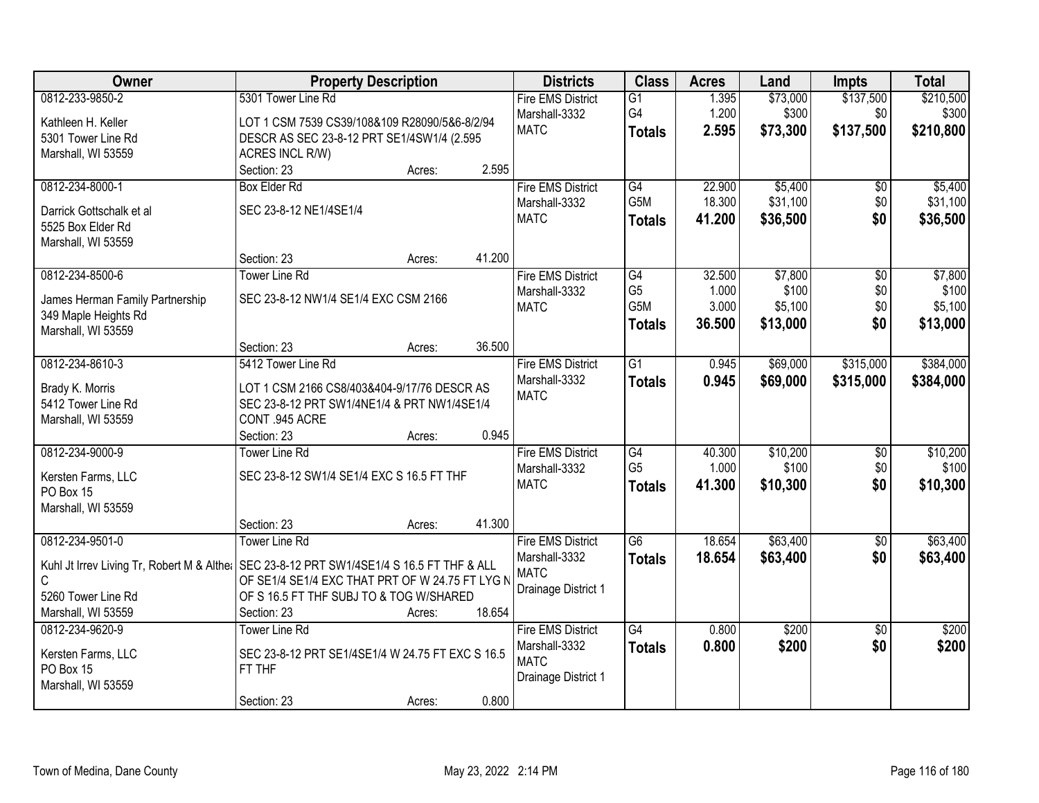| Owner | Property Description | Districts | Class | Acres | Land | Impts | Total |
|---|---|---|---|---|---|---|---|
| 0812-233-9850-2<br>Kathleen H. Keller<br>5301 Tower Line Rd<br>Marshall, WI 53559 | 5301 Tower Line Rd<br>LOT 1 CSM 7539 CS39/108&109 R28090/5&6-8/2/94 DESCR AS SEC 23-8-12 PRT SE1/4SW1/4 (2.595 ACRES INCL R/W)<br>Section: 23 Acres: 2.595 | Fire EMS District<br>Marshall-3332<br>MATC | G1<br>G4<br>**Totals** | 1.395<br>1.200<br>**2.595** | $73,000<br>$300<br>**$73,300** | $137,500<br>$0<br>**$137,500** | $210,500<br>$300<br>**$210,800** |
| 0812-234-8000-1<br>Darrick Gottschalk et al<br>5525 Box Elder Rd<br>Marshall, WI 53559 | Box Elder Rd<br>SEC 23-8-12 NE1/4SE1/4<br>Section: 23 Acres: 41.200 | Fire EMS District<br>Marshall-3332<br>MATC | G4<br>G5M<br>**Totals** | 22.900<br>18.300<br>**41.200** | $5,400<br>$31,100<br>**$36,500** | $0<br>$0<br>**$0** | $5,400<br>$31,100<br>**$36,500** |
| 0812-234-8500-6<br>James Herman Family Partnership<br>349 Maple Heights Rd<br>Marshall, WI 53559 | Tower Line Rd<br>SEC 23-8-12 NW1/4 SE1/4 EXC CSM 2166<br>Section: 23 Acres: 36.500 | Fire EMS District<br>Marshall-3332<br>MATC | G4<br>G5<br>G5M<br>**Totals** | 32.500<br>1.000<br>3.000<br>**36.500** | $7,800<br>$100<br>$5,100<br>**$13,000** | $0<br>$0<br>$0<br>**$0** | $7,800<br>$100<br>$5,100<br>**$13,000** |
| 0812-234-8610-3<br>Brady K. Morris<br>5412 Tower Line Rd<br>Marshall, WI 53559 | 5412 Tower Line Rd<br>LOT 1 CSM 2166 CS8/403&404-9/17/76 DESCR AS SEC 23-8-12 PRT SW1/4NE1/4 & PRT NW1/4SE1/4 CONT .945 ACRE<br>Section: 23 Acres: 0.945 | Fire EMS District<br>Marshall-3332<br>MATC | G1<br>**Totals** | 0.945<br>**0.945** | $69,000<br>**$69,000** | $315,000<br>**$315,000** | $384,000<br>**$384,000** |
| 0812-234-9000-9<br>Kersten Farms, LLC<br>PO Box 15<br>Marshall, WI 53559 | Tower Line Rd<br>SEC 23-8-12 SW1/4 SE1/4 EXC S 16.5 FT THF<br>Section: 23 Acres: 41.300 | Fire EMS District<br>Marshall-3332<br>MATC | G4<br>G5<br>**Totals** | 40.300<br>1.000<br>**41.300** | $10,200<br>$100<br>**$10,300** | $0<br>$0<br>**$0** | $10,200<br>$100<br>**$10,300** |
| 0812-234-9501-0<br>Kuhl Jt Irrev Living Tr, Robert M & Althea C<br>5260 Tower Line Rd<br>Marshall, WI 53559 | Tower Line Rd<br>SEC 23-8-12 PRT SW1/4SE1/4 S 16.5 FT THF & ALL OF SE1/4 SE1/4 EXC THAT PRT OF W 24.75 FT LYG N OF S 16.5 FT THF SUBJ TO & TOG W/SHARED<br>Section: 23 Acres: 18.654 | Fire EMS District<br>Marshall-3332<br>MATC<br>Drainage District 1 | G6<br>**Totals** | 18.654<br>**18.654** | $63,400<br>**$63,400** | $0<br>**$0** | $63,400<br>**$63,400** |
| 0812-234-9620-9<br>Kersten Farms, LLC<br>PO Box 15<br>Marshall, WI 53559 | Tower Line Rd<br>SEC 23-8-12 PRT SE1/4SE1/4 W 24.75 FT EXC S 16.5 FT THF<br>Section: 23 Acres: 0.800 | Fire EMS District<br>Marshall-3332<br>MATC<br>Drainage District 1 | G4<br>**Totals** | 0.800<br>**0.800** | $200<br>**$200** | $0<br>**$0** | $200<br>**$200** |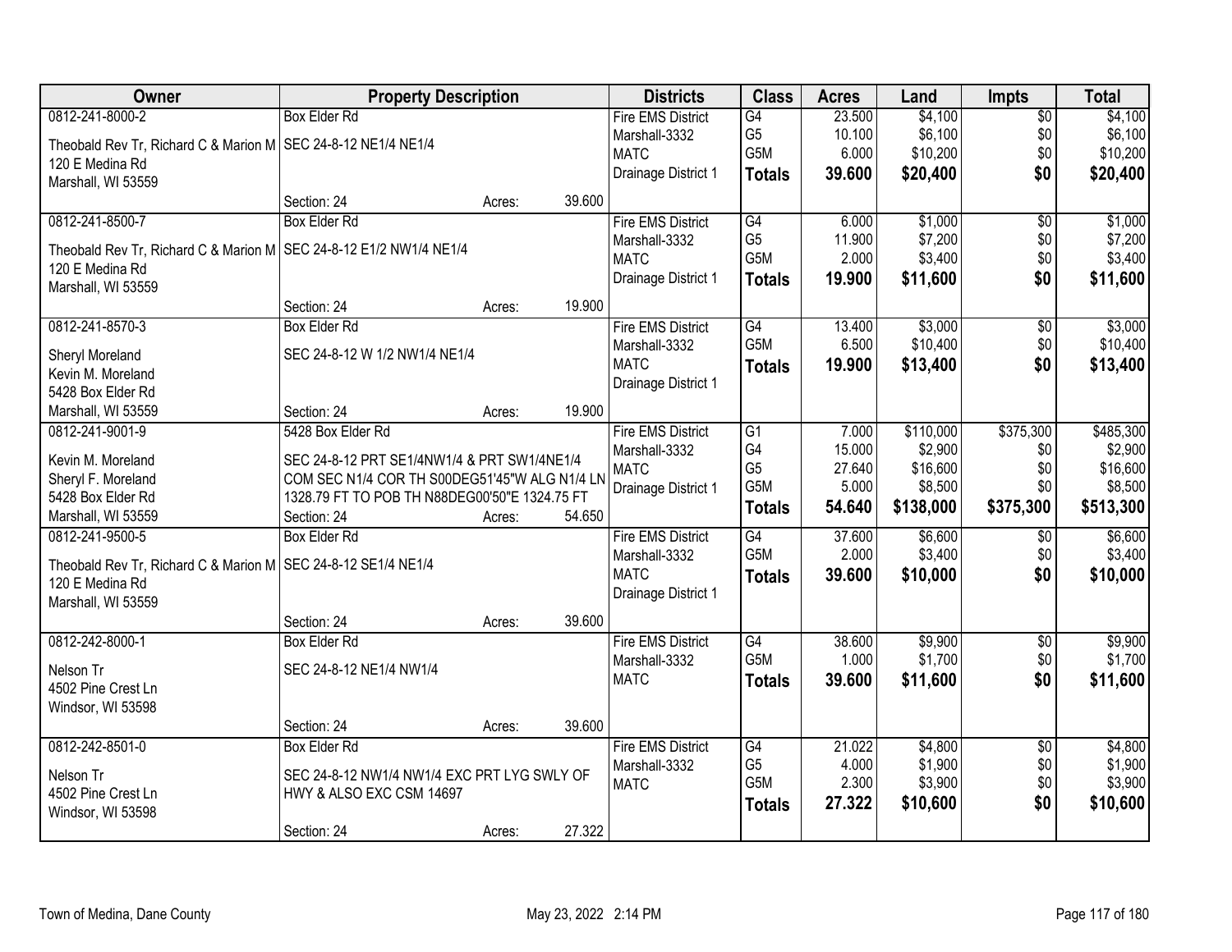| Owner | Property Description | | | Districts | Class | Acres | Land | Impts | Total |
|---|---|---|---|---|---|---|---|---|---|
| 0812-241-8000-2 | Box Elder Rd | | | Fire EMS District | G4 | 23.500 | $4,100 | $0 | $4,100 |
| Theobald Rev Tr, Richard C & Marion M | SEC 24-8-12 NE1/4 NE1/4 | | | Marshall-3332 | G5 | 10.100 | $6,100 | $0 | $6,100 |
| 120 E Medina Rd | | | | MATC | G5M | 6.000 | $10,200 | $0 | $10,200 |
| Marshall, WI 53559 | | | | Drainage District 1 | **Totals** | **39.600** | **$20,400** | **$0** | **$20,400** |
| | Section: 24 | Acres: | 39.600 | | | | | | |
| 0812-241-8500-7 | Box Elder Rd | | | Fire EMS District | G4 | 6.000 | $1,000 | $0 | $1,000 |
| Theobald Rev Tr, Richard C & Marion M | SEC 24-8-12 E1/2 NW1/4 NE1/4 | | | Marshall-3332 | G5 | 11.900 | $7,200 | $0 | $7,200 |
| 120 E Medina Rd | | | | MATC | G5M | 2.000 | $3,400 | $0 | $3,400 |
| Marshall, WI 53559 | | | | Drainage District 1 | **Totals** | **19.900** | **$11,600** | **$0** | **$11,600** |
| | Section: 24 | Acres: | 19.900 | | | | | | |
| 0812-241-8570-3 | Box Elder Rd | | | Fire EMS District | G4 | 13.400 | $3,000 | $0 | $3,000 |
| Sheryl Moreland | SEC 24-8-12 W 1/2 NW1/4 NE1/4 | | | Marshall-3332 | G5M | 6.500 | $10,400 | $0 | $10,400 |
| Kevin M. Moreland | | | | MATC | **Totals** | **19.900** | **$13,400** | **$0** | **$13,400** |
| 5428 Box Elder Rd | | | | Drainage District 1 | | | | | |
| Marshall, WI 53559 | Section: 24 | Acres: | 19.900 | | | | | | |
| 0812-241-9001-9 | 5428 Box Elder Rd | | | Fire EMS District | G1 | 7.000 | $110,000 | $375,300 | $485,300 |
| Kevin M. Moreland | SEC 24-8-12 PRT SE1/4NW1/4 & PRT SW1/4NE1/4 | | | Marshall-3332 | G4 | 15.000 | $2,900 | $0 | $2,900 |
| Sheryl F. Moreland | COM SEC N1/4 COR TH S00DEG51'45"W ALG N1/4 LN | | | MATC | G5 | 27.640 | $16,600 | $0 | $16,600 |
| 5428 Box Elder Rd | 1328.79 FT TO POB TH N88DEG00'50"E 1324.75 FT | | | Drainage District 1 | G5M | 5.000 | $8,500 | $0 | $8,500 |
| Marshall, WI 53559 | Section: 24 | Acres: | 54.650 | | **Totals** | **54.640** | **$138,000** | **$375,300** | **$513,300** |
| 0812-241-9500-5 | Box Elder Rd | | | Fire EMS District | G4 | 37.600 | $6,600 | $0 | $6,600 |
| Theobald Rev Tr, Richard C & Marion M | SEC 24-8-12 SE1/4 NE1/4 | | | Marshall-3332 | G5M | 2.000 | $3,400 | $0 | $3,400 |
| 120 E Medina Rd | | | | MATC | **Totals** | **39.600** | **$10,000** | **$0** | **$10,000** |
| Marshall, WI 53559 | | | | Drainage District 1 | | | | | |
| | Section: 24 | Acres: | 39.600 | | | | | | |
| 0812-242-8000-1 | Box Elder Rd | | | Fire EMS District | G4 | 38.600 | $9,900 | $0 | $9,900 |
| Nelson Tr | SEC 24-8-12 NE1/4 NW1/4 | | | Marshall-3332 | G5M | 1.000 | $1,700 | $0 | $1,700 |
| 4502 Pine Crest Ln | | | | MATC | **Totals** | **39.600** | **$11,600** | **$0** | **$11,600** |
| Windsor, WI 53598 | | | | | | | | | |
| | Section: 24 | Acres: | 39.600 | | | | | | |
| 0812-242-8501-0 | Box Elder Rd | | | Fire EMS District | G4 | 21.022 | $4,800 | $0 | $4,800 |
| Nelson Tr | SEC 24-8-12 NW1/4 NW1/4 EXC PRT LYG SWLY OF | | | Marshall-3332 | G5 | 4.000 | $1,900 | $0 | $1,900 |
| 4502 Pine Crest Ln | HWY & ALSO EXC CSM 14697 | | | MATC | G5M | 2.300 | $3,900 | $0 | $3,900 |
| Windsor, WI 53598 | | | | | **Totals** | **27.322** | **$10,600** | **$0** | **$10,600** |
| | Section: 24 | Acres: | 27.322 | | | | | | |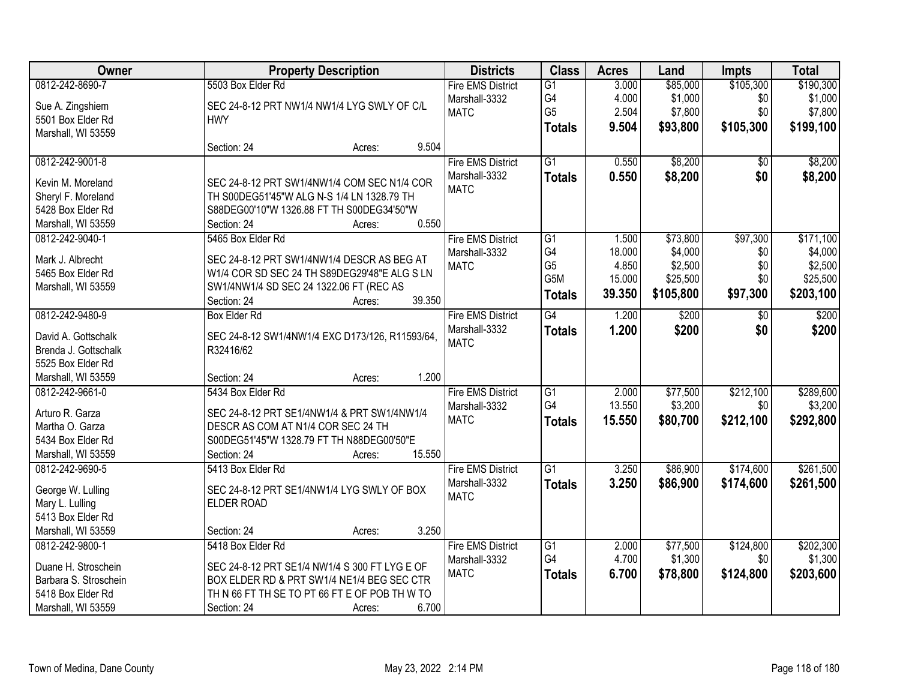| Owner | Property Description | Districts | Class | Acres | Land | Impts | Total |
|---|---|---|---|---|---|---|---|
| 0812-242-8690-7<br>Sue A. Zingshiem<br>5501 Box Elder Rd<br>Marshall, WI 53559 | 5503 Box Elder Rd<br>SEC 24-8-12 PRT NW1/4 NW1/4 LYG SWLY OF C/L HWY<br>Section: 24 Acres: 9.504 | Fire EMS District<br>Marshall-3332<br>MATC | G1<br>G4<br>G5<br>**Totals** | 3.000<br>4.000<br>2.504<br>**9.504** | $85,000<br>$1,000<br>$7,800<br>**$93,800** | $105,300<br>$0<br>$0<br>**$105,300** | $190,300<br>$1,000<br>$7,800<br>**$199,100** |
| 0812-242-9001-8<br>Kevin M. Moreland<br>Sheryl F. Moreland<br>5428 Box Elder Rd<br>Marshall, WI 53559 | SEC 24-8-12 PRT SW1/4NW1/4 COM SEC N1/4 COR TH S00DEG51'45"W ALG N-S 1/4 LN 1328.79 TH S88DEG00'10"W 1326.88 FT TH S00DEG34'50"W<br>Section: 24 Acres: 0.550 | Fire EMS District<br>Marshall-3332<br>MATC | G1<br>**Totals** | 0.550<br>**0.550** | $8,200<br>**$8,200** | $0<br>**$0** | $8,200<br>**$8,200** |
| 0812-242-9040-1<br>Mark J. Albrecht<br>5465 Box Elder Rd<br>Marshall, WI 53559 | 5465 Box Elder Rd<br>SEC 24-8-12 PRT SW1/4NW1/4 DESCR AS BEG AT W1/4 COR SD SEC 24 TH S89DEG29'48"E ALG S LN SW1/4NW1/4 SD SEC 24 1322.06 FT (REC AS<br>Section: 24 Acres: 39.350 | Fire EMS District<br>Marshall-3332<br>MATC | G1<br>G4<br>G5<br>G5M<br>**Totals** | 1.500<br>18.000<br>4.850<br>15.000<br>**39.350** | $73,800<br>$4,000<br>$2,500<br>$25,500<br>**$105,800** | $97,300<br>$0<br>$0<br>$0<br>**$97,300** | $171,100<br>$4,000<br>$2,500<br>$25,500<br>**$203,100** |
| 0812-242-9480-9<br>David A. Gottschalk<br>Brenda J. Gottschalk<br>5525 Box Elder Rd<br>Marshall, WI 53559 | Box Elder Rd<br>SEC 24-8-12 SW1/4NW1/4 EXC D173/126, R11593/64, R32416/62<br>Section: 24 Acres: 1.200 | Fire EMS District<br>Marshall-3332<br>MATC | G4<br>**Totals** | 1.200<br>**1.200** | $200<br>**$200** | $0<br>**$0** | $200<br>**$200** |
| 0812-242-9661-0<br>Arturo R. Garza<br>Martha O. Garza<br>5434 Box Elder Rd<br>Marshall, WI 53559 | 5434 Box Elder Rd<br>SEC 24-8-12 PRT SE1/4NW1/4 & PRT SW1/4NW1/4 DESCR AS COM AT N1/4 COR SEC 24 TH S00DEG51'45"W 1328.79 FT TH N88DEG00'50"E<br>Section: 24 Acres: 15.550 | Fire EMS District<br>Marshall-3332<br>MATC | G1<br>G4<br>**Totals** | 2.000<br>13.550<br>**15.550** | $77,500<br>$3,200<br>**$80,700** | $212,100<br>$0<br>**$212,100** | $289,600<br>$3,200<br>**$292,800** |
| 0812-242-9690-5<br>George W. Lulling<br>Mary L. Lulling<br>5413 Box Elder Rd<br>Marshall, WI 53559 | 5413 Box Elder Rd<br>SEC 24-8-12 PRT SE1/4NW1/4 LYG SWLY OF BOX ELDER ROAD<br>Section: 24 Acres: 3.250 | Fire EMS District<br>Marshall-3332<br>MATC | G1<br>**Totals** | 3.250<br>**3.250** | $86,900<br>**$86,900** | $174,600<br>**$174,600** | $261,500<br>**$261,500** |
| 0812-242-9800-1<br>Duane H. Stroschein<br>Barbara S. Stroschein<br>5418 Box Elder Rd<br>Marshall, WI 53559 | 5418 Box Elder Rd<br>SEC 24-8-12 PRT SE1/4 NW1/4 S 300 FT LYG E OF BOX ELDER RD & PRT SW1/4 NE1/4 BEG SEC CTR TH N 66 FT TH SE TO PT 66 FT E OF POB TH W TO<br>Section: 24 Acres: 6.700 | Fire EMS District<br>Marshall-3332<br>MATC | G1<br>G4<br>**Totals** | 2.000<br>4.700<br>**6.700** | $77,500<br>$1,300<br>**$78,800** | $124,800<br>$0<br>**$124,800** | $202,300<br>$1,300<br>**$203,600** |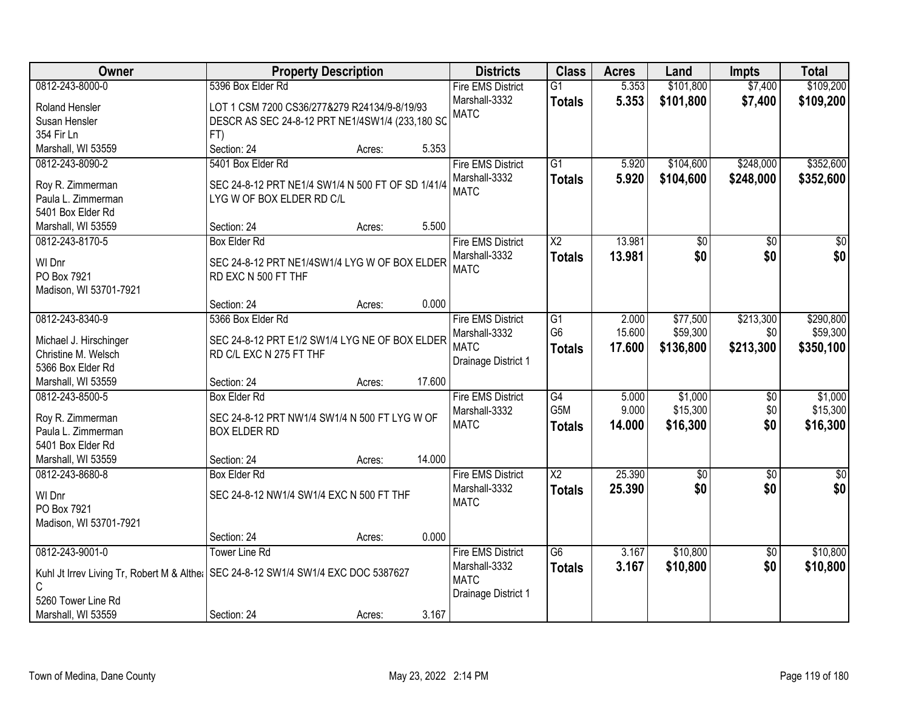| Owner | Property Description | Districts | Class | Acres | Land | Impts | Total |
|---|---|---|---|---|---|---|---|
| 0812-243-8000-0<br>Roland Hensler<br>Susan Hensler<br>354 Fir Ln<br>Marshall, WI 53559 | 5396 Box Elder Rd<br>LOT 1 CSM 7200 CS36/277&279 R24134/9-8/19/93 DESCR AS SEC 24-8-12 PRT NE1/4SW1/4 (233,180 SQ FT)<br>Section: 24 Acres: 5.353 | Fire EMS District<br>Marshall-3332<br>MATC | G1<br>**Totals** | 5.353<br>**5.353** | $101,800<br>**$101,800** | $7,400<br>**$7,400** | $109,200<br>**$109,200** |
| 0812-243-8090-2<br>Roy R. Zimmerman<br>Paula L. Zimmerman<br>5401 Box Elder Rd<br>Marshall, WI 53559 | 5401 Box Elder Rd<br>SEC 24-8-12 PRT NE1/4 SW1/4 N 500 FT OF SD 1/41/4 LYG W OF BOX ELDER RD C/L<br>Section: 24 Acres: 5.500 | Fire EMS District<br>Marshall-3332<br>MATC | G1<br>**Totals** | 5.920<br>**5.920** | $104,600<br>**$104,600** | $248,000<br>**$248,000** | $352,600<br>**$352,600** |
| 0812-243-8170-5<br>WI Dnr<br>PO Box 7921<br>Madison, WI 53701-7921 | Box Elder Rd<br>SEC 24-8-12 PRT NE1/4SW1/4 LYG W OF BOX ELDER RD EXC N 500 FT THF<br>Section: 24 Acres: 0.000 | Fire EMS District<br>Marshall-3332<br>MATC | X2<br>**Totals** | 13.981<br>**13.981** | $0<br>**$0** | $0<br>**$0** | $0<br>**$0** |
| 0812-243-8340-9<br>Michael J. Hirschinger<br>Christine M. Welsch<br>5366 Box Elder Rd<br>Marshall, WI 53559 | 5366 Box Elder Rd<br>SEC 24-8-12 PRT E1/2 SW1/4 LYG NE OF BOX ELDER RD C/L EXC N 275 FT THF<br>Section: 24 Acres: 17.600 | Fire EMS District<br>Marshall-3332<br>MATC<br>Drainage District 1 | G1<br>G6<br>**Totals** | 2.000<br>15.600<br>**17.600** | $77,500<br>$59,300<br>**$136,800** | $213,300<br>$0<br>**$213,300** | $290,800<br>$59,300<br>**$350,100** |
| 0812-243-8500-5<br>Roy R. Zimmerman<br>Paula L. Zimmerman<br>5401 Box Elder Rd<br>Marshall, WI 53559 | Box Elder Rd<br>SEC 24-8-12 PRT NW1/4 SW1/4 N 500 FT LYG W OF BOX ELDER RD<br>Section: 24 Acres: 14.000 | Fire EMS District<br>Marshall-3332<br>MATC | G4<br>G5M<br>**Totals** | 5.000<br>9.000<br>**14.000** | $1,000<br>$15,300<br>**$16,300** | $0<br>$0<br>**$0** | $1,000<br>$15,300<br>**$16,300** |
| 0812-243-8680-8<br>WI Dnr<br>PO Box 7921<br>Madison, WI 53701-7921 | Box Elder Rd<br>SEC 24-8-12 NW1/4 SW1/4 EXC N 500 FT THF<br>Section: 24 Acres: 0.000 | Fire EMS District<br>Marshall-3332<br>MATC | X2<br>**Totals** | 25.390<br>**25.390** | $0<br>**$0** | $0<br>**$0** | $0<br>**$0** |
| 0812-243-9001-0<br>Kuhl Jt Irrev Living Tr, Robert M & Althea C<br>5260 Tower Line Rd<br>Marshall, WI 53559 | Tower Line Rd<br>SEC 24-8-12 SW1/4 SW1/4 EXC DOC 5387627<br>Section: 24 Acres: 3.167 | Fire EMS District<br>Marshall-3332<br>MATC<br>Drainage District 1 | G6<br>**Totals** | 3.167<br>**3.167** | $10,800<br>**$10,800** | $0<br>**$0** | $10,800<br>**$10,800** |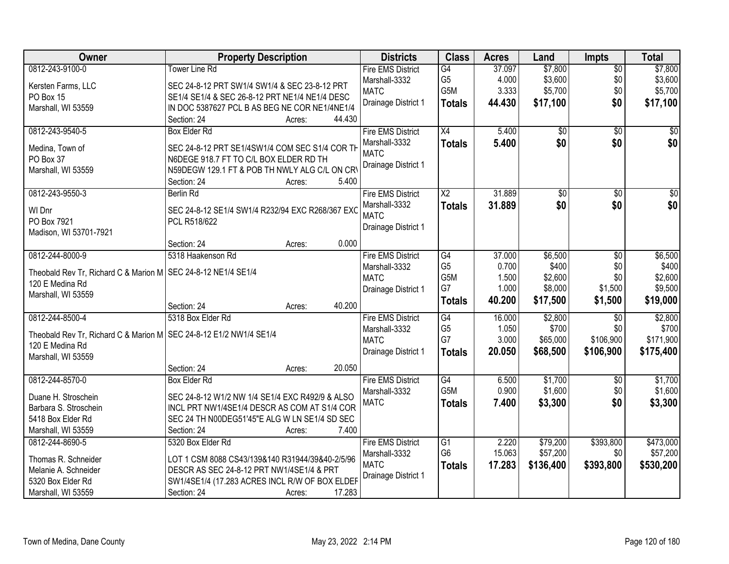| Owner | Property Description | Districts | Class | Acres | Land | Impts | Total |
|---|---|---|---|---|---|---|---|
| 0812-243-9100-0<br>Kersten Farms, LLC<br>PO Box 15<br>Marshall, WI 53559 | Tower Line Rd<br>SEC 24-8-12 PRT SW1/4 SW1/4 & SEC 23-8-12 PRT SE1/4 SE1/4 & SEC 26-8-12 PRT NE1/4 NE1/4 DESC IN DOC 5387627 PCL B AS BEG NE COR NE1/4NE1/4<br>Section: 24 Acres: 44.430 | Fire EMS District<br>Marshall-3332<br>MATC<br>Drainage District 1 | G4<br>G5<br>G5M<br>**Totals** | 37.097<br>4.000<br>3.333<br>**44.430** | $7,800<br>$3,600<br>$5,700<br>**$17,100** | $0<br>$0<br>$0<br>**$0** | $7,800<br>$3,600<br>$5,700<br>**$17,100** |
| 0812-243-9540-5<br>Medina, Town of<br>PO Box 37<br>Marshall, WI 53559 | Box Elder Rd<br>SEC 24-8-12 PRT SE1/4SW1/4 COM SEC S1/4 COR TH N6DEGE 918.7 FT TO C/L BOX ELDER RD TH N59DEGW 129.1 FT & POB TH NWLY ALG C/L ON CRV<br>Section: 24 Acres: 5.400 | Fire EMS District<br>Marshall-3332<br>MATC<br>Drainage District 1 | X4<br>**Totals** | 5.400<br>**5.400** | $0<br>**$0** | $0<br>**$0** | $0<br>**$0** |
| 0812-243-9550-3<br>WI Dnr<br>PO Box 7921<br>Madison, WI 53701-7921 | Berlin Rd<br>SEC 24-8-12 SE1/4 SW1/4 R232/94 EXC R268/367 EXC PCL R518/622<br>Section: 24 Acres: 0.000 | Fire EMS District<br>Marshall-3332<br>MATC<br>Drainage District 1 | X2<br>**Totals** | 31.889<br>**31.889** | $0<br>**$0** | $0<br>**$0** | $0<br>**$0** |
| 0812-244-8000-9<br>Theobald Rev Tr, Richard C & Marion M<br>120 E Medina Rd<br>Marshall, WI 53559 | 5318 Haakenson Rd<br>SEC 24-8-12 NE1/4 SE1/4<br>Section: 24 Acres: 40.200 | Fire EMS District<br>Marshall-3332<br>MATC<br>Drainage District 1 | G4<br>G5<br>G5M<br>G7<br>**Totals** | 37.000<br>0.700<br>1.500<br>1.000<br>**40.200** | $6,500<br>$400<br>$2,600<br>$8,000<br>**$17,500** | $0<br>$0<br>$0<br>$1,500<br>**$1,500** | $6,500<br>$400<br>$2,600<br>$9,500<br>**$19,000** |
| 0812-244-8500-4<br>Theobald Rev Tr, Richard C & Marion M<br>120 E Medina Rd<br>Marshall, WI 53559 | 5318 Box Elder Rd<br>SEC 24-8-12 E1/2 NW1/4 SE1/4<br>Section: 24 Acres: 20.050 | Fire EMS District<br>Marshall-3332<br>MATC<br>Drainage District 1 | G4<br>G5<br>G7<br>**Totals** | 16.000<br>1.050<br>3.000<br>**20.050** | $2,800<br>$700<br>$65,000<br>**$68,500** | $0<br>$0<br>$106,900<br>**$106,900** | $2,800<br>$700<br>$171,900<br>**$175,400** |
| 0812-244-8570-0<br>Duane H. Stroschein<br>Barbara S. Stroschein<br>5418 Box Elder Rd<br>Marshall, WI 53559 | Box Elder Rd<br>SEC 24-8-12 W1/2 NW 1/4 SE1/4 EXC R492/9 & ALSO INCL PRT NW1/4SE1/4 DESCR AS COM AT S1/4 COR SEC 24 TH N00DEG51'45"E ALG W LN SE1/4 SD SEC<br>Section: 24 Acres: 7.400 | Fire EMS District<br>Marshall-3332<br>MATC | G4<br>G5M<br>**Totals** | 6.500<br>0.900<br>**7.400** | $1,700<br>$1,600<br>**$3,300** | $0<br>$0<br>**$0** | $1,700<br>$1,600<br>**$3,300** |
| 0812-244-8690-5<br>Thomas R. Schneider<br>Melanie A. Schneider<br>5320 Box Elder Rd<br>Marshall, WI 53559 | 5320 Box Elder Rd<br>LOT 1 CSM 8088 CS43/139&140 R31944/39&40-2/5/96 DESCR AS SEC 24-8-12 PRT NW1/4SE1/4 & PRT SW1/4SE1/4 (17.283 ACRES INCL R/W OF BOX ELDER<br>Section: 24 Acres: 17.283 | Fire EMS District<br>Marshall-3332<br>MATC<br>Drainage District 1 | G1<br>G6<br>**Totals** | 2.220<br>15.063<br>**17.283** | $79,200<br>$57,200<br>**$136,400** | $393,800<br>$0<br>**$393,800** | $473,000<br>$57,200<br>**$530,200** |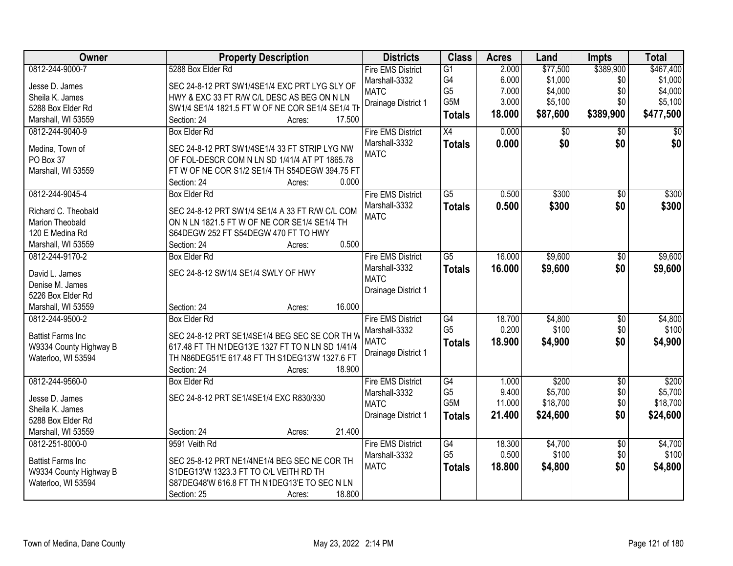| Owner | Property Description | Districts | Class | Acres | Land | Impts | Total |
|---|---|---|---|---|---|---|---|
| 0812-244-9000-7<br><br>Jesse D. James<br>Sheila K. James<br>5288 Box Elder Rd<br>Marshall, WI 53559 | 5288 Box Elder Rd<br><br>SEC 24-8-12 PRT SW1/4SE1/4 EXC PRT LYG SLY OF HWY & EXC 33 FT R/W C/L DESC AS BEG ON N LN SW1/4 SE1/4 1821.5 FT W OF NE COR SE1/4 SE1/4 TH<br>Section: 24 Acres: 17.500 | Fire EMS District<br>Marshall-3332<br>MATC<br>Drainage District 1 | G1<br>G4<br>G5<br>G5M<br>**Totals** | 2.000<br>6.000<br>7.000<br>3.000<br>**18.000** | $77,500<br>$1,000<br>$4,000<br>$5,100<br>**$87,600** | $389,900<br>$0<br>$0<br>$0<br>**$389,900** | $467,400<br>$1,000<br>$4,000<br>$5,100<br>**$477,500** |
| 0812-244-9040-9<br><br>Medina, Town of<br>PO Box 37<br>Marshall, WI 53559 | Box Elder Rd<br><br>SEC 24-8-12 PRT SW1/4SE1/4 33 FT STRIP LYG NW OF FOL-DESCR COM N LN SD 1/41/4 AT PT 1865.78 FT W OF NE COR S1/2 SE1/4 TH S54DEGW 394.75 FT<br>Section: 24 Acres: 0.000 | Fire EMS District<br>Marshall-3332<br>MATC | X4<br>**Totals** | 0.000<br>**0.000** | $0<br>**$0** | $0<br>**$0** | $0<br>**$0** |
| 0812-244-9045-4<br><br>Richard C. Theobald<br>Marion Theobald<br>120 E Medina Rd<br>Marshall, WI 53559 | Box Elder Rd<br><br>SEC 24-8-12 PRT SW1/4 SE1/4 A 33 FT R/W C/L COM ON N LN 1821.5 FT W OF NE COR SE1/4 SE1/4 TH S64DEGW 252 FT S54DEGW 470 FT TO HWY<br>Section: 24 Acres: 0.500 | Fire EMS District<br>Marshall-3332<br>MATC | G5<br>**Totals** | 0.500<br>**0.500** | $300<br>**$300** | $0<br>**$0** | $300<br>**$300** |
| 0812-244-9170-2<br><br>David L. James<br>Denise M. James<br>5226 Box Elder Rd<br>Marshall, WI 53559 | Box Elder Rd<br><br>SEC 24-8-12 SW1/4 SE1/4 SWLY OF HWY<br><br>Section: 24 Acres: 16.000 | Fire EMS District<br>Marshall-3332<br>MATC<br>Drainage District 1 | G5<br>**Totals** | 16.000<br>**16.000** | $9,600<br>**$9,600** | $0<br>**$0** | $9,600<br>**$9,600** |
| 0812-244-9500-2<br><br>Battist Farms Inc<br>W9334 County Highway B<br>Waterloo, WI 53594 | Box Elder Rd<br><br>SEC 24-8-12 PRT SE1/4SE1/4 BEG SEC SE COR TH W 617.48 FT TH N1DEG13'E 1327 FT TO N LN SD 1/41/4 TH N86DEG51'E 617.48 FT TH S1DEG13'W 1327.6 FT<br>Section: 24 Acres: 18.900 | Fire EMS District<br>Marshall-3332<br>MATC<br>Drainage District 1 | G4<br>G5<br>**Totals** | 18.700<br>0.200<br>**18.900** | $4,800<br>$100<br>**$4,900** | $0<br>$0<br>**$0** | $4,800<br>$100<br>**$4,900** |
| 0812-244-9560-0<br><br>Jesse D. James<br>Sheila K. James<br>5288 Box Elder Rd<br>Marshall, WI 53559 | Box Elder Rd<br><br>SEC 24-8-12 PRT SE1/4SE1/4 EXC R830/330<br><br>Section: 24 Acres: 21.400 | Fire EMS District<br>Marshall-3332<br>MATC<br>Drainage District 1 | G4<br>G5<br>G5M<br>**Totals** | 1.000<br>9.400<br>11.000<br>**21.400** | $200<br>$5,700<br>$18,700<br>**$24,600** | $0<br>$0<br>$0<br>**$0** | $200<br>$5,700<br>$18,700<br>**$24,600** |
| 0812-251-8000-0<br><br>Battist Farms Inc<br>W9334 County Highway B<br>Waterloo, WI 53594 | 9591 Veith Rd<br><br>SEC 25-8-12 PRT NE1/4NE1/4 BEG SEC NE COR TH S1DEG13'W 1323.3 FT TO C/L VEITH RD TH S87DEG48'W 616.8 FT TH N1DEG13'E TO SEC N LN<br>Section: 25 Acres: 18.800 | Fire EMS District<br>Marshall-3332<br>MATC | G4<br>G5<br>**Totals** | 18.300<br>0.500<br>**18.800** | $4,700<br>$100<br>**$4,800** | $0<br>$0<br>**$0** | $4,700<br>$100<br>**$4,800** |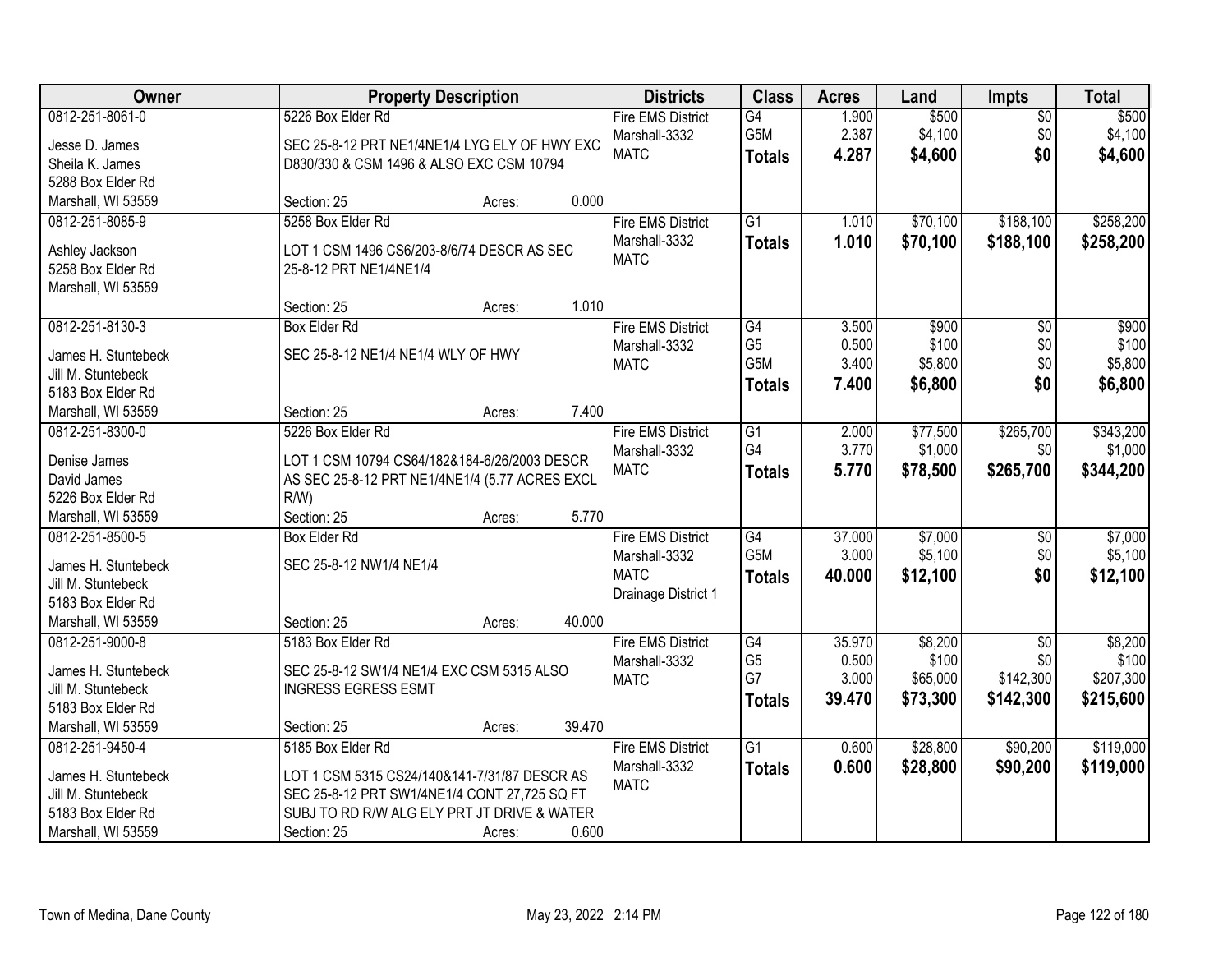| Owner | Property Description | Districts | Class | Acres | Land | Impts | Total |
|---|---|---|---|---|---|---|---|
| 0812-251-8061-0<br>Jesse D. James<br>Sheila K. James<br>5288 Box Elder Rd<br>Marshall, WI 53559 | 5226 Box Elder Rd<br>SEC 25-8-12 PRT NE1/4NE1/4 LYG ELY OF HWY EXC D830/330 & CSM 1496 & ALSO EXC CSM 10794<br>Section: 25 Acres: 0.000 | Fire EMS District<br>Marshall-3332<br>MATC | G4<br>G5M<br>**Totals** | 1.900<br>2.387<br>**4.287** | \$500<br>\$4,100<br>**\$4,600** | \$0<br>\$0<br>**\$0** | \$500<br>\$4,100<br>**\$4,600** |
| 0812-251-8085-9<br>Ashley Jackson<br>5258 Box Elder Rd<br>Marshall, WI 53559 | 5258 Box Elder Rd<br>LOT 1 CSM 1496 CS6/203-8/6/74 DESCR AS SEC 25-8-12 PRT NE1/4NE1/4<br>Section: 25 Acres: 1.010 | Fire EMS District<br>Marshall-3332<br>MATC | G1<br>**Totals** | 1.010<br>**1.010** | \$70,100<br>**\$70,100** | \$188,100<br>**\$188,100** | \$258,200<br>**\$258,200** |
| 0812-251-8130-3<br>James H. Stuntebeck<br>Jill M. Stuntebeck<br>5183 Box Elder Rd<br>Marshall, WI 53559 | Box Elder Rd<br>SEC 25-8-12 NE1/4 NE1/4 WLY OF HWY<br>Section: 25 Acres: 7.400 | Fire EMS District<br>Marshall-3332<br>MATC | G4<br>G5<br>G5M<br>**Totals** | 3.500<br>0.500<br>3.400<br>**7.400** | \$900<br>\$100<br>\$5,800<br>**\$6,800** | \$0<br>\$0<br>\$0<br>**\$0** | \$900<br>\$100<br>\$5,800<br>**\$6,800** |
| 0812-251-8300-0<br>Denise James<br>David James<br>5226 Box Elder Rd<br>Marshall, WI 53559 | 5226 Box Elder Rd<br>LOT 1 CSM 10794 CS64/182&184-6/26/2003 DESCR AS SEC 25-8-12 PRT NE1/4NE1/4 (5.77 ACRES EXCL R/W)<br>Section: 25 Acres: 5.770 | Fire EMS District<br>Marshall-3332<br>MATC | G1<br>G4<br>**Totals** | 2.000<br>3.770<br>**5.770** | \$77,500<br>\$1,000<br>**\$78,500** | \$265,700<br>\$0<br>**\$265,700** | \$343,200<br>\$1,000<br>**\$344,200** |
| 0812-251-8500-5<br>James H. Stuntebeck<br>Jill M. Stuntebeck<br>5183 Box Elder Rd<br>Marshall, WI 53559 | Box Elder Rd<br>SEC 25-8-12 NW1/4 NE1/4<br>Section: 25 Acres: 40.000 | Fire EMS District<br>Marshall-3332<br>MATC<br>Drainage District 1 | G4<br>G5M<br>**Totals** | 37.000<br>3.000<br>**40.000** | \$7,000<br>\$5,100<br>**\$12,100** | \$0<br>\$0<br>**\$0** | \$7,000<br>\$5,100<br>**\$12,100** |
| 0812-251-9000-8<br>James H. Stuntebeck<br>Jill M. Stuntebeck<br>5183 Box Elder Rd<br>Marshall, WI 53559 | 5183 Box Elder Rd<br>SEC 25-8-12 SW1/4 NE1/4 EXC CSM 5315 ALSO INGRESS EGRESS ESMT<br>Section: 25 Acres: 39.470 | Fire EMS District<br>Marshall-3332<br>MATC | G4<br>G5<br>G7<br>**Totals** | 35.970<br>0.500<br>3.000<br>**39.470** | \$8,200<br>\$100<br>\$65,000<br>**\$73,300** | \$0<br>\$0<br>\$142,300<br>**\$142,300** | \$8,200<br>\$100<br>\$207,300<br>**\$215,600** |
| 0812-251-9450-4<br>James H. Stuntebeck<br>Jill M. Stuntebeck<br>5183 Box Elder Rd<br>Marshall, WI 53559 | 5185 Box Elder Rd<br>LOT 1 CSM 5315 CS24/140&141-7/31/87 DESCR AS SEC 25-8-12 PRT SW1/4NE1/4 CONT 27,725 SQ FT SUBJ TO RD R/W ALG ELY PRT JT DRIVE & WATER<br>Section: 25 Acres: 0.600 | Fire EMS District<br>Marshall-3332<br>MATC | G1<br>**Totals** | 0.600<br>**0.600** | \$28,800<br>**\$28,800** | \$90,200<br>**\$90,200** | \$119,000<br>**\$119,000** |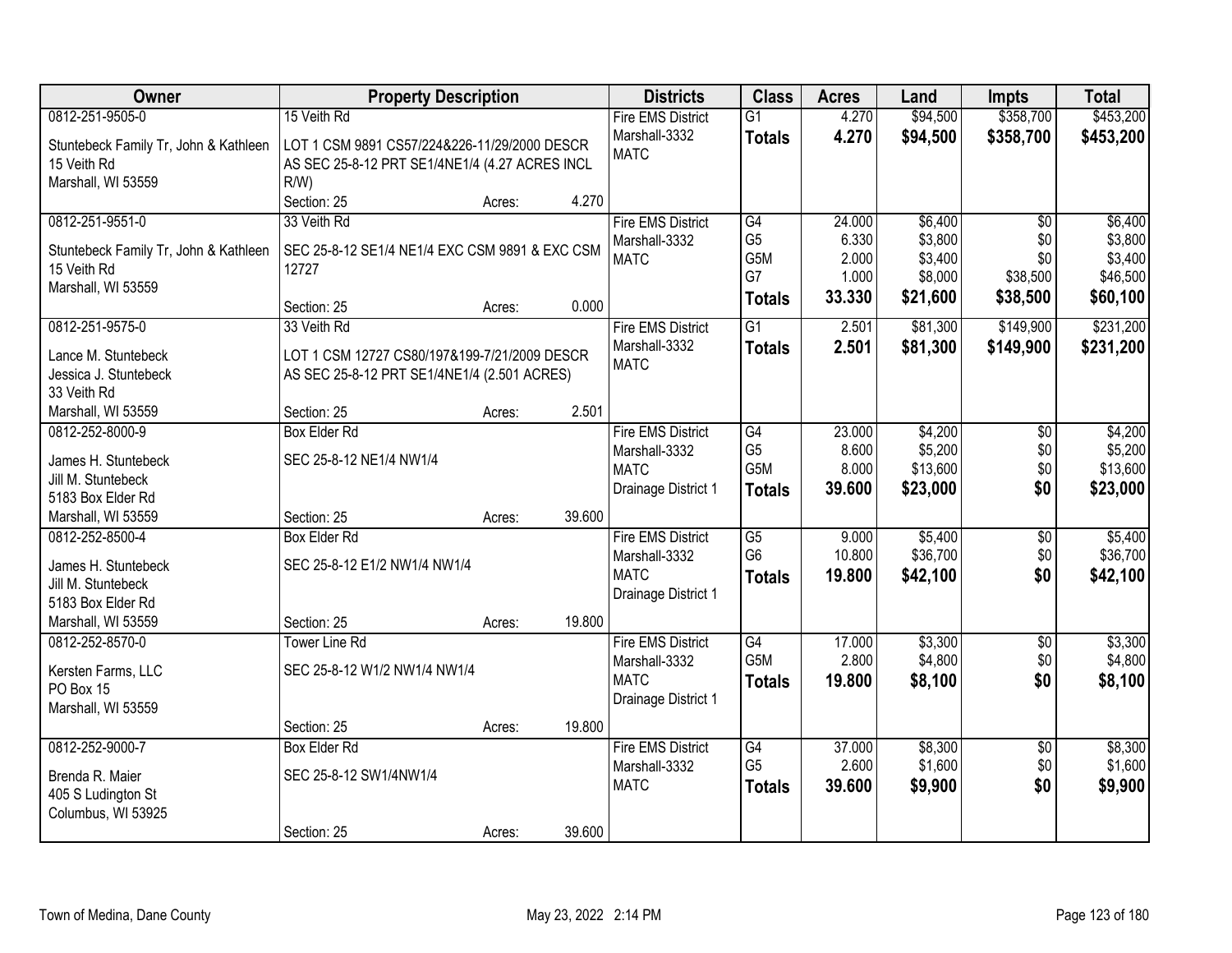| Owner | Property Description | Districts | Class | Acres | Land | Impts | Total |
|---|---|---|---|---|---|---|---|
| 0812-251-9505-0<br>Stuntebeck Family Tr, John & Kathleen<br>15 Veith Rd<br>Marshall, WI 53559 | 15 Veith Rd<br>LOT 1 CSM 9891 CS57/224&226-11/29/2000 DESCR AS SEC 25-8-12 PRT SE1/4NE1/4 (4.27 ACRES INCL R/W)<br>Section: 25 Acres: 4.270 | Fire EMS District<br>Marshall-3332<br>MATC | G1<br>**Totals** | 4.270<br>**4.270** | $94,500<br>**$94,500** | $358,700<br>**$358,700** | $453,200<br>**$453,200** |
| 0812-251-9551-0<br>Stuntebeck Family Tr, John & Kathleen<br>15 Veith Rd<br>Marshall, WI 53559 | 33 Veith Rd<br>SEC 25-8-12 SE1/4 NE1/4 EXC CSM 9891 & EXC CSM 12727<br>Section: 25 Acres: 0.000 | Fire EMS District<br>Marshall-3332<br>MATC | G4<br>G5<br>G5M<br>G7<br>**Totals** | 24.000<br>6.330<br>2.000<br>1.000<br>**33.330** | $6,400<br>$3,800<br>$3,400<br>$8,000<br>**$21,600** | $0<br>$0<br>$0<br>$38,500<br>**$38,500** | $6,400<br>$3,800<br>$3,400<br>$46,500<br>**$60,100** |
| 0812-251-9575-0<br>Lance M. Stuntebeck<br>Jessica J. Stuntebeck<br>33 Veith Rd<br>Marshall, WI 53559 | 33 Veith Rd<br>LOT 1 CSM 12727 CS80/197&199-7/21/2009 DESCR AS SEC 25-8-12 PRT SE1/4NE1/4 (2.501 ACRES)<br>Section: 25 Acres: 2.501 | Fire EMS District<br>Marshall-3332<br>MATC | G1<br>**Totals** | 2.501<br>**2.501** | $81,300<br>**$81,300** | $149,900<br>**$149,900** | $231,200<br>**$231,200** |
| 0812-252-8000-9<br>James H. Stuntebeck<br>Jill M. Stuntebeck<br>5183 Box Elder Rd<br>Marshall, WI 53559 | Box Elder Rd<br>SEC 25-8-12 NE1/4 NW1/4<br>Section: 25 Acres: 39.600 | Fire EMS District<br>Marshall-3332<br>MATC<br>Drainage District 1 | G4<br>G5<br>G5M<br>**Totals** | 23.000<br>8.600<br>8.000<br>**39.600** | $4,200<br>$5,200<br>$13,600<br>**$23,000** | $0<br>$0<br>$0<br>**$0** | $4,200<br>$5,200<br>$13,600<br>**$23,000** |
| 0812-252-8500-4<br>James H. Stuntebeck<br>Jill M. Stuntebeck<br>5183 Box Elder Rd<br>Marshall, WI 53559 | Box Elder Rd<br>SEC 25-8-12 E1/2 NW1/4 NW1/4<br>Section: 25 Acres: 19.800 | Fire EMS District<br>Marshall-3332<br>MATC<br>Drainage District 1 | G5<br>G6<br>**Totals** | 9.000<br>10.800<br>**19.800** | $5,400<br>$36,700<br>**$42,100** | $0<br>$0<br>**$0** | $5,400<br>$36,700<br>**$42,100** |
| 0812-252-8570-0<br>Kersten Farms, LLC<br>PO Box 15<br>Marshall, WI 53559 | Tower Line Rd<br>SEC 25-8-12 W1/2 NW1/4 NW1/4<br>Section: 25 Acres: 19.800 | Fire EMS District<br>Marshall-3332<br>MATC<br>Drainage District 1 | G4<br>G5M<br>**Totals** | 17.000<br>2.800<br>**19.800** | $3,300<br>$4,800<br>**$8,100** | $0<br>$0<br>**$0** | $3,300<br>$4,800<br>**$8,100** |
| 0812-252-9000-7<br>Brenda R. Maier<br>405 S Ludington St<br>Columbus, WI 53925 | Box Elder Rd<br>SEC 25-8-12 SW1/4NW1/4<br>Section: 25 Acres: 39.600 | Fire EMS District<br>Marshall-3332<br>MATC | G4<br>G5<br>**Totals** | 37.000<br>2.600<br>**39.600** | $8,300<br>$1,600<br>**$9,900** | $0<br>$0<br>**$0** | $8,300<br>$1,600<br>**$9,900** |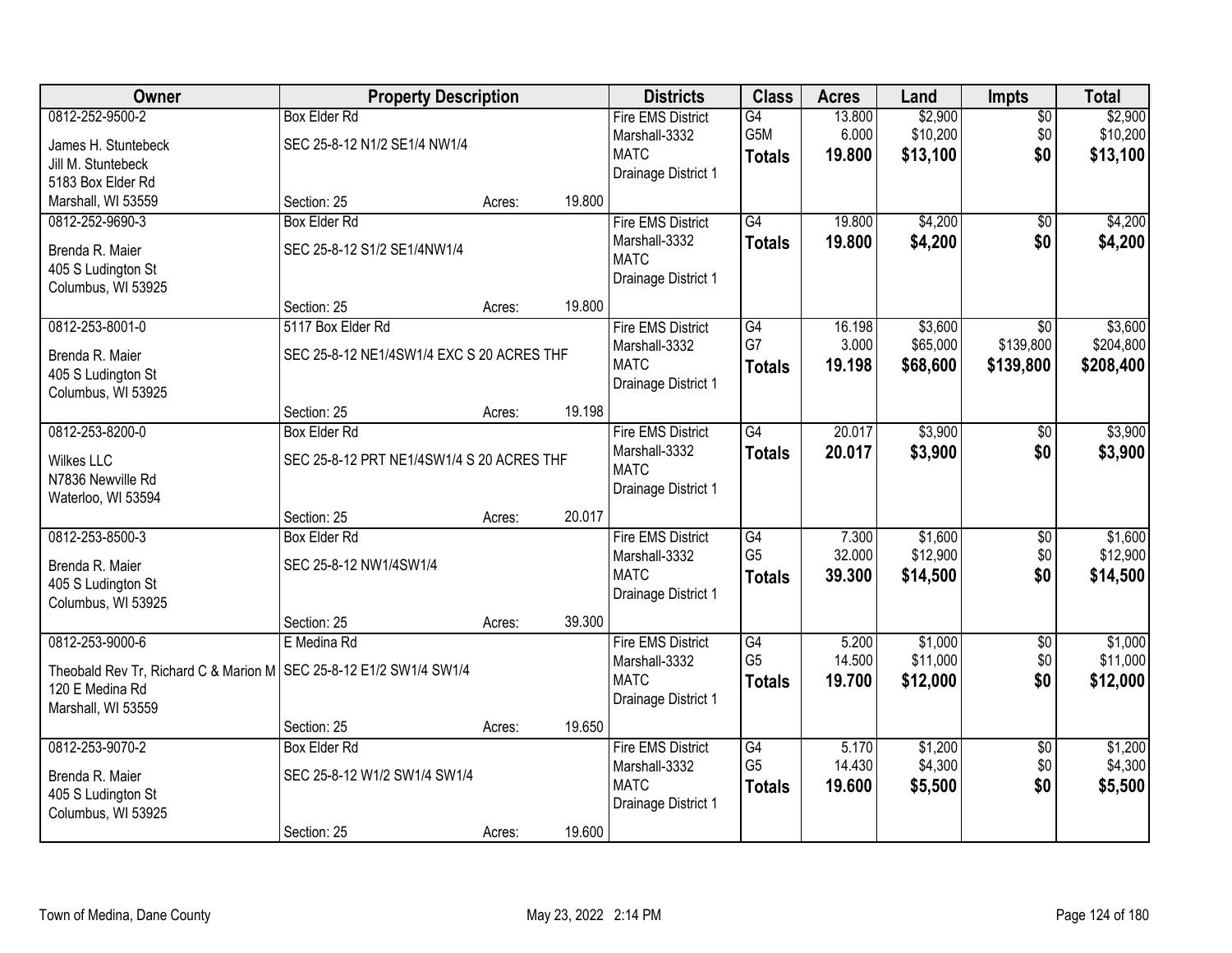| Owner | Property Description | | | Districts | Class | Acres | Land | Impts | Total |
|---|---|---|---|---|---|---|---|---|---|
| 0812-252-9500-2<br>James H. Stuntebeck<br>Jill M. Stuntebeck<br>5183 Box Elder Rd<br>Marshall, WI 53559 | Box Elder Rd<br>SEC 25-8-12 N1/2 SE1/4 NW1/4<br><br>Section: 25 | Acres: | 19.800 | Fire EMS District<br>Marshall-3332<br>MATC<br>Drainage District 1 | G4<br>G5M<br>**Totals** | 13.800<br>6.000<br>**19.800** | $2,900<br>$10,200<br>**$13,100** | $0<br>$0<br>**$0** | $2,900<br>$10,200<br>**$13,100** |
| 0812-252-9690-3<br>Brenda R. Maier<br>405 S Ludington St<br>Columbus, WI 53925 | Box Elder Rd<br>SEC 25-8-12 S1/2 SE1/4NW1/4<br><br>Section: 25 | Acres: | 19.800 | Fire EMS District<br>Marshall-3332<br>MATC<br>Drainage District 1 | G4<br>**Totals** | 19.800<br>**19.800** | $4,200<br>**$4,200** | $0<br>**$0** | $4,200<br>**$4,200** |
| 0812-253-8001-0<br>Brenda R. Maier<br>405 S Ludington St<br>Columbus, WI 53925 | 5117 Box Elder Rd<br>SEC 25-8-12 NE1/4SW1/4 EXC S 20 ACRES THF<br><br>Section: 25 | Acres: | 19.198 | Fire EMS District<br>Marshall-3332<br>MATC<br>Drainage District 1 | G4<br>G7<br>**Totals** | 16.198<br>3.000<br>**19.198** | $3,600<br>$65,000<br>**$68,600** | $0<br>$139,800<br>**$139,800** | $3,600<br>$204,800<br>**$208,400** |
| 0812-253-8200-0<br>Wilkes LLC<br>N7836 Newville Rd<br>Waterloo, WI 53594 | Box Elder Rd<br>SEC 25-8-12 PRT NE1/4SW1/4 S 20 ACRES THF<br><br>Section: 25 | Acres: | 20.017 | Fire EMS District<br>Marshall-3332<br>MATC<br>Drainage District 1 | G4<br>**Totals** | 20.017<br>**20.017** | $3,900<br>**$3,900** | $0<br>**$0** | $3,900<br>**$3,900** |
| 0812-253-8500-3<br>Brenda R. Maier<br>405 S Ludington St<br>Columbus, WI 53925 | Box Elder Rd<br>SEC 25-8-12 NW1/4SW1/4<br><br>Section: 25 | Acres: | 39.300 | Fire EMS District<br>Marshall-3332<br>MATC<br>Drainage District 1 | G4<br>G5<br>**Totals** | 7.300<br>32.000<br>**39.300** | $1,600<br>$12,900<br>**$14,500** | $0<br>$0<br>**$0** | $1,600<br>$12,900<br>**$14,500** |
| 0812-253-9000-6<br>Theobald Rev Tr, Richard C & Marion M<br>120 E Medina Rd<br>Marshall, WI 53559 | E Medina Rd<br>SEC 25-8-12 E1/2 SW1/4 SW1/4<br><br>Section: 25 | Acres: | 19.650 | Fire EMS District<br>Marshall-3332<br>MATC<br>Drainage District 1 | G4<br>G5<br>**Totals** | 5.200<br>14.500<br>**19.700** | $1,000<br>$11,000<br>**$12,000** | $0<br>$0<br>**$0** | $1,000<br>$11,000<br>**$12,000** |
| 0812-253-9070-2<br>Brenda R. Maier<br>405 S Ludington St<br>Columbus, WI 53925 | Box Elder Rd<br>SEC 25-8-12 W1/2 SW1/4 SW1/4<br><br>Section: 25 | Acres: | 19.600 | Fire EMS District<br>Marshall-3332<br>MATC<br>Drainage District 1 | G4<br>G5<br>**Totals** | 5.170<br>14.430<br>**19.600** | $1,200<br>$4,300<br>**$5,500** | $0<br>$0<br>**$0** | $1,200<br>$4,300<br>**$5,500** |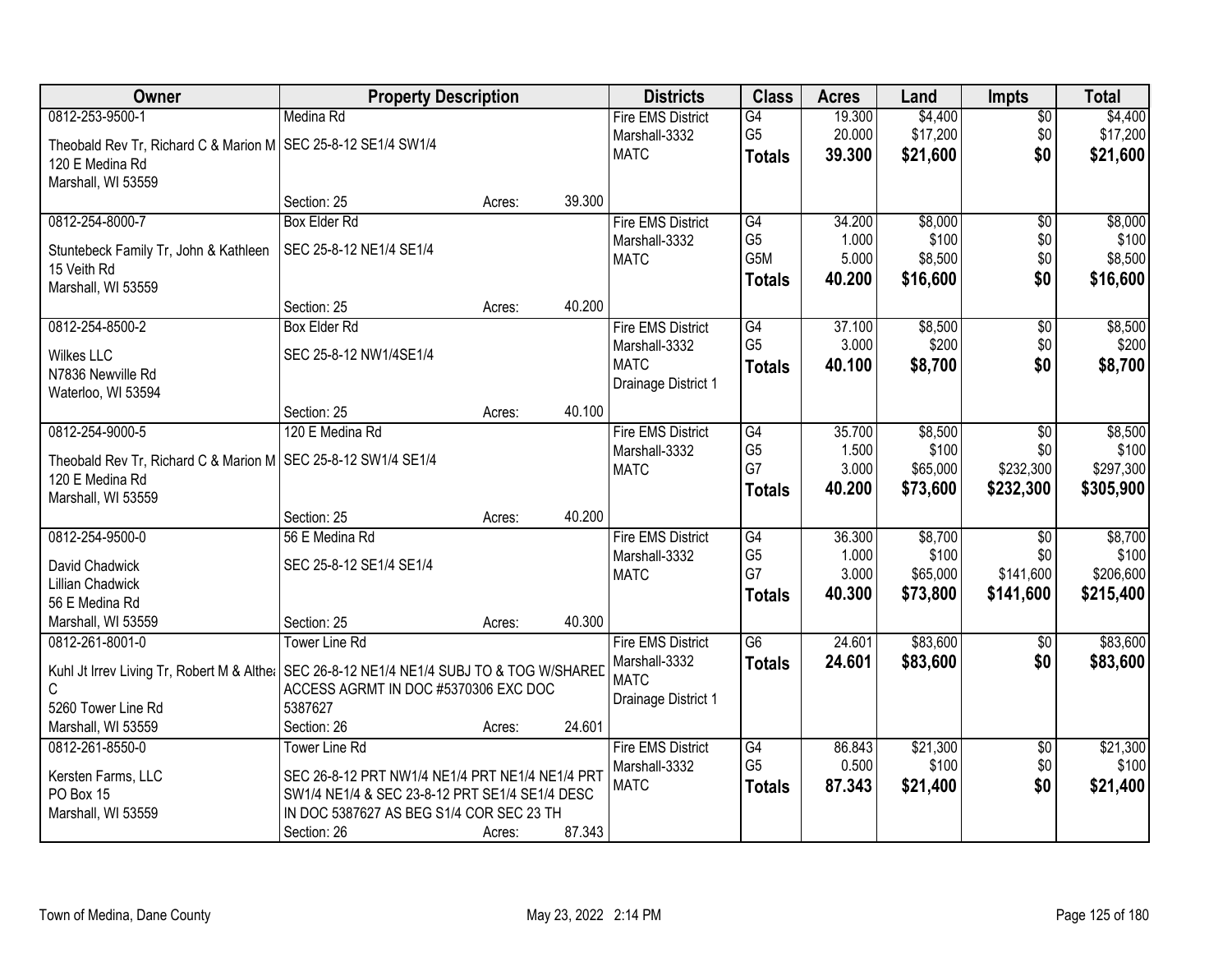| Owner | Property Description | | | Districts | Class | Acres | Land | Impts | Total |
|---|---|---|---|---|---|---|---|---|---|
| 0812-253-9500-1 | Medina Rd | | | Fire EMS District | G4 | 19.300 | $4,400 | $0 | $4,400 |
| Theobald Rev Tr, Richard C & Marion M | SEC 25-8-12 SE1/4 SW1/4 | | | Marshall-3332 | G5 | 20.000 | $17,200 | $0 | $17,200 |
| 120 E Medina Rd | | | | MATC | **Totals** | **39.300** | **$21,600** | **$0** | **$21,600** |
| Marshall, WI 53559 | | | | | | | | | |
| | Section: 25 | Acres: | 39.300 | | | | | | |
| 0812-254-8000-7 | Box Elder Rd | | | Fire EMS District | G4 | 34.200 | $8,000 | $0 | $8,000 |
| Stuntebeck Family Tr, John & Kathleen | SEC 25-8-12 NE1/4 SE1/4 | | | Marshall-3332 | G5 | 1.000 | $100 | $0 | $100 |
| 15 Veith Rd | | | | MATC | G5M | 5.000 | $8,500 | $0 | $8,500 |
| Marshall, WI 53559 | | | | | **Totals** | **40.200** | **$16,600** | **$0** | **$16,600** |
| | Section: 25 | Acres: | 40.200 | | | | | | |
| 0812-254-8500-2 | Box Elder Rd | | | Fire EMS District | G4 | 37.100 | $8,500 | $0 | $8,500 |
| Wilkes LLC | SEC 25-8-12 NW1/4SE1/4 | | | Marshall-3332 | G5 | 3.000 | $200 | $0 | $200 |
| N7836 Newville Rd | | | | MATC | **Totals** | **40.100** | **$8,700** | **$0** | **$8,700** |
| Waterloo, WI 53594 | | | | Drainage District 1 | | | | | |
| | Section: 25 | Acres: | 40.100 | | | | | | |
| 0812-254-9000-5 | 120 E Medina Rd | | | Fire EMS District | G4 | 35.700 | $8,500 | $0 | $8,500 |
| Theobald Rev Tr, Richard C & Marion M | SEC 25-8-12 SW1/4 SE1/4 | | | Marshall-3332 | G5 | 1.500 | $100 | $0 | $100 |
| 120 E Medina Rd | | | | MATC | G7 | 3.000 | $65,000 | $232,300 | $297,300 |
| Marshall, WI 53559 | | | | | **Totals** | **40.200** | **$73,600** | **$232,300** | **$305,900** |
| | Section: 25 | Acres: | 40.200 | | | | | | |
| 0812-254-9500-0 | 56 E Medina Rd | | | Fire EMS District | G4 | 36.300 | $8,700 | $0 | $8,700 |
| David Chadwick | SEC 25-8-12 SE1/4 SE1/4 | | | Marshall-3332 | G5 | 1.000 | $100 | $0 | $100 |
| Lillian Chadwick | | | | MATC | G7 | 3.000 | $65,000 | $141,600 | $206,600 |
| 56 E Medina Rd | | | | | **Totals** | **40.300** | **$73,800** | **$141,600** | **$215,400** |
| Marshall, WI 53559 | Section: 25 | Acres: | 40.300 | | | | | | |
| 0812-261-8001-0 | Tower Line Rd | | | Fire EMS District | G6 | 24.601 | $83,600 | $0 | $83,600 |
| Kuhl Jt Irrev Living Tr, Robert M & Althea C | SEC 26-8-12 NE1/4 NE1/4 SUBJ TO & TOG W/SHARED ACCESS AGRMT IN DOC #5370306 EXC DOC 5387627 | | | Marshall-3332 | **Totals** | **24.601** | **$83,600** | **$0** | **$83,600** |
| 5260 Tower Line Rd | | | | MATC | | | | | |
| | | | | Drainage District 1 | | | | | |
| Marshall, WI 53559 | Section: 26 | Acres: | 24.601 | | | | | | |
| 0812-261-8550-0 | Tower Line Rd | | | Fire EMS District | G4 | 86.843 | $21,300 | $0 | $21,300 |
| Kersten Farms, LLC | SEC 26-8-12 PRT NW1/4 NE1/4 PRT NE1/4 NE1/4 PRT SW1/4 NE1/4 & SEC 23-8-12 PRT SE1/4 SE1/4 DESC IN DOC 5387627 AS BEG S1/4 COR SEC 23 TH | | | Marshall-3332 | G5 | 0.500 | $100 | $0 | $100 |
| PO Box 15 | | | | MATC | **Totals** | **87.343** | **$21,400** | **$0** | **$21,400** |
| Marshall, WI 53559 | | | | | | | | | |
| | Section: 26 | Acres: | 87.343 | | | | | | |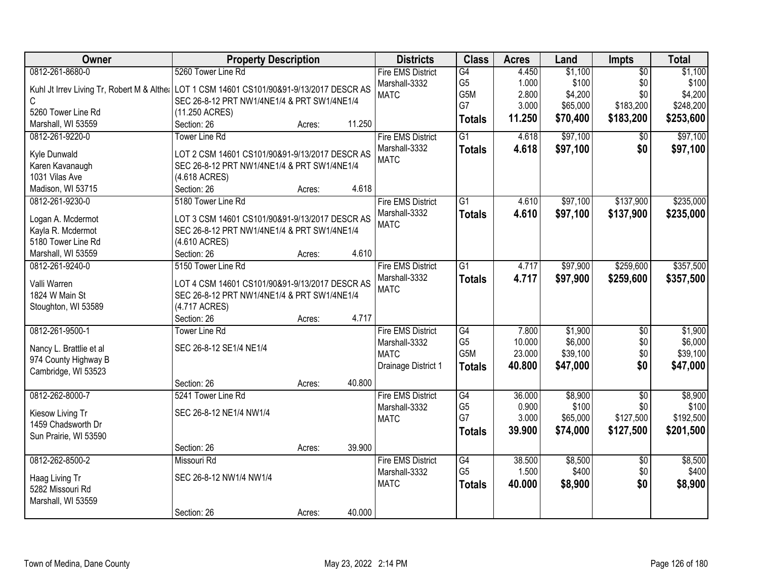| Owner | Property Description | Districts | Class | Acres | Land | Impts | Total |
|---|---|---|---|---|---|---|---|
| 0812-261-8680-0<br>Kuhl Jt Irrev Living Tr, Robert M & Althea C<br>5260 Tower Line Rd<br>Marshall, WI 53559 | 5260 Tower Line Rd<br>LOT 1 CSM 14601 CS101/90&91-9/13/2017 DESCR AS SEC 26-8-12 PRT NW1/4NE1/4 & PRT SW1/4NE1/4 (11.250 ACRES)<br>Section: 26 Acres: 11.250 | Fire EMS District<br>Marshall-3332<br>MATC | G4<br>G5<br>G5M<br>G7<br>**Totals** | 4.450<br>1.000<br>2.800<br>3.000<br>**11.250** | $1,100<br>$100<br>$4,200<br>$65,000<br>**$70,400** | $0<br>$0<br>$0<br>$183,200<br>**$183,200** | $1,100<br>$100<br>$4,200<br>$248,200<br>**$253,600** |
| 0812-261-9220-0<br>Kyle Dunwald<br>Karen Kavanaugh<br>1031 Vilas Ave<br>Madison, WI 53715 | Tower Line Rd<br>LOT 2 CSM 14601 CS101/90&91-9/13/2017 DESCR AS SEC 26-8-12 PRT NW1/4NE1/4 & PRT SW1/4NE1/4 (4.618 ACRES)<br>Section: 26 Acres: 4.618 | Fire EMS District<br>Marshall-3332<br>MATC | G1<br>**Totals** | 4.618<br>**4.618** | $97,100<br>**$97,100** | $0<br>**$0** | $97,100<br>**$97,100** |
| 0812-261-9230-0<br>Logan A. Mcdermot<br>Kayla R. Mcdermot<br>5180 Tower Line Rd<br>Marshall, WI 53559 | 5180 Tower Line Rd<br>LOT 3 CSM 14601 CS101/90&91-9/13/2017 DESCR AS SEC 26-8-12 PRT NW1/4NE1/4 & PRT SW1/4NE1/4 (4.610 ACRES)<br>Section: 26 Acres: 4.610 | Fire EMS District<br>Marshall-3332<br>MATC | G1<br>**Totals** | 4.610<br>**4.610** | $97,100<br>**$97,100** | $137,900<br>**$137,900** | $235,000<br>**$235,000** |
| 0812-261-9240-0<br>Valli Warren<br>1824 W Main St<br>Stoughton, WI 53589 | 5150 Tower Line Rd<br>LOT 4 CSM 14601 CS101/90&91-9/13/2017 DESCR AS SEC 26-8-12 PRT NW1/4NE1/4 & PRT SW1/4NE1/4 (4.717 ACRES)<br>Section: 26 Acres: 4.717 | Fire EMS District<br>Marshall-3332<br>MATC | G1<br>**Totals** | 4.717<br>**4.717** | $97,900<br>**$97,900** | $259,600<br>**$259,600** | $357,500<br>**$357,500** |
| 0812-261-9500-1<br>Nancy L. Brattlie et al<br>974 County Highway B<br>Cambridge, WI 53523 | Tower Line Rd<br>SEC 26-8-12 SE1/4 NE1/4<br>Section: 26 Acres: 40.800 | Fire EMS District<br>Marshall-3332<br>MATC<br>Drainage District 1 | G4<br>G5<br>G5M<br>**Totals** | 7.800<br>10.000<br>23.000<br>**40.800** | $1,900<br>$6,000<br>$39,100<br>**$47,000** | $0<br>$0<br>$0<br>**$0** | $1,900<br>$6,000<br>$39,100<br>**$47,000** |
| 0812-262-8000-7<br>Kiesow Living Tr<br>1459 Chadsworth Dr<br>Sun Prairie, WI 53590 | 5241 Tower Line Rd<br>SEC 26-8-12 NE1/4 NW1/4<br>Section: 26 Acres: 39.900 | Fire EMS District<br>Marshall-3332<br>MATC | G4<br>G5<br>G7<br>**Totals** | 36.000<br>0.900<br>3.000<br>**39.900** | $8,900<br>$100<br>$65,000<br>**$74,000** | $0<br>$0<br>$127,500<br>**$127,500** | $8,900<br>$100<br>$192,500<br>**$201,500** |
| 0812-262-8500-2<br>Haag Living Tr<br>5282 Missouri Rd<br>Marshall, WI 53559 | Missouri Rd<br>SEC 26-8-12 NW1/4 NW1/4<br>Section: 26 Acres: 40.000 | Fire EMS District<br>Marshall-3332<br>MATC | G4<br>G5<br>**Totals** | 38.500<br>1.500<br>**40.000** | $8,500<br>$400<br>**$8,900** | $0<br>$0<br>**$0** | $8,500<br>$400<br>**$8,900** |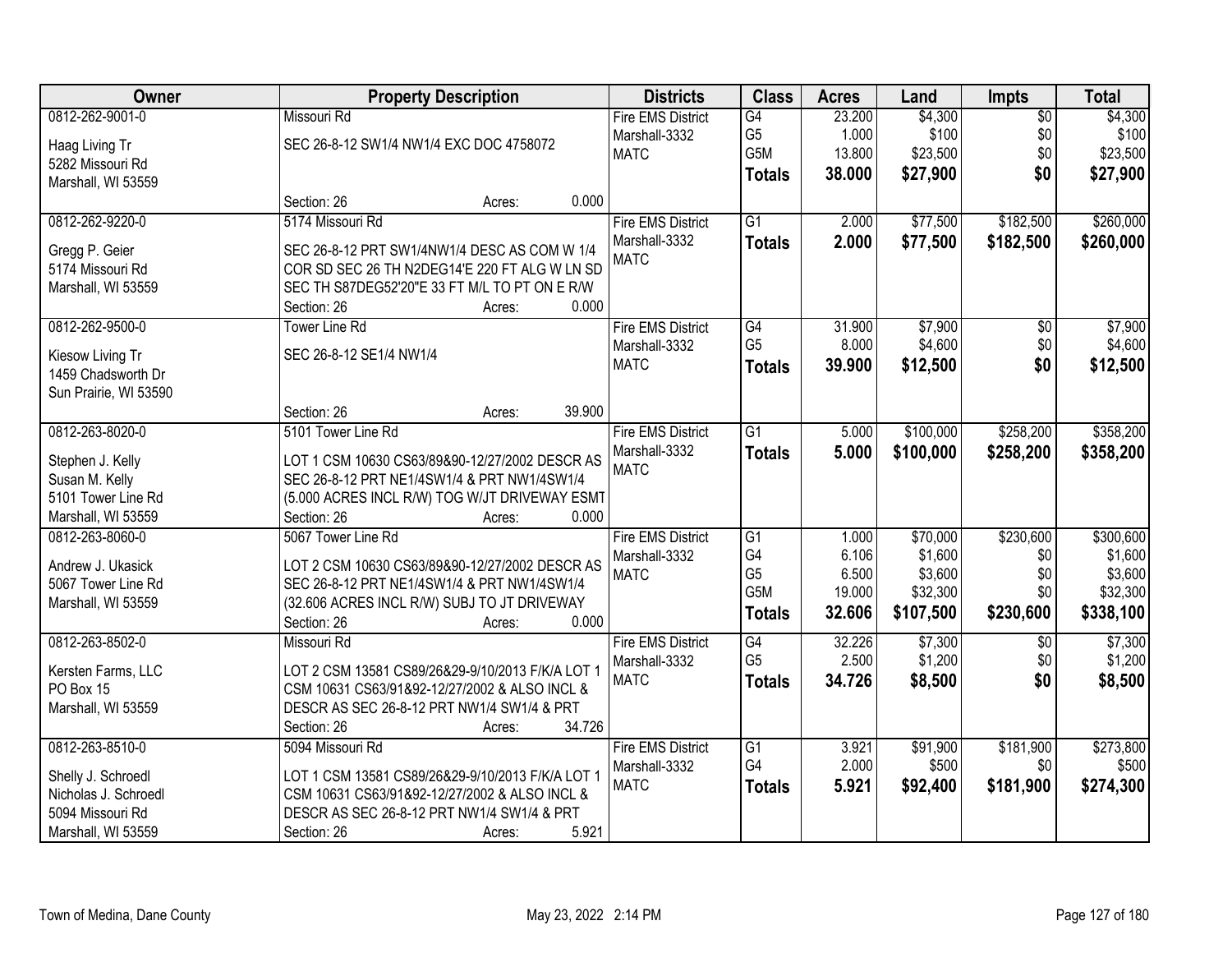| Owner | Property Description | Districts | Class | Acres | Land | Impts | Total |
|---|---|---|---|---|---|---|---|
| 0812-262-9001-0<br>Haag Living Tr<br>5282 Missouri Rd<br>Marshall, WI 53559 | Missouri Rd<br>SEC 26-8-12 SW1/4 NW1/4 EXC DOC 4758072<br>Section: 26 Acres: 0.000 | Fire EMS District<br>Marshall-3332<br>MATC | G4<br>G5<br>G5M<br>**Totals** | 23.200<br>1.000<br>13.800<br>**38.000** | $4,300<br>$100<br>$23,500<br>**$27,900** | $0<br>$0<br>$0<br>**$0** | $4,300<br>$100<br>$23,500<br>**$27,900** |
| 0812-262-9220-0<br>Gregg P. Geier<br>5174 Missouri Rd<br>Marshall, WI 53559 | 5174 Missouri Rd<br>SEC 26-8-12 PRT SW1/4NW1/4 DESC AS COM W 1/4 COR SD SEC 26 TH N2DEG14'E 220 FT ALG W LN SD SEC TH S87DEG52'20"E 33 FT M/L TO PT ON E R/W<br>Section: 26 Acres: 0.000 | Fire EMS District<br>Marshall-3332<br>MATC | G1<br>**Totals** | 2.000<br>**2.000** | $77,500<br>**$77,500** | $182,500<br>**$182,500** | $260,000<br>**$260,000** |
| 0812-262-9500-0<br>Kiesow Living Tr<br>1459 Chadsworth Dr<br>Sun Prairie, WI 53590 | Tower Line Rd<br>SEC 26-8-12 SE1/4 NW1/4<br>Section: 26 Acres: 39.900 | Fire EMS District<br>Marshall-3332<br>MATC | G4<br>G5<br>**Totals** | 31.900<br>8.000<br>**39.900** | $7,900<br>$4,600<br>**$12,500** | $0<br>$0<br>**$0** | $7,900<br>$4,600<br>**$12,500** |
| 0812-263-8020-0<br>Stephen J. Kelly<br>Susan M. Kelly<br>5101 Tower Line Rd<br>Marshall, WI 53559 | 5101 Tower Line Rd<br>LOT 1 CSM 10630 CS63/89&90-12/27/2002 DESCR AS SEC 26-8-12 PRT NE1/4SW1/4 & PRT NW1/4SW1/4 (5.000 ACRES INCL R/W) TOG W/JT DRIVEWAY ESMT<br>Section: 26 Acres: 0.000 | Fire EMS District<br>Marshall-3332<br>MATC | G1<br>**Totals** | 5.000<br>**5.000** | $100,000<br>**$100,000** | $258,200<br>**$258,200** | $358,200<br>**$358,200** |
| 0812-263-8060-0<br>Andrew J. Ukasick<br>5067 Tower Line Rd<br>Marshall, WI 53559 | 5067 Tower Line Rd<br>LOT 2 CSM 10630 CS63/89&90-12/27/2002 DESCR AS SEC 26-8-12 PRT NE1/4SW1/4 & PRT NW1/4SW1/4 (32.606 ACRES INCL R/W) SUBJ TO JT DRIVEWAY<br>Section: 26 Acres: 0.000 | Fire EMS District<br>Marshall-3332<br>MATC | G1<br>G4<br>G5<br>G5M<br>**Totals** | 1.000<br>6.106<br>6.500<br>19.000<br>**32.606** | $70,000<br>$1,600<br>$3,600<br>$32,300<br>**$107,500** | $230,600<br>$0<br>$0<br>$0<br>**$230,600** | $300,600<br>$1,600<br>$3,600<br>$32,300<br>**$338,100** |
| 0812-263-8502-0<br>Kersten Farms, LLC<br>PO Box 15<br>Marshall, WI 53559 | Missouri Rd<br>LOT 2 CSM 13581 CS89/26&29-9/10/2013 F/K/A LOT 1 CSM 10631 CS63/91&92-12/27/2002 & ALSO INCL & DESCR AS SEC 26-8-12 PRT NW1/4 SW1/4 & PRT<br>Section: 26 Acres: 34.726 | Fire EMS District<br>Marshall-3332<br>MATC | G4<br>G5<br>**Totals** | 32.226<br>2.500<br>**34.726** | $7,300<br>$1,200<br>**$8,500** | $0<br>$0<br>**$0** | $7,300<br>$1,200<br>**$8,500** |
| 0812-263-8510-0<br>Shelly J. Schroedl<br>Nicholas J. Schroedl<br>5094 Missouri Rd<br>Marshall, WI 53559 | 5094 Missouri Rd<br>LOT 1 CSM 13581 CS89/26&29-9/10/2013 F/K/A LOT 1 CSM 10631 CS63/91&92-12/27/2002 & ALSO INCL & DESCR AS SEC 26-8-12 PRT NW1/4 SW1/4 & PRT<br>Section: 26 Acres: 5.921 | Fire EMS District<br>Marshall-3332<br>MATC | G1<br>G4<br>**Totals** | 3.921<br>2.000<br>**5.921** | $91,900<br>$500<br>**$92,400** | $181,900<br>$0<br>**$181,900** | $273,800<br>$500<br>**$274,300** |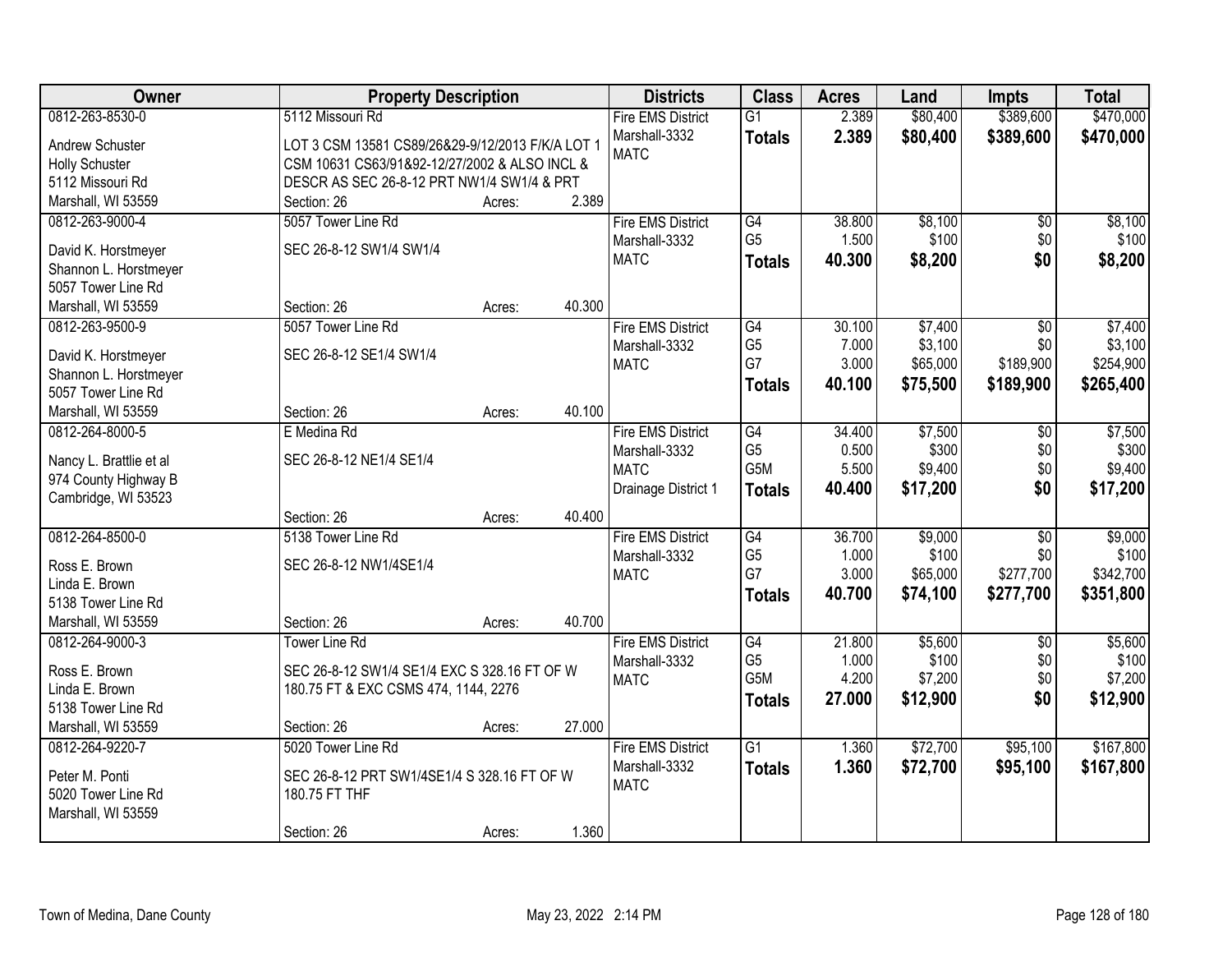| Owner | Property Description | Districts | Class | Acres | Land | Impts | Total |
|---|---|---|---|---|---|---|---|
| 0812-263-8530-0<br>Andrew Schuster<br>Holly Schuster<br>5112 Missouri Rd<br>Marshall, WI 53559 | 5112 Missouri Rd<br>LOT 3 CSM 13581 CS89/26&29-9/12/2013 F/K/A LOT 1 CSM 10631 CS63/91&92-12/27/2002 & ALSO INCL & DESCR AS SEC 26-8-12 PRT NW1/4 SW1/4 & PRT<br>Section: 26 Acres: 2.389 | Fire EMS District<br>Marshall-3332<br>MATC | G1<br>**Totals** | 2.389<br>**2.389** | $80,400<br>**$80,400** | $389,600<br>**$389,600** | $470,000<br>**$470,000** |
| 0812-263-9000-4<br>David K. Horstmeyer<br>Shannon L. Horstmeyer<br>5057 Tower Line Rd<br>Marshall, WI 53559 | 5057 Tower Line Rd<br>SEC 26-8-12 SW1/4 SW1/4<br>Section: 26 Acres: 40.300 | Fire EMS District<br>Marshall-3332<br>MATC | G4<br>G5<br>**Totals** | 38.800<br>1.500<br>**40.300** | $8,100<br>$100<br>**$8,200** | $0<br>$0<br>**$0** | $8,100<br>$100<br>**$8,200** |
| 0812-263-9500-9<br>David K. Horstmeyer<br>Shannon L. Horstmeyer<br>5057 Tower Line Rd<br>Marshall, WI 53559 | 5057 Tower Line Rd<br>SEC 26-8-12 SE1/4 SW1/4<br>Section: 26 Acres: 40.100 | Fire EMS District<br>Marshall-3332<br>MATC | G4<br>G5<br>G7<br>**Totals** | 30.100<br>7.000<br>3.000<br>**40.100** | $7,400<br>$3,100<br>$65,000<br>**$75,500** | $0<br>$0<br>$189,900<br>**$189,900** | $7,400<br>$3,100<br>$254,900<br>**$265,400** |
| 0812-264-8000-5<br>Nancy L. Brattlie et al<br>974 County Highway B<br>Cambridge, WI 53523 | E Medina Rd<br>SEC 26-8-12 NE1/4 SE1/4<br>Section: 26 Acres: 40.400 | Fire EMS District<br>Marshall-3332<br>MATC<br>Drainage District 1 | G4<br>G5<br>G5M<br>**Totals** | 34.400<br>0.500<br>5.500<br>**40.400** | $7,500<br>$300<br>$9,400<br>**$17,200** | $0<br>$0<br>$0<br>**$0** | $7,500<br>$300<br>$9,400<br>**$17,200** |
| 0812-264-8500-0<br>Ross E. Brown<br>Linda E. Brown<br>5138 Tower Line Rd<br>Marshall, WI 53559 | 5138 Tower Line Rd<br>SEC 26-8-12 NW1/4SE1/4<br>Section: 26 Acres: 40.700 | Fire EMS District<br>Marshall-3332<br>MATC | G4<br>G5<br>G7<br>**Totals** | 36.700<br>1.000<br>3.000<br>**40.700** | $9,000<br>$100<br>$65,000<br>**$74,100** | $0<br>$0<br>$277,700<br>**$277,700** | $9,000<br>$100<br>$342,700<br>**$351,800** |
| 0812-264-9000-3<br>Ross E. Brown<br>Linda E. Brown<br>5138 Tower Line Rd<br>Marshall, WI 53559 | Tower Line Rd<br>SEC 26-8-12 SW1/4 SE1/4 EXC S 328.16 FT OF W 180.75 FT & EXC CSMS 474, 1144, 2276<br>Section: 26 Acres: 27.000 | Fire EMS District<br>Marshall-3332<br>MATC | G4<br>G5<br>G5M<br>**Totals** | 21.800<br>1.000<br>4.200<br>**27.000** | $5,600<br>$100<br>$7,200<br>**$12,900** | $0<br>$0<br>$0<br>**$0** | $5,600<br>$100<br>$7,200<br>**$12,900** |
| 0812-264-9220-7<br>Peter M. Ponti<br>5020 Tower Line Rd<br>Marshall, WI 53559 | 5020 Tower Line Rd<br>SEC 26-8-12 PRT SW1/4SE1/4 S 328.16 FT OF W 180.75 FT THF<br>Section: 26 Acres: 1.360 | Fire EMS District<br>Marshall-3332<br>MATC | G1<br>**Totals** | 1.360<br>**1.360** | $72,700<br>**$72,700** | $95,100<br>**$95,100** | $167,800<br>**$167,800** |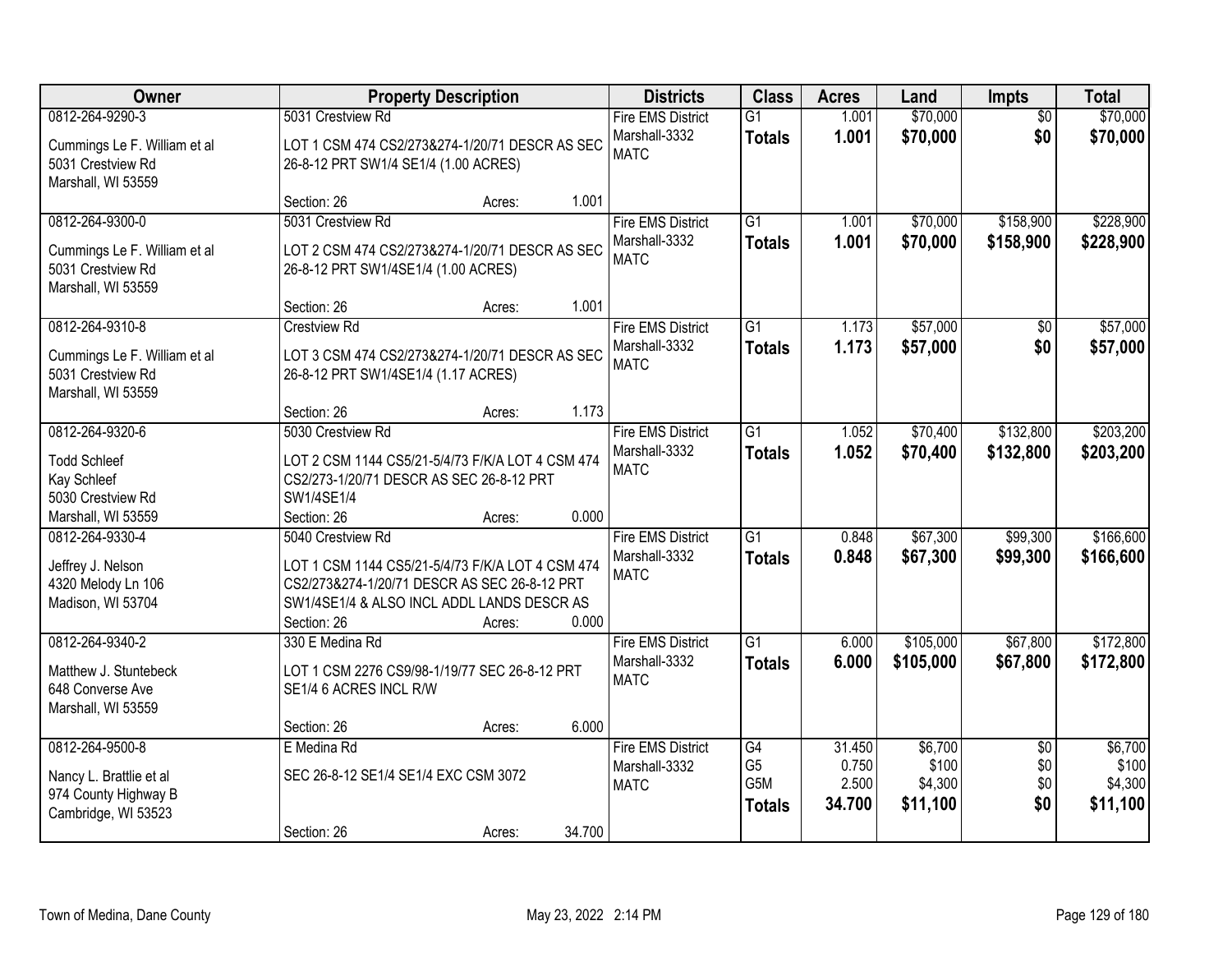| Owner | Property Description | Districts | Class | Acres | Land | Impts | Total |
|---|---|---|---|---|---|---|---|
| 0812-264-9290-3<br>Cummings Le F. William et al<br>5031 Crestview Rd<br>Marshall, WI 53559 | 5031 Crestview Rd<br>LOT 1 CSM 474 CS2/273&274-1/20/71 DESCR AS SEC 26-8-12 PRT SW1/4 SE1/4 (1.00 ACRES)<br>Section: 26 Acres: 1.001 | Fire EMS District<br>Marshall-3332<br>MATC | G1<br>**Totals** | 1.001<br>**1.001** | \$70,000<br>**\$70,000** | \$0<br>**\$0** | \$70,000<br>**\$70,000** |
| 0812-264-9300-0<br>Cummings Le F. William et al<br>5031 Crestview Rd<br>Marshall, WI 53559 | 5031 Crestview Rd<br>LOT 2 CSM 474 CS2/273&274-1/20/71 DESCR AS SEC 26-8-12 PRT SW1/4SE1/4 (1.00 ACRES)<br>Section: 26 Acres: 1.001 | Fire EMS District<br>Marshall-3332<br>MATC | G1<br>**Totals** | 1.001<br>**1.001** | \$70,000<br>**\$70,000** | \$158,900<br>**\$158,900** | \$228,900<br>**\$228,900** |
| 0812-264-9310-8<br>Cummings Le F. William et al<br>5031 Crestview Rd<br>Marshall, WI 53559 | Crestview Rd<br>LOT 3 CSM 474 CS2/273&274-1/20/71 DESCR AS SEC 26-8-12 PRT SW1/4SE1/4 (1.17 ACRES)<br>Section: 26 Acres: 1.173 | Fire EMS District<br>Marshall-3332<br>MATC | G1<br>**Totals** | 1.173<br>**1.173** | \$57,000<br>**\$57,000** | \$0<br>**\$0** | \$57,000<br>**\$57,000** |
| 0812-264-9320-6<br>Todd Schleef<br>Kay Schleef<br>5030 Crestview Rd<br>Marshall, WI 53559 | 5030 Crestview Rd<br>LOT 2 CSM 1144 CS5/21-5/4/73 F/K/A LOT 4 CSM 474 CS2/273-1/20/71 DESCR AS SEC 26-8-12 PRT SW1/4SE1/4<br>Section: 26 Acres: 0.000 | Fire EMS District<br>Marshall-3332<br>MATC | G1<br>**Totals** | 1.052<br>**1.052** | \$70,400<br>**\$70,400** | \$132,800<br>**\$132,800** | \$203,200<br>**\$203,200** |
| 0812-264-9330-4<br>Jeffrey J. Nelson<br>4320 Melody Ln 106<br>Madison, WI 53704 | 5040 Crestview Rd<br>LOT 1 CSM 1144 CS5/21-5/4/73 F/K/A LOT 4 CSM 474 CS2/273&274-1/20/71 DESCR AS SEC 26-8-12 PRT SW1/4SE1/4 & ALSO INCL ADDL LANDS DESCR AS<br>Section: 26 Acres: 0.000 | Fire EMS District<br>Marshall-3332<br>MATC | G1<br>**Totals** | 0.848<br>**0.848** | \$67,300<br>**\$67,300** | \$99,300<br>**\$99,300** | \$166,600<br>**\$166,600** |
| 0812-264-9340-2<br>Matthew J. Stuntebeck<br>648 Converse Ave<br>Marshall, WI 53559 | 330 E Medina Rd<br>LOT 1 CSM 2276 CS9/98-1/19/77 SEC 26-8-12 PRT SE1/4 6 ACRES INCL R/W<br>Section: 26 Acres: 6.000 | Fire EMS District<br>Marshall-3332<br>MATC | G1<br>**Totals** | 6.000<br>**6.000** | \$105,000<br>**\$105,000** | \$67,800<br>**\$67,800** | \$172,800<br>**\$172,800** |
| 0812-264-9500-8<br>Nancy L. Brattlie et al<br>974 County Highway B<br>Cambridge, WI 53523 | E Medina Rd<br>SEC 26-8-12 SE1/4 SE1/4 EXC CSM 3072<br>Section: 26 Acres: 34.700 | Fire EMS District<br>Marshall-3332<br>MATC | G4<br>G5<br>G5M<br>**Totals** | 31.450<br>0.750<br>2.500<br>**34.700** | \$6,700<br>\$100<br>\$4,300<br>**\$11,100** | \$0<br>\$0<br>\$0<br>**\$0** | \$6,700<br>\$100<br>\$4,300<br>**\$11,100** |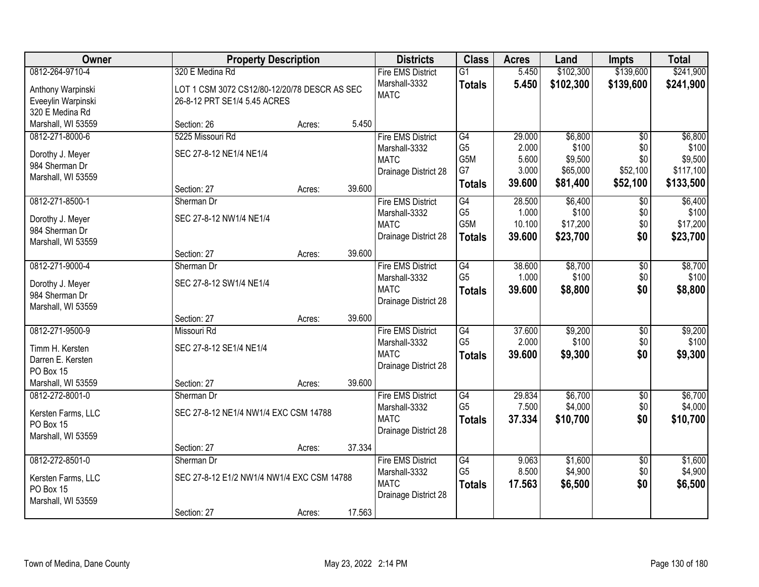| Owner | Property Description | Districts | Class | Acres | Land | Impts | Total |
|---|---|---|---|---|---|---|---|
| 0812-264-9710-4<br>Anthony Warpinski<br>Eveeylin Warpinski<br>320 E Medina Rd<br>Marshall, WI 53559 | 320 E Medina Rd<br>LOT 1 CSM 3072 CS12/80-12/20/78 DESCR AS SEC 26-8-12 PRT SE1/4 5.45 ACRES<br>Section: 26 Acres: 5.450 | Fire EMS District<br>Marshall-3332<br>MATC | G1<br>**Totals** | 5.450<br>**5.450** | $102,300<br>**$102,300** | $139,600<br>**$139,600** | $241,900<br>**$241,900** |
| 0812-271-8000-6<br>Dorothy J. Meyer<br>984 Sherman Dr<br>Marshall, WI 53559 | 5225 Missouri Rd<br>SEC 27-8-12 NE1/4 NE1/4<br>Section: 27 Acres: 39.600 | Fire EMS District<br>Marshall-3332<br>MATC<br>Drainage District 28 | G4<br>G5<br>G5M<br>G7<br>**Totals** | 29.000<br>2.000<br>5.600<br>3.000<br>**39.600** | $6,800<br>$100<br>$9,500<br>$65,000<br>**$81,400** | $0<br>$0<br>$0<br>$52,100<br>**$52,100** | $6,800<br>$100<br>$9,500<br>$117,100<br>**$133,500** |
| 0812-271-8500-1<br>Dorothy J. Meyer<br>984 Sherman Dr<br>Marshall, WI 53559 | Sherman Dr<br>SEC 27-8-12 NW1/4 NE1/4<br>Section: 27 Acres: 39.600 | Fire EMS District<br>Marshall-3332<br>MATC<br>Drainage District 28 | G4<br>G5<br>G5M<br>**Totals** | 28.500<br>1.000<br>10.100<br>**39.600** | $6,400<br>$100<br>$17,200<br>**$23,700** | $0<br>$0<br>$0<br>**$0** | $6,400<br>$100<br>$17,200<br>**$23,700** |
| 0812-271-9000-4<br>Dorothy J. Meyer<br>984 Sherman Dr<br>Marshall, WI 53559 | Sherman Dr<br>SEC 27-8-12 SW1/4 NE1/4<br>Section: 27 Acres: 39.600 | Fire EMS District<br>Marshall-3332<br>MATC<br>Drainage District 28 | G4<br>G5<br>**Totals** | 38.600<br>1.000<br>**39.600** | $8,700<br>$100<br>**$8,800** | $0<br>$0<br>**$0** | $8,700<br>$100<br>**$8,800** |
| 0812-271-9500-9<br>Timm H. Kersten<br>Darren E. Kersten<br>PO Box 15<br>Marshall, WI 53559 | Missouri Rd<br>SEC 27-8-12 SE1/4 NE1/4<br>Section: 27 Acres: 39.600 | Fire EMS District<br>Marshall-3332<br>MATC<br>Drainage District 28 | G4<br>G5<br>**Totals** | 37.600<br>2.000<br>**39.600** | $9,200<br>$100<br>**$9,300** | $0<br>$0<br>**$0** | $9,200<br>$100<br>**$9,300** |
| 0812-272-8001-0<br>Kersten Farms, LLC<br>PO Box 15<br>Marshall, WI 53559 | Sherman Dr<br>SEC 27-8-12 NE1/4 NW1/4 EXC CSM 14788<br>Section: 27 Acres: 37.334 | Fire EMS District<br>Marshall-3332<br>MATC<br>Drainage District 28 | G4<br>G5<br>**Totals** | 29.834<br>7.500<br>**37.334** | $6,700<br>$4,000<br>**$10,700** | $0<br>$0<br>**$0** | $6,700<br>$4,000<br>**$10,700** |
| 0812-272-8501-0<br>Kersten Farms, LLC<br>PO Box 15<br>Marshall, WI 53559 | Sherman Dr<br>SEC 27-8-12 E1/2 NW1/4 NW1/4 EXC CSM 14788<br>Section: 27 Acres: 17.563 | Fire EMS District<br>Marshall-3332<br>MATC<br>Drainage District 28 | G4<br>G5<br>**Totals** | 9.063<br>8.500<br>**17.563** | $1,600<br>$4,900<br>**$6,500** | $0<br>$0<br>**$0** | $1,600<br>$4,900<br>**$6,500** |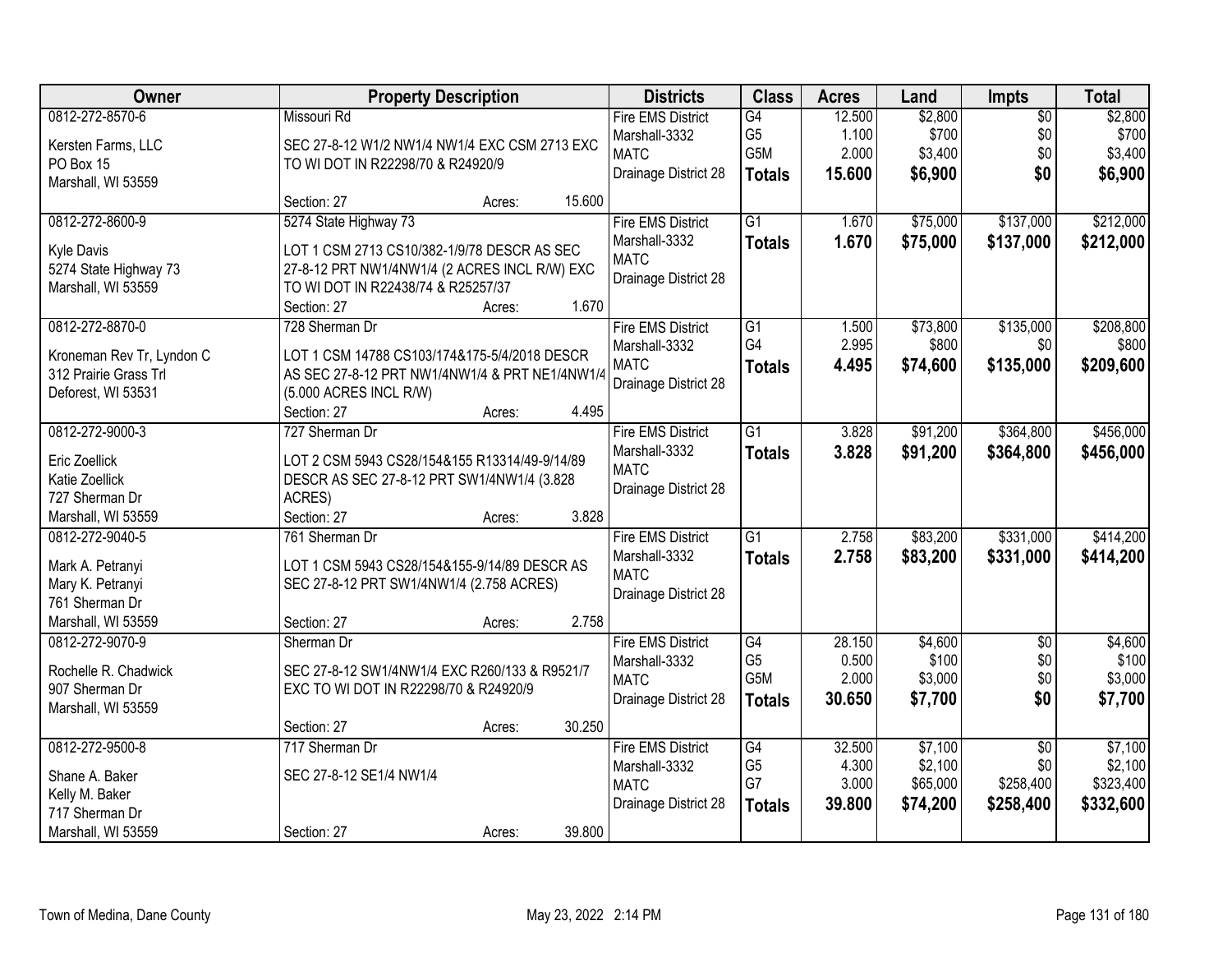| Owner | Property Description | Districts | Class | Acres | Land | Impts | Total |
|---|---|---|---|---|---|---|---|
| 0812-272-8570-6<br>Kersten Farms, LLC<br>PO Box 15<br>Marshall, WI 53559 | Missouri Rd<br>SEC 27-8-12 W1/2 NW1/4 NW1/4 EXC CSM 2713 EXC TO WI DOT IN R22298/70 & R24920/9<br>Section: 27 Acres: 15.600 | Fire EMS District<br>Marshall-3332<br>MATC<br>Drainage District 28 | G4<br>G5<br>G5M<br>**Totals** | 12.500<br>1.100<br>2.000<br>**15.600** | $2,800<br>$700<br>$3,400<br>**$6,900** | $0<br>$0<br>$0<br>**$0** | $2,800<br>$700<br>$3,400<br>**$6,900** |
| 0812-272-8600-9<br>Kyle Davis<br>5274 State Highway 73<br>Marshall, WI 53559 | 5274 State Highway 73<br>LOT 1 CSM 2713 CS10/382-1/9/78 DESCR AS SEC 27-8-12 PRT NW1/4NW1/4 (2 ACRES INCL R/W) EXC TO WI DOT IN R22438/74 & R25257/37<br>Section: 27 Acres: 1.670 | Fire EMS District<br>Marshall-3332<br>MATC<br>Drainage District 28 | G1<br>**Totals** | 1.670<br>**1.670** | $75,000<br>**$75,000** | $137,000<br>**$137,000** | $212,000<br>**$212,000** |
| 0812-272-8870-0<br>Kroneman Rev Tr, Lyndon C<br>312 Prairie Grass Trl<br>Deforest, WI 53531 | 728 Sherman Dr<br>LOT 1 CSM 14788 CS103/174&175-5/4/2018 DESCR AS SEC 27-8-12 PRT NW1/4NW1/4 & PRT NE1/4NW1/4 (5.000 ACRES INCL R/W)<br>Section: 27 Acres: 4.495 | Fire EMS District<br>Marshall-3332<br>MATC<br>Drainage District 28 | G1<br>G4<br>**Totals** | 1.500<br>2.995<br>**4.495** | $73,800<br>$800<br>**$74,600** | $135,000<br>$0<br>**$135,000** | $208,800<br>$800<br>**$209,600** |
| 0812-272-9000-3<br>Eric Zoellick<br>Katie Zoellick<br>727 Sherman Dr<br>Marshall, WI 53559 | 727 Sherman Dr<br>LOT 2 CSM 5943 CS28/154&155 R13314/49-9/14/89 DESCR AS SEC 27-8-12 PRT SW1/4NW1/4 (3.828 ACRES)<br>Section: 27 Acres: 3.828 | Fire EMS District<br>Marshall-3332<br>MATC<br>Drainage District 28 | G1<br>**Totals** | 3.828<br>**3.828** | $91,200<br>**$91,200** | $364,800<br>**$364,800** | $456,000<br>**$456,000** |
| 0812-272-9040-5<br>Mark A. Petranyi<br>Mary K. Petranyi<br>761 Sherman Dr<br>Marshall, WI 53559 | 761 Sherman Dr<br>LOT 1 CSM 5943 CS28/154&155-9/14/89 DESCR AS SEC 27-8-12 PRT SW1/4NW1/4 (2.758 ACRES)<br>Section: 27 Acres: 2.758 | Fire EMS District<br>Marshall-3332<br>MATC<br>Drainage District 28 | G1<br>**Totals** | 2.758<br>**2.758** | $83,200<br>**$83,200** | $331,000<br>**$331,000** | $414,200<br>**$414,200** |
| 0812-272-9070-9<br>Rochelle R. Chadwick<br>907 Sherman Dr<br>Marshall, WI 53559 | Sherman Dr<br>SEC 27-8-12 SW1/4NW1/4 EXC R260/133 & R9521/7 EXC TO WI DOT IN R22298/70 & R24920/9<br>Section: 27 Acres: 30.250 | Fire EMS District<br>Marshall-3332<br>MATC<br>Drainage District 28 | G4<br>G5<br>G5M<br>**Totals** | 28.150<br>0.500<br>2.000<br>**30.650** | $4,600<br>$100<br>$3,000<br>**$7,700** | $0<br>$0<br>$0<br>**$0** | $4,600<br>$100<br>$3,000<br>**$7,700** |
| 0812-272-9500-8<br>Shane A. Baker<br>Kelly M. Baker<br>717 Sherman Dr<br>Marshall, WI 53559 | 717 Sherman Dr<br>SEC 27-8-12 SE1/4 NW1/4<br>Section: 27 Acres: 39.800 | Fire EMS District<br>Marshall-3332<br>MATC<br>Drainage District 28 | G4<br>G5<br>G7<br>**Totals** | 32.500<br>4.300<br>3.000<br>**39.800** | $7,100<br>$2,100<br>$65,000<br>**$74,200** | $0<br>$0<br>$258,400<br>**$258,400** | $7,100<br>$2,100<br>$323,400<br>**$332,600** |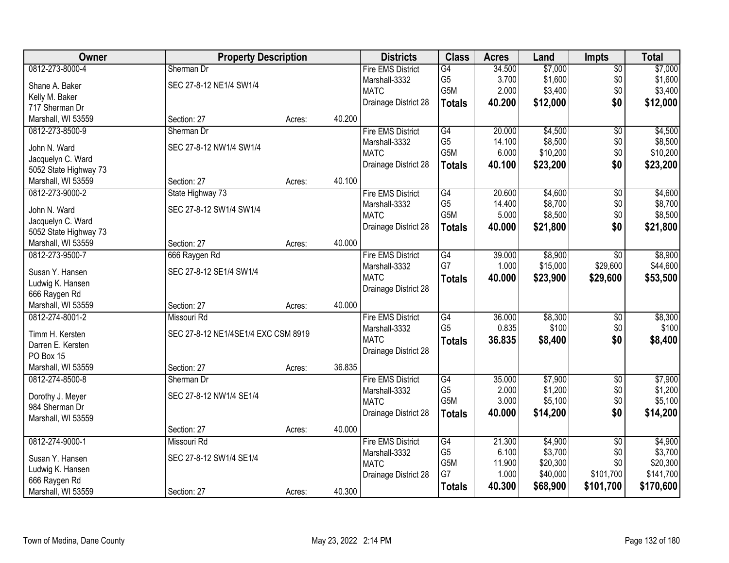| Owner | Property Description | | | Districts | Class | Acres | Land | Impts | Total |
|---|---|---|---|---|---|---|---|---|---|
| 0812-273-8000-4 | Sherman Dr | | | Fire EMS District | G4 | 34.500 | $7,000 | $0 | $7,000 |
| Shane A. Baker | SEC 27-8-12 NE1/4 SW1/4 | | | Marshall-3332 | G5 | 3.700 | $1,600 | $0 | $1,600 |
| Kelly M. Baker | | | | MATC | G5M | 2.000 | $3,400 | $0 | $3,400 |
| 717 Sherman Dr | | | | Drainage District 28 | **Totals** | **40.200** | **$12,000** | **$0** | **$12,000** |
| Marshall, WI 53559 | Section: 27 | Acres: | 40.200 | | | | | | |
| 0812-273-8500-9 | Sherman Dr | | | Fire EMS District | G4 | 20.000 | $4,500 | $0 | $4,500 |
| John N. Ward | SEC 27-8-12 NW1/4 SW1/4 | | | Marshall-3332 | G5 | 14.100 | $8,500 | $0 | $8,500 |
| Jacquelyn C. Ward | | | | MATC | G5M | 6.000 | $10,200 | $0 | $10,200 |
| 5052 State Highway 73 | | | | Drainage District 28 | **Totals** | **40.100** | **$23,200** | **$0** | **$23,200** |
| Marshall, WI 53559 | Section: 27 | Acres: | 40.100 | | | | | | |
| 0812-273-9000-2 | State Highway 73 | | | Fire EMS District | G4 | 20.600 | $4,600 | $0 | $4,600 |
| John N. Ward | SEC 27-8-12 SW1/4 SW1/4 | | | Marshall-3332 | G5 | 14.400 | $8,700 | $0 | $8,700 |
| Jacquelyn C. Ward | | | | MATC | G5M | 5.000 | $8,500 | $0 | $8,500 |
| 5052 State Highway 73 | | | | Drainage District 28 | **Totals** | **40.000** | **$21,800** | **$0** | **$21,800** |
| Marshall, WI 53559 | Section: 27 | Acres: | 40.000 | | | | | | |
| 0812-273-9500-7 | 666 Raygen Rd | | | Fire EMS District | G4 | 39.000 | $8,900 | $0 | $8,900 |
| Susan Y. Hansen | SEC 27-8-12 SE1/4 SW1/4 | | | Marshall-3332 | G7 | 1.000 | $15,000 | $29,600 | $44,600 |
| Ludwig K. Hansen | | | | MATC | **Totals** | **40.000** | **$23,900** | **$29,600** | **$53,500** |
| 666 Raygen Rd | | | | Drainage District 28 | | | | | |
| Marshall, WI 53559 | Section: 27 | Acres: | 40.000 | | | | | | |
| 0812-274-8001-2 | Missouri Rd | | | Fire EMS District | G4 | 36.000 | $8,300 | $0 | $8,300 |
| Timm H. Kersten | SEC 27-8-12 NE1/4SE1/4 EXC CSM 8919 | | | Marshall-3332 | G5 | 0.835 | $100 | $0 | $100 |
| Darren E. Kersten | | | | MATC | **Totals** | **36.835** | **$8,400** | **$0** | **$8,400** |
| PO Box 15 | | | | Drainage District 28 | | | | | |
| Marshall, WI 53559 | Section: 27 | Acres: | 36.835 | | | | | | |
| 0812-274-8500-8 | Sherman Dr | | | Fire EMS District | G4 | 35.000 | $7,900 | $0 | $7,900 |
| Dorothy J. Meyer | SEC 27-8-12 NW1/4 SE1/4 | | | Marshall-3332 | G5 | 2.000 | $1,200 | $0 | $1,200 |
| 984 Sherman Dr | | | | MATC | G5M | 3.000 | $5,100 | $0 | $5,100 |
| Marshall, WI 53559 | | | | Drainage District 28 | **Totals** | **40.000** | **$14,200** | **$0** | **$14,200** |
| | Section: 27 | Acres: | 40.000 | | | | | | |
| 0812-274-9000-1 | Missouri Rd | | | Fire EMS District | G4 | 21.300 | $4,900 | $0 | $4,900 |
| Susan Y. Hansen | SEC 27-8-12 SW1/4 SE1/4 | | | Marshall-3332 | G5 | 6.100 | $3,700 | $0 | $3,700 |
| Ludwig K. Hansen | | | | MATC | G5M | 11.900 | $20,300 | $0 | $20,300 |
| 666 Raygen Rd | | | | Drainage District 28 | G7 | 1.000 | $40,000 | $101,700 | $141,700 |
| Marshall, WI 53559 | Section: 27 | Acres: | 40.300 | | **Totals** | **40.300** | **$68,900** | **$101,700** | **$170,600** |

Town of Medina, Dane County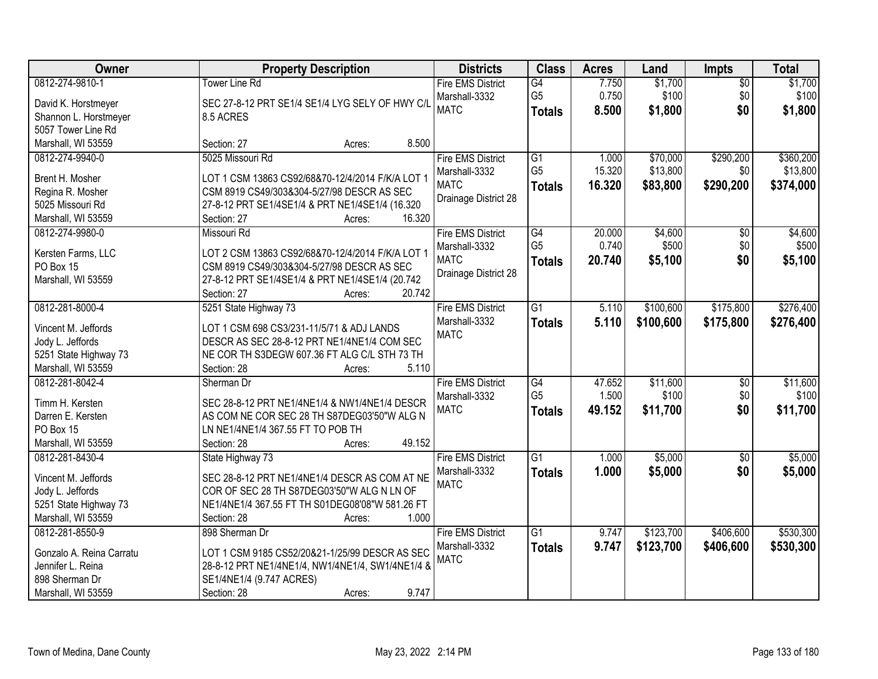| Owner | Property Description | Districts | Class | Acres | Land | Impts | Total |
|---|---|---|---|---|---|---|---|
| 0812-274-9810-1<br>David K. Horstmeyer<br>Shannon L. Horstmeyer<br>5057 Tower Line Rd<br>Marshall, WI 53559 | Tower Line Rd<br>SEC 27-8-12 PRT SE1/4 SE1/4 LYG SELY OF HWY C/L 8.5 ACRES<br>Section: 27 Acres: 8.500 | Fire EMS District<br>Marshall-3332<br>MATC | G4<br>G5<br>**Totals** | 7.750<br>0.750<br>**8.500** | $1,700<br>$100<br>**$1,800** | $0<br>$0<br>**$0** | $1,700<br>$100<br>**$1,800** |
| 0812-274-9940-0<br>Brent H. Mosher<br>Regina R. Mosher<br>5025 Missouri Rd<br>Marshall, WI 53559 | 5025 Missouri Rd<br>LOT 1 CSM 13863 CS92/68&70-12/4/2014 F/K/A LOT 1 CSM 8919 CS49/303&304-5/27/98 DESCR AS SEC 27-8-12 PRT SE1/4SE1/4 & PRT NE1/4SE1/4 (16.320<br>Section: 27 Acres: 16.320 | Fire EMS District<br>Marshall-3332<br>MATC<br>Drainage District 28 | G1<br>G5<br>**Totals** | 1.000<br>15.320<br>**16.320** | $70,000<br>$13,800<br>**$83,800** | $290,200<br>$0<br>**$290,200** | $360,200<br>$13,800<br>**$374,000** |
| 0812-274-9980-0<br>Kersten Farms, LLC<br>PO Box 15<br>Marshall, WI 53559 | Missouri Rd<br>LOT 2 CSM 13863 CS92/68&70-12/4/2014 F/K/A LOT 1 CSM 8919 CS49/303&304-5/27/98 DESCR AS SEC 27-8-12 PRT SE1/4SE1/4 & PRT NE1/4SE1/4 (20.742<br>Section: 27 Acres: 20.742 | Fire EMS District<br>Marshall-3332<br>MATC<br>Drainage District 28 | G4<br>G5<br>**Totals** | 20.000<br>0.740<br>**20.740** | $4,600<br>$500<br>**$5,100** | $0<br>$0<br>**$0** | $4,600<br>$500<br>**$5,100** |
| 0812-281-8000-4<br>Vincent M. Jeffords<br>Jody L. Jeffords<br>5251 State Highway 73<br>Marshall, WI 53559 | 5251 State Highway 73<br>LOT 1 CSM 698 CS3/231-11/5/71 & ADJ LANDS DESCR AS SEC 28-8-12 PRT NE1/4NE1/4 COM SEC NE COR TH S3DEGW 607.36 FT ALG C/L STH 73 TH<br>Section: 28 Acres: 5.110 | Fire EMS District<br>Marshall-3332<br>MATC | G1<br>**Totals** | 5.110<br>**5.110** | $100,600<br>**$100,600** | $175,800<br>**$175,800** | $276,400<br>**$276,400** |
| 0812-281-8042-4<br>Timm H. Kersten<br>Darren E. Kersten<br>PO Box 15<br>Marshall, WI 53559 | Sherman Dr<br>SEC 28-8-12 PRT NE1/4NE1/4 & NW1/4NE1/4 DESCR AS COM NE COR SEC 28 TH S87DEG03'50"W ALG N LN NE1/4NE1/4 367.55 FT TO POB TH<br>Section: 28 Acres: 49.152 | Fire EMS District<br>Marshall-3332<br>MATC | G4<br>G5<br>**Totals** | 47.652<br>1.500<br>**49.152** | $11,600<br>$100<br>**$11,700** | $0<br>$0<br>**$0** | $11,600<br>$100<br>**$11,700** |
| 0812-281-8430-4<br>Vincent M. Jeffords<br>Jody L. Jeffords<br>5251 State Highway 73<br>Marshall, WI 53559 | State Highway 73<br>SEC 28-8-12 PRT NE1/4NE1/4 DESCR AS COM AT NE COR OF SEC 28 TH S87DEG03'50"W ALG N LN OF NE1/4NE1/4 367.55 FT TH S01DEG08'08"W 581.26 FT<br>Section: 28 Acres: 1.000 | Fire EMS District<br>Marshall-3332<br>MATC | G1<br>**Totals** | 1.000<br>**1.000** | $5,000<br>**$5,000** | $0<br>**$0** | $5,000<br>**$5,000** |
| 0812-281-8550-9<br>Gonzalo A. Reina Carratu<br>Jennifer L. Reina<br>898 Sherman Dr<br>Marshall, WI 53559 | 898 Sherman Dr<br>LOT 1 CSM 9185 CS52/20&21-1/25/99 DESCR AS SEC 28-8-12 PRT NE1/4NE1/4, NW1/4NE1/4, SW1/4NE1/4 & SE1/4NE1/4 (9.747 ACRES)<br>Section: 28 Acres: 9.747 | Fire EMS District<br>Marshall-3332<br>MATC | G1<br>**Totals** | 9.747<br>**9.747** | $123,700<br>**$123,700** | $406,600<br>**$406,600** | $530,300<br>**$530,300** |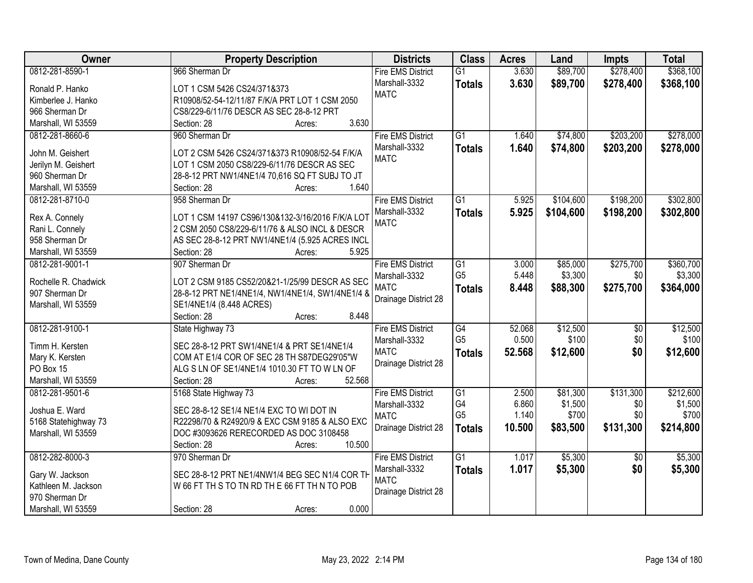| Owner | Property Description | Districts | Class | Acres | Land | Impts | Total |
|---|---|---|---|---|---|---|---|
| 0812-281-8590-1<br>Ronald P. Hanko<br>Kimberlee J. Hanko<br>966 Sherman Dr<br>Marshall, WI 53559 | 966 Sherman Dr<br>LOT 1 CSM 5426 CS24/371&373 R10908/52-54-12/11/87 F/K/A PRT LOT 1 CSM 2050 CS8/229-6/11/76 DESCR AS SEC 28-8-12 PRT<br>Section: 28 Acres: 3.630 | Fire EMS District<br>Marshall-3332<br>MATC | G1<br>**Totals** | 3.630<br>**3.630** | $89,700<br>**$89,700** | $278,400<br>**$278,400** | $368,100<br>**$368,100** |
| 0812-281-8660-6<br>John M. Geishert<br>Jerilyn M. Geishert<br>960 Sherman Dr<br>Marshall, WI 53559 | 960 Sherman Dr<br>LOT 2 CSM 5426 CS24/371&373 R10908/52-54 F/K/A LOT 1 CSM 2050 CS8/229-6/11/76 DESCR AS SEC 28-8-12 PRT NW1/4NE1/4 70,616 SQ FT SUBJ TO JT<br>Section: 28 Acres: 1.640 | Fire EMS District<br>Marshall-3332<br>MATC | G1<br>**Totals** | 1.640<br>**1.640** | $74,800<br>**$74,800** | $203,200<br>**$203,200** | $278,000<br>**$278,000** |
| 0812-281-8710-0<br>Rex A. Connely<br>Rani L. Connely<br>958 Sherman Dr<br>Marshall, WI 53559 | 958 Sherman Dr<br>LOT 1 CSM 14197 CS96/130&132-3/16/2016 F/K/A LOT 2 CSM 2050 CS8/229-6/11/76 & ALSO INCL & DESCR AS SEC 28-8-12 PRT NW1/4NE1/4 (5.925 ACRES INCL<br>Section: 28 Acres: 5.925 | Fire EMS District<br>Marshall-3332<br>MATC | G1<br>**Totals** | 5.925<br>**5.925** | $104,600<br>**$104,600** | $198,200<br>**$198,200** | $302,800<br>**$302,800** |
| 0812-281-9001-1<br>Rochelle R. Chadwick<br>907 Sherman Dr<br>Marshall, WI 53559 | 907 Sherman Dr<br>LOT 2 CSM 9185 CS52/20&21-1/25/99 DESCR AS SEC 28-8-12 PRT NE1/4NE1/4, NW1/4NE1/4, SW1/4NE1/4 & SE1/4NE1/4 (8.448 ACRES)<br>Section: 28 Acres: 8.448 | Fire EMS District<br>Marshall-3332<br>MATC<br>Drainage District 28 | G1<br>G5<br>**Totals** | 3.000<br>5.448<br>**8.448** | $85,000<br>$3,300<br>**$88,300** | $275,700<br>$0<br>**$275,700** | $360,700<br>$3,300<br>**$364,000** |
| 0812-281-9100-1<br>Timm H. Kersten<br>Mary K. Kersten<br>PO Box 15<br>Marshall, WI 53559 | State Highway 73<br>SEC 28-8-12 PRT SW1/4NE1/4 & PRT SE1/4NE1/4 COM AT E1/4 COR OF SEC 28 TH S87DEG29'05"W ALG S LN OF SE1/4NE1/4 1010.30 FT TO W LN OF<br>Section: 28 Acres: 52.568 | Fire EMS District<br>Marshall-3332<br>MATC<br>Drainage District 28 | G4<br>G5<br>**Totals** | 52.068<br>0.500<br>**52.568** | $12,500<br>$100<br>**$12,600** | $0<br>$0<br>**$0** | $12,500<br>$100<br>**$12,600** |
| 0812-281-9501-6<br>Joshua E. Ward<br>5168 Statehighway 73<br>Marshall, WI 53559 | 5168 State Highway 73<br>SEC 28-8-12 SE1/4 NE1/4 EXC TO WI DOT IN R22298/70 & R24920/9 & EXC CSM 9185 & ALSO EXC DOC #3093626 RERECORDED AS DOC 3108458<br>Section: 28 Acres: 10.500 | Fire EMS District<br>Marshall-3332<br>MATC<br>Drainage District 28 | G1<br>G4<br>G5<br>**Totals** | 2.500<br>6.860<br>1.140<br>**10.500** | $81,300<br>$1,500<br>$700<br>**$83,500** | $131,300<br>$0<br>$0<br>**$131,300** | $212,600<br>$1,500<br>$700<br>**$214,800** |
| 0812-282-8000-3<br>Gary W. Jackson<br>Kathleen M. Jackson<br>970 Sherman Dr<br>Marshall, WI 53559 | 970 Sherman Dr<br>SEC 28-8-12 PRT NE1/4NW1/4 BEG SEC N1/4 COR TH W 66 FT TH S TO TN RD TH E 66 FT TH N TO POB<br>Section: 28 Acres: 0.000 | Fire EMS District<br>Marshall-3332<br>MATC<br>Drainage District 28 | G1<br>**Totals** | 1.017<br>**1.017** | $5,300<br>**$5,300** | $0<br>**$0** | $5,300<br>**$5,300** |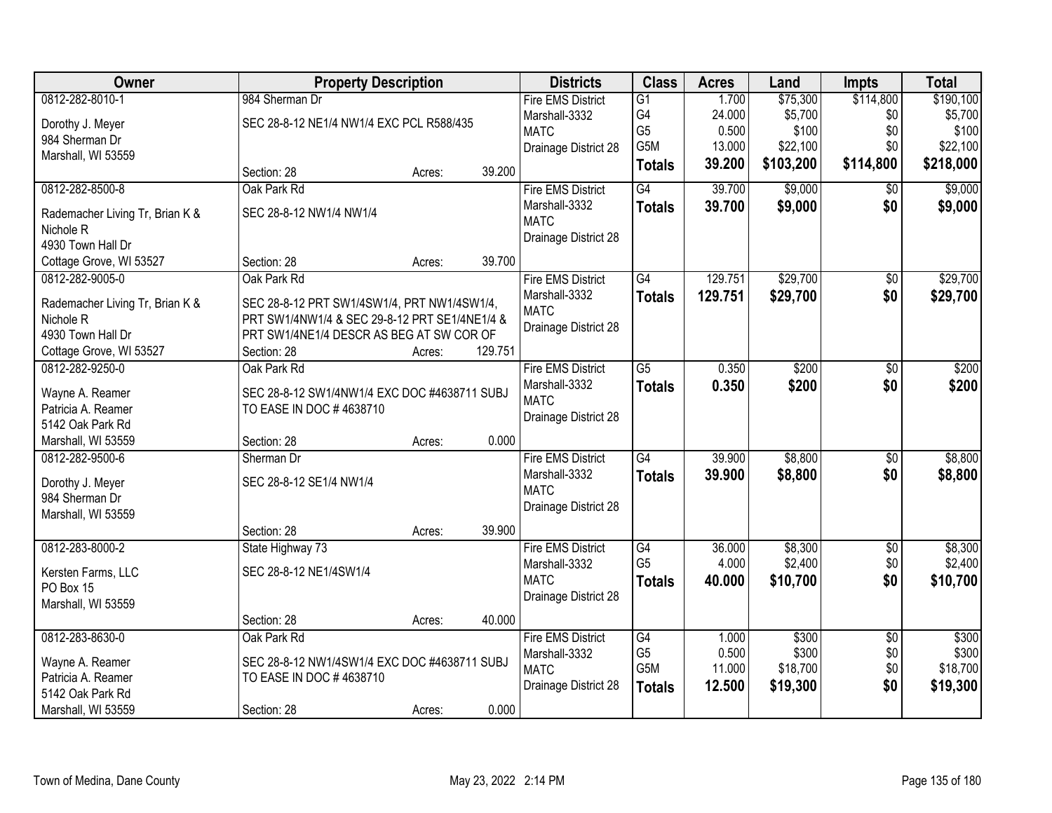| Owner | Property Description | | | Districts | Class | Acres | Land | Impts | Total |
|---|---|---|---|---|---|---|---|---|---|
| 0812-282-8010-1<br>Dorothy J. Meyer<br>984 Sherman Dr<br>Marshall, WI 53559 | 984 Sherman Dr<br>SEC 28-8-12 NE1/4 NW1/4 EXC PCL R588/435<br>Section: 28 | Acres: | 39.200 | Fire EMS District<br>Marshall-3332<br>MATC<br>Drainage District 28 | G1<br>G4<br>G5<br>G5M<br>**Totals** | 1.700<br>24.000<br>0.500<br>13.000<br>**39.200** | $75,300<br>$5,700<br>$100<br>$22,100<br>**$103,200** | $114,800<br>$0<br>$0<br>$0<br>**$114,800** | $190,100<br>$5,700<br>$100<br>$22,100<br>**$218,000** |
| 0812-282-8500-8<br>Rademacher Living Tr, Brian K & Nichole R<br>4930 Town Hall Dr<br>Cottage Grove, WI 53527 | Oak Park Rd<br>SEC 28-8-12 NW1/4 NW1/4<br>Section: 28 | Acres: | 39.700 | Fire EMS District<br>Marshall-3332<br>MATC<br>Drainage District 28 | G4<br>**Totals** | 39.700<br>**39.700** | $9,000<br>**$9,000** | $0<br>**$0** | $9,000<br>**$9,000** |
| 0812-282-9005-0<br>Rademacher Living Tr, Brian K & Nichole R<br>4930 Town Hall Dr<br>Cottage Grove, WI 53527 | Oak Park Rd<br>SEC 28-8-12 PRT SW1/4SW1/4, PRT NW1/4SW1/4, PRT SW1/4NW1/4 & SEC 29-8-12 PRT SE1/4NE1/4 & PRT SW1/4NE1/4 DESCR AS BEG AT SW COR OF<br>Section: 28 | Acres: | 129.751 | Fire EMS District<br>Marshall-3332<br>MATC<br>Drainage District 28 | G4<br>**Totals** | 129.751<br>**129.751** | $29,700<br>**$29,700** | $0<br>**$0** | $29,700<br>**$29,700** |
| 0812-282-9250-0<br>Wayne A. Reamer<br>Patricia A. Reamer<br>5142 Oak Park Rd<br>Marshall, WI 53559 | Oak Park Rd<br>SEC 28-8-12 SW1/4NW1/4 EXC DOC #4638711 SUBJ TO EASE IN DOC # 4638710<br>Section: 28 | Acres: | 0.000 | Fire EMS District<br>Marshall-3332<br>MATC<br>Drainage District 28 | G5<br>**Totals** | 0.350<br>**0.350** | $200<br>**$200** | $0<br>**$0** | $200<br>**$200** |
| 0812-282-9500-6<br>Dorothy J. Meyer<br>984 Sherman Dr<br>Marshall, WI 53559 | Sherman Dr<br>SEC 28-8-12 SE1/4 NW1/4<br>Section: 28 | Acres: | 39.900 | Fire EMS District<br>Marshall-3332<br>MATC<br>Drainage District 28 | G4<br>**Totals** | 39.900<br>**39.900** | $8,800<br>**$8,800** | $0<br>**$0** | $8,800<br>**$8,800** |
| 0812-283-8000-2<br>Kersten Farms, LLC<br>PO Box 15<br>Marshall, WI 53559 | State Highway 73<br>SEC 28-8-12 NE1/4SW1/4<br>Section: 28 | Acres: | 40.000 | Fire EMS District<br>Marshall-3332<br>MATC<br>Drainage District 28 | G4<br>G5<br>**Totals** | 36.000<br>4.000<br>**40.000** | $8,300<br>$2,400<br>**$10,700** | $0<br>$0<br>**$0** | $8,300<br>$2,400<br>**$10,700** |
| 0812-283-8630-0<br>Wayne A. Reamer<br>Patricia A. Reamer<br>5142 Oak Park Rd<br>Marshall, WI 53559 | Oak Park Rd<br>SEC 28-8-12 NW1/4SW1/4 EXC DOC #4638711 SUBJ TO EASE IN DOC # 4638710<br>Section: 28 | Acres: | 0.000 | Fire EMS District<br>Marshall-3332<br>MATC<br>Drainage District 28 | G4<br>G5<br>G5M<br>**Totals** | 1.000<br>0.500<br>11.000<br>**12.500** | $300<br>$300<br>$18,700<br>**$19,300** | $0<br>$0<br>$0<br>**$0** | $300<br>$300<br>$18,700<br>**$19,300** |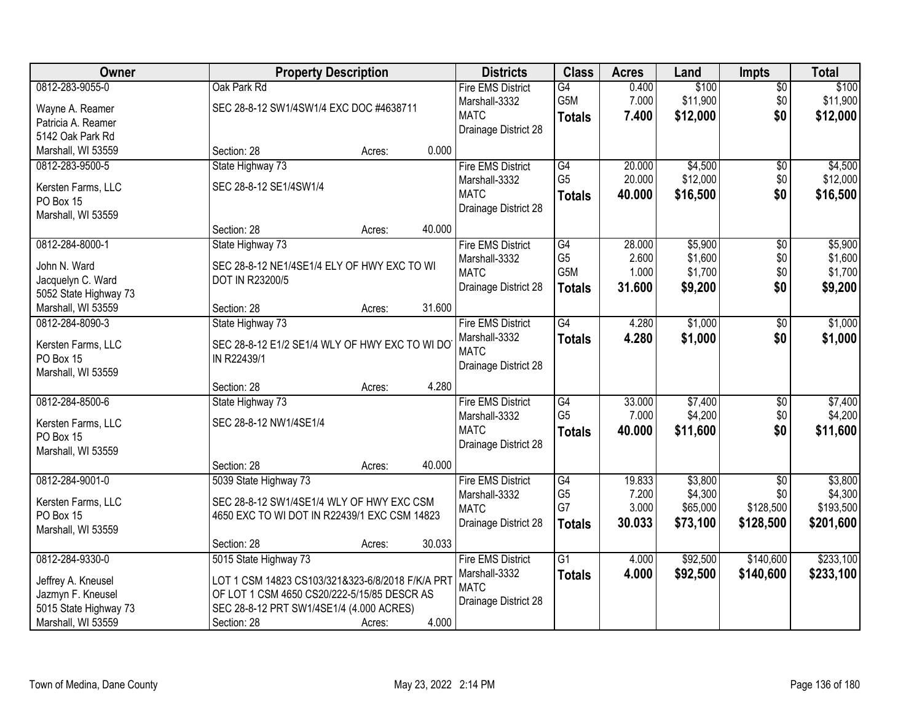| Owner | Property Description | Districts | Class | Acres | Land | Impts | Total |
|---|---|---|---|---|---|---|---|
| 0812-283-9055-0<br>Wayne A. Reamer<br>Patricia A. Reamer<br>5142 Oak Park Rd<br>Marshall, WI 53559 | Oak Park Rd<br>SEC 28-8-12 SW1/4SW1/4 EXC DOC #4638711<br>Section: 28 Acres: 0.000 | Fire EMS District<br>Marshall-3332<br>MATC<br>Drainage District 28 | G4<br>G5M<br>**Totals** | 0.400<br>7.000<br>**7.400** | $100<br>$11,900<br>**$12,000** | $0<br>$0<br>**$0** | $100<br>$11,900<br>**$12,000** |
| 0812-283-9500-5<br>Kersten Farms, LLC<br>PO Box 15<br>Marshall, WI 53559 | State Highway 73<br>SEC 28-8-12 SE1/4SW1/4<br>Section: 28 Acres: 40.000 | Fire EMS District<br>Marshall-3332<br>MATC<br>Drainage District 28 | G4<br>G5<br>**Totals** | 20.000<br>20.000<br>**40.000** | $4,500<br>$12,000<br>**$16,500** | $0<br>$0<br>**$0** | $4,500<br>$12,000<br>**$16,500** |
| 0812-284-8000-1<br>John N. Ward<br>Jacquelyn C. Ward<br>5052 State Highway 73<br>Marshall, WI 53559 | State Highway 73<br>SEC 28-8-12 NE1/4SE1/4 ELY OF HWY EXC TO WI DOT IN R23200/5<br>Section: 28 Acres: 31.600 | Fire EMS District<br>Marshall-3332<br>MATC<br>Drainage District 28 | G4<br>G5<br>G5M<br>**Totals** | 28.000<br>2.600<br>1.000<br>**31.600** | $5,900<br>$1,600<br>$1,700<br>**$9,200** | $0<br>$0<br>$0<br>**$0** | $5,900<br>$1,600<br>$1,700<br>**$9,200** |
| 0812-284-8090-3<br>Kersten Farms, LLC<br>PO Box 15<br>Marshall, WI 53559 | State Highway 73<br>SEC 28-8-12 E1/2 SE1/4 WLY OF HWY EXC TO WI DOT IN R22439/1<br>Section: 28 Acres: 4.280 | Fire EMS District<br>Marshall-3332<br>MATC<br>Drainage District 28 | G4<br>**Totals** | 4.280<br>**4.280** | $1,000<br>**$1,000** | $0<br>**$0** | $1,000<br>**$1,000** |
| 0812-284-8500-6<br>Kersten Farms, LLC<br>PO Box 15<br>Marshall, WI 53559 | State Highway 73<br>SEC 28-8-12 NW1/4SE1/4<br>Section: 28 Acres: 40.000 | Fire EMS District<br>Marshall-3332<br>MATC<br>Drainage District 28 | G4<br>G5<br>**Totals** | 33.000<br>7.000<br>**40.000** | $7,400<br>$4,200<br>**$11,600** | $0<br>$0<br>**$0** | $7,400<br>$4,200<br>**$11,600** |
| 0812-284-9001-0<br>Kersten Farms, LLC<br>PO Box 15<br>Marshall, WI 53559 | 5039 State Highway 73<br>SEC 28-8-12 SW1/4SE1/4 WLY OF HWY EXC CSM 4650 EXC TO WI DOT IN R22439/1 EXC CSM 14823<br>Section: 28 Acres: 30.033 | Fire EMS District<br>Marshall-3332<br>MATC<br>Drainage District 28 | G4<br>G5<br>G7<br>**Totals** | 19.833<br>7.200<br>3.000<br>**30.033** | $3,800<br>$4,300<br>$65,000<br>**$73,100** | $0<br>$0<br>$128,500<br>**$128,500** | $3,800<br>$4,300<br>$193,500<br>**$201,600** |
| 0812-284-9330-0<br>Jeffrey A. Kneusel<br>Jazmyn F. Kneusel<br>5015 State Highway 73<br>Marshall, WI 53559 | 5015 State Highway 73<br>LOT 1 CSM 14823 CS103/321&323-6/8/2018 F/K/A PRT OF LOT 1 CSM 4650 CS20/222-5/15/85 DESCR AS SEC 28-8-12 PRT SW1/4SE1/4 (4.000 ACRES)<br>Section: 28 Acres: 4.000 | Fire EMS District<br>Marshall-3332<br>MATC<br>Drainage District 28 | G1<br>**Totals** | 4.000<br>**4.000** | $92,500<br>**$92,500** | $140,600<br>**$140,600** | $233,100<br>**$233,100** |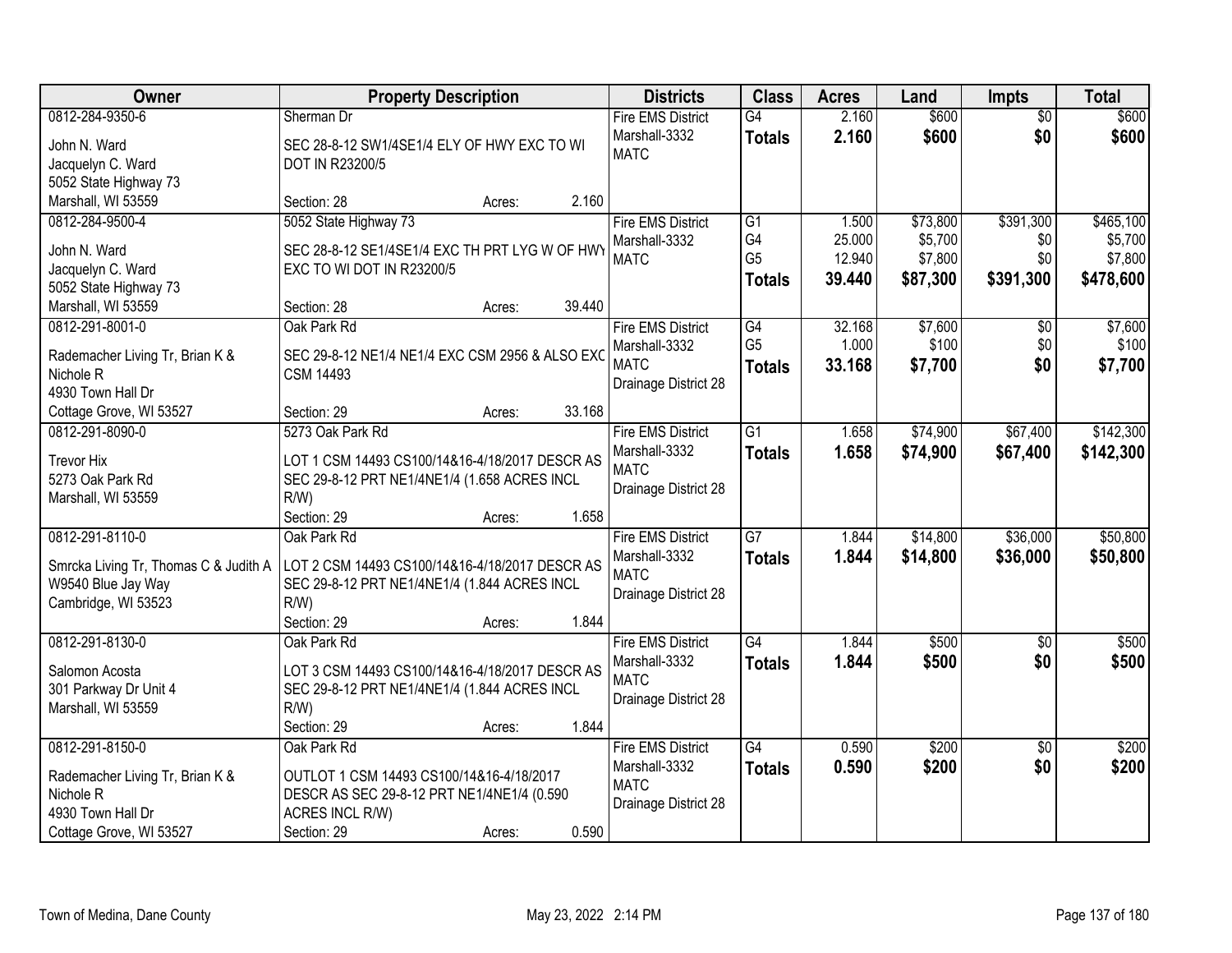| Owner | Property Description | Districts | Class | Acres | Land | Impts | Total |
|---|---|---|---|---|---|---|---|
| 0812-284-9350-6<br>John N. Ward<br>Jacquelyn C. Ward<br>5052 State Highway 73<br>Marshall, WI 53559 | Sherman Dr<br>SEC 28-8-12 SW1/4SE1/4 ELY OF HWY EXC TO WI DOT IN R23200/5<br>Section: 28 Acres: 2.160 | Fire EMS District<br>Marshall-3332<br>MATC | G4<br>**Totals** | 2.160<br>**2.160** | $600<br>**$600** | $0<br>**$0** | $600<br>**$600** |
| 0812-284-9500-4<br>John N. Ward<br>Jacquelyn C. Ward<br>5052 State Highway 73<br>Marshall, WI 53559 | 5052 State Highway 73<br>SEC 28-8-12 SE1/4SE1/4 EXC TH PRT LYG W OF HWY EXC TO WI DOT IN R23200/5<br>Section: 28 Acres: 39.440 | Fire EMS District<br>Marshall-3332<br>MATC | G1<br>G4<br>G5<br>**Totals** | 1.500<br>25.000<br>12.940<br>**39.440** | $73,800<br>$5,700<br>$7,800<br>**$87,300** | $391,300<br>$0<br>$0<br>**$391,300** | $465,100<br>$5,700<br>$7,800<br>**$478,600** |
| 0812-291-8001-0<br>Rademacher Living Tr, Brian K & Nichole R<br>4930 Town Hall Dr<br>Cottage Grove, WI 53527 | Oak Park Rd<br>SEC 29-8-12 NE1/4 NE1/4 EXC CSM 2956 & ALSO EXC CSM 14493<br>Section: 29 Acres: 33.168 | Fire EMS District<br>Marshall-3332<br>MATC<br>Drainage District 28 | G4<br>G5<br>**Totals** | 32.168<br>1.000<br>**33.168** | $7,600<br>$100<br>**$7,700** | $0<br>$0<br>**$0** | $7,600<br>$100<br>**$7,700** |
| 0812-291-8090-0<br>Trevor Hix<br>5273 Oak Park Rd<br>Marshall, WI 53559 | 5273 Oak Park Rd<br>LOT 1 CSM 14493 CS100/14&16-4/18/2017 DESCR AS SEC 29-8-12 PRT NE1/4NE1/4 (1.658 ACRES INCL R/W)<br>Section: 29 Acres: 1.658 | Fire EMS District<br>Marshall-3332<br>MATC<br>Drainage District 28 | G1<br>**Totals** | 1.658<br>**1.658** | $74,900<br>**$74,900** | $67,400<br>**$67,400** | $142,300<br>**$142,300** |
| 0812-291-8110-0<br>Smrcka Living Tr, Thomas C & Judith A<br>W9540 Blue Jay Way<br>Cambridge, WI 53523 | Oak Park Rd<br>LOT 2 CSM 14493 CS100/14&16-4/18/2017 DESCR AS SEC 29-8-12 PRT NE1/4NE1/4 (1.844 ACRES INCL R/W)<br>Section: 29 Acres: 1.844 | Fire EMS District<br>Marshall-3332<br>MATC<br>Drainage District 28 | G7<br>**Totals** | 1.844<br>**1.844** | $14,800<br>**$14,800** | $36,000<br>**$36,000** | $50,800<br>**$50,800** |
| 0812-291-8130-0<br>Salomon Acosta<br>301 Parkway Dr Unit 4<br>Marshall, WI 53559 | Oak Park Rd<br>LOT 3 CSM 14493 CS100/14&16-4/18/2017 DESCR AS SEC 29-8-12 PRT NE1/4NE1/4 (1.844 ACRES INCL R/W)<br>Section: 29 Acres: 1.844 | Fire EMS District<br>Marshall-3332<br>MATC<br>Drainage District 28 | G4<br>**Totals** | 1.844<br>**1.844** | $500<br>**$500** | $0<br>**$0** | $500<br>**$500** |
| 0812-291-8150-0<br>Rademacher Living Tr, Brian K & Nichole R<br>4930 Town Hall Dr<br>Cottage Grove, WI 53527 | Oak Park Rd<br>OUTLOT 1 CSM 14493 CS100/14&16-4/18/2017 DESCR AS SEC 29-8-12 PRT NE1/4NE1/4 (0.590 ACRES INCL R/W)<br>Section: 29 Acres: 0.590 | Fire EMS District<br>Marshall-3332<br>MATC<br>Drainage District 28 | G4<br>**Totals** | 0.590<br>**0.590** | $200<br>**$200** | $0<br>**$0** | $200<br>**$200** |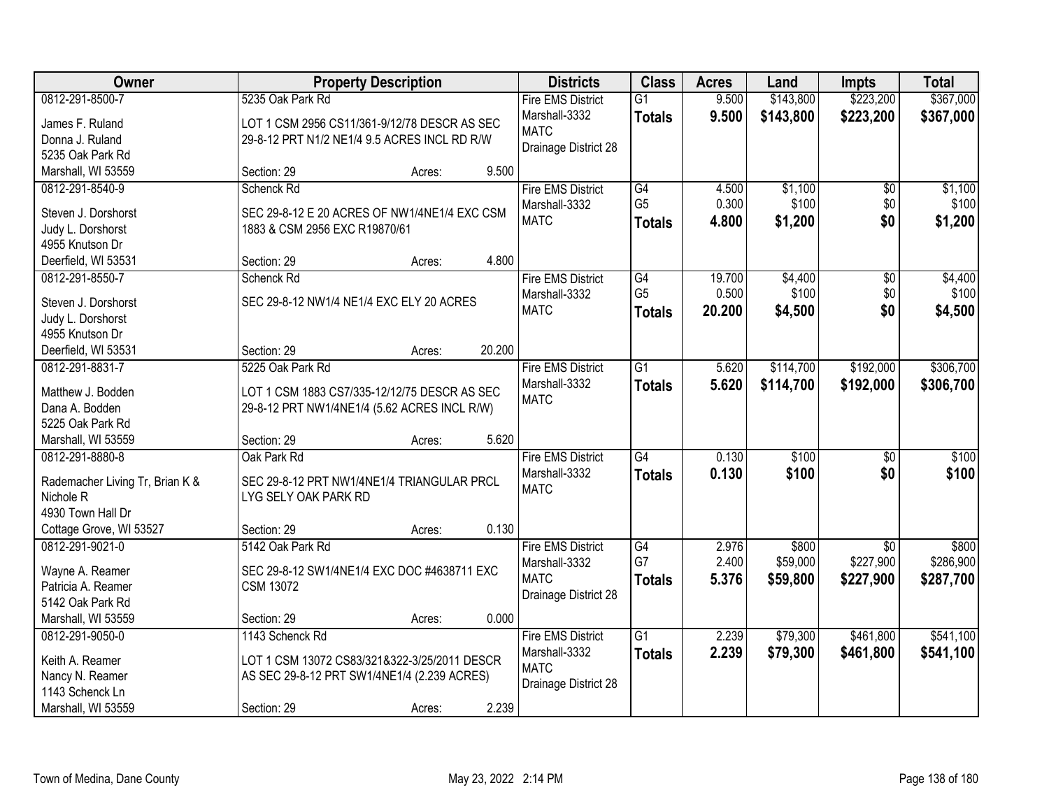| Owner | Property Description | | | Districts | Class | Acres | Land | Impts | Total |
|---|---|---|---|---|---|---|---|---|---|
| 0812-291-8500-7 | 5235 Oak Park Rd | | | Fire EMS District | G1 | 9.500 | $143,800 | $223,200 | $367,000 |
| James F. Ruland | LOT 1 CSM 2956 CS11/361-9/12/78 DESCR AS SEC | | | Marshall-3332 | **Totals** | **9.500** | **$143,800** | **$223,200** | **$367,000** |
| Donna J. Ruland | 29-8-12 PRT N1/2 NE1/4 9.5 ACRES INCL RD R/W | | | MATC | | | | | |
| 5235 Oak Park Rd | | | | Drainage District 28 | | | | | |
| Marshall, WI 53559 | Section: 29 | Acres: | 9.500 | | | | | | |
| 0812-291-8540-9 | Schenck Rd | | | Fire EMS District | G4 | 4.500 | $1,100 | $0 | $1,100 |
| Steven J. Dorshorst | SEC 29-8-12 E 20 ACRES OF NW1/4NE1/4 EXC CSM | | | Marshall-3332 | G5 | 0.300 | $100 | $0 | $100 |
| Judy L. Dorshorst | 1883 & CSM 2956 EXC R19870/61 | | | MATC | **Totals** | **4.800** | **$1,200** | **$0** | **$1,200** |
| 4955 Knutson Dr | | | | | | | | | |
| Deerfield, WI 53531 | Section: 29 | Acres: | 4.800 | | | | | | |
| 0812-291-8550-7 | Schenck Rd | | | Fire EMS District | G4 | 19.700 | $4,400 | $0 | $4,400 |
| Steven J. Dorshorst | SEC 29-8-12 NW1/4 NE1/4 EXC ELY 20 ACRES | | | Marshall-3332 | G5 | 0.500 | $100 | $0 | $100 |
| Judy L. Dorshorst | | | | MATC | **Totals** | **20.200** | **$4,500** | **$0** | **$4,500** |
| 4955 Knutson Dr | | | | | | | | | |
| Deerfield, WI 53531 | Section: 29 | Acres: | 20.200 | | | | | | |
| 0812-291-8831-7 | 5225 Oak Park Rd | | | Fire EMS District | G1 | 5.620 | $114,700 | $192,000 | $306,700 |
| Matthew J. Bodden | LOT 1 CSM 1883 CS7/335-12/12/75 DESCR AS SEC | | | Marshall-3332 | **Totals** | **5.620** | **$114,700** | **$192,000** | **$306,700** |
| Dana A. Bodden | 29-8-12 PRT NW1/4NE1/4 (5.62 ACRES INCL R/W) | | | MATC | | | | | |
| 5225 Oak Park Rd | | | | | | | | | |
| Marshall, WI 53559 | Section: 29 | Acres: | 5.620 | | | | | | |
| 0812-291-8880-8 | Oak Park Rd | | | Fire EMS District | G4 | 0.130 | $100 | $0 | $100 |
| Rademacher Living Tr, Brian K & | SEC 29-8-12 PRT NW1/4NE1/4 TRIANGULAR PRCL | | | Marshall-3332 | **Totals** | **0.130** | **$100** | **$0** | **$100** |
| Nichole R | LYG SELY OAK PARK RD | | | MATC | | | | | |
| 4930 Town Hall Dr | | | | | | | | | |
| Cottage Grove, WI 53527 | Section: 29 | Acres: | 0.130 | | | | | | |
| 0812-291-9021-0 | 5142 Oak Park Rd | | | Fire EMS District | G4 | 2.976 | $800 | $0 | $800 |
| Wayne A. Reamer | SEC 29-8-12 SW1/4NE1/4 EXC DOC #4638711 EXC | | | Marshall-3332 | G7 | 2.400 | $59,000 | $227,900 | $286,900 |
| Patricia A. Reamer | CSM 13072 | | | MATC | **Totals** | **5.376** | **$59,800** | **$227,900** | **$287,700** |
| 5142 Oak Park Rd | | | | Drainage District 28 | | | | | |
| Marshall, WI 53559 | Section: 29 | Acres: | 0.000 | | | | | | |
| 0812-291-9050-0 | 1143 Schenck Rd | | | Fire EMS District | G1 | 2.239 | $79,300 | $461,800 | $541,100 |
| Keith A. Reamer | LOT 1 CSM 13072 CS83/321&322-3/25/2011 DESCR | | | Marshall-3332 | **Totals** | **2.239** | **$79,300** | **$461,800** | **$541,100** |
| Nancy N. Reamer | AS SEC 29-8-12 PRT SW1/4NE1/4 (2.239 ACRES) | | | MATC | | | | | |
| 1143 Schenck Ln | | | | Drainage District 28 | | | | | |
| Marshall, WI 53559 | Section: 29 | Acres: | 2.239 | | | | | | |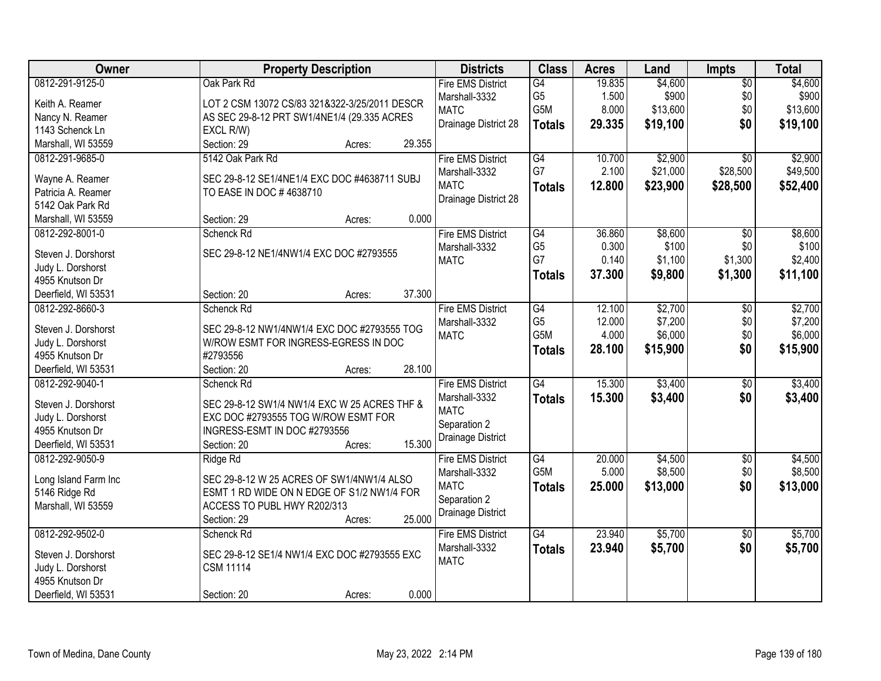| Owner | Property Description | Districts | Class | Acres | Land | Impts | Total |
|---|---|---|---|---|---|---|---|
| 0812-291-9125-0<br>Keith A. Reamer<br>Nancy N. Reamer<br>1143 Schenck Ln<br>Marshall, WI 53559 | Oak Park Rd<br>LOT 2 CSM 13072 CS/83 321&322-3/25/2011 DESCR AS SEC 29-8-12 PRT SW1/4NE1/4 (29.335 ACRES EXCL R/W)<br>Section: 29 Acres: 29.355 | Fire EMS District<br>Marshall-3332<br>MATC<br>Drainage District 28 | G4<br>G5<br>G5M<br>**Totals** | 19.835<br>1.500<br>8.000<br>**29.335** | $4,600<br>$900<br>$13,600<br>**$19,100** | $0<br>$0<br>$0<br>**$0** | $4,600<br>$900<br>$13,600<br>**$19,100** |
| 0812-291-9685-0<br>Wayne A. Reamer<br>Patricia A. Reamer<br>5142 Oak Park Rd<br>Marshall, WI 53559 | 5142 Oak Park Rd<br>SEC 29-8-12 SE1/4NE1/4 EXC DOC #4638711 SUBJ TO EASE IN DOC # 4638710<br>Section: 29 Acres: 0.000 | Fire EMS District<br>Marshall-3332<br>MATC<br>Drainage District 28 | G4<br>G7<br>**Totals** | 10.700<br>2.100<br>**12.800** | $2,900<br>$21,000<br>**$23,900** | $0<br>$28,500<br>**$28,500** | $2,900<br>$49,500<br>**$52,400** |
| 0812-292-8001-0<br>Steven J. Dorshorst<br>Judy L. Dorshorst<br>4955 Knutson Dr<br>Deerfield, WI 53531 | Schenck Rd<br>SEC 29-8-12 NE1/4NW1/4 EXC DOC #2793555<br>Section: 20 Acres: 37.300 | Fire EMS District<br>Marshall-3332<br>MATC | G4<br>G5<br>G7<br>**Totals** | 36.860<br>0.300<br>0.140<br>**37.300** | $8,600<br>$100<br>$1,100<br>**$9,800** | $0<br>$0<br>$1,300<br>**$1,300** | $8,600<br>$100<br>$2,400<br>**$11,100** |
| 0812-292-8660-3<br>Steven J. Dorshorst<br>Judy L. Dorshorst<br>4955 Knutson Dr<br>Deerfield, WI 53531 | Schenck Rd<br>SEC 29-8-12 NW1/4NW1/4 EXC DOC #2793555 TOG W/ROW ESMT FOR INGRESS-EGRESS IN DOC #2793556<br>Section: 20 Acres: 28.100 | Fire EMS District<br>Marshall-3332<br>MATC | G4<br>G5<br>G5M<br>**Totals** | 12.100<br>12.000<br>4.000<br>**28.100** | $2,700<br>$7,200<br>$6,000<br>**$15,900** | $0<br>$0<br>$0<br>**$0** | $2,700<br>$7,200<br>$6,000<br>**$15,900** |
| 0812-292-9040-1<br>Steven J. Dorshorst<br>Judy L. Dorshorst<br>4955 Knutson Dr<br>Deerfield, WI 53531 | Schenck Rd<br>SEC 29-8-12 SW1/4 NW1/4 EXC W 25 ACRES THF & EXC DOC #2793555 TOG W/ROW ESMT FOR INGRESS-ESMT IN DOC #2793556<br>Section: 20 Acres: 15.300 | Fire EMS District<br>Marshall-3332<br>MATC<br>Separation 2<br>Drainage District | G4<br>**Totals** | 15.300<br>**15.300** | $3,400<br>**$3,400** | $0<br>**$0** | $3,400<br>**$3,400** |
| 0812-292-9050-9<br>Long Island Farm Inc<br>5146 Ridge Rd<br>Marshall, WI 53559 | Ridge Rd<br>SEC 29-8-12 W 25 ACRES OF SW1/4NW1/4 ALSO ESMT 1 RD WIDE ON N EDGE OF S1/2 NW1/4 FOR ACCESS TO PUBL HWY R202/313<br>Section: 29 Acres: 25.000 | Fire EMS District<br>Marshall-3332<br>MATC<br>Separation 2<br>Drainage District | G4<br>G5M<br>**Totals** | 20.000<br>5.000<br>**25.000** | $4,500<br>$8,500<br>**$13,000** | $0<br>$0<br>**$0** | $4,500<br>$8,500<br>**$13,000** |
| 0812-292-9502-0<br>Steven J. Dorshorst<br>Judy L. Dorshorst<br>4955 Knutson Dr<br>Deerfield, WI 53531 | Schenck Rd<br>SEC 29-8-12 SE1/4 NW1/4 EXC DOC #2793555 EXC CSM 11114<br>Section: 20 Acres: 0.000 | Fire EMS District<br>Marshall-3332<br>MATC | G4<br>**Totals** | 23.940<br>**23.940** | $5,700<br>**$5,700** | $0<br>**$0** | $5,700<br>**$5,700** |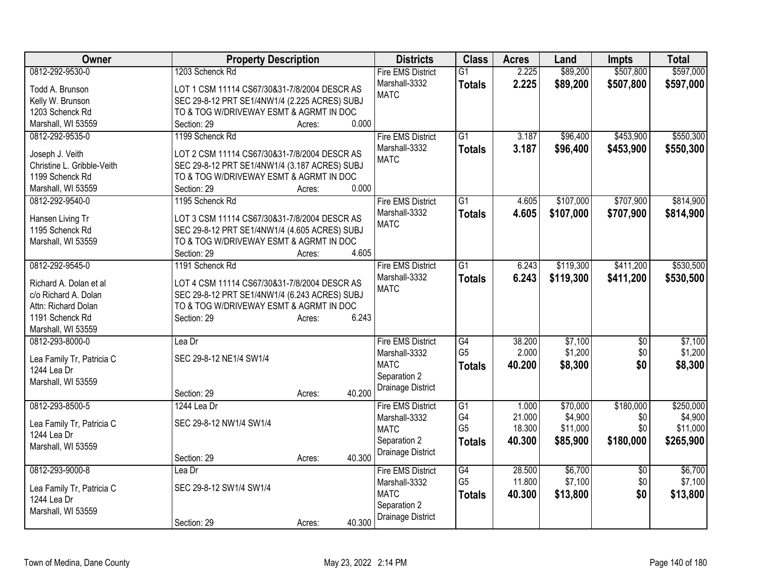| Owner | Property Description | Districts | Class | Acres | Land | Impts | Total |
|---|---|---|---|---|---|---|---|
| 0812-292-9530-0<br>Todd A. Brunson<br>Kelly W. Brunson<br>1203 Schenck Rd<br>Marshall, WI 53559 | 1203 Schenck Rd<br>LOT 1 CSM 11114 CS67/30&31-7/8/2004 DESCR AS SEC 29-8-12 PRT SE1/4NW1/4 (2.225 ACRES) SUBJ TO & TOG W/DRIVEWAY ESMT & AGRMT IN DOC<br>Section: 29 Acres: 0.000 | Fire EMS District<br>Marshall-3332<br>MATC | G1<br>**Totals** | 2.225<br>**2.225** | $89,200<br>**$89,200** | $507,800<br>**$507,800** | $597,000<br>**$597,000** |
| 0812-292-9535-0<br>Joseph J. Veith<br>Christine L. Gribble-Veith<br>1199 Schenck Rd<br>Marshall, WI 53559 | 1199 Schenck Rd<br>LOT 2 CSM 11114 CS67/30&31-7/8/2004 DESCR AS SEC 29-8-12 PRT SE1/4NW1/4 (3.187 ACRES) SUBJ TO & TOG W/DRIVEWAY ESMT & AGRMT IN DOC<br>Section: 29 Acres: 0.000 | Fire EMS District<br>Marshall-3332<br>MATC | G1<br>**Totals** | 3.187<br>**3.187** | $96,400<br>**$96,400** | $453,900<br>**$453,900** | $550,300<br>**$550,300** |
| 0812-292-9540-0<br>Hansen Living Tr<br>1195 Schenck Rd<br>Marshall, WI 53559 | 1195 Schenck Rd<br>LOT 3 CSM 11114 CS67/30&31-7/8/2004 DESCR AS SEC 29-8-12 PRT SE1/4NW1/4 (4.605 ACRES) SUBJ TO & TOG W/DRIVEWAY ESMT & AGRMT IN DOC<br>Section: 29 Acres: 4.605 | Fire EMS District<br>Marshall-3332<br>MATC | G1<br>**Totals** | 4.605<br>**4.605** | $107,000<br>**$107,000** | $707,900<br>**$707,900** | $814,900<br>**$814,900** |
| 0812-292-9545-0<br>Richard A. Dolan et al<br>c/o Richard A. Dolan<br>Attn: Richard Dolan<br>1191 Schenck Rd<br>Marshall, WI 53559 | 1191 Schenck Rd<br>LOT 4 CSM 11114 CS67/30&31-7/8/2004 DESCR AS SEC 29-8-12 PRT SE1/4NW1/4 (6.243 ACRES) SUBJ TO & TOG W/DRIVEWAY ESMT & AGRMT IN DOC<br>Section: 29 Acres: 6.243 | Fire EMS District<br>Marshall-3332<br>MATC | G1<br>**Totals** | 6.243<br>**6.243** | $119,300<br>**$119,300** | $411,200<br>**$411,200** | $530,500<br>**$530,500** |
| 0812-293-8000-0<br>Lea Family Tr, Patricia C<br>1244 Lea Dr<br>Marshall, WI 53559 | Lea Dr<br>SEC 29-8-12 NE1/4 SW1/4<br>Section: 29 Acres: 40.200 | Fire EMS District<br>Marshall-3332<br>MATC<br>Separation 2<br>Drainage District | G4<br>G5<br>**Totals** | 38.200<br>2.000<br>**40.200** | $7,100<br>$1,200<br>**$8,300** | $0<br>$0<br>**$0** | $7,100<br>$1,200<br>**$8,300** |
| 0812-293-8500-5<br>Lea Family Tr, Patricia C<br>1244 Lea Dr<br>Marshall, WI 53559 | 1244 Lea Dr<br>SEC 29-8-12 NW1/4 SW1/4<br>Section: 29 Acres: 40.300 | Fire EMS District<br>Marshall-3332<br>MATC<br>Separation 2<br>Drainage District | G1<br>G4<br>G5<br>**Totals** | 1.000<br>21.000<br>18.300<br>**40.300** | $70,000<br>$4,900<br>$11,000<br>**$85,900** | $180,000<br>$0<br>$0<br>**$180,000** | $250,000<br>$4,900<br>$11,000<br>**$265,900** |
| 0812-293-9000-8<br>Lea Family Tr, Patricia C<br>1244 Lea Dr<br>Marshall, WI 53559 | Lea Dr<br>SEC 29-8-12 SW1/4 SW1/4<br>Section: 29 Acres: 40.300 | Fire EMS District<br>Marshall-3332<br>MATC<br>Separation 2<br>Drainage District | G4<br>G5<br>**Totals** | 28.500<br>11.800<br>**40.300** | $6,700<br>$7,100<br>**$13,800** | $0<br>$0<br>**$0** | $6,700<br>$7,100<br>**$13,800** |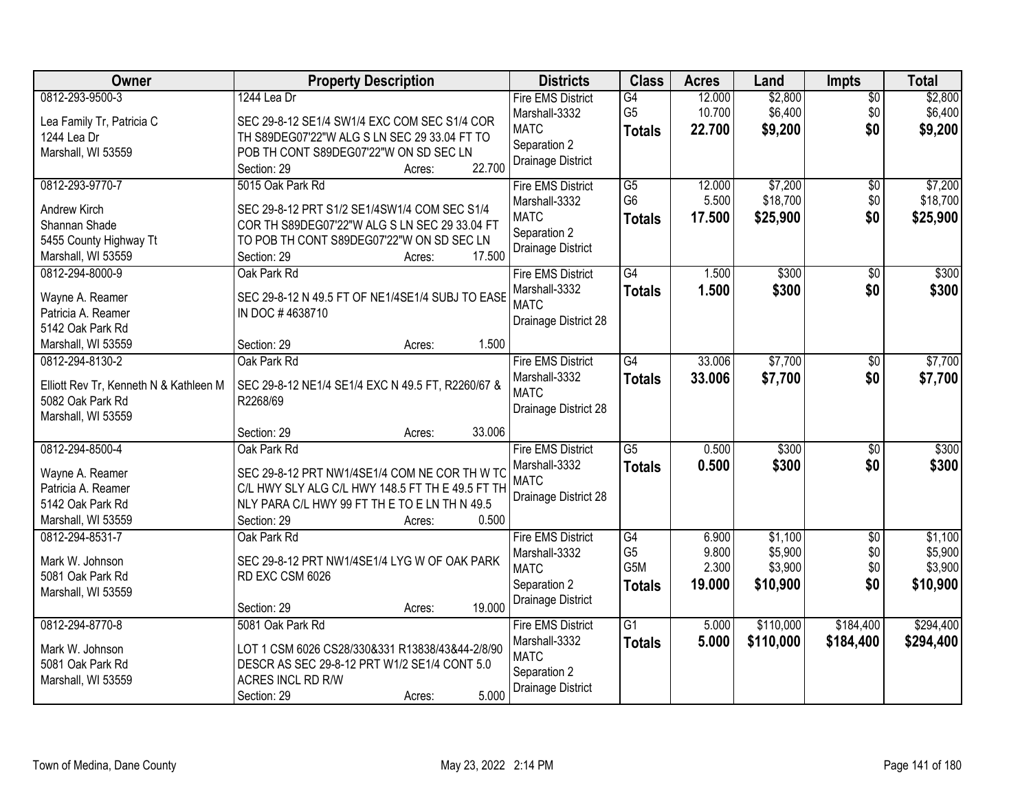| Owner | Property Description | Districts | Class | Acres | Land | Impts | Total |
|---|---|---|---|---|---|---|---|
| 0812-293-9500-3<br><br>Lea Family Tr, Patricia C<br>1244 Lea Dr<br>Marshall, WI 53559 | 1244 Lea Dr<br><br>SEC 29-8-12 SE1/4 SW1/4 EXC COM SEC S1/4 COR TH S89DEG07'22"W ALG S LN SEC 29 33.04 FT TO POB TH CONT S89DEG07'22"W ON SD SEC LN<br>Section: 29 Acres: 22.700 | Fire EMS District<br>Marshall-3332<br>MATC<br>Separation 2<br>Drainage District | G4<br>G5<br>**Totals** | 12.000<br>10.700<br>**22.700** | $2,800<br>$6,400<br>**$9,200** | $0<br>$0<br>**$0** | $2,800<br>$6,400<br>**$9,200** |
| 0812-293-9770-7<br><br>Andrew Kirch<br>Shannan Shade<br>5455 County Highway Tt<br>Marshall, WI 53559 | 5015 Oak Park Rd<br><br>SEC 29-8-12 PRT S1/2 SE1/4SW1/4 COM SEC S1/4 COR TH S89DEG07'22"W ALG S LN SEC 29 33.04 FT TO POB TH CONT S89DEG07'22"W ON SD SEC LN<br>Section: 29 Acres: 17.500 | Fire EMS District<br>Marshall-3332<br>MATC<br>Separation 2<br>Drainage District | G5<br>G6<br>**Totals** | 12.000<br>5.500<br>**17.500** | $7,200<br>$18,700<br>**$25,900** | $0<br>$0<br>**$0** | $7,200<br>$18,700<br>**$25,900** |
| 0812-294-8000-9<br><br>Wayne A. Reamer<br>Patricia A. Reamer<br>5142 Oak Park Rd<br>Marshall, WI 53559 | Oak Park Rd<br><br>SEC 29-8-12 N 49.5 FT OF NE1/4SE1/4 SUBJ TO EASE IN DOC # 4638710<br>Section: 29 Acres: 1.500 | Fire EMS District<br>Marshall-3332<br>MATC<br>Drainage District 28 | G4<br>**Totals** | 1.500<br>**1.500** | $300<br>**$300** | $0<br>**$0** | $300<br>**$300** |
| 0812-294-8130-2<br><br>Elliott Rev Tr, Kenneth N & Kathleen M<br>5082 Oak Park Rd<br>Marshall, WI 53559 | Oak Park Rd<br><br>SEC 29-8-12 NE1/4 SE1/4 EXC N 49.5 FT, R2260/67 & R2268/69<br>Section: 29 Acres: 33.006 | Fire EMS District<br>Marshall-3332<br>MATC<br>Drainage District 28 | G4<br>**Totals** | 33.006<br>**33.006** | $7,700<br>**$7,700** | $0<br>**$0** | $7,700<br>**$7,700** |
| 0812-294-8500-4<br><br>Wayne A. Reamer<br>Patricia A. Reamer<br>5142 Oak Park Rd<br>Marshall, WI 53559 | Oak Park Rd<br><br>SEC 29-8-12 PRT NW1/4SE1/4 COM NE COR TH W TC C/L HWY SLY ALG C/L HWY 148.5 FT TH E 49.5 FT TH NLY PARA C/L HWY 99 FT TH E TO E LN TH N 49.5<br>Section: 29 Acres: 0.500 | Fire EMS District<br>Marshall-3332<br>MATC<br>Drainage District 28 | G5<br>**Totals** | 0.500<br>**0.500** | $300<br>**$300** | $0<br>**$0** | $300<br>**$300** |
| 0812-294-8531-7<br><br>Mark W. Johnson<br>5081 Oak Park Rd<br>Marshall, WI 53559 | Oak Park Rd<br><br>SEC 29-8-12 PRT NW1/4SE1/4 LYG W OF OAK PARK RD EXC CSM 6026<br>Section: 29 Acres: 19.000 | Fire EMS District<br>Marshall-3332<br>MATC<br>Separation 2<br>Drainage District | G4<br>G5<br>G5M<br>**Totals** | 6.900<br>9.800<br>2.300<br>**19.000** | $1,100<br>$5,900<br>$3,900<br>**$10,900** | $0<br>$0<br>$0<br>**$0** | $1,100<br>$5,900<br>$3,900<br>**$10,900** |
| 0812-294-8770-8<br><br>Mark W. Johnson<br>5081 Oak Park Rd<br>Marshall, WI 53559 | 5081 Oak Park Rd<br><br>LOT 1 CSM 6026 CS28/330&331 R13838/43&44-2/8/90 DESCR AS SEC 29-8-12 PRT W1/2 SE1/4 CONT 5.0 ACRES INCL RD R/W<br>Section: 29 Acres: 5.000 | Fire EMS District<br>Marshall-3332<br>MATC<br>Separation 2<br>Drainage District | G1<br>**Totals** | 5.000<br>**5.000** | $110,000<br>**$110,000** | $184,400<br>**$184,400** | $294,400<br>**$294,400** |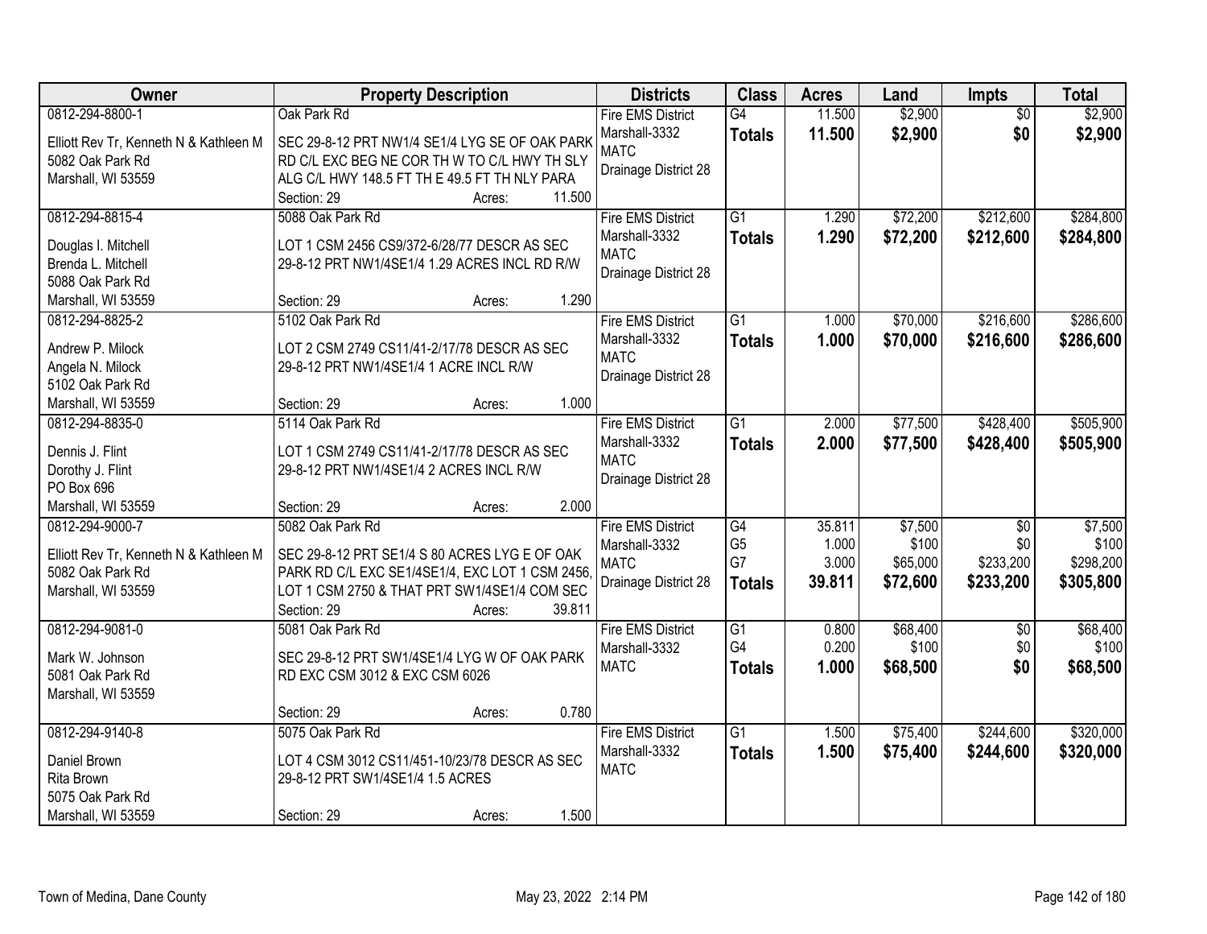| Owner | Property Description | Districts | Class | Acres | Land | Impts | Total |
|---|---|---|---|---|---|---|---|
| 0812-294-8800-1<br>Elliott Rev Tr, Kenneth N & Kathleen M<br>5082 Oak Park Rd<br>Marshall, WI 53559 | Oak Park Rd<br>SEC 29-8-12 PRT NW1/4 SE1/4 LYG SE OF OAK PARK RD C/L EXC BEG NE COR TH W TO C/L HWY TH SLY ALG C/L HWY 148.5 FT TH E 49.5 FT TH NLY PARA<br>Section: 29 Acres: 11.500 | Fire EMS District<br>Marshall-3332<br>MATC<br>Drainage District 28 | G4<br>**Totals** | 11.500<br>**11.500** | $2,900<br>**$2,900** | $0<br>**$0** | $2,900<br>**$2,900** |
| 0812-294-8815-4<br>Douglas I. Mitchell<br>Brenda L. Mitchell<br>5088 Oak Park Rd<br>Marshall, WI 53559 | 5088 Oak Park Rd<br>LOT 1 CSM 2456 CS9/372-6/28/77 DESCR AS SEC 29-8-12 PRT NW1/4SE1/4 1.29 ACRES INCL RD R/W<br>Section: 29 Acres: 1.290 | Fire EMS District<br>Marshall-3332<br>MATC<br>Drainage District 28 | G1<br>**Totals** | 1.290<br>**1.290** | $72,200<br>**$72,200** | $212,600<br>**$212,600** | $284,800<br>**$284,800** |
| 0812-294-8825-2<br>Andrew P. Milock<br>Angela N. Milock<br>5102 Oak Park Rd<br>Marshall, WI 53559 | 5102 Oak Park Rd<br>LOT 2 CSM 2749 CS11/41-2/17/78 DESCR AS SEC 29-8-12 PRT NW1/4SE1/4 1 ACRE INCL R/W<br>Section: 29 Acres: 1.000 | Fire EMS District<br>Marshall-3332<br>MATC<br>Drainage District 28 | G1<br>**Totals** | 1.000<br>**1.000** | $70,000<br>**$70,000** | $216,600<br>**$216,600** | $286,600<br>**$286,600** |
| 0812-294-8835-0<br>Dennis J. Flint<br>Dorothy J. Flint<br>PO Box 696<br>Marshall, WI 53559 | 5114 Oak Park Rd<br>LOT 1 CSM 2749 CS11/41-2/17/78 DESCR AS SEC 29-8-12 PRT NW1/4SE1/4 2 ACRES INCL R/W<br>Section: 29 Acres: 2.000 | Fire EMS District<br>Marshall-3332<br>MATC<br>Drainage District 28 | G1<br>**Totals** | 2.000<br>**2.000** | $77,500<br>**$77,500** | $428,400<br>**$428,400** | $505,900<br>**$505,900** |
| 0812-294-9000-7<br>Elliott Rev Tr, Kenneth N & Kathleen M<br>5082 Oak Park Rd<br>Marshall, WI 53559 | 5082 Oak Park Rd<br>SEC 29-8-12 PRT SE1/4 S 80 ACRES LYG E OF OAK PARK RD C/L EXC SE1/4SE1/4, EXC LOT 1 CSM 2456, LOT 1 CSM 2750 & THAT PRT SW1/4SE1/4 COM SEC<br>Section: 29 Acres: 39.811 | Fire EMS District<br>Marshall-3332<br>MATC<br>Drainage District 28 | G4<br>G5<br>G7<br>**Totals** | 35.811<br>1.000<br>3.000<br>**39.811** | $7,500<br>$100<br>$65,000<br>**$72,600** | $0<br>$0<br>$233,200<br>**$233,200** | $7,500<br>$100<br>$298,200<br>**$305,800** |
| 0812-294-9081-0<br>Mark W. Johnson<br>5081 Oak Park Rd<br>Marshall, WI 53559 | 5081 Oak Park Rd<br>SEC 29-8-12 PRT SW1/4SE1/4 LYG W OF OAK PARK RD EXC CSM 3012 & EXC CSM 6026<br>Section: 29 Acres: 0.780 | Fire EMS District<br>Marshall-3332<br>MATC | G1<br>G4<br>**Totals** | 0.800<br>0.200<br>**1.000** | $68,400<br>$100<br>**$68,500** | $0<br>$0<br>**$0** | $68,400<br>$100<br>**$68,500** |
| 0812-294-9140-8<br>Daniel Brown<br>Rita Brown<br>5075 Oak Park Rd<br>Marshall, WI 53559 | 5075 Oak Park Rd<br>LOT 4 CSM 3012 CS11/451-10/23/78 DESCR AS SEC 29-8-12 PRT SW1/4SE1/4 1.5 ACRES<br>Section: 29 Acres: 1.500 | Fire EMS District<br>Marshall-3332<br>MATC | G1<br>**Totals** | 1.500<br>**1.500** | $75,400<br>**$75,400** | $244,600<br>**$244,600** | $320,000<br>**$320,000** |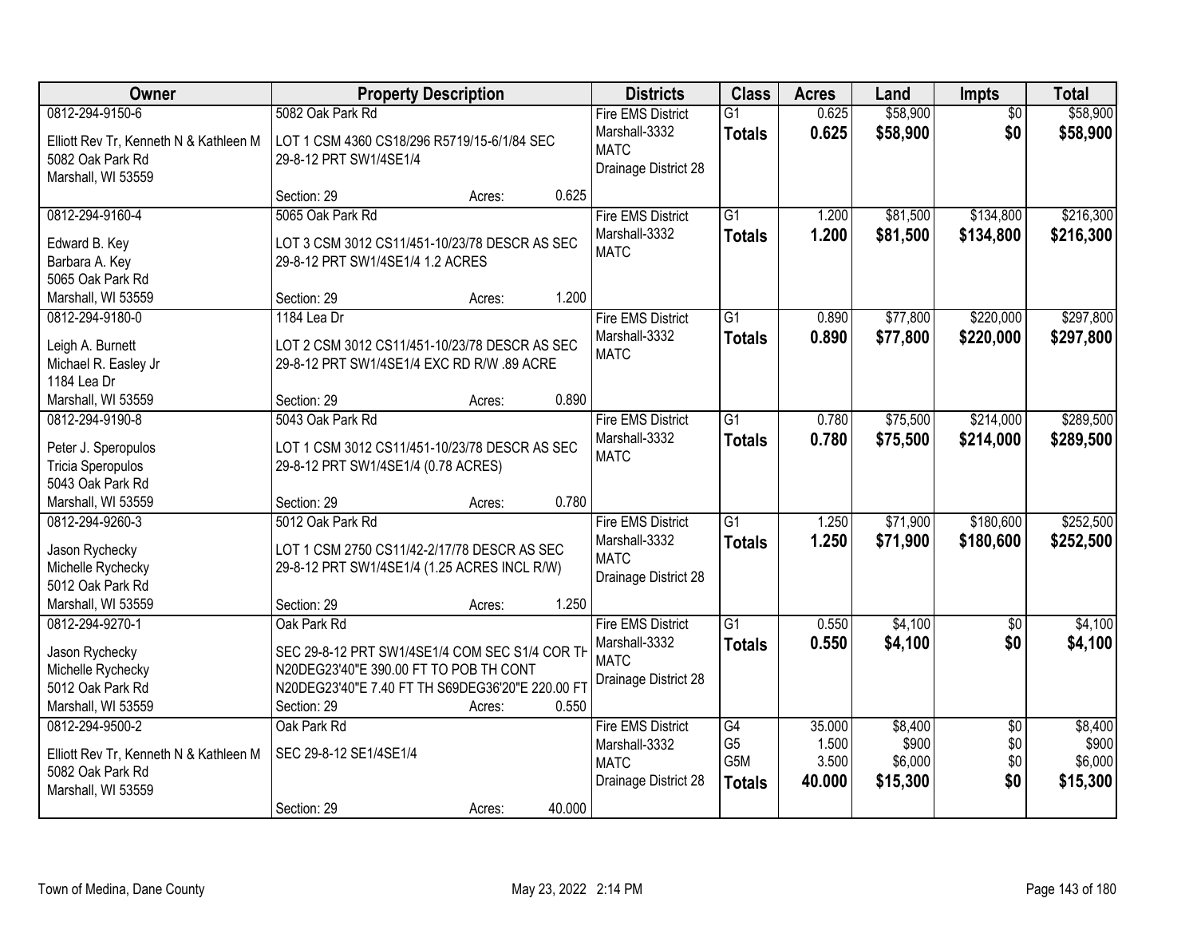| Owner | Property Description | Districts | Class | Acres | Land | Impts | Total |
|---|---|---|---|---|---|---|---|
| 0812-294-9150-6<br>Elliott Rev Tr, Kenneth N & Kathleen M<br>5082 Oak Park Rd<br>Marshall, WI 53559 | 5082 Oak Park Rd<br>LOT 1 CSM 4360 CS18/296 R5719/15-6/1/84 SEC 29-8-12 PRT SW1/4SE1/4<br>Section: 29 Acres: 0.625 | Fire EMS District<br>Marshall-3332<br>MATC<br>Drainage District 28 | G1<br>**Totals** | 0.625<br>**0.625** | $58,900<br>**$58,900** | $0<br>**$0** | $58,900<br>**$58,900** |
| 0812-294-9160-4<br>Edward B. Key<br>Barbara A. Key<br>5065 Oak Park Rd<br>Marshall, WI 53559 | 5065 Oak Park Rd<br>LOT 3 CSM 3012 CS11/451-10/23/78 DESCR AS SEC 29-8-12 PRT SW1/4SE1/4 1.2 ACRES<br>Section: 29 Acres: 1.200 | Fire EMS District<br>Marshall-3332<br>MATC | G1<br>**Totals** | 1.200<br>**1.200** | $81,500<br>**$81,500** | $134,800<br>**$134,800** | $216,300<br>**$216,300** |
| 0812-294-9180-0<br>Leigh A. Burnett<br>Michael R. Easley Jr<br>1184 Lea Dr<br>Marshall, WI 53559 | 1184 Lea Dr<br>LOT 2 CSM 3012 CS11/451-10/23/78 DESCR AS SEC 29-8-12 PRT SW1/4SE1/4 EXC RD R/W .89 ACRE<br>Section: 29 Acres: 0.890 | Fire EMS District<br>Marshall-3332<br>MATC | G1<br>**Totals** | 0.890<br>**0.890** | $77,800<br>**$77,800** | $220,000<br>**$220,000** | $297,800<br>**$297,800** |
| 0812-294-9190-8<br>Peter J. Speropulos<br>Tricia Speropulos<br>5043 Oak Park Rd<br>Marshall, WI 53559 | 5043 Oak Park Rd<br>LOT 1 CSM 3012 CS11/451-10/23/78 DESCR AS SEC 29-8-12 PRT SW1/4SE1/4 (0.78 ACRES)<br>Section: 29 Acres: 0.780 | Fire EMS District<br>Marshall-3332<br>MATC | G1<br>**Totals** | 0.780<br>**0.780** | $75,500<br>**$75,500** | $214,000<br>**$214,000** | $289,500<br>**$289,500** |
| 0812-294-9260-3<br>Jason Rychecky<br>Michelle Rychecky<br>5012 Oak Park Rd<br>Marshall, WI 53559 | 5012 Oak Park Rd<br>LOT 1 CSM 2750 CS11/42-2/17/78 DESCR AS SEC 29-8-12 PRT SW1/4SE1/4 (1.25 ACRES INCL R/W)<br>Section: 29 Acres: 1.250 | Fire EMS District<br>Marshall-3332<br>MATC<br>Drainage District 28 | G1<br>**Totals** | 1.250<br>**1.250** | $71,900<br>**$71,900** | $180,600<br>**$180,600** | $252,500<br>**$252,500** |
| 0812-294-9270-1<br>Jason Rychecky<br>Michelle Rychecky<br>5012 Oak Park Rd<br>Marshall, WI 53559 | Oak Park Rd<br>SEC 29-8-12 PRT SW1/4SE1/4 COM SEC S1/4 COR TH N20DEG23'40"E 390.00 FT TO POB TH CONT N20DEG23'40"E 7.40 FT TH S69DEG36'20"E 220.00 FT<br>Section: 29 Acres: 0.550 | Fire EMS District<br>Marshall-3332<br>MATC<br>Drainage District 28 | G1<br>**Totals** | 0.550<br>**0.550** | $4,100<br>**$4,100** | $0<br>**$0** | $4,100<br>**$4,100** |
| 0812-294-9500-2<br>Elliott Rev Tr, Kenneth N & Kathleen M<br>5082 Oak Park Rd<br>Marshall, WI 53559 | Oak Park Rd<br>SEC 29-8-12 SE1/4SE1/4<br>Section: 29 Acres: 40.000 | Fire EMS District<br>Marshall-3332<br>MATC<br>Drainage District 28 | G4<br>G5<br>G5M<br>**Totals** | 35.000<br>1.500<br>3.500<br>**40.000** | $8,400<br>$900<br>$6,000<br>**$15,300** | $0<br>$0<br>$0<br>**$0** | $8,400<br>$900<br>$6,000<br>**$15,300** |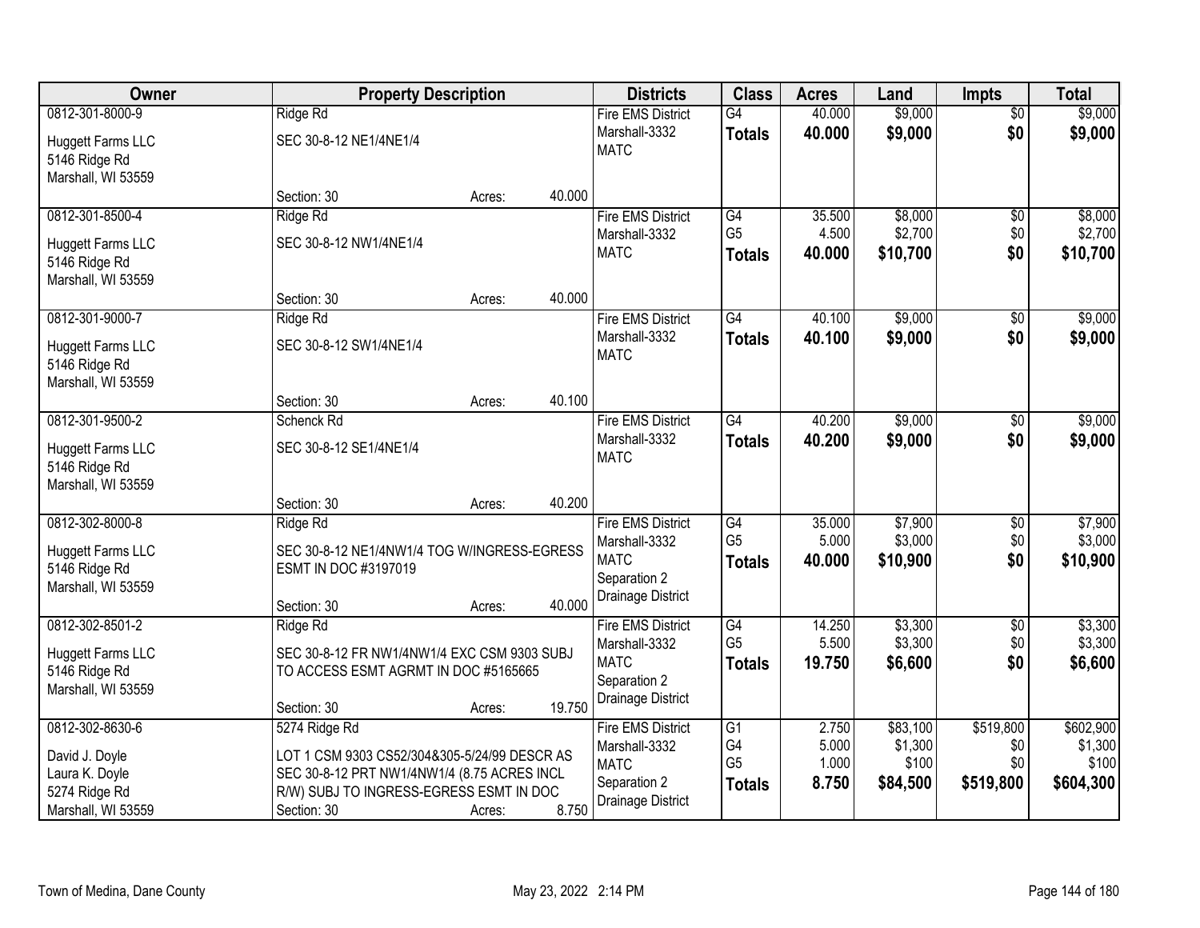| Owner | Property Description | Districts | Class | Acres | Land | Impts | Total |
|---|---|---|---|---|---|---|---|
| 0812-301-8000-9<br>Huggett Farms LLC<br>5146 Ridge Rd<br>Marshall, WI 53559 | Ridge Rd<br>SEC 30-8-12 NE1/4NE1/4<br>Section: 30 Acres: 40.000 | Fire EMS District<br>Marshall-3332<br>MATC | G4<br>**Totals** | 40.000<br>**40.000** | $9,000<br>**$9,000** | $0<br>**$0** | $9,000<br>**$9,000** |
| 0812-301-8500-4<br>Huggett Farms LLC<br>5146 Ridge Rd<br>Marshall, WI 53559 | Ridge Rd<br>SEC 30-8-12 NW1/4NE1/4<br>Section: 30 Acres: 40.000 | Fire EMS District<br>Marshall-3332<br>MATC | G4<br>G5<br>**Totals** | 35.500<br>4.500<br>**40.000** | $8,000<br>$2,700<br>**$10,700** | $0<br>$0<br>**$0** | $8,000<br>$2,700<br>**$10,700** |
| 0812-301-9000-7<br>Huggett Farms LLC<br>5146 Ridge Rd<br>Marshall, WI 53559 | Ridge Rd<br>SEC 30-8-12 SW1/4NE1/4<br>Section: 30 Acres: 40.100 | Fire EMS District<br>Marshall-3332<br>MATC | G4<br>**Totals** | 40.100<br>**40.100** | $9,000<br>**$9,000** | $0<br>**$0** | $9,000<br>**$9,000** |
| 0812-301-9500-2<br>Huggett Farms LLC<br>5146 Ridge Rd<br>Marshall, WI 53559 | Schenck Rd<br>SEC 30-8-12 SE1/4NE1/4<br>Section: 30 Acres: 40.200 | Fire EMS District<br>Marshall-3332<br>MATC | G4<br>**Totals** | 40.200<br>**40.200** | $9,000<br>**$9,000** | $0<br>**$0** | $9,000<br>**$9,000** |
| 0812-302-8000-8<br>Huggett Farms LLC<br>5146 Ridge Rd<br>Marshall, WI 53559 | Ridge Rd<br>SEC 30-8-12 NE1/4NW1/4 TOG W/INGRESS-EGRESS ESMT IN DOC #3197019<br>Section: 30 Acres: 40.000 | Fire EMS District<br>Marshall-3332<br>MATC<br>Separation 2<br>Drainage District | G4<br>G5<br>**Totals** | 35.000<br>5.000<br>**40.000** | $7,900<br>$3,000<br>**$10,900** | $0<br>$0<br>**$0** | $7,900<br>$3,000<br>**$10,900** |
| 0812-302-8501-2<br>Huggett Farms LLC<br>5146 Ridge Rd<br>Marshall, WI 53559 | Ridge Rd<br>SEC 30-8-12 FR NW1/4NW1/4 EXC CSM 9303 SUBJ TO ACCESS ESMT AGRMT IN DOC #5165665<br>Section: 30 Acres: 19.750 | Fire EMS District<br>Marshall-3332<br>MATC<br>Separation 2<br>Drainage District | G4<br>G5<br>**Totals** | 14.250<br>5.500<br>**19.750** | $3,300<br>$3,300<br>**$6,600** | $0<br>$0<br>**$0** | $3,300<br>$3,300<br>**$6,600** |
| 0812-302-8630-6<br>David J. Doyle<br>Laura K. Doyle<br>5274 Ridge Rd<br>Marshall, WI 53559 | 5274 Ridge Rd<br>LOT 1 CSM 9303 CS52/304&305-5/24/99 DESCR AS SEC 30-8-12 PRT NW1/4NW1/4 (8.75 ACRES INCL R/W) SUBJ TO INGRESS-EGRESS ESMT IN DOC<br>Section: 30 Acres: 8.750 | Fire EMS District<br>Marshall-3332<br>MATC<br>Separation 2<br>Drainage District | G1<br>G4<br>G5<br>**Totals** | 2.750<br>5.000<br>1.000<br>**8.750** | $83,100<br>$1,300<br>$100<br>**$84,500** | $519,800<br>$0<br>$0<br>**$519,800** | $602,900<br>$1,300<br>$100<br>**$604,300** |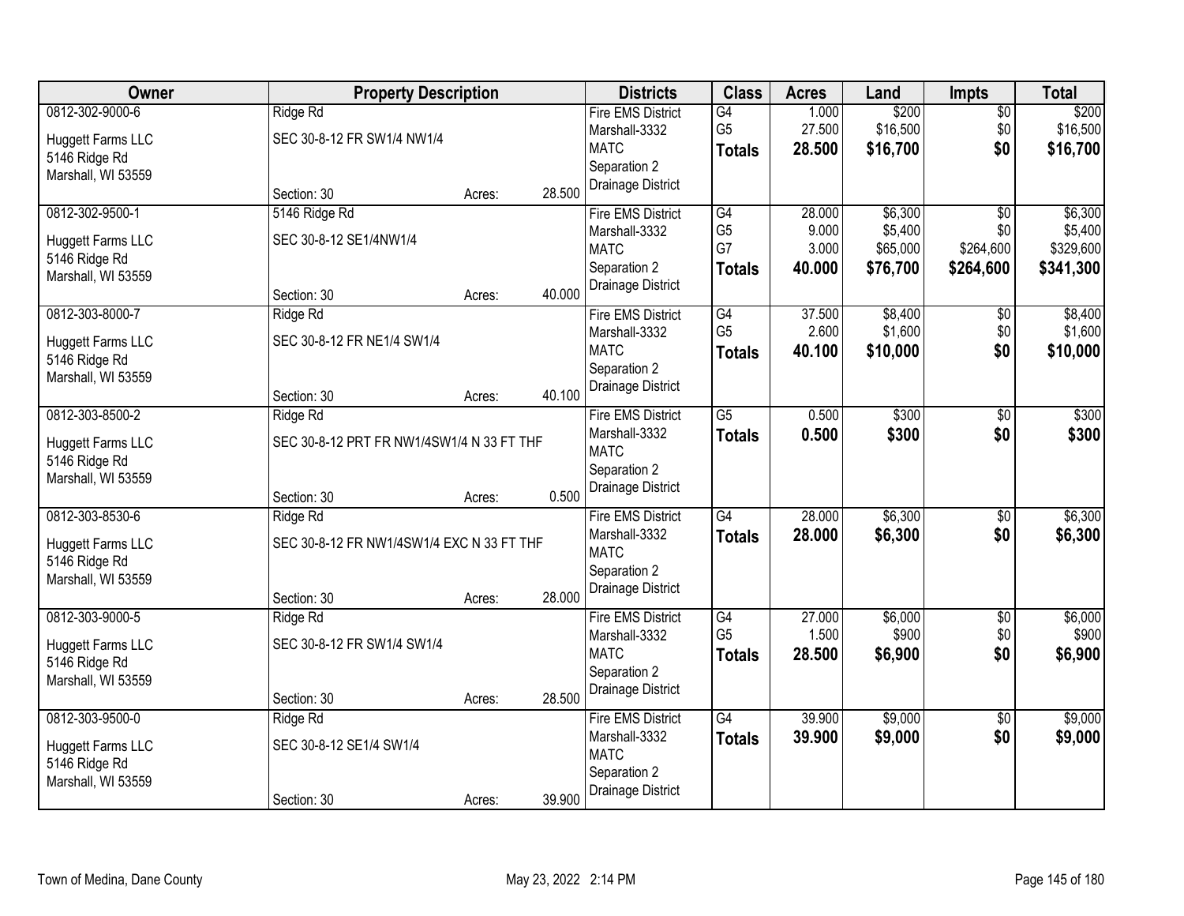| Owner | Property Description | | | Districts | Class | Acres | Land | Impts | Total |
|---|---|---|---|---|---|---|---|---|---|
| 0812-302-9000-6<br>Huggett Farms LLC<br>5146 Ridge Rd<br>Marshall, WI 53559 | Ridge Rd<br>SEC 30-8-12 FR SW1/4 NW1/4<br>Section: 30 | Acres: | 28.500 | Fire EMS District<br>Marshall-3332<br>MATC<br>Separation 2<br>Drainage District | G4<br>G5<br>**Totals** | 1.000<br>27.500<br>**28.500** | $200<br>$16,500<br>**$16,700** | $0<br>$0<br>**$0** | $200<br>$16,500<br>**$16,700** |
| 0812-302-9500-1<br>Huggett Farms LLC<br>5146 Ridge Rd<br>Marshall, WI 53559 | 5146 Ridge Rd<br>SEC 30-8-12 SE1/4NW1/4<br>Section: 30 | Acres: | 40.000 | Fire EMS District<br>Marshall-3332<br>MATC<br>Separation 2<br>Drainage District | G4<br>G5<br>G7<br>**Totals** | 28.000<br>9.000<br>3.000<br>**40.000** | $6,300<br>$5,400<br>$65,000<br>**$76,700** | $0<br>$0<br>$264,600<br>**$264,600** | $6,300<br>$5,400<br>$329,600<br>**$341,300** |
| 0812-303-8000-7<br>Huggett Farms LLC<br>5146 Ridge Rd<br>Marshall, WI 53559 | Ridge Rd<br>SEC 30-8-12 FR NE1/4 SW1/4<br>Section: 30 | Acres: | 40.100 | Fire EMS District<br>Marshall-3332<br>MATC<br>Separation 2<br>Drainage District | G4<br>G5<br>**Totals** | 37.500<br>2.600<br>**40.100** | $8,400<br>$1,600<br>**$10,000** | $0<br>$0<br>**$0** | $8,400<br>$1,600<br>**$10,000** |
| 0812-303-8500-2<br>Huggett Farms LLC<br>5146 Ridge Rd<br>Marshall, WI 53559 | Ridge Rd<br>SEC 30-8-12 PRT FR NW1/4SW1/4 N 33 FT THF<br>Section: 30 | Acres: | 0.500 | Fire EMS District<br>Marshall-3332<br>MATC<br>Separation 2<br>Drainage District | G5<br>**Totals** | 0.500<br>**0.500** | $300<br>**$300** | $0<br>**$0** | $300<br>**$300** |
| 0812-303-8530-6<br>Huggett Farms LLC<br>5146 Ridge Rd<br>Marshall, WI 53559 | Ridge Rd<br>SEC 30-8-12 FR NW1/4SW1/4 EXC N 33 FT THF<br>Section: 30 | Acres: | 28.000 | Fire EMS District<br>Marshall-3332<br>MATC<br>Separation 2<br>Drainage District | G4<br>**Totals** | 28.000<br>**28.000** | $6,300<br>**$6,300** | $0<br>**$0** | $6,300<br>**$6,300** |
| 0812-303-9000-5<br>Huggett Farms LLC<br>5146 Ridge Rd<br>Marshall, WI 53559 | Ridge Rd<br>SEC 30-8-12 FR SW1/4 SW1/4<br>Section: 30 | Acres: | 28.500 | Fire EMS District<br>Marshall-3332<br>MATC<br>Separation 2<br>Drainage District | G4<br>G5<br>**Totals** | 27.000<br>1.500<br>**28.500** | $6,000<br>$900<br>**$6,900** | $0<br>$0<br>**$0** | $6,000<br>$900<br>**$6,900** |
| 0812-303-9500-0<br>Huggett Farms LLC<br>5146 Ridge Rd<br>Marshall, WI 53559 | Ridge Rd<br>SEC 30-8-12 SE1/4 SW1/4<br>Section: 30 | Acres: | 39.900 | Fire EMS District<br>Marshall-3332<br>MATC<br>Separation 2<br>Drainage District | G4<br>**Totals** | 39.900<br>**39.900** | $9,000<br>**$9,000** | $0<br>**$0** | $9,000<br>**$9,000** |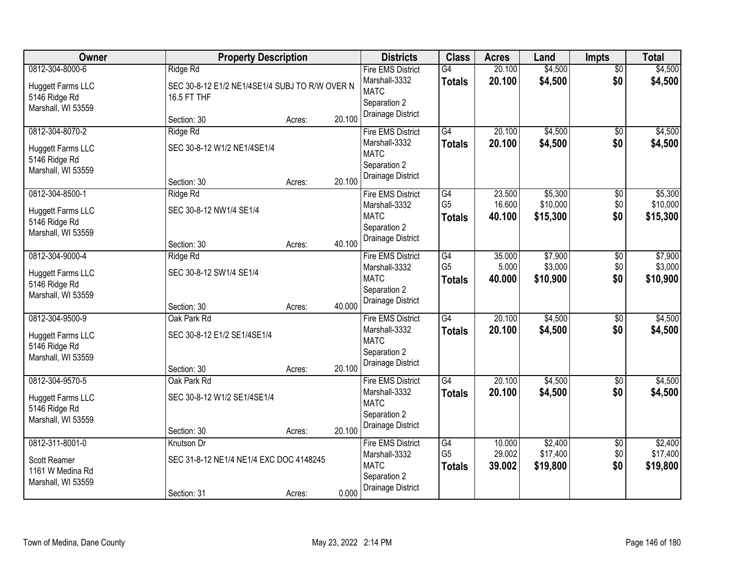| Owner | Property Description | | | Districts | Class | Acres | Land | Impts | Total |
|---|---|---|---|---|---|---|---|---|---|
| 0812-304-8000-6<br>Huggett Farms LLC<br>5146 Ridge Rd<br>Marshall, WI 53559 | Ridge Rd<br>SEC 30-8-12 E1/2 NE1/4SE1/4 SUBJ TO R/W OVER N 16.5 FT THF<br>Section: 30 | Acres: | 20.100 | Fire EMS District<br>Marshall-3332<br>MATC<br>Separation 2<br>Drainage District | G4<br>**Totals** | 20.100<br>**20.100** | $4,500<br>**$4,500** | $0<br>**$0** | $4,500<br>**$4,500** |
| 0812-304-8070-2<br>Huggett Farms LLC<br>5146 Ridge Rd<br>Marshall, WI 53559 | Ridge Rd<br>SEC 30-8-12 W1/2 NE1/4SE1/4<br>Section: 30 | Acres: | 20.100 | Fire EMS District<br>Marshall-3332<br>MATC<br>Separation 2<br>Drainage District | G4<br>**Totals** | 20.100<br>**20.100** | $4,500<br>**$4,500** | $0<br>**$0** | $4,500<br>**$4,500** |
| 0812-304-8500-1<br>Huggett Farms LLC<br>5146 Ridge Rd<br>Marshall, WI 53559 | Ridge Rd<br>SEC 30-8-12 NW1/4 SE1/4<br>Section: 30 | Acres: | 40.100 | Fire EMS District<br>Marshall-3332<br>MATC<br>Separation 2<br>Drainage District | G4<br>G5<br>**Totals** | 23.500<br>16.600<br>**40.100** | $5,300<br>$10,000<br>**$15,300** | $0<br>$0<br>**$0** | $5,300<br>$10,000<br>**$15,300** |
| 0812-304-9000-4<br>Huggett Farms LLC<br>5146 Ridge Rd<br>Marshall, WI 53559 | Ridge Rd<br>SEC 30-8-12 SW1/4 SE1/4<br>Section: 30 | Acres: | 40.000 | Fire EMS District<br>Marshall-3332<br>MATC<br>Separation 2<br>Drainage District | G4<br>G5<br>**Totals** | 35.000<br>5.000<br>**40.000** | $7,900<br>$3,000<br>**$10,900** | $0<br>$0<br>**$0** | $7,900<br>$3,000<br>**$10,900** |
| 0812-304-9500-9<br>Huggett Farms LLC<br>5146 Ridge Rd<br>Marshall, WI 53559 | Oak Park Rd<br>SEC 30-8-12 E1/2 SE1/4SE1/4<br>Section: 30 | Acres: | 20.100 | Fire EMS District<br>Marshall-3332<br>MATC<br>Separation 2<br>Drainage District | G4<br>**Totals** | 20.100<br>**20.100** | $4,500<br>**$4,500** | $0<br>**$0** | $4,500<br>**$4,500** |
| 0812-304-9570-5<br>Huggett Farms LLC<br>5146 Ridge Rd<br>Marshall, WI 53559 | Oak Park Rd<br>SEC 30-8-12 W1/2 SE1/4SE1/4<br>Section: 30 | Acres: | 20.100 | Fire EMS District<br>Marshall-3332<br>MATC<br>Separation 2<br>Drainage District | G4<br>**Totals** | 20.100<br>**20.100** | $4,500<br>**$4,500** | $0<br>**$0** | $4,500<br>**$4,500** |
| 0812-311-8001-0<br>Scott Reamer<br>1161 W Medina Rd<br>Marshall, WI 53559 | Knutson Dr<br>SEC 31-8-12 NE1/4 NE1/4 EXC DOC 4148245<br>Section: 31 | Acres: | 0.000 | Fire EMS District<br>Marshall-3332<br>MATC<br>Separation 2<br>Drainage District | G4<br>G5<br>**Totals** | 10.000<br>29.002<br>**39.002** | $2,400<br>$17,400<br>**$19,800** | $0<br>$0<br>**$0** | $2,400<br>$17,400<br>**$19,800** |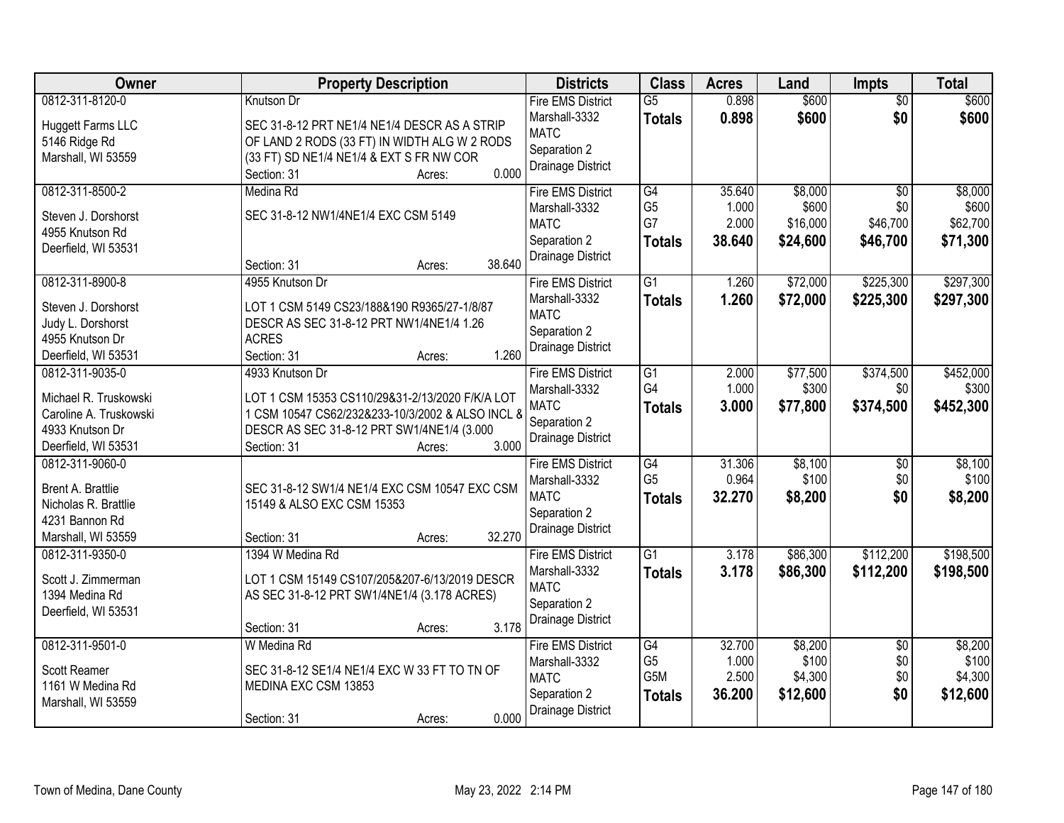| Owner | Property Description | Districts | Class | Acres | Land | Impts | Total |
|---|---|---|---|---|---|---|---|
| 0812-311-8120-0<br><br>Huggett Farms LLC<br>5146 Ridge Rd<br>Marshall, WI 53559 | Knutson Dr<br><br>SEC 31-8-12 PRT NE1/4 NE1/4 DESCR AS A STRIP OF LAND 2 RODS (33 FT) IN WIDTH ALG W 2 RODS (33 FT) SD NE1/4 NE1/4 & EXT S FR NW COR<br>Section: 31 Acres: 0.000 | Fire EMS District<br>Marshall-3332<br>MATC<br>Separation 2<br>Drainage District | G5<br>**Totals** | 0.898<br>**0.898** | $600<br>**$600** | $0<br>**$0** | $600<br>**$600** |
| 0812-311-8500-2<br><br>Steven J. Dorshorst<br>4955 Knutson Rd<br>Deerfield, WI 53531 | Medina Rd<br><br>SEC 31-8-12 NW1/4NE1/4 EXC CSM 5149<br><br>Section: 31 Acres: 38.640 | Fire EMS District<br>Marshall-3332<br>MATC<br>Separation 2<br>Drainage District | G4<br>G5<br>G7<br>**Totals** | 35.640<br>1.000<br>2.000<br>**38.640** | $8,000<br>$600<br>$16,000<br>**$24,600** | $0<br>$0<br>$46,700<br>**$46,700** | $8,000<br>$600<br>$62,700<br>**$71,300** |
| 0812-311-8900-8<br><br>Steven J. Dorshorst<br>Judy L. Dorshorst<br>4955 Knutson Dr<br>Deerfield, WI 53531 | 4955 Knutson Dr<br><br>LOT 1 CSM 5149 CS23/188&190 R9365/27-1/8/87 DESCR AS SEC 31-8-12 PRT NW1/4NE1/4 1.26 ACRES<br>Section: 31 Acres: 1.260 | Fire EMS District<br>Marshall-3332<br>MATC<br>Separation 2<br>Drainage District | G1<br>**Totals** | 1.260<br>**1.260** | $72,000<br>**$72,000** | $225,300<br>**$225,300** | $297,300<br>**$297,300** |
| 0812-311-9035-0<br><br>Michael R. Truskowski<br>Caroline A. Truskowski<br>4933 Knutson Dr<br>Deerfield, WI 53531 | 4933 Knutson Dr<br><br>LOT 1 CSM 15353 CS110/29&31-2/13/2020 F/K/A LOT 1 CSM 10547 CS62/232&233-10/3/2002 & ALSO INCL & DESCR AS SEC 31-8-12 PRT SW1/4NE1/4 (3.000<br>Section: 31 Acres: 3.000 | Fire EMS District<br>Marshall-3332<br>MATC<br>Separation 2<br>Drainage District | G1<br>G4<br>**Totals** | 2.000<br>1.000<br>**3.000** | $77,500<br>$300<br>**$77,800** | $374,500<br>$0<br>**$374,500** | $452,000<br>$300<br>**$452,300** |
| 0812-311-9060-0<br><br>Brent A. Brattlie<br>Nicholas R. Brattlie<br>4231 Bannon Rd<br>Marshall, WI 53559 | SEC 31-8-12 SW1/4 NE1/4 EXC CSM 10547 EXC CSM 15149 & ALSO EXC CSM 15353<br><br>Section: 31 Acres: 32.270 | Fire EMS District<br>Marshall-3332<br>MATC<br>Separation 2<br>Drainage District | G4<br>G5<br>**Totals** | 31.306<br>0.964<br>**32.270** | $8,100<br>$100<br>**$8,200** | $0<br>$0<br>**$0** | $8,100<br>$100<br>**$8,200** |
| 0812-311-9350-0<br><br>Scott J. Zimmerman<br>1394 Medina Rd<br>Deerfield, WI 53531 | 1394 W Medina Rd<br><br>LOT 1 CSM 15149 CS107/205&207-6/13/2019 DESCR AS SEC 31-8-12 PRT SW1/4NE1/4 (3.178 ACRES)<br><br>Section: 31 Acres: 3.178 | Fire EMS District<br>Marshall-3332<br>MATC<br>Separation 2<br>Drainage District | G1<br>**Totals** | 3.178<br>**3.178** | $86,300<br>**$86,300** | $112,200<br>**$112,200** | $198,500<br>**$198,500** |
| 0812-311-9501-0<br><br>Scott Reamer<br>1161 W Medina Rd<br>Marshall, WI 53559 | W Medina Rd<br><br>SEC 31-8-12 SE1/4 NE1/4 EXC W 33 FT TO TN OF MEDINA EXC CSM 13853<br><br>Section: 31 Acres: 0.000 | Fire EMS District<br>Marshall-3332<br>MATC<br>Separation 2<br>Drainage District | G4<br>G5<br>G5M<br>**Totals** | 32.700<br>1.000<br>2.500<br>**36.200** | $8,200<br>$100<br>$4,300<br>**$12,600** | $0<br>$0<br>$0<br>**$0** | $8,200<br>$100<br>$4,300<br>**$12,600** |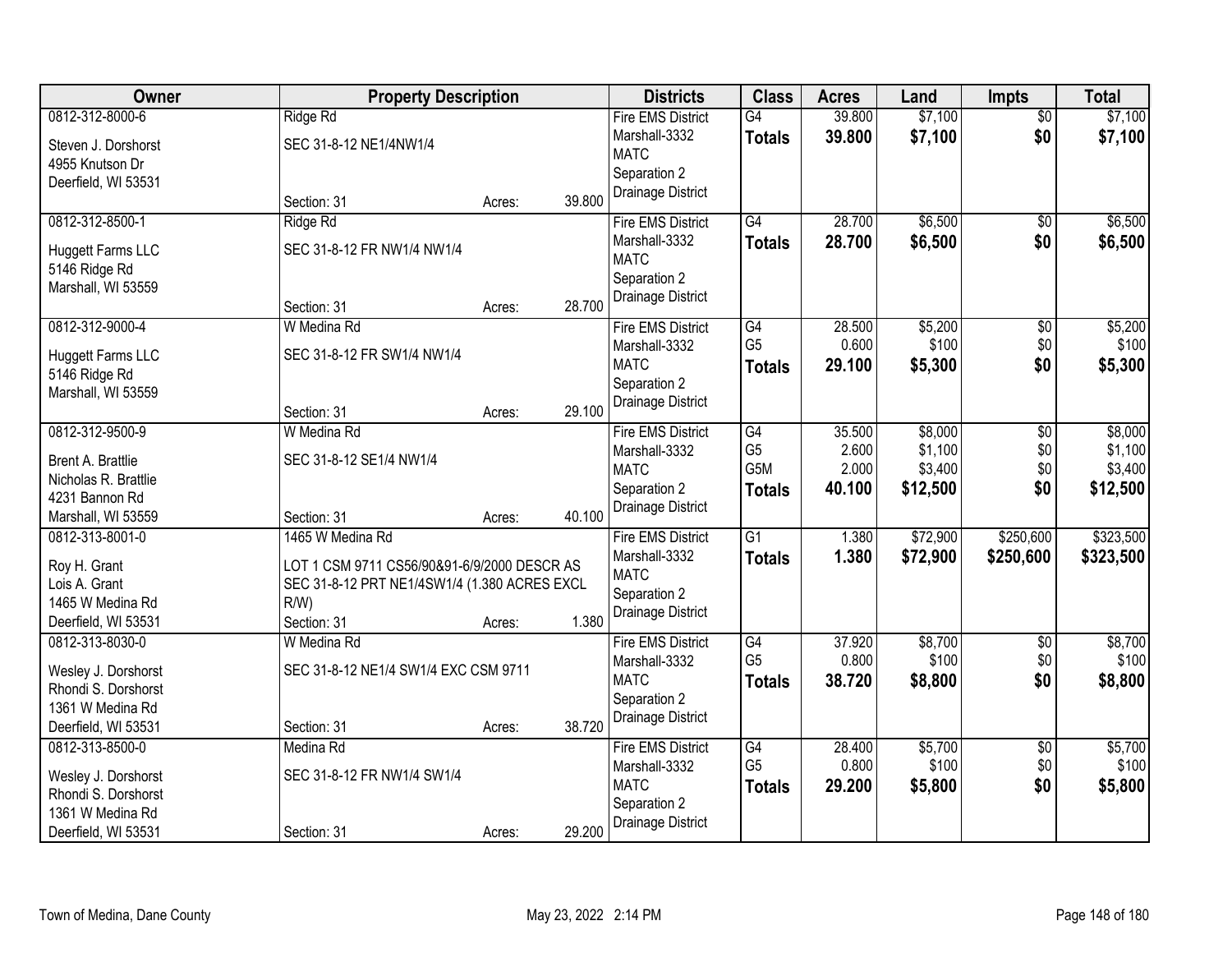| Owner | Property Description | | | Districts | Class | Acres | Land | Impts | Total |
|---|---|---|---|---|---|---|---|---|---|
| 0812-312-8000-6 | Ridge Rd | | | Fire EMS District | G4 | 39.800 | $7,100 | $0 | $7,100 |
| Steven J. Dorshorst | SEC 31-8-12 NE1/4NW1/4 | | | Marshall-3332 | **Totals** | **39.800** | **$7,100** | **$0** | **$7,100** |
| 4955 Knutson Dr | | | | MATC | | | | | |
| Deerfield, WI 53531 | | | | Separation 2 | | | | | |
| | Section: 31 | Acres: | 39.800 | Drainage District | | | | | |
| 0812-312-8500-1 | Ridge Rd | | | Fire EMS District | G4 | 28.700 | $6,500 | $0 | $6,500 |
| Huggett Farms LLC | SEC 31-8-12 FR NW1/4 NW1/4 | | | Marshall-3332 | **Totals** | **28.700** | **$6,500** | **$0** | **$6,500** |
| 5146 Ridge Rd | | | | MATC | | | | | |
| Marshall, WI 53559 | | | | Separation 2 | | | | | |
| | Section: 31 | Acres: | 28.700 | Drainage District | | | | | |
| 0812-312-9000-4 | W Medina Rd | | | Fire EMS District | G4 | 28.500 | $5,200 | $0 | $5,200 |
| Huggett Farms LLC | SEC 31-8-12 FR SW1/4 NW1/4 | | | Marshall-3332 | G5 | 0.600 | $100 | $0 | $100 |
| 5146 Ridge Rd | | | | MATC | **Totals** | **29.100** | **$5,300** | **$0** | **$5,300** |
| Marshall, WI 53559 | | | | Separation 2 | | | | | |
| | Section: 31 | Acres: | 29.100 | Drainage District | | | | | |
| 0812-312-9500-9 | W Medina Rd | | | Fire EMS District | G4 | 35.500 | $8,000 | $0 | $8,000 |
| Brent A. Brattlie | SEC 31-8-12 SE1/4 NW1/4 | | | Marshall-3332 | G5 | 2.600 | $1,100 | $0 | $1,100 |
| Nicholas R. Brattlie | | | | MATC | G5M | 2.000 | $3,400 | $0 | $3,400 |
| 4231 Bannon Rd | | | | Separation 2 | **Totals** | **40.100** | **$12,500** | **$0** | **$12,500** |
| Marshall, WI 53559 | Section: 31 | Acres: | 40.100 | Drainage District | | | | | |
| 0812-313-8001-0 | 1465 W Medina Rd | | | Fire EMS District | G1 | 1.380 | $72,900 | $250,600 | $323,500 |
| Roy H. Grant | LOT 1 CSM 9711 CS56/90&91-6/9/2000 DESCR AS | | | Marshall-3332 | **Totals** | **1.380** | **$72,900** | **$250,600** | **$323,500** |
| Lois A. Grant | SEC 31-8-12 PRT NE1/4SW1/4 (1.380 ACRES EXCL | | | MATC | | | | | |
| 1465 W Medina Rd | R/W) | | | Separation 2 | | | | | |
| Deerfield, WI 53531 | Section: 31 | Acres: | 1.380 | Drainage District | | | | | |
| 0812-313-8030-0 | W Medina Rd | | | Fire EMS District | G4 | 37.920 | $8,700 | $0 | $8,700 |
| Wesley J. Dorshorst | SEC 31-8-12 NE1/4 SW1/4 EXC CSM 9711 | | | Marshall-3332 | G5 | 0.800 | $100 | $0 | $100 |
| Rhondi S. Dorshorst | | | | MATC | **Totals** | **38.720** | **$8,800** | **$0** | **$8,800** |
| 1361 W Medina Rd | | | | Separation 2 | | | | | |
| Deerfield, WI 53531 | Section: 31 | Acres: | 38.720 | Drainage District | | | | | |
| 0812-313-8500-0 | Medina Rd | | | Fire EMS District | G4 | 28.400 | $5,700 | $0 | $5,700 |
| Wesley J. Dorshorst | SEC 31-8-12 FR NW1/4 SW1/4 | | | Marshall-3332 | G5 | 0.800 | $100 | $0 | $100 |
| Rhondi S. Dorshorst | | | | MATC | **Totals** | **29.200** | **$5,800** | **$0** | **$5,800** |
| 1361 W Medina Rd | | | | Separation 2 | | | | | |
| Deerfield, WI 53531 | Section: 31 | Acres: | 29.200 | Drainage District | | | | | |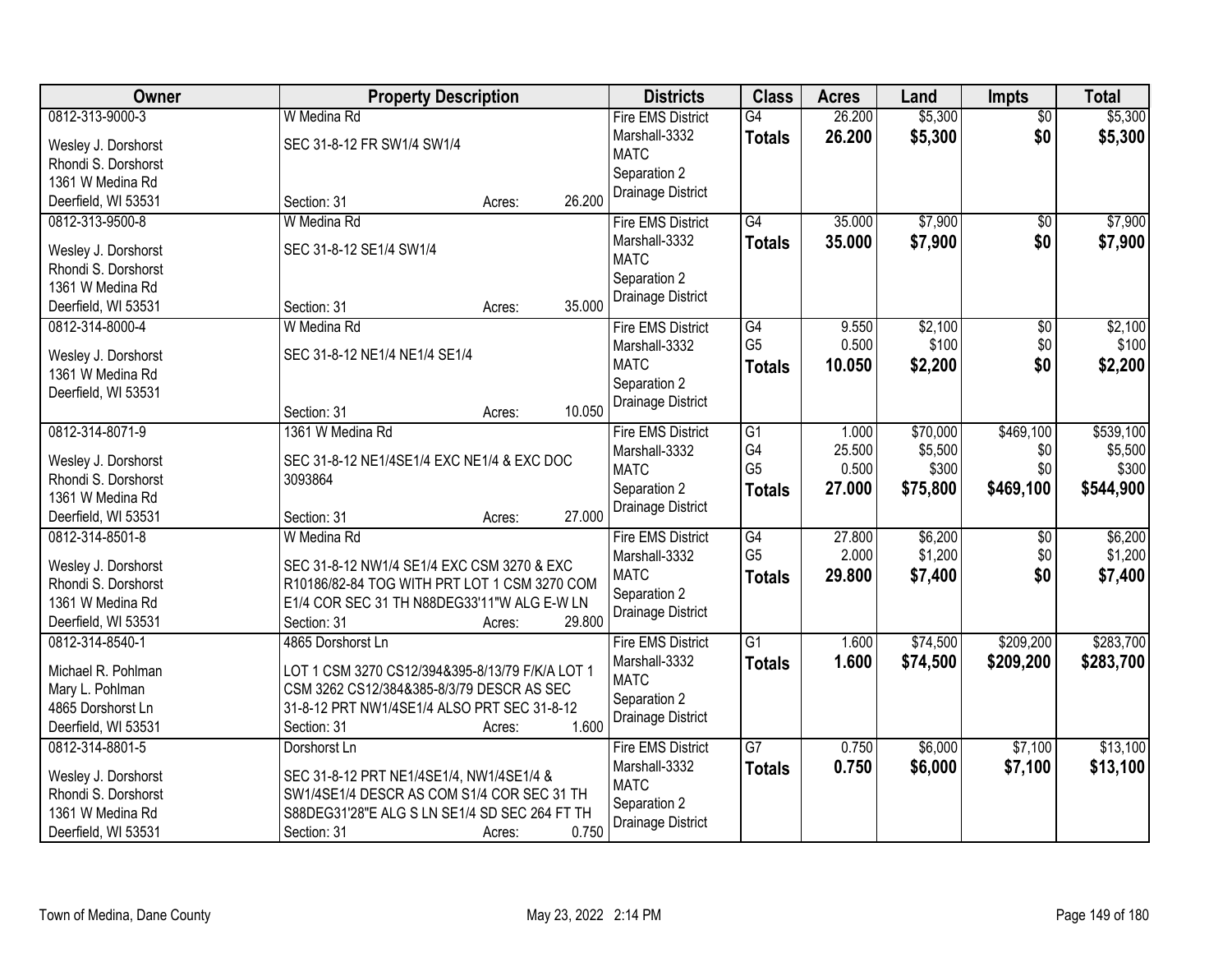| Owner | Property Description | Districts | Class | Acres | Land | Impts | Total |
|---|---|---|---|---|---|---|---|
| 0812-313-9000-3<br>Wesley J. Dorshorst<br>Rhondi S. Dorshorst<br>1361 W Medina Rd<br>Deerfield, WI 53531 | W Medina Rd<br>SEC 31-8-12 FR SW1/4 SW1/4<br>Section: 31 Acres: 26.200 | Fire EMS District<br>Marshall-3332<br>MATC<br>Separation 2<br>Drainage District | G4<br>**Totals** | 26.200<br>**26.200** | $5,300<br>**$5,300** | $0<br>**$0** | $5,300<br>**$5,300** |
| 0812-313-9500-8<br>Wesley J. Dorshorst<br>Rhondi S. Dorshorst<br>1361 W Medina Rd<br>Deerfield, WI 53531 | W Medina Rd<br>SEC 31-8-12 SE1/4 SW1/4<br>Section: 31 Acres: 35.000 | Fire EMS District<br>Marshall-3332<br>MATC<br>Separation 2<br>Drainage District | G4<br>**Totals** | 35.000<br>**35.000** | $7,900<br>**$7,900** | $0<br>**$0** | $7,900<br>**$7,900** |
| 0812-314-8000-4<br>Wesley J. Dorshorst<br>1361 W Medina Rd<br>Deerfield, WI 53531 | W Medina Rd<br>SEC 31-8-12 NE1/4 NE1/4 SE1/4<br>Section: 31 Acres: 10.050 | Fire EMS District<br>Marshall-3332<br>MATC<br>Separation 2<br>Drainage District | G4<br>G5<br>**Totals** | 9.550<br>0.500<br>**10.050** | $2,100<br>$100<br>**$2,200** | $0<br>$0<br>**$0** | $2,100<br>$100<br>**$2,200** |
| 0812-314-8071-9<br>Wesley J. Dorshorst<br>Rhondi S. Dorshorst<br>1361 W Medina Rd<br>Deerfield, WI 53531 | 1361 W Medina Rd<br>SEC 31-8-12 NE1/4SE1/4 EXC NE1/4 & EXC DOC 3093864<br>Section: 31 Acres: 27.000 | Fire EMS District<br>Marshall-3332<br>MATC<br>Separation 2<br>Drainage District | G1<br>G4<br>G5<br>**Totals** | 1.000<br>25.500<br>0.500<br>**27.000** | $70,000<br>$5,500<br>$300<br>**$75,800** | $469,100<br>$0<br>$0<br>**$469,100** | $539,100<br>$5,500<br>$300<br>**$544,900** |
| 0812-314-8501-8<br>Wesley J. Dorshorst<br>Rhondi S. Dorshorst<br>1361 W Medina Rd<br>Deerfield, WI 53531 | W Medina Rd<br>SEC 31-8-12 NW1/4 SE1/4 EXC CSM 3270 & EXC R10186/82-84 TOG WITH PRT LOT 1 CSM 3270 COM E1/4 COR SEC 31 TH N88DEG33'11"W ALG E-W LN<br>Section: 31 Acres: 29.800 | Fire EMS District<br>Marshall-3332<br>MATC<br>Separation 2<br>Drainage District | G4<br>G5<br>**Totals** | 27.800<br>2.000<br>**29.800** | $6,200<br>$1,200<br>**$7,400** | $0<br>$0<br>**$0** | $6,200<br>$1,200<br>**$7,400** |
| 0812-314-8540-1<br>Michael R. Pohlman<br>Mary L. Pohlman<br>4865 Dorshorst Ln<br>Deerfield, WI 53531 | 4865 Dorshorst Ln<br>LOT 1 CSM 3270 CS12/394&395-8/13/79 F/K/A LOT 1 CSM 3262 CS12/384&385-8/3/79 DESCR AS SEC 31-8-12 PRT NW1/4SE1/4 ALSO PRT SEC 31-8-12<br>Section: 31 Acres: 1.600 | Fire EMS District<br>Marshall-3332<br>MATC<br>Separation 2<br>Drainage District | G1<br>**Totals** | 1.600<br>**1.600** | $74,500<br>**$74,500** | $209,200<br>**$209,200** | $283,700<br>**$283,700** |
| 0812-314-8801-5<br>Wesley J. Dorshorst<br>Rhondi S. Dorshorst<br>1361 W Medina Rd<br>Deerfield, WI 53531 | Dorshorst Ln<br>SEC 31-8-12 PRT NE1/4SE1/4, NW1/4SE1/4 & SW1/4SE1/4 DESCR AS COM S1/4 COR SEC 31 TH S88DEG31'28"E ALG S LN SE1/4 SD SEC 264 FT TH<br>Section: 31 Acres: 0.750 | Fire EMS District<br>Marshall-3332<br>MATC<br>Separation 2<br>Drainage District | G7<br>**Totals** | 0.750<br>**0.750** | $6,000<br>**$6,000** | $7,100<br>**$7,100** | $13,100<br>**$13,100** |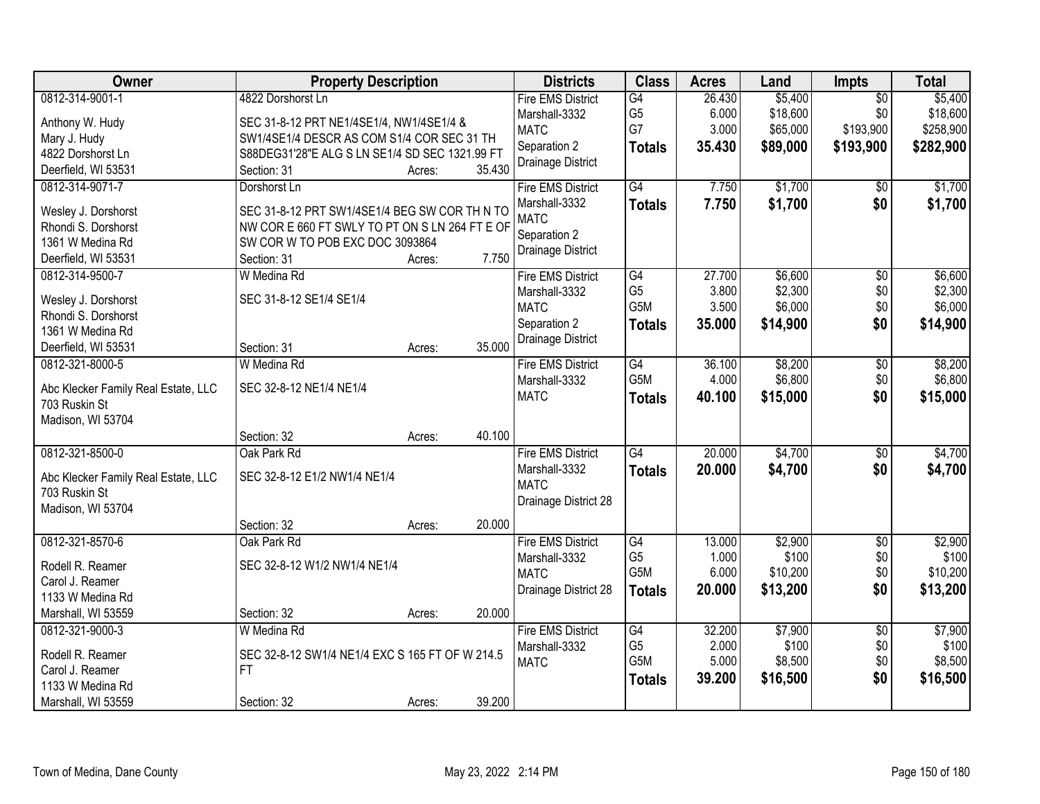| Owner | Property Description | Districts | Class | Acres | Land | Impts | Total |
|---|---|---|---|---|---|---|---|
| 0812-314-9001-1<br>Anthony W. Hudy<br>Mary J. Hudy<br>4822 Dorshorst Ln<br>Deerfield, WI 53531 | 4822 Dorshorst Ln<br>SEC 31-8-12 PRT NE1/4SE1/4, NW1/4SE1/4 & SW1/4SE1/4 DESCR AS COM S1/4 COR SEC 31 TH S88DEG31'28"E ALG S LN SE1/4 SD SEC 1321.99 FT<br>Section: 31 Acres: 35.430 | Fire EMS District<br>Marshall-3332<br>MATC<br>Separation 2<br>Drainage District | G4<br>G5<br>G7<br>**Totals** | 26.430<br>6.000<br>3.000<br>**35.430** | $5,400<br>$18,600<br>$65,000<br>**$89,000** | $0<br>$0<br>$193,900<br>**$193,900** | $5,400<br>$18,600<br>$258,900<br>**$282,900** |
| 0812-314-9071-7<br>Wesley J. Dorshorst<br>Rhondi S. Dorshorst<br>1361 W Medina Rd<br>Deerfield, WI 53531 | Dorshorst Ln<br>SEC 31-8-12 PRT SW1/4SE1/4 BEG SW COR TH N TO NW COR E 660 FT SWLY TO PT ON S LN 264 FT E OF SW COR W TO POB EXC DOC 3093864<br>Section: 31 Acres: 7.750 | Fire EMS District<br>Marshall-3332<br>MATC<br>Separation 2<br>Drainage District | G4<br>**Totals** | 7.750<br>**7.750** | $1,700<br>**$1,700** | $0<br>**$0** | $1,700<br>**$1,700** |
| 0812-314-9500-7<br>Wesley J. Dorshorst<br>Rhondi S. Dorshorst<br>1361 W Medina Rd<br>Deerfield, WI 53531 | W Medina Rd<br>SEC 31-8-12 SE1/4 SE1/4<br>Section: 31 Acres: 35.000 | Fire EMS District<br>Marshall-3332<br>MATC<br>Separation 2<br>Drainage District | G4<br>G5<br>G5M<br>**Totals** | 27.700<br>3.800<br>3.500<br>**35.000** | $6,600<br>$2,300<br>$6,000<br>**$14,900** | $0<br>$0<br>$0<br>**$0** | $6,600<br>$2,300<br>$6,000<br>**$14,900** |
| 0812-321-8000-5<br>Abc Klecker Family Real Estate, LLC<br>703 Ruskin St<br>Madison, WI 53704 | W Medina Rd<br>SEC 32-8-12 NE1/4 NE1/4<br>Section: 32 Acres: 40.100 | Fire EMS District<br>Marshall-3332<br>MATC | G4<br>G5M<br>**Totals** | 36.100<br>4.000<br>**40.100** | $8,200<br>$6,800<br>**$15,000** | $0<br>$0<br>**$0** | $8,200<br>$6,800<br>**$15,000** |
| 0812-321-8500-0<br>Abc Klecker Family Real Estate, LLC<br>703 Ruskin St<br>Madison, WI 53704 | Oak Park Rd<br>SEC 32-8-12 E1/2 NW1/4 NE1/4<br>Section: 32 Acres: 20.000 | Fire EMS District<br>Marshall-3332<br>MATC<br>Drainage District 28 | G4<br>**Totals** | 20.000<br>**20.000** | $4,700<br>**$4,700** | $0<br>**$0** | $4,700<br>**$4,700** |
| 0812-321-8570-6<br>Rodell R. Reamer<br>Carol J. Reamer<br>1133 W Medina Rd<br>Marshall, WI 53559 | Oak Park Rd<br>SEC 32-8-12 W1/2 NW1/4 NE1/4<br>Section: 32 Acres: 20.000 | Fire EMS District<br>Marshall-3332<br>MATC<br>Drainage District 28 | G4<br>G5<br>G5M<br>**Totals** | 13.000<br>1.000<br>6.000<br>**20.000** | $2,900<br>$100<br>$10,200<br>**$13,200** | $0<br>$0<br>$0<br>**$0** | $2,900<br>$100<br>$10,200<br>**$13,200** |
| 0812-321-9000-3<br>Rodell R. Reamer<br>Carol J. Reamer<br>1133 W Medina Rd<br>Marshall, WI 53559 | W Medina Rd<br>SEC 32-8-12 SW1/4 NE1/4 EXC S 165 FT OF W 214.5 FT<br>Section: 32 Acres: 39.200 | Fire EMS District<br>Marshall-3332<br>MATC | G4<br>G5<br>G5M<br>**Totals** | 32.200<br>2.000<br>5.000<br>**39.200** | $7,900<br>$100<br>$8,500<br>**$16,500** | $0<br>$0<br>$0<br>**$0** | $7,900<br>$100<br>$8,500<br>**$16,500** |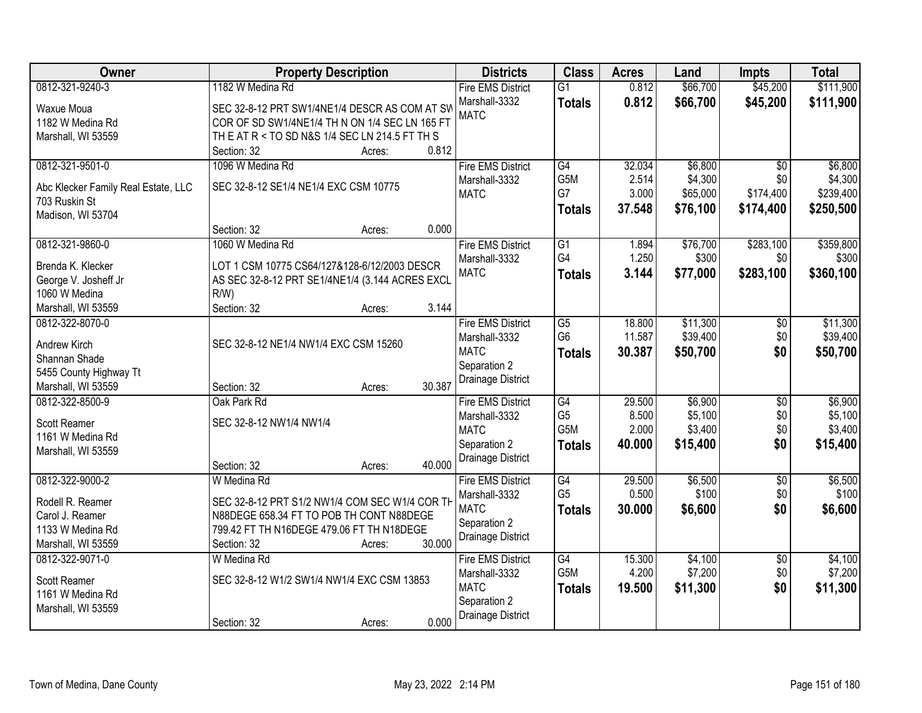| Owner | Property Description | Districts | Class | Acres | Land | Impts | Total |
|---|---|---|---|---|---|---|---|
| 0812-321-9240-3<br>Waxue Moua<br>1182 W Medina Rd<br>Marshall, WI 53559 | 1182 W Medina Rd<br>SEC 32-8-12 PRT SW1/4NE1/4 DESCR AS COM AT SW COR OF SD SW1/4NE1/4 TH N ON 1/4 SEC LN 165 FT TH E AT R < TO SD N&S 1/4 SEC LN 214.5 FT TH S<br>Section: 32 Acres: 0.812 | Fire EMS District<br>Marshall-3332<br>MATC | G1<br>**Totals** | 0.812<br>**0.812** | $66,700<br>**$66,700** | $45,200<br>**$45,200** | $111,900<br>**$111,900** |
| 0812-321-9501-0<br>Abc Klecker Family Real Estate, LLC<br>703 Ruskin St<br>Madison, WI 53704 | 1096 W Medina Rd<br>SEC 32-8-12 SE1/4 NE1/4 EXC CSM 10775<br>Section: 32 Acres: 0.000 | Fire EMS District<br>Marshall-3332<br>MATC | G4<br>G5M<br>G7<br>**Totals** | 32.034<br>2.514<br>3.000<br>**37.548** | $6,800<br>$4,300<br>$65,000<br>**$76,100** | $0<br>$0<br>$174,400<br>**$174,400** | $6,800<br>$4,300<br>$239,400<br>**$250,500** |
| 0812-321-9860-0<br>Brenda K. Klecker<br>George V. Josheff Jr<br>1060 W Medina<br>Marshall, WI 53559 | 1060 W Medina Rd<br>LOT 1 CSM 10775 CS64/127&128-6/12/2003 DESCR AS SEC 32-8-12 PRT SE1/4NE1/4 (3.144 ACRES EXCL R/W)<br>Section: 32 Acres: 3.144 | Fire EMS District<br>Marshall-3332<br>MATC | G1<br>G4<br>**Totals** | 1.894<br>1.250<br>**3.144** | $76,700<br>$300<br>**$77,000** | $283,100<br>$0<br>**$283,100** | $359,800<br>$300<br>**$360,100** |
| 0812-322-8070-0<br>Andrew Kirch<br>Shannan Shade<br>5455 County Highway Tt<br>Marshall, WI 53559 | SEC 32-8-12 NE1/4 NW1/4 EXC CSM 15260<br>Section: 32 Acres: 30.387 | Fire EMS District<br>Marshall-3332<br>MATC<br>Separation 2<br>Drainage District | G5<br>G6<br>**Totals** | 18.800<br>11.587<br>**30.387** | $11,300<br>$39,400<br>**$50,700** | $0<br>$0<br>**$0** | $11,300<br>$39,400<br>**$50,700** |
| 0812-322-8500-9<br>Scott Reamer<br>1161 W Medina Rd<br>Marshall, WI 53559 | Oak Park Rd<br>SEC 32-8-12 NW1/4 NW1/4<br>Section: 32 Acres: 40.000 | Fire EMS District<br>Marshall-3332<br>MATC<br>Separation 2<br>Drainage District | G4<br>G5<br>G5M<br>**Totals** | 29.500<br>8.500<br>2.000<br>**40.000** | $6,900<br>$5,100<br>$3,400<br>**$15,400** | $0<br>$0<br>$0<br>**$0** | $6,900<br>$5,100<br>$3,400<br>**$15,400** |
| 0812-322-9000-2<br>Rodell R. Reamer<br>Carol J. Reamer<br>1133 W Medina Rd<br>Marshall, WI 53559 | W Medina Rd<br>SEC 32-8-12 PRT S1/2 NW1/4 COM SEC W1/4 COR TH N88DEGE 658.34 FT TO POB TH CONT N88DEGE 799.42 FT TH N16DEGE 479.06 FT TH N18DEGE<br>Section: 32 Acres: 30.000 | Fire EMS District<br>Marshall-3332<br>MATC<br>Separation 2<br>Drainage District | G4<br>G5<br>**Totals** | 29.500<br>0.500<br>**30.000** | $6,500<br>$100<br>**$6,600** | $0<br>$0<br>**$0** | $6,500<br>$100<br>**$6,600** |
| 0812-322-9071-0<br>Scott Reamer<br>1161 W Medina Rd<br>Marshall, WI 53559 | W Medina Rd<br>SEC 32-8-12 W1/2 SW1/4 NW1/4 EXC CSM 13853<br>Section: 32 Acres: 0.000 | Fire EMS District<br>Marshall-3332<br>MATC<br>Separation 2<br>Drainage District | G4<br>G5M<br>**Totals** | 15.300<br>4.200<br>**19.500** | $4,100<br>$7,200<br>**$11,300** | $0<br>$0<br>**$0** | $4,100<br>$7,200<br>**$11,300** |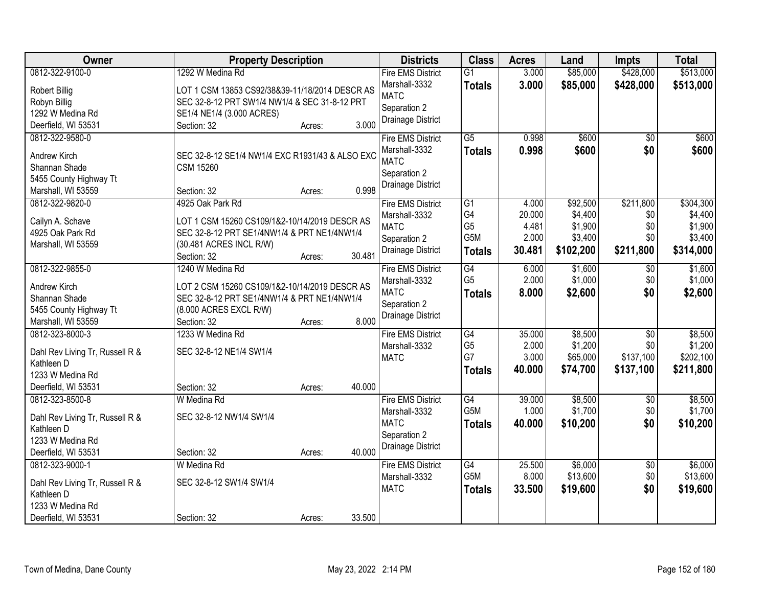| Owner | Property Description | Districts | Class | Acres | Land | Impts | Total |
|---|---|---|---|---|---|---|---|
| 0812-322-9100-0<br>Robert Billig<br>Robyn Billig<br>1292 W Medina Rd<br>Deerfield, WI 53531 | 1292 W Medina Rd<br>LOT 1 CSM 13853 CS92/38&39-11/18/2014 DESCR AS SEC 32-8-12 PRT SW1/4 NW1/4 & SEC 31-8-12 PRT SE1/4 NE1/4 (3.000 ACRES)<br>Section: 32 Acres: 3.000 | Fire EMS District<br>Marshall-3332<br>MATC<br>Separation 2<br>Drainage District | G1<br>**Totals** | 3.000<br>**3.000** | $85,000<br>**$85,000** | $428,000<br>**$428,000** | $513,000<br>**$513,000** |
| 0812-322-9580-0<br>Andrew Kirch<br>Shannan Shade<br>5455 County Highway Tt<br>Marshall, WI 53559 | SEC 32-8-12 SE1/4 NW1/4 EXC R1931/43 & ALSO EXC CSM 15260<br>Section: 32 Acres: 0.998 | Fire EMS District<br>Marshall-3332<br>MATC<br>Separation 2<br>Drainage District | G5<br>**Totals** | 0.998<br>**0.998** | $600<br>**$600** | $0<br>**$0** | $600<br>**$600** |
| 0812-322-9820-0<br>Cailyn A. Schave<br>4925 Oak Park Rd<br>Marshall, WI 53559 | 4925 Oak Park Rd<br>LOT 1 CSM 15260 CS109/1&2-10/14/2019 DESCR AS SEC 32-8-12 PRT SE1/4NW1/4 & PRT NE1/4NW1/4 (30.481 ACRES INCL R/W)<br>Section: 32 Acres: 30.481 | Fire EMS District<br>Marshall-3332<br>MATC<br>Separation 2<br>Drainage District | G1<br>G4<br>G5<br>G5M<br>**Totals** | 4.000<br>20.000<br>4.481<br>2.000<br>**30.481** | $92,500<br>$4,400<br>$1,900<br>$3,400<br>**$102,200** | $211,800<br>$0<br>$0<br>$0<br>**$211,800** | $304,300<br>$4,400<br>$1,900<br>$3,400<br>**$314,000** |
| 0812-322-9855-0<br>Andrew Kirch<br>Shannan Shade<br>5455 County Highway Tt<br>Marshall, WI 53559 | 1240 W Medina Rd<br>LOT 2 CSM 15260 CS109/1&2-10/14/2019 DESCR AS SEC 32-8-12 PRT SE1/4NW1/4 & PRT NE1/4NW1/4 (8.000 ACRES EXCL R/W)<br>Section: 32 Acres: 8.000 | Fire EMS District<br>Marshall-3332<br>MATC<br>Separation 2<br>Drainage District | G4<br>G5<br>**Totals** | 6.000<br>2.000<br>**8.000** | $1,600<br>$1,000<br>**$2,600** | $0<br>$0<br>**$0** | $1,600<br>$1,000<br>**$2,600** |
| 0812-323-8000-3<br>Dahl Rev Living Tr, Russell R & Kathleen D<br>1233 W Medina Rd<br>Deerfield, WI 53531 | 1233 W Medina Rd<br>SEC 32-8-12 NE1/4 SW1/4<br>Section: 32 Acres: 40.000 | Fire EMS District<br>Marshall-3332<br>MATC | G4<br>G5<br>G7<br>**Totals** | 35.000<br>2.000<br>3.000<br>**40.000** | $8,500<br>$1,200<br>$65,000<br>**$74,700** | $0<br>$0<br>$137,100<br>**$137,100** | $8,500<br>$1,200<br>$202,100<br>**$211,800** |
| 0812-323-8500-8<br>Dahl Rev Living Tr, Russell R & Kathleen D<br>1233 W Medina Rd<br>Deerfield, WI 53531 | W Medina Rd<br>SEC 32-8-12 NW1/4 SW1/4<br>Section: 32 Acres: 40.000 | Fire EMS District<br>Marshall-3332<br>MATC<br>Separation 2<br>Drainage District | G4<br>G5M<br>**Totals** | 39.000<br>1.000<br>**40.000** | $8,500<br>$1,700<br>**$10,200** | $0<br>$0<br>**$0** | $8,500<br>$1,700<br>**$10,200** |
| 0812-323-9000-1<br>Dahl Rev Living Tr, Russell R & Kathleen D<br>1233 W Medina Rd<br>Deerfield, WI 53531 | W Medina Rd<br>SEC 32-8-12 SW1/4 SW1/4<br>Section: 32 Acres: 33.500 | Fire EMS District<br>Marshall-3332<br>MATC | G4<br>G5M<br>**Totals** | 25.500<br>8.000<br>**33.500** | $6,000<br>$13,600<br>**$19,600** | $0<br>$0<br>**$0** | $6,000<br>$13,600<br>**$19,600** |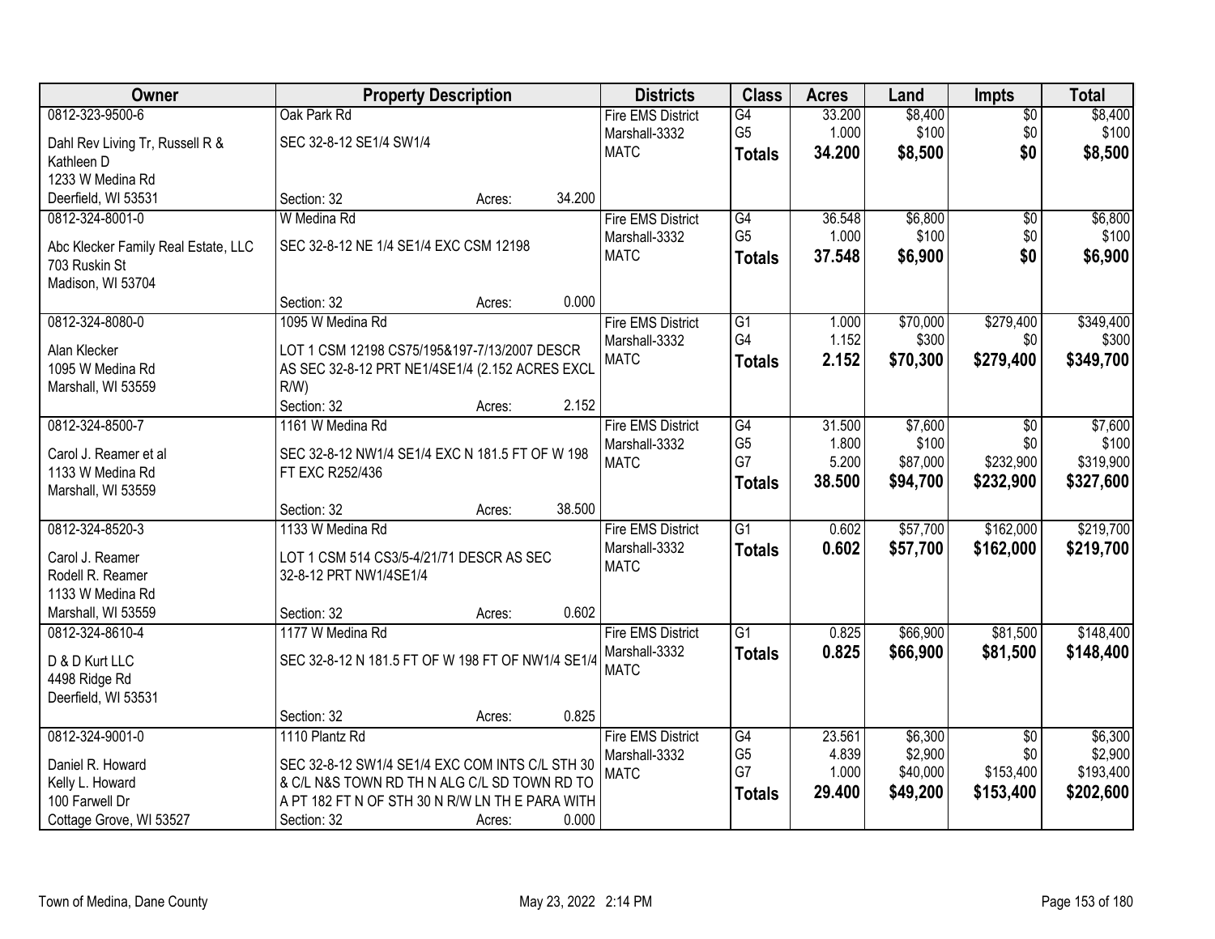| Owner | Property Description | Districts | Class | Acres | Land | Impts | Total |
|---|---|---|---|---|---|---|---|
| 0812-323-9500-6<br>Dahl Rev Living Tr, Russell R & Kathleen D<br>1233 W Medina Rd<br>Deerfield, WI 53531 | Oak Park Rd<br>SEC 32-8-12 SE1/4 SW1/4<br>Section: 32 Acres: 34.200 | Fire EMS District<br>Marshall-3332<br>MATC | G4<br>G5<br>**Totals** | 33.200<br>1.000<br>**34.200** | $8,400<br>$100<br>**$8,500** | $0<br>$0<br>**$0** | $8,400<br>$100<br>**$8,500** |
| 0812-324-8001-0<br>Abc Klecker Family Real Estate, LLC<br>703 Ruskin St<br>Madison, WI 53704 | W Medina Rd<br>SEC 32-8-12 NE 1/4 SE1/4 EXC CSM 12198<br>Section: 32 Acres: 0.000 | Fire EMS District<br>Marshall-3332<br>MATC | G4<br>G5<br>**Totals** | 36.548<br>1.000<br>**37.548** | $6,800<br>$100<br>**$6,900** | $0<br>$0<br>**$0** | $6,800<br>$100<br>**$6,900** |
| 0812-324-8080-0<br>Alan Klecker<br>1095 W Medina Rd<br>Marshall, WI 53559 | 1095 W Medina Rd<br>LOT 1 CSM 12198 CS75/195&197-7/13/2007 DESCR AS SEC 32-8-12 PRT NE1/4SE1/4 (2.152 ACRES EXCL R/W)<br>Section: 32 Acres: 2.152 | Fire EMS District<br>Marshall-3332<br>MATC | G1<br>G4<br>**Totals** | 1.000<br>1.152<br>**2.152** | $70,000<br>$300<br>**$70,300** | $279,400<br>$0<br>**$279,400** | $349,400<br>$300<br>**$349,700** |
| 0812-324-8500-7<br>Carol J. Reamer et al<br>1133 W Medina Rd<br>Marshall, WI 53559 | 1161 W Medina Rd<br>SEC 32-8-12 NW1/4 SE1/4 EXC N 181.5 FT OF W 198 FT EXC R252/436<br>Section: 32 Acres: 38.500 | Fire EMS District<br>Marshall-3332<br>MATC | G4<br>G5<br>G7<br>**Totals** | 31.500<br>1.800<br>5.200<br>**38.500** | $7,600<br>$100<br>$87,000<br>**$94,700** | $0<br>$0<br>$232,900<br>**$232,900** | $7,600<br>$100<br>$319,900<br>**$327,600** |
| 0812-324-8520-3<br>Carol J. Reamer<br>Rodell R. Reamer<br>1133 W Medina Rd<br>Marshall, WI 53559 | 1133 W Medina Rd<br>LOT 1 CSM 514 CS3/5-4/21/71 DESCR AS SEC 32-8-12 PRT NW1/4SE1/4<br>Section: 32 Acres: 0.602 | Fire EMS District<br>Marshall-3332<br>MATC | G1<br>**Totals** | 0.602<br>**0.602** | $57,700<br>**$57,700** | $162,000<br>**$162,000** | $219,700<br>**$219,700** |
| 0812-324-8610-4<br>D & D Kurt LLC<br>4498 Ridge Rd<br>Deerfield, WI 53531 | 1177 W Medina Rd<br>SEC 32-8-12 N 181.5 FT OF W 198 FT OF NW1/4 SE1/4<br>Section: 32 Acres: 0.825 | Fire EMS District<br>Marshall-3332<br>MATC | G1<br>**Totals** | 0.825<br>**0.825** | $66,900<br>**$66,900** | $81,500<br>**$81,500** | $148,400<br>**$148,400** |
| 0812-324-9001-0<br>Daniel R. Howard<br>Kelly L. Howard<br>100 Farwell Dr<br>Cottage Grove, WI 53527 | 1110 Plantz Rd<br>SEC 32-8-12 SW1/4 SE1/4 EXC COM INTS C/L STH 30 & C/L N&S TOWN RD TH N ALG C/L SD TOWN RD TO A PT 182 FT N OF STH 30 N R/W LN TH E PARA WITH<br>Section: 32 Acres: 0.000 | Fire EMS District<br>Marshall-3332<br>MATC | G4<br>G5<br>G7<br>**Totals** | 23.561<br>4.839<br>1.000<br>**29.400** | $6,300<br>$2,900<br>$40,000<br>**$49,200** | $0<br>$0<br>$153,400<br>**$153,400** | $6,300<br>$2,900<br>$193,400<br>**$202,600** |

Town of Medina, Dane County — May 23, 2022 2:14 PM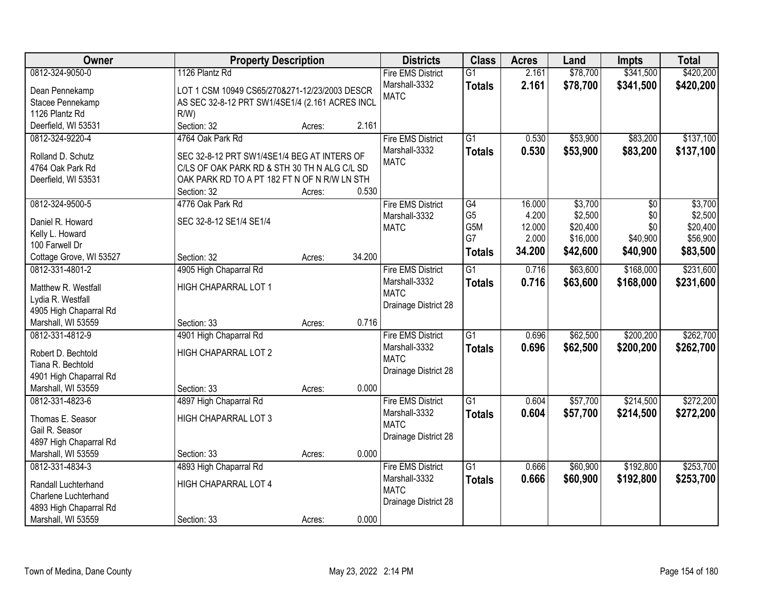| Owner | Property Description | Districts | Class | Acres | Land | Impts | Total |
|---|---|---|---|---|---|---|---|
| 0812-324-9050-0<br>Dean Pennekamp<br>Stacee Pennekamp<br>1126 Plantz Rd<br>Deerfield, WI 53531 | 1126 Plantz Rd<br>LOT 1 CSM 10949 CS65/270&271-12/23/2003 DESCR AS SEC 32-8-12 PRT SW1/4SE1/4 (2.161 ACRES INCL R/W)<br>Section: 32 Acres: 2.161 | Fire EMS District<br>Marshall-3332<br>MATC | G1<br>**Totals** | 2.161<br>**2.161** | \$78,700<br>**\$78,700** | \$341,500<br>**\$341,500** | \$420,200<br>**\$420,200** |
| 0812-324-9220-4<br>Rolland D. Schutz<br>4764 Oak Park Rd<br>Deerfield, WI 53531 | 4764 Oak Park Rd<br>SEC 32-8-12 PRT SW1/4SE1/4 BEG AT INTERS OF C/LS OF OAK PARK RD & STH 30 TH N ALG C/L SD OAK PARK RD TO A PT 182 FT N OF N R/W LN STH<br>Section: 32 Acres: 0.530 | Fire EMS District<br>Marshall-3332<br>MATC | G1<br>**Totals** | 0.530<br>**0.530** | \$53,900<br>**\$53,900** | \$83,200<br>**\$83,200** | \$137,100<br>**\$137,100** |
| 0812-324-9500-5<br>Daniel R. Howard<br>Kelly L. Howard<br>100 Farwell Dr<br>Cottage Grove, WI 53527 | 4776 Oak Park Rd<br>SEC 32-8-12 SE1/4 SE1/4<br>Section: 32 Acres: 34.200 | Fire EMS District<br>Marshall-3332<br>MATC | G4<br>G5<br>G5M<br>G7<br>**Totals** | 16.000<br>4.200<br>12.000<br>2.000<br>**34.200** | \$3,700<br>\$2,500<br>\$20,400<br>\$16,000<br>**\$42,600** | \$0<br>\$0<br>\$0<br>\$40,900<br>**\$40,900** | \$3,700<br>\$2,500<br>\$20,400<br>\$56,900<br>**\$83,500** |
| 0812-331-4801-2<br>Matthew R. Westfall<br>Lydia R. Westfall<br>4905 High Chaparral Rd<br>Marshall, WI 53559 | 4905 High Chaparral Rd<br>HIGH CHAPARRAL LOT 1<br>Section: 33 Acres: 0.716 | Fire EMS District<br>Marshall-3332<br>MATC<br>Drainage District 28 | G1<br>**Totals** | 0.716<br>**0.716** | \$63,600<br>**\$63,600** | \$168,000<br>**\$168,000** | \$231,600<br>**\$231,600** |
| 0812-331-4812-9<br>Robert D. Bechtold<br>Tiana R. Bechtold<br>4901 High Chaparral Rd<br>Marshall, WI 53559 | 4901 High Chaparral Rd<br>HIGH CHAPARRAL LOT 2<br>Section: 33 Acres: 0.000 | Fire EMS District<br>Marshall-3332<br>MATC<br>Drainage District 28 | G1<br>**Totals** | 0.696<br>**0.696** | \$62,500<br>**\$62,500** | \$200,200<br>**\$200,200** | \$262,700<br>**\$262,700** |
| 0812-331-4823-6<br>Thomas E. Seasor<br>Gail R. Seasor<br>4897 High Chaparral Rd<br>Marshall, WI 53559 | 4897 High Chaparral Rd<br>HIGH CHAPARRAL LOT 3<br>Section: 33 Acres: 0.000 | Fire EMS District<br>Marshall-3332<br>MATC<br>Drainage District 28 | G1<br>**Totals** | 0.604<br>**0.604** | \$57,700<br>**\$57,700** | \$214,500<br>**\$214,500** | \$272,200<br>**\$272,200** |
| 0812-331-4834-3<br>Randall Luchterhand<br>Charlene Luchterhand<br>4893 High Chaparral Rd<br>Marshall, WI 53559 | 4893 High Chaparral Rd<br>HIGH CHAPARRAL LOT 4<br>Section: 33 Acres: 0.000 | Fire EMS District<br>Marshall-3332<br>MATC<br>Drainage District 28 | G1<br>**Totals** | 0.666<br>**0.666** | \$60,900<br>**\$60,900** | \$192,800<br>**\$192,800** | \$253,700<br>**\$253,700** |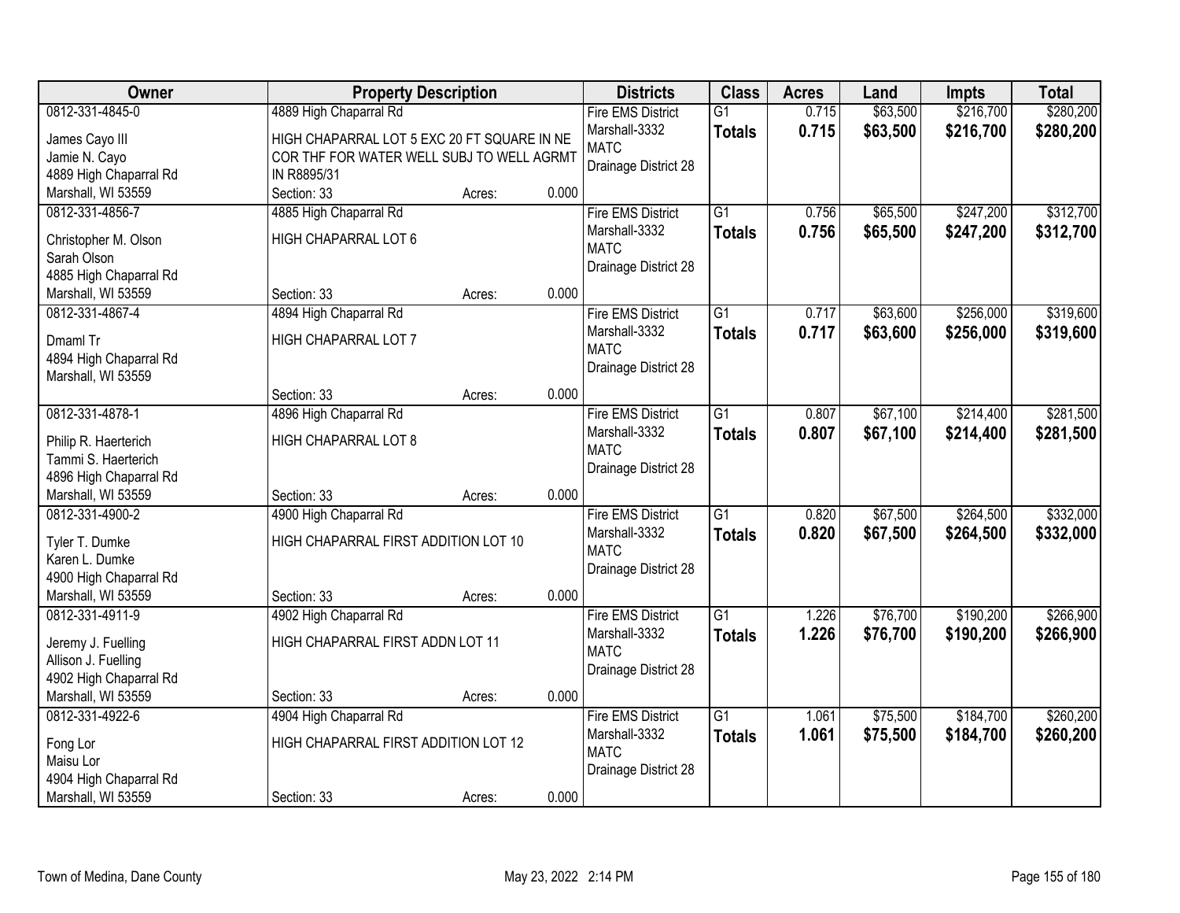| Owner | Property Description | Districts | Class | Acres | Land | Impts | Total |
|---|---|---|---|---|---|---|---|
| 0812-331-4845-0<br>James Cayo III<br>Jamie N. Cayo<br>4889 High Chaparral Rd<br>Marshall, WI 53559 | 4889 High Chaparral Rd<br>HIGH CHAPARRAL LOT 5 EXC 20 FT SQUARE IN NE COR THF FOR WATER WELL SUBJ TO WELL AGRMT IN R8895/31<br>Section: 33 Acres: 0.000 | Fire EMS District<br>Marshall-3332<br>MATC<br>Drainage District 28 | G1<br>**Totals** | 0.715<br>**0.715** | $63,500<br>**$63,500** | $216,700<br>**$216,700** | $280,200<br>**$280,200** |
| 0812-331-4856-7<br>Christopher M. Olson<br>Sarah Olson<br>4885 High Chaparral Rd<br>Marshall, WI 53559 | 4885 High Chaparral Rd<br>HIGH CHAPARRAL LOT 6<br>Section: 33 Acres: 0.000 | Fire EMS District<br>Marshall-3332<br>MATC<br>Drainage District 28 | G1<br>**Totals** | 0.756<br>**0.756** | $65,500<br>**$65,500** | $247,200<br>**$247,200** | $312,700<br>**$312,700** |
| 0812-331-4867-4<br>Dmaml Tr<br>4894 High Chaparral Rd<br>Marshall, WI 53559 | 4894 High Chaparral Rd<br>HIGH CHAPARRAL LOT 7<br>Section: 33 Acres: 0.000 | Fire EMS District<br>Marshall-3332<br>MATC<br>Drainage District 28 | G1<br>**Totals** | 0.717<br>**0.717** | $63,600<br>**$63,600** | $256,000<br>**$256,000** | $319,600<br>**$319,600** |
| 0812-331-4878-1<br>Philip R. Haerterich<br>Tammi S. Haerterich<br>4896 High Chaparral Rd<br>Marshall, WI 53559 | 4896 High Chaparral Rd<br>HIGH CHAPARRAL LOT 8<br>Section: 33 Acres: 0.000 | Fire EMS District<br>Marshall-3332<br>MATC<br>Drainage District 28 | G1<br>**Totals** | 0.807<br>**0.807** | $67,100<br>**$67,100** | $214,400<br>**$214,400** | $281,500<br>**$281,500** |
| 0812-331-4900-2<br>Tyler T. Dumke<br>Karen L. Dumke<br>4900 High Chaparral Rd<br>Marshall, WI 53559 | 4900 High Chaparral Rd<br>HIGH CHAPARRAL FIRST ADDITION LOT 10<br>Section: 33 Acres: 0.000 | Fire EMS District<br>Marshall-3332<br>MATC<br>Drainage District 28 | G1<br>**Totals** | 0.820<br>**0.820** | $67,500<br>**$67,500** | $264,500<br>**$264,500** | $332,000<br>**$332,000** |
| 0812-331-4911-9<br>Jeremy J. Fuelling<br>Allison J. Fuelling<br>4902 High Chaparral Rd<br>Marshall, WI 53559 | 4902 High Chaparral Rd<br>HIGH CHAPARRAL FIRST ADDN LOT 11<br>Section: 33 Acres: 0.000 | Fire EMS District<br>Marshall-3332<br>MATC<br>Drainage District 28 | G1<br>**Totals** | 1.226<br>**1.226** | $76,700<br>**$76,700** | $190,200<br>**$190,200** | $266,900<br>**$266,900** |
| 0812-331-4922-6<br>Fong Lor<br>Maisu Lor<br>4904 High Chaparral Rd<br>Marshall, WI 53559 | 4904 High Chaparral Rd<br>HIGH CHAPARRAL FIRST ADDITION LOT 12<br>Section: 33 Acres: 0.000 | Fire EMS District<br>Marshall-3332<br>MATC<br>Drainage District 28 | G1<br>**Totals** | 1.061<br>**1.061** | $75,500<br>**$75,500** | $184,700<br>**$184,700** | $260,200<br>**$260,200** |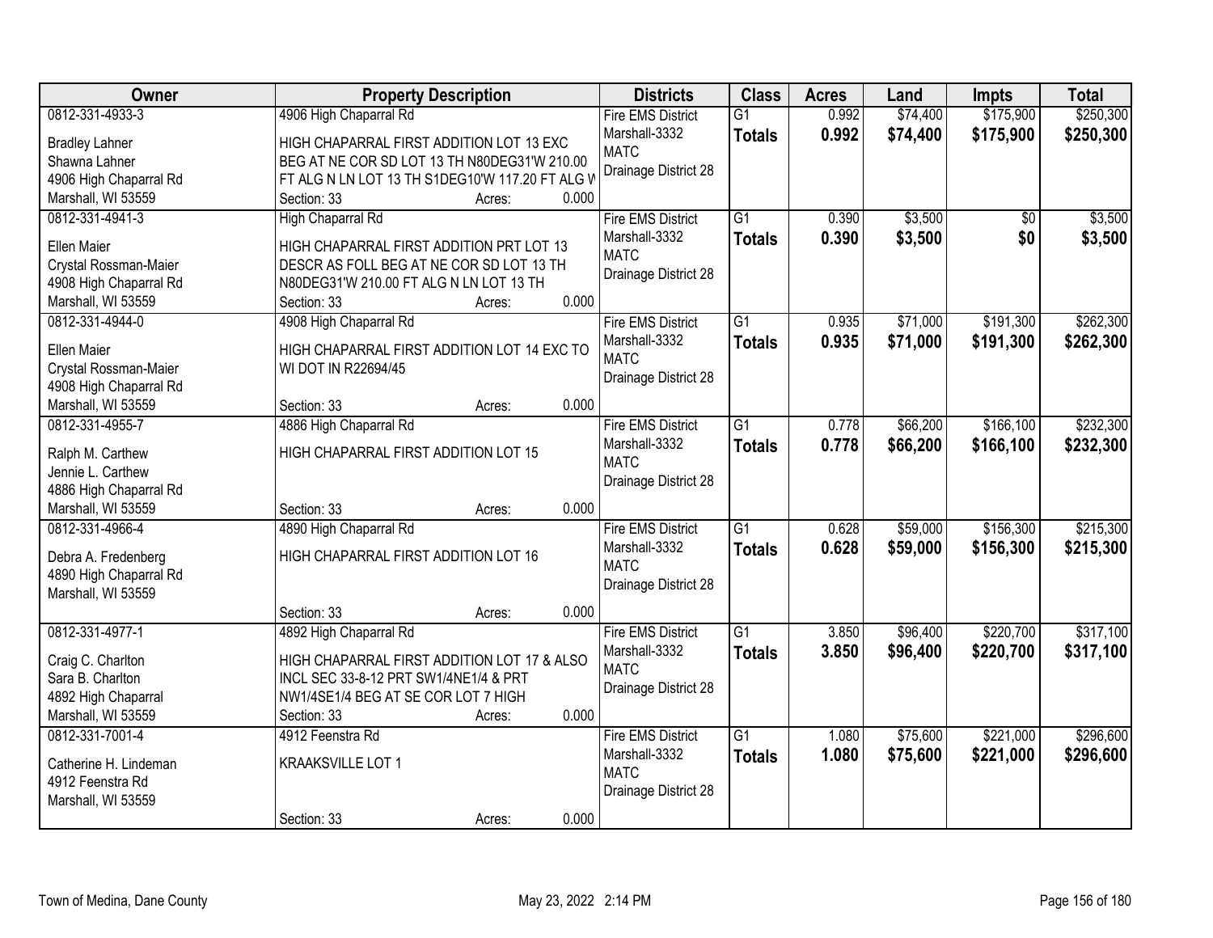| Owner | Property Description | Districts | Class | Acres | Land | Impts | Total |
|---|---|---|---|---|---|---|---|
| 0812-331-4933-3<br>Bradley Lahner<br>Shawna Lahner<br>4906 High Chaparral Rd<br>Marshall, WI 53559 | 4906 High Chaparral Rd<br>HIGH CHAPARRAL FIRST ADDITION LOT 13 EXC BEG AT NE COR SD LOT 13 TH N80DEG31'W 210.00 FT ALG N LN LOT 13 TH S1DEG10'W 117.20 FT ALG W<br>Section: 33 Acres: 0.000 | Fire EMS District<br>Marshall-3332<br>MATC<br>Drainage District 28 | G1<br>**Totals** | 0.992<br>**0.992** | $74,400<br>**$74,400** | $175,900<br>**$175,900** | $250,300<br>**$250,300** |
| 0812-331-4941-3<br>Ellen Maier<br>Crystal Rossman-Maier<br>4908 High Chaparral Rd<br>Marshall, WI 53559 | High Chaparral Rd<br>HIGH CHAPARRAL FIRST ADDITION PRT LOT 13 DESCR AS FOLL BEG AT NE COR SD LOT 13 TH N80DEG31'W 210.00 FT ALG N LN LOT 13 TH<br>Section: 33 Acres: 0.000 | Fire EMS District<br>Marshall-3332<br>MATC<br>Drainage District 28 | G1<br>**Totals** | 0.390<br>**0.390** | $3,500<br>**$3,500** | $0<br>**$0** | $3,500<br>**$3,500** |
| 0812-331-4944-0<br>Ellen Maier<br>Crystal Rossman-Maier<br>4908 High Chaparral Rd<br>Marshall, WI 53559 | 4908 High Chaparral Rd<br>HIGH CHAPARRAL FIRST ADDITION LOT 14 EXC TO WI DOT IN R22694/45<br>Section: 33 Acres: 0.000 | Fire EMS District<br>Marshall-3332<br>MATC<br>Drainage District 28 | G1<br>**Totals** | 0.935<br>**0.935** | $71,000<br>**$71,000** | $191,300<br>**$191,300** | $262,300<br>**$262,300** |
| 0812-331-4955-7<br>Ralph M. Carthew<br>Jennie L. Carthew<br>4886 High Chaparral Rd<br>Marshall, WI 53559 | 4886 High Chaparral Rd<br>HIGH CHAPARRAL FIRST ADDITION LOT 15<br>Section: 33 Acres: 0.000 | Fire EMS District<br>Marshall-3332<br>MATC<br>Drainage District 28 | G1<br>**Totals** | 0.778<br>**0.778** | $66,200<br>**$66,200** | $166,100<br>**$166,100** | $232,300<br>**$232,300** |
| 0812-331-4966-4<br>Debra A. Fredenberg<br>4890 High Chaparral Rd<br>Marshall, WI 53559 | 4890 High Chaparral Rd<br>HIGH CHAPARRAL FIRST ADDITION LOT 16<br>Section: 33 Acres: 0.000 | Fire EMS District<br>Marshall-3332<br>MATC<br>Drainage District 28 | G1<br>**Totals** | 0.628<br>**0.628** | $59,000<br>**$59,000** | $156,300<br>**$156,300** | $215,300<br>**$215,300** |
| 0812-331-4977-1<br>Craig C. Charlton<br>Sara B. Charlton<br>4892 High Chaparral<br>Marshall, WI 53559 | 4892 High Chaparral Rd<br>HIGH CHAPARRAL FIRST ADDITION LOT 17 & ALSO INCL SEC 33-8-12 PRT SW1/4NE1/4 & PRT NW1/4SE1/4 BEG AT SE COR LOT 7 HIGH<br>Section: 33 Acres: 0.000 | Fire EMS District<br>Marshall-3332<br>MATC<br>Drainage District 28 | G1<br>**Totals** | 3.850<br>**3.850** | $96,400<br>**$96,400** | $220,700<br>**$220,700** | $317,100<br>**$317,100** |
| 0812-331-7001-4<br>Catherine H. Lindeman<br>4912 Feenstra Rd<br>Marshall, WI 53559 | 4912 Feenstra Rd<br>KRAAKSVILLE LOT 1<br>Section: 33 Acres: 0.000 | Fire EMS District<br>Marshall-3332<br>MATC<br>Drainage District 28 | G1<br>**Totals** | 1.080<br>**1.080** | $75,600<br>**$75,600** | $221,000<br>**$221,000** | $296,600<br>**$296,600** |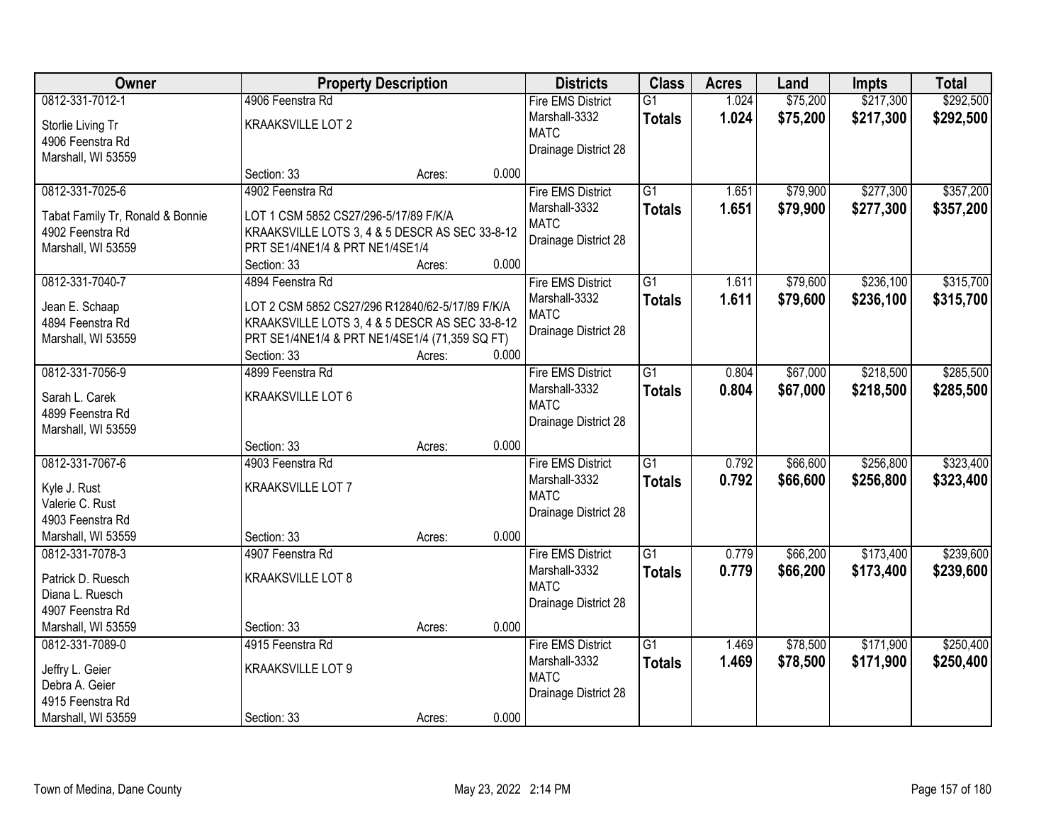| Owner | Property Description | | | Districts | Class | Acres | Land | Impts | Total |
|---|---|---|---|---|---|---|---|---|---|
| 0812-331-7012-1<br>Storlie Living Tr<br>4906 Feenstra Rd<br>Marshall, WI 53559 | 4906 Feenstra Rd<br>KRAAKSVILLE LOT 2<br>Section: 33 | Acres: | 0.000 | Fire EMS District<br>Marshall-3332<br>MATC<br>Drainage District 28 | G1<br>**Totals** | 1.024<br>**1.024** | $75,200<br>**$75,200** | $217,300<br>**$217,300** | $292,500<br>**$292,500** |
| 0812-331-7025-6<br>Tabat Family Tr, Ronald & Bonnie<br>4902 Feenstra Rd<br>Marshall, WI 53559 | 4902 Feenstra Rd<br>LOT 1 CSM 5852 CS27/296-5/17/89 F/K/A KRAAKSVILLE LOTS 3, 4 & 5 DESCR AS SEC 33-8-12 PRT SE1/4NE1/4 & PRT NE1/4SE1/4<br>Section: 33 | Acres: | 0.000 | Fire EMS District<br>Marshall-3332<br>MATC<br>Drainage District 28 | G1<br>**Totals** | 1.651<br>**1.651** | $79,900<br>**$79,900** | $277,300<br>**$277,300** | $357,200<br>**$357,200** |
| 0812-331-7040-7<br>Jean E. Schaap<br>4894 Feenstra Rd<br>Marshall, WI 53559 | 4894 Feenstra Rd<br>LOT 2 CSM 5852 CS27/296 R12840/62-5/17/89 F/K/A KRAAKSVILLE LOTS 3, 4 & 5 DESCR AS SEC 33-8-12 PRT SE1/4NE1/4 & PRT NE1/4SE1/4 (71,359 SQ FT)<br>Section: 33 | Acres: | 0.000 | Fire EMS District<br>Marshall-3332<br>MATC<br>Drainage District 28 | G1<br>**Totals** | 1.611<br>**1.611** | $79,600<br>**$79,600** | $236,100<br>**$236,100** | $315,700<br>**$315,700** |
| 0812-331-7056-9<br>Sarah L. Carek<br>4899 Feenstra Rd<br>Marshall, WI 53559 | 4899 Feenstra Rd<br>KRAAKSVILLE LOT 6<br>Section: 33 | Acres: | 0.000 | Fire EMS District<br>Marshall-3332<br>MATC<br>Drainage District 28 | G1<br>**Totals** | 0.804<br>**0.804** | $67,000<br>**$67,000** | $218,500<br>**$218,500** | $285,500<br>**$285,500** |
| 0812-331-7067-6<br>Kyle J. Rust<br>Valerie C. Rust<br>4903 Feenstra Rd<br>Marshall, WI 53559 | 4903 Feenstra Rd<br>KRAAKSVILLE LOT 7<br>Section: 33 | Acres: | 0.000 | Fire EMS District<br>Marshall-3332<br>MATC<br>Drainage District 28 | G1<br>**Totals** | 0.792<br>**0.792** | $66,600<br>**$66,600** | $256,800<br>**$256,800** | $323,400<br>**$323,400** |
| 0812-331-7078-3<br>Patrick D. Ruesch<br>Diana L. Ruesch<br>4907 Feenstra Rd<br>Marshall, WI 53559 | 4907 Feenstra Rd<br>KRAAKSVILLE LOT 8<br>Section: 33 | Acres: | 0.000 | Fire EMS District<br>Marshall-3332<br>MATC<br>Drainage District 28 | G1<br>**Totals** | 0.779<br>**0.779** | $66,200<br>**$66,200** | $173,400<br>**$173,400** | $239,600<br>**$239,600** |
| 0812-331-7089-0<br>Jeffry L. Geier<br>Debra A. Geier<br>4915 Feenstra Rd<br>Marshall, WI 53559 | 4915 Feenstra Rd<br>KRAAKSVILLE LOT 9<br>Section: 33 | Acres: | 0.000 | Fire EMS District<br>Marshall-3332<br>MATC<br>Drainage District 28 | G1<br>**Totals** | 1.469<br>**1.469** | $78,500<br>**$78,500** | $171,900<br>**$171,900** | $250,400<br>**$250,400** |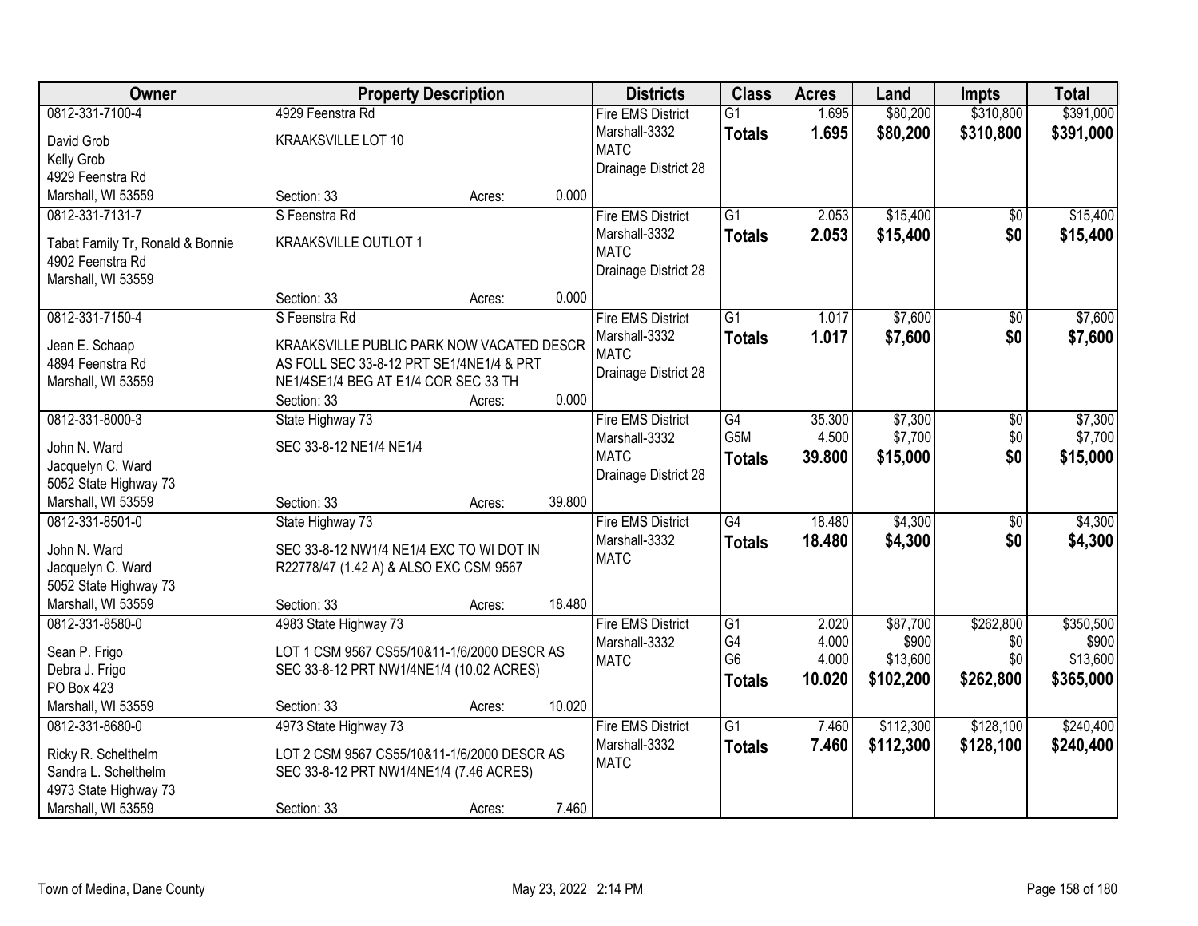| Owner | Property Description | | | Districts | Class | Acres | Land | Impts | Total |
|---|---|---|---|---|---|---|---|---|---|
| 0812-331-7100-4 | 4929 Feenstra Rd | | | Fire EMS District | G1 | 1.695 | $80,200 | $310,800 | $391,000 |
| David Grob | KRAAKSVILLE LOT 10 | | | Marshall-3332 | **Totals** | **1.695** | **$80,200** | **$310,800** | **$391,000** |
| Kelly Grob | | | | MATC | | | | | |
| 4929 Feenstra Rd | | | | Drainage District 28 | | | | | |
| Marshall, WI 53559 | Section: 33 | Acres: | 0.000 | | | | | | |
| 0812-331-7131-7 | S Feenstra Rd | | | Fire EMS District | G1 | 2.053 | $15,400 | $0 | $15,400 |
| Tabat Family Tr, Ronald & Bonnie | KRAAKSVILLE OUTLOT 1 | | | Marshall-3332 | **Totals** | **2.053** | **$15,400** | **$0** | **$15,400** |
| 4902 Feenstra Rd | | | | MATC | | | | | |
| Marshall, WI 53559 | | | | Drainage District 28 | | | | | |
| | Section: 33 | Acres: | 0.000 | | | | | | |
| 0812-331-7150-4 | S Feenstra Rd | | | Fire EMS District | G1 | 1.017 | $7,600 | $0 | $7,600 |
| Jean E. Schaap | KRAAKSVILLE PUBLIC PARK NOW VACATED DESCR | | | Marshall-3332 | **Totals** | **1.017** | **$7,600** | **$0** | **$7,600** |
| 4894 Feenstra Rd | AS FOLL SEC 33-8-12 PRT SE1/4NE1/4 & PRT | | | MATC | | | | | |
| Marshall, WI 53559 | NE1/4SE1/4 BEG AT E1/4 COR SEC 33 TH | | | Drainage District 28 | | | | | |
| | Section: 33 | Acres: | 0.000 | | | | | | |
| 0812-331-8000-3 | State Highway 73 | | | Fire EMS District | G4 | 35.300 | $7,300 | $0 | $7,300 |
| John N. Ward | SEC 33-8-12 NE1/4 NE1/4 | | | Marshall-3332 | G5M | 4.500 | $7,700 | $0 | $7,700 |
| Jacquelyn C. Ward | | | | MATC | **Totals** | **39.800** | **$15,000** | **$0** | **$15,000** |
| 5052 State Highway 73 | | | | Drainage District 28 | | | | | |
| Marshall, WI 53559 | Section: 33 | Acres: | 39.800 | | | | | | |
| 0812-331-8501-0 | State Highway 73 | | | Fire EMS District | G4 | 18.480 | $4,300 | $0 | $4,300 |
| John N. Ward | SEC 33-8-12 NW1/4 NE1/4 EXC TO WI DOT IN | | | Marshall-3332 | **Totals** | **18.480** | **$4,300** | **$0** | **$4,300** |
| Jacquelyn C. Ward | R22778/47 (1.42 A) & ALSO EXC CSM 9567 | | | MATC | | | | | |
| 5052 State Highway 73 | | | | | | | | | |
| Marshall, WI 53559 | Section: 33 | Acres: | 18.480 | | | | | | |
| 0812-331-8580-0 | 4983 State Highway 73 | | | Fire EMS District | G1 | 2.020 | $87,700 | $262,800 | $350,500 |
| Sean P. Frigo | LOT 1 CSM 9567 CS55/10&11-1/6/2000 DESCR AS | | | Marshall-3332 | G4 | 4.000 | $900 | $0 | $900 |
| Debra J. Frigo | SEC 33-8-12 PRT NW1/4NE1/4 (10.02 ACRES) | | | MATC | G6 | 4.000 | $13,600 | $0 | $13,600 |
| PO Box 423 | | | | | **Totals** | **10.020** | **$102,200** | **$262,800** | **$365,000** |
| Marshall, WI 53559 | Section: 33 | Acres: | 10.020 | | | | | | |
| 0812-331-8680-0 | 4973 State Highway 73 | | | Fire EMS District | G1 | 7.460 | $112,300 | $128,100 | $240,400 |
| Ricky R. Schelthelm | LOT 2 CSM 9567 CS55/10&11-1/6/2000 DESCR AS | | | Marshall-3332 | **Totals** | **7.460** | **$112,300** | **$128,100** | **$240,400** |
| Sandra L. Schelthelm | SEC 33-8-12 PRT NW1/4NE1/4 (7.46 ACRES) | | | MATC | | | | | |
| 4973 State Highway 73 | | | | | | | | | |
| Marshall, WI 53559 | Section: 33 | Acres: | 7.460 | | | | | | |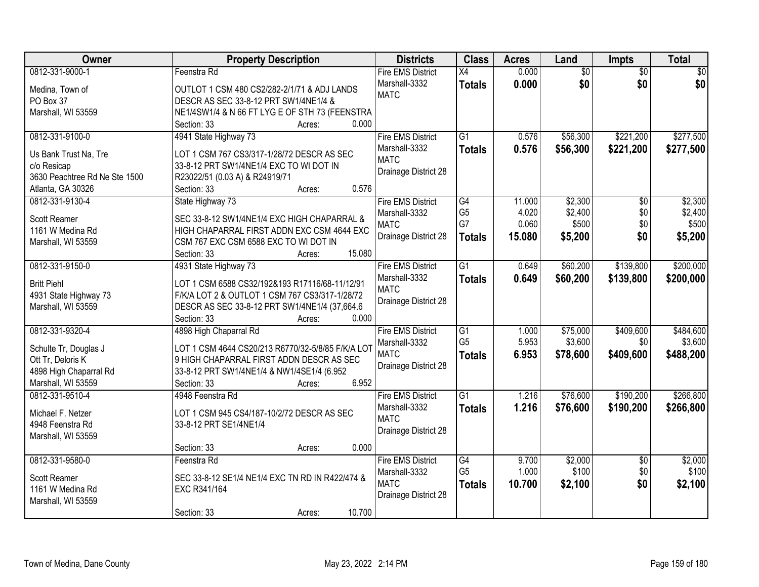| Owner | Property Description | Districts | Class | Acres | Land | Impts | Total |
|---|---|---|---|---|---|---|---|
| 0812-331-9000-1<br>Medina, Town of<br>PO Box 37<br>Marshall, WI 53559 | Feenstra Rd<br>OUTLOT 1 CSM 480 CS2/282-2/1/71 & ADJ LANDS DESCR AS SEC 33-8-12 PRT SW1/4NE1/4 & NE1/4SW1/4 & N 66 FT LYG E OF STH 73 (FEENSTRA<br>Section: 33 Acres: 0.000 | Fire EMS District<br>Marshall-3332<br>MATC | X4<br>**Totals** | 0.000<br>**0.000** | $0<br>**$0** | $0<br>**$0** | $0<br>**$0** |
| 0812-331-9100-0<br>Us Bank Trust Na, Tre<br>c/o Resicap<br>3630 Peachtree Rd Ne Ste 1500<br>Atlanta, GA 30326 | 4941 State Highway 73<br>LOT 1 CSM 767 CS3/317-1/28/72 DESCR AS SEC 33-8-12 PRT SW1/4NE1/4 EXC TO WI DOT IN R23022/51 (0.03 A) & R24919/71<br>Section: 33 Acres: 0.576 | Fire EMS District<br>Marshall-3332<br>MATC<br>Drainage District 28 | G1<br>**Totals** | 0.576<br>**0.576** | $56,300<br>**$56,300** | $221,200<br>**$221,200** | $277,500<br>**$277,500** |
| 0812-331-9130-4<br>Scott Reamer<br>1161 W Medina Rd<br>Marshall, WI 53559 | State Highway 73<br>SEC 33-8-12 SW1/4NE1/4 EXC HIGH CHAPARRAL & HIGH CHAPARRAL FIRST ADDN EXC CSM 4644 EXC CSM 767 EXC CSM 6588 EXC TO WI DOT IN<br>Section: 33 Acres: 15.080 | Fire EMS District<br>Marshall-3332<br>MATC<br>Drainage District 28 | G4<br>G5<br>G7<br>**Totals** | 11.000<br>4.020<br>0.060<br>**15.080** | $2,300<br>$2,400<br>$500<br>**$5,200** | $0<br>$0<br>$0<br>**$0** | $2,300<br>$2,400<br>$500<br>**$5,200** |
| 0812-331-9150-0<br>Britt Piehl<br>4931 State Highway 73<br>Marshall, WI 53559 | 4931 State Highway 73<br>LOT 1 CSM 6588 CS32/192&193 R17116/68-11/12/91 F/K/A LOT 2 & OUTLOT 1 CSM 767 CS3/317-1/28/72 DESCR AS SEC 33-8-12 PRT SW1/4NE1/4 (37,664.6<br>Section: 33 Acres: 0.000 | Fire EMS District<br>Marshall-3332<br>MATC<br>Drainage District 28 | G1<br>**Totals** | 0.649<br>**0.649** | $60,200<br>**$60,200** | $139,800<br>**$139,800** | $200,000<br>**$200,000** |
| 0812-331-9320-4<br>Schulte Tr, Douglas J<br>Ott Tr, Deloris K<br>4898 High Chaparral Rd<br>Marshall, WI 53559 | 4898 High Chaparral Rd<br>LOT 1 CSM 4644 CS20/213 R6770/32-5/8/85 F/K/A LOT 9 HIGH CHAPARRAL FIRST ADDN DESCR AS SEC 33-8-12 PRT SW1/4NE1/4 & NW1/4SE1/4 (6.952<br>Section: 33 Acres: 6.952 | Fire EMS District<br>Marshall-3332<br>MATC<br>Drainage District 28 | G1<br>G5<br>**Totals** | 1.000<br>5.953<br>**6.953** | $75,000<br>$3,600<br>**$78,600** | $409,600<br>$0<br>**$409,600** | $484,600<br>$3,600<br>**$488,200** |
| 0812-331-9510-4<br>Michael F. Netzer<br>4948 Feenstra Rd<br>Marshall, WI 53559 | 4948 Feenstra Rd<br>LOT 1 CSM 945 CS4/187-10/2/72 DESCR AS SEC 33-8-12 PRT SE1/4NE1/4<br>Section: 33 Acres: 0.000 | Fire EMS District<br>Marshall-3332<br>MATC<br>Drainage District 28 | G1<br>**Totals** | 1.216<br>**1.216** | $76,600<br>**$76,600** | $190,200<br>**$190,200** | $266,800<br>**$266,800** |
| 0812-331-9580-0<br>Scott Reamer<br>1161 W Medina Rd<br>Marshall, WI 53559 | Feenstra Rd<br>SEC 33-8-12 SE1/4 NE1/4 EXC TN RD IN R422/474 & EXC R341/164<br>Section: 33 Acres: 10.700 | Fire EMS District<br>Marshall-3332<br>MATC<br>Drainage District 28 | G4<br>G5<br>**Totals** | 9.700<br>1.000<br>**10.700** | $2,000<br>$100<br>**$2,100** | $0<br>$0<br>**$0** | $2,000<br>$100<br>**$2,100** |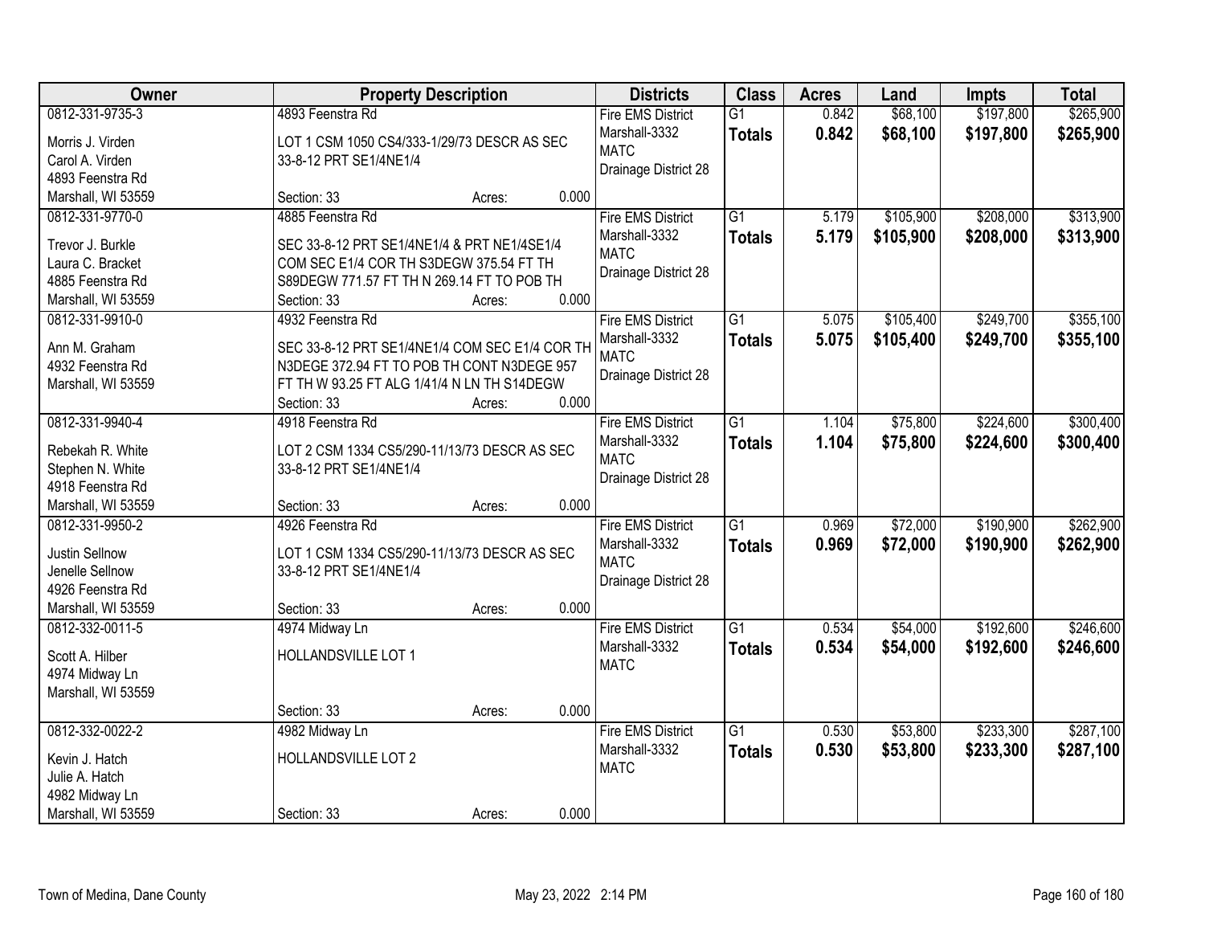| Owner | Property Description | Districts | Class | Acres | Land | Impts | Total |
|---|---|---|---|---|---|---|---|
| 0812-331-9735-3<br>Morris J. Virden<br>Carol A. Virden<br>4893 Feenstra Rd<br>Marshall, WI 53559 | 4893 Feenstra Rd<br>LOT 1 CSM 1050 CS4/333-1/29/73 DESCR AS SEC 33-8-12 PRT SE1/4NE1/4<br>Section: 33 Acres: 0.000 | Fire EMS District<br>Marshall-3332<br>MATC<br>Drainage District 28 | G1<br>**Totals** | 0.842<br>**0.842** | $68,100<br>**$68,100** | $197,800<br>**$197,800** | $265,900<br>**$265,900** |
| 0812-331-9770-0<br>Trevor J. Burkle<br>Laura C. Bracket<br>4885 Feenstra Rd<br>Marshall, WI 53559 | 4885 Feenstra Rd<br>SEC 33-8-12 PRT SE1/4NE1/4 & PRT NE1/4SE1/4 COM SEC E1/4 COR TH S3DEGW 375.54 FT TH S89DEGW 771.57 FT TH N 269.14 FT TO POB TH<br>Section: 33 Acres: 0.000 | Fire EMS District<br>Marshall-3332<br>MATC<br>Drainage District 28 | G1<br>**Totals** | 5.179<br>**5.179** | $105,900<br>**$105,900** | $208,000<br>**$208,000** | $313,900<br>**$313,900** |
| 0812-331-9910-0<br>Ann M. Graham<br>4932 Feenstra Rd<br>Marshall, WI 53559 | 4932 Feenstra Rd<br>SEC 33-8-12 PRT SE1/4NE1/4 COM SEC E1/4 COR TH N3DEGE 372.94 FT TO POB TH CONT N3DEGE 957 FT TH W 93.25 FT ALG 1/41/4 N LN TH S14DEGW<br>Section: 33 Acres: 0.000 | Fire EMS District<br>Marshall-3332<br>MATC<br>Drainage District 28 | G1<br>**Totals** | 5.075<br>**5.075** | $105,400<br>**$105,400** | $249,700<br>**$249,700** | $355,100<br>**$355,100** |
| 0812-331-9940-4<br>Rebekah R. White<br>Stephen N. White<br>4918 Feenstra Rd<br>Marshall, WI 53559 | 4918 Feenstra Rd<br>LOT 2 CSM 1334 CS5/290-11/13/73 DESCR AS SEC 33-8-12 PRT SE1/4NE1/4<br>Section: 33 Acres: 0.000 | Fire EMS District<br>Marshall-3332<br>MATC<br>Drainage District 28 | G1<br>**Totals** | 1.104<br>**1.104** | $75,800<br>**$75,800** | $224,600<br>**$224,600** | $300,400<br>**$300,400** |
| 0812-331-9950-2<br>Justin Sellnow<br>Jenelle Sellnow<br>4926 Feenstra Rd<br>Marshall, WI 53559 | 4926 Feenstra Rd<br>LOT 1 CSM 1334 CS5/290-11/13/73 DESCR AS SEC 33-8-12 PRT SE1/4NE1/4<br>Section: 33 Acres: 0.000 | Fire EMS District<br>Marshall-3332<br>MATC<br>Drainage District 28 | G1<br>**Totals** | 0.969<br>**0.969** | $72,000<br>**$72,000** | $190,900<br>**$190,900** | $262,900<br>**$262,900** |
| 0812-332-0011-5<br>Scott A. Hilber<br>4974 Midway Ln<br>Marshall, WI 53559 | 4974 Midway Ln<br>HOLLANDSVILLE LOT 1<br>Section: 33 Acres: 0.000 | Fire EMS District<br>Marshall-3332<br>MATC | G1<br>**Totals** | 0.534<br>**0.534** | $54,000<br>**$54,000** | $192,600<br>**$192,600** | $246,600<br>**$246,600** |
| 0812-332-0022-2<br>Kevin J. Hatch<br>Julie A. Hatch<br>4982 Midway Ln<br>Marshall, WI 53559 | 4982 Midway Ln<br>HOLLANDSVILLE LOT 2<br>Section: 33 Acres: 0.000 | Fire EMS District<br>Marshall-3332<br>MATC | G1<br>**Totals** | 0.530<br>**0.530** | $53,800<br>**$53,800** | $233,300<br>**$233,300** | $287,100<br>**$287,100** |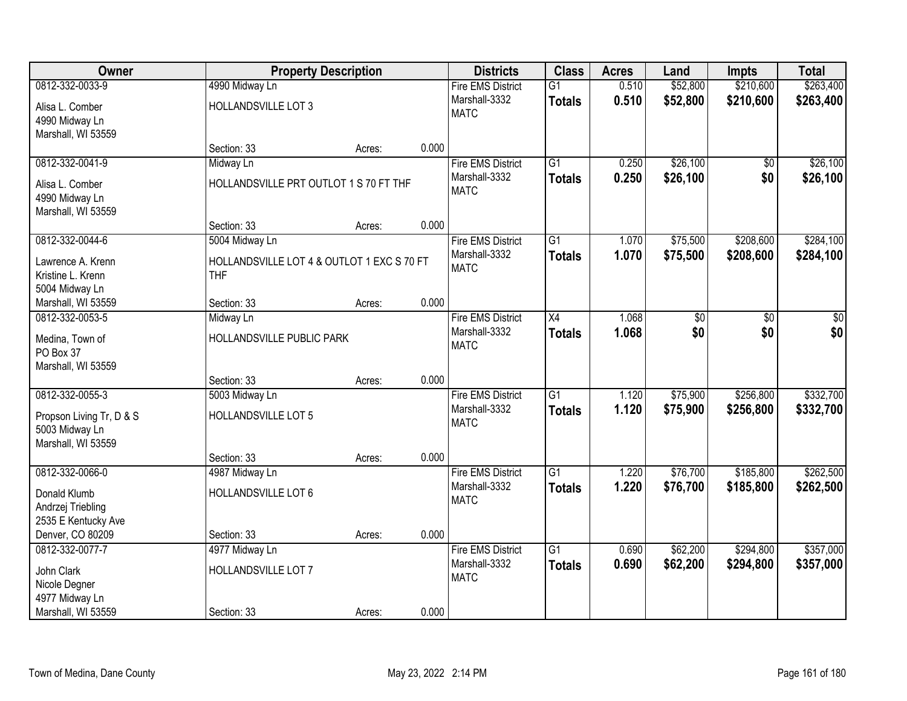| Owner | Property Description | | | Districts | Class | Acres | Land | Impts | Total |
|---|---|---|---|---|---|---|---|---|---|
| 0812-332-0033-9<br>Alisa L. Comber<br>4990 Midway Ln<br>Marshall, WI 53559 | 4990 Midway Ln<br>HOLLANDSVILLE LOT 3<br>Section: 33 | Acres: | 0.000 | Fire EMS District<br>Marshall-3332<br>MATC | G1<br>**Totals** | 0.510<br>**0.510** | $52,800<br>**$52,800** | $210,600<br>**$210,600** | $263,400<br>**$263,400** |
| 0812-332-0041-9<br>Alisa L. Comber<br>4990 Midway Ln<br>Marshall, WI 53559 | Midway Ln<br>HOLLANDSVILLE PRT OUTLOT 1 S 70 FT THF<br>Section: 33 | Acres: | 0.000 | Fire EMS District<br>Marshall-3332<br>MATC | G1<br>**Totals** | 0.250<br>**0.250** | $26,100<br>**$26,100** | $0<br>**$0** | $26,100<br>**$26,100** |
| 0812-332-0044-6<br>Lawrence A. Krenn<br>Kristine L. Krenn<br>5004 Midway Ln<br>Marshall, WI 53559 | 5004 Midway Ln<br>HOLLANDSVILLE LOT 4 & OUTLOT 1 EXC S 70 FT THF<br>Section: 33 | Acres: | 0.000 | Fire EMS District<br>Marshall-3332<br>MATC | G1<br>**Totals** | 1.070<br>**1.070** | $75,500<br>**$75,500** | $208,600<br>**$208,600** | $284,100<br>**$284,100** |
| 0812-332-0053-5<br>Medina, Town of<br>PO Box 37<br>Marshall, WI 53559 | Midway Ln<br>HOLLANDSVILLE PUBLIC PARK<br>Section: 33 | Acres: | 0.000 | Fire EMS District<br>Marshall-3332<br>MATC | X4<br>**Totals** | 1.068<br>**1.068** | $0<br>**$0** | $0<br>**$0** | $0<br>**$0** |
| 0812-332-0055-3<br>Propson Living Tr, D & S<br>5003 Midway Ln<br>Marshall, WI 53559 | 5003 Midway Ln<br>HOLLANDSVILLE LOT 5<br>Section: 33 | Acres: | 0.000 | Fire EMS District<br>Marshall-3332<br>MATC | G1<br>**Totals** | 1.120<br>**1.120** | $75,900<br>**$75,900** | $256,800<br>**$256,800** | $332,700<br>**$332,700** |
| 0812-332-0066-0<br>Donald Klumb<br>Andrzej Triebling<br>2535 E Kentucky Ave<br>Denver, CO 80209 | 4987 Midway Ln<br>HOLLANDSVILLE LOT 6<br>Section: 33 | Acres: | 0.000 | Fire EMS District<br>Marshall-3332<br>MATC | G1<br>**Totals** | 1.220<br>**1.220** | $76,700<br>**$76,700** | $185,800<br>**$185,800** | $262,500<br>**$262,500** |
| 0812-332-0077-7<br>John Clark<br>Nicole Degner<br>4977 Midway Ln<br>Marshall, WI 53559 | 4977 Midway Ln<br>HOLLANDSVILLE LOT 7<br>Section: 33 | Acres: | 0.000 | Fire EMS District<br>Marshall-3332<br>MATC | G1<br>**Totals** | 0.690<br>**0.690** | $62,200<br>**$62,200** | $294,800<br>**$294,800** | $357,000<br>**$357,000** |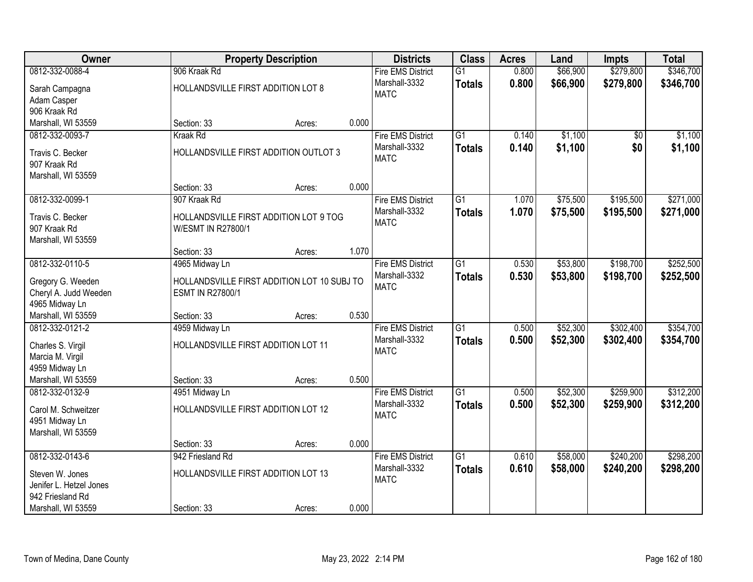| Owner | Property Description | | | Districts | Class | Acres | Land | Impts | Total |
|---|---|---|---|---|---|---|---|---|---|
| 0812-332-0088-4<br><br>Sarah Campagna<br>Adam Casper<br>906 Kraak Rd<br>Marshall, WI 53559 | 906 Kraak Rd<br><br>HOLLANDSVILLE FIRST ADDITION LOT 8<br><br>Section: 33 | Acres: | 0.000 | Fire EMS District<br>Marshall-3332<br>MATC | G1<br>**Totals** | 0.800<br>**0.800** | $66,900<br>**$66,900** | $279,800<br>**$279,800** | $346,700<br>**$346,700** |
| 0812-332-0093-7<br><br>Travis C. Becker<br>907 Kraak Rd<br>Marshall, WI 53559 | Kraak Rd<br><br>HOLLANDSVILLE FIRST ADDITION OUTLOT 3<br><br>Section: 33 | Acres: | 0.000 | Fire EMS District<br>Marshall-3332<br>MATC | G1<br>**Totals** | 0.140<br>**0.140** | $1,100<br>**$1,100** | $0<br>**$0** | $1,100<br>**$1,100** |
| 0812-332-0099-1<br><br>Travis C. Becker<br>907 Kraak Rd<br>Marshall, WI 53559 | 907 Kraak Rd<br><br>HOLLANDSVILLE FIRST ADDITION LOT 9 TOG W/ESMT IN R27800/1<br><br>Section: 33 | Acres: | 1.070 | Fire EMS District<br>Marshall-3332<br>MATC | G1<br>**Totals** | 1.070<br>**1.070** | $75,500<br>**$75,500** | $195,500<br>**$195,500** | $271,000<br>**$271,000** |
| 0812-332-0110-5<br><br>Gregory G. Weeden<br>Cheryl A. Judd Weeden<br>4965 Midway Ln<br>Marshall, WI 53559 | 4965 Midway Ln<br><br>HOLLANDSVILLE FIRST ADDITION LOT 10 SUBJ TO ESMT IN R27800/1<br><br>Section: 33 | Acres: | 0.530 | Fire EMS District<br>Marshall-3332<br>MATC | G1<br>**Totals** | 0.530<br>**0.530** | $53,800<br>**$53,800** | $198,700<br>**$198,700** | $252,500<br>**$252,500** |
| 0812-332-0121-2<br><br>Charles S. Virgil<br>Marcia M. Virgil<br>4959 Midway Ln<br>Marshall, WI 53559 | 4959 Midway Ln<br><br>HOLLANDSVILLE FIRST ADDITION LOT 11<br><br>Section: 33 | Acres: | 0.500 | Fire EMS District<br>Marshall-3332<br>MATC | G1<br>**Totals** | 0.500<br>**0.500** | $52,300<br>**$52,300** | $302,400<br>**$302,400** | $354,700<br>**$354,700** |
| 0812-332-0132-9<br><br>Carol M. Schweitzer<br>4951 Midway Ln<br>Marshall, WI 53559 | 4951 Midway Ln<br><br>HOLLANDSVILLE FIRST ADDITION LOT 12<br><br>Section: 33 | Acres: | 0.000 | Fire EMS District<br>Marshall-3332<br>MATC | G1<br>**Totals** | 0.500<br>**0.500** | $52,300<br>**$52,300** | $259,900<br>**$259,900** | $312,200<br>**$312,200** |
| 0812-332-0143-6<br><br>Steven W. Jones<br>Jenifer L. Hetzel Jones<br>942 Friesland Rd<br>Marshall, WI 53559 | 942 Friesland Rd<br><br>HOLLANDSVILLE FIRST ADDITION LOT 13<br><br>Section: 33 | Acres: | 0.000 | Fire EMS District<br>Marshall-3332<br>MATC | G1<br>**Totals** | 0.610<br>**0.610** | $58,000<br>**$58,000** | $240,200<br>**$240,200** | $298,200<br>**$298,200** |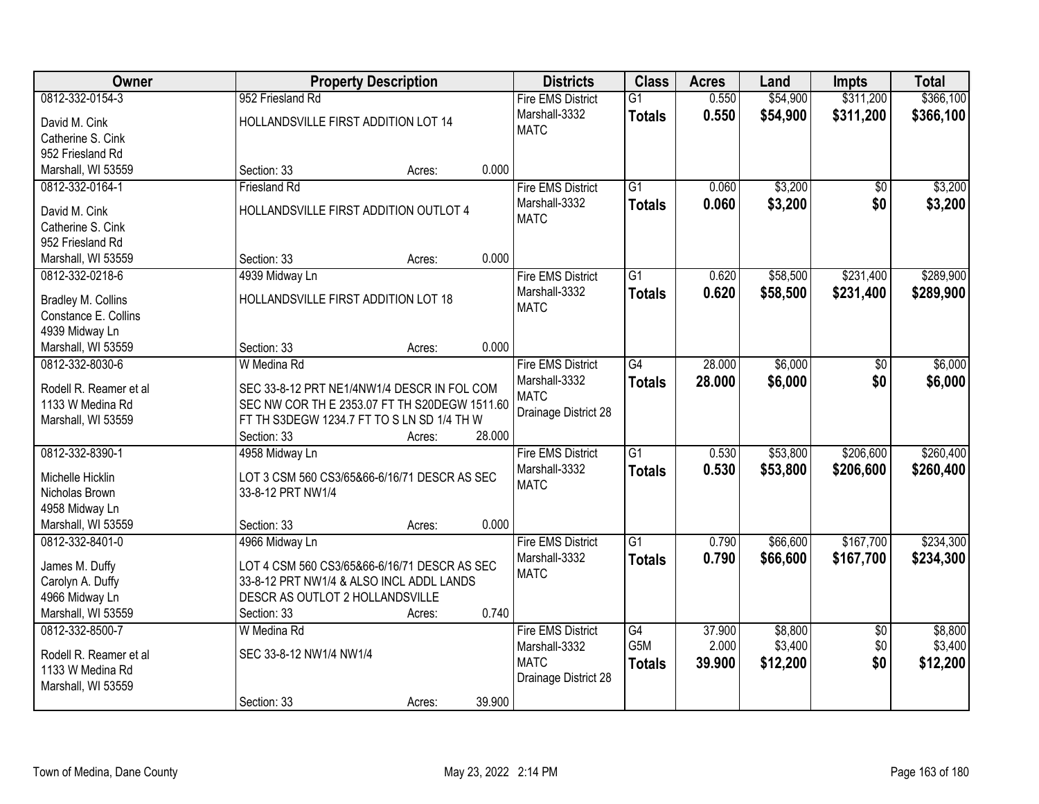| Owner | Property Description | Districts | Class | Acres | Land | Impts | Total |
|---|---|---|---|---|---|---|---|
| 0812-332-0154-3<br>David M. Cink<br>Catherine S. Cink<br>952 Friesland Rd<br>Marshall, WI 53559 | 952 Friesland Rd<br>HOLLANDSVILLE FIRST ADDITION LOT 14<br>Section: 33 Acres: 0.000 | Fire EMS District<br>Marshall-3332<br>MATC | G1<br>**Totals** | 0.550<br>**0.550** | $54,900<br>**$54,900** | $311,200<br>**$311,200** | $366,100<br>**$366,100** |
| 0812-332-0164-1<br>David M. Cink<br>Catherine S. Cink<br>952 Friesland Rd<br>Marshall, WI 53559 | Friesland Rd<br>HOLLANDSVILLE FIRST ADDITION OUTLOT 4<br>Section: 33 Acres: 0.000 | Fire EMS District<br>Marshall-3332<br>MATC | G1<br>**Totals** | 0.060<br>**0.060** | $3,200<br>**$3,200** | $0<br>**$0** | $3,200<br>**$3,200** |
| 0812-332-0218-6<br>Bradley M. Collins<br>Constance E. Collins<br>4939 Midway Ln<br>Marshall, WI 53559 | 4939 Midway Ln<br>HOLLANDSVILLE FIRST ADDITION LOT 18<br>Section: 33 Acres: 0.000 | Fire EMS District<br>Marshall-3332<br>MATC | G1<br>**Totals** | 0.620<br>**0.620** | $58,500<br>**$58,500** | $231,400<br>**$231,400** | $289,900<br>**$289,900** |
| 0812-332-8030-6<br>Rodell R. Reamer et al<br>1133 W Medina Rd<br>Marshall, WI 53559 | W Medina Rd<br>SEC 33-8-12 PRT NE1/4NW1/4 DESCR IN FOL COM SEC NW COR TH E 2353.07 FT TH S20DEGW 1511.60 FT TH S3DEGW 1234.7 FT TO S LN SD 1/4 TH W<br>Section: 33 Acres: 28.000 | Fire EMS District<br>Marshall-3332<br>MATC<br>Drainage District 28 | G4<br>**Totals** | 28.000<br>**28.000** | $6,000<br>**$6,000** | $0<br>**$0** | $6,000<br>**$6,000** |
| 0812-332-8390-1<br>Michelle Hicklin<br>Nicholas Brown<br>4958 Midway Ln<br>Marshall, WI 53559 | 4958 Midway Ln<br>LOT 3 CSM 560 CS3/65&66-6/16/71 DESCR AS SEC 33-8-12 PRT NW1/4<br>Section: 33 Acres: 0.000 | Fire EMS District<br>Marshall-3332<br>MATC | G1<br>**Totals** | 0.530<br>**0.530** | $53,800<br>**$53,800** | $206,600<br>**$206,600** | $260,400<br>**$260,400** |
| 0812-332-8401-0<br>James M. Duffy<br>Carolyn A. Duffy<br>4966 Midway Ln<br>Marshall, WI 53559 | 4966 Midway Ln<br>LOT 4 CSM 560 CS3/65&66-6/16/71 DESCR AS SEC 33-8-12 PRT NW1/4 & ALSO INCL ADDL LANDS DESCR AS OUTLOT 2 HOLLANDSVILLE<br>Section: 33 Acres: 0.740 | Fire EMS District<br>Marshall-3332<br>MATC | G1<br>**Totals** | 0.790<br>**0.790** | $66,600<br>**$66,600** | $167,700<br>**$167,700** | $234,300<br>**$234,300** |
| 0812-332-8500-7<br>Rodell R. Reamer et al<br>1133 W Medina Rd<br>Marshall, WI 53559 | W Medina Rd<br>SEC 33-8-12 NW1/4 NW1/4<br>Section: 33 Acres: 39.900 | Fire EMS District<br>Marshall-3332<br>MATC<br>Drainage District 28 | G4<br>G5M<br>**Totals** | 37.900<br>2.000<br>**39.900** | $8,800<br>$3,400<br>**$12,200** | $0<br>$0<br>**$0** | $8,800<br>$3,400<br>**$12,200** |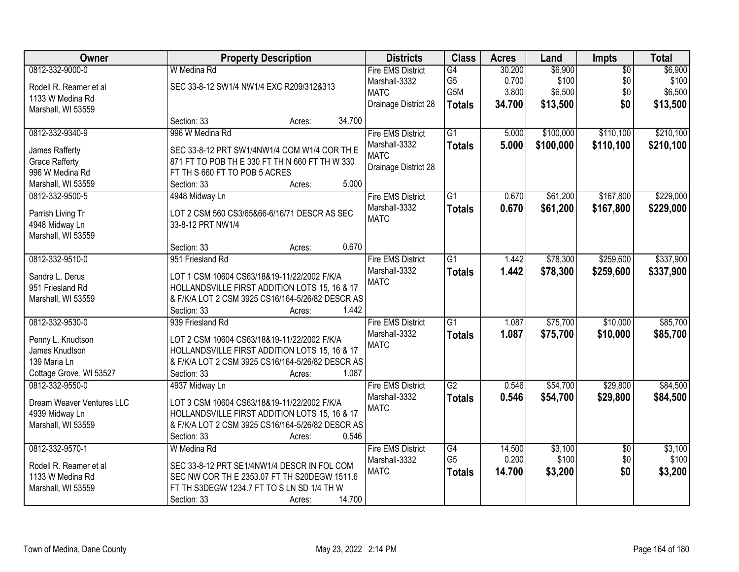| Owner | Property Description | Districts | Class | Acres | Land | Impts | Total |
|---|---|---|---|---|---|---|---|
| 0812-332-9000-0<br>Rodell R. Reamer et al<br>1133 W Medina Rd<br>Marshall, WI 53559 | W Medina Rd<br>SEC 33-8-12 SW1/4 NW1/4 EXC R209/312&313<br>Section: 33 Acres: 34.700 | Fire EMS District<br>Marshall-3332<br>MATC<br>Drainage District 28 | G4<br>G5<br>G5M<br>**Totals** | 30.200<br>0.700<br>3.800<br>**34.700** | $6,900<br>$100<br>$6,500<br>**$13,500** | $0<br>$0<br>$0<br>**$0** | $6,900<br>$100<br>$6,500<br>**$13,500** |
| 0812-332-9340-9<br>James Rafferty<br>Grace Rafferty<br>996 W Medina Rd<br>Marshall, WI 53559 | 996 W Medina Rd<br>SEC 33-8-12 PRT SW1/4NW1/4 COM W1/4 COR TH E 871 FT TO POB TH E 330 FT TH N 660 FT TH W 330 FT TH S 660 FT TO POB 5 ACRES<br>Section: 33 Acres: 5.000 | Fire EMS District<br>Marshall-3332<br>MATC<br>Drainage District 28 | G1<br>**Totals** | 5.000<br>**5.000** | $100,000<br>**$100,000** | $110,100<br>**$110,100** | $210,100<br>**$210,100** |
| 0812-332-9500-5<br>Parrish Living Tr<br>4948 Midway Ln<br>Marshall, WI 53559 | 4948 Midway Ln<br>LOT 2 CSM 560 CS3/65&66-6/16/71 DESCR AS SEC 33-8-12 PRT NW1/4<br>Section: 33 Acres: 0.670 | Fire EMS District<br>Marshall-3332<br>MATC | G1<br>**Totals** | 0.670<br>**0.670** | $61,200<br>**$61,200** | $167,800<br>**$167,800** | $229,000<br>**$229,000** |
| 0812-332-9510-0<br>Sandra L. Derus<br>951 Friesland Rd<br>Marshall, WI 53559 | 951 Friesland Rd<br>LOT 1 CSM 10604 CS63/18&19-11/22/2002 F/K/A HOLLANDSVILLE FIRST ADDITION LOTS 15, 16 & 17 & F/K/A LOT 2 CSM 3925 CS16/164-5/26/82 DESCR AS<br>Section: 33 Acres: 1.442 | Fire EMS District<br>Marshall-3332<br>MATC | G1<br>**Totals** | 1.442<br>**1.442** | $78,300<br>**$78,300** | $259,600<br>**$259,600** | $337,900<br>**$337,900** |
| 0812-332-9530-0<br>Penny L. Knudtson<br>James Knudtson<br>139 Maria Ln<br>Cottage Grove, WI 53527 | 939 Friesland Rd<br>LOT 2 CSM 10604 CS63/18&19-11/22/2002 F/K/A HOLLANDSVILLE FIRST ADDITION LOTS 15, 16 & 17 & F/K/A LOT 2 CSM 3925 CS16/164-5/26/82 DESCR AS<br>Section: 33 Acres: 1.087 | Fire EMS District<br>Marshall-3332<br>MATC | G1<br>**Totals** | 1.087<br>**1.087** | $75,700<br>**$75,700** | $10,000<br>**$10,000** | $85,700<br>**$85,700** |
| 0812-332-9550-0<br>Dream Weaver Ventures LLC<br>4939 Midway Ln<br>Marshall, WI 53559 | 4937 Midway Ln<br>LOT 3 CSM 10604 CS63/18&19-11/22/2002 F/K/A HOLLANDSVILLE FIRST ADDITION LOTS 15, 16 & 17 & F/K/A LOT 2 CSM 3925 CS16/164-5/26/82 DESCR AS<br>Section: 33 Acres: 0.546 | Fire EMS District<br>Marshall-3332<br>MATC | G2<br>**Totals** | 0.546<br>**0.546** | $54,700<br>**$54,700** | $29,800<br>**$29,800** | $84,500<br>**$84,500** |
| 0812-332-9570-1<br>Rodell R. Reamer et al<br>1133 W Medina Rd<br>Marshall, WI 53559 | W Medina Rd<br>SEC 33-8-12 PRT SE1/4NW1/4 DESCR IN FOL COM SEC NW COR TH E 2353.07 FT TH S20DEGW 1511.6 FT TH S3DEGW 1234.7 FT TO S LN SD 1/4 TH W<br>Section: 33 Acres: 14.700 | Fire EMS District<br>Marshall-3332<br>MATC | G4<br>G5<br>**Totals** | 14.500<br>0.200<br>**14.700** | $3,100<br>$100<br>**$3,200** | $0<br>$0<br>**$0** | $3,100<br>$100<br>**$3,200** |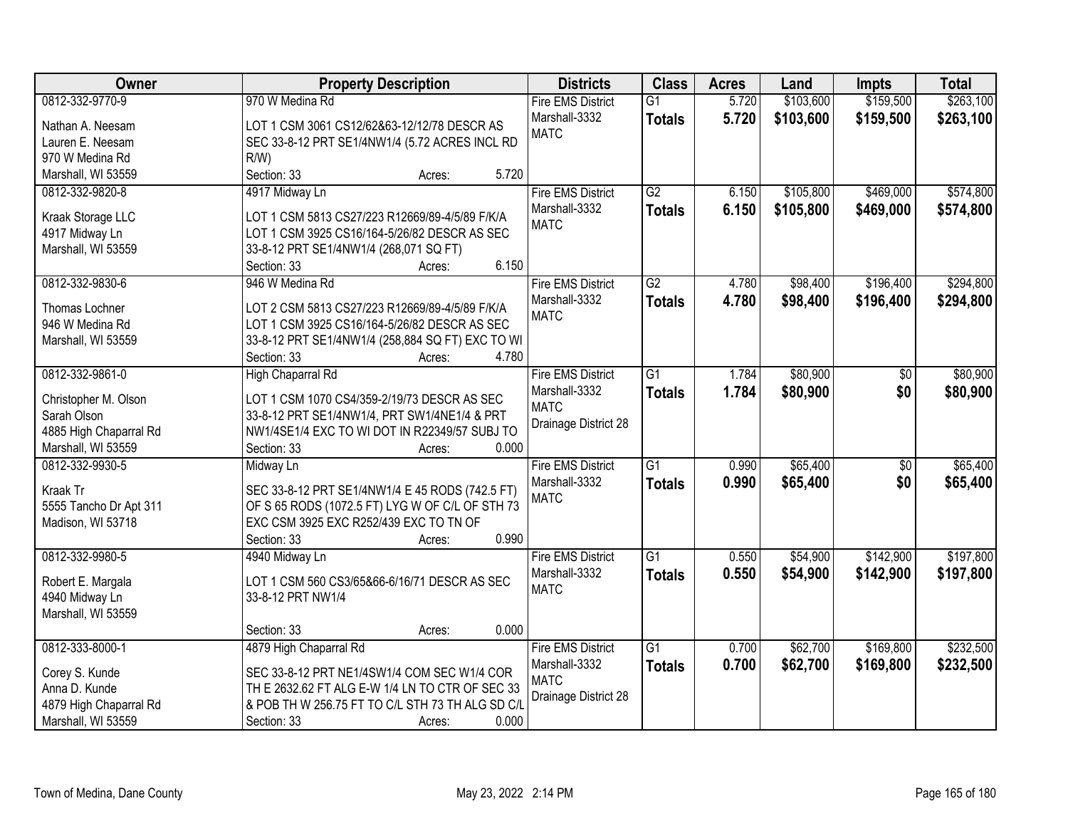| Owner | Property Description | Districts | Class | Acres | Land | Impts | Total |
|---|---|---|---|---|---|---|---|
| 0812-332-9770-9<br><br>Nathan A. Neesam<br>Lauren E. Neesam<br>970 W Medina Rd<br>Marshall, WI 53559 | 970 W Medina Rd<br><br>LOT 1 CSM 3061 CS12/62&63-12/12/78 DESCR AS SEC 33-8-12 PRT SE1/4NW1/4 (5.72 ACRES INCL RD R/W)<br>Section: 33 Acres: 5.720 | Fire EMS District<br>Marshall-3332<br>MATC | G1<br>**Totals** | 5.720<br>**5.720** | $103,600<br>**$103,600** | $159,500<br>**$159,500** | $263,100<br>**$263,100** |
| 0812-332-9820-8<br><br>Kraak Storage LLC<br>4917 Midway Ln<br>Marshall, WI 53559 | 4917 Midway Ln<br><br>LOT 1 CSM 5813 CS27/223 R12669/89-4/5/89 F/K/A LOT 1 CSM 3925 CS16/164-5/26/82 DESCR AS SEC 33-8-12 PRT SE1/4NW1/4 (268,071 SQ FT)<br>Section: 33 Acres: 6.150 | Fire EMS District<br>Marshall-3332<br>MATC | G2<br>**Totals** | 6.150<br>**6.150** | $105,800<br>**$105,800** | $469,000<br>**$469,000** | $574,800<br>**$574,800** |
| 0812-332-9830-6<br><br>Thomas Lochner<br>946 W Medina Rd<br>Marshall, WI 53559 | 946 W Medina Rd<br><br>LOT 2 CSM 5813 CS27/223 R12669/89-4/5/89 F/K/A LOT 1 CSM 3925 CS16/164-5/26/82 DESCR AS SEC 33-8-12 PRT SE1/4NW1/4 (258,884 SQ FT) EXC TO WI<br>Section: 33 Acres: 4.780 | Fire EMS District<br>Marshall-3332<br>MATC | G2<br>**Totals** | 4.780<br>**4.780** | $98,400<br>**$98,400** | $196,400<br>**$196,400** | $294,800<br>**$294,800** |
| 0812-332-9861-0<br><br>Christopher M. Olson<br>Sarah Olson<br>4885 High Chaparral Rd<br>Marshall, WI 53559 | High Chaparral Rd<br><br>LOT 1 CSM 1070 CS4/359-2/19/73 DESCR AS SEC 33-8-12 PRT SE1/4NW1/4, PRT SW1/4NE1/4 & PRT NW1/4SE1/4 EXC TO WI DOT IN R22349/57 SUBJ TO<br>Section: 33 Acres: 0.000 | Fire EMS District<br>Marshall-3332<br>MATC<br>Drainage District 28 | G1<br>**Totals** | 1.784<br>**1.784** | $80,900<br>**$80,900** | $0<br>**$0** | $80,900<br>**$80,900** |
| 0812-332-9930-5<br><br>Kraak Tr<br>5555 Tancho Dr Apt 311<br>Madison, WI 53718 | Midway Ln<br><br>SEC 33-8-12 PRT SE1/4NW1/4 E 45 RODS (742.5 FT) OF S 65 RODS (1072.5 FT) LYG W OF C/L OF STH 73 EXC CSM 3925 EXC R252/439 EXC TO TN OF<br>Section: 33 Acres: 0.990 | Fire EMS District<br>Marshall-3332<br>MATC | G1<br>**Totals** | 0.990<br>**0.990** | $65,400<br>**$65,400** | $0<br>**$0** | $65,400<br>**$65,400** |
| 0812-332-9980-5<br><br>Robert E. Margala<br>4940 Midway Ln<br>Marshall, WI 53559 | 4940 Midway Ln<br><br>LOT 1 CSM 560 CS3/65&66-6/16/71 DESCR AS SEC 33-8-12 PRT NW1/4<br>Section: 33 Acres: 0.000 | Fire EMS District<br>Marshall-3332<br>MATC | G1<br>**Totals** | 0.550<br>**0.550** | $54,900<br>**$54,900** | $142,900<br>**$142,900** | $197,800<br>**$197,800** |
| 0812-333-8000-1<br><br>Corey S. Kunde<br>Anna D. Kunde<br>4879 High Chaparral Rd<br>Marshall, WI 53559 | 4879 High Chaparral Rd<br><br>SEC 33-8-12 PRT NE1/4SW1/4 COM SEC W1/4 COR TH E 2632.62 FT ALG E-W 1/4 LN TO CTR OF SEC 33 & POB TH W 256.75 FT TO C/L STH 73 TH ALG SD C/L<br>Section: 33 Acres: 0.000 | Fire EMS District<br>Marshall-3332<br>MATC<br>Drainage District 28 | G1<br>**Totals** | 0.700<br>**0.700** | $62,700<br>**$62,700** | $169,800<br>**$169,800** | $232,500<br>**$232,500** |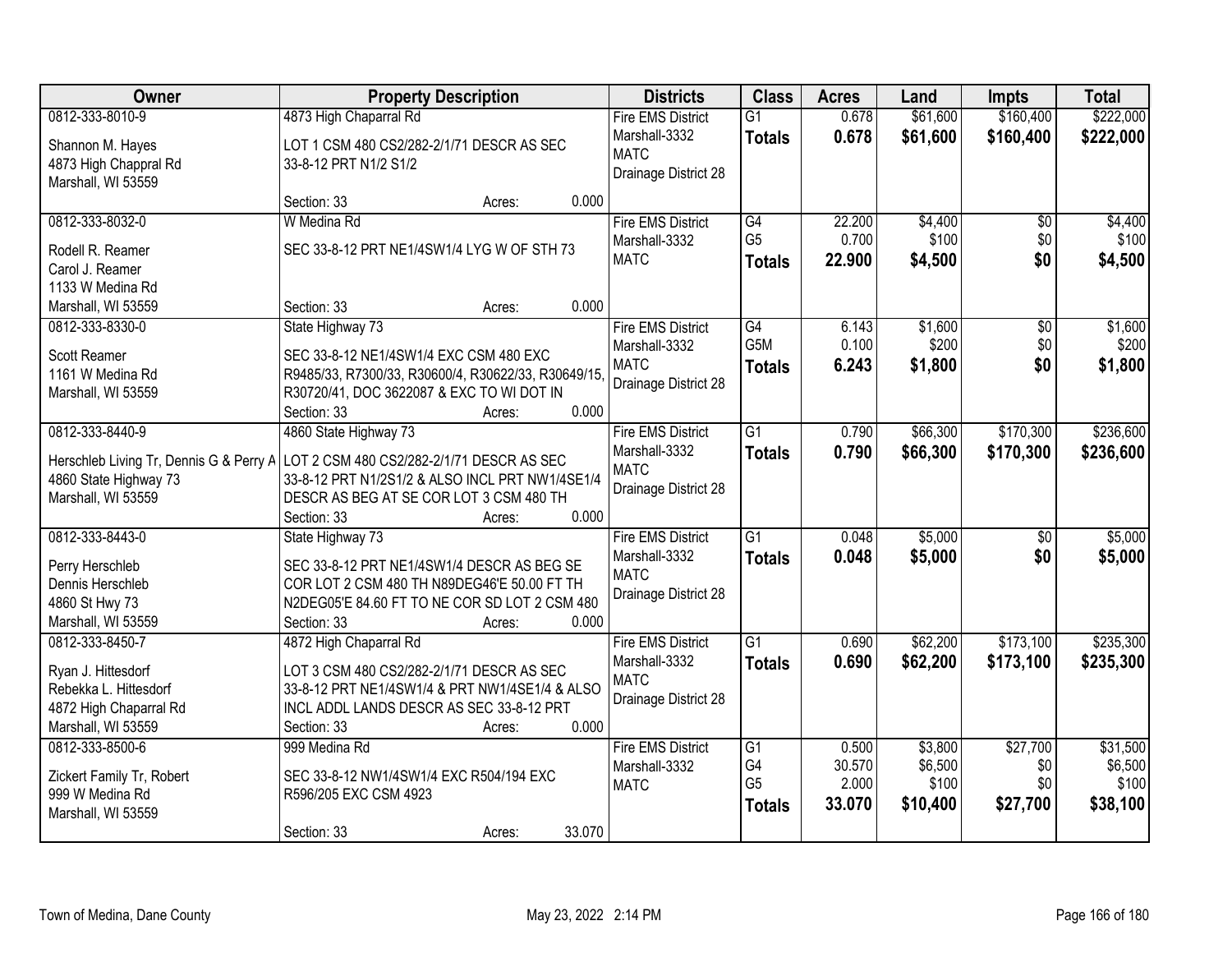| Owner | Property Description | Districts | Class | Acres | Land | Impts | Total |
|---|---|---|---|---|---|---|---|
| 0812-333-8010-9<br>Shannon M. Hayes<br>4873 High Chappral Rd<br>Marshall, WI 53559 | 4873 High Chaparral Rd<br>LOT 1 CSM 480 CS2/282-2/1/71 DESCR AS SEC 33-8-12 PRT N1/2 S1/2<br>Section: 33 Acres: 0.000 | Fire EMS District<br>Marshall-3332<br>MATC<br>Drainage District 28 | G1<br>**Totals** | 0.678<br>**0.678** | $61,600<br>**$61,600** | $160,400<br>**$160,400** | $222,000<br>**$222,000** |
| 0812-333-8032-0<br>Rodell R. Reamer<br>Carol J. Reamer<br>1133 W Medina Rd<br>Marshall, WI 53559 | W Medina Rd<br>SEC 33-8-12 PRT NE1/4SW1/4 LYG W OF STH 73<br>Section: 33 Acres: 0.000 | Fire EMS District<br>Marshall-3332<br>MATC | G4<br>G5<br>**Totals** | 22.200<br>0.700<br>**22.900** | $4,400<br>$100<br>**$4,500** | $0<br>$0<br>**$0** | $4,400<br>$100<br>**$4,500** |
| 0812-333-8330-0<br>Scott Reamer<br>1161 W Medina Rd<br>Marshall, WI 53559 | State Highway 73<br>SEC 33-8-12 NE1/4SW1/4 EXC CSM 480 EXC R9485/33, R7300/33, R30600/4, R30622/33, R30649/15, R30720/41, DOC 3622087 & EXC TO WI DOT IN<br>Section: 33 Acres: 0.000 | Fire EMS District<br>Marshall-3332<br>MATC<br>Drainage District 28 | G4<br>G5M<br>**Totals** | 6.143<br>0.100<br>**6.243** | $1,600<br>$200<br>**$1,800** | $0<br>$0<br>**$0** | $1,600<br>$200<br>**$1,800** |
| 0812-333-8440-9<br>Herschleb Living Tr, Dennis G & Perry A<br>4860 State Highway 73<br>Marshall, WI 53559 | 4860 State Highway 73<br>LOT 2 CSM 480 CS2/282-2/1/71 DESCR AS SEC 33-8-12 PRT N1/2S1/2 & ALSO INCL PRT NW1/4SE1/4 DESCR AS BEG AT SE COR LOT 3 CSM 480 TH<br>Section: 33 Acres: 0.000 | Fire EMS District<br>Marshall-3332<br>MATC<br>Drainage District 28 | G1<br>**Totals** | 0.790<br>**0.790** | $66,300<br>**$66,300** | $170,300<br>**$170,300** | $236,600<br>**$236,600** |
| 0812-333-8443-0<br>Perry Herschleb<br>Dennis Herschleb<br>4860 St Hwy 73<br>Marshall, WI 53559 | State Highway 73<br>SEC 33-8-12 PRT NE1/4SW1/4 DESCR AS BEG SE COR LOT 2 CSM 480 TH N89DEG46'E 50.00 FT TH N2DEG05'E 84.60 FT TO NE COR SD LOT 2 CSM 480<br>Section: 33 Acres: 0.000 | Fire EMS District<br>Marshall-3332<br>MATC<br>Drainage District 28 | G1<br>**Totals** | 0.048<br>**0.048** | $5,000<br>**$5,000** | $0<br>**$0** | $5,000<br>**$5,000** |
| 0812-333-8450-7<br>Ryan J. Hittesdorf<br>Rebekka L. Hittesdorf<br>4872 High Chaparral Rd<br>Marshall, WI 53559 | 4872 High Chaparral Rd<br>LOT 3 CSM 480 CS2/282-2/1/71 DESCR AS SEC 33-8-12 PRT NE1/4SW1/4 & PRT NW1/4SE1/4 & ALSO INCL ADDL LANDS DESCR AS SEC 33-8-12 PRT<br>Section: 33 Acres: 0.000 | Fire EMS District<br>Marshall-3332<br>MATC<br>Drainage District 28 | G1<br>**Totals** | 0.690<br>**0.690** | $62,200<br>**$62,200** | $173,100<br>**$173,100** | $235,300<br>**$235,300** |
| 0812-333-8500-6<br>Zickert Family Tr, Robert<br>999 W Medina Rd<br>Marshall, WI 53559 | 999 Medina Rd<br>SEC 33-8-12 NW1/4SW1/4 EXC R504/194 EXC R596/205 EXC CSM 4923<br>Section: 33 Acres: 33.070 | Fire EMS District<br>Marshall-3332<br>MATC | G1<br>G4<br>G5<br>**Totals** | 0.500<br>30.570<br>2.000<br>**33.070** | $3,800<br>$6,500<br>$100<br>**$10,400** | $27,700<br>$0<br>$0<br>**$27,700** | $31,500<br>$6,500<br>$100<br>**$38,100** |

Town of Medina, Dane County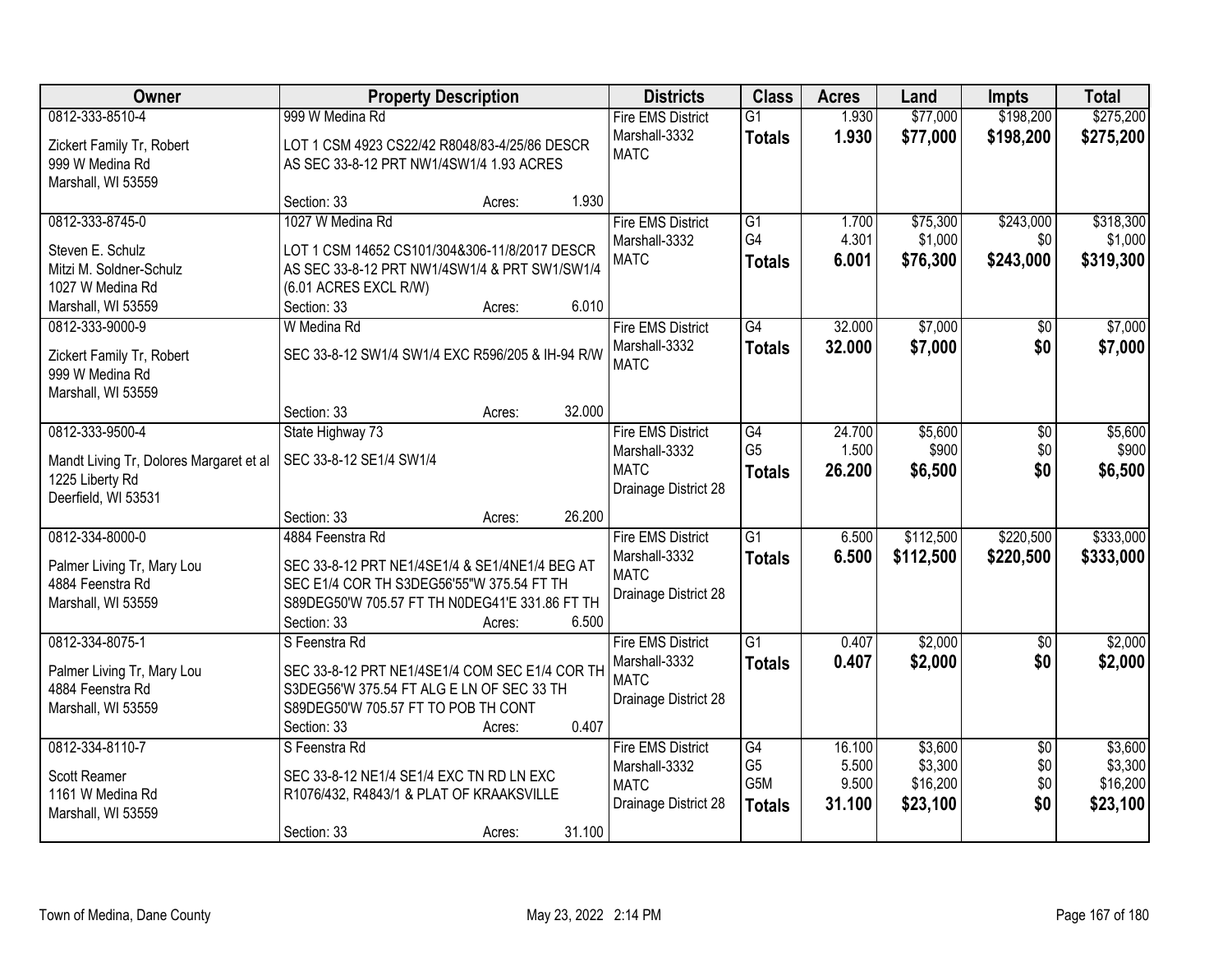| Owner | Property Description | Districts | Class | Acres | Land | Impts | Total |
|---|---|---|---|---|---|---|---|
| 0812-333-8510-4<br>Zickert Family Tr, Robert<br>999 W Medina Rd<br>Marshall, WI 53559 | 999 W Medina Rd<br>LOT 1 CSM 4923 CS22/42 R8048/83-4/25/86 DESCR AS SEC 33-8-12 PRT NW1/4SW1/4 1.93 ACRES<br>Section: 33 Acres: 1.930 | Fire EMS District<br>Marshall-3332<br>MATC | G1<br>**Totals** | 1.930<br>**1.930** | $77,000<br>**$77,000** | $198,200<br>**$198,200** | $275,200<br>**$275,200** |
| 0812-333-8745-0<br>Steven E. Schulz<br>Mitzi M. Soldner-Schulz<br>1027 W Medina Rd<br>Marshall, WI 53559 | 1027 W Medina Rd<br>LOT 1 CSM 14652 CS101/304&306-11/8/2017 DESCR AS SEC 33-8-12 PRT NW1/4SW1/4 & PRT SW1/SW1/4 (6.01 ACRES EXCL R/W)<br>Section: 33 Acres: 6.010 | Fire EMS District<br>Marshall-3332<br>MATC | G1<br>G4<br>**Totals** | 1.700<br>4.301<br>**6.001** | $75,300<br>$1,000<br>**$76,300** | $243,000<br>$0<br>**$243,000** | $318,300<br>$1,000<br>**$319,300** |
| 0812-333-9000-9<br>Zickert Family Tr, Robert<br>999 W Medina Rd<br>Marshall, WI 53559 | W Medina Rd<br>SEC 33-8-12 SW1/4 SW1/4 EXC R596/205 & IH-94 R/W<br>Section: 33 Acres: 32.000 | Fire EMS District<br>Marshall-3332<br>MATC | G4<br>**Totals** | 32.000<br>**32.000** | $7,000<br>**$7,000** | $0<br>**$0** | $7,000<br>**$7,000** |
| 0812-333-9500-4<br>Mandt Living Tr, Dolores Margaret et al<br>1225 Liberty Rd<br>Deerfield, WI 53531 | State Highway 73<br>SEC 33-8-12 SE1/4 SW1/4<br>Section: 33 Acres: 26.200 | Fire EMS District<br>Marshall-3332<br>MATC<br>Drainage District 28 | G4<br>G5<br>**Totals** | 24.700<br>1.500<br>**26.200** | $5,600<br>$900<br>**$6,500** | $0<br>$0<br>**$0** | $5,600<br>$900<br>**$6,500** |
| 0812-334-8000-0<br>Palmer Living Tr, Mary Lou<br>4884 Feenstra Rd<br>Marshall, WI 53559 | 4884 Feenstra Rd<br>SEC 33-8-12 PRT NE1/4SE1/4 & SE1/4NE1/4 BEG AT SEC E1/4 COR TH S3DEG56'55"W 375.54 FT TH S89DEG50'W 705.57 FT TH N0DEG41'E 331.86 FT TH<br>Section: 33 Acres: 6.500 | Fire EMS District<br>Marshall-3332<br>MATC<br>Drainage District 28 | G1<br>**Totals** | 6.500<br>**6.500** | $112,500<br>**$112,500** | $220,500<br>**$220,500** | $333,000<br>**$333,000** |
| 0812-334-8075-1<br>Palmer Living Tr, Mary Lou<br>4884 Feenstra Rd<br>Marshall, WI 53559 | S Feenstra Rd<br>SEC 33-8-12 PRT NE1/4SE1/4 COM SEC E1/4 COR TH S3DEG56'W 375.54 FT ALG E LN OF SEC 33 TH S89DEG50'W 705.57 FT TO POB TH CONT<br>Section: 33 Acres: 0.407 | Fire EMS District<br>Marshall-3332<br>MATC<br>Drainage District 28 | G1<br>**Totals** | 0.407<br>**0.407** | $2,000<br>**$2,000** | $0<br>**$0** | $2,000<br>**$2,000** |
| 0812-334-8110-7<br>Scott Reamer<br>1161 W Medina Rd<br>Marshall, WI 53559 | S Feenstra Rd<br>SEC 33-8-12 NE1/4 SE1/4 EXC TN RD LN EXC R1076/432, R4843/1 & PLAT OF KRAAKSVILLE<br>Section: 33 Acres: 31.100 | Fire EMS District<br>Marshall-3332<br>MATC<br>Drainage District 28 | G4<br>G5<br>G5M<br>**Totals** | 16.100<br>5.500<br>9.500<br>**31.100** | $3,600<br>$3,300<br>$16,200<br>**$23,100** | $0<br>$0<br>$0<br>**$0** | $3,600<br>$3,300<br>$16,200<br>**$23,100** |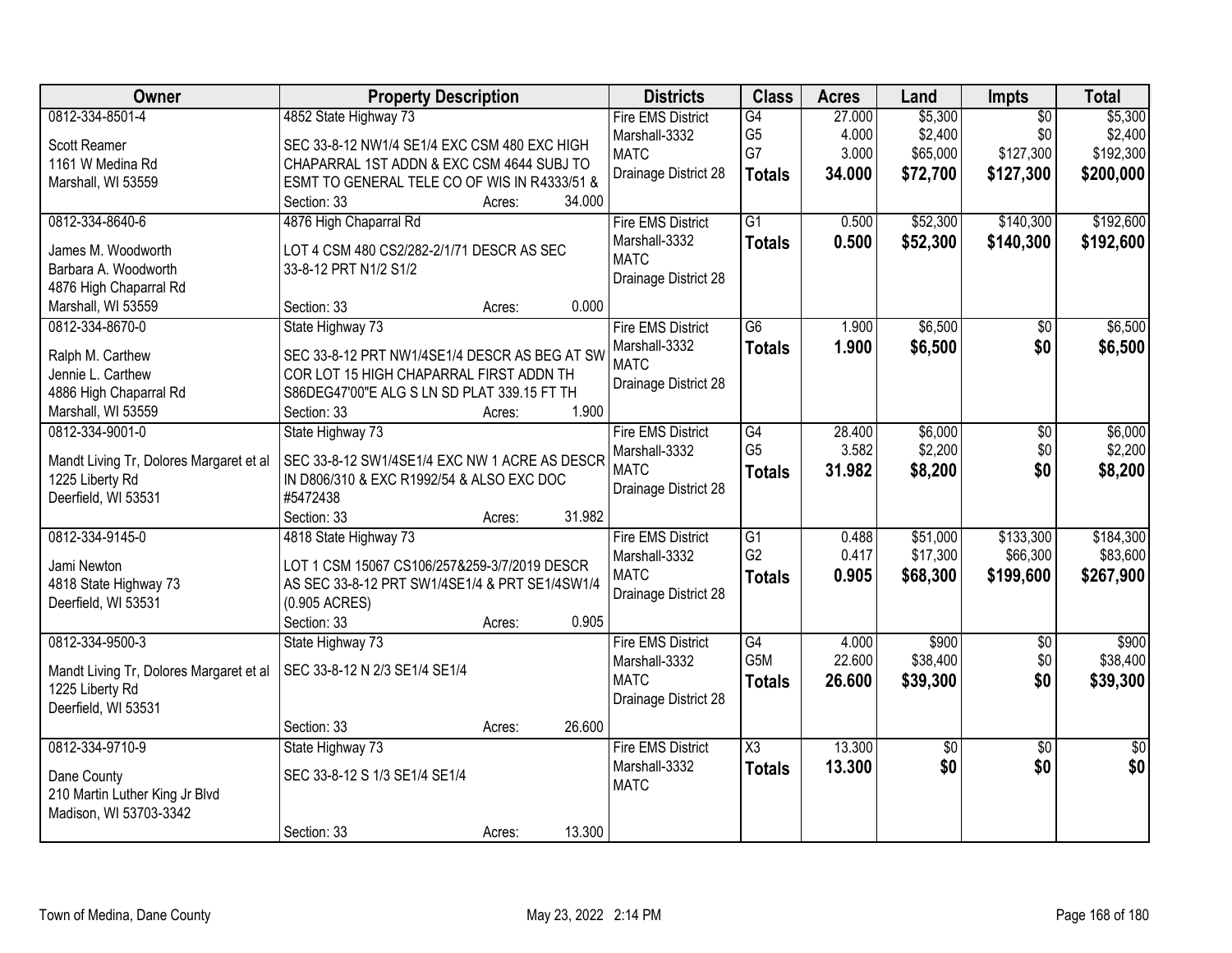| Owner | Property Description | Districts | Class | Acres | Land | Impts | Total |
|---|---|---|---|---|---|---|---|
| 0812-334-8501-4<br><br>Scott Reamer<br>1161 W Medina Rd<br>Marshall, WI 53559 | 4852 State Highway 73<br><br>SEC 33-8-12 NW1/4 SE1/4 EXC CSM 480 EXC HIGH CHAPARRAL 1ST ADDN & EXC CSM 4644 SUBJ TO ESMT TO GENERAL TELE CO OF WIS IN R4333/51 &<br>Section: 33 Acres: 34.000 | Fire EMS District<br>Marshall-3332<br>MATC<br>Drainage District 28 | G4<br>G5<br>G7<br>**Totals** | 27.000<br>4.000<br>3.000<br>**34.000** | $5,300<br>$2,400<br>$65,000<br>**$72,700** | $0<br>$0<br>$127,300<br>**$127,300** | $5,300<br>$2,400<br>$192,300<br>**$200,000** |
| 0812-334-8640-6<br><br>James M. Woodworth<br>Barbara A. Woodworth<br>4876 High Chaparral Rd<br>Marshall, WI 53559 | 4876 High Chaparral Rd<br><br>LOT 4 CSM 480 CS2/282-2/1/71 DESCR AS SEC 33-8-12 PRT N1/2 S1/2<br><br>Section: 33 Acres: 0.000 | Fire EMS District<br>Marshall-3332<br>MATC<br>Drainage District 28 | G1<br>**Totals** | 0.500<br>**0.500** | $52,300<br>**$52,300** | $140,300<br>**$140,300** | $192,600<br>**$192,600** |
| 0812-334-8670-0<br><br>Ralph M. Carthew<br>Jennie L. Carthew<br>4886 High Chaparral Rd<br>Marshall, WI 53559 | State Highway 73<br><br>SEC 33-8-12 PRT NW1/4SE1/4 DESCR AS BEG AT SW COR LOT 15 HIGH CHAPARRAL FIRST ADDN TH S86DEG47'00"E ALG S LN SD PLAT 339.15 FT TH<br>Section: 33 Acres: 1.900 | Fire EMS District<br>Marshall-3332<br>MATC<br>Drainage District 28 | G6<br>**Totals** | 1.900<br>**1.900** | $6,500<br>**$6,500** | $0<br>**$0** | $6,500<br>**$6,500** |
| 0812-334-9001-0<br><br>Mandt Living Tr, Dolores Margaret et al<br>1225 Liberty Rd<br>Deerfield, WI 53531 | State Highway 73<br><br>SEC 33-8-12 SW1/4SE1/4 EXC NW 1 ACRE AS DESCR IN D806/310 & EXC R1992/54 & ALSO EXC DOC #5472438<br>Section: 33 Acres: 31.982 | Fire EMS District<br>Marshall-3332<br>MATC<br>Drainage District 28 | G4<br>G5<br>**Totals** | 28.400<br>3.582<br>**31.982** | $6,000<br>$2,200<br>**$8,200** | $0<br>$0<br>**$0** | $6,000<br>$2,200<br>**$8,200** |
| 0812-334-9145-0<br><br>Jami Newton<br>4818 State Highway 73<br>Deerfield, WI 53531 | 4818 State Highway 73<br><br>LOT 1 CSM 15067 CS106/257&259-3/7/2019 DESCR AS SEC 33-8-12 PRT SW1/4SE1/4 & PRT SE1/4SW1/4 (0.905 ACRES)<br>Section: 33 Acres: 0.905 | Fire EMS District<br>Marshall-3332<br>MATC<br>Drainage District 28 | G1<br>G2<br>**Totals** | 0.488<br>0.417<br>**0.905** | $51,000<br>$17,300<br>**$68,300** | $133,300<br>$66,300<br>**$199,600** | $184,300<br>$83,600<br>**$267,900** |
| 0812-334-9500-3<br><br>Mandt Living Tr, Dolores Margaret et al<br>1225 Liberty Rd<br>Deerfield, WI 53531 | State Highway 73<br><br>SEC 33-8-12 N 2/3 SE1/4 SE1/4<br><br>Section: 33 Acres: 26.600 | Fire EMS District<br>Marshall-3332<br>MATC<br>Drainage District 28 | G4<br>G5M<br>**Totals** | 4.000<br>22.600<br>**26.600** | $900<br>$38,400<br>**$39,300** | $0<br>$0<br>**$0** | $900<br>$38,400<br>**$39,300** |
| 0812-334-9710-9<br><br>Dane County<br>210 Martin Luther King Jr Blvd<br>Madison, WI 53703-3342 | State Highway 73<br><br>SEC 33-8-12 S 1/3 SE1/4 SE1/4<br><br>Section: 33 Acres: 13.300 | Fire EMS District<br>Marshall-3332<br>MATC | X3<br>**Totals** | 13.300<br>**13.300** | $0<br>**$0** | $0<br>**$0** | $0<br>**$0** |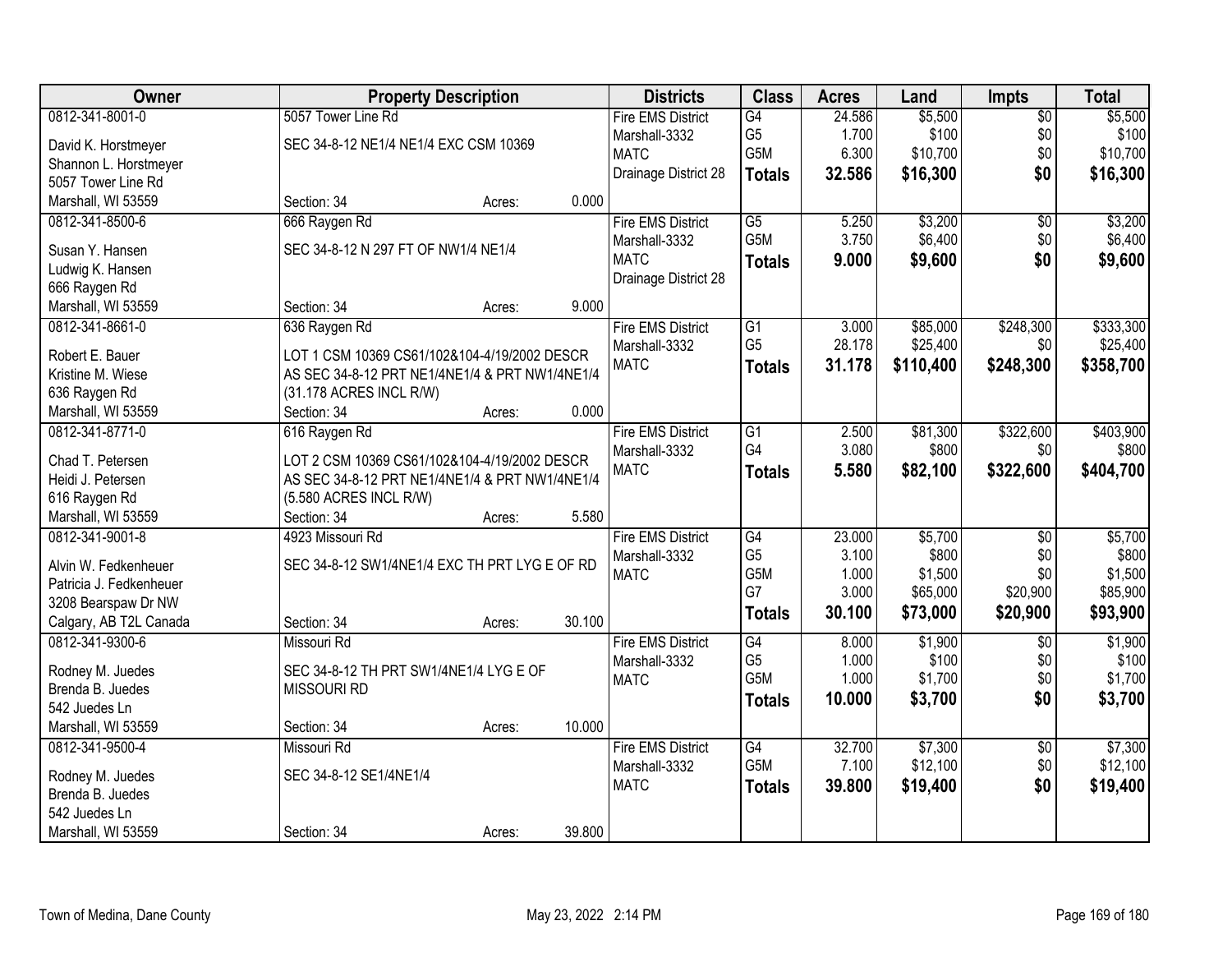| Owner | Property Description | Districts | Class | Acres | Land | Impts | Total |
|---|---|---|---|---|---|---|---|
| 0812-341-8001-0<br>David K. Horstmeyer<br>Shannon L. Horstmeyer<br>5057 Tower Line Rd<br>Marshall, WI 53559 | 5057 Tower Line Rd<br>SEC 34-8-12 NE1/4 NE1/4 EXC CSM 10369<br>Section: 34 Acres: 0.000 | Fire EMS District<br>Marshall-3332<br>MATC<br>Drainage District 28 | G4<br>G5<br>G5M<br>**Totals** | 24.586<br>1.700<br>6.300<br>**32.586** | $5,500<br>$100<br>$10,700<br>**$16,300** | $0<br>$0<br>$0<br>**$0** | $5,500<br>$100<br>$10,700<br>**$16,300** |
| 0812-341-8500-6<br>Susan Y. Hansen<br>Ludwig K. Hansen<br>666 Raygen Rd<br>Marshall, WI 53559 | 666 Raygen Rd<br>SEC 34-8-12 N 297 FT OF NW1/4 NE1/4<br>Section: 34 Acres: 9.000 | Fire EMS District<br>Marshall-3332<br>MATC<br>Drainage District 28 | G5<br>G5M<br>**Totals** | 5.250<br>3.750<br>**9.000** | $3,200<br>$6,400<br>**$9,600** | $0<br>$0<br>**$0** | $3,200<br>$6,400<br>**$9,600** |
| 0812-341-8661-0<br>Robert E. Bauer<br>Kristine M. Wiese<br>636 Raygen Rd<br>Marshall, WI 53559 | 636 Raygen Rd<br>LOT 1 CSM 10369 CS61/102&104-4/19/2002 DESCR AS SEC 34-8-12 PRT NE1/4NE1/4 & PRT NW1/4NE1/4 (31.178 ACRES INCL R/W)<br>Section: 34 Acres: 0.000 | Fire EMS District<br>Marshall-3332<br>MATC | G1<br>G5<br>**Totals** | 3.000<br>28.178<br>**31.178** | $85,000<br>$25,400<br>**$110,400** | $248,300<br>$0<br>**$248,300** | $333,300<br>$25,400<br>**$358,700** |
| 0812-341-8771-0<br>Chad T. Petersen<br>Heidi J. Petersen<br>616 Raygen Rd<br>Marshall, WI 53559 | 616 Raygen Rd<br>LOT 2 CSM 10369 CS61/102&104-4/19/2002 DESCR AS SEC 34-8-12 PRT NE1/4NE1/4 & PRT NW1/4NE1/4 (5.580 ACRES INCL R/W)<br>Section: 34 Acres: 5.580 | Fire EMS District<br>Marshall-3332<br>MATC | G1<br>G4<br>**Totals** | 2.500<br>3.080<br>**5.580** | $81,300<br>$800<br>**$82,100** | $322,600<br>$0<br>**$322,600** | $403,900<br>$800<br>**$404,700** |
| 0812-341-9001-8<br>Alvin W. Fedkenheuer<br>Patricia J. Fedkenheuer<br>3208 Bearspaw Dr NW<br>Calgary, AB T2L Canada | 4923 Missouri Rd<br>SEC 34-8-12 SW1/4NE1/4 EXC TH PRT LYG E OF RD<br>Section: 34 Acres: 30.100 | Fire EMS District<br>Marshall-3332<br>MATC | G4<br>G5<br>G5M<br>G7<br>**Totals** | 23.000<br>3.100<br>1.000<br>3.000<br>**30.100** | $5,700<br>$800<br>$1,500<br>$65,000<br>**$73,000** | $0<br>$0<br>$0<br>$20,900<br>**$20,900** | $5,700<br>$800<br>$1,500<br>$85,900<br>**$93,900** |
| 0812-341-9300-6<br>Rodney M. Juedes<br>Brenda B. Juedes<br>542 Juedes Ln<br>Marshall, WI 53559 | Missouri Rd<br>SEC 34-8-12 TH PRT SW1/4NE1/4 LYG E OF MISSOURI RD<br>Section: 34 Acres: 10.000 | Fire EMS District<br>Marshall-3332<br>MATC | G4<br>G5<br>G5M<br>**Totals** | 8.000<br>1.000<br>1.000<br>**10.000** | $1,900<br>$100<br>$1,700<br>**$3,700** | $0<br>$0<br>$0<br>**$0** | $1,900<br>$100<br>$1,700<br>**$3,700** |
| 0812-341-9500-4<br>Rodney M. Juedes<br>Brenda B. Juedes<br>542 Juedes Ln<br>Marshall, WI 53559 | Missouri Rd<br>SEC 34-8-12 SE1/4NE1/4<br>Section: 34 Acres: 39.800 | Fire EMS District<br>Marshall-3332<br>MATC | G4<br>G5M<br>**Totals** | 32.700<br>7.100<br>**39.800** | $7,300<br>$12,100<br>**$19,400** | $0<br>$0<br>**$0** | $7,300<br>$12,100<br>**$19,400** |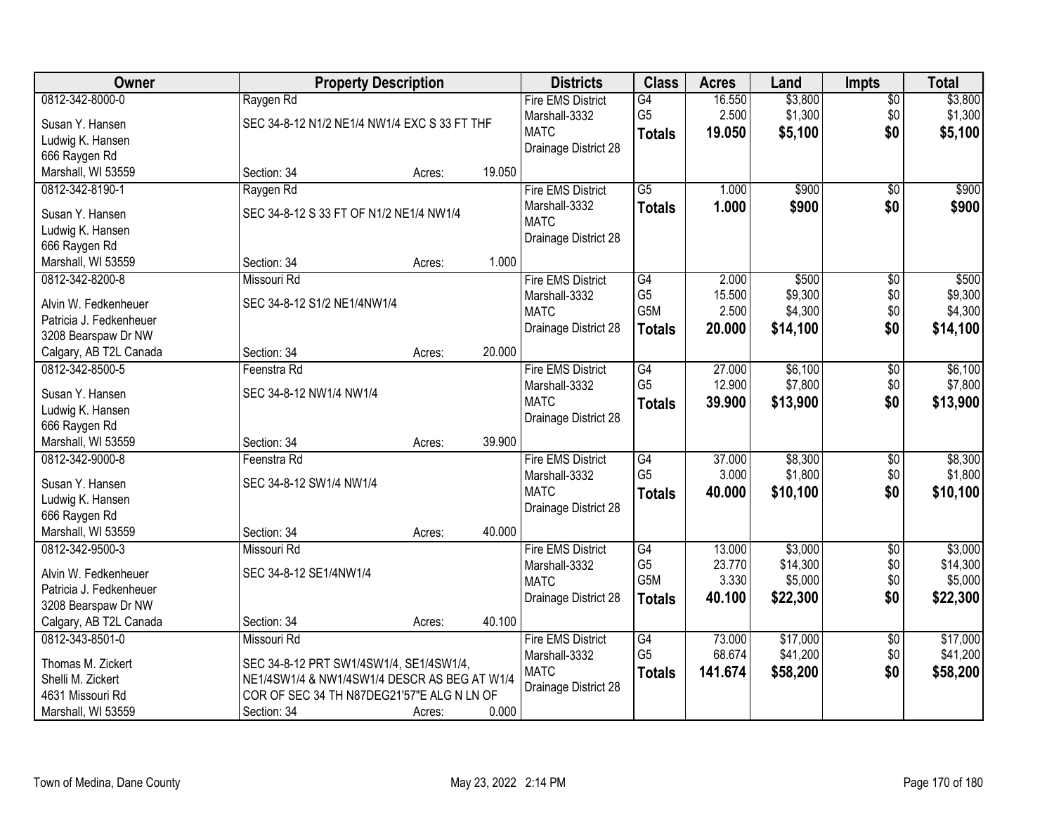| Owner | Property Description | Districts | Class | Acres | Land | Impts | Total |
|---|---|---|---|---|---|---|---|
| 0812-342-8000-0<br>Susan Y. Hansen<br>Ludwig K. Hansen<br>666 Raygen Rd<br>Marshall, WI 53559 | Raygen Rd<br>SEC 34-8-12 N1/2 NE1/4 NW1/4 EXC S 33 FT THF<br>Section: 34 Acres: 19.050 | Fire EMS District<br>Marshall-3332<br>MATC<br>Drainage District 28 | G4<br>G5<br>**Totals** | 16.550<br>2.500<br>**19.050** | $3,800<br>$1,300<br>**$5,100** | $0<br>$0<br>**$0** | $3,800<br>$1,300<br>**$5,100** |
| 0812-342-8190-1<br>Susan Y. Hansen<br>Ludwig K. Hansen<br>666 Raygen Rd<br>Marshall, WI 53559 | Raygen Rd<br>SEC 34-8-12 S 33 FT OF N1/2 NE1/4 NW1/4<br>Section: 34 Acres: 1.000 | Fire EMS District<br>Marshall-3332<br>MATC<br>Drainage District 28 | G5<br>**Totals** | 1.000<br>**1.000** | $900<br>**$900** | $0<br>**$0** | $900<br>**$900** |
| 0812-342-8200-8<br>Alvin W. Fedkenheuer<br>Patricia J. Fedkenheuer<br>3208 Bearspaw Dr NW<br>Calgary, AB T2L Canada | Missouri Rd<br>SEC 34-8-12 S1/2 NE1/4NW1/4<br>Section: 34 Acres: 20.000 | Fire EMS District<br>Marshall-3332<br>MATC<br>Drainage District 28 | G4<br>G5<br>G5M<br>**Totals** | 2.000<br>15.500<br>2.500<br>**20.000** | $500<br>$9,300<br>$4,300<br>**$14,100** | $0<br>$0<br>$0<br>**$0** | $500<br>$9,300<br>$4,300<br>**$14,100** |
| 0812-342-8500-5<br>Susan Y. Hansen<br>Ludwig K. Hansen<br>666 Raygen Rd<br>Marshall, WI 53559 | Feenstra Rd<br>SEC 34-8-12 NW1/4 NW1/4<br>Section: 34 Acres: 39.900 | Fire EMS District<br>Marshall-3332<br>MATC<br>Drainage District 28 | G4<br>G5<br>**Totals** | 27.000<br>12.900<br>**39.900** | $6,100<br>$7,800<br>**$13,900** | $0<br>$0<br>**$0** | $6,100<br>$7,800<br>**$13,900** |
| 0812-342-9000-8<br>Susan Y. Hansen<br>Ludwig K. Hansen<br>666 Raygen Rd<br>Marshall, WI 53559 | Feenstra Rd<br>SEC 34-8-12 SW1/4 NW1/4<br>Section: 34 Acres: 40.000 | Fire EMS District<br>Marshall-3332<br>MATC<br>Drainage District 28 | G4<br>G5<br>**Totals** | 37.000<br>3.000<br>**40.000** | $8,300<br>$1,800<br>**$10,100** | $0<br>$0<br>**$0** | $8,300<br>$1,800<br>**$10,100** |
| 0812-342-9500-3<br>Alvin W. Fedkenheuer<br>Patricia J. Fedkenheuer<br>3208 Bearspaw Dr NW<br>Calgary, AB T2L Canada | Missouri Rd<br>SEC 34-8-12 SE1/4NW1/4<br>Section: 34 Acres: 40.100 | Fire EMS District<br>Marshall-3332<br>MATC<br>Drainage District 28 | G4<br>G5<br>G5M<br>**Totals** | 13.000<br>23.770<br>3.330<br>**40.100** | $3,000<br>$14,300<br>$5,000<br>**$22,300** | $0<br>$0<br>$0<br>**$0** | $3,000<br>$14,300<br>$5,000<br>**$22,300** |
| 0812-343-8501-0<br>Thomas M. Zickert<br>Shelli M. Zickert<br>4631 Missouri Rd<br>Marshall, WI 53559 | Missouri Rd<br>SEC 34-8-12 PRT SW1/4SW1/4, SE1/4SW1/4, NE1/4SW1/4 & NW1/4SW1/4 DESCR AS BEG AT W1/4 COR OF SEC 34 TH N87DEG21'57"E ALG N LN OF<br>Section: 34 Acres: 0.000 | Fire EMS District<br>Marshall-3332<br>MATC<br>Drainage District 28 | G4<br>G5<br>**Totals** | 73.000<br>68.674<br>**141.674** | $17,000<br>$41,200<br>**$58,200** | $0<br>$0<br>**$0** | $17,000<br>$41,200<br>**$58,200** |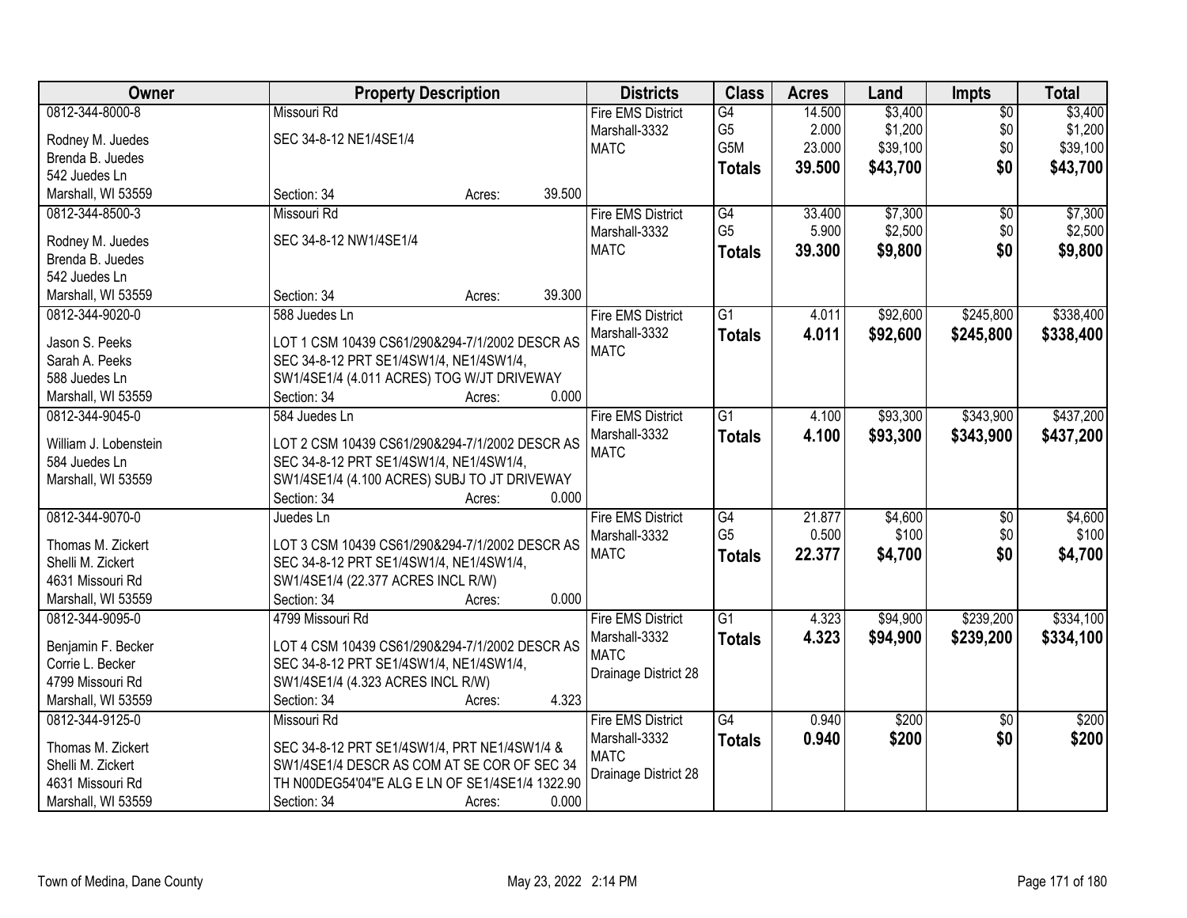| Owner | Property Description | Districts | Class | Acres | Land | Impts | Total |
|---|---|---|---|---|---|---|---|
| 0812-344-8000-8<br>Rodney M. Juedes<br>Brenda B. Juedes<br>542 Juedes Ln<br>Marshall, WI 53559 | Missouri Rd<br>SEC 34-8-12 NE1/4SE1/4<br>Section: 34 Acres: 39.500 | Fire EMS District<br>Marshall-3332<br>MATC | G4<br>G5<br>G5M<br>**Totals** | 14.500<br>2.000<br>23.000<br>**39.500** | $3,400<br>$1,200<br>$39,100<br>**$43,700** | $0<br>$0<br>$0<br>**$0** | $3,400<br>$1,200<br>$39,100<br>**$43,700** |
| 0812-344-8500-3<br>Rodney M. Juedes<br>Brenda B. Juedes<br>542 Juedes Ln<br>Marshall, WI 53559 | Missouri Rd<br>SEC 34-8-12 NW1/4SE1/4<br>Section: 34 Acres: 39.300 | Fire EMS District<br>Marshall-3332<br>MATC | G4<br>G5<br>**Totals** | 33.400<br>5.900<br>**39.300** | $7,300<br>$2,500<br>**$9,800** | $0<br>$0<br>**$0** | $7,300<br>$2,500<br>**$9,800** |
| 0812-344-9020-0<br>Jason S. Peeks<br>Sarah A. Peeks<br>588 Juedes Ln<br>Marshall, WI 53559 | 588 Juedes Ln<br>LOT 1 CSM 10439 CS61/290&294-7/1/2002 DESCR AS SEC 34-8-12 PRT SE1/4SW1/4, NE1/4SW1/4, SW1/4SE1/4 (4.011 ACRES) TOG W/JT DRIVEWAY<br>Section: 34 Acres: 0.000 | Fire EMS District<br>Marshall-3332<br>MATC | G1<br>**Totals** | 4.011<br>**4.011** | $92,600<br>**$92,600** | $245,800<br>**$245,800** | $338,400<br>**$338,400** |
| 0812-344-9045-0<br>William J. Lobenstein<br>584 Juedes Ln<br>Marshall, WI 53559 | 584 Juedes Ln<br>LOT 2 CSM 10439 CS61/290&294-7/1/2002 DESCR AS SEC 34-8-12 PRT SE1/4SW1/4, NE1/4SW1/4, SW1/4SE1/4 (4.100 ACRES) SUBJ TO JT DRIVEWAY<br>Section: 34 Acres: 0.000 | Fire EMS District<br>Marshall-3332<br>MATC | G1<br>**Totals** | 4.100<br>**4.100** | $93,300<br>**$93,300** | $343,900<br>**$343,900** | $437,200<br>**$437,200** |
| 0812-344-9070-0<br>Thomas M. Zickert<br>Shelli M. Zickert<br>4631 Missouri Rd<br>Marshall, WI 53559 | Juedes Ln<br>LOT 3 CSM 10439 CS61/290&294-7/1/2002 DESCR AS SEC 34-8-12 PRT SE1/4SW1/4, NE1/4SW1/4, SW1/4SE1/4 (22.377 ACRES INCL R/W)<br>Section: 34 Acres: 0.000 | Fire EMS District<br>Marshall-3332<br>MATC | G4<br>G5<br>**Totals** | 21.877<br>0.500<br>**22.377** | $4,600<br>$100<br>**$4,700** | $0<br>$0<br>**$0** | $4,600<br>$100<br>**$4,700** |
| 0812-344-9095-0<br>Benjamin F. Becker<br>Corrie L. Becker<br>4799 Missouri Rd<br>Marshall, WI 53559 | 4799 Missouri Rd<br>LOT 4 CSM 10439 CS61/290&294-7/1/2002 DESCR AS SEC 34-8-12 PRT SE1/4SW1/4, NE1/4SW1/4, SW1/4SE1/4 (4.323 ACRES INCL R/W)<br>Section: 34 Acres: 4.323 | Fire EMS District<br>Marshall-3332<br>MATC<br>Drainage District 28 | G1<br>**Totals** | 4.323<br>**4.323** | $94,900<br>**$94,900** | $239,200<br>**$239,200** | $334,100<br>**$334,100** |
| 0812-344-9125-0<br>Thomas M. Zickert<br>Shelli M. Zickert<br>4631 Missouri Rd<br>Marshall, WI 53559 | Missouri Rd<br>SEC 34-8-12 PRT SE1/4SW1/4, PRT NE1/4SW1/4 & SW1/4SE1/4 DESCR AS COM AT SE COR OF SEC 34 TH N00DEG54'04"E ALG E LN OF SE1/4SE1/4 1322.90<br>Section: 34 Acres: 0.000 | Fire EMS District<br>Marshall-3332<br>MATC<br>Drainage District 28 | G4<br>**Totals** | 0.940<br>**0.940** | $200<br>**$200** | $0<br>**$0** | $200<br>**$200** |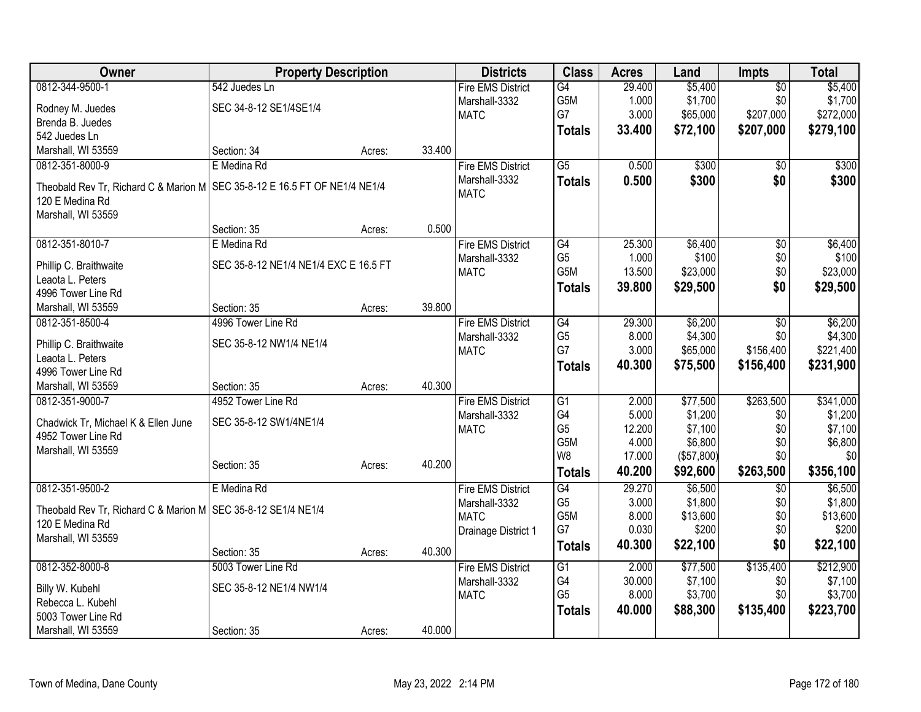| Owner | Property Description | | | Districts | Class | Acres | Land | Impts | Total |
|---|---|---|---|---|---|---|---|---|---|
| 0812-344-9500-1 | 542 Juedes Ln | | | Fire EMS District | G4 | 29.400 | $5,400 | $0 | $5,400 |
| Rodney M. Juedes | SEC 34-8-12 SE1/4SE1/4 | | | Marshall-3332 | G5M | 1.000 | $1,700 | $0 | $1,700 |
| Brenda B. Juedes | | | | MATC | G7 | 3.000 | $65,000 | $207,000 | $272,000 |
| 542 Juedes Ln | | | | | **Totals** | **33.400** | **$72,100** | **$207,000** | **$279,100** |
| Marshall, WI 53559 | Section: 34 | Acres: | 33.400 | | | | | | |
| 0812-351-8000-9 | E Medina Rd | | | Fire EMS District | G5 | 0.500 | $300 | $0 | $300 |
| Theobald Rev Tr, Richard C & Marion M | SEC 35-8-12 E 16.5 FT OF NE1/4 NE1/4 | | | Marshall-3332 | **Totals** | **0.500** | **$300** | **$0** | **$300** |
| 120 E Medina Rd | | | | MATC | | | | | |
| Marshall, WI 53559 | | | | | | | | | |
| | Section: 35 | Acres: | 0.500 | | | | | | |
| 0812-351-8010-7 | E Medina Rd | | | Fire EMS District | G4 | 25.300 | $6,400 | $0 | $6,400 |
| Phillip C. Braithwaite | SEC 35-8-12 NE1/4 NE1/4 EXC E 16.5 FT | | | Marshall-3332 | G5 | 1.000 | $100 | $0 | $100 |
| Leaota L. Peters | | | | MATC | G5M | 13.500 | $23,000 | $0 | $23,000 |
| 4996 Tower Line Rd | | | | | **Totals** | **39.800** | **$29,500** | **$0** | **$29,500** |
| Marshall, WI 53559 | Section: 35 | Acres: | 39.800 | | | | | | |
| 0812-351-8500-4 | 4996 Tower Line Rd | | | Fire EMS District | G4 | 29.300 | $6,200 | $0 | $6,200 |
| Phillip C. Braithwaite | SEC 35-8-12 NW1/4 NE1/4 | | | Marshall-3332 | G5 | 8.000 | $4,300 | $0 | $4,300 |
| Leaota L. Peters | | | | MATC | G7 | 3.000 | $65,000 | $156,400 | $221,400 |
| 4996 Tower Line Rd | | | | | **Totals** | **40.300** | **$75,500** | **$156,400** | **$231,900** |
| Marshall, WI 53559 | Section: 35 | Acres: | 40.300 | | | | | | |
| 0812-351-9000-7 | 4952 Tower Line Rd | | | Fire EMS District | G1 | 2.000 | $77,500 | $263,500 | $341,000 |
| Chadwick Tr, Michael K & Ellen June | SEC 35-8-12 SW1/4NE1/4 | | | Marshall-3332 | G4 | 5.000 | $1,200 | $0 | $1,200 |
| 4952 Tower Line Rd | | | | MATC | G5 | 12.200 | $7,100 | $0 | $7,100 |
| Marshall, WI 53559 | | | | | G5M | 4.000 | $6,800 | $0 | $6,800 |
| | Section: 35 | Acres: | 40.200 | | W8 | 17.000 | ($57,800) | $0 | $0 |
| | | | | | **Totals** | **40.200** | **$92,600** | **$263,500** | **$356,100** |
| 0812-351-9500-2 | E Medina Rd | | | Fire EMS District | G4 | 29.270 | $6,500 | $0 | $6,500 |
| Theobald Rev Tr, Richard C & Marion M | SEC 35-8-12 SE1/4 NE1/4 | | | Marshall-3332 | G5 | 3.000 | $1,800 | $0 | $1,800 |
| 120 E Medina Rd | | | | MATC | G5M | 8.000 | $13,600 | $0 | $13,600 |
| Marshall, WI 53559 | | | | Drainage District 1 | G7 | 0.030 | $200 | $0 | $200 |
| | Section: 35 | Acres: | 40.300 | | **Totals** | **40.300** | **$22,100** | **$0** | **$22,100** |
| 0812-352-8000-8 | 5003 Tower Line Rd | | | Fire EMS District | G1 | 2.000 | $77,500 | $135,400 | $212,900 |
| Billy W. Kubehl | SEC 35-8-12 NE1/4 NW1/4 | | | Marshall-3332 | G4 | 30.000 | $7,100 | $0 | $7,100 |
| Rebecca L. Kubehl | | | | MATC | G5 | 8.000 | $3,700 | $0 | $3,700 |
| 5003 Tower Line Rd | | | | | **Totals** | **40.000** | **$88,300** | **$135,400** | **$223,700** |
| Marshall, WI 53559 | Section: 35 | Acres: | 40.000 | | | | | | |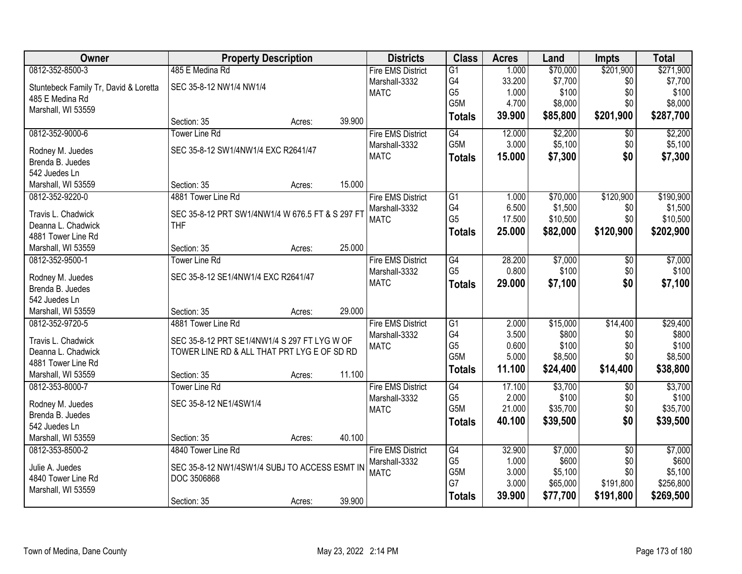| Owner | Property Description | | | Districts | Class | Acres | Land | Impts | Total |
|---|---|---|---|---|---|---|---|---|---|
| 0812-352-8500-3 | 485 E Medina Rd | | | Fire EMS District | G1 | 1.000 | $70,000 | $201,900 | $271,900 |
| Stuntebeck Family Tr, David & Loretta | SEC 35-8-12 NW1/4 NW1/4 | | | Marshall-3332 | G4 | 33.200 | $7,700 | $0 | $7,700 |
| 485 E Medina Rd | | | | MATC | G5 | 1.000 | $100 | $0 | $100 |
| Marshall, WI 53559 | | | | | G5M | 4.700 | $8,000 | $0 | $8,000 |
| | Section: 35 | Acres: | 39.900 | | **Totals** | **39.900** | **$85,800** | **$201,900** | **$287,700** |
| 0812-352-9000-6 | Tower Line Rd | | | Fire EMS District | G4 | 12.000 | $2,200 | $0 | $2,200 |
| Rodney M. Juedes | SEC 35-8-12 SW1/4NW1/4 EXC R2641/47 | | | Marshall-3332 | G5M | 3.000 | $5,100 | $0 | $5,100 |
| Brenda B. Juedes | | | | MATC | **Totals** | **15.000** | **$7,300** | **$0** | **$7,300** |
| 542 Juedes Ln | | | | | | | | | |
| Marshall, WI 53559 | Section: 35 | Acres: | 15.000 | | | | | | |
| 0812-352-9220-0 | 4881 Tower Line Rd | | | Fire EMS District | G1 | 1.000 | $70,000 | $120,900 | $190,900 |
| Travis L. Chadwick | SEC 35-8-12 PRT SW1/4NW1/4 W 676.5 FT & S 297 FT THF | | | Marshall-3332 | G4 | 6.500 | $1,500 | $0 | $1,500 |
| Deanna L. Chadwick | | | | MATC | G5 | 17.500 | $10,500 | $0 | $10,500 |
| 4881 Tower Line Rd | | | | | **Totals** | **25.000** | **$82,000** | **$120,900** | **$202,900** |
| Marshall, WI 53559 | Section: 35 | Acres: | 25.000 | | | | | | |
| 0812-352-9500-1 | Tower Line Rd | | | Fire EMS District | G4 | 28.200 | $7,000 | $0 | $7,000 |
| Rodney M. Juedes | SEC 35-8-12 SE1/4NW1/4 EXC R2641/47 | | | Marshall-3332 | G5 | 0.800 | $100 | $0 | $100 |
| Brenda B. Juedes | | | | MATC | **Totals** | **29.000** | **$7,100** | **$0** | **$7,100** |
| 542 Juedes Ln | | | | | | | | | |
| Marshall, WI 53559 | Section: 35 | Acres: | 29.000 | | | | | | |
| 0812-352-9720-5 | 4881 Tower Line Rd | | | Fire EMS District | G1 | 2.000 | $15,000 | $14,400 | $29,400 |
| Travis L. Chadwick | SEC 35-8-12 PRT SE1/4NW1/4 S 297 FT LYG W OF TOWER LINE RD & ALL THAT PRT LYG E OF SD RD | | | Marshall-3332 | G4 | 3.500 | $800 | $0 | $800 |
| Deanna L. Chadwick | | | | MATC | G5 | 0.600 | $100 | $0 | $100 |
| 4881 Tower Line Rd | | | | | G5M | 5.000 | $8,500 | $0 | $8,500 |
| Marshall, WI 53559 | Section: 35 | Acres: | 11.100 | | **Totals** | **11.100** | **$24,400** | **$14,400** | **$38,800** |
| 0812-353-8000-7 | Tower Line Rd | | | Fire EMS District | G4 | 17.100 | $3,700 | $0 | $3,700 |
| Rodney M. Juedes | SEC 35-8-12 NE1/4SW1/4 | | | Marshall-3332 | G5 | 2.000 | $100 | $0 | $100 |
| Brenda B. Juedes | | | | MATC | G5M | 21.000 | $35,700 | $0 | $35,700 |
| 542 Juedes Ln | | | | | **Totals** | **40.100** | **$39,500** | **$0** | **$39,500** |
| Marshall, WI 53559 | Section: 35 | Acres: | 40.100 | | | | | | |
| 0812-353-8500-2 | 4840 Tower Line Rd | | | Fire EMS District | G4 | 32.900 | $7,000 | $0 | $7,000 |
| Julie A. Juedes | SEC 35-8-12 NW1/4SW1/4 SUBJ TO ACCESS ESMT IN DOC 3506868 | | | Marshall-3332 | G5 | 1.000 | $600 | $0 | $600 |
| 4840 Tower Line Rd | | | | MATC | G5M | 3.000 | $5,100 | $0 | $5,100 |
| Marshall, WI 53559 | | | | | G7 | 3.000 | $65,000 | $191,800 | $256,800 |
| | Section: 35 | Acres: | 39.900 | | **Totals** | **39.900** | **$77,700** | **$191,800** | **$269,500** |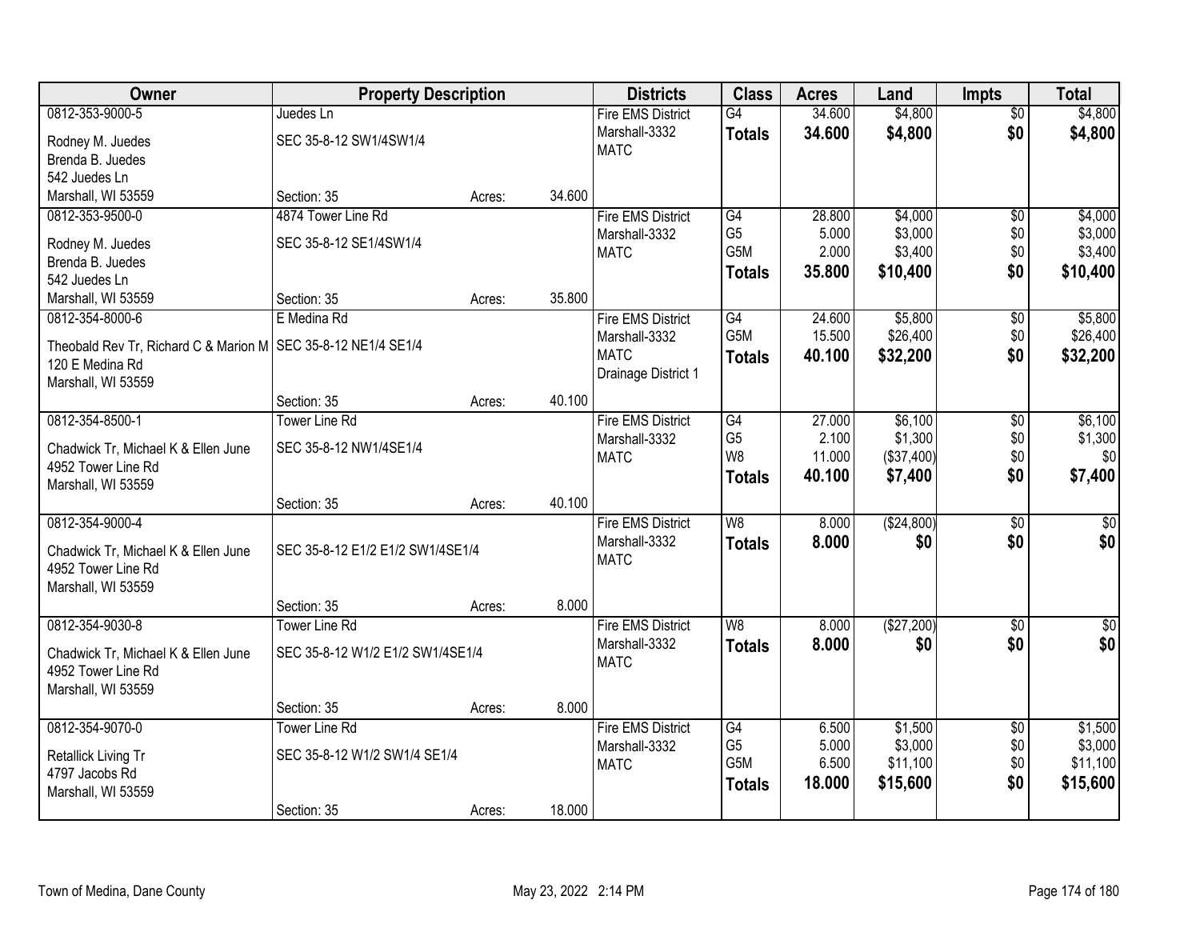| Owner | Property Description | | | Districts | Class | Acres | Land | Impts | Total |
|---|---|---|---|---|---|---|---|---|---|
| 0812-353-9000-5 | Juedes Ln | | | Fire EMS District | G4 | 34.600 | $4,800 | $0 | $4,800 |
| Rodney M. Juedes<br>Brenda B. Juedes<br>542 Juedes Ln<br>Marshall, WI 53559 | SEC 35-8-12 SW1/4SW1/4 | | | Marshall-3332<br>MATC | **Totals** | **34.600** | **$4,800** | **$0** | **$4,800** |
| | Section: 35 | Acres: | 34.600 | | | | | | |
| 0812-353-9500-0 | 4874 Tower Line Rd | | | Fire EMS District | G4 | 28.800 | $4,000 | $0 | $4,000 |
| Rodney M. Juedes<br>Brenda B. Juedes<br>542 Juedes Ln<br>Marshall, WI 53559 | SEC 35-8-12 SE1/4SW1/4 | | | Marshall-3332<br>MATC | G5<br>G5M | 5.000<br>2.000 | $3,000<br>$3,400 | $0<br>$0 | $3,000<br>$3,400 |
| | | | | | **Totals** | **35.800** | **$10,400** | **$0** | **$10,400** |
| | Section: 35 | Acres: | 35.800 | | | | | | |
| 0812-354-8000-6 | E Medina Rd | | | Fire EMS District | G4 | 24.600 | $5,800 | $0 | $5,800 |
| Theobald Rev Tr, Richard C & Marion M<br>120 E Medina Rd<br>Marshall, WI 53559 | SEC 35-8-12 NE1/4 SE1/4 | | | Marshall-3332<br>MATC<br>Drainage District 1 | G5M | 15.500 | $26,400 | $0 | $26,400 |
| | | | | | **Totals** | **40.100** | **$32,200** | **$0** | **$32,200** |
| | Section: 35 | Acres: | 40.100 | | | | | | |
| 0812-354-8500-1 | Tower Line Rd | | | Fire EMS District | G4 | 27.000 | $6,100 | $0 | $6,100 |
| Chadwick Tr, Michael K & Ellen June<br>4952 Tower Line Rd<br>Marshall, WI 53559 | SEC 35-8-12 NW1/4SE1/4 | | | Marshall-3332<br>MATC | G5<br>W8 | 2.100<br>11.000 | $1,300<br>($37,400) | $0<br>$0 | $1,300<br>$0 |
| | | | | | **Totals** | **40.100** | **$7,400** | **$0** | **$7,400** |
| | Section: 35 | Acres: | 40.100 | | | | | | |
| 0812-354-9000-4 | | | | Fire EMS District | W8 | 8.000 | ($24,800) | $0 | $0 |
| Chadwick Tr, Michael K & Ellen June<br>4952 Tower Line Rd<br>Marshall, WI 53559 | SEC 35-8-12 E1/2 E1/2 SW1/4SE1/4 | | | Marshall-3332<br>MATC | **Totals** | **8.000** | **$0** | **$0** | **$0** |
| | Section: 35 | Acres: | 8.000 | | | | | | |
| 0812-354-9030-8 | Tower Line Rd | | | Fire EMS District | W8 | 8.000 | ($27,200) | $0 | $0 |
| Chadwick Tr, Michael K & Ellen June<br>4952 Tower Line Rd<br>Marshall, WI 53559 | SEC 35-8-12 W1/2 E1/2 SW1/4SE1/4 | | | Marshall-3332<br>MATC | **Totals** | **8.000** | **$0** | **$0** | **$0** |
| | Section: 35 | Acres: | 8.000 | | | | | | |
| 0812-354-9070-0 | Tower Line Rd | | | Fire EMS District | G4 | 6.500 | $1,500 | $0 | $1,500 |
| Retallick Living Tr<br>4797 Jacobs Rd<br>Marshall, WI 53559 | SEC 35-8-12 W1/2 SW1/4 SE1/4 | | | Marshall-3332<br>MATC | G5<br>G5M | 5.000<br>6.500 | $3,000<br>$11,100 | $0<br>$0 | $3,000<br>$11,100 |
| | | | | | **Totals** | **18.000** | **$15,600** | **$0** | **$15,600** |
| | Section: 35 | Acres: | 18.000 | | | | | | |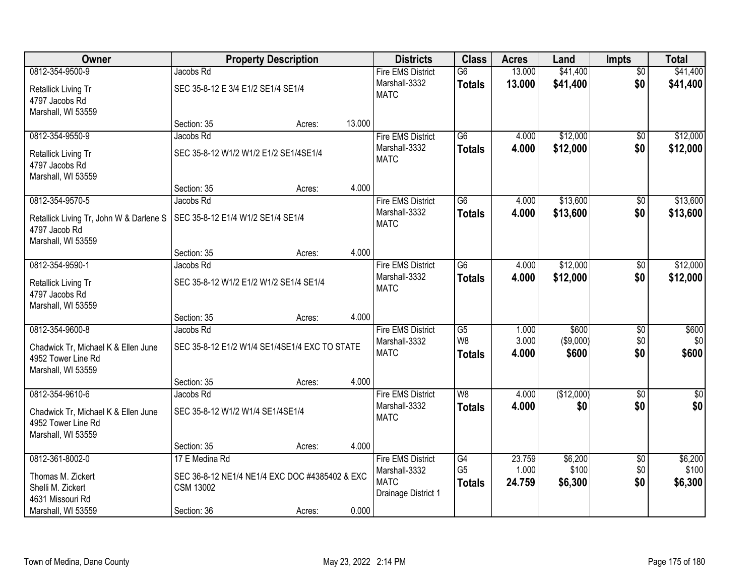| Owner | Property Description | Districts | Class | Acres | Land | Impts | Total |
|---|---|---|---|---|---|---|---|
| 0812-354-9500-9<br>Retallick Living Tr<br>4797 Jacobs Rd<br>Marshall, WI 53559 | Jacobs Rd<br>SEC 35-8-12 E 3/4 E1/2 SE1/4 SE1/4<br>Section: 35 Acres: 13.000 | Fire EMS District<br>Marshall-3332<br>MATC | G6<br>**Totals** | 13.000<br>**13.000** | $41,400<br>**$41,400** | $0<br>**$0** | $41,400<br>**$41,400** |
| 0812-354-9550-9<br>Retallick Living Tr<br>4797 Jacobs Rd<br>Marshall, WI 53559 | Jacobs Rd<br>SEC 35-8-12 W1/2 W1/2 E1/2 SE1/4SE1/4<br>Section: 35 Acres: 4.000 | Fire EMS District<br>Marshall-3332<br>MATC | G6<br>**Totals** | 4.000<br>**4.000** | $12,000<br>**$12,000** | $0<br>**$0** | $12,000<br>**$12,000** |
| 0812-354-9570-5<br>Retallick Living Tr, John W & Darlene S<br>4797 Jacob Rd<br>Marshall, WI 53559 | Jacobs Rd<br>SEC 35-8-12 E1/4 W1/2 SE1/4 SE1/4<br>Section: 35 Acres: 4.000 | Fire EMS District<br>Marshall-3332<br>MATC | G6<br>**Totals** | 4.000<br>**4.000** | $13,600<br>**$13,600** | $0<br>**$0** | $13,600<br>**$13,600** |
| 0812-354-9590-1<br>Retallick Living Tr<br>4797 Jacobs Rd<br>Marshall, WI 53559 | Jacobs Rd<br>SEC 35-8-12 W1/2 E1/2 W1/2 SE1/4 SE1/4<br>Section: 35 Acres: 4.000 | Fire EMS District<br>Marshall-3332<br>MATC | G6<br>**Totals** | 4.000<br>**4.000** | $12,000<br>**$12,000** | $0<br>**$0** | $12,000<br>**$12,000** |
| 0812-354-9600-8<br>Chadwick Tr, Michael K & Ellen June<br>4952 Tower Line Rd<br>Marshall, WI 53559 | Jacobs Rd<br>SEC 35-8-12 E1/2 W1/4 SE1/4SE1/4 EXC TO STATE<br>Section: 35 Acres: 4.000 | Fire EMS District<br>Marshall-3332<br>MATC | G5<br>W8<br>**Totals** | 1.000<br>3.000<br>**4.000** | $600<br>($9,000)<br>**$600** | $0<br>$0<br>**$0** | $600<br>$0<br>**$600** |
| 0812-354-9610-6<br>Chadwick Tr, Michael K & Ellen June<br>4952 Tower Line Rd<br>Marshall, WI 53559 | Jacobs Rd<br>SEC 35-8-12 W1/2 W1/4 SE1/4SE1/4<br>Section: 35 Acres: 4.000 | Fire EMS District<br>Marshall-3332<br>MATC | W8<br>**Totals** | 4.000<br>**4.000** | ($12,000)<br>**$0** | $0<br>**$0** | $0<br>**$0** |
| 0812-361-8002-0<br>Thomas M. Zickert<br>Shelli M. Zickert<br>4631 Missouri Rd<br>Marshall, WI 53559 | 17 E Medina Rd<br>SEC 36-8-12 NE1/4 NE1/4 EXC DOC #4385402 & EXC CSM 13002<br>Section: 36 Acres: 0.000 | Fire EMS District<br>Marshall-3332<br>MATC<br>Drainage District 1 | G4<br>G5<br>**Totals** | 23.759<br>1.000<br>**24.759** | $6,200<br>$100<br>**$6,300** | $0<br>$0<br>**$0** | $6,200<br>$100<br>**$6,300** |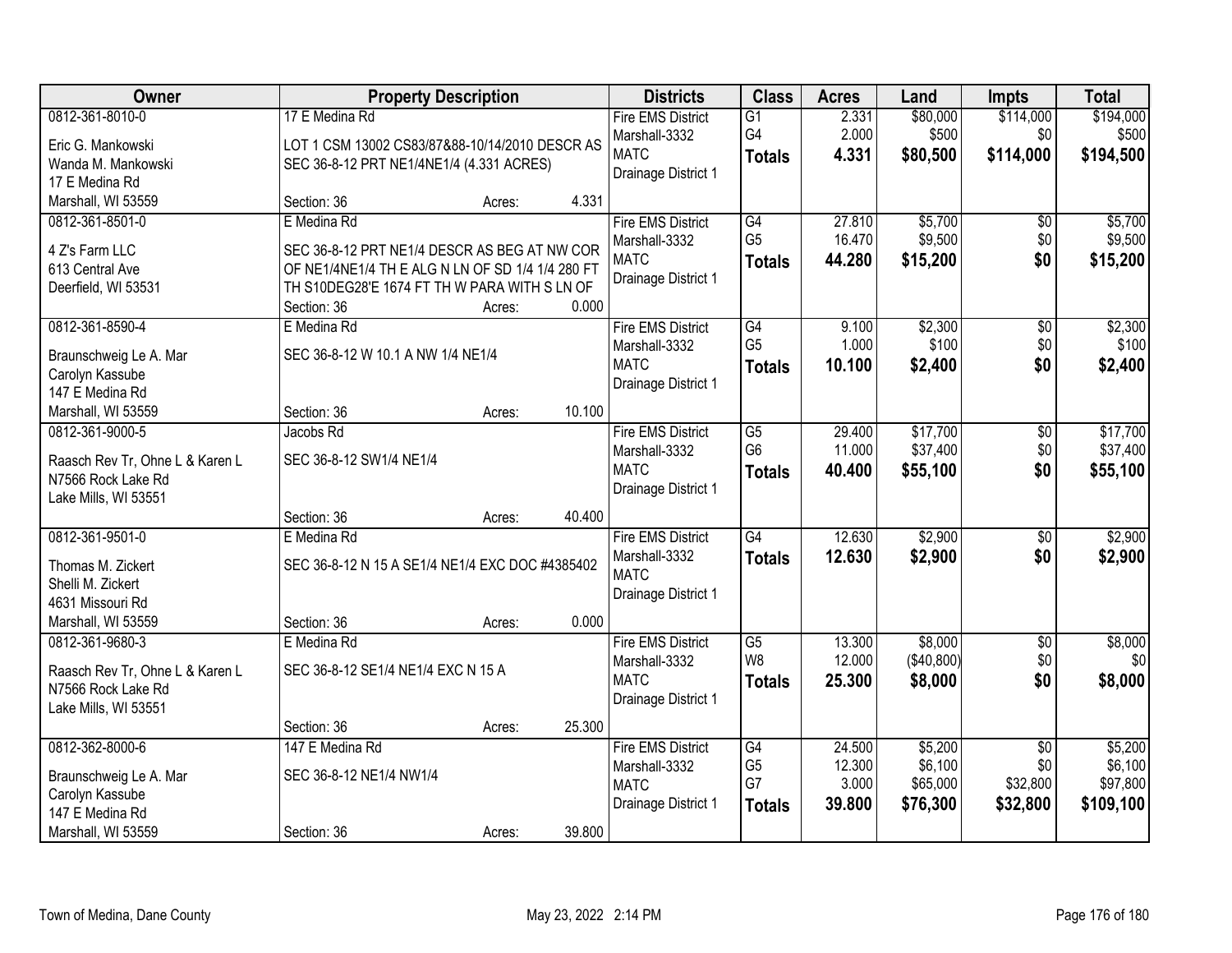| Owner | Property Description | Districts | Class | Acres | Land | Impts | Total |
|---|---|---|---|---|---|---|---|
| 0812-361-8010-0<br>Eric G. Mankowski<br>Wanda M. Mankowski<br>17 E Medina Rd<br>Marshall, WI 53559 | 17 E Medina Rd<br>LOT 1 CSM 13002 CS83/87&88-10/14/2010 DESCR AS SEC 36-8-12 PRT NE1/4NE1/4 (4.331 ACRES)<br>Section: 36 Acres: 4.331 | Fire EMS District<br>Marshall-3332<br>MATC<br>Drainage District 1 | G1<br>G4<br>**Totals** | 2.331<br>2.000<br>**4.331** | $80,000<br>$500<br>**$80,500** | $114,000<br>$0<br>**$114,000** | $194,000<br>$500<br>**$194,500** |
| 0812-361-8501-0<br>4 Z's Farm LLC<br>613 Central Ave<br>Deerfield, WI 53531 | E Medina Rd<br>SEC 36-8-12 PRT NE1/4 DESCR AS BEG AT NW COR OF NE1/4NE1/4 TH E ALG N LN OF SD 1/4 1/4 280 FT TH S10DEG28'E 1674 FT TH W PARA WITH S LN OF<br>Section: 36 Acres: 0.000 | Fire EMS District<br>Marshall-3332<br>MATC<br>Drainage District 1 | G4<br>G5<br>**Totals** | 27.810<br>16.470<br>**44.280** | $5,700<br>$9,500<br>**$15,200** | $0<br>$0<br>**$0** | $5,700<br>$9,500<br>**$15,200** |
| 0812-361-8590-4<br>Braunschweig Le A. Mar<br>Carolyn Kassube<br>147 E Medina Rd<br>Marshall, WI 53559 | E Medina Rd<br>SEC 36-8-12 W 10.1 A NW 1/4 NE1/4<br>Section: 36 Acres: 10.100 | Fire EMS District<br>Marshall-3332<br>MATC<br>Drainage District 1 | G4<br>G5<br>**Totals** | 9.100<br>1.000<br>**10.100** | $2,300<br>$100<br>**$2,400** | $0<br>$0<br>**$0** | $2,300<br>$100<br>**$2,400** |
| 0812-361-9000-5<br>Raasch Rev Tr, Ohne L & Karen L<br>N7566 Rock Lake Rd<br>Lake Mills, WI 53551 | Jacobs Rd<br>SEC 36-8-12 SW1/4 NE1/4<br>Section: 36 Acres: 40.400 | Fire EMS District<br>Marshall-3332<br>MATC<br>Drainage District 1 | G5<br>G6<br>**Totals** | 29.400<br>11.000<br>**40.400** | $17,700<br>$37,400<br>**$55,100** | $0<br>$0<br>**$0** | $17,700<br>$37,400<br>**$55,100** |
| 0812-361-9501-0<br>Thomas M. Zickert<br>Shelli M. Zickert<br>4631 Missouri Rd<br>Marshall, WI 53559 | E Medina Rd<br>SEC 36-8-12 N 15 A SE1/4 NE1/4 EXC DOC #4385402<br>Section: 36 Acres: 0.000 | Fire EMS District<br>Marshall-3332<br>MATC<br>Drainage District 1 | G4<br>**Totals** | 12.630<br>**12.630** | $2,900<br>**$2,900** | $0<br>**$0** | $2,900<br>**$2,900** |
| 0812-361-9680-3<br>Raasch Rev Tr, Ohne L & Karen L<br>N7566 Rock Lake Rd<br>Lake Mills, WI 53551 | E Medina Rd<br>SEC 36-8-12 SE1/4 NE1/4 EXC N 15 A<br>Section: 36 Acres: 25.300 | Fire EMS District<br>Marshall-3332<br>MATC<br>Drainage District 1 | G5<br>W8<br>**Totals** | 13.300<br>12.000<br>**25.300** | $8,000<br>($40,800)<br>**$8,000** | $0<br>$0<br>**$0** | $8,000<br>$0<br>**$8,000** |
| 0812-362-8000-6<br>Braunschweig Le A. Mar<br>Carolyn Kassube<br>147 E Medina Rd<br>Marshall, WI 53559 | 147 E Medina Rd<br>SEC 36-8-12 NE1/4 NW1/4<br>Section: 36 Acres: 39.800 | Fire EMS District<br>Marshall-3332<br>MATC<br>Drainage District 1 | G4<br>G5<br>G7<br>**Totals** | 24.500<br>12.300<br>3.000<br>**39.800** | $5,200<br>$6,100<br>$65,000<br>**$76,300** | $0<br>$0<br>$32,800<br>**$32,800** | $5,200<br>$6,100<br>$97,800<br>**$109,100** |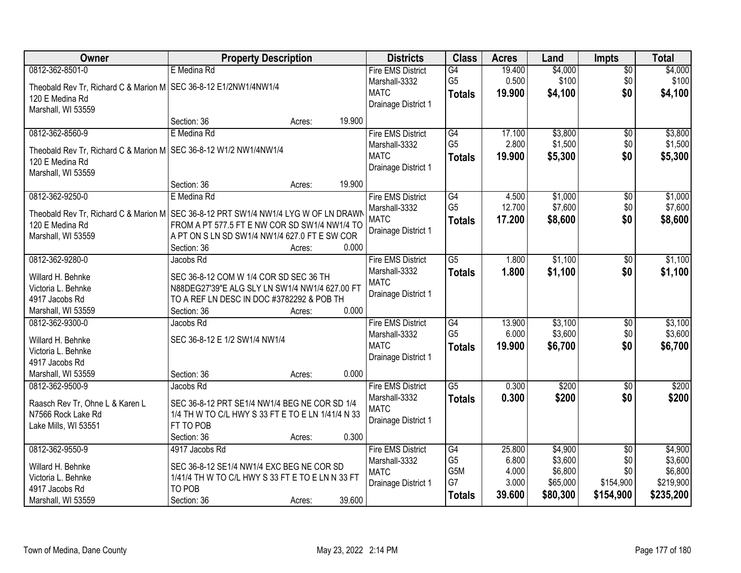| Owner | Property Description | Districts | Class | Acres | Land | Impts | Total |
|---|---|---|---|---|---|---|---|
| 0812-362-8501-0<br>Theobald Rev Tr, Richard C & Marion M<br>120 E Medina Rd<br>Marshall, WI 53559 | E Medina Rd<br>SEC 36-8-12 E1/2NW1/4NW1/4<br>Section: 36 Acres: 19.900 | Fire EMS District<br>Marshall-3332<br>MATC<br>Drainage District 1 | G4<br>G5<br>**Totals** | 19.400<br>0.500<br>**19.900** | $4,000<br>$100<br>**$4,100** | $0<br>$0<br>**$0** | $4,000<br>$100<br>**$4,100** |
| 0812-362-8560-9<br>Theobald Rev Tr, Richard C & Marion M<br>120 E Medina Rd<br>Marshall, WI 53559 | E Medina Rd<br>SEC 36-8-12 W1/2 NW1/4NW1/4<br>Section: 36 Acres: 19.900 | Fire EMS District<br>Marshall-3332<br>MATC<br>Drainage District 1 | G4<br>G5<br>**Totals** | 17.100<br>2.800<br>**19.900** | $3,800<br>$1,500<br>**$5,300** | $0<br>$0<br>**$0** | $3,800<br>$1,500<br>**$5,300** |
| 0812-362-9250-0<br>Theobald Rev Tr, Richard C & Marion M<br>120 E Medina Rd<br>Marshall, WI 53559 | E Medina Rd<br>SEC 36-8-12 PRT SW1/4 NW1/4 LYG W OF LN DRAWN FROM A PT 577.5 FT E NW COR SD SW1/4 NW1/4 TO A PT ON S LN SD SW1/4 NW1/4 627.0 FT E SW COR<br>Section: 36 Acres: 0.000 | Fire EMS District<br>Marshall-3332<br>MATC<br>Drainage District 1 | G4<br>G5<br>**Totals** | 4.500<br>12.700<br>**17.200** | $1,000<br>$7,600<br>**$8,600** | $0<br>$0<br>**$0** | $1,000<br>$7,600<br>**$8,600** |
| 0812-362-9280-0<br>Willard H. Behnke<br>Victoria L. Behnke<br>4917 Jacobs Rd<br>Marshall, WI 53559 | Jacobs Rd<br>SEC 36-8-12 COM W 1/4 COR SD SEC 36 TH N88DEG27'39"E ALG SLY LN SW1/4 NW1/4 627.00 FT TO A REF LN DESC IN DOC #3782292 & POB TH<br>Section: 36 Acres: 0.000 | Fire EMS District<br>Marshall-3332<br>MATC<br>Drainage District 1 | G5<br>**Totals** | 1.800<br>**1.800** | $1,100<br>**$1,100** | $0<br>**$0** | $1,100<br>**$1,100** |
| 0812-362-9300-0<br>Willard H. Behnke<br>Victoria L. Behnke<br>4917 Jacobs Rd<br>Marshall, WI 53559 | Jacobs Rd<br>SEC 36-8-12 E 1/2 SW1/4 NW1/4<br>Section: 36 Acres: 0.000 | Fire EMS District<br>Marshall-3332<br>MATC<br>Drainage District 1 | G4<br>G5<br>**Totals** | 13.900<br>6.000<br>**19.900** | $3,100<br>$3,600<br>**$6,700** | $0<br>$0<br>**$0** | $3,100<br>$3,600<br>**$6,700** |
| 0812-362-9500-9<br>Raasch Rev Tr, Ohne L & Karen L<br>N7566 Rock Lake Rd<br>Lake Mills, WI 53551 | Jacobs Rd<br>SEC 36-8-12 PRT SE1/4 NW1/4 BEG NE COR SD 1/4 1/4 TH W TO C/L HWY S 33 FT E TO E LN 1/41/4 N 33 FT TO POB<br>Section: 36 Acres: 0.300 | Fire EMS District<br>Marshall-3332<br>MATC<br>Drainage District 1 | G5<br>**Totals** | 0.300<br>**0.300** | $200<br>**$200** | $0<br>**$0** | $200<br>**$200** |
| 0812-362-9550-9<br>Willard H. Behnke<br>Victoria L. Behnke<br>4917 Jacobs Rd<br>Marshall, WI 53559 | 4917 Jacobs Rd<br>SEC 36-8-12 SE1/4 NW1/4 EXC BEG NE COR SD 1/41/4 TH W TO C/L HWY S 33 FT E TO E LN N 33 FT TO POB<br>Section: 36 Acres: 39.600 | Fire EMS District<br>Marshall-3332<br>MATC<br>Drainage District 1 | G4<br>G5<br>G5M<br>G7<br>**Totals** | 25.800<br>6.800<br>4.000<br>3.000<br>**39.600** | $4,900<br>$3,600<br>$6,800<br>$65,000<br>**$80,300** | $0<br>$0<br>$0<br>$154,900<br>**$154,900** | $4,900<br>$3,600<br>$6,800<br>$219,900<br>**$235,200** |

Town of Medina, Dane County May 23, 2022 2:14 PM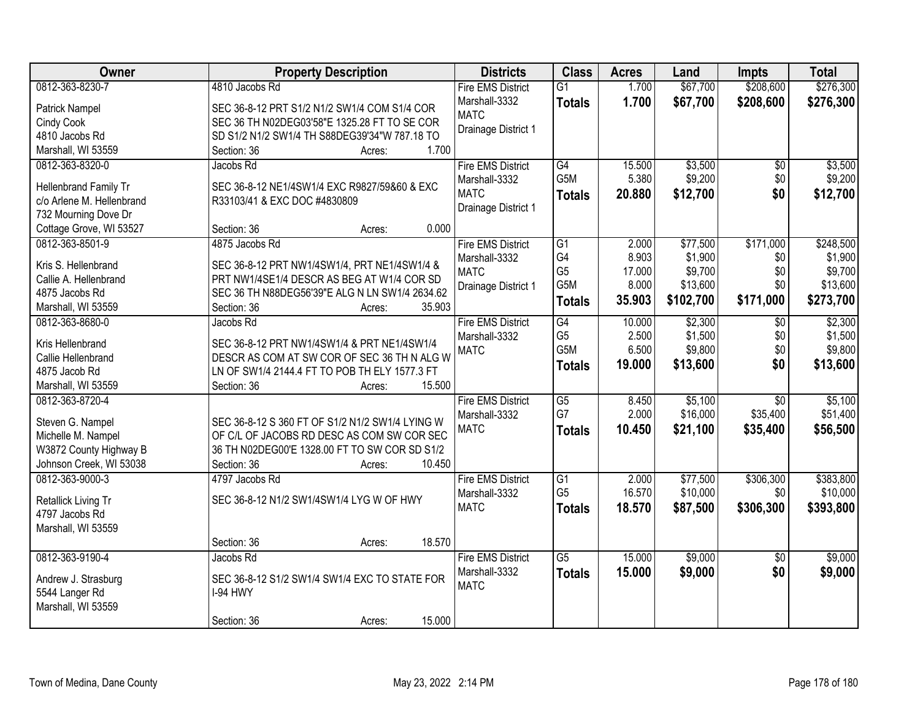| Owner | Property Description | Districts | Class | Acres | Land | Impts | Total |
|---|---|---|---|---|---|---|---|
| 0812-363-8230-7<br><br>Patrick Nampel<br>Cindy Cook<br>4810 Jacobs Rd<br>Marshall, WI 53559 | 4810 Jacobs Rd<br><br>SEC 36-8-12 PRT S1/2 N1/2 SW1/4 COM S1/4 COR SEC 36 TH N02DEG03'58"E 1325.28 FT TO SE COR SD S1/2 N1/2 SW1/4 TH S88DEG39'34"W 787.18 TO<br>Section: 36 Acres: 1.700 | Fire EMS District<br>Marshall-3332<br>MATC<br>Drainage District 1 | G1<br>**Totals** | 1.700<br>**1.700** | $67,700<br>**$67,700** | $208,600<br>**$208,600** | $276,300<br>**$276,300** |
| 0812-363-8320-0<br><br>Hellenbrand Family Tr<br>c/o Arlene M. Hellenbrand<br>732 Mourning Dove Dr<br>Cottage Grove, WI 53527 | Jacobs Rd<br><br>SEC 36-8-12 NE1/4SW1/4 EXC R9827/59&60 & EXC R33103/41 & EXC DOC #4830809<br><br>Section: 36 Acres: 0.000 | Fire EMS District<br>Marshall-3332<br>MATC<br>Drainage District 1 | G4<br>G5M<br>**Totals** | 15.500<br>5.380<br>**20.880** | $3,500<br>$9,200<br>**$12,700** | $0<br>$0<br>**$0** | $3,500<br>$9,200<br>**$12,700** |
| 0812-363-8501-9<br><br>Kris S. Hellenbrand<br>Callie A. Hellenbrand<br>4875 Jacobs Rd<br>Marshall, WI 53559 | 4875 Jacobs Rd<br><br>SEC 36-8-12 PRT NW1/4SW1/4, PRT NE1/4SW1/4 & PRT NW1/4SE1/4 DESCR AS BEG AT W1/4 COR SD SEC 36 TH N88DEG56'39"E ALG N LN SW1/4 2634.62<br>Section: 36 Acres: 35.903 | Fire EMS District<br>Marshall-3332<br>MATC<br>Drainage District 1 | G1<br>G4<br>G5<br>G5M<br>**Totals** | 2.000<br>8.903<br>17.000<br>8.000<br>**35.903** | $77,500<br>$1,900<br>$9,700<br>$13,600<br>**$102,700** | $171,000<br>$0<br>$0<br>$0<br>**$171,000** | $248,500<br>$1,900<br>$9,700<br>$13,600<br>**$273,700** |
| 0812-363-8680-0<br><br>Kris Hellenbrand<br>Callie Hellenbrand<br>4875 Jacob Rd<br>Marshall, WI 53559 | Jacobs Rd<br><br>SEC 36-8-12 PRT NW1/4SW1/4 & PRT NE1/4SW1/4 DESCR AS COM AT SW COR OF SEC 36 TH N ALG W LN OF SW1/4 2144.4 FT TO POB TH ELY 1577.3 FT<br>Section: 36 Acres: 15.500 | Fire EMS District<br>Marshall-3332<br>MATC | G4<br>G5<br>G5M<br>**Totals** | 10.000<br>2.500<br>6.500<br>**19.000** | $2,300<br>$1,500<br>$9,800<br>**$13,600** | $0<br>$0<br>$0<br>**$0** | $2,300<br>$1,500<br>$9,800<br>**$13,600** |
| 0812-363-8720-4<br><br>Steven G. Nampel<br>Michelle M. Nampel<br>W3872 County Highway B<br>Johnson Creek, WI 53038 | <br><br>SEC 36-8-12 S 360 FT OF S1/2 N1/2 SW1/4 LYING W OF C/L OF JACOBS RD DESC AS COM SW COR SEC 36 TH N02DEG00'E 1328.00 FT TO SW COR SD S1/2<br>Section: 36 Acres: 10.450 | Fire EMS District<br>Marshall-3332<br>MATC | G5<br>G7<br>**Totals** | 8.450<br>2.000<br>**10.450** | $5,100<br>$16,000<br>**$21,100** | $0<br>$35,400<br>**$35,400** | $5,100<br>$51,400<br>**$56,500** |
| 0812-363-9000-3<br><br>Retallick Living Tr<br>4797 Jacobs Rd<br>Marshall, WI 53559 | 4797 Jacobs Rd<br><br>SEC 36-8-12 N1/2 SW1/4SW1/4 LYG W OF HWY<br><br>Section: 36 Acres: 18.570 | Fire EMS District<br>Marshall-3332<br>MATC | G1<br>G5<br>**Totals** | 2.000<br>16.570<br>**18.570** | $77,500<br>$10,000<br>**$87,500** | $306,300<br>$0<br>**$306,300** | $383,800<br>$10,000<br>**$393,800** |
| 0812-363-9190-4<br><br>Andrew J. Strasburg<br>5544 Langer Rd<br>Marshall, WI 53559 | Jacobs Rd<br><br>SEC 36-8-12 S1/2 SW1/4 SW1/4 EXC TO STATE FOR I-94 HWY<br><br>Section: 36 Acres: 15.000 | Fire EMS District<br>Marshall-3332<br>MATC | G5<br>**Totals** | 15.000<br>**15.000** | $9,000<br>**$9,000** | $0<br>**$0** | $9,000<br>**$9,000** |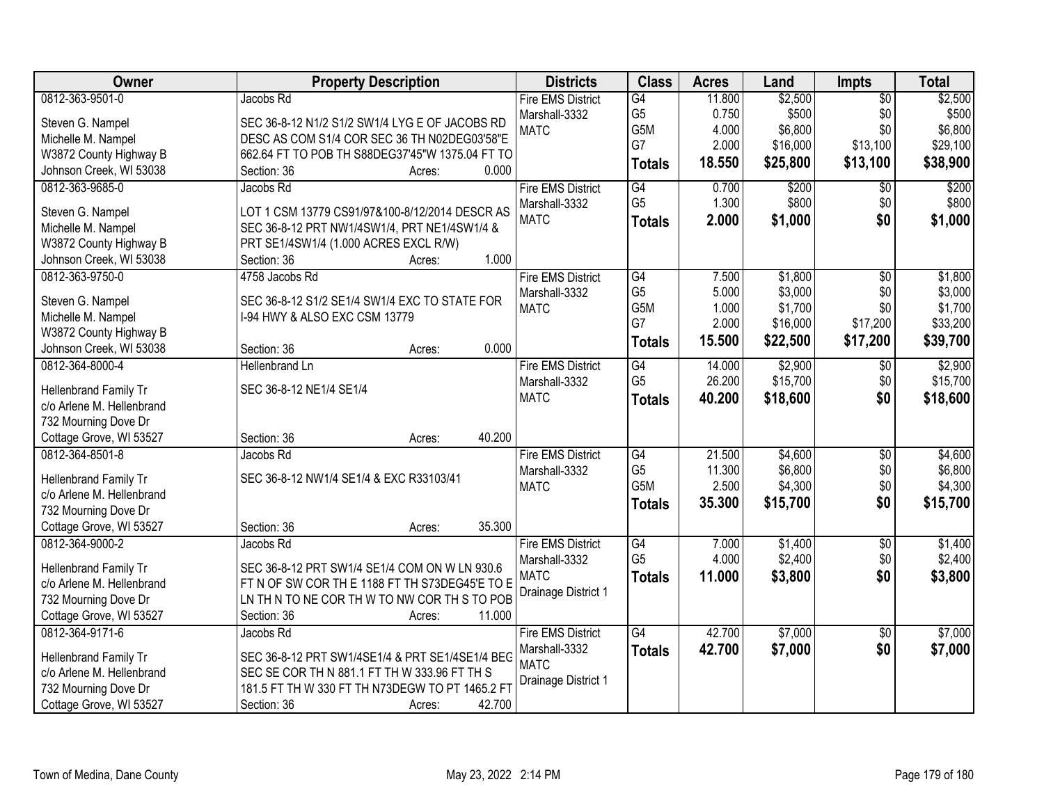| Owner | Property Description | Districts | Class | Acres | Land | Impts | Total |
|---|---|---|---|---|---|---|---|
| 0812-363-9501-0<br><br>Steven G. Nampel<br>Michelle M. Nampel<br>W3872 County Highway B<br>Johnson Creek, WI 53038 | Jacobs Rd<br><br>SEC 36-8-12 N1/2 S1/2 SW1/4 LYG E OF JACOBS RD DESC AS COM S1/4 COR SEC 36 TH N02DEG03'58"E 662.64 FT TO POB TH S88DEG37'45"W 1375.04 FT TO<br>Section: 36 Acres: 0.000 | Fire EMS District<br>Marshall-3332<br>MATC | G4<br>G5<br>G5M<br>G7<br>**Totals** | 11.800<br>0.750<br>4.000<br>2.000<br>**18.550** | $2,500<br>$500<br>$6,800<br>$16,000<br>**$25,800** | $0<br>$0<br>$0<br>$13,100<br>**$13,100** | $2,500<br>$500<br>$6,800<br>$29,100<br>**$38,900** |
| 0812-363-9685-0<br><br>Steven G. Nampel<br>Michelle M. Nampel<br>W3872 County Highway B<br>Johnson Creek, WI 53038 | Jacobs Rd<br><br>LOT 1 CSM 13779 CS91/97&100-8/12/2014 DESCR AS SEC 36-8-12 PRT NW1/4SW1/4, PRT NE1/4SW1/4 & PRT SE1/4SW1/4 (1.000 ACRES EXCL R/W)<br>Section: 36 Acres: 1.000 | Fire EMS District<br>Marshall-3332<br>MATC | G4<br>G5<br>**Totals** | 0.700<br>1.300<br>**2.000** | $200<br>$800<br>**$1,000** | $0<br>$0<br>**$0** | $200<br>$800<br>**$1,000** |
| 0812-363-9750-0<br><br>Steven G. Nampel<br>Michelle M. Nampel<br>W3872 County Highway B<br>Johnson Creek, WI 53038 | 4758 Jacobs Rd<br><br>SEC 36-8-12 S1/2 SE1/4 SW1/4 EXC TO STATE FOR I-94 HWY & ALSO EXC CSM 13779<br><br>Section: 36 Acres: 0.000 | Fire EMS District<br>Marshall-3332<br>MATC | G4<br>G5<br>G5M<br>G7<br>**Totals** | 7.500<br>5.000<br>1.000<br>2.000<br>**15.500** | $1,800<br>$3,000<br>$1,700<br>$16,000<br>**$22,500** | $0<br>$0<br>$0<br>$17,200<br>**$17,200** | $1,800<br>$3,000<br>$1,700<br>$33,200<br>**$39,700** |
| 0812-364-8000-4<br><br>Hellenbrand Family Tr<br>c/o Arlene M. Hellenbrand<br>732 Mourning Dove Dr<br>Cottage Grove, WI 53527 | Hellenbrand Ln<br><br>SEC 36-8-12 NE1/4 SE1/4<br><br>Section: 36 Acres: 40.200 | Fire EMS District<br>Marshall-3332<br>MATC | G4<br>G5<br>**Totals** | 14.000<br>26.200<br>**40.200** | $2,900<br>$15,700<br>**$18,600** | $0<br>$0<br>**$0** | $2,900<br>$15,700<br>**$18,600** |
| 0812-364-8501-8<br><br>Hellenbrand Family Tr<br>c/o Arlene M. Hellenbrand<br>732 Mourning Dove Dr<br>Cottage Grove, WI 53527 | Jacobs Rd<br><br>SEC 36-8-12 NW1/4 SE1/4 & EXC R33103/41<br><br>Section: 36 Acres: 35.300 | Fire EMS District<br>Marshall-3332<br>MATC | G4<br>G5<br>G5M<br>**Totals** | 21.500<br>11.300<br>2.500<br>**35.300** | $4,600<br>$6,800<br>$4,300<br>**$15,700** | $0<br>$0<br>$0<br>**$0** | $4,600<br>$6,800<br>$4,300<br>**$15,700** |
| 0812-364-9000-2<br><br>Hellenbrand Family Tr<br>c/o Arlene M. Hellenbrand<br>732 Mourning Dove Dr<br>Cottage Grove, WI 53527 | Jacobs Rd<br><br>SEC 36-8-12 PRT SW1/4 SE1/4 COM ON W LN 930.6 FT N OF SW COR TH E 1188 FT TH S73DEG45'E TO E LN TH N TO NE COR TH W TO NW COR TH S TO POB<br>Section: 36 Acres: 11.000 | Fire EMS District<br>Marshall-3332<br>MATC<br>Drainage District 1 | G4<br>G5<br>**Totals** | 7.000<br>4.000<br>**11.000** | $1,400<br>$2,400<br>**$3,800** | $0<br>$0<br>**$0** | $1,400<br>$2,400<br>**$3,800** |
| 0812-364-9171-6<br><br>Hellenbrand Family Tr<br>c/o Arlene M. Hellenbrand<br>732 Mourning Dove Dr<br>Cottage Grove, WI 53527 | Jacobs Rd<br><br>SEC 36-8-12 PRT SW1/4SE1/4 & PRT SE1/4SE1/4 BEG SEC SE COR TH N 881.1 FT TH W 333.96 FT TH S 181.5 FT TH W 330 FT TH N73DEGW TO PT 1465.2 FT<br>Section: 36 Acres: 42.700 | Fire EMS District<br>Marshall-3332<br>MATC<br>Drainage District 1 | G4<br>**Totals** | 42.700<br>**42.700** | $7,000<br>**$7,000** | $0<br>**$0** | $7,000<br>**$7,000** |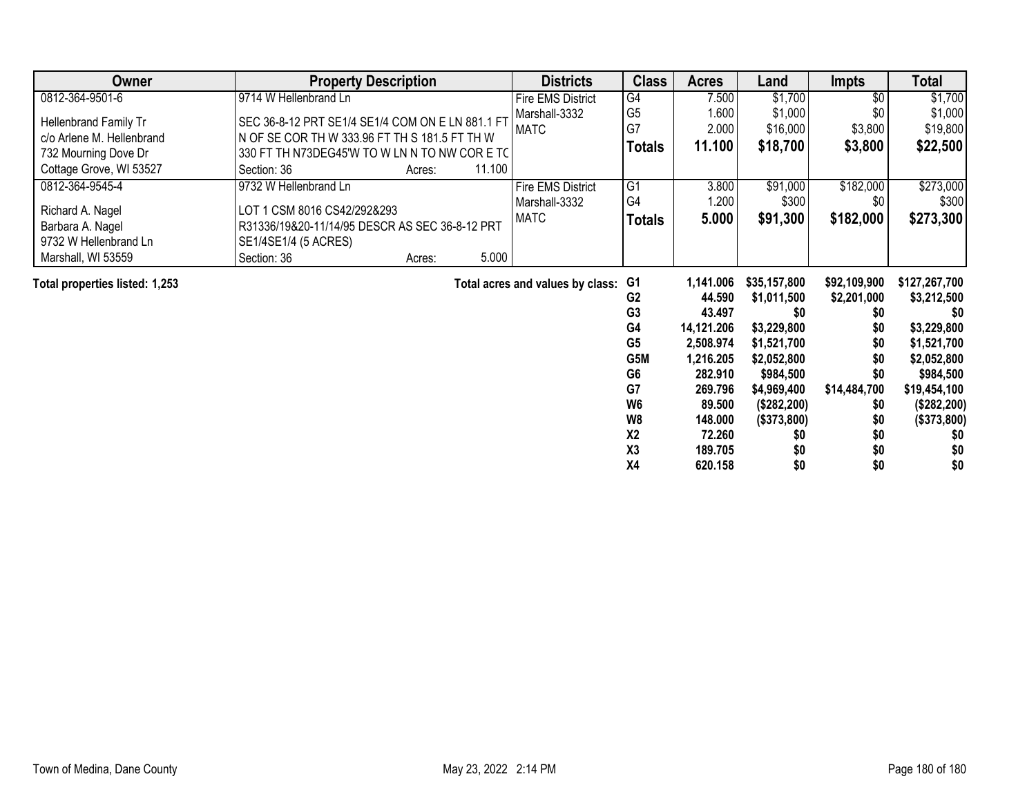| Owner | Property Description | Districts | Class | Acres | Land | Impts | Total |
|---|---|---|---|---|---|---|---|
| 0812-364-9501-6<br><br>Hellenbrand Family Tr<br>c/o Arlene M. Hellenbrand<br>732 Mourning Dove Dr<br>Cottage Grove, WI 53527 | 9714 W Hellenbrand Ln<br><br>SEC 36-8-12 PRT SE1/4 SE1/4 COM ON E LN 881.1 FT N OF SE COR TH W 333.96 FT TH S 181.5 FT TH W 330 FT TH N73DEG45'W TO W LN N TO NW COR E TC<br>Section: 36 Acres: 11.100 | Fire EMS District<br>Marshall-3332<br>MATC | G4<br>G5<br>G7<br>**Totals** | 7.500<br>1.600<br>2.000<br>**11.100** | $1,700<br>$1,000<br>$16,000<br>**$18,700** | $0<br>$0<br>$3,800<br>**$3,800** | $1,700<br>$1,000<br>$19,800<br>**$22,500** |
| 0812-364-9545-4<br><br>Richard A. Nagel<br>Barbara A. Nagel<br>9732 W Hellenbrand Ln<br>Marshall, WI 53559 | 9732 W Hellenbrand Ln<br><br>LOT 1 CSM 8016 CS42/292&293<br>R31336/19&20-11/14/95 DESCR AS SEC 36-8-12 PRT SE1/4SE1/4 (5 ACRES)<br>Section: 36 Acres: 5.000 | Fire EMS District<br>Marshall-3332<br>MATC | G1<br>G4<br>**Totals** | 3.800<br>1.200<br>**5.000** | $91,000<br>$300<br>**$91,300** | $182,000<br>$0<br>**$182,000** | $273,000<br>$300<br>**$273,300** |

**Total properties listed: 1,253**

**Total acres and values by class:**

| Class | Acres | Land | Impts | Total |
|---|---|---|---|---|
| **G1** | **1,141.006** | **$35,157,800** | **$92,109,900** | **$127,267,700** |
| **G2** | **44.590** | **$1,011,500** | **$2,201,000** | **$3,212,500** |
| **G3** | **43.497** | **$0** | **$0** | **$0** |
| **G4** | **14,121.206** | **$3,229,800** | **$0** | **$3,229,800** |
| **G5** | **2,508.974** | **$1,521,700** | **$0** | **$1,521,700** |
| **G5M** | **1,216.205** | **$2,052,800** | **$0** | **$2,052,800** |
| **G6** | **282.910** | **$984,500** | **$0** | **$984,500** |
| **G7** | **269.796** | **$4,969,400** | **$14,484,700** | **$19,454,100** |
| **W6** | **89.500** | **($282,200)** | **$0** | **($282,200)** |
| **W8** | **148.000** | **($373,800)** | **$0** | **($373,800)** |
| **X2** | **72.260** | **$0** | **$0** | **$0** |
| **X3** | **189.705** | **$0** | **$0** | **$0** |
| **X4** | **620.158** | **$0** | **$0** | **$0** |